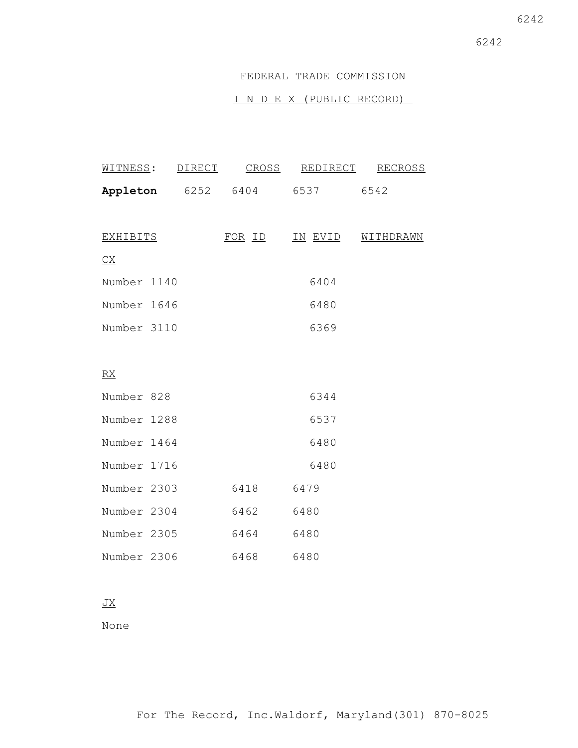# FEDERAL TRADE COMMISSION

## I N D E X (PUBLIC RECORD)

| WITNESS: | DIRECT | CROSS | REDIRECT | RECROSS |
|---|---|---|---|---|
| **Appleton** | 6252 | 6404 | 6537 | 6542 |

| EXHIBITS | FOR ID | IN EVID | WITHDRAWN |
|---|---|---|---|
| CX | | | |
| Number 1140 | | 6404 | |
| Number 1646 | | 6480 | |
| Number 3110 | | 6369 | |
| RX | | | |
| Number 828 | | 6344 | |
| Number 1288 | | 6537 | |
| Number 1464 | | 6480 | |
| Number 1716 | | 6480 | |
| Number 2303 | 6418 | 6479 | |
| Number 2304 | 6462 | 6480 | |
| Number 2305 | 6464 | 6480 | |
| Number 2306 | 6468 | 6480 | |
| JX | | | |
| None | | | |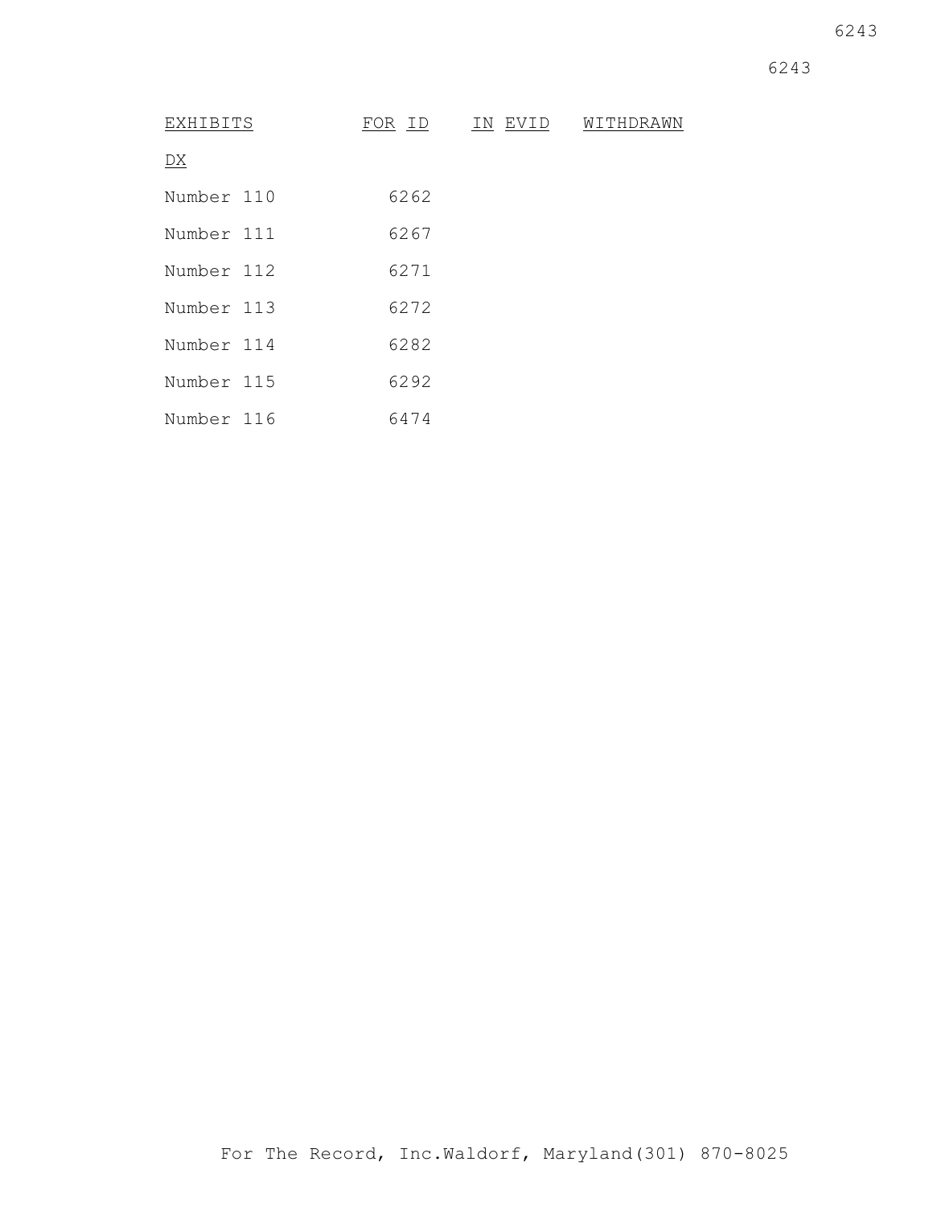| EXHIBITS | FOR ID | IN EVID | WITHDRAWN |
| --- | --- | --- | --- |
| DX | | | |
| Number 110 | 6262 | | |
| Number 111 | 6267 | | |
| Number 112 | 6271 | | |
| Number 113 | 6272 | | |
| Number 114 | 6282 | | |
| Number 115 | 6292 | | |
| Number 116 | 6474 | | |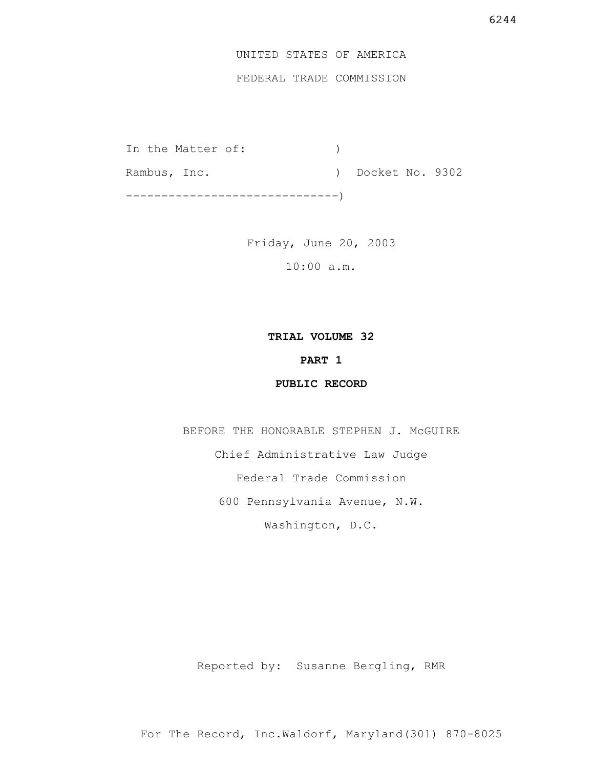UNITED STATES OF AMERICA

FEDERAL TRADE COMMISSION

```
In the Matter of:             )
Rambus, Inc.                  )  Docket No. 9302
------------------------------)
```

Friday, June 20, 2003

10:00 a.m.

**TRIAL VOLUME 32**

**PART 1**

**PUBLIC RECORD**

BEFORE THE HONORABLE STEPHEN J. McGUIRE

Chief Administrative Law Judge

Federal Trade Commission

600 Pennsylvania Avenue, N.W.

Washington, D.C.

Reported by: Susanne Bergling, RMR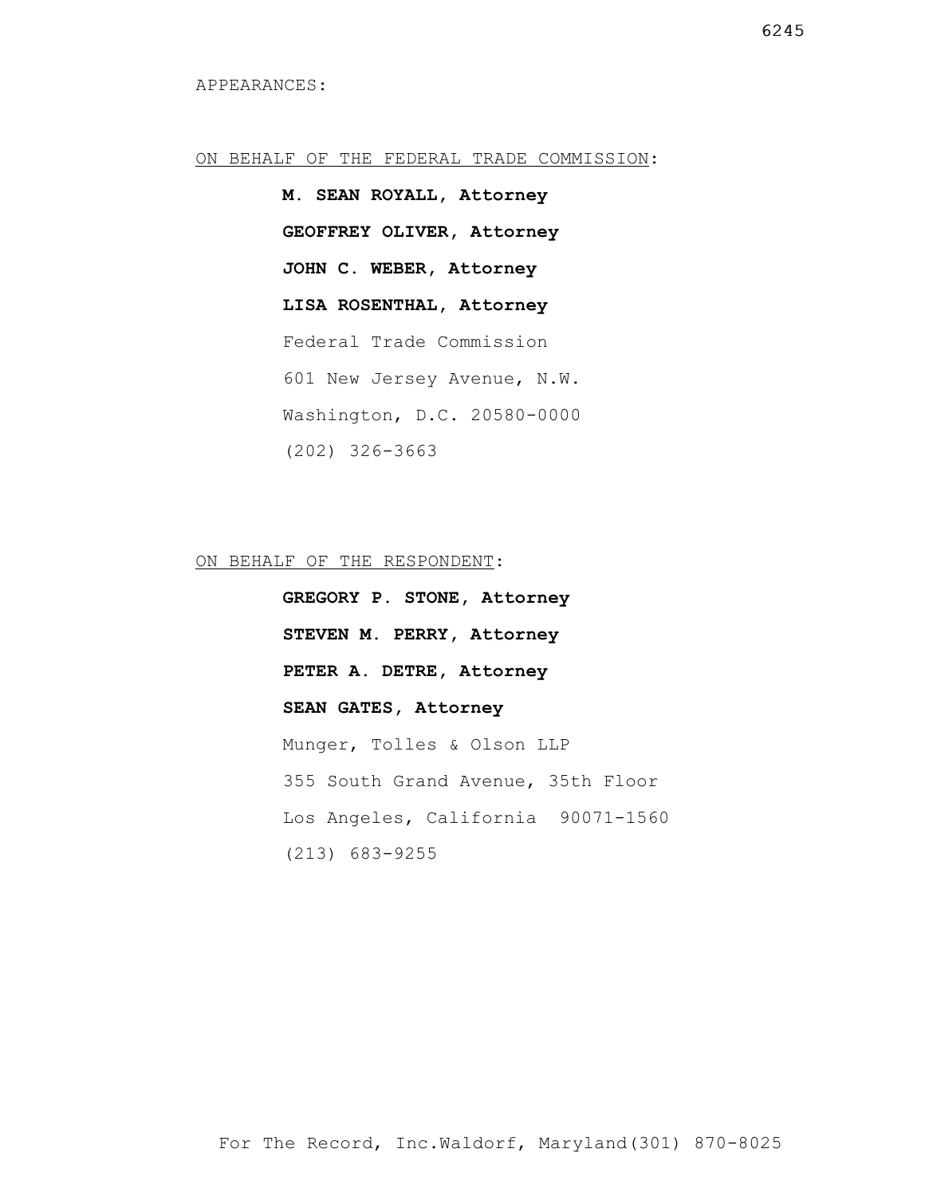APPEARANCES:

ON BEHALF OF THE FEDERAL TRADE COMMISSION:

**M. SEAN ROYALL, Attorney**

**GEOFFREY OLIVER, Attorney**

**JOHN C. WEBER, Attorney**

**LISA ROSENTHAL, Attorney**

Federal Trade Commission

601 New Jersey Avenue, N.W.

Washington, D.C. 20580-0000

(202) 326-3663

ON BEHALF OF THE RESPONDENT:

**GREGORY P. STONE, Attorney**

**STEVEN M. PERRY, Attorney**

**PETER A. DETRE, Attorney**

**SEAN GATES, Attorney**

Munger, Tolles & Olson LLP

355 South Grand Avenue, 35th Floor

Los Angeles, California 90071-1560

(213) 683-9255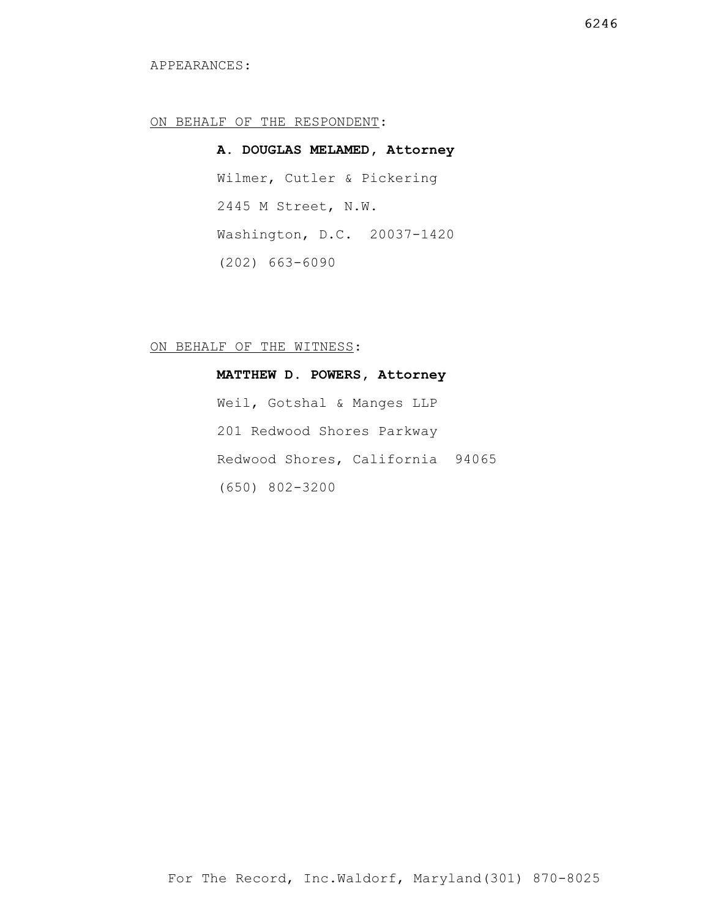APPEARANCES:

ON BEHALF OF THE RESPONDENT:

**A. DOUGLAS MELAMED, Attorney**

Wilmer, Cutler & Pickering

2445 M Street, N.W.

Washington, D.C.  20037-1420

(202) 663-6090

ON BEHALF OF THE WITNESS:

**MATTHEW D. POWERS, Attorney**

Weil, Gotshal & Manges LLP

201 Redwood Shores Parkway

Redwood Shores, California  94065

(650) 802-3200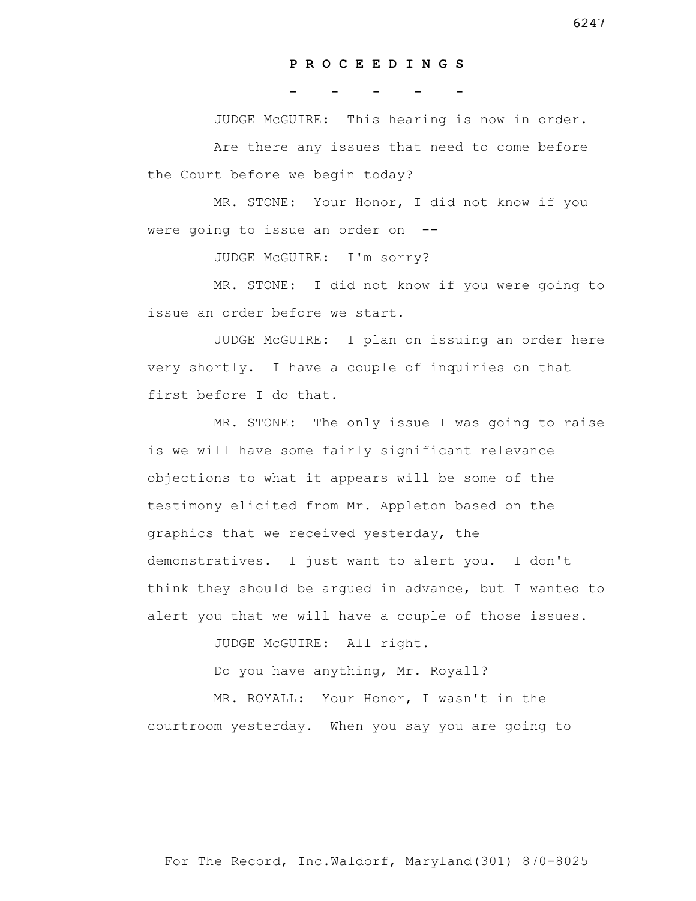**P R O C E E D I N G S**

- - - - -

JUDGE McGUIRE: This hearing is now in order.

Are there any issues that need to come before the Court before we begin today?

MR. STONE: Your Honor, I did not know if you were going to issue an order on --

JUDGE McGUIRE: I'm sorry?

MR. STONE: I did not know if you were going to issue an order before we start.

JUDGE McGUIRE: I plan on issuing an order here very shortly. I have a couple of inquiries on that first before I do that.

MR. STONE: The only issue I was going to raise is we will have some fairly significant relevance objections to what it appears will be some of the testimony elicited from Mr. Appleton based on the graphics that we received yesterday, the demonstratives. I just want to alert you. I don't think they should be argued in advance, but I wanted to alert you that we will have a couple of those issues.

JUDGE McGUIRE: All right.

Do you have anything, Mr. Royall?

MR. ROYALL: Your Honor, I wasn't in the courtroom yesterday. When you say you are going to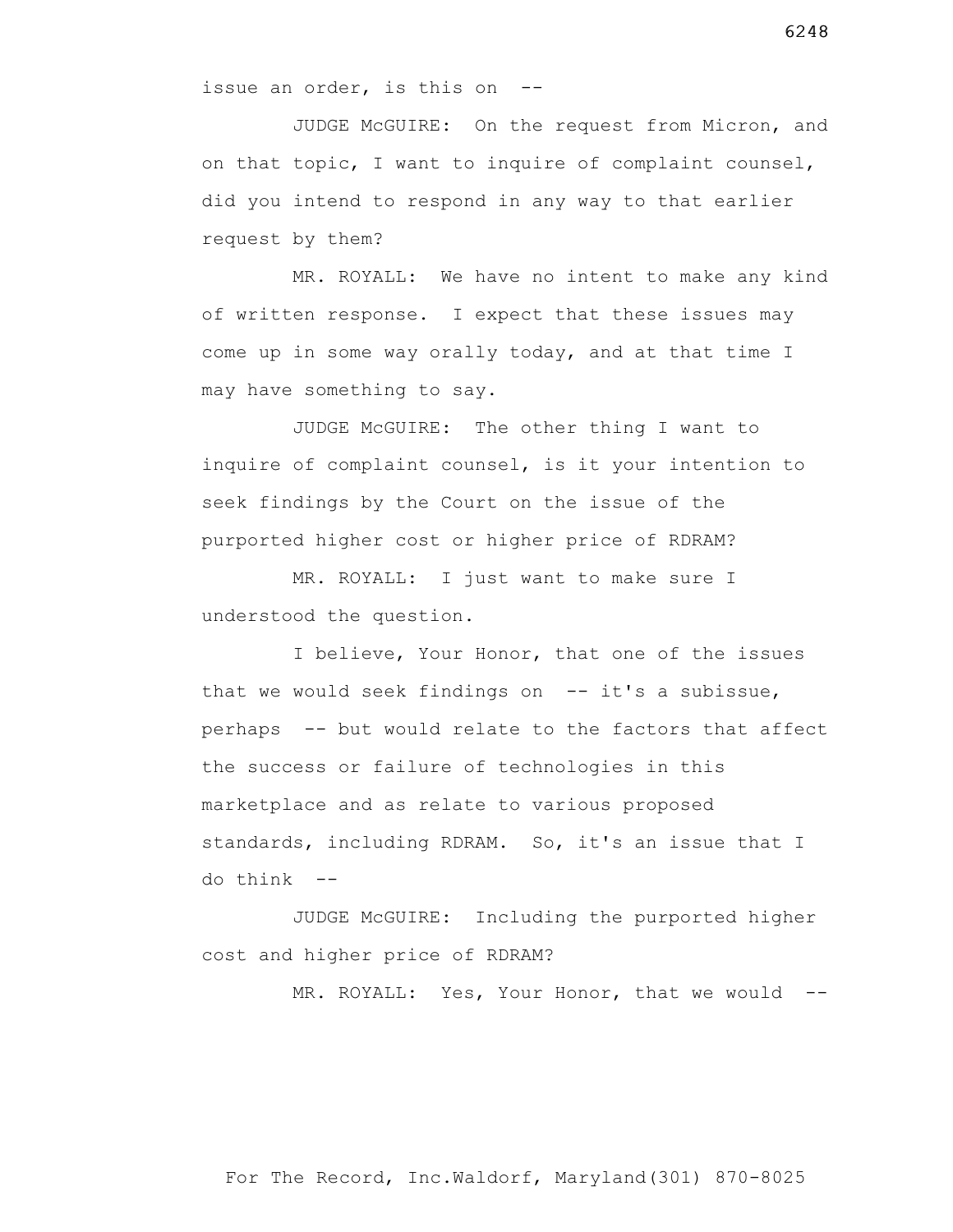issue an order, is this on --

JUDGE McGUIRE: On the request from Micron, and on that topic, I want to inquire of complaint counsel, did you intend to respond in any way to that earlier request by them?

MR. ROYALL: We have no intent to make any kind of written response. I expect that these issues may come up in some way orally today, and at that time I may have something to say.

JUDGE McGUIRE: The other thing I want to inquire of complaint counsel, is it your intention to seek findings by the Court on the issue of the purported higher cost or higher price of RDRAM?

MR. ROYALL: I just want to make sure I understood the question.

I believe, Your Honor, that one of the issues that we would seek findings on -- it's a subissue, perhaps -- but would relate to the factors that affect the success or failure of technologies in this marketplace and as relate to various proposed standards, including RDRAM. So, it's an issue that I do think --

JUDGE McGUIRE: Including the purported higher cost and higher price of RDRAM?

MR. ROYALL: Yes, Your Honor, that we would --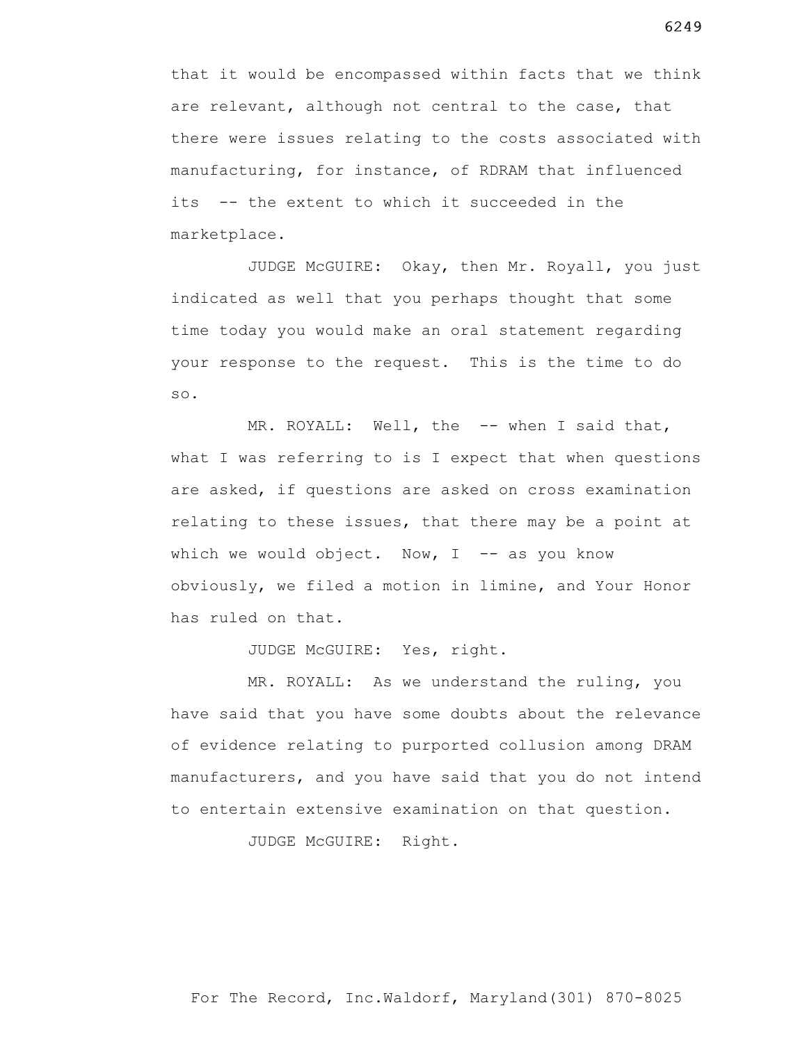that it would be encompassed within facts that we think are relevant, although not central to the case, that there were issues relating to the costs associated with manufacturing, for instance, of RDRAM that influenced its -- the extent to which it succeeded in the marketplace.

JUDGE McGUIRE: Okay, then Mr. Royall, you just indicated as well that you perhaps thought that some time today you would make an oral statement regarding your response to the request. This is the time to do so.

MR. ROYALL: Well, the -- when I said that, what I was referring to is I expect that when questions are asked, if questions are asked on cross examination relating to these issues, that there may be a point at which we would object. Now, I -- as you know obviously, we filed a motion in limine, and Your Honor has ruled on that.

JUDGE McGUIRE: Yes, right.

MR. ROYALL: As we understand the ruling, you have said that you have some doubts about the relevance of evidence relating to purported collusion among DRAM manufacturers, and you have said that you do not intend to entertain extensive examination on that question.

JUDGE McGUIRE: Right.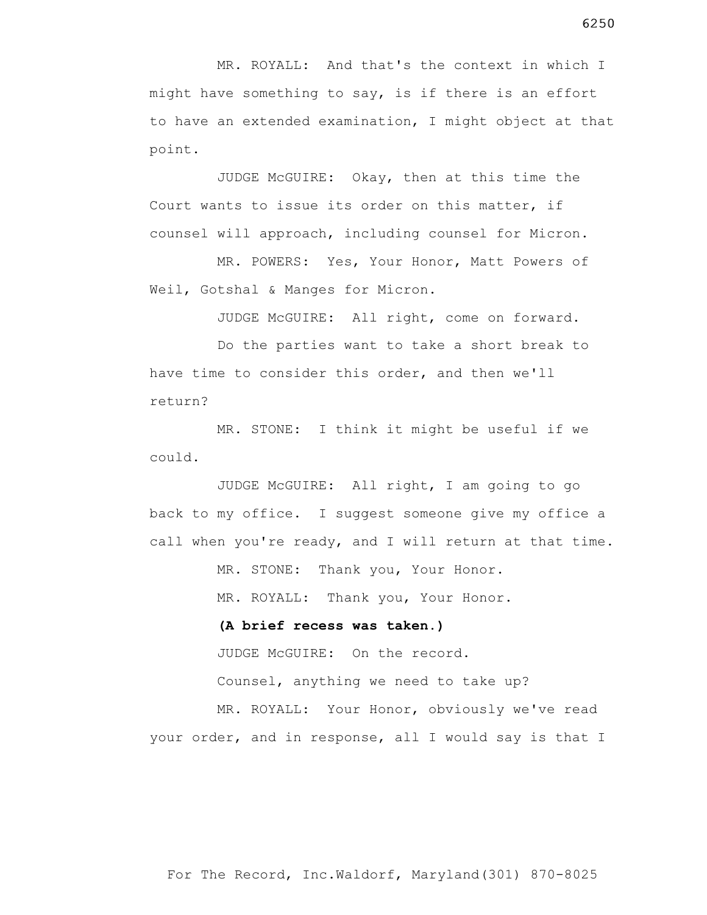MR. ROYALL: And that's the context in which I might have something to say, is if there is an effort to have an extended examination, I might object at that point.

JUDGE McGUIRE: Okay, then at this time the Court wants to issue its order on this matter, if counsel will approach, including counsel for Micron.

MR. POWERS: Yes, Your Honor, Matt Powers of Weil, Gotshal & Manges for Micron.

JUDGE McGUIRE: All right, come on forward.

Do the parties want to take a short break to have time to consider this order, and then we'll return?

MR. STONE: I think it might be useful if we could.

JUDGE McGUIRE: All right, I am going to go back to my office. I suggest someone give my office a call when you're ready, and I will return at that time.

MR. STONE: Thank you, Your Honor.

MR. ROYALL: Thank you, Your Honor.

**(A brief recess was taken.)**

JUDGE McGUIRE: On the record.

Counsel, anything we need to take up?

MR. ROYALL: Your Honor, obviously we've read your order, and in response, all I would say is that I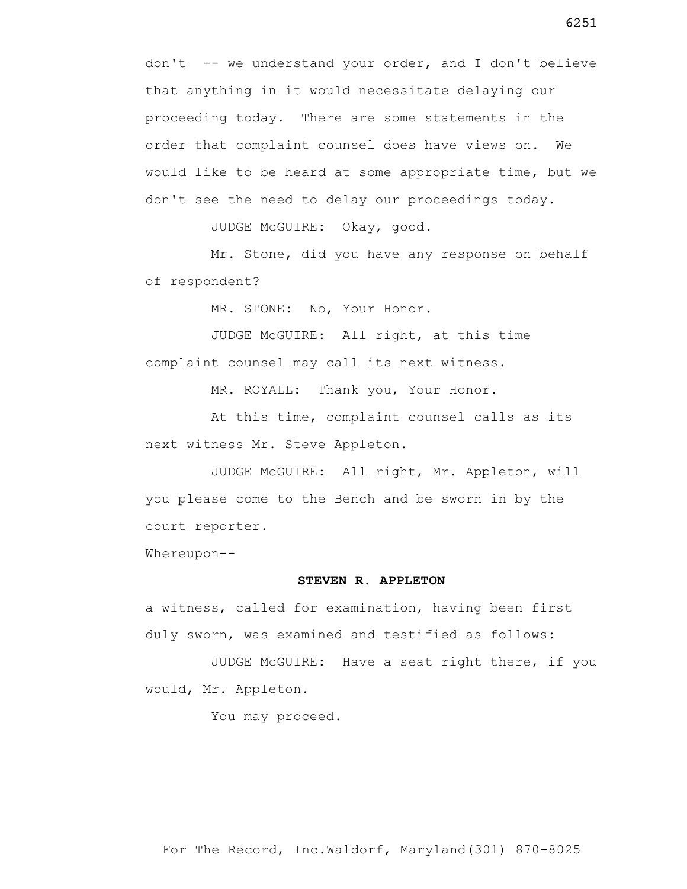don't -- we understand your order, and I don't believe that anything in it would necessitate delaying our proceeding today. There are some statements in the order that complaint counsel does have views on. We would like to be heard at some appropriate time, but we don't see the need to delay our proceedings today.

JUDGE McGUIRE: Okay, good.

Mr. Stone, did you have any response on behalf of respondent?

MR. STONE: No, Your Honor.

JUDGE McGUIRE: All right, at this time complaint counsel may call its next witness.

MR. ROYALL: Thank you, Your Honor.

At this time, complaint counsel calls as its next witness Mr. Steve Appleton.

JUDGE McGUIRE: All right, Mr. Appleton, will you please come to the Bench and be sworn in by the court reporter.

Whereupon--

**STEVEN R. APPLETON**

a witness, called for examination, having been first duly sworn, was examined and testified as follows:

JUDGE McGUIRE: Have a seat right there, if you would, Mr. Appleton.

You may proceed.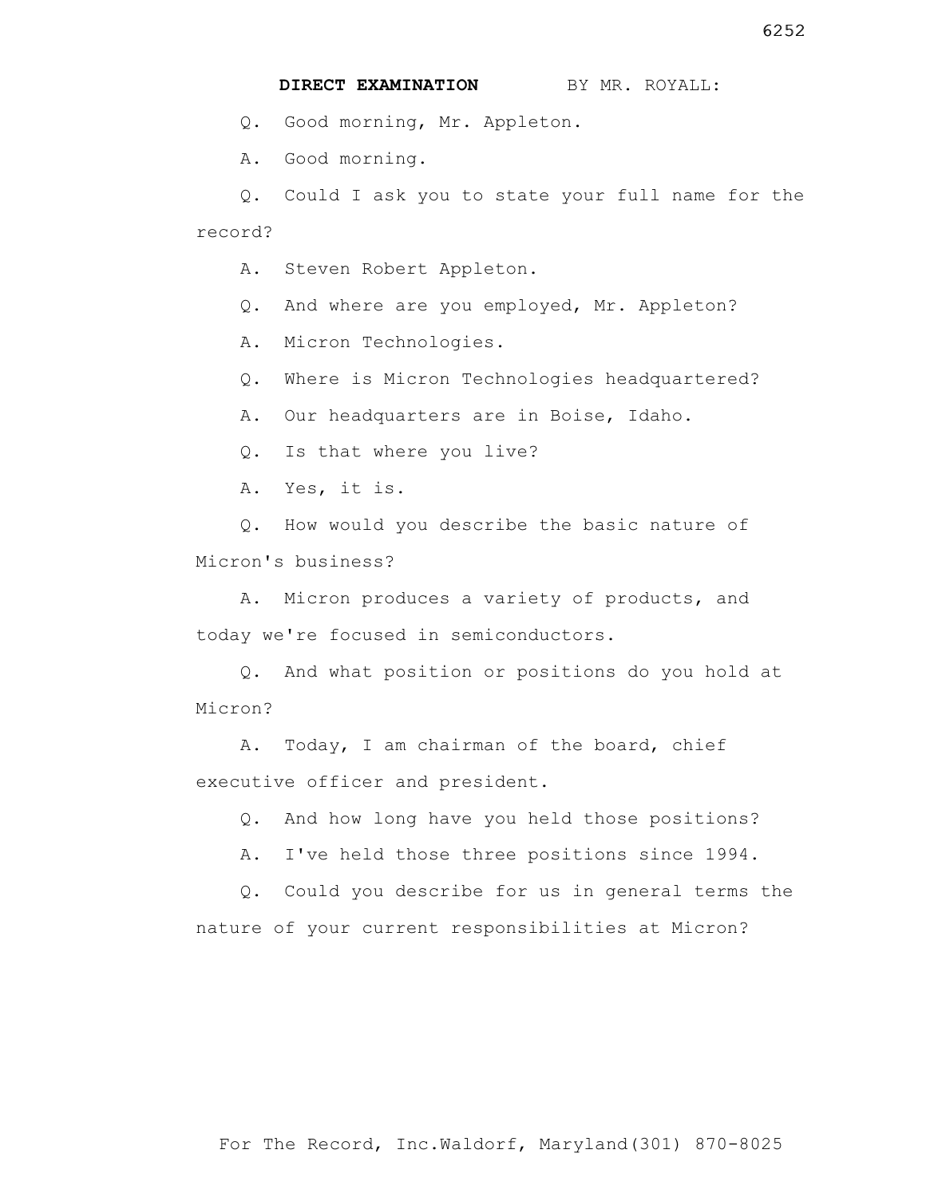**DIRECT EXAMINATION** BY MR. ROYALL:

Q. Good morning, Mr. Appleton.

A. Good morning.

Q. Could I ask you to state your full name for the record?

A. Steven Robert Appleton.

Q. And where are you employed, Mr. Appleton?

A. Micron Technologies.

Q. Where is Micron Technologies headquartered?

A. Our headquarters are in Boise, Idaho.

Q. Is that where you live?

A. Yes, it is.

Q. How would you describe the basic nature of Micron's business?

A. Micron produces a variety of products, and today we're focused in semiconductors.

Q. And what position or positions do you hold at Micron?

A. Today, I am chairman of the board, chief executive officer and president.

Q. And how long have you held those positions?

A. I've held those three positions since 1994.

Q. Could you describe for us in general terms the nature of your current responsibilities at Micron?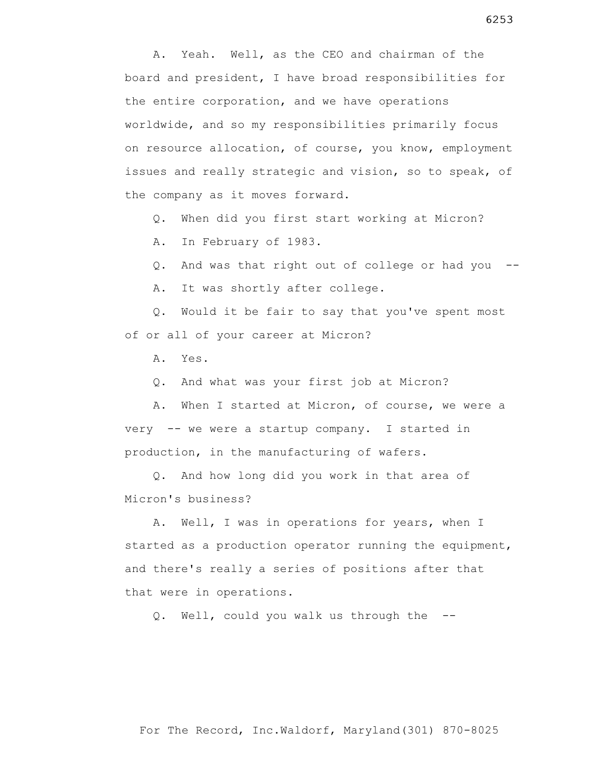A. Yeah. Well, as the CEO and chairman of the board and president, I have broad responsibilities for the entire corporation, and we have operations worldwide, and so my responsibilities primarily focus on resource allocation, of course, you know, employment issues and really strategic and vision, so to speak, of the company as it moves forward.

Q. When did you first start working at Micron?

A. In February of 1983.

Q. And was that right out of college or had you --

A. It was shortly after college.

Q. Would it be fair to say that you've spent most of or all of your career at Micron?

A. Yes.

Q. And what was your first job at Micron?

A. When I started at Micron, of course, we were a very -- we were a startup company. I started in production, in the manufacturing of wafers.

Q. And how long did you work in that area of Micron's business?

A. Well, I was in operations for years, when I started as a production operator running the equipment, and there's really a series of positions after that that were in operations.

Q. Well, could you walk us through the --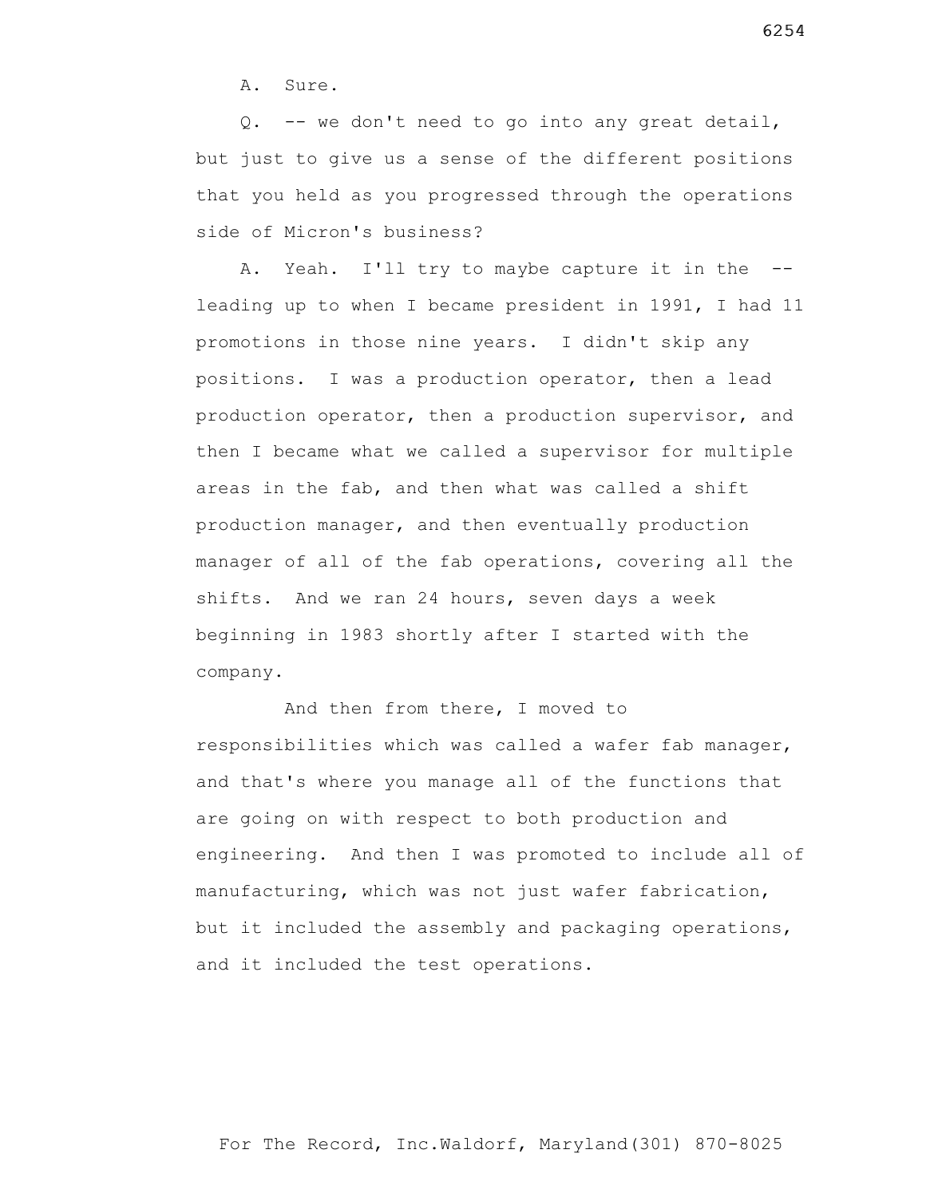A. Sure.

Q. -- we don't need to go into any great detail, but just to give us a sense of the different positions that you held as you progressed through the operations side of Micron's business?

A. Yeah. I'll try to maybe capture it in the -- leading up to when I became president in 1991, I had 11 promotions in those nine years. I didn't skip any positions. I was a production operator, then a lead production operator, then a production supervisor, and then I became what we called a supervisor for multiple areas in the fab, and then what was called a shift production manager, and then eventually production manager of all of the fab operations, covering all the shifts. And we ran 24 hours, seven days a week beginning in 1983 shortly after I started with the company.

And then from there, I moved to responsibilities which was called a wafer fab manager, and that's where you manage all of the functions that are going on with respect to both production and engineering. And then I was promoted to include all of manufacturing, which was not just wafer fabrication, but it included the assembly and packaging operations, and it included the test operations.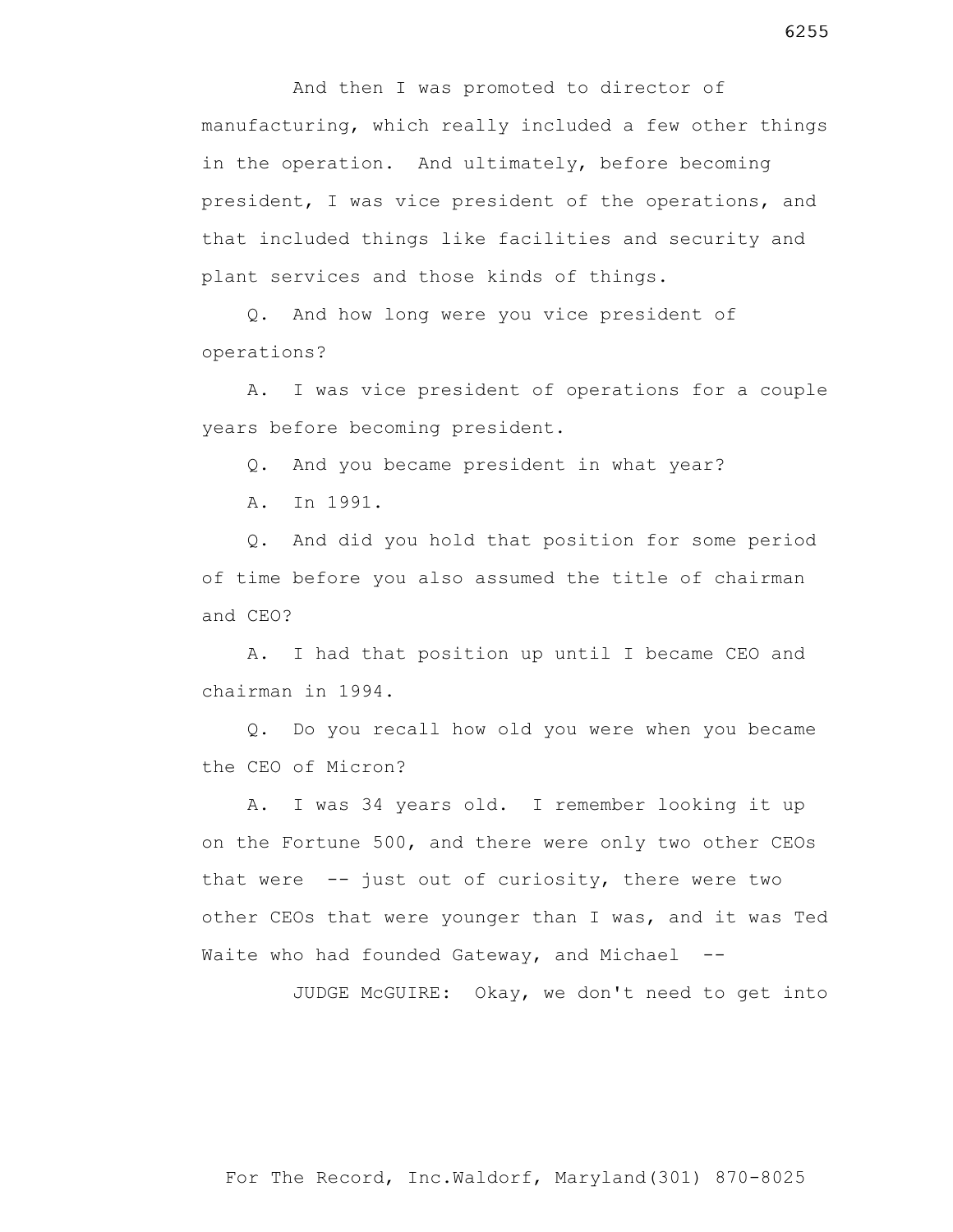And then I was promoted to director of manufacturing, which really included a few other things in the operation. And ultimately, before becoming president, I was vice president of the operations, and that included things like facilities and security and plant services and those kinds of things.

Q. And how long were you vice president of operations?

A. I was vice president of operations for a couple years before becoming president.

Q. And you became president in what year?

A. In 1991.

Q. And did you hold that position for some period of time before you also assumed the title of chairman and CEO?

A. I had that position up until I became CEO and chairman in 1994.

Q. Do you recall how old you were when you became the CEO of Micron?

A. I was 34 years old. I remember looking it up on the Fortune 500, and there were only two other CEOs that were -- just out of curiosity, there were two other CEOs that were younger than I was, and it was Ted Waite who had founded Gateway, and Michael --

JUDGE McGUIRE: Okay, we don't need to get into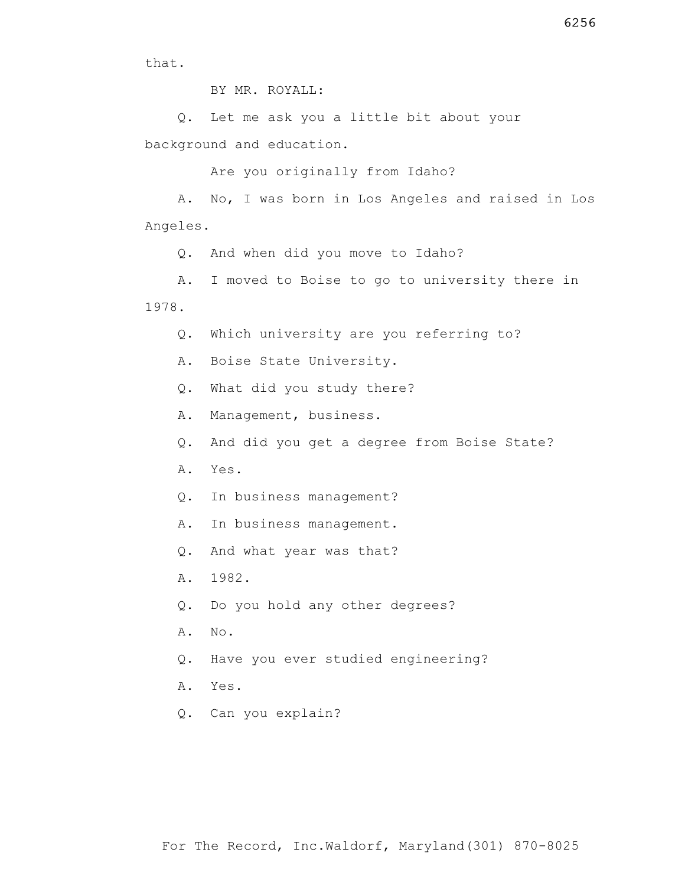that.

BY MR. ROYALL:

Q. Let me ask you a little bit about your background and education.

Are you originally from Idaho?

A. No, I was born in Los Angeles and raised in Los Angeles.

Q. And when did you move to Idaho?

A. I moved to Boise to go to university there in 1978.

Q. Which university are you referring to?

A. Boise State University.

Q. What did you study there?

A. Management, business.

Q. And did you get a degree from Boise State?

A. Yes.

Q. In business management?

A. In business management.

Q. And what year was that?

A. 1982.

Q. Do you hold any other degrees?

A. No.

Q. Have you ever studied engineering?

A. Yes.

Q. Can you explain?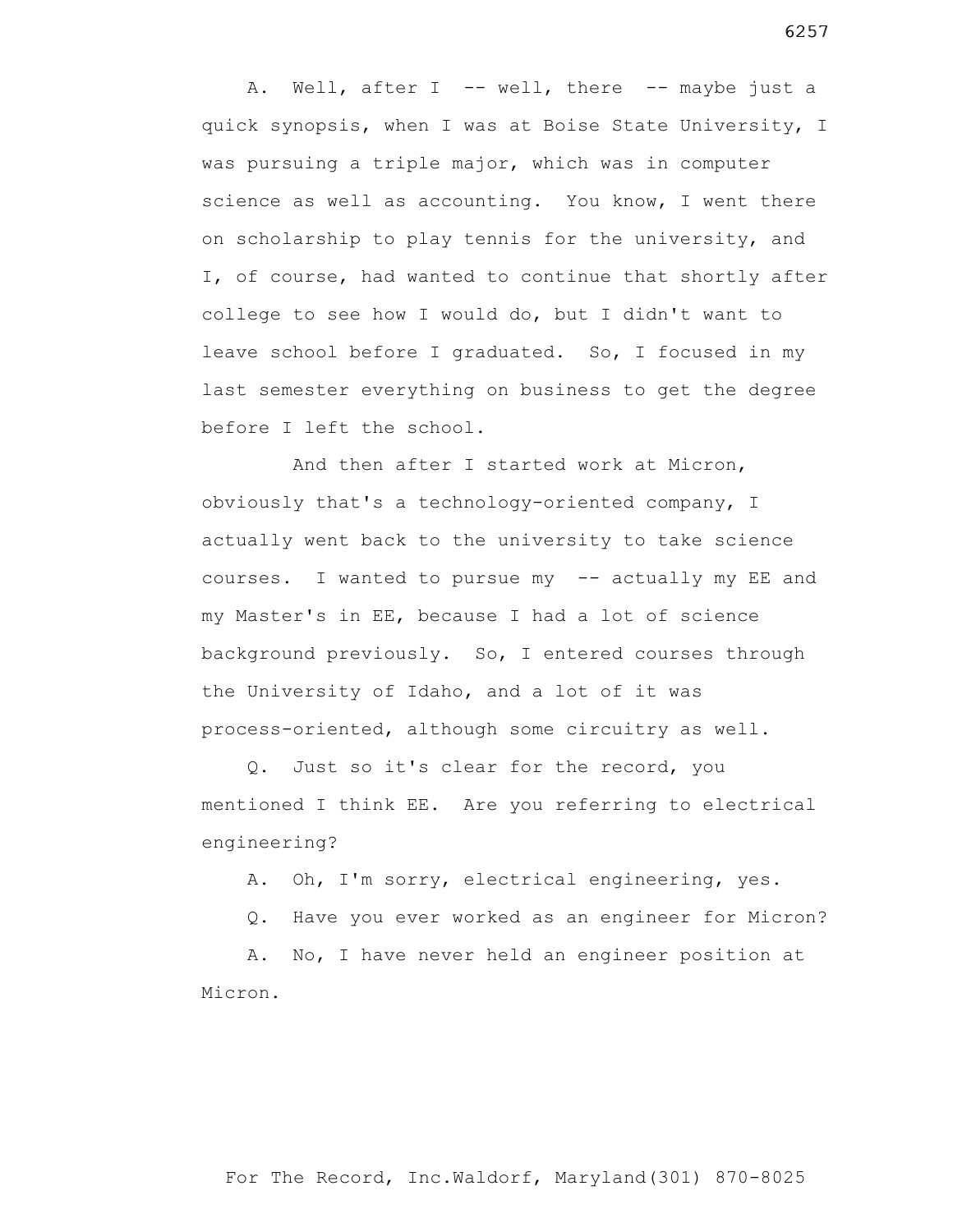A. Well, after I -- well, there -- maybe just a quick synopsis, when I was at Boise State University, I was pursuing a triple major, which was in computer science as well as accounting. You know, I went there on scholarship to play tennis for the university, and I, of course, had wanted to continue that shortly after college to see how I would do, but I didn't want to leave school before I graduated. So, I focused in my last semester everything on business to get the degree before I left the school.

And then after I started work at Micron, obviously that's a technology-oriented company, I actually went back to the university to take science courses. I wanted to pursue my -- actually my EE and my Master's in EE, because I had a lot of science background previously. So, I entered courses through the University of Idaho, and a lot of it was process-oriented, although some circuitry as well.

Q. Just so it's clear for the record, you mentioned I think EE. Are you referring to electrical engineering?

A. Oh, I'm sorry, electrical engineering, yes.

Q. Have you ever worked as an engineer for Micron?

A. No, I have never held an engineer position at Micron.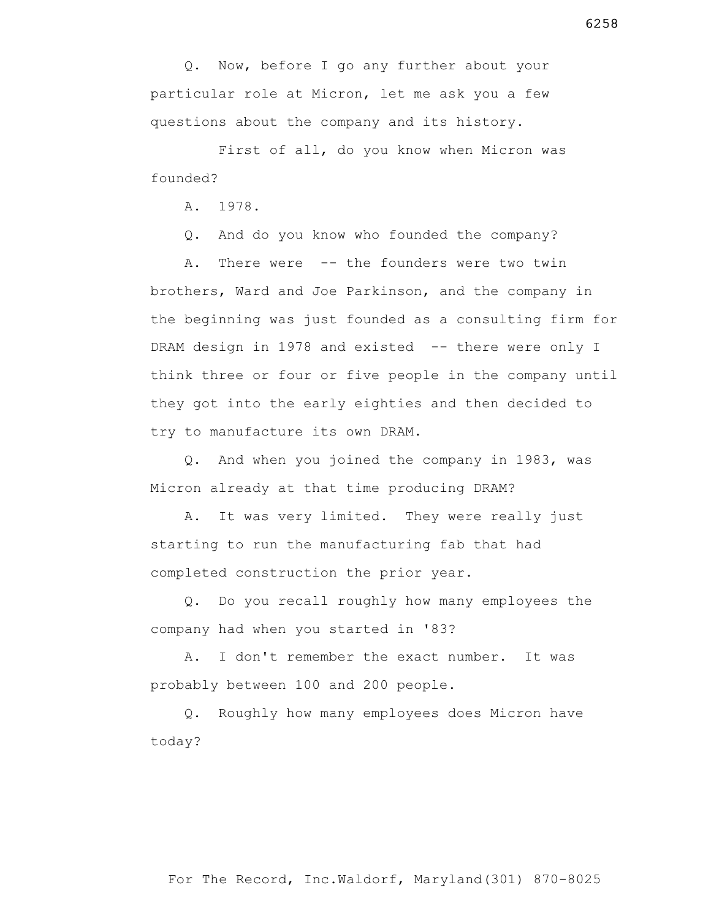Q. Now, before I go any further about your particular role at Micron, let me ask you a few questions about the company and its history.

First of all, do you know when Micron was founded?

A. 1978.

Q. And do you know who founded the company?

A. There were -- the founders were two twin brothers, Ward and Joe Parkinson, and the company in the beginning was just founded as a consulting firm for DRAM design in 1978 and existed -- there were only I think three or four or five people in the company until they got into the early eighties and then decided to try to manufacture its own DRAM.

Q. And when you joined the company in 1983, was Micron already at that time producing DRAM?

A. It was very limited. They were really just starting to run the manufacturing fab that had completed construction the prior year.

Q. Do you recall roughly how many employees the company had when you started in '83?

A. I don't remember the exact number. It was probably between 100 and 200 people.

Q. Roughly how many employees does Micron have today?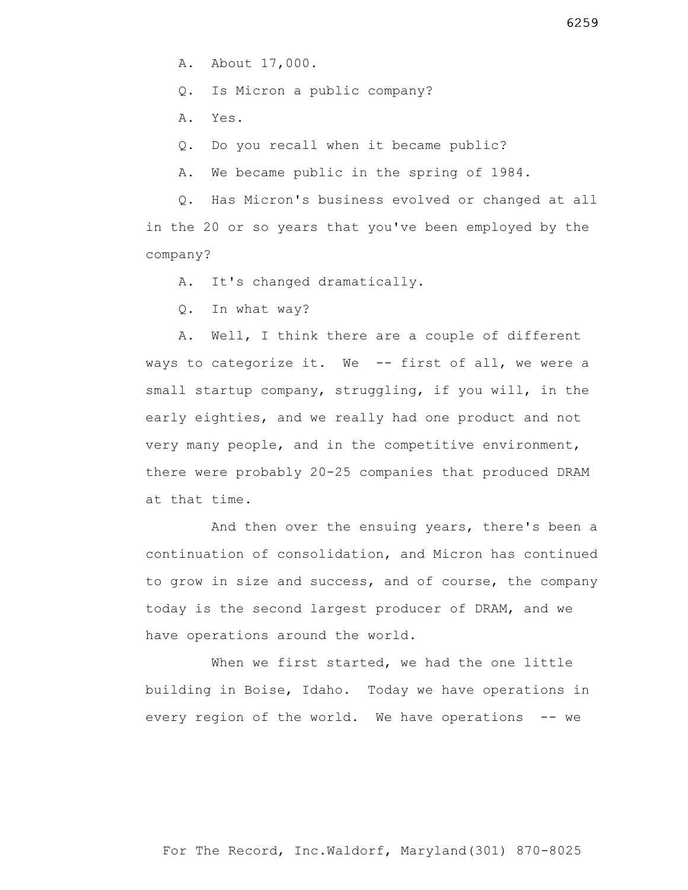A. About 17,000.

Q. Is Micron a public company?

A. Yes.

Q. Do you recall when it became public?

A. We became public in the spring of 1984.

Q. Has Micron's business evolved or changed at all in the 20 or so years that you've been employed by the company?

A. It's changed dramatically.

Q. In what way?

A. Well, I think there are a couple of different ways to categorize it. We -- first of all, we were a small startup company, struggling, if you will, in the early eighties, and we really had one product and not very many people, and in the competitive environment, there were probably 20-25 companies that produced DRAM at that time.

And then over the ensuing years, there's been a continuation of consolidation, and Micron has continued to grow in size and success, and of course, the company today is the second largest producer of DRAM, and we have operations around the world.

When we first started, we had the one little building in Boise, Idaho. Today we have operations in every region of the world. We have operations -- we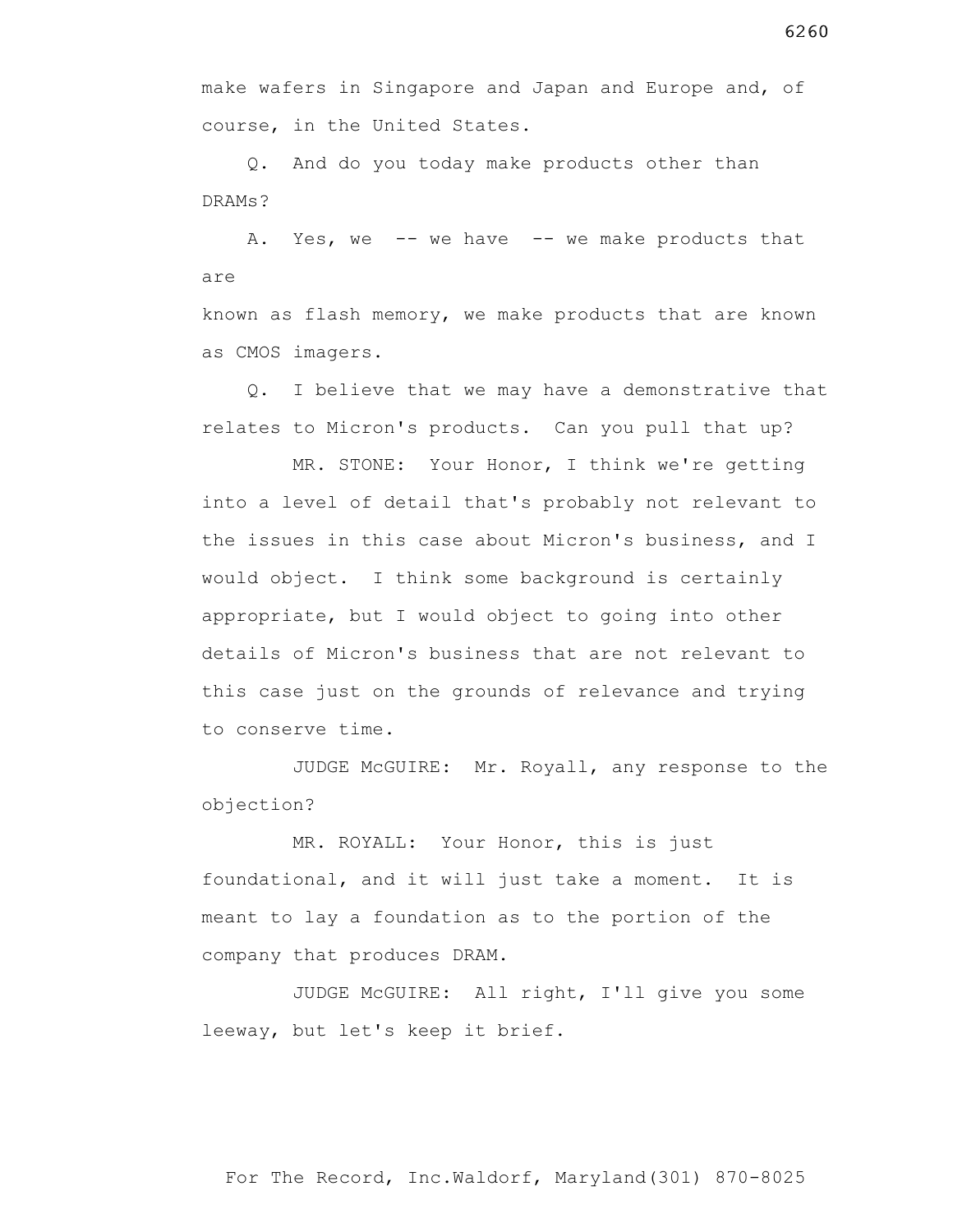make wafers in Singapore and Japan and Europe and, of course, in the United States.

Q. And do you today make products other than DRAMs?

A. Yes, we -- we have -- we make products that are known as flash memory, we make products that are known as CMOS imagers.

Q. I believe that we may have a demonstrative that relates to Micron's products. Can you pull that up?

MR. STONE: Your Honor, I think we're getting into a level of detail that's probably not relevant to the issues in this case about Micron's business, and I would object. I think some background is certainly appropriate, but I would object to going into other details of Micron's business that are not relevant to this case just on the grounds of relevance and trying to conserve time.

JUDGE McGUIRE: Mr. Royall, any response to the objection?

MR. ROYALL: Your Honor, this is just foundational, and it will just take a moment. It is meant to lay a foundation as to the portion of the company that produces DRAM.

JUDGE McGUIRE: All right, I'll give you some leeway, but let's keep it brief.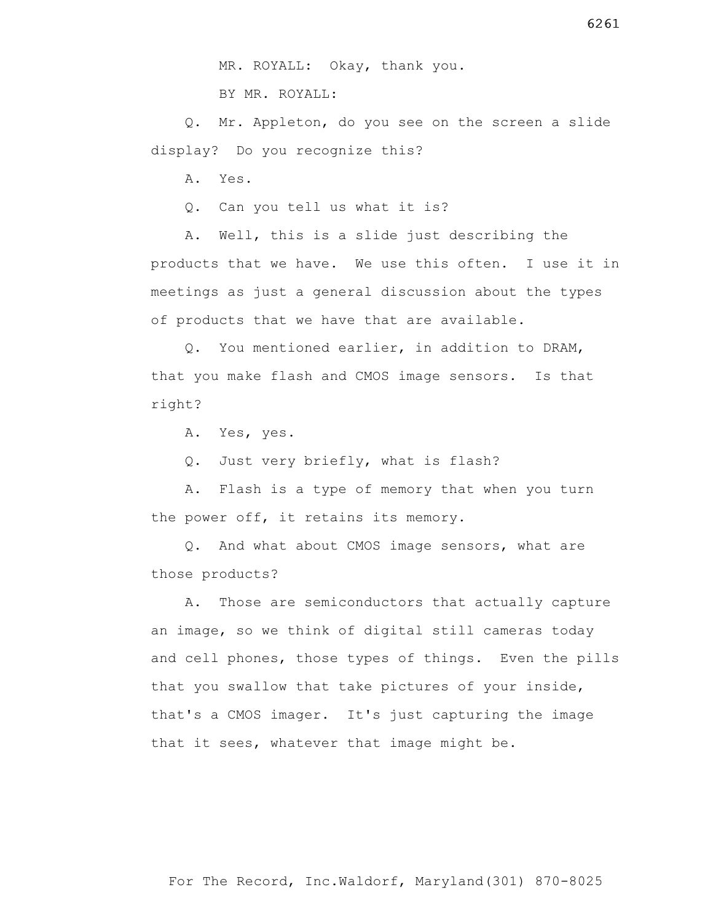MR. ROYALL: Okay, thank you.

BY MR. ROYALL:

Q. Mr. Appleton, do you see on the screen a slide display? Do you recognize this?

A. Yes.

Q. Can you tell us what it is?

A. Well, this is a slide just describing the products that we have. We use this often. I use it in meetings as just a general discussion about the types of products that we have that are available.

Q. You mentioned earlier, in addition to DRAM, that you make flash and CMOS image sensors. Is that right?

A. Yes, yes.

Q. Just very briefly, what is flash?

A. Flash is a type of memory that when you turn the power off, it retains its memory.

Q. And what about CMOS image sensors, what are those products?

A. Those are semiconductors that actually capture an image, so we think of digital still cameras today and cell phones, those types of things. Even the pills that you swallow that take pictures of your inside, that's a CMOS imager. It's just capturing the image that it sees, whatever that image might be.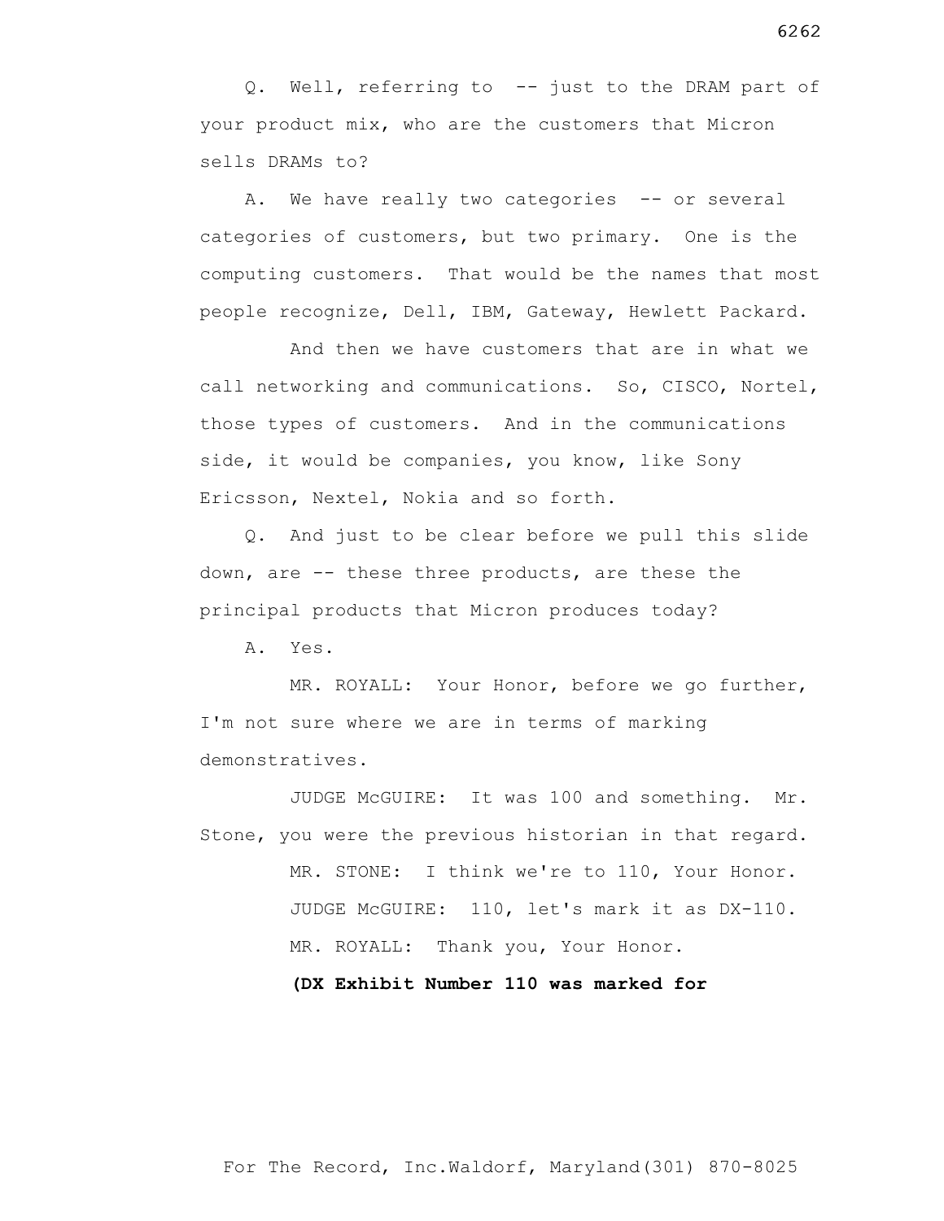Q. Well, referring to -- just to the DRAM part of your product mix, who are the customers that Micron sells DRAMs to?

A. We have really two categories -- or several categories of customers, but two primary. One is the computing customers. That would be the names that most people recognize, Dell, IBM, Gateway, Hewlett Packard.

And then we have customers that are in what we call networking and communications. So, CISCO, Nortel, those types of customers. And in the communications side, it would be companies, you know, like Sony Ericsson, Nextel, Nokia and so forth.

Q. And just to be clear before we pull this slide down, are -- these three products, are these the principal products that Micron produces today?

A. Yes.

MR. ROYALL: Your Honor, before we go further, I'm not sure where we are in terms of marking demonstratives.

JUDGE McGUIRE: It was 100 and something. Mr. Stone, you were the previous historian in that regard.

MR. STONE: I think we're to 110, Your Honor.

JUDGE McGUIRE: 110, let's mark it as DX-110.

MR. ROYALL: Thank you, Your Honor.

**(DX Exhibit Number 110 was marked for**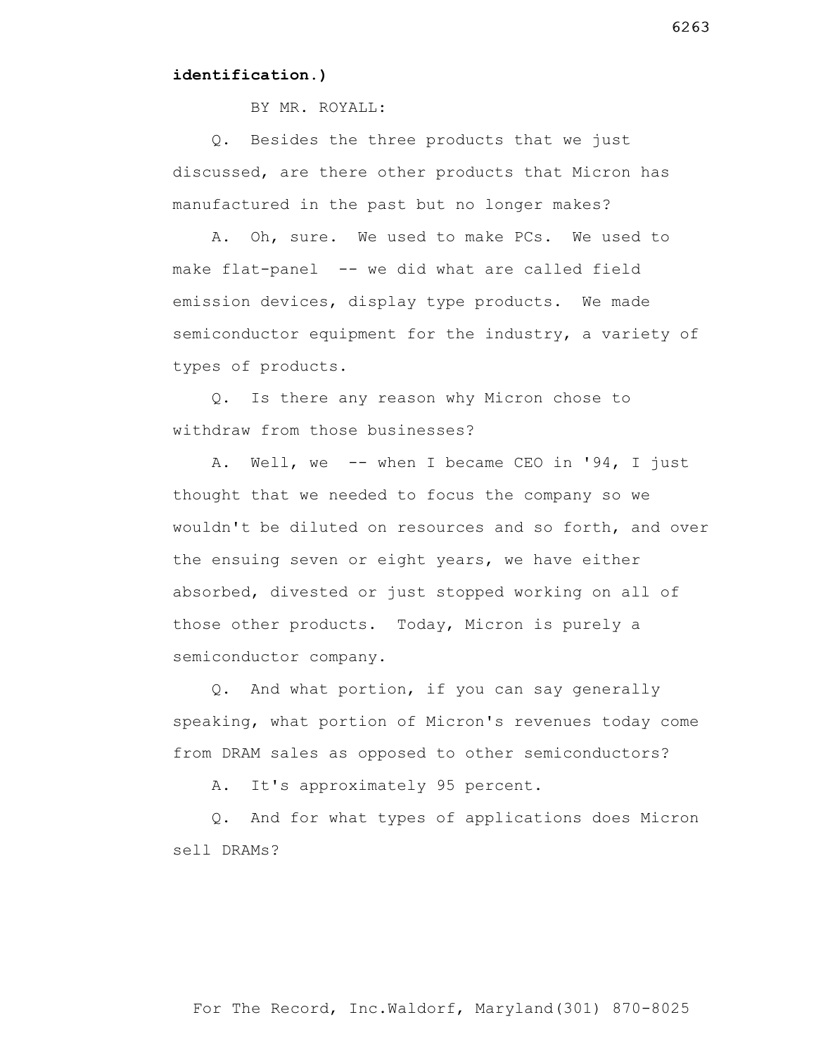**identification.)**

BY MR. ROYALL:

Q. Besides the three products that we just discussed, are there other products that Micron has manufactured in the past but no longer makes?

A. Oh, sure. We used to make PCs. We used to make flat-panel -- we did what are called field emission devices, display type products. We made semiconductor equipment for the industry, a variety of types of products.

Q. Is there any reason why Micron chose to withdraw from those businesses?

A. Well, we -- when I became CEO in '94, I just thought that we needed to focus the company so we wouldn't be diluted on resources and so forth, and over the ensuing seven or eight years, we have either absorbed, divested or just stopped working on all of those other products. Today, Micron is purely a semiconductor company.

Q. And what portion, if you can say generally speaking, what portion of Micron's revenues today come from DRAM sales as opposed to other semiconductors?

A. It's approximately 95 percent.

Q. And for what types of applications does Micron sell DRAMs?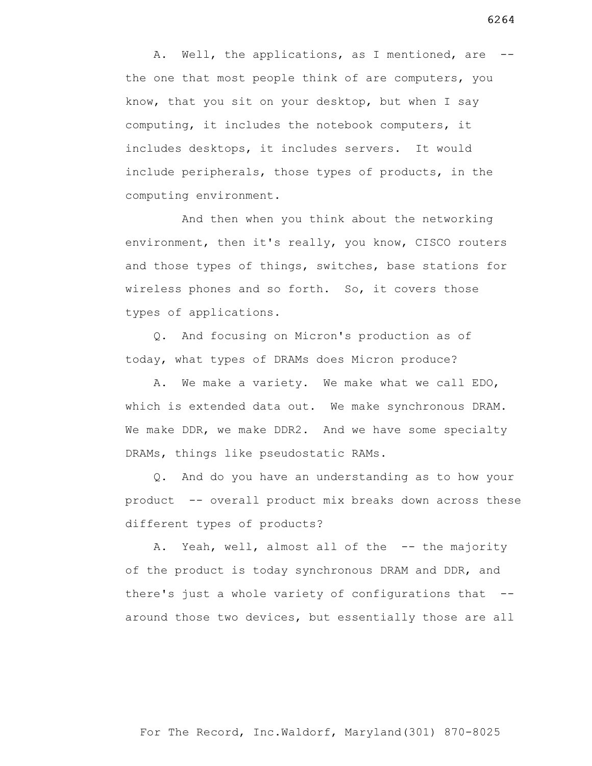A. Well, the applications, as I mentioned, are -- the one that most people think of are computers, you know, that you sit on your desktop, but when I say computing, it includes the notebook computers, it includes desktops, it includes servers. It would include peripherals, those types of products, in the computing environment.

And then when you think about the networking environment, then it's really, you know, CISCO routers and those types of things, switches, base stations for wireless phones and so forth. So, it covers those types of applications.

Q. And focusing on Micron's production as of today, what types of DRAMs does Micron produce?

A. We make a variety. We make what we call EDO, which is extended data out. We make synchronous DRAM. We make DDR, we make DDR2. And we have some specialty DRAMs, things like pseudostatic RAMs.

Q. And do you have an understanding as to how your product -- overall product mix breaks down across these different types of products?

A. Yeah, well, almost all of the -- the majority of the product is today synchronous DRAM and DDR, and there's just a whole variety of configurations that -- around those two devices, but essentially those are all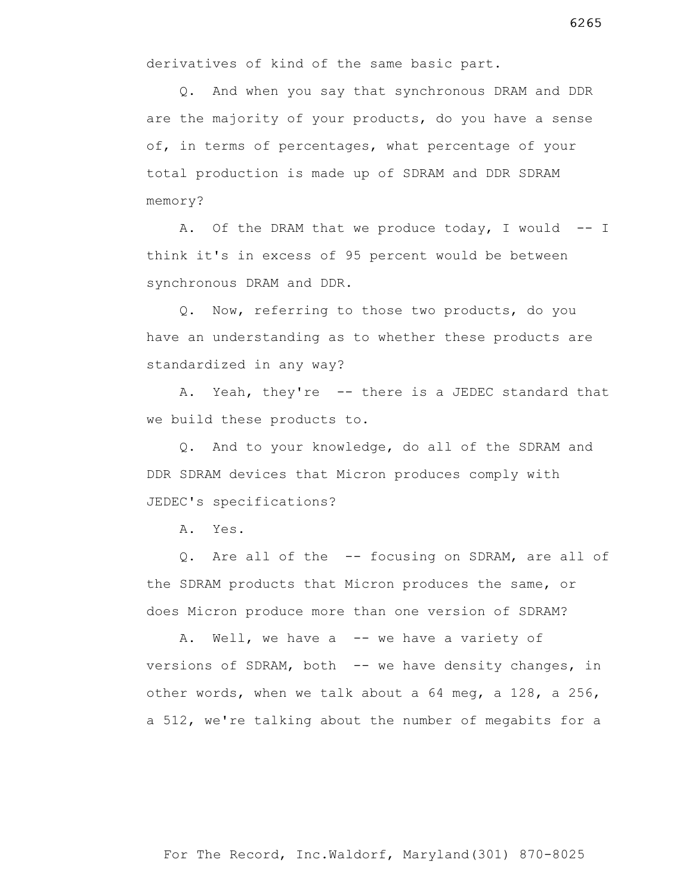derivatives of kind of the same basic part.

Q. And when you say that synchronous DRAM and DDR are the majority of your products, do you have a sense of, in terms of percentages, what percentage of your total production is made up of SDRAM and DDR SDRAM memory?

A. Of the DRAM that we produce today, I would -- I think it's in excess of 95 percent would be between synchronous DRAM and DDR.

Q. Now, referring to those two products, do you have an understanding as to whether these products are standardized in any way?

A. Yeah, they're -- there is a JEDEC standard that we build these products to.

Q. And to your knowledge, do all of the SDRAM and DDR SDRAM devices that Micron produces comply with JEDEC's specifications?

A. Yes.

Q. Are all of the -- focusing on SDRAM, are all of the SDRAM products that Micron produces the same, or does Micron produce more than one version of SDRAM?

A. Well, we have a -- we have a variety of versions of SDRAM, both -- we have density changes, in other words, when we talk about a 64 meg, a 128, a 256, a 512, we're talking about the number of megabits for a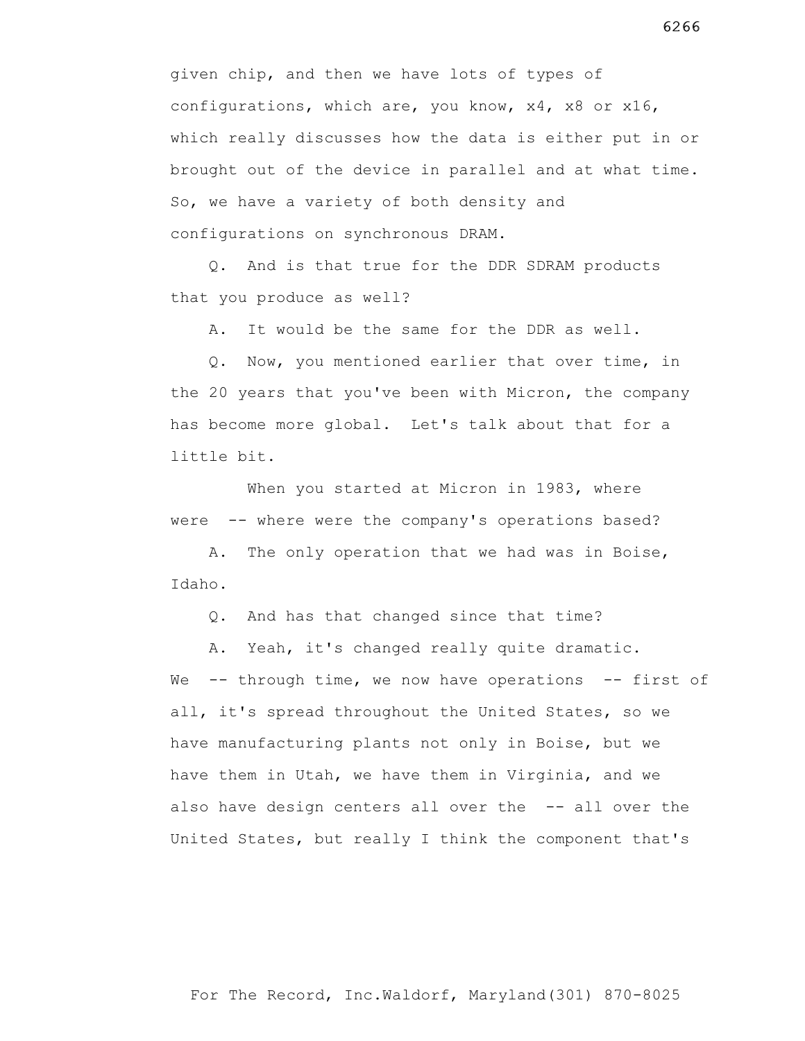given chip, and then we have lots of types of configurations, which are, you know, x4, x8 or x16, which really discusses how the data is either put in or brought out of the device in parallel and at what time. So, we have a variety of both density and configurations on synchronous DRAM.

Q. And is that true for the DDR SDRAM products that you produce as well?

A. It would be the same for the DDR as well.

Q. Now, you mentioned earlier that over time, in the 20 years that you've been with Micron, the company has become more global. Let's talk about that for a little bit.

When you started at Micron in 1983, where were -- where were the company's operations based?

A. The only operation that we had was in Boise, Idaho.

Q. And has that changed since that time?

A. Yeah, it's changed really quite dramatic. We -- through time, we now have operations -- first of all, it's spread throughout the United States, so we have manufacturing plants not only in Boise, but we have them in Utah, we have them in Virginia, and we also have design centers all over the -- all over the United States, but really I think the component that's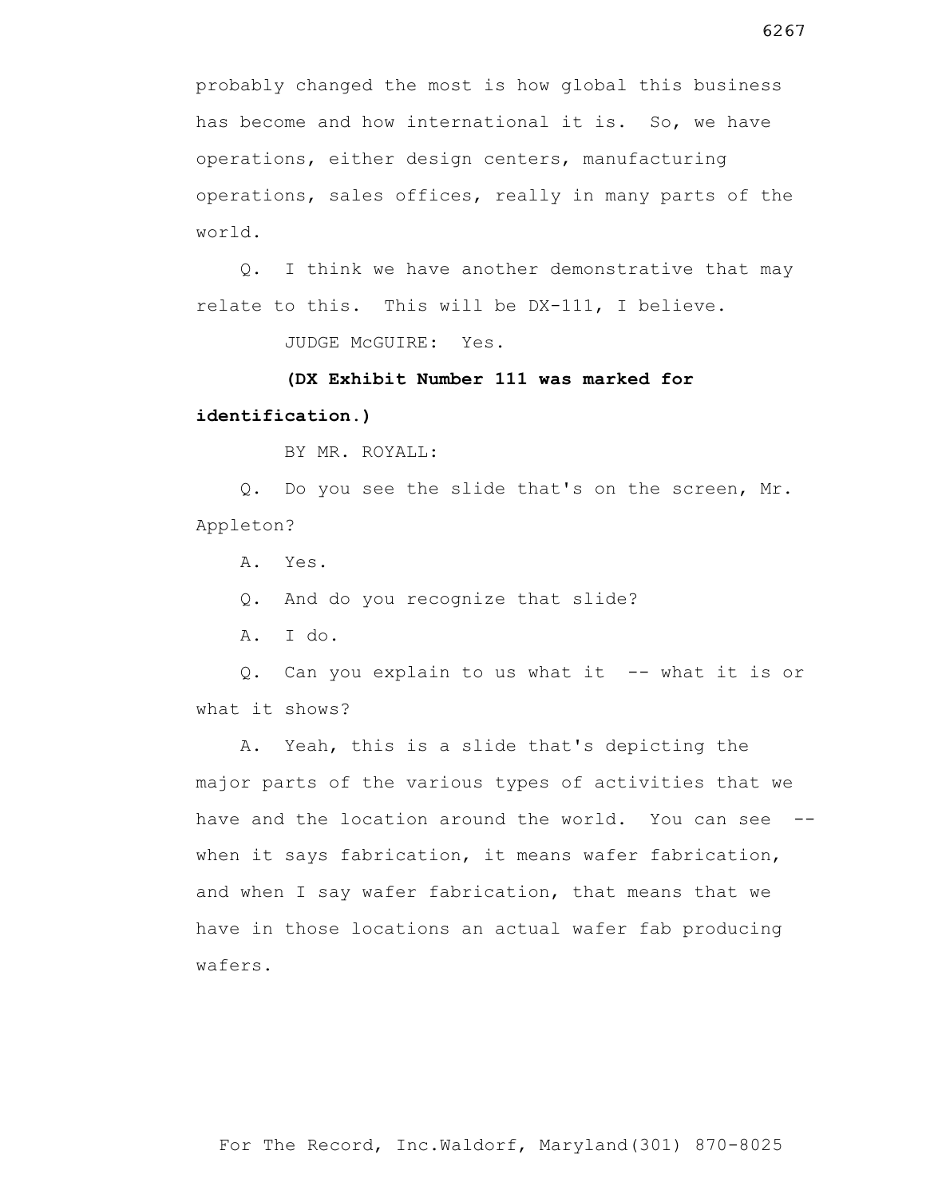probably changed the most is how global this business has become and how international it is. So, we have operations, either design centers, manufacturing operations, sales offices, really in many parts of the world.

Q. I think we have another demonstrative that may relate to this. This will be DX-111, I believe.

JUDGE McGUIRE: Yes.

**(DX Exhibit Number 111 was marked for identification.)**

BY MR. ROYALL:

Q. Do you see the slide that's on the screen, Mr. Appleton?

A. Yes.

Q. And do you recognize that slide?

A. I do.

Q. Can you explain to us what it -- what it is or what it shows?

A. Yeah, this is a slide that's depicting the major parts of the various types of activities that we have and the location around the world. You can see -- when it says fabrication, it means wafer fabrication, and when I say wafer fabrication, that means that we have in those locations an actual wafer fab producing wafers.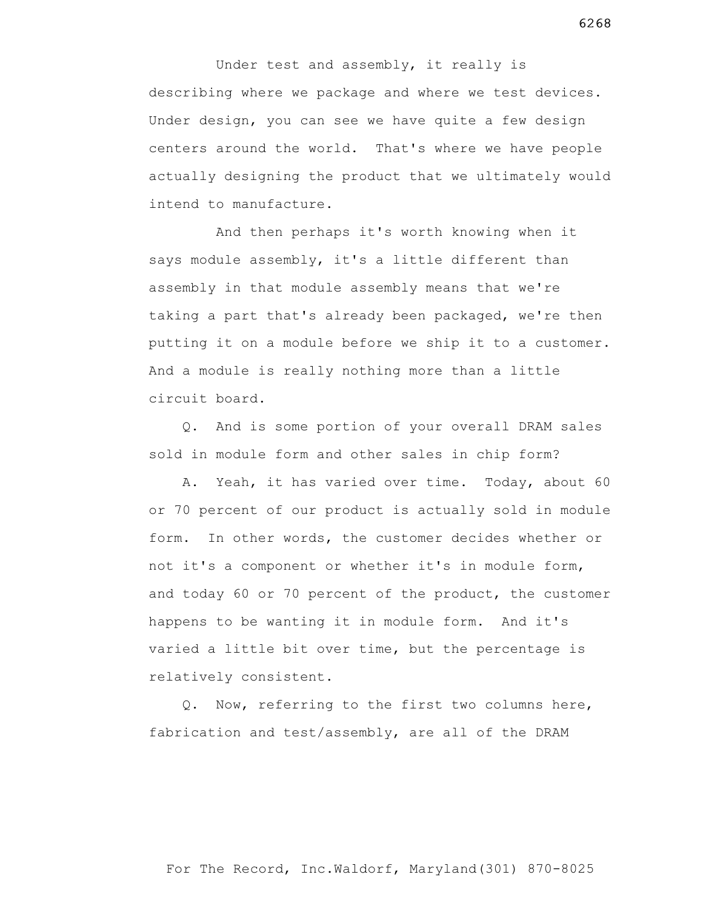Under test and assembly, it really is describing where we package and where we test devices. Under design, you can see we have quite a few design centers around the world. That's where we have people actually designing the product that we ultimately would intend to manufacture.

And then perhaps it's worth knowing when it says module assembly, it's a little different than assembly in that module assembly means that we're taking a part that's already been packaged, we're then putting it on a module before we ship it to a customer. And a module is really nothing more than a little circuit board.

Q. And is some portion of your overall DRAM sales sold in module form and other sales in chip form?

A. Yeah, it has varied over time. Today, about 60 or 70 percent of our product is actually sold in module form. In other words, the customer decides whether or not it's a component or whether it's in module form, and today 60 or 70 percent of the product, the customer happens to be wanting it in module form. And it's varied a little bit over time, but the percentage is relatively consistent.

Q. Now, referring to the first two columns here, fabrication and test/assembly, are all of the DRAM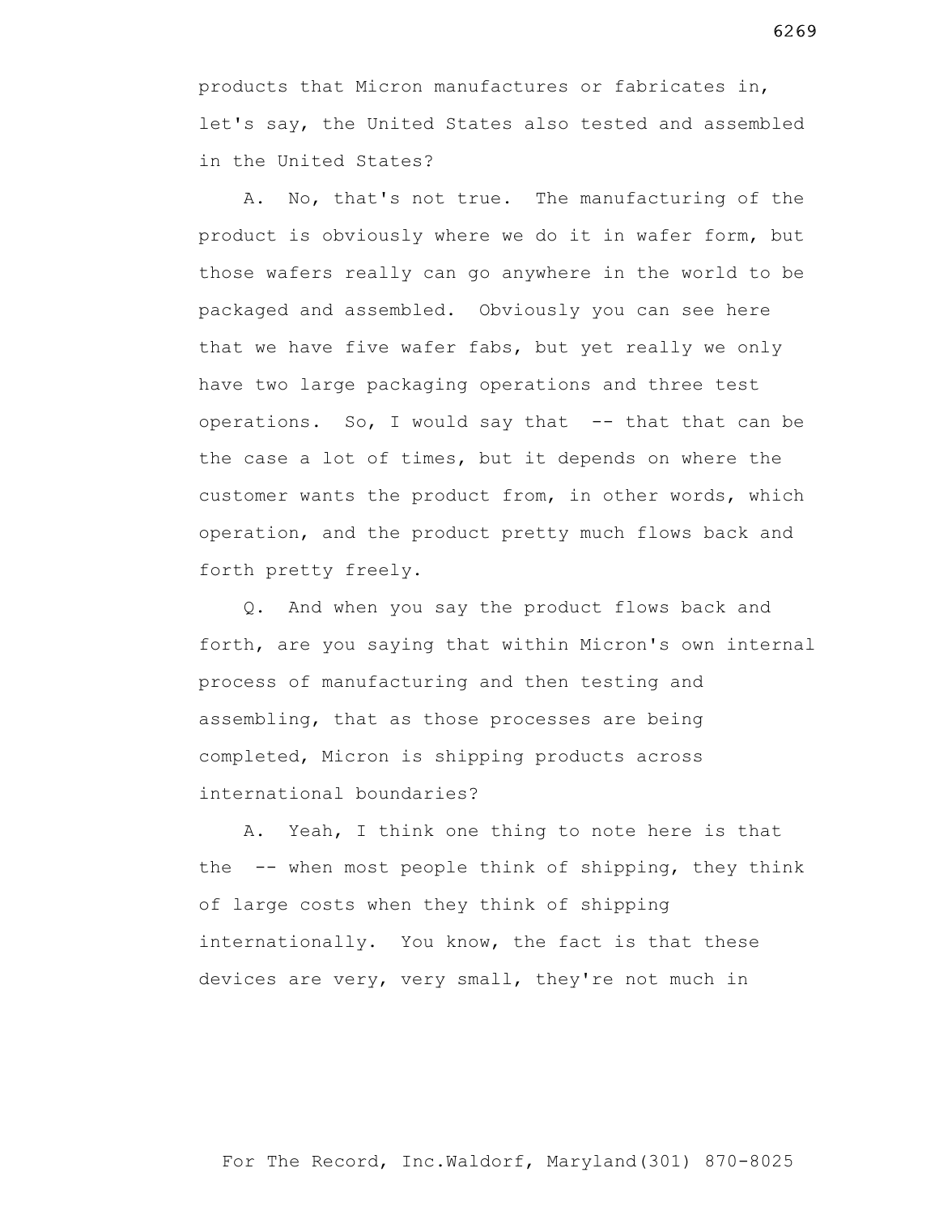products that Micron manufactures or fabricates in, let's say, the United States also tested and assembled in the United States?

A. No, that's not true. The manufacturing of the product is obviously where we do it in wafer form, but those wafers really can go anywhere in the world to be packaged and assembled. Obviously you can see here that we have five wafer fabs, but yet really we only have two large packaging operations and three test operations. So, I would say that -- that that can be the case a lot of times, but it depends on where the customer wants the product from, in other words, which operation, and the product pretty much flows back and forth pretty freely.

Q. And when you say the product flows back and forth, are you saying that within Micron's own internal process of manufacturing and then testing and assembling, that as those processes are being completed, Micron is shipping products across international boundaries?

A. Yeah, I think one thing to note here is that the -- when most people think of shipping, they think of large costs when they think of shipping internationally. You know, the fact is that these devices are very, very small, they're not much in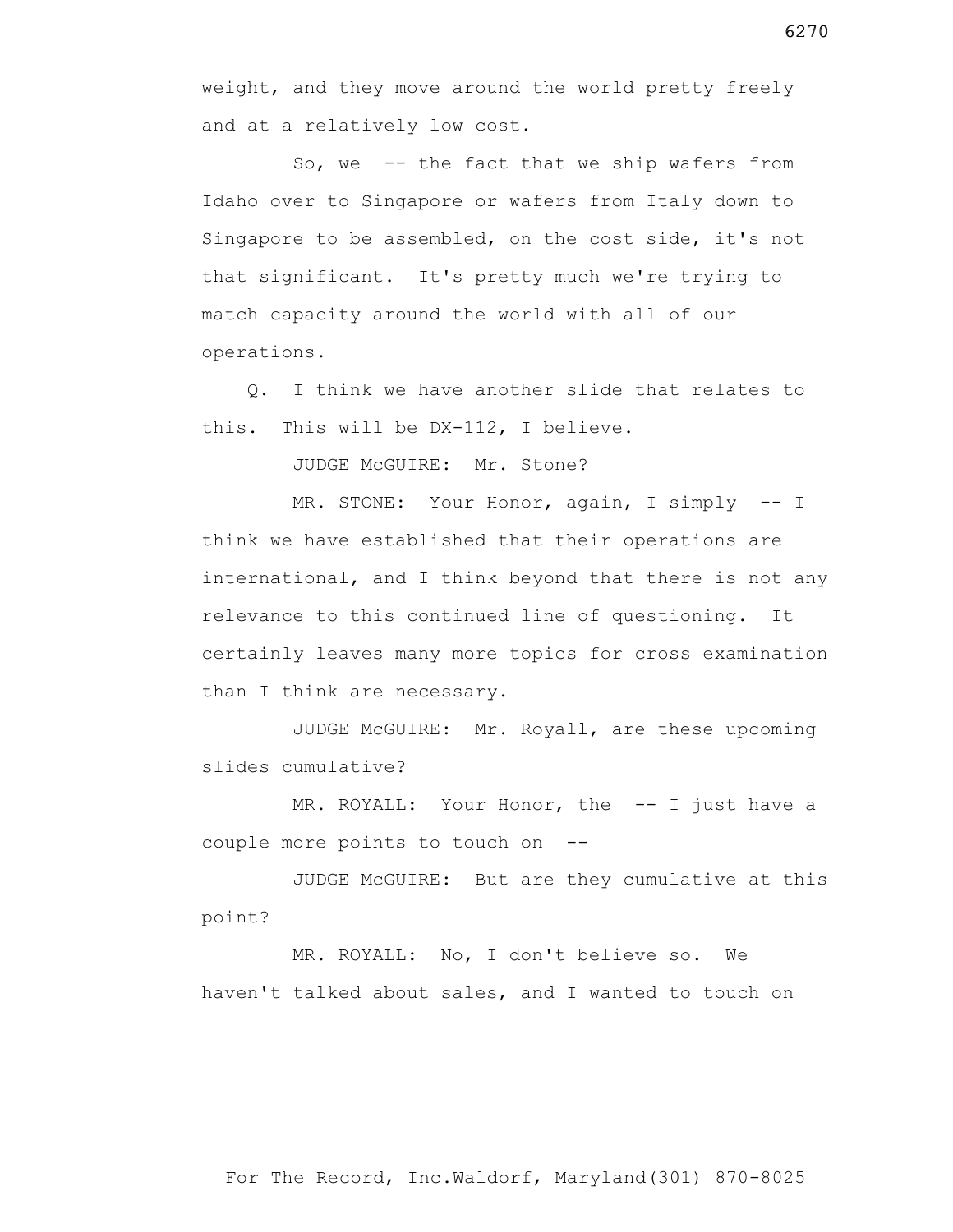weight, and they move around the world pretty freely and at a relatively low cost.

So, we -- the fact that we ship wafers from Idaho over to Singapore or wafers from Italy down to Singapore to be assembled, on the cost side, it's not that significant. It's pretty much we're trying to match capacity around the world with all of our operations.

Q. I think we have another slide that relates to this. This will be DX-112, I believe.

JUDGE McGUIRE: Mr. Stone?

MR. STONE: Your Honor, again, I simply -- I think we have established that their operations are international, and I think beyond that there is not any relevance to this continued line of questioning. It certainly leaves many more topics for cross examination than I think are necessary.

JUDGE McGUIRE: Mr. Royall, are these upcoming slides cumulative?

MR. ROYALL: Your Honor, the -- I just have a couple more points to touch on --

JUDGE McGUIRE: But are they cumulative at this point?

MR. ROYALL: No, I don't believe so. We haven't talked about sales, and I wanted to touch on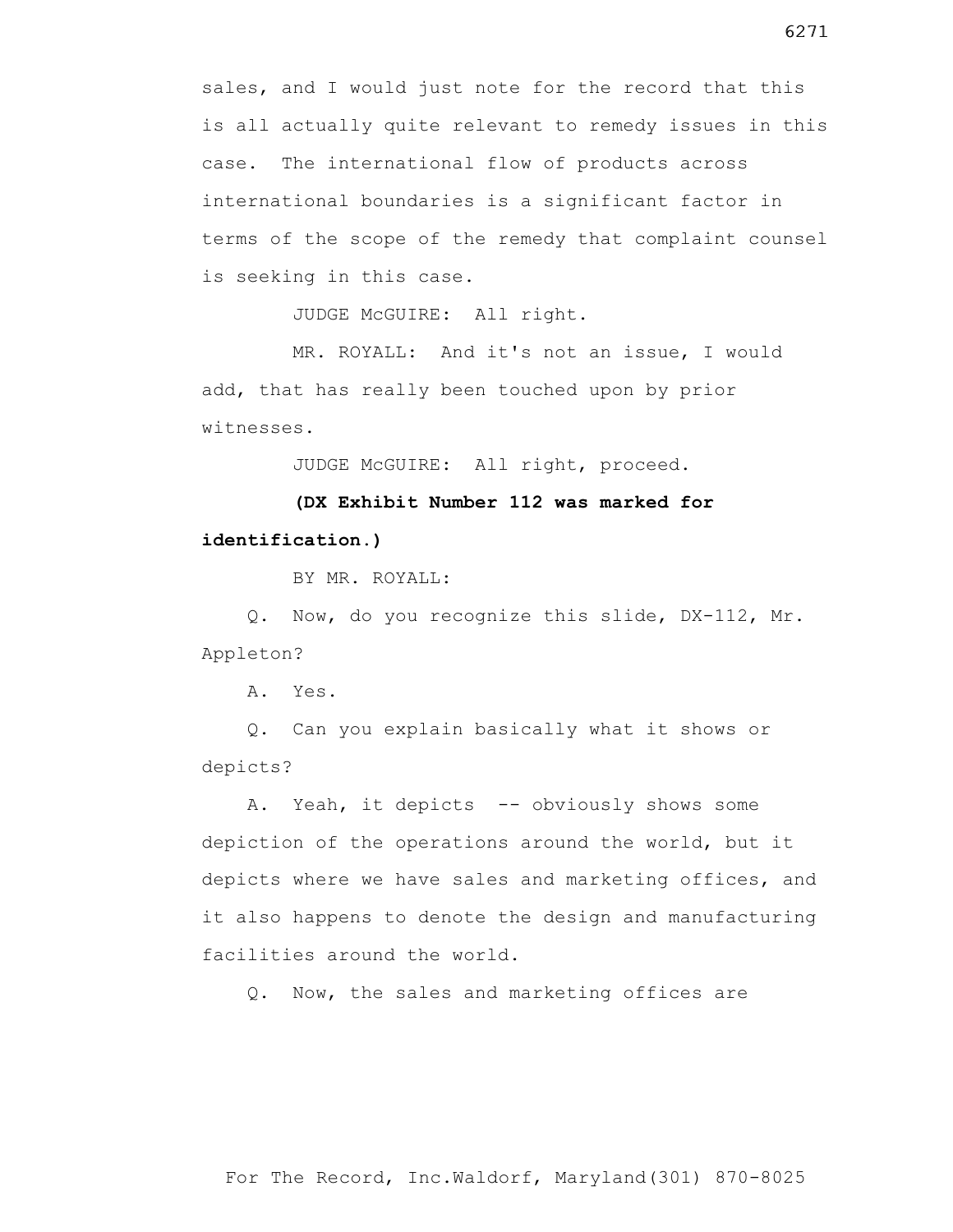sales, and I would just note for the record that this is all actually quite relevant to remedy issues in this case. The international flow of products across international boundaries is a significant factor in terms of the scope of the remedy that complaint counsel is seeking in this case.

JUDGE McGUIRE: All right.

MR. ROYALL: And it's not an issue, I would add, that has really been touched upon by prior witnesses.

JUDGE McGUIRE: All right, proceed.

**(DX Exhibit Number 112 was marked for identification.)**

BY MR. ROYALL:

Q. Now, do you recognize this slide, DX-112, Mr. Appleton?

A. Yes.

Q. Can you explain basically what it shows or depicts?

A. Yeah, it depicts -- obviously shows some depiction of the operations around the world, but it depicts where we have sales and marketing offices, and it also happens to denote the design and manufacturing facilities around the world.

Q. Now, the sales and marketing offices are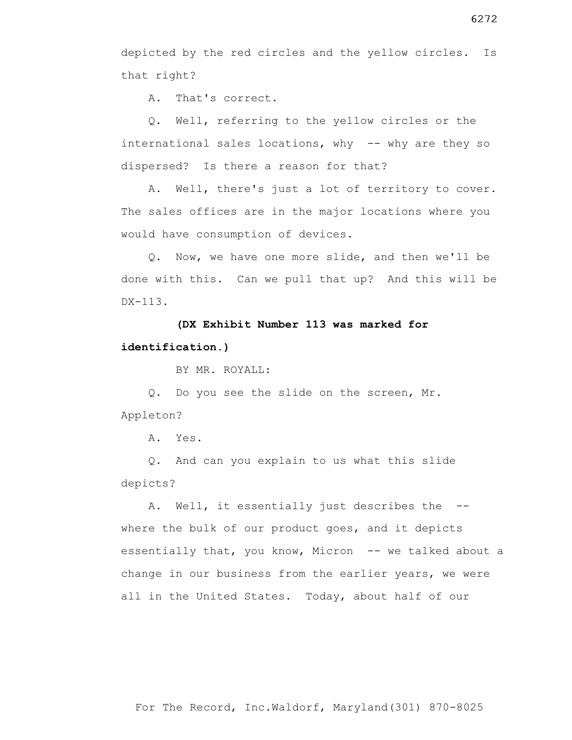depicted by the red circles and the yellow circles. Is that right?

A. That's correct.

Q. Well, referring to the yellow circles or the international sales locations, why -- why are they so dispersed? Is there a reason for that?

A. Well, there's just a lot of territory to cover. The sales offices are in the major locations where you would have consumption of devices.

Q. Now, we have one more slide, and then we'll be done with this. Can we pull that up? And this will be DX-113.

**(DX Exhibit Number 113 was marked for identification.)**

BY MR. ROYALL:

Q. Do you see the slide on the screen, Mr. Appleton?

A. Yes.

Q. And can you explain to us what this slide depicts?

A. Well, it essentially just describes the -- where the bulk of our product goes, and it depicts essentially that, you know, Micron -- we talked about a change in our business from the earlier years, we were all in the United States. Today, about half of our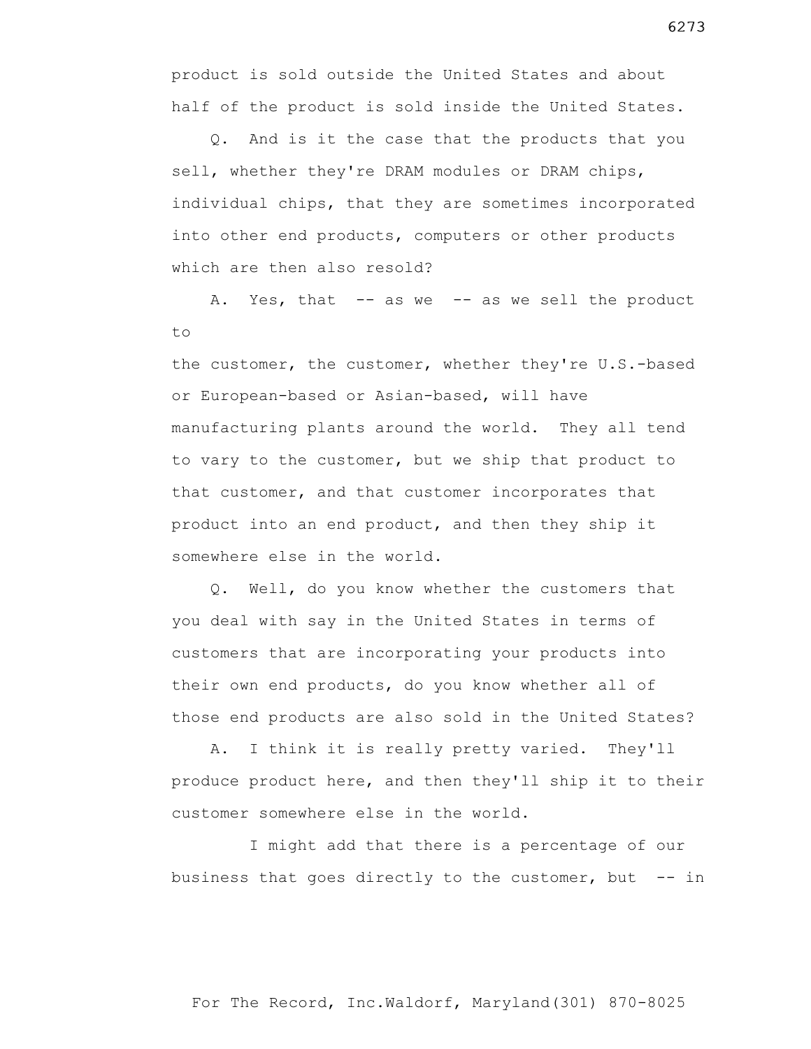product is sold outside the United States and about half of the product is sold inside the United States.

Q. And is it the case that the products that you sell, whether they're DRAM modules or DRAM chips, individual chips, that they are sometimes incorporated into other end products, computers or other products which are then also resold?

A. Yes, that -- as we -- as we sell the product to the customer, the customer, whether they're U.S.-based or European-based or Asian-based, will have manufacturing plants around the world. They all tend to vary to the customer, but we ship that product to that customer, and that customer incorporates that product into an end product, and then they ship it somewhere else in the world.

Q. Well, do you know whether the customers that you deal with say in the United States in terms of customers that are incorporating your products into their own end products, do you know whether all of those end products are also sold in the United States?

A. I think it is really pretty varied. They'll produce product here, and then they'll ship it to their customer somewhere else in the world.

I might add that there is a percentage of our business that goes directly to the customer, but -- in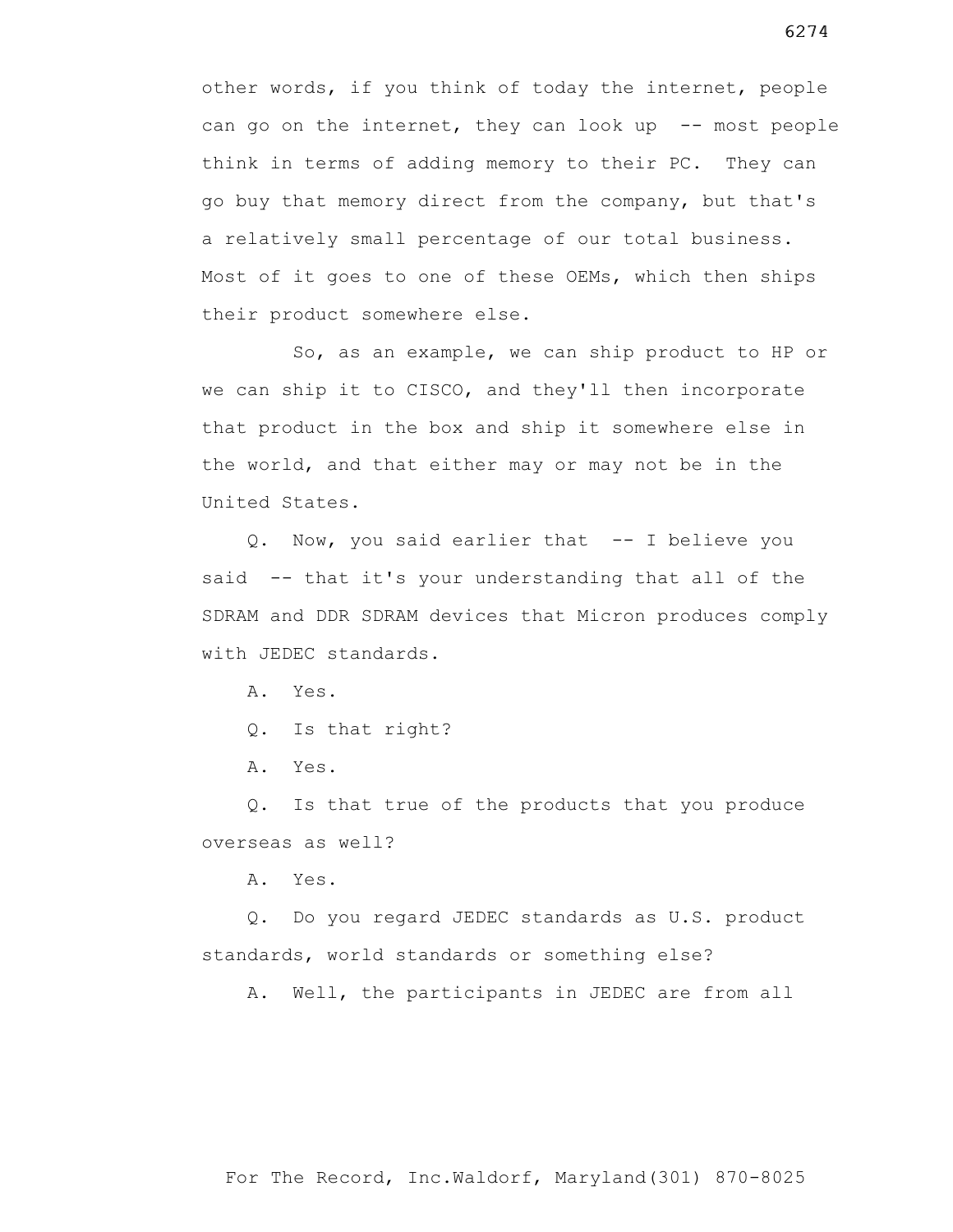other words, if you think of today the internet, people can go on the internet, they can look up -- most people think in terms of adding memory to their PC. They can go buy that memory direct from the company, but that's a relatively small percentage of our total business. Most of it goes to one of these OEMs, which then ships their product somewhere else.

So, as an example, we can ship product to HP or we can ship it to CISCO, and they'll then incorporate that product in the box and ship it somewhere else in the world, and that either may or may not be in the United States.

Q. Now, you said earlier that -- I believe you said -- that it's your understanding that all of the SDRAM and DDR SDRAM devices that Micron produces comply with JEDEC standards.

A. Yes.

Q. Is that right?

A. Yes.

Q. Is that true of the products that you produce overseas as well?

A. Yes.

Q. Do you regard JEDEC standards as U.S. product standards, world standards or something else?

A. Well, the participants in JEDEC are from all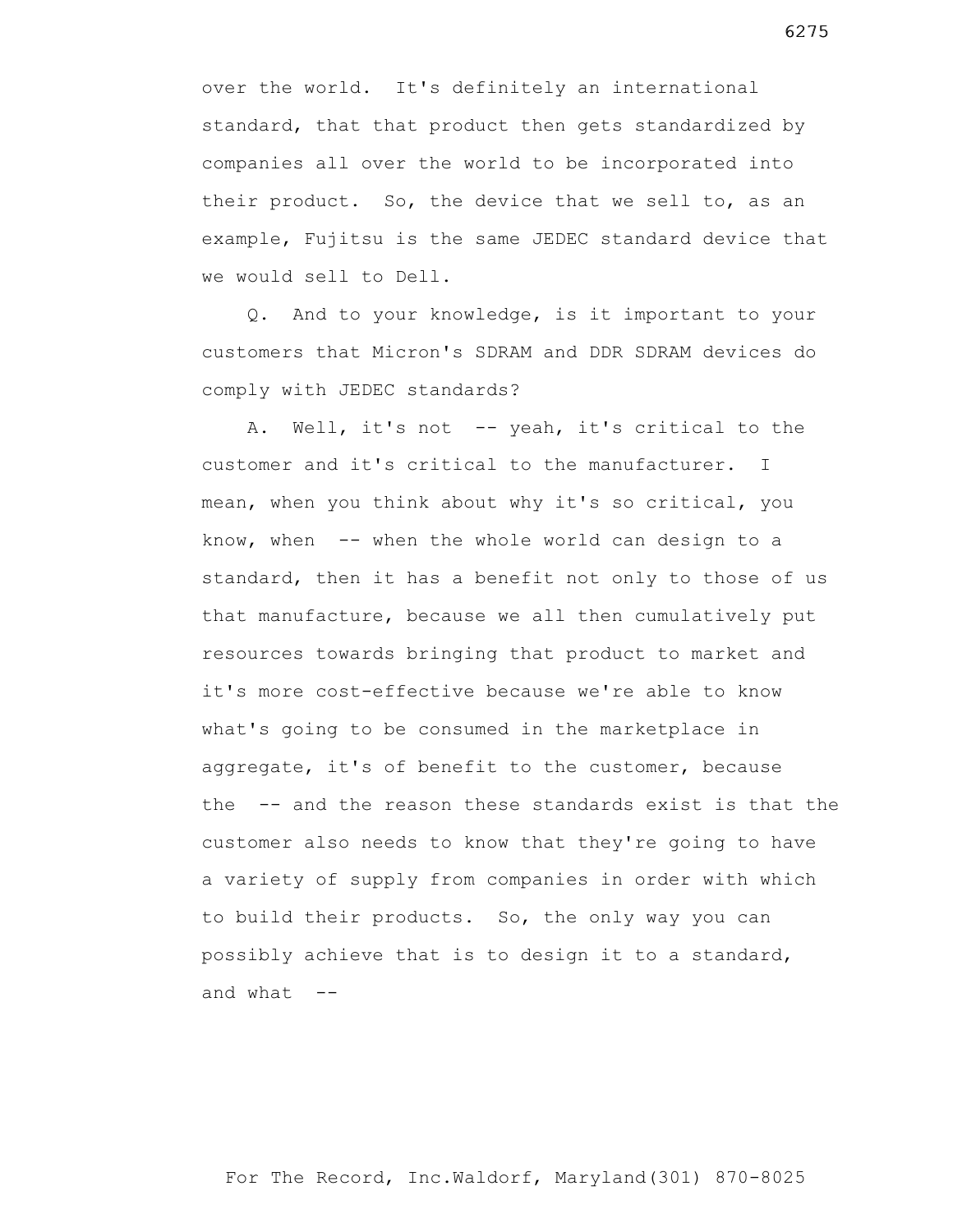over the world. It's definitely an international standard, that that product then gets standardized by companies all over the world to be incorporated into their product. So, the device that we sell to, as an example, Fujitsu is the same JEDEC standard device that we would sell to Dell.

Q. And to your knowledge, is it important to your customers that Micron's SDRAM and DDR SDRAM devices do comply with JEDEC standards?

A. Well, it's not -- yeah, it's critical to the customer and it's critical to the manufacturer. I mean, when you think about why it's so critical, you know, when -- when the whole world can design to a standard, then it has a benefit not only to those of us that manufacture, because we all then cumulatively put resources towards bringing that product to market and it's more cost-effective because we're able to know what's going to be consumed in the marketplace in aggregate, it's of benefit to the customer, because the -- and the reason these standards exist is that the customer also needs to know that they're going to have a variety of supply from companies in order with which to build their products. So, the only way you can possibly achieve that is to design it to a standard, and what --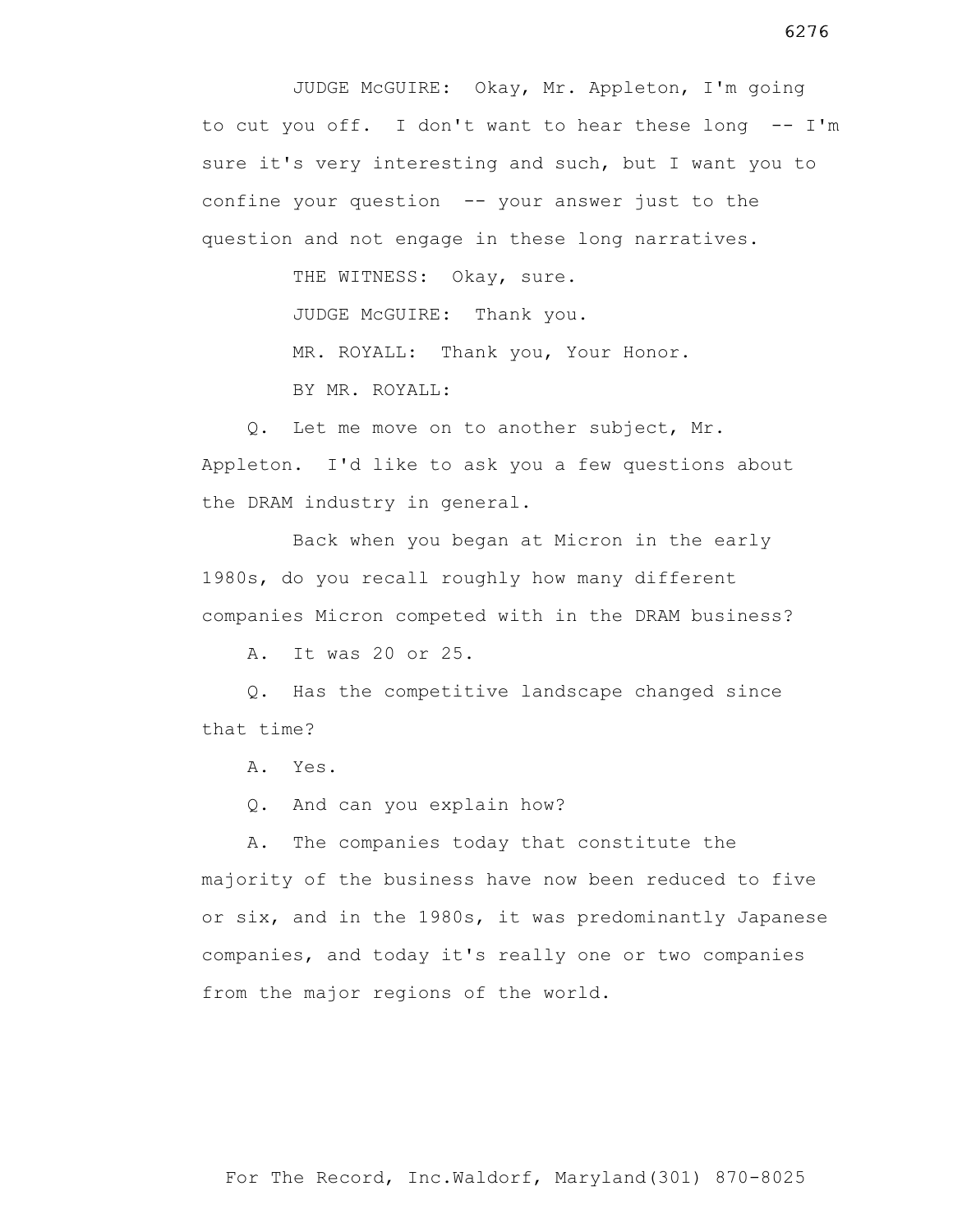JUDGE McGUIRE: Okay, Mr. Appleton, I'm going to cut you off. I don't want to hear these long -- I'm sure it's very interesting and such, but I want you to confine your question -- your answer just to the question and not engage in these long narratives.

THE WITNESS: Okay, sure.

JUDGE McGUIRE: Thank you.

MR. ROYALL: Thank you, Your Honor.

BY MR. ROYALL:

Q. Let me move on to another subject, Mr. Appleton. I'd like to ask you a few questions about the DRAM industry in general.

Back when you began at Micron in the early 1980s, do you recall roughly how many different companies Micron competed with in the DRAM business?

A. It was 20 or 25.

Q. Has the competitive landscape changed since that time?

A. Yes.

Q. And can you explain how?

A. The companies today that constitute the majority of the business have now been reduced to five or six, and in the 1980s, it was predominantly Japanese companies, and today it's really one or two companies from the major regions of the world.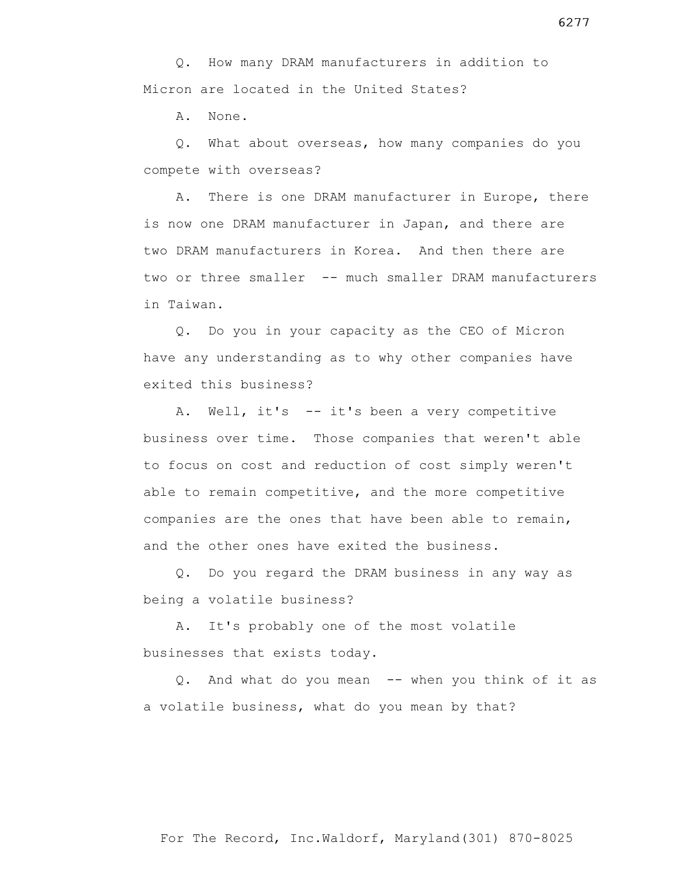Q. How many DRAM manufacturers in addition to Micron are located in the United States?

A. None.

Q. What about overseas, how many companies do you compete with overseas?

A. There is one DRAM manufacturer in Europe, there is now one DRAM manufacturer in Japan, and there are two DRAM manufacturers in Korea. And then there are two or three smaller -- much smaller DRAM manufacturers in Taiwan.

Q. Do you in your capacity as the CEO of Micron have any understanding as to why other companies have exited this business?

A. Well, it's -- it's been a very competitive business over time. Those companies that weren't able to focus on cost and reduction of cost simply weren't able to remain competitive, and the more competitive companies are the ones that have been able to remain, and the other ones have exited the business.

Q. Do you regard the DRAM business in any way as being a volatile business?

A. It's probably one of the most volatile businesses that exists today.

Q. And what do you mean -- when you think of it as a volatile business, what do you mean by that?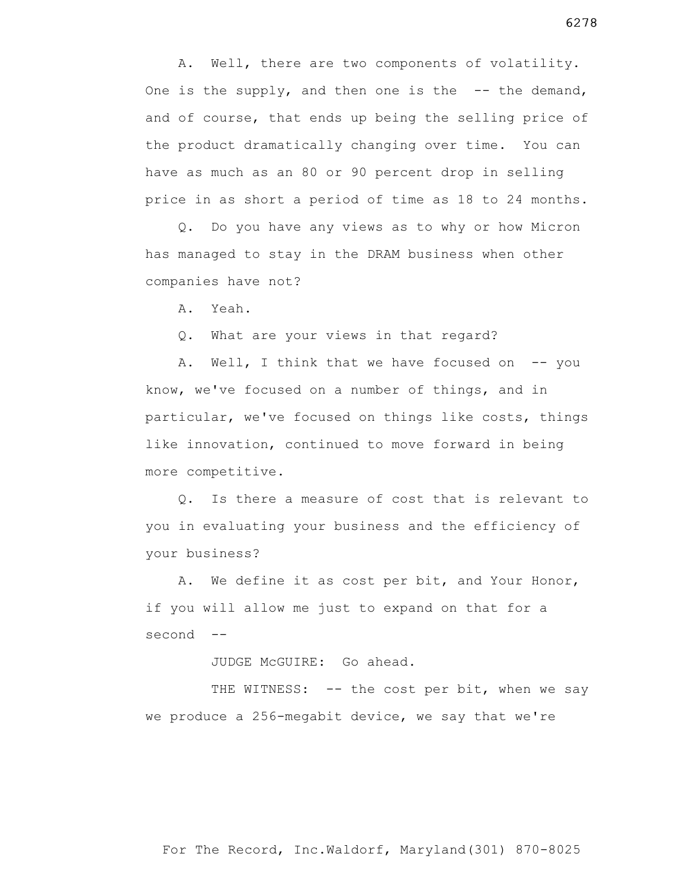A. Well, there are two components of volatility. One is the supply, and then one is the -- the demand, and of course, that ends up being the selling price of the product dramatically changing over time. You can have as much as an 80 or 90 percent drop in selling price in as short a period of time as 18 to 24 months.

Q. Do you have any views as to why or how Micron has managed to stay in the DRAM business when other companies have not?

A. Yeah.

Q. What are your views in that regard?

A. Well, I think that we have focused on -- you know, we've focused on a number of things, and in particular, we've focused on things like costs, things like innovation, continued to move forward in being more competitive.

Q. Is there a measure of cost that is relevant to you in evaluating your business and the efficiency of your business?

A. We define it as cost per bit, and Your Honor, if you will allow me just to expand on that for a second --

JUDGE McGUIRE: Go ahead.

THE WITNESS: -- the cost per bit, when we say we produce a 256-megabit device, we say that we're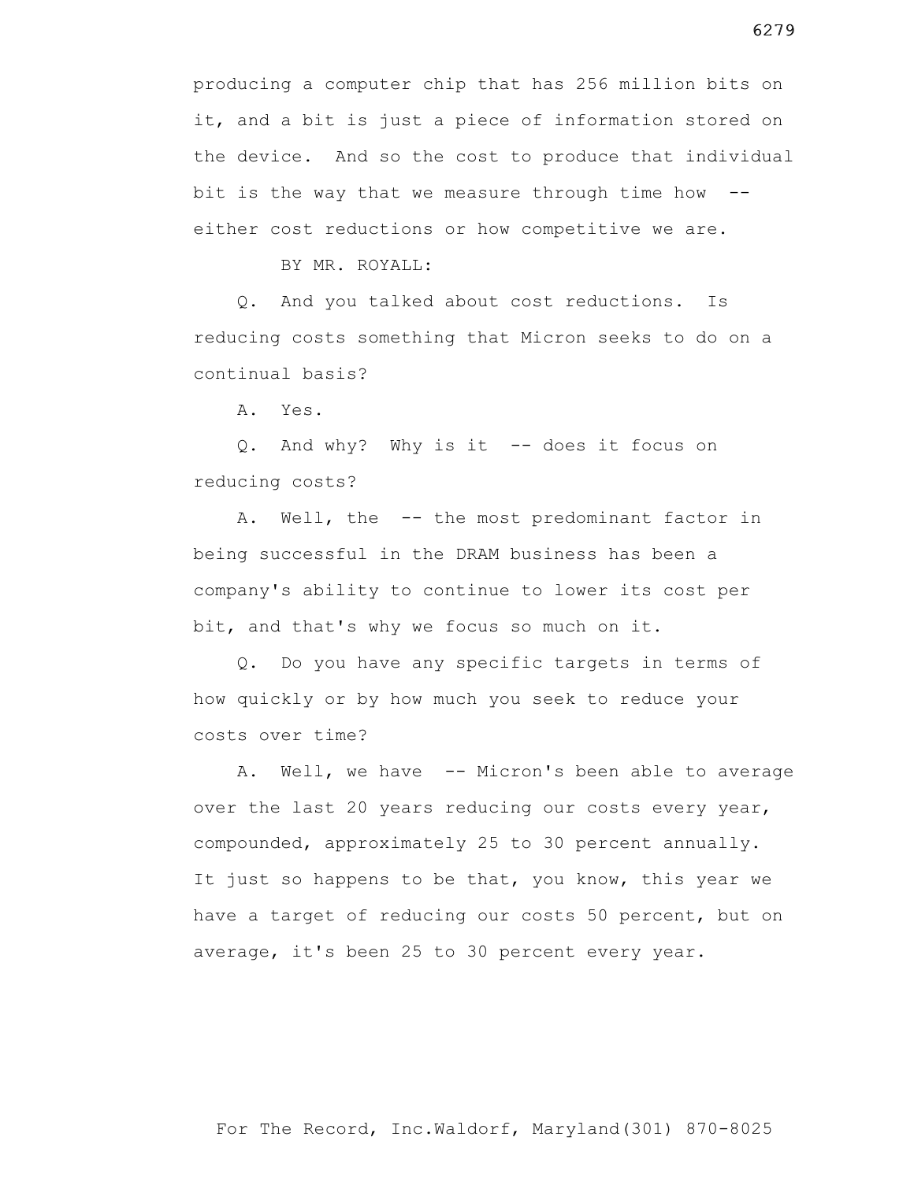producing a computer chip that has 256 million bits on it, and a bit is just a piece of information stored on the device. And so the cost to produce that individual bit is the way that we measure through time how -- either cost reductions or how competitive we are.

BY MR. ROYALL:

Q. And you talked about cost reductions. Is reducing costs something that Micron seeks to do on a continual basis?

A. Yes.

Q. And why? Why is it -- does it focus on reducing costs?

A. Well, the -- the most predominant factor in being successful in the DRAM business has been a company's ability to continue to lower its cost per bit, and that's why we focus so much on it.

Q. Do you have any specific targets in terms of how quickly or by how much you seek to reduce your costs over time?

A. Well, we have -- Micron's been able to average over the last 20 years reducing our costs every year, compounded, approximately 25 to 30 percent annually. It just so happens to be that, you know, this year we have a target of reducing our costs 50 percent, but on average, it's been 25 to 30 percent every year.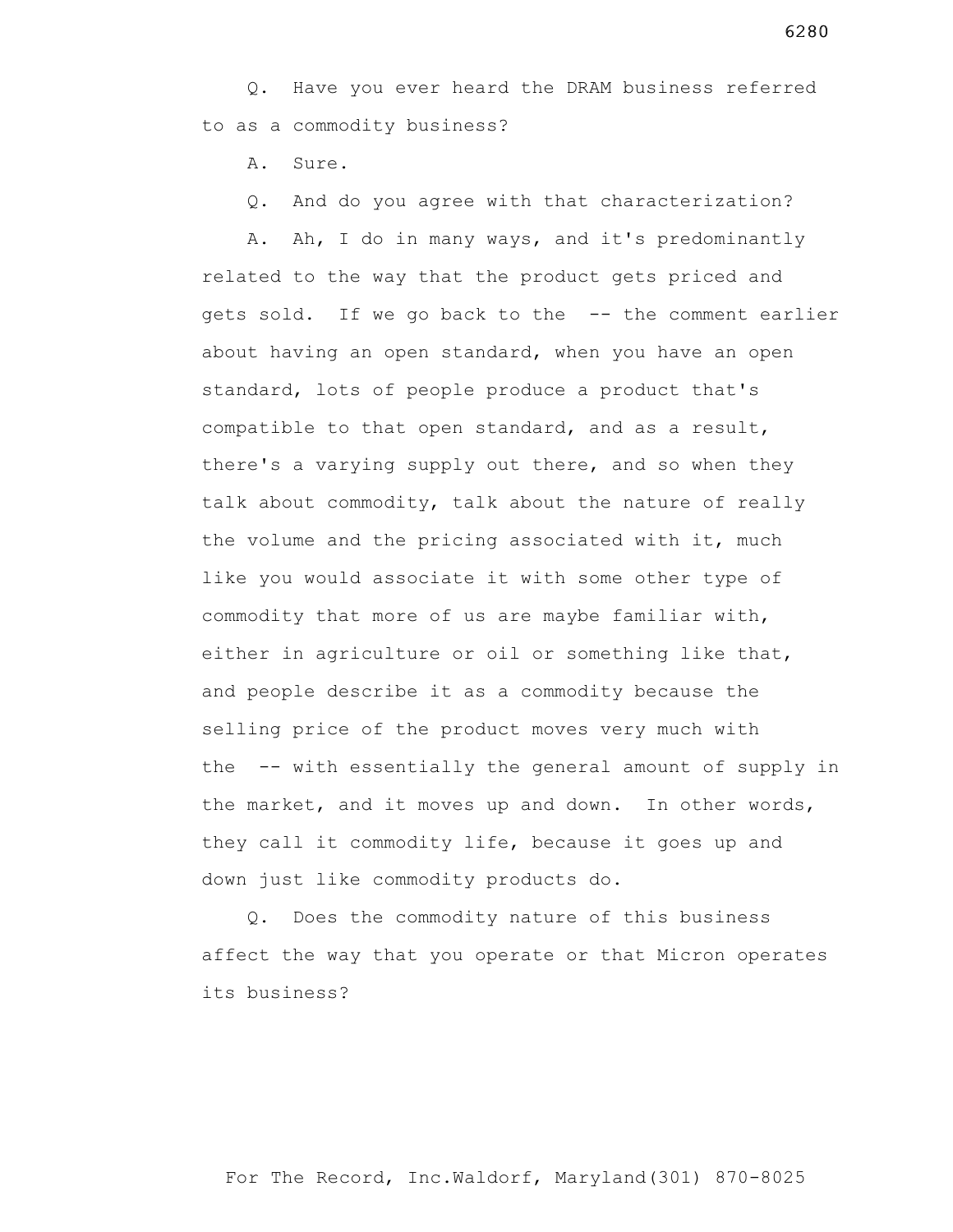Q. Have you ever heard the DRAM business referred to as a commodity business?

A. Sure.

Q. And do you agree with that characterization?

A. Ah, I do in many ways, and it's predominantly related to the way that the product gets priced and gets sold. If we go back to the -- the comment earlier about having an open standard, when you have an open standard, lots of people produce a product that's compatible to that open standard, and as a result, there's a varying supply out there, and so when they talk about commodity, talk about the nature of really the volume and the pricing associated with it, much like you would associate it with some other type of commodity that more of us are maybe familiar with, either in agriculture or oil or something like that, and people describe it as a commodity because the selling price of the product moves very much with the -- with essentially the general amount of supply in the market, and it moves up and down. In other words, they call it commodity life, because it goes up and down just like commodity products do.

Q. Does the commodity nature of this business affect the way that you operate or that Micron operates its business?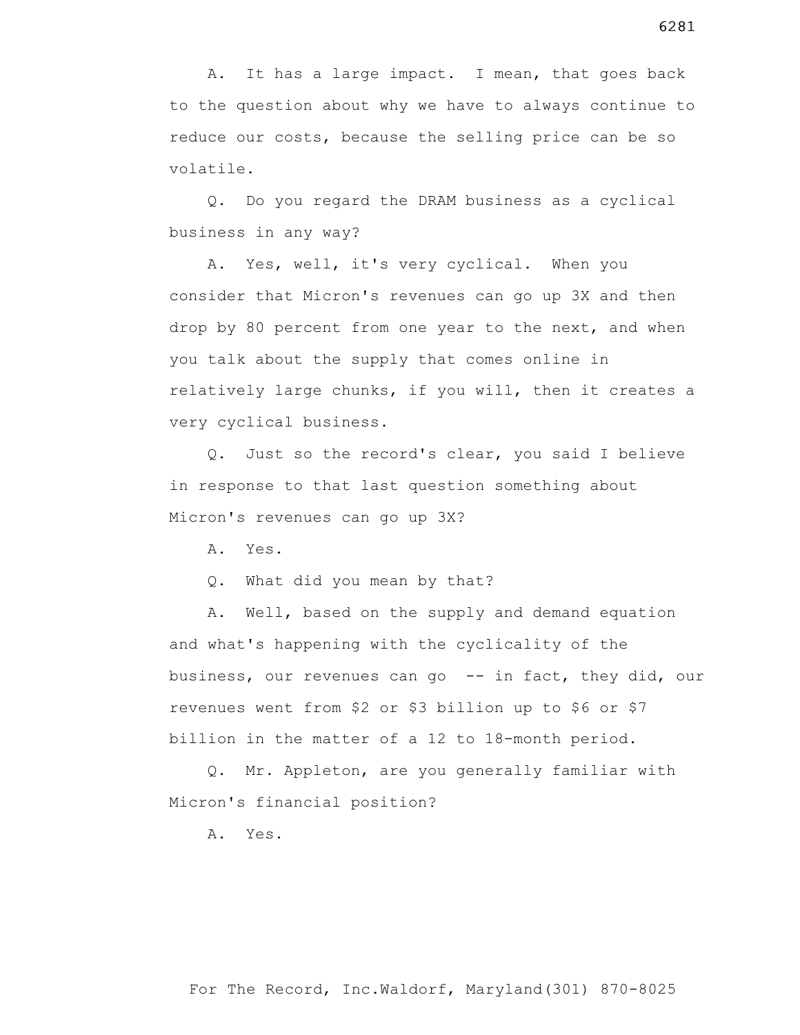A. It has a large impact. I mean, that goes back to the question about why we have to always continue to reduce our costs, because the selling price can be so volatile.

Q. Do you regard the DRAM business as a cyclical business in any way?

A. Yes, well, it's very cyclical. When you consider that Micron's revenues can go up 3X and then drop by 80 percent from one year to the next, and when you talk about the supply that comes online in relatively large chunks, if you will, then it creates a very cyclical business.

Q. Just so the record's clear, you said I believe in response to that last question something about Micron's revenues can go up 3X?

A. Yes.

Q. What did you mean by that?

A. Well, based on the supply and demand equation and what's happening with the cyclicality of the business, our revenues can go -- in fact, they did, our revenues went from $2 or $3 billion up to $6 or $7 billion in the matter of a 12 to 18-month period.

Q. Mr. Appleton, are you generally familiar with Micron's financial position?

A. Yes.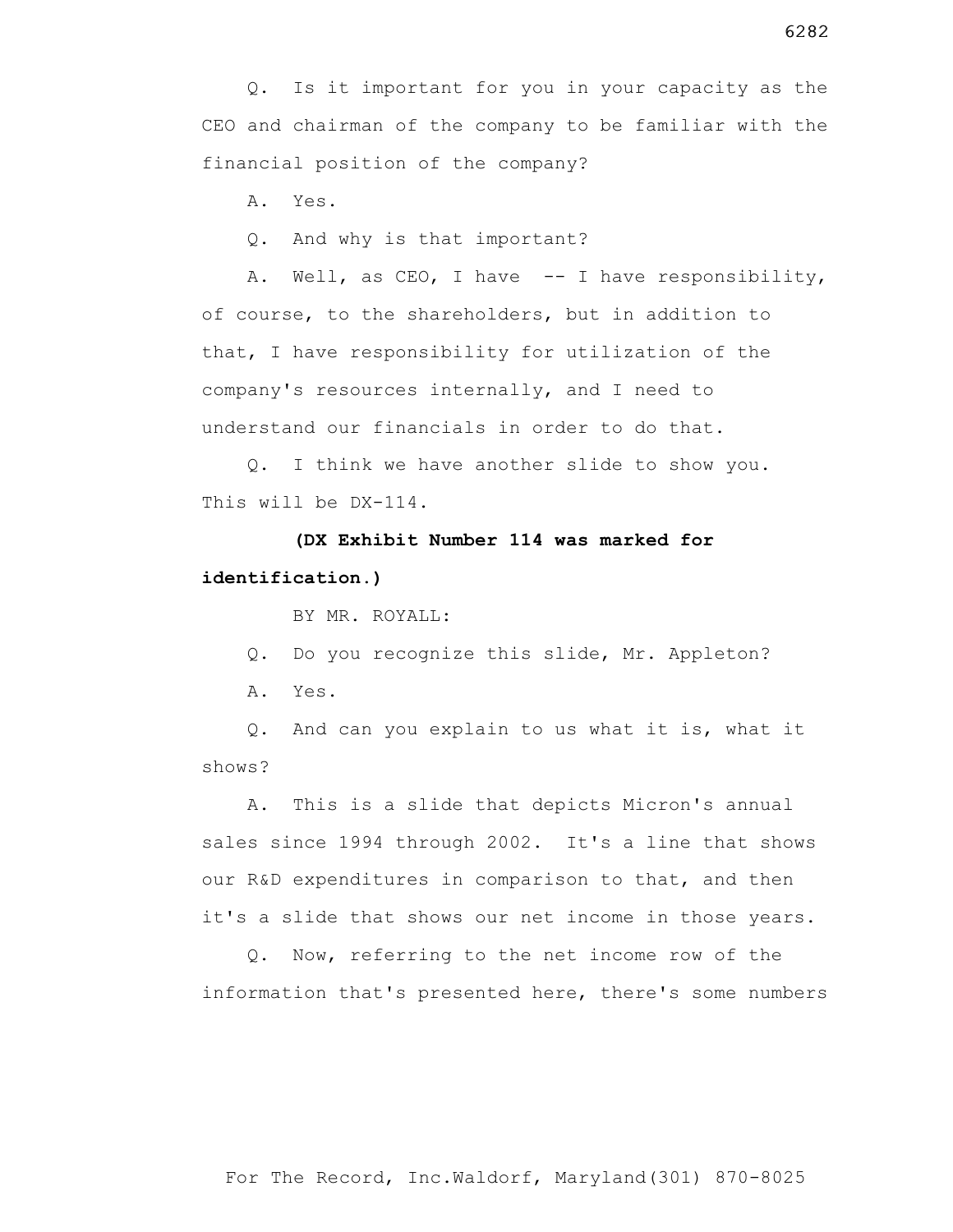Q. Is it important for you in your capacity as the CEO and chairman of the company to be familiar with the financial position of the company?

A. Yes.

Q. And why is that important?

A. Well, as CEO, I have -- I have responsibility, of course, to the shareholders, but in addition to that, I have responsibility for utilization of the company's resources internally, and I need to understand our financials in order to do that.

Q. I think we have another slide to show you. This will be DX-114.

**(DX Exhibit Number 114 was marked for identification.)**

BY MR. ROYALL:

Q. Do you recognize this slide, Mr. Appleton?

A. Yes.

Q. And can you explain to us what it is, what it shows?

A. This is a slide that depicts Micron's annual sales since 1994 through 2002. It's a line that shows our R&D expenditures in comparison to that, and then it's a slide that shows our net income in those years.

Q. Now, referring to the net income row of the information that's presented here, there's some numbers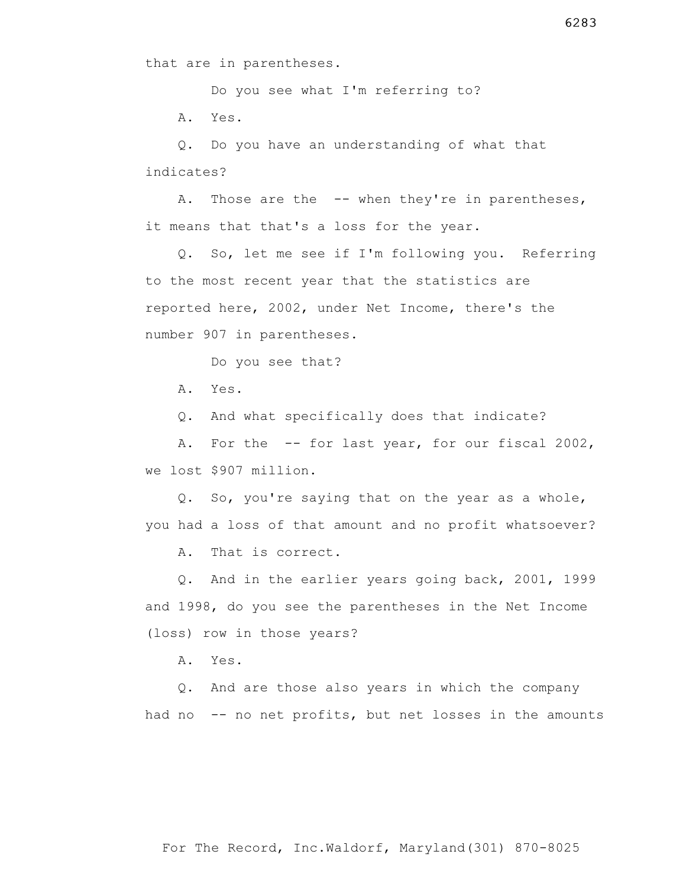that are in parentheses.

Do you see what I'm referring to?

A. Yes.

Q. Do you have an understanding of what that indicates?

A. Those are the -- when they're in parentheses, it means that that's a loss for the year.

Q. So, let me see if I'm following you. Referring to the most recent year that the statistics are reported here, 2002, under Net Income, there's the number 907 in parentheses.

Do you see that?

A. Yes.

Q. And what specifically does that indicate?

A. For the -- for last year, for our fiscal 2002, we lost $907 million.

Q. So, you're saying that on the year as a whole, you had a loss of that amount and no profit whatsoever?

A. That is correct.

Q. And in the earlier years going back, 2001, 1999 and 1998, do you see the parentheses in the Net Income (loss) row in those years?

A. Yes.

Q. And are those also years in which the company had no -- no net profits, but net losses in the amounts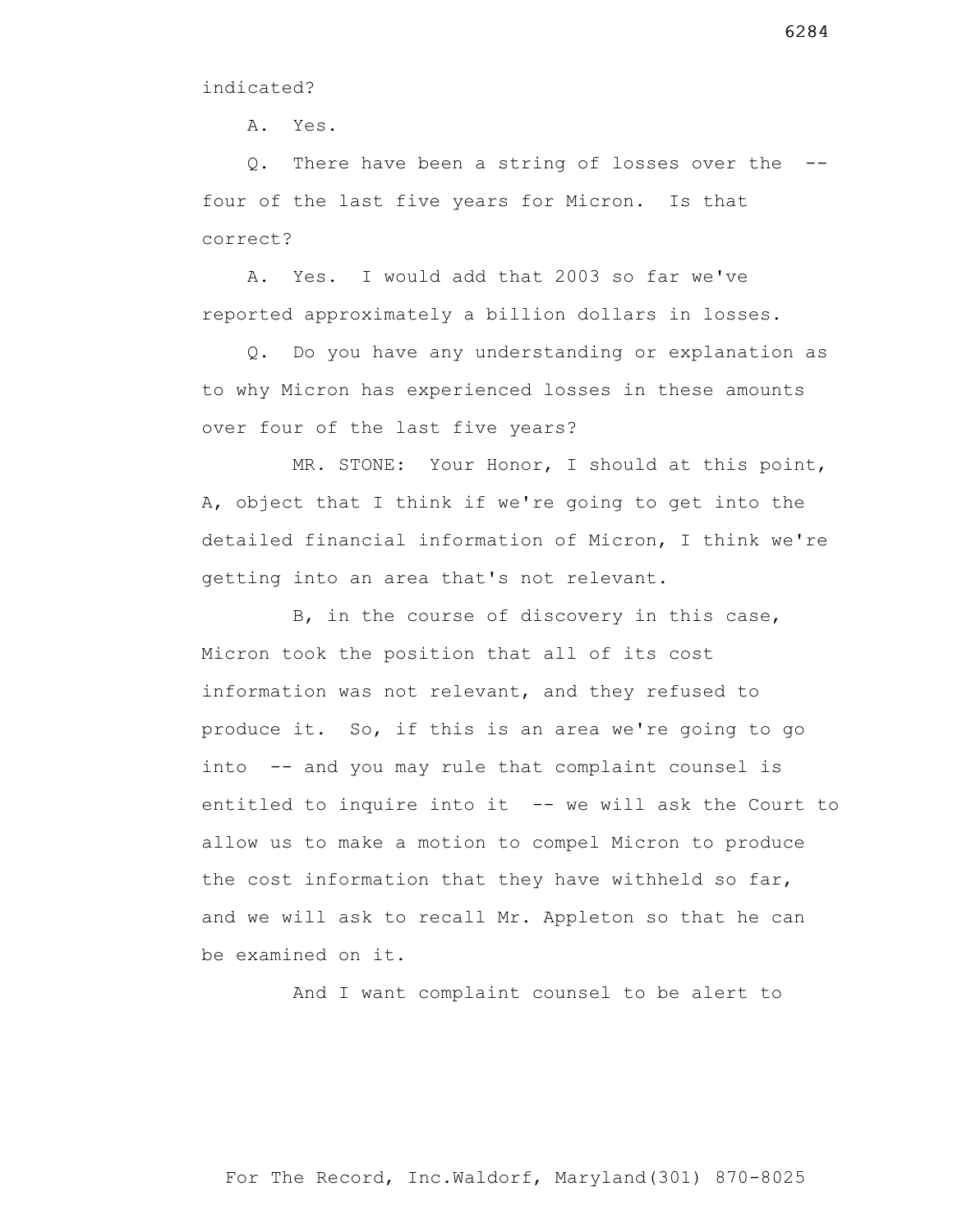indicated?

A. Yes.

Q. There have been a string of losses over the -- four of the last five years for Micron. Is that correct?

A. Yes. I would add that 2003 so far we've reported approximately a billion dollars in losses.

Q. Do you have any understanding or explanation as to why Micron has experienced losses in these amounts over four of the last five years?

MR. STONE: Your Honor, I should at this point, A, object that I think if we're going to get into the detailed financial information of Micron, I think we're getting into an area that's not relevant.

B, in the course of discovery in this case, Micron took the position that all of its cost information was not relevant, and they refused to produce it. So, if this is an area we're going to go into -- and you may rule that complaint counsel is entitled to inquire into it -- we will ask the Court to allow us to make a motion to compel Micron to produce the cost information that they have withheld so far, and we will ask to recall Mr. Appleton so that he can be examined on it.

And I want complaint counsel to be alert to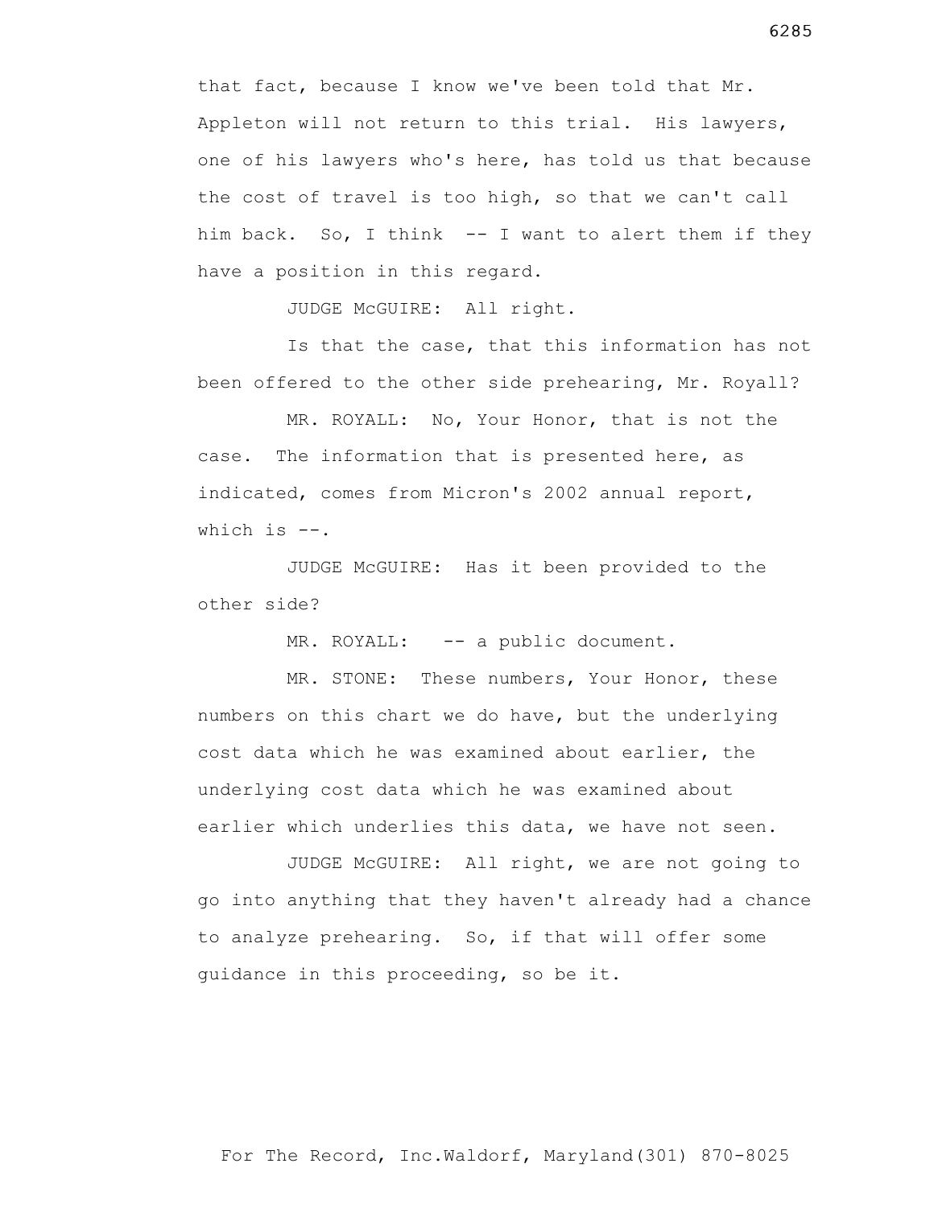that fact, because I know we've been told that Mr. Appleton will not return to this trial. His lawyers, one of his lawyers who's here, has told us that because the cost of travel is too high, so that we can't call him back. So, I think -- I want to alert them if they have a position in this regard.

JUDGE McGUIRE: All right.

Is that the case, that this information has not been offered to the other side prehearing, Mr. Royall?

MR. ROYALL: No, Your Honor, that is not the case. The information that is presented here, as indicated, comes from Micron's 2002 annual report, which is --.

JUDGE McGUIRE: Has it been provided to the other side?

MR. ROYALL: -- a public document.

MR. STONE: These numbers, Your Honor, these numbers on this chart we do have, but the underlying cost data which he was examined about earlier, the underlying cost data which he was examined about earlier which underlies this data, we have not seen.

JUDGE McGUIRE: All right, we are not going to go into anything that they haven't already had a chance to analyze prehearing. So, if that will offer some guidance in this proceeding, so be it.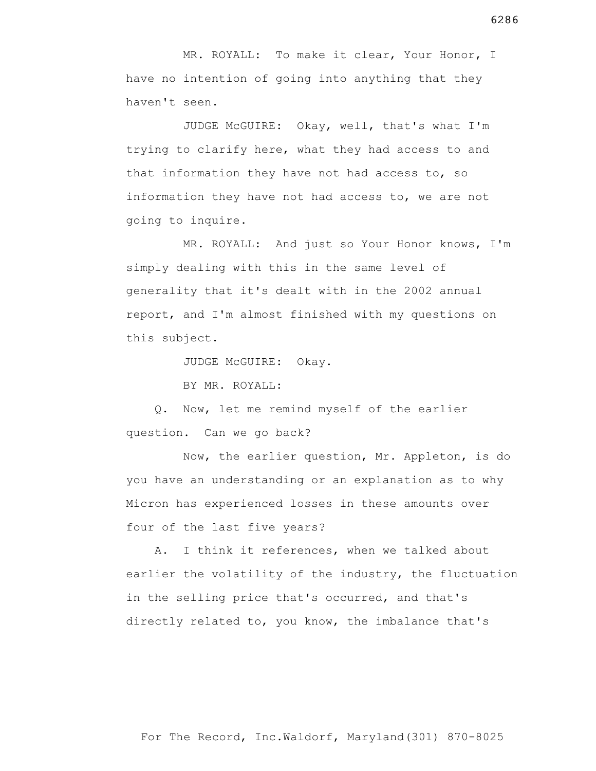MR. ROYALL: To make it clear, Your Honor, I have no intention of going into anything that they haven't seen.

JUDGE McGUIRE: Okay, well, that's what I'm trying to clarify here, what they had access to and that information they have not had access to, so information they have not had access to, we are not going to inquire.

MR. ROYALL: And just so Your Honor knows, I'm simply dealing with this in the same level of generality that it's dealt with in the 2002 annual report, and I'm almost finished with my questions on this subject.

JUDGE McGUIRE: Okay.

BY MR. ROYALL:

Q. Now, let me remind myself of the earlier question. Can we go back?

Now, the earlier question, Mr. Appleton, is do you have an understanding or an explanation as to why Micron has experienced losses in these amounts over four of the last five years?

A. I think it references, when we talked about earlier the volatility of the industry, the fluctuation in the selling price that's occurred, and that's directly related to, you know, the imbalance that's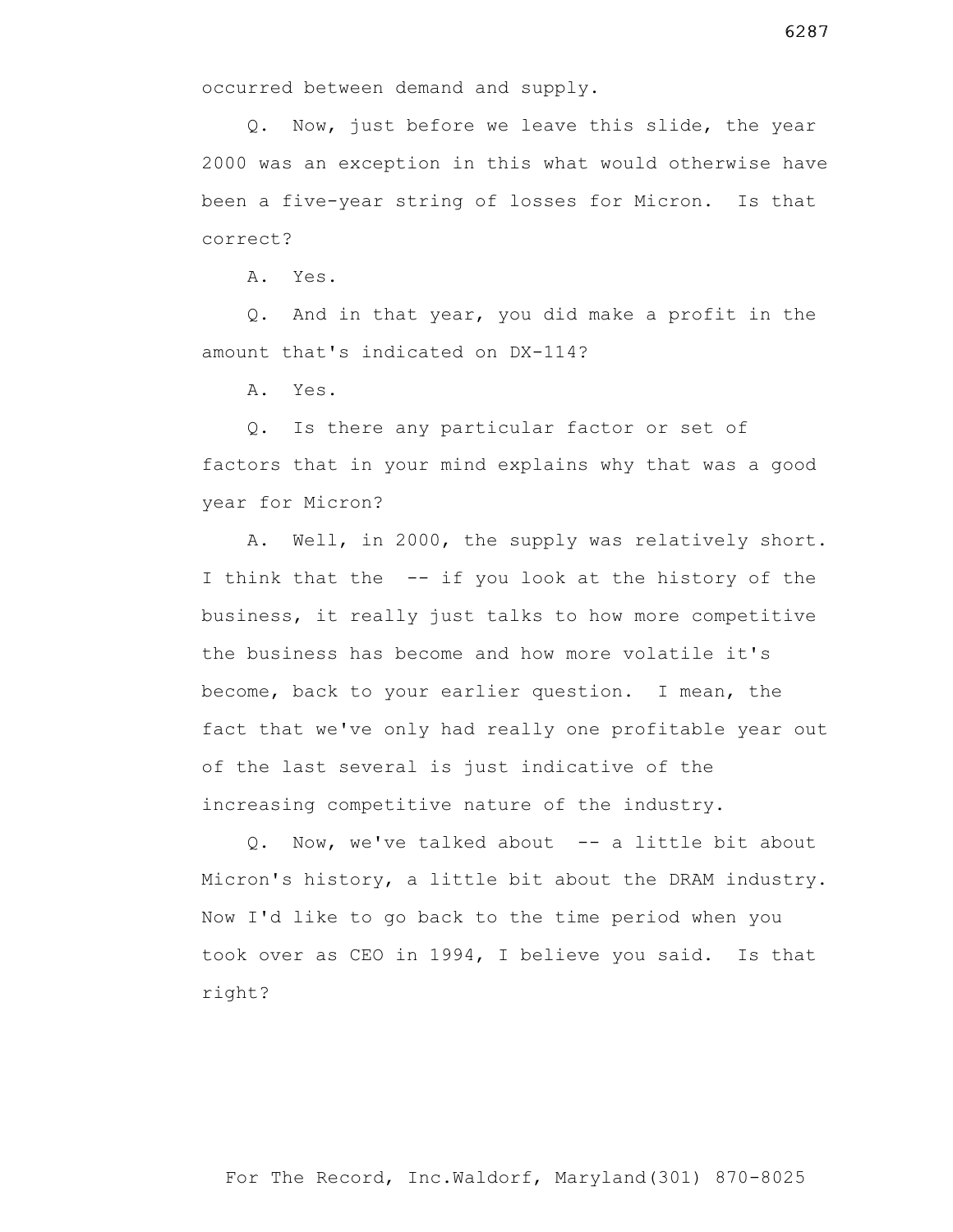occurred between demand and supply.

Q. Now, just before we leave this slide, the year 2000 was an exception in this what would otherwise have been a five-year string of losses for Micron. Is that correct?

A. Yes.

Q. And in that year, you did make a profit in the amount that's indicated on DX-114?

A. Yes.

Q. Is there any particular factor or set of factors that in your mind explains why that was a good year for Micron?

A. Well, in 2000, the supply was relatively short. I think that the -- if you look at the history of the business, it really just talks to how more competitive the business has become and how more volatile it's become, back to your earlier question. I mean, the fact that we've only had really one profitable year out of the last several is just indicative of the increasing competitive nature of the industry.

Q. Now, we've talked about -- a little bit about Micron's history, a little bit about the DRAM industry. Now I'd like to go back to the time period when you took over as CEO in 1994, I believe you said. Is that right?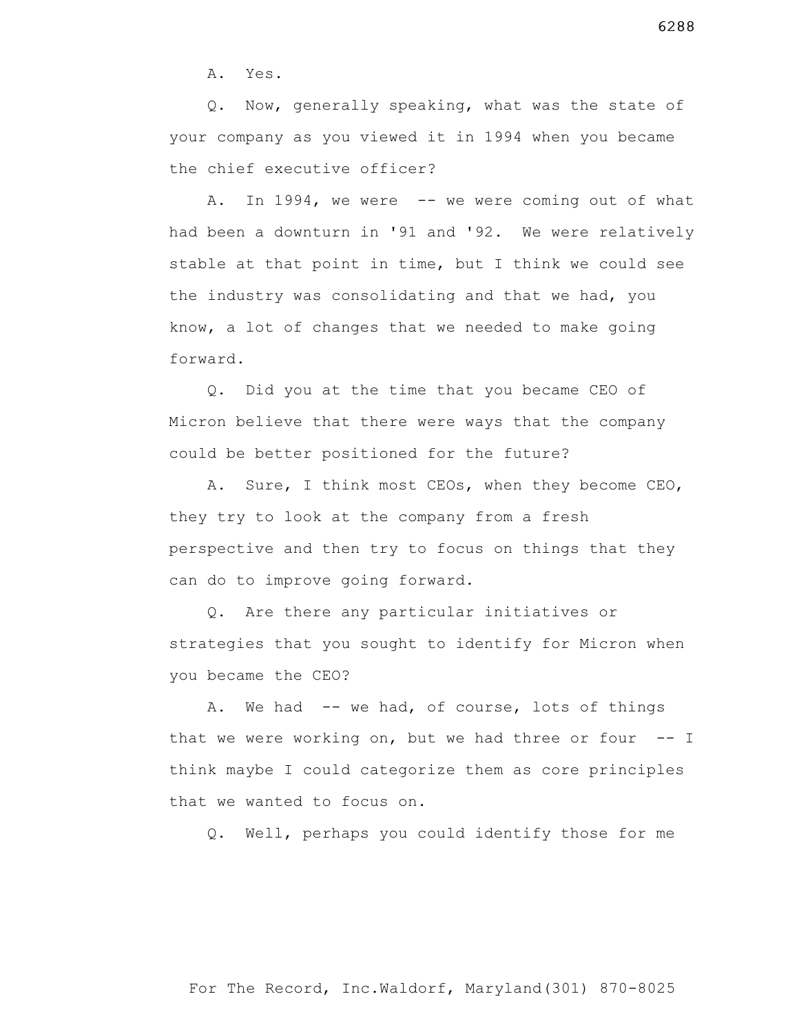A. Yes.

Q. Now, generally speaking, what was the state of your company as you viewed it in 1994 when you became the chief executive officer?

A. In 1994, we were -- we were coming out of what had been a downturn in '91 and '92. We were relatively stable at that point in time, but I think we could see the industry was consolidating and that we had, you know, a lot of changes that we needed to make going forward.

Q. Did you at the time that you became CEO of Micron believe that there were ways that the company could be better positioned for the future?

A. Sure, I think most CEOs, when they become CEO, they try to look at the company from a fresh perspective and then try to focus on things that they can do to improve going forward.

Q. Are there any particular initiatives or strategies that you sought to identify for Micron when you became the CEO?

A. We had -- we had, of course, lots of things that we were working on, but we had three or four -- I think maybe I could categorize them as core principles that we wanted to focus on.

Q. Well, perhaps you could identify those for me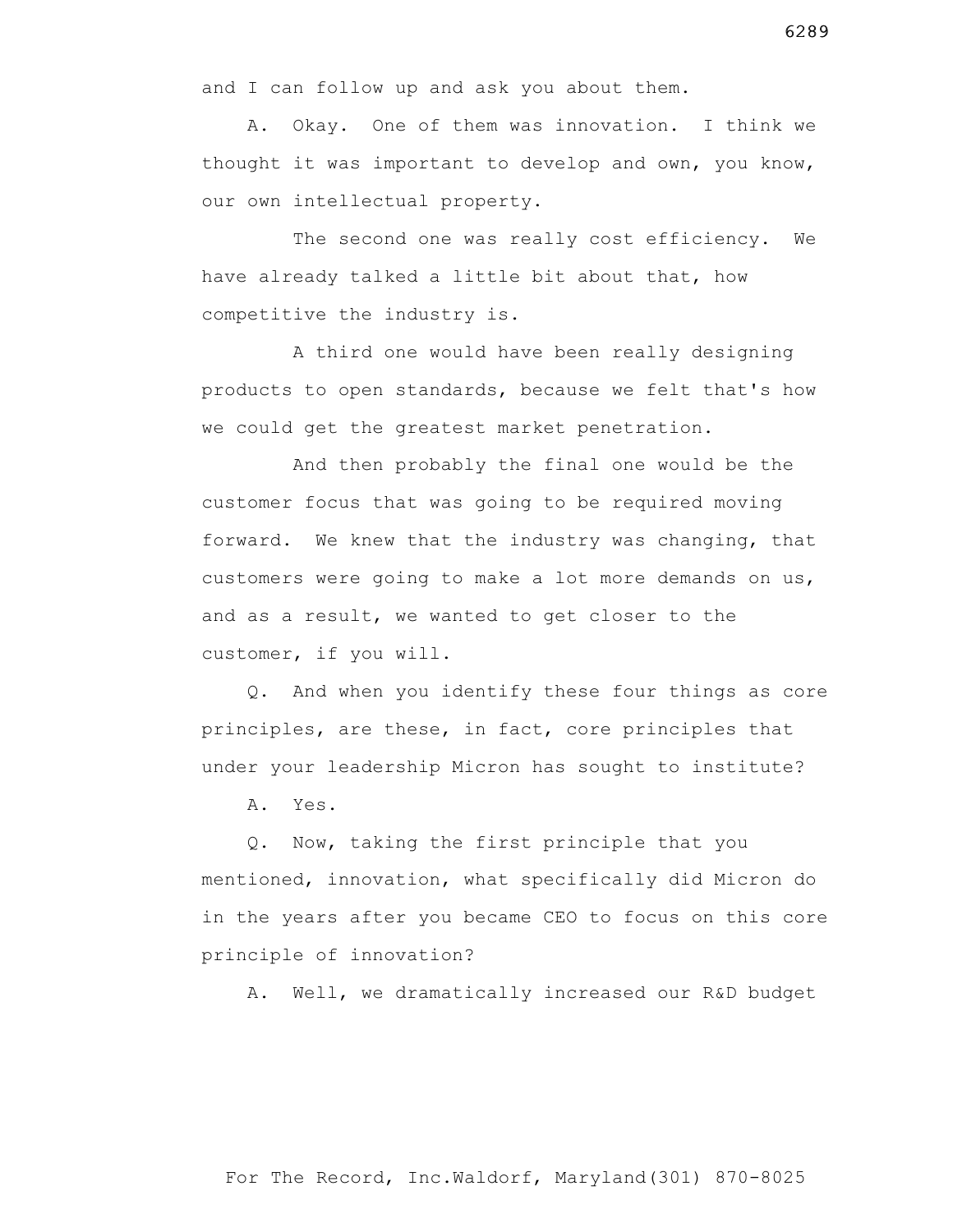and I can follow up and ask you about them.

A. Okay. One of them was innovation. I think we thought it was important to develop and own, you know, our own intellectual property.

The second one was really cost efficiency. We have already talked a little bit about that, how competitive the industry is.

A third one would have been really designing products to open standards, because we felt that's how we could get the greatest market penetration.

And then probably the final one would be the customer focus that was going to be required moving forward. We knew that the industry was changing, that customers were going to make a lot more demands on us, and as a result, we wanted to get closer to the customer, if you will.

Q. And when you identify these four things as core principles, are these, in fact, core principles that under your leadership Micron has sought to institute?

A. Yes.

Q. Now, taking the first principle that you mentioned, innovation, what specifically did Micron do in the years after you became CEO to focus on this core principle of innovation?

A. Well, we dramatically increased our R&D budget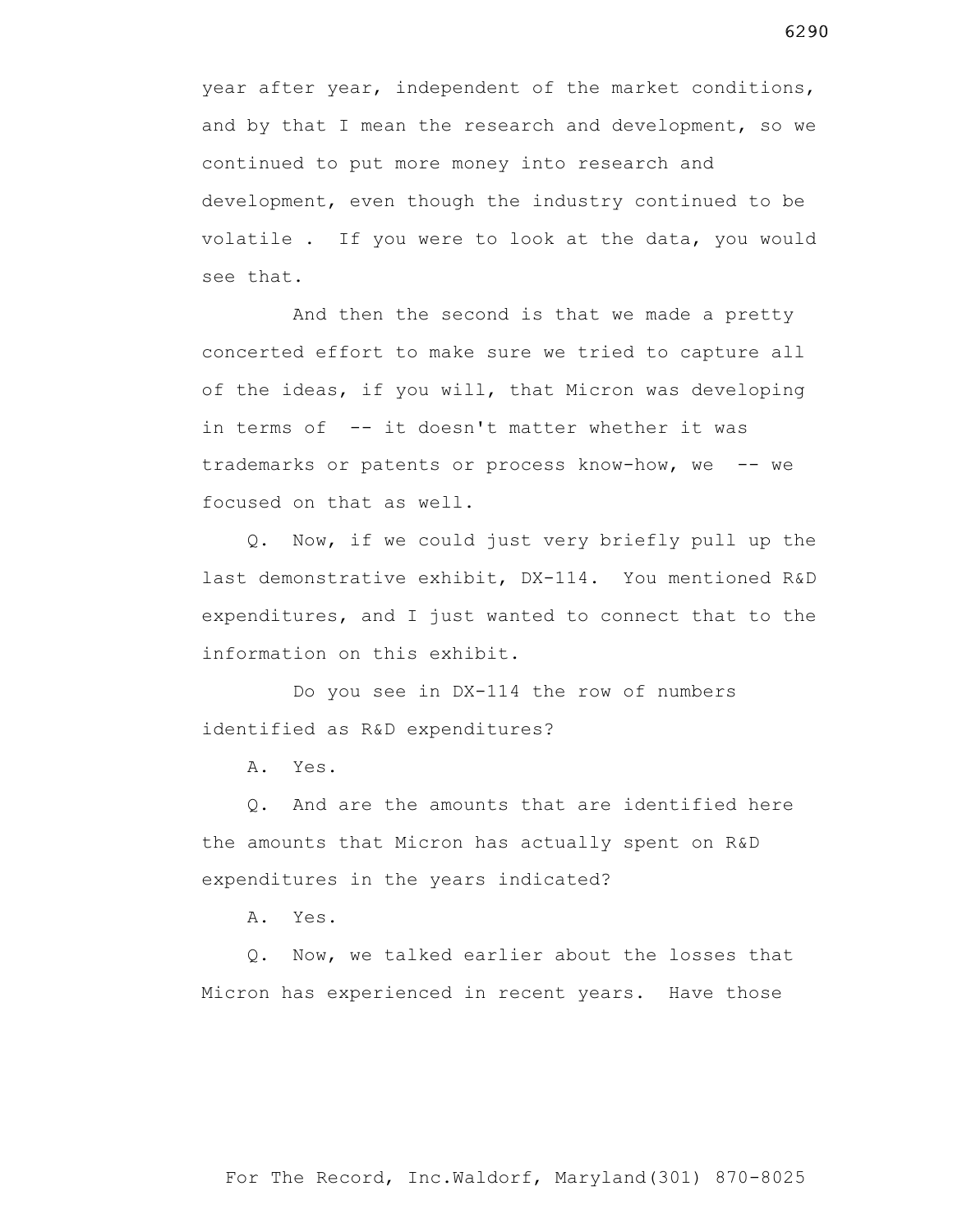year after year, independent of the market conditions, and by that I mean the research and development, so we continued to put more money into research and development, even though the industry continued to be volatile . If you were to look at the data, you would see that.

And then the second is that we made a pretty concerted effort to make sure we tried to capture all of the ideas, if you will, that Micron was developing in terms of -- it doesn't matter whether it was trademarks or patents or process know-how, we -- we focused on that as well.

Q. Now, if we could just very briefly pull up the last demonstrative exhibit, DX-114. You mentioned R&D expenditures, and I just wanted to connect that to the information on this exhibit.

Do you see in DX-114 the row of numbers identified as R&D expenditures?

A. Yes.

Q. And are the amounts that are identified here the amounts that Micron has actually spent on R&D expenditures in the years indicated?

A. Yes.

Q. Now, we talked earlier about the losses that Micron has experienced in recent years. Have those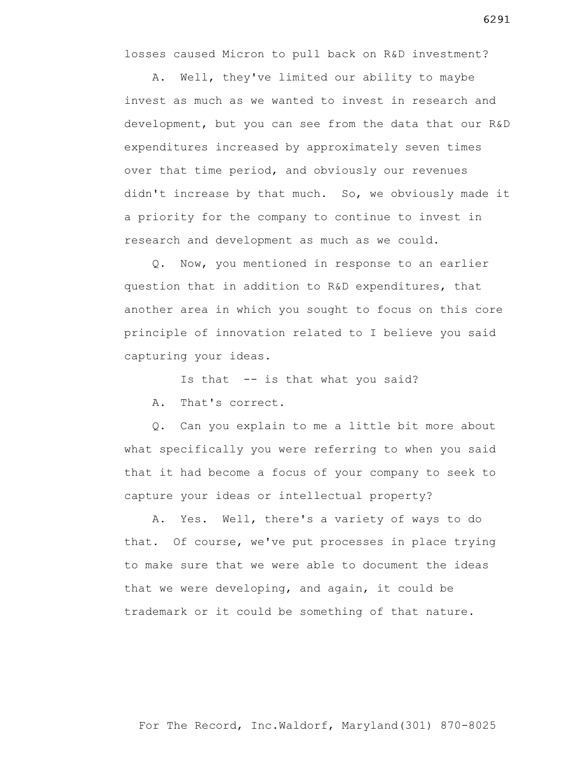losses caused Micron to pull back on R&D investment?

A. Well, they've limited our ability to maybe invest as much as we wanted to invest in research and development, but you can see from the data that our R&D expenditures increased by approximately seven times over that time period, and obviously our revenues didn't increase by that much. So, we obviously made it a priority for the company to continue to invest in research and development as much as we could.

Q. Now, you mentioned in response to an earlier question that in addition to R&D expenditures, that another area in which you sought to focus on this core principle of innovation related to I believe you said capturing your ideas.

Is that -- is that what you said?

A. That's correct.

Q. Can you explain to me a little bit more about what specifically you were referring to when you said that it had become a focus of your company to seek to capture your ideas or intellectual property?

A. Yes. Well, there's a variety of ways to do that. Of course, we've put processes in place trying to make sure that we were able to document the ideas that we were developing, and again, it could be trademark or it could be something of that nature.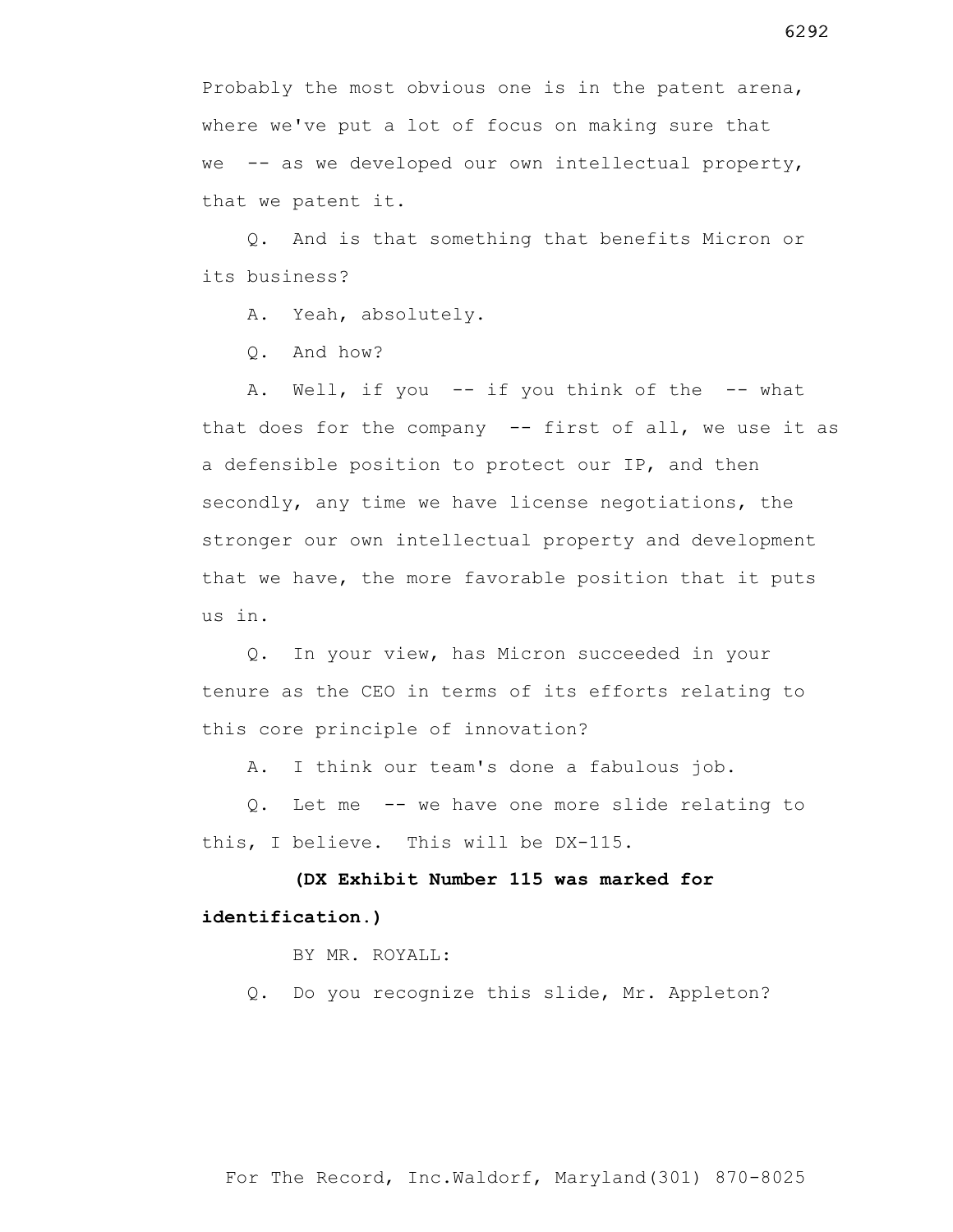Probably the most obvious one is in the patent arena, where we've put a lot of focus on making sure that we -- as we developed our own intellectual property, that we patent it.

Q. And is that something that benefits Micron or its business?

A. Yeah, absolutely.

Q. And how?

A. Well, if you -- if you think of the -- what that does for the company -- first of all, we use it as a defensible position to protect our IP, and then secondly, any time we have license negotiations, the stronger our own intellectual property and development that we have, the more favorable position that it puts us in.

Q. In your view, has Micron succeeded in your tenure as the CEO in terms of its efforts relating to this core principle of innovation?

A. I think our team's done a fabulous job.

Q. Let me -- we have one more slide relating to this, I believe. This will be DX-115.

**(DX Exhibit Number 115 was marked for identification.)**

BY MR. ROYALL:

Q. Do you recognize this slide, Mr. Appleton?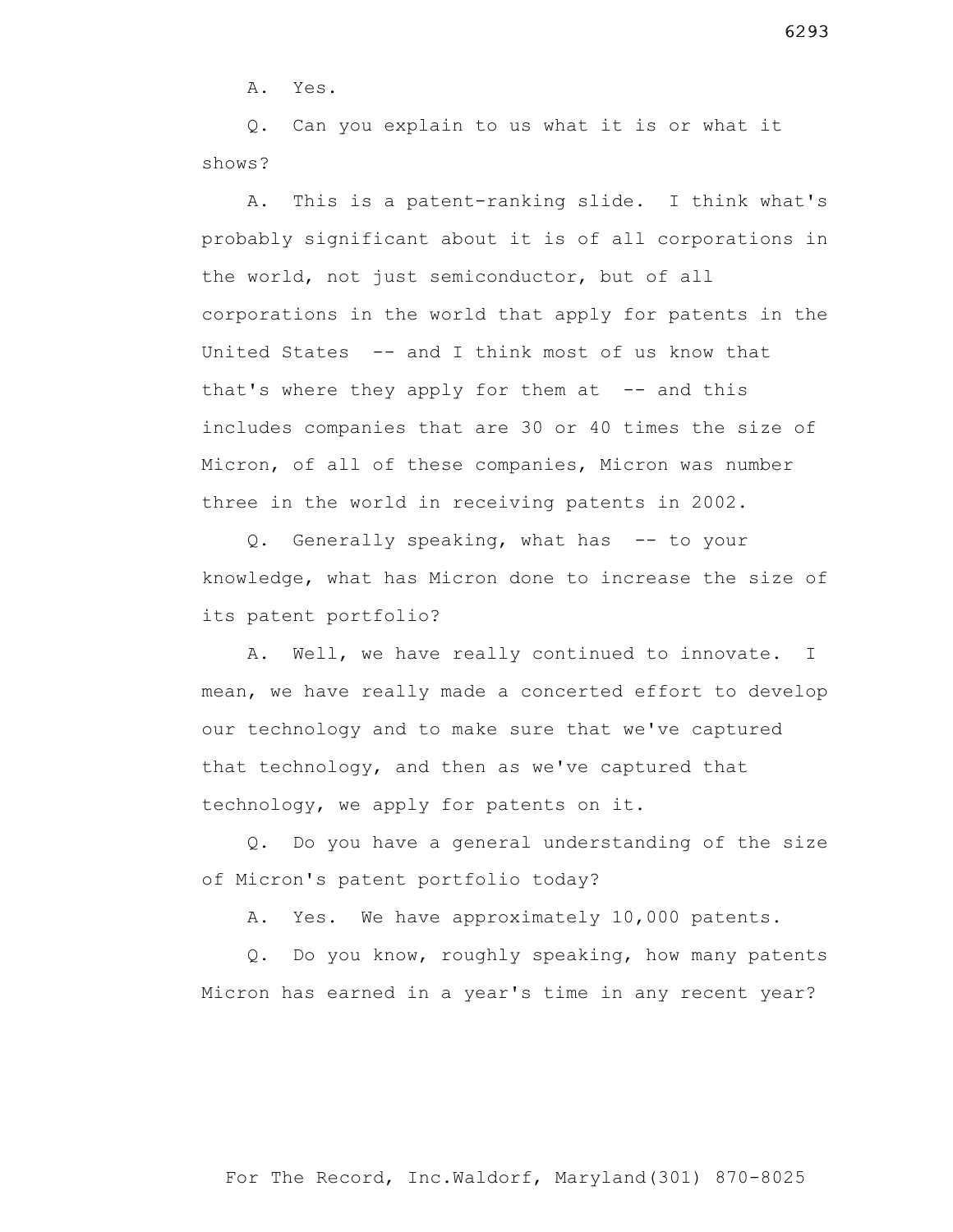A. Yes.

Q. Can you explain to us what it is or what it shows?

A. This is a patent-ranking slide. I think what's probably significant about it is of all corporations in the world, not just semiconductor, but of all corporations in the world that apply for patents in the United States -- and I think most of us know that that's where they apply for them at -- and this includes companies that are 30 or 40 times the size of Micron, of all of these companies, Micron was number three in the world in receiving patents in 2002.

Q. Generally speaking, what has -- to your knowledge, what has Micron done to increase the size of its patent portfolio?

A. Well, we have really continued to innovate. I mean, we have really made a concerted effort to develop our technology and to make sure that we've captured that technology, and then as we've captured that technology, we apply for patents on it.

Q. Do you have a general understanding of the size of Micron's patent portfolio today?

A. Yes. We have approximately 10,000 patents.

Q. Do you know, roughly speaking, how many patents Micron has earned in a year's time in any recent year?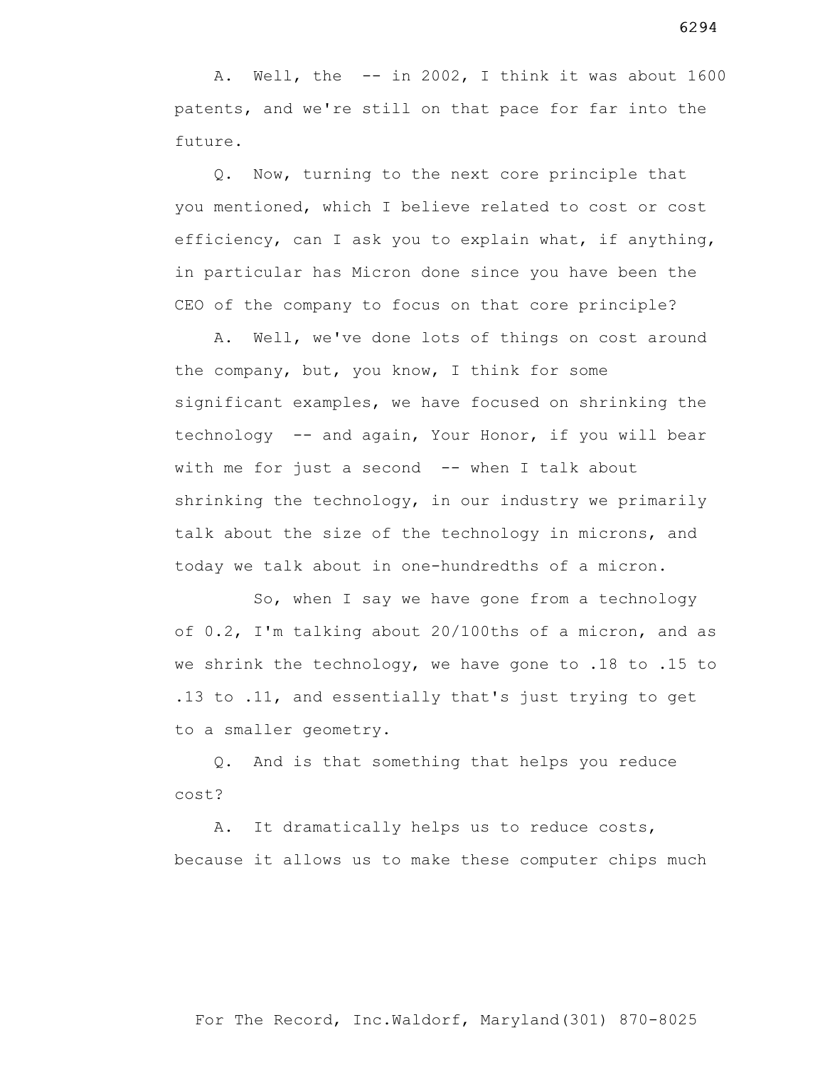A. Well, the -- in 2002, I think it was about 1600 patents, and we're still on that pace for far into the future.

Q. Now, turning to the next core principle that you mentioned, which I believe related to cost or cost efficiency, can I ask you to explain what, if anything, in particular has Micron done since you have been the CEO of the company to focus on that core principle?

A. Well, we've done lots of things on cost around the company, but, you know, I think for some significant examples, we have focused on shrinking the technology -- and again, Your Honor, if you will bear with me for just a second -- when I talk about shrinking the technology, in our industry we primarily talk about the size of the technology in microns, and today we talk about in one-hundredths of a micron.

So, when I say we have gone from a technology of 0.2, I'm talking about 20/100ths of a micron, and as we shrink the technology, we have gone to .18 to .15 to .13 to .11, and essentially that's just trying to get to a smaller geometry.

Q. And is that something that helps you reduce cost?

A. It dramatically helps us to reduce costs, because it allows us to make these computer chips much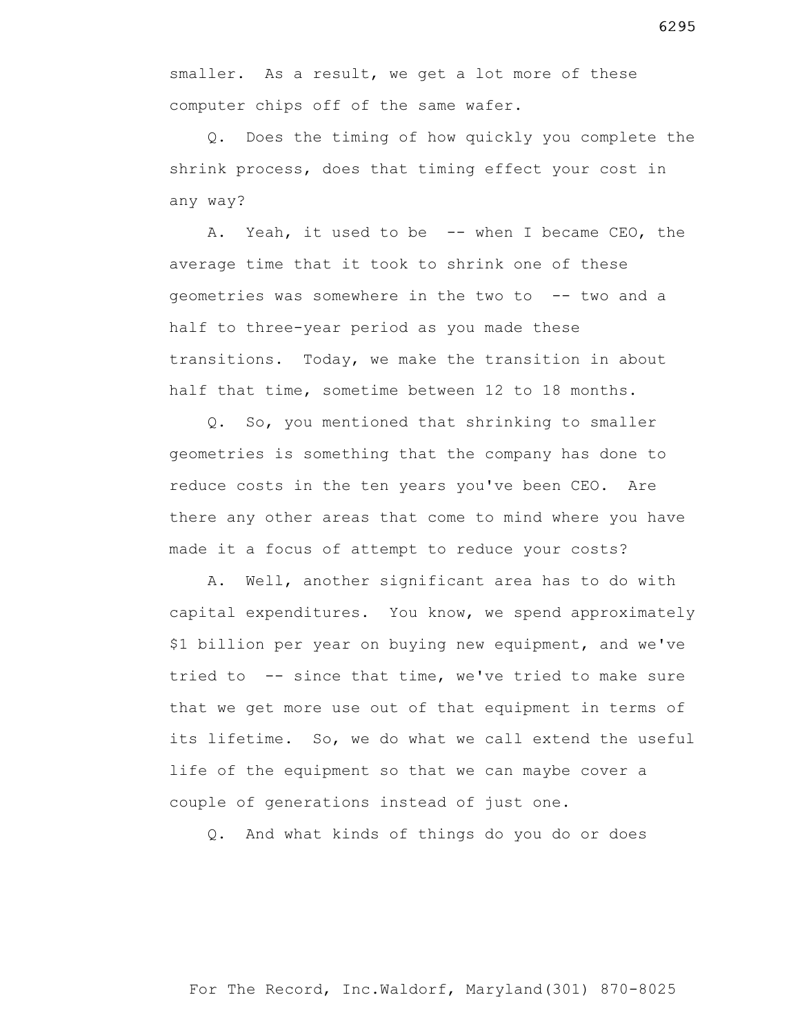smaller. As a result, we get a lot more of these computer chips off of the same wafer.

Q. Does the timing of how quickly you complete the shrink process, does that timing effect your cost in any way?

A. Yeah, it used to be -- when I became CEO, the average time that it took to shrink one of these geometries was somewhere in the two to -- two and a half to three-year period as you made these transitions. Today, we make the transition in about half that time, sometime between 12 to 18 months.

Q. So, you mentioned that shrinking to smaller geometries is something that the company has done to reduce costs in the ten years you've been CEO. Are there any other areas that come to mind where you have made it a focus of attempt to reduce your costs?

A. Well, another significant area has to do with capital expenditures. You know, we spend approximately $1 billion per year on buying new equipment, and we've tried to -- since that time, we've tried to make sure that we get more use out of that equipment in terms of its lifetime. So, we do what we call extend the useful life of the equipment so that we can maybe cover a couple of generations instead of just one.

Q. And what kinds of things do you do or does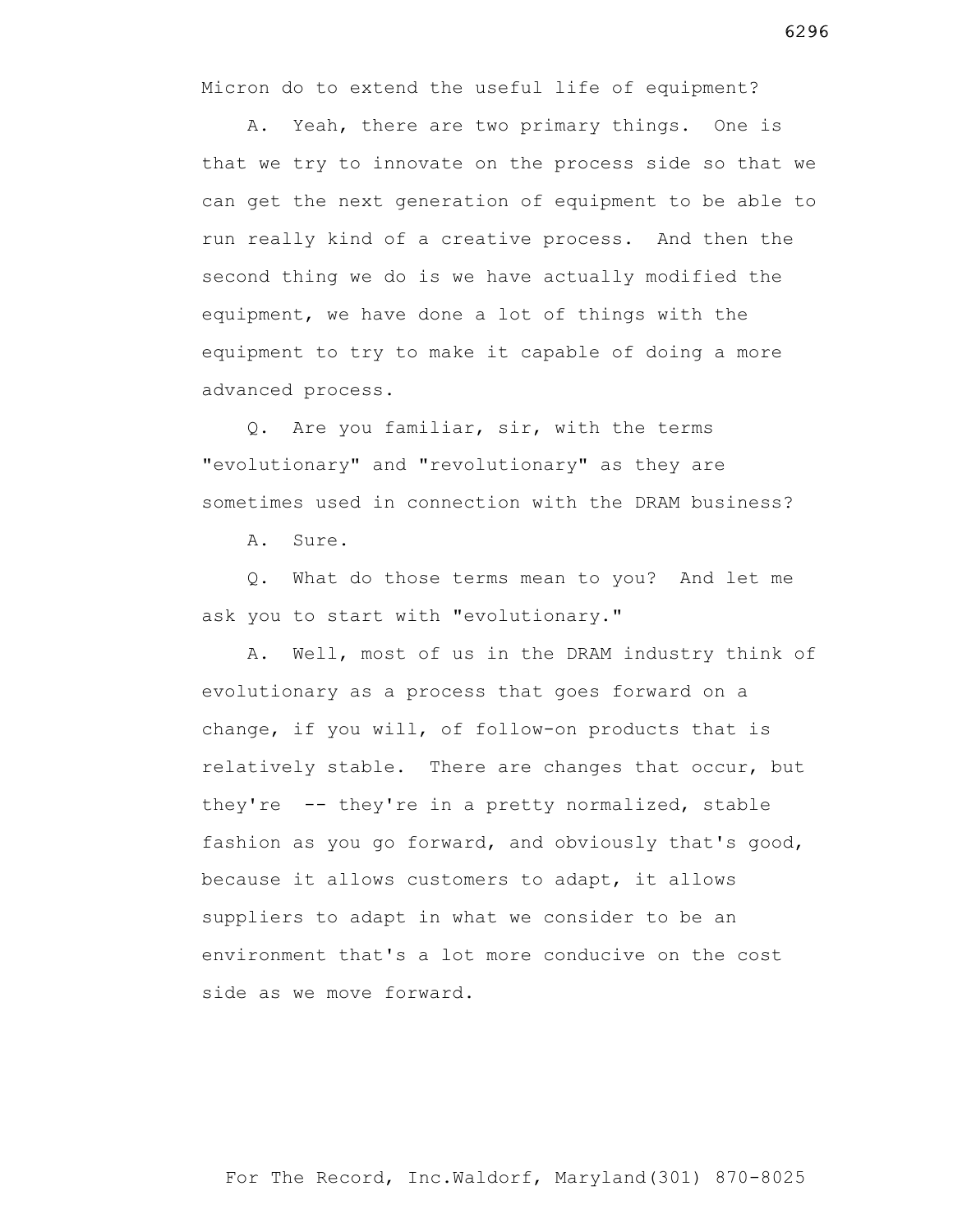Micron do to extend the useful life of equipment?

A. Yeah, there are two primary things. One is that we try to innovate on the process side so that we can get the next generation of equipment to be able to run really kind of a creative process. And then the second thing we do is we have actually modified the equipment, we have done a lot of things with the equipment to try to make it capable of doing a more advanced process.

Q. Are you familiar, sir, with the terms "evolutionary" and "revolutionary" as they are sometimes used in connection with the DRAM business?

A. Sure.

Q. What do those terms mean to you? And let me ask you to start with "evolutionary."

A. Well, most of us in the DRAM industry think of evolutionary as a process that goes forward on a change, if you will, of follow-on products that is relatively stable. There are changes that occur, but they're -- they're in a pretty normalized, stable fashion as you go forward, and obviously that's good, because it allows customers to adapt, it allows suppliers to adapt in what we consider to be an environment that's a lot more conducive on the cost side as we move forward.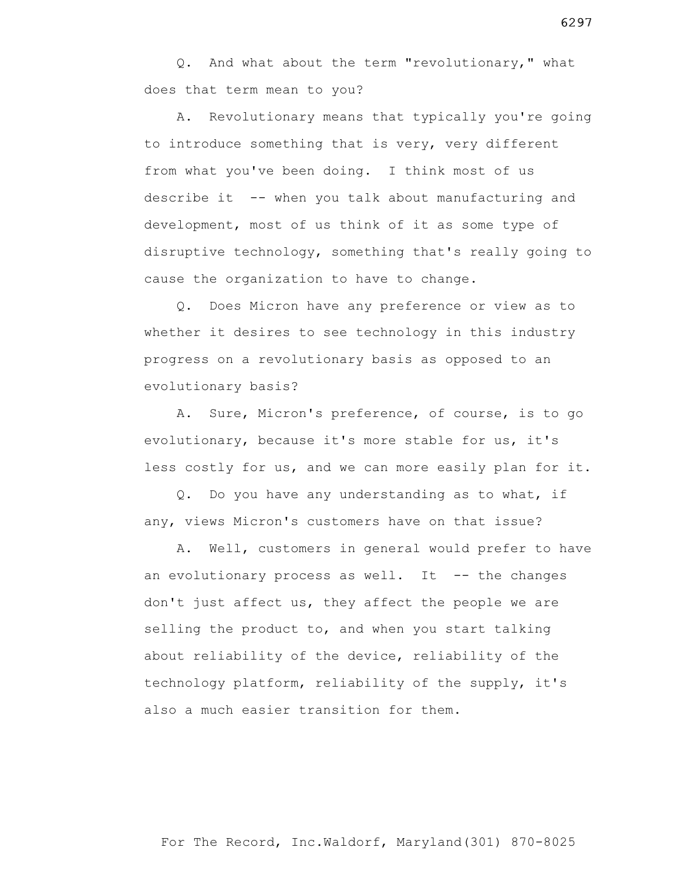Q. And what about the term "revolutionary," what does that term mean to you?

A. Revolutionary means that typically you're going to introduce something that is very, very different from what you've been doing. I think most of us describe it -- when you talk about manufacturing and development, most of us think of it as some type of disruptive technology, something that's really going to cause the organization to have to change.

Q. Does Micron have any preference or view as to whether it desires to see technology in this industry progress on a revolutionary basis as opposed to an evolutionary basis?

A. Sure, Micron's preference, of course, is to go evolutionary, because it's more stable for us, it's less costly for us, and we can more easily plan for it.

Q. Do you have any understanding as to what, if any, views Micron's customers have on that issue?

A. Well, customers in general would prefer to have an evolutionary process as well. It -- the changes don't just affect us, they affect the people we are selling the product to, and when you start talking about reliability of the device, reliability of the technology platform, reliability of the supply, it's also a much easier transition for them.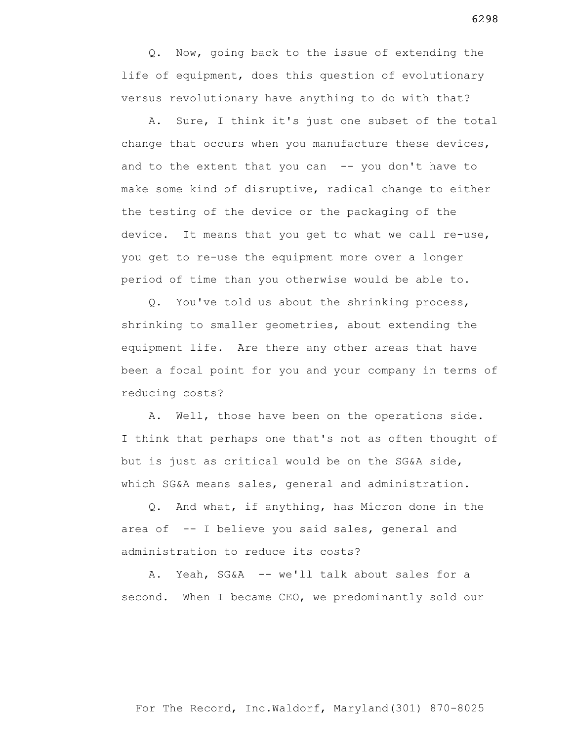Q. Now, going back to the issue of extending the life of equipment, does this question of evolutionary versus revolutionary have anything to do with that?

A. Sure, I think it's just one subset of the total change that occurs when you manufacture these devices, and to the extent that you can -- you don't have to make some kind of disruptive, radical change to either the testing of the device or the packaging of the device. It means that you get to what we call re-use, you get to re-use the equipment more over a longer period of time than you otherwise would be able to.

Q. You've told us about the shrinking process, shrinking to smaller geometries, about extending the equipment life. Are there any other areas that have been a focal point for you and your company in terms of reducing costs?

A. Well, those have been on the operations side. I think that perhaps one that's not as often thought of but is just as critical would be on the SG&A side, which SG&A means sales, general and administration.

Q. And what, if anything, has Micron done in the area of -- I believe you said sales, general and administration to reduce its costs?

A. Yeah, SG&A -- we'll talk about sales for a second. When I became CEO, we predominantly sold our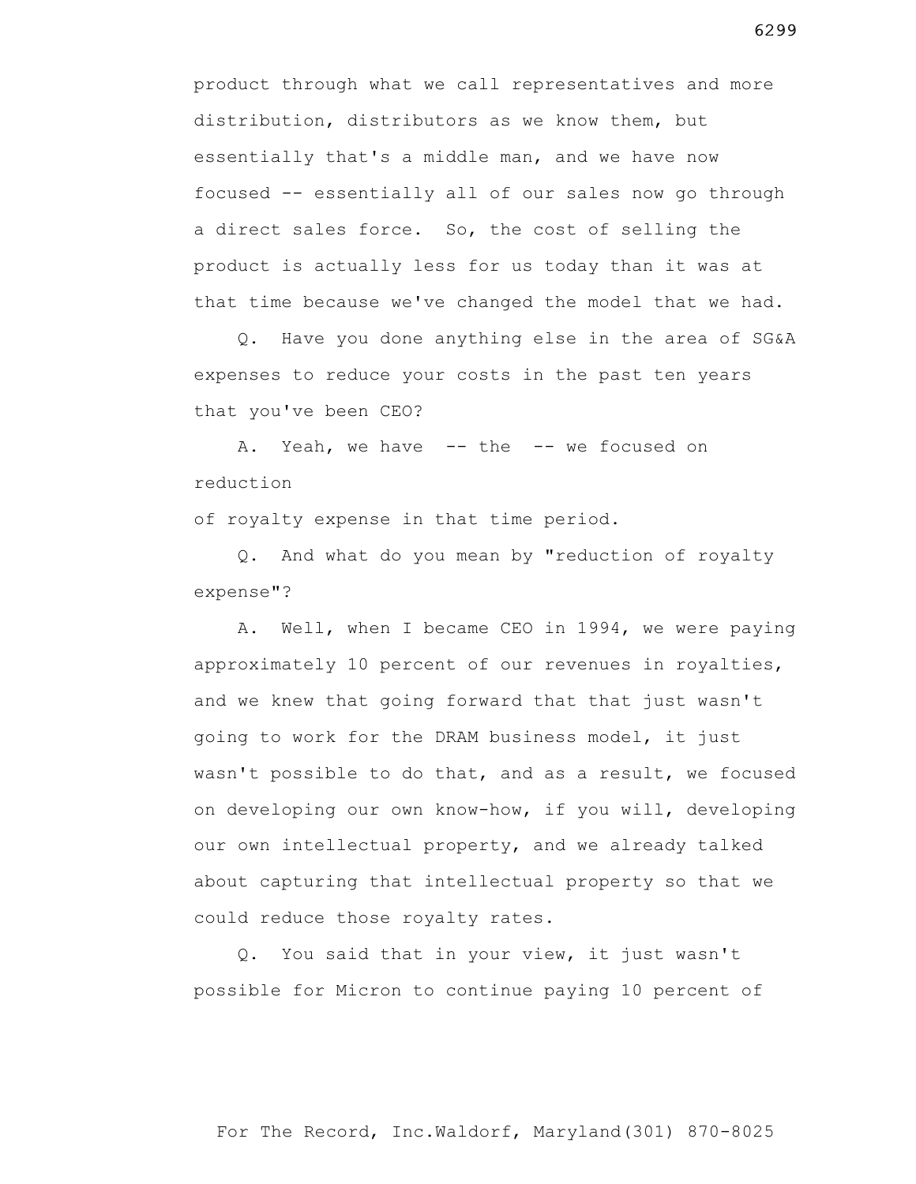product through what we call representatives and more distribution, distributors as we know them, but essentially that's a middle man, and we have now focused -- essentially all of our sales now go through a direct sales force. So, the cost of selling the product is actually less for us today than it was at that time because we've changed the model that we had.

Q. Have you done anything else in the area of SG&A expenses to reduce your costs in the past ten years that you've been CEO?

A. Yeah, we have -- the -- we focused on reduction of royalty expense in that time period.

Q. And what do you mean by "reduction of royalty expense"?

A. Well, when I became CEO in 1994, we were paying approximately 10 percent of our revenues in royalties, and we knew that going forward that that just wasn't going to work for the DRAM business model, it just wasn't possible to do that, and as a result, we focused on developing our own know-how, if you will, developing our own intellectual property, and we already talked about capturing that intellectual property so that we could reduce those royalty rates.

Q. You said that in your view, it just wasn't possible for Micron to continue paying 10 percent of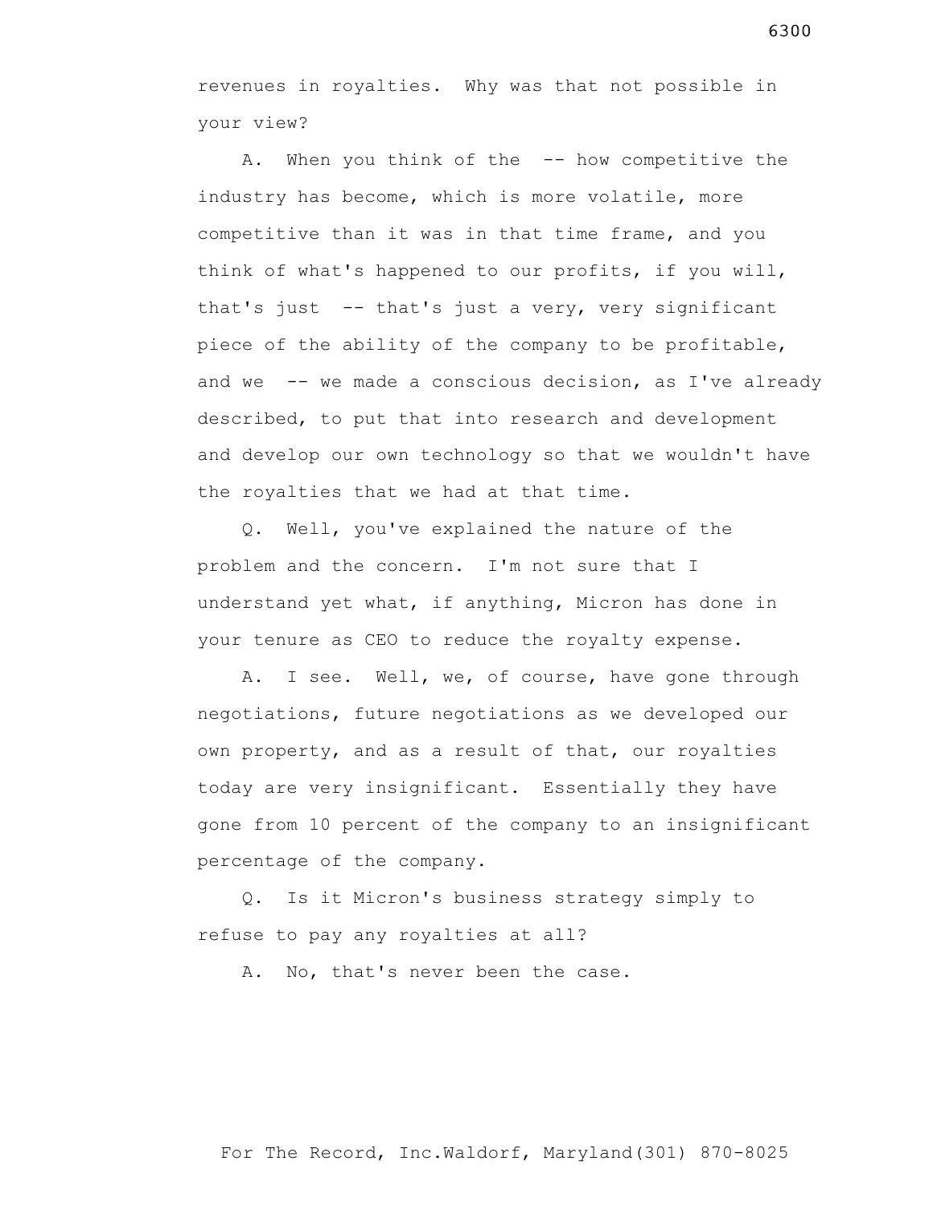revenues in royalties. Why was that not possible in your view?

A. When you think of the -- how competitive the industry has become, which is more volatile, more competitive than it was in that time frame, and you think of what's happened to our profits, if you will, that's just -- that's just a very, very significant piece of the ability of the company to be profitable, and we -- we made a conscious decision, as I've already described, to put that into research and development and develop our own technology so that we wouldn't have the royalties that we had at that time.

Q. Well, you've explained the nature of the problem and the concern. I'm not sure that I understand yet what, if anything, Micron has done in your tenure as CEO to reduce the royalty expense.

A. I see. Well, we, of course, have gone through negotiations, future negotiations as we developed our own property, and as a result of that, our royalties today are very insignificant. Essentially they have gone from 10 percent of the company to an insignificant percentage of the company.

Q. Is it Micron's business strategy simply to refuse to pay any royalties at all?

A. No, that's never been the case.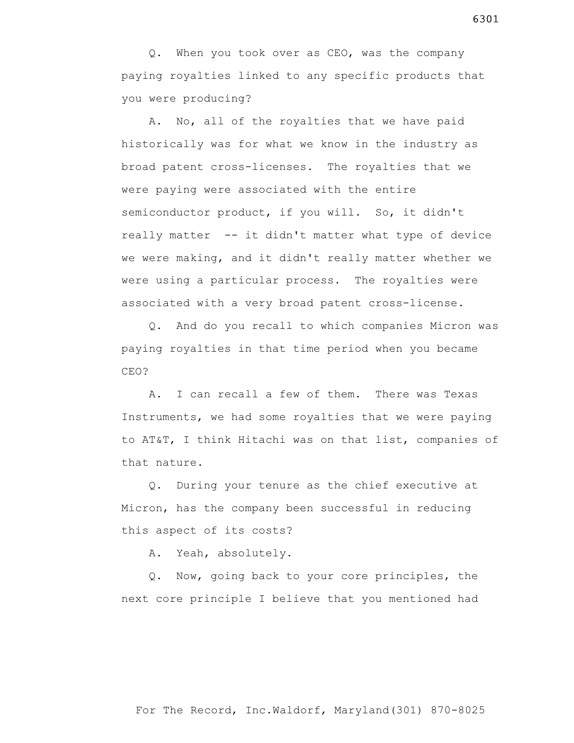Q. When you took over as CEO, was the company paying royalties linked to any specific products that you were producing?

A. No, all of the royalties that we have paid historically was for what we know in the industry as broad patent cross-licenses. The royalties that we were paying were associated with the entire semiconductor product, if you will. So, it didn't really matter -- it didn't matter what type of device we were making, and it didn't really matter whether we were using a particular process. The royalties were associated with a very broad patent cross-license.

Q. And do you recall to which companies Micron was paying royalties in that time period when you became CEO?

A. I can recall a few of them. There was Texas Instruments, we had some royalties that we were paying to AT&T, I think Hitachi was on that list, companies of that nature.

Q. During your tenure as the chief executive at Micron, has the company been successful in reducing this aspect of its costs?

A. Yeah, absolutely.

Q. Now, going back to your core principles, the next core principle I believe that you mentioned had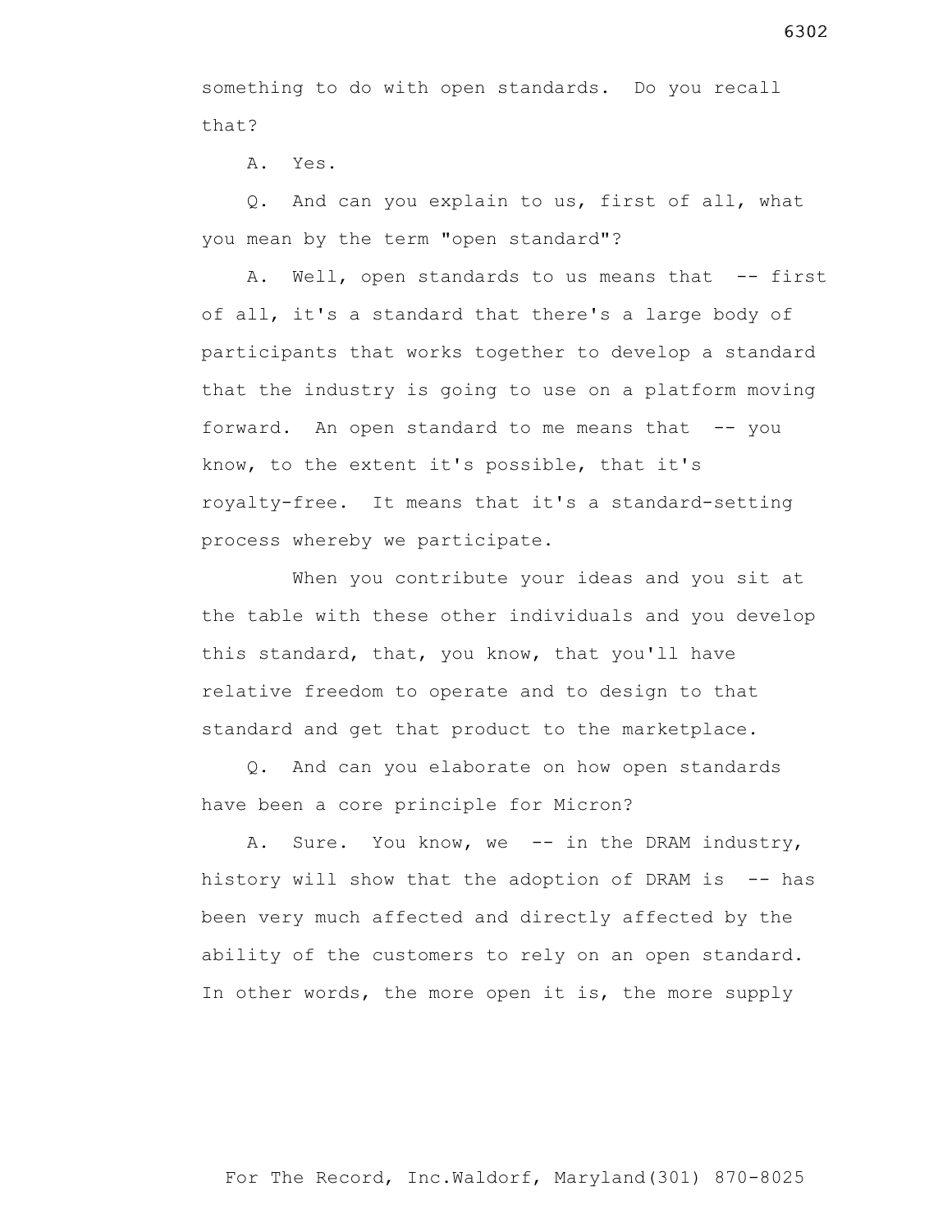something to do with open standards. Do you recall that?

A. Yes.

Q. And can you explain to us, first of all, what you mean by the term "open standard"?

A. Well, open standards to us means that -- first of all, it's a standard that there's a large body of participants that works together to develop a standard that the industry is going to use on a platform moving forward. An open standard to me means that -- you know, to the extent it's possible, that it's royalty-free. It means that it's a standard-setting process whereby we participate.

When you contribute your ideas and you sit at the table with these other individuals and you develop this standard, that, you know, that you'll have relative freedom to operate and to design to that standard and get that product to the marketplace.

Q. And can you elaborate on how open standards have been a core principle for Micron?

A. Sure. You know, we -- in the DRAM industry, history will show that the adoption of DRAM is -- has been very much affected and directly affected by the ability of the customers to rely on an open standard. In other words, the more open it is, the more supply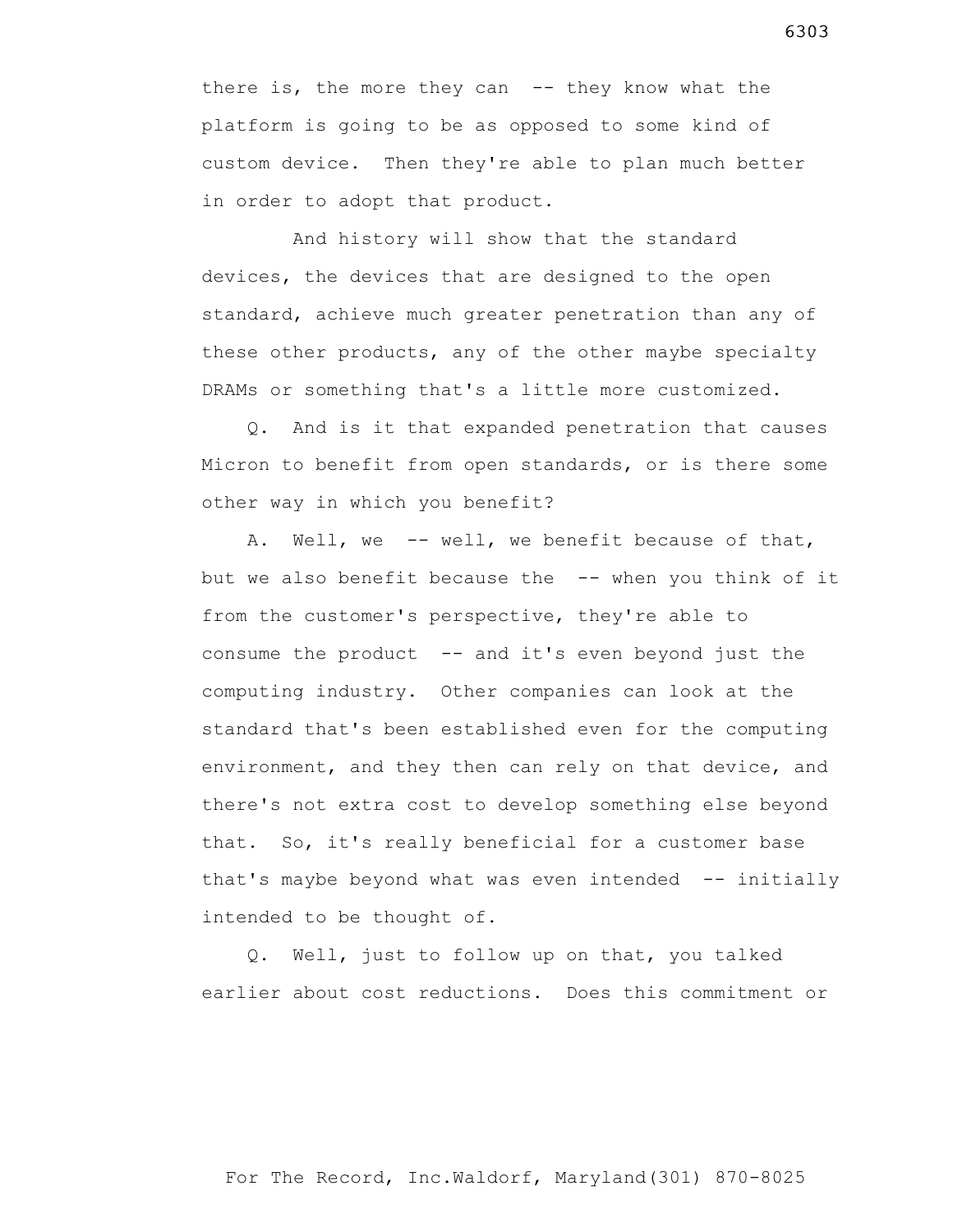there is, the more they can -- they know what the platform is going to be as opposed to some kind of custom device. Then they're able to plan much better in order to adopt that product.

And history will show that the standard devices, the devices that are designed to the open standard, achieve much greater penetration than any of these other products, any of the other maybe specialty DRAMs or something that's a little more customized.

Q. And is it that expanded penetration that causes Micron to benefit from open standards, or is there some other way in which you benefit?

A. Well, we -- well, we benefit because of that, but we also benefit because the -- when you think of it from the customer's perspective, they're able to consume the product -- and it's even beyond just the computing industry. Other companies can look at the standard that's been established even for the computing environment, and they then can rely on that device, and there's not extra cost to develop something else beyond that. So, it's really beneficial for a customer base that's maybe beyond what was even intended -- initially intended to be thought of.

Q. Well, just to follow up on that, you talked earlier about cost reductions. Does this commitment or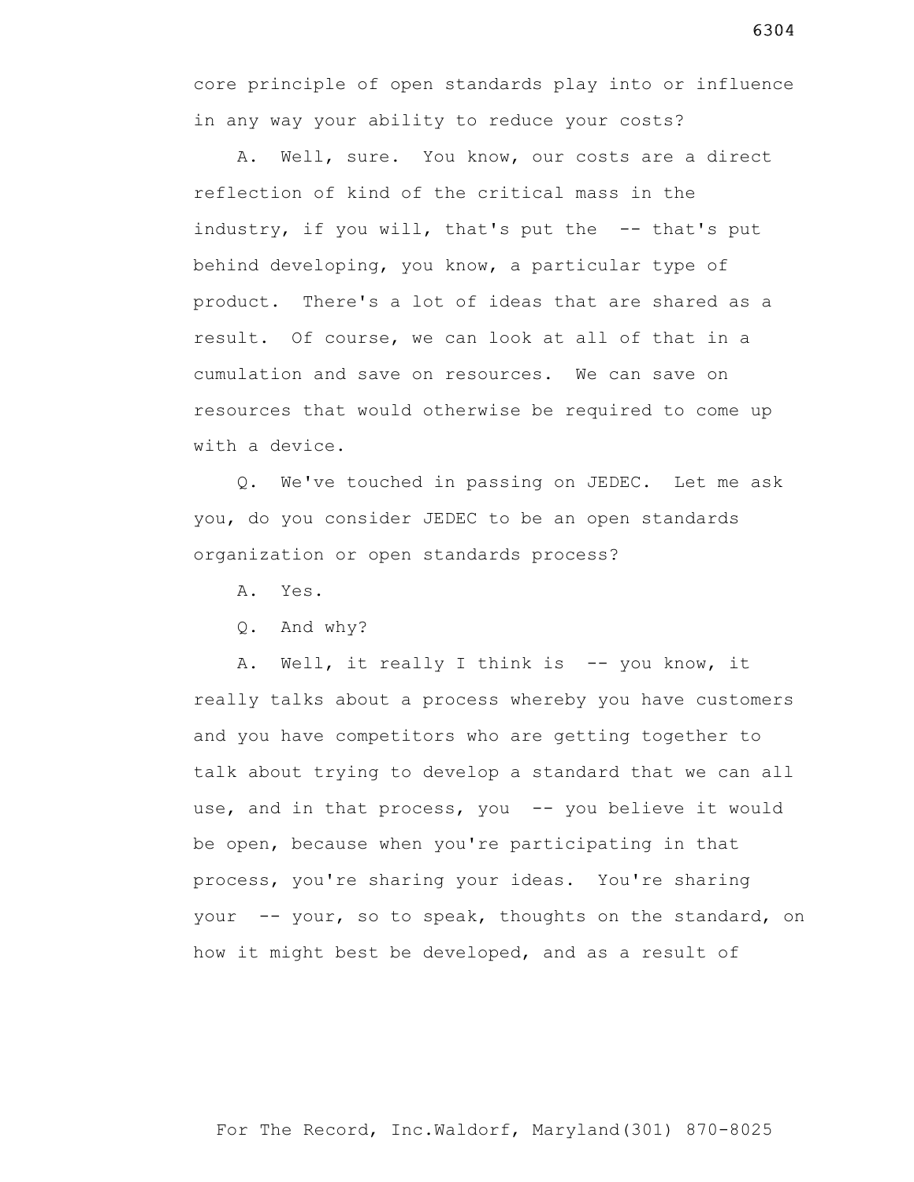core principle of open standards play into or influence in any way your ability to reduce your costs?

A. Well, sure. You know, our costs are a direct reflection of kind of the critical mass in the industry, if you will, that's put the -- that's put behind developing, you know, a particular type of product. There's a lot of ideas that are shared as a result. Of course, we can look at all of that in a cumulation and save on resources. We can save on resources that would otherwise be required to come up with a device.

Q. We've touched in passing on JEDEC. Let me ask you, do you consider JEDEC to be an open standards organization or open standards process?

A. Yes.

Q. And why?

A. Well, it really I think is -- you know, it really talks about a process whereby you have customers and you have competitors who are getting together to talk about trying to develop a standard that we can all use, and in that process, you -- you believe it would be open, because when you're participating in that process, you're sharing your ideas. You're sharing your -- your, so to speak, thoughts on the standard, on how it might best be developed, and as a result of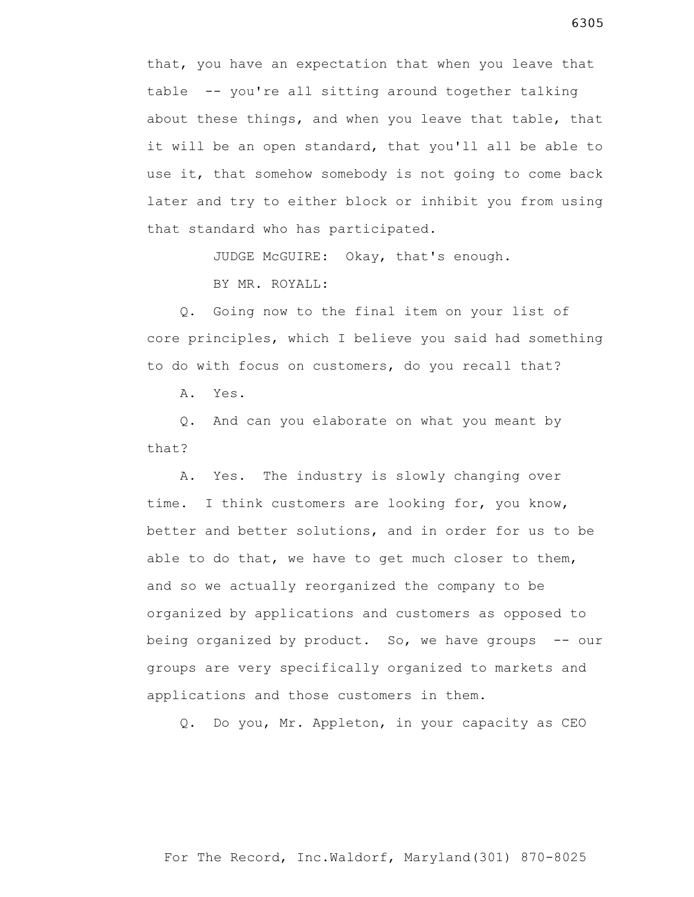that, you have an expectation that when you leave that table -- you're all sitting around together talking about these things, and when you leave that table, that it will be an open standard, that you'll all be able to use it, that somehow somebody is not going to come back later and try to either block or inhibit you from using that standard who has participated.

JUDGE McGUIRE: Okay, that's enough.

BY MR. ROYALL:

Q. Going now to the final item on your list of core principles, which I believe you said had something to do with focus on customers, do you recall that?

A. Yes.

Q. And can you elaborate on what you meant by that?

A. Yes. The industry is slowly changing over time. I think customers are looking for, you know, better and better solutions, and in order for us to be able to do that, we have to get much closer to them, and so we actually reorganized the company to be organized by applications and customers as opposed to being organized by product. So, we have groups -- our groups are very specifically organized to markets and applications and those customers in them.

Q. Do you, Mr. Appleton, in your capacity as CEO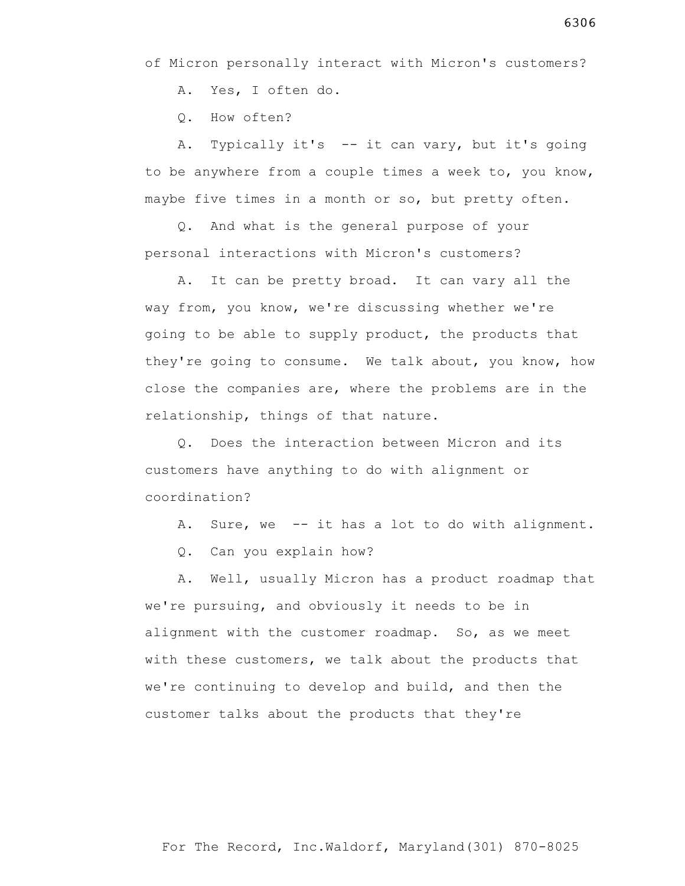of Micron personally interact with Micron's customers?

A. Yes, I often do.

Q. How often?

A. Typically it's -- it can vary, but it's going to be anywhere from a couple times a week to, you know, maybe five times in a month or so, but pretty often.

Q. And what is the general purpose of your personal interactions with Micron's customers?

A. It can be pretty broad. It can vary all the way from, you know, we're discussing whether we're going to be able to supply product, the products that they're going to consume. We talk about, you know, how close the companies are, where the problems are in the relationship, things of that nature.

Q. Does the interaction between Micron and its customers have anything to do with alignment or coordination?

A. Sure, we -- it has a lot to do with alignment.

Q. Can you explain how?

A. Well, usually Micron has a product roadmap that we're pursuing, and obviously it needs to be in alignment with the customer roadmap. So, as we meet with these customers, we talk about the products that we're continuing to develop and build, and then the customer talks about the products that they're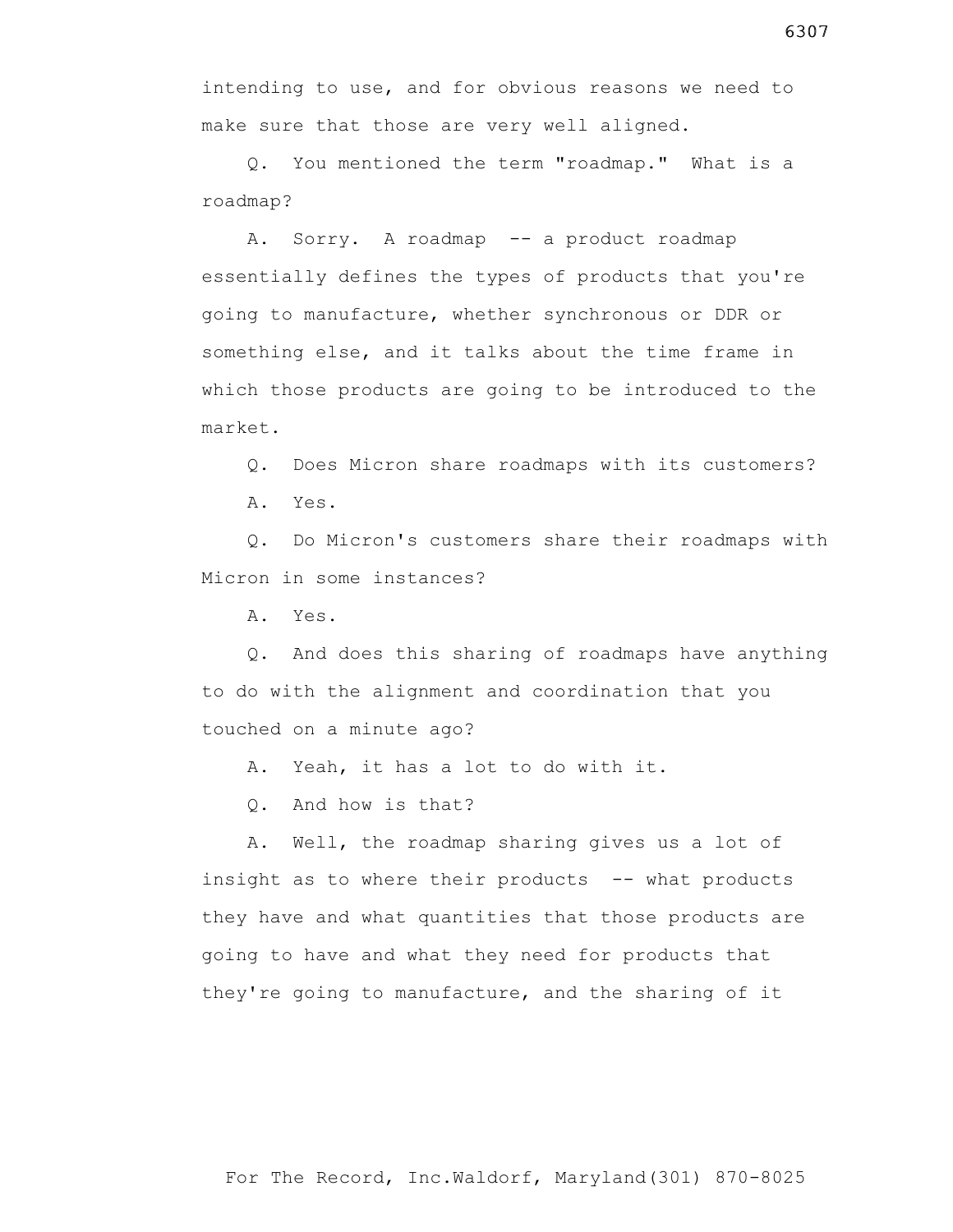intending to use, and for obvious reasons we need to make sure that those are very well aligned.

Q. You mentioned the term "roadmap." What is a roadmap?

A. Sorry. A roadmap -- a product roadmap essentially defines the types of products that you're going to manufacture, whether synchronous or DDR or something else, and it talks about the time frame in which those products are going to be introduced to the market.

Q. Does Micron share roadmaps with its customers?

A. Yes.

Q. Do Micron's customers share their roadmaps with Micron in some instances?

A. Yes.

Q. And does this sharing of roadmaps have anything to do with the alignment and coordination that you touched on a minute ago?

A. Yeah, it has a lot to do with it.

Q. And how is that?

A. Well, the roadmap sharing gives us a lot of insight as to where their products -- what products they have and what quantities that those products are going to have and what they need for products that they're going to manufacture, and the sharing of it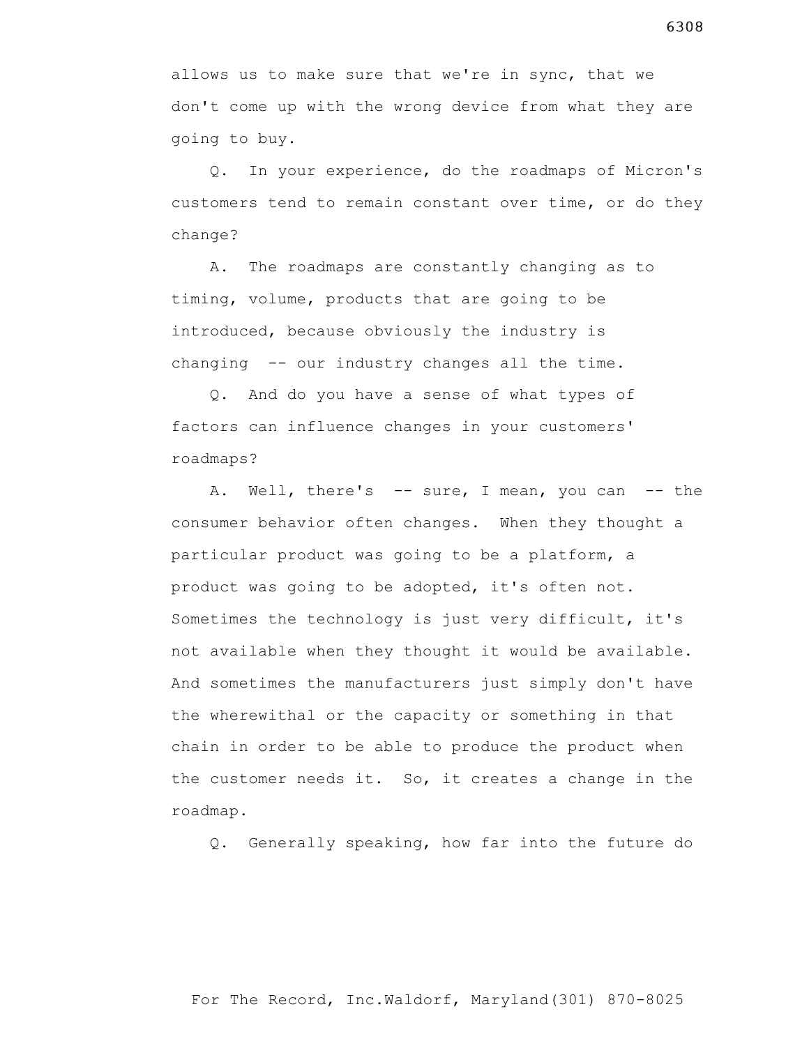allows us to make sure that we're in sync, that we don't come up with the wrong device from what they are going to buy.

Q. In your experience, do the roadmaps of Micron's customers tend to remain constant over time, or do they change?

A. The roadmaps are constantly changing as to timing, volume, products that are going to be introduced, because obviously the industry is changing -- our industry changes all the time.

Q. And do you have a sense of what types of factors can influence changes in your customers' roadmaps?

A. Well, there's -- sure, I mean, you can -- the consumer behavior often changes. When they thought a particular product was going to be a platform, a product was going to be adopted, it's often not. Sometimes the technology is just very difficult, it's not available when they thought it would be available. And sometimes the manufacturers just simply don't have the wherewithal or the capacity or something in that chain in order to be able to produce the product when the customer needs it. So, it creates a change in the roadmap.

Q. Generally speaking, how far into the future do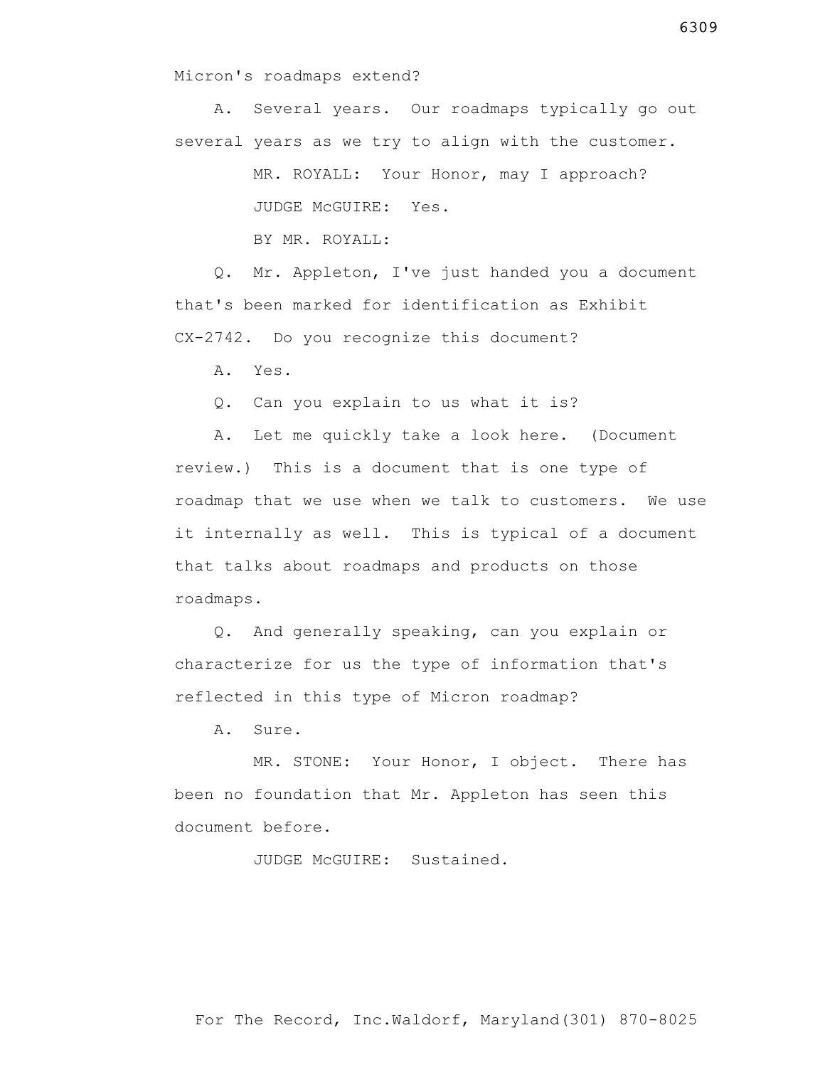Micron's roadmaps extend?

A. Several years. Our roadmaps typically go out several years as we try to align with the customer.

MR. ROYALL: Your Honor, may I approach?

JUDGE McGUIRE: Yes.

BY MR. ROYALL:

Q. Mr. Appleton, I've just handed you a document that's been marked for identification as Exhibit CX-2742. Do you recognize this document?

A. Yes.

Q. Can you explain to us what it is?

A. Let me quickly take a look here. (Document review.) This is a document that is one type of roadmap that we use when we talk to customers. We use it internally as well. This is typical of a document that talks about roadmaps and products on those roadmaps.

Q. And generally speaking, can you explain or characterize for us the type of information that's reflected in this type of Micron roadmap?

A. Sure.

MR. STONE: Your Honor, I object. There has been no foundation that Mr. Appleton has seen this document before.

JUDGE McGUIRE: Sustained.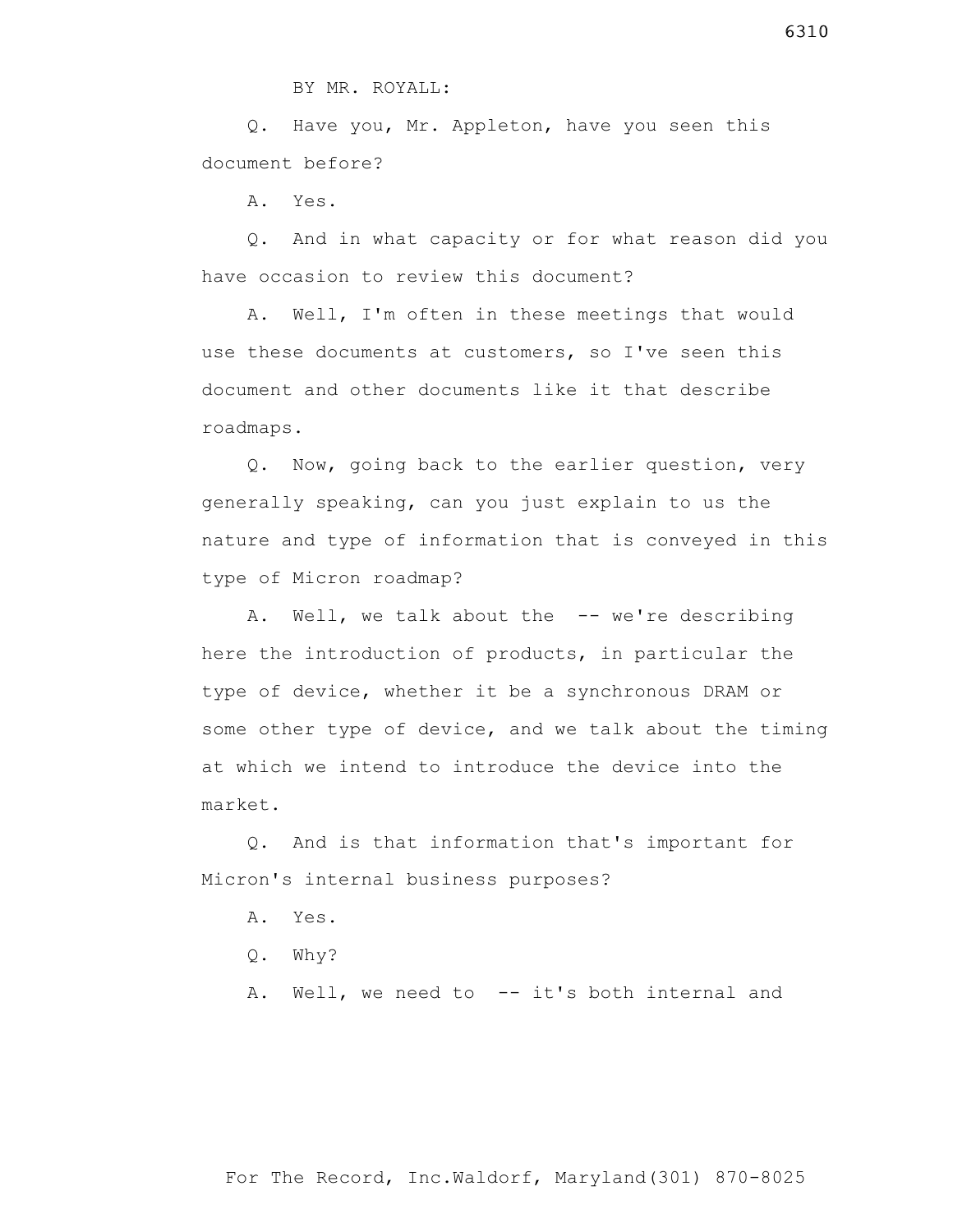BY MR. ROYALL:

Q. Have you, Mr. Appleton, have you seen this document before?

A. Yes.

Q. And in what capacity or for what reason did you have occasion to review this document?

A. Well, I'm often in these meetings that would use these documents at customers, so I've seen this document and other documents like it that describe roadmaps.

Q. Now, going back to the earlier question, very generally speaking, can you just explain to us the nature and type of information that is conveyed in this type of Micron roadmap?

A. Well, we talk about the -- we're describing here the introduction of products, in particular the type of device, whether it be a synchronous DRAM or some other type of device, and we talk about the timing at which we intend to introduce the device into the market.

Q. And is that information that's important for Micron's internal business purposes?

A. Yes.

Q. Why?

A. Well, we need to -- it's both internal and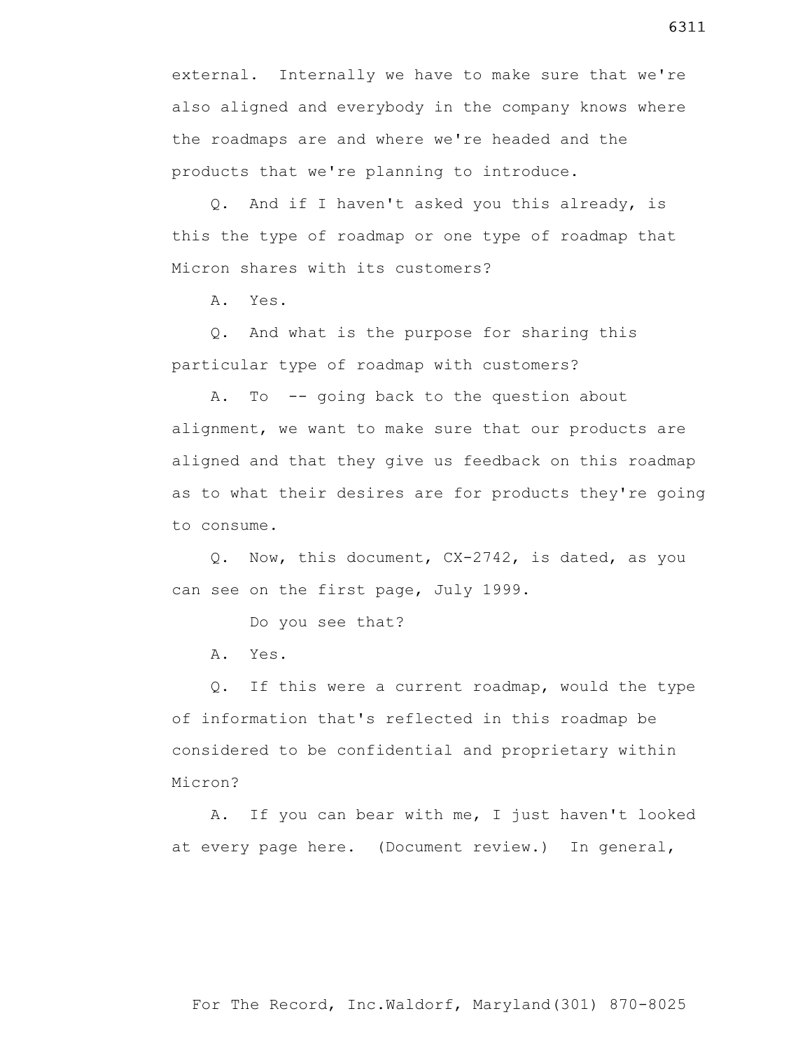external. Internally we have to make sure that we're also aligned and everybody in the company knows where the roadmaps are and where we're headed and the products that we're planning to introduce.

Q. And if I haven't asked you this already, is this the type of roadmap or one type of roadmap that Micron shares with its customers?

A. Yes.

Q. And what is the purpose for sharing this particular type of roadmap with customers?

A. To -- going back to the question about alignment, we want to make sure that our products are aligned and that they give us feedback on this roadmap as to what their desires are for products they're going to consume.

Q. Now, this document, CX-2742, is dated, as you can see on the first page, July 1999.

Do you see that?

A. Yes.

Q. If this were a current roadmap, would the type of information that's reflected in this roadmap be considered to be confidential and proprietary within Micron?

A. If you can bear with me, I just haven't looked at every page here. (Document review.) In general,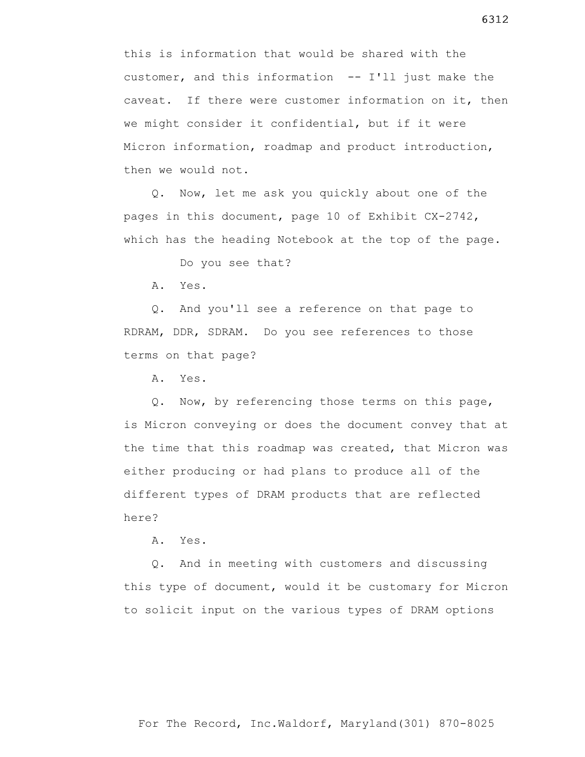this is information that would be shared with the customer, and this information -- I'll just make the caveat. If there were customer information on it, then we might consider it confidential, but if it were Micron information, roadmap and product introduction, then we would not.

Q. Now, let me ask you quickly about one of the pages in this document, page 10 of Exhibit CX-2742, which has the heading Notebook at the top of the page.

Do you see that?

A. Yes.

Q. And you'll see a reference on that page to RDRAM, DDR, SDRAM. Do you see references to those terms on that page?

A. Yes.

Q. Now, by referencing those terms on this page, is Micron conveying or does the document convey that at the time that this roadmap was created, that Micron was either producing or had plans to produce all of the different types of DRAM products that are reflected here?

A. Yes.

Q. And in meeting with customers and discussing this type of document, would it be customary for Micron to solicit input on the various types of DRAM options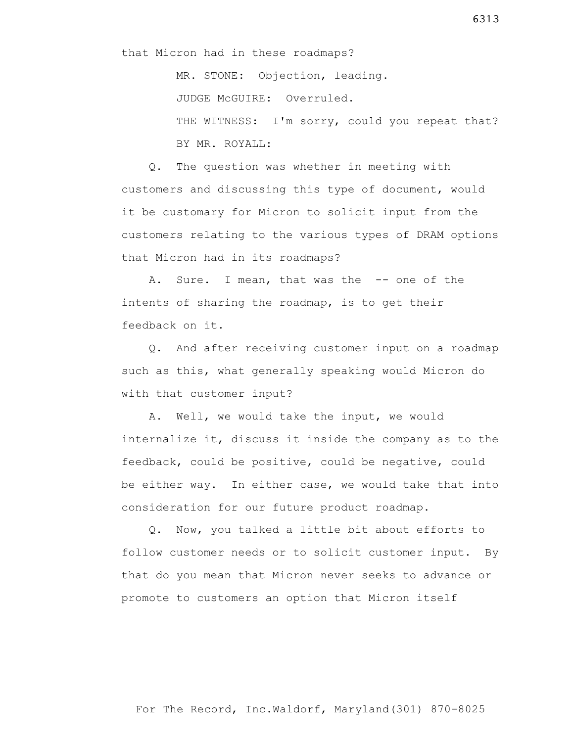that Micron had in these roadmaps?

MR. STONE: Objection, leading.

JUDGE McGUIRE: Overruled.

THE WITNESS: I'm sorry, could you repeat that?

BY MR. ROYALL:

Q. The question was whether in meeting with customers and discussing this type of document, would it be customary for Micron to solicit input from the customers relating to the various types of DRAM options that Micron had in its roadmaps?

A. Sure. I mean, that was the -- one of the intents of sharing the roadmap, is to get their feedback on it.

Q. And after receiving customer input on a roadmap such as this, what generally speaking would Micron do with that customer input?

A. Well, we would take the input, we would internalize it, discuss it inside the company as to the feedback, could be positive, could be negative, could be either way. In either case, we would take that into consideration for our future product roadmap.

Q. Now, you talked a little bit about efforts to follow customer needs or to solicit customer input. By that do you mean that Micron never seeks to advance or promote to customers an option that Micron itself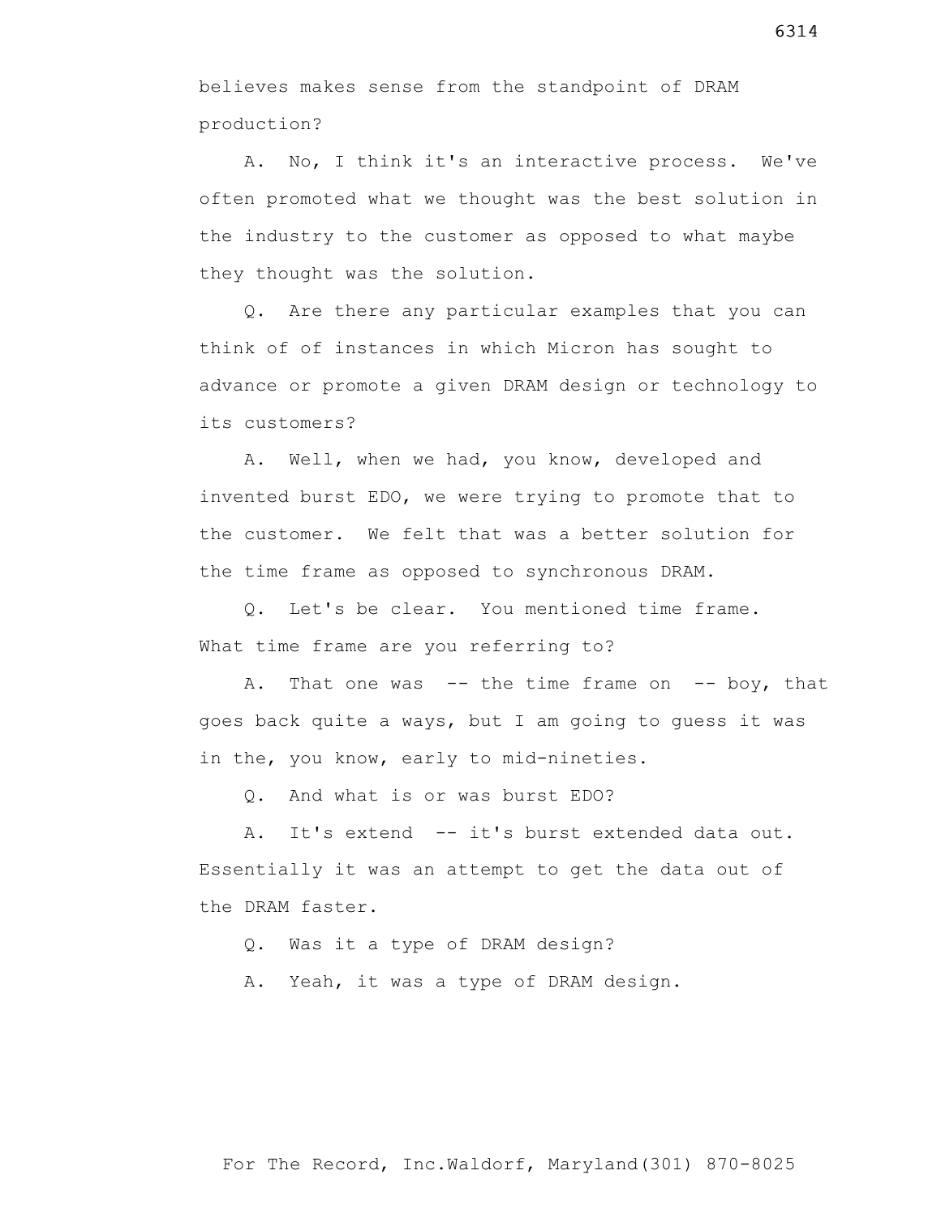believes makes sense from the standpoint of DRAM production?

A. No, I think it's an interactive process. We've often promoted what we thought was the best solution in the industry to the customer as opposed to what maybe they thought was the solution.

Q. Are there any particular examples that you can think of of instances in which Micron has sought to advance or promote a given DRAM design or technology to its customers?

A. Well, when we had, you know, developed and invented burst EDO, we were trying to promote that to the customer. We felt that was a better solution for the time frame as opposed to synchronous DRAM.

Q. Let's be clear. You mentioned time frame. What time frame are you referring to?

A. That one was -- the time frame on -- boy, that goes back quite a ways, but I am going to guess it was in the, you know, early to mid-nineties.

Q. And what is or was burst EDO?

A. It's extend -- it's burst extended data out. Essentially it was an attempt to get the data out of the DRAM faster.

Q. Was it a type of DRAM design?

A. Yeah, it was a type of DRAM design.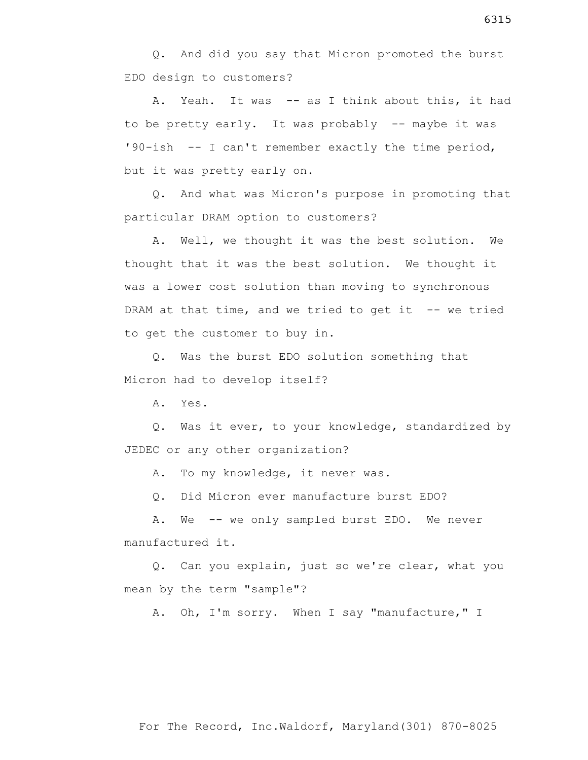Q. And did you say that Micron promoted the burst EDO design to customers?

A. Yeah. It was -- as I think about this, it had to be pretty early. It was probably -- maybe it was '90-ish -- I can't remember exactly the time period, but it was pretty early on.

Q. And what was Micron's purpose in promoting that particular DRAM option to customers?

A. Well, we thought it was the best solution. We thought that it was the best solution. We thought it was a lower cost solution than moving to synchronous DRAM at that time, and we tried to get it -- we tried to get the customer to buy in.

Q. Was the burst EDO solution something that Micron had to develop itself?

A. Yes.

Q. Was it ever, to your knowledge, standardized by JEDEC or any other organization?

A. To my knowledge, it never was.

Q. Did Micron ever manufacture burst EDO?

A. We -- we only sampled burst EDO. We never manufactured it.

Q. Can you explain, just so we're clear, what you mean by the term "sample"?

A. Oh, I'm sorry. When I say "manufacture," I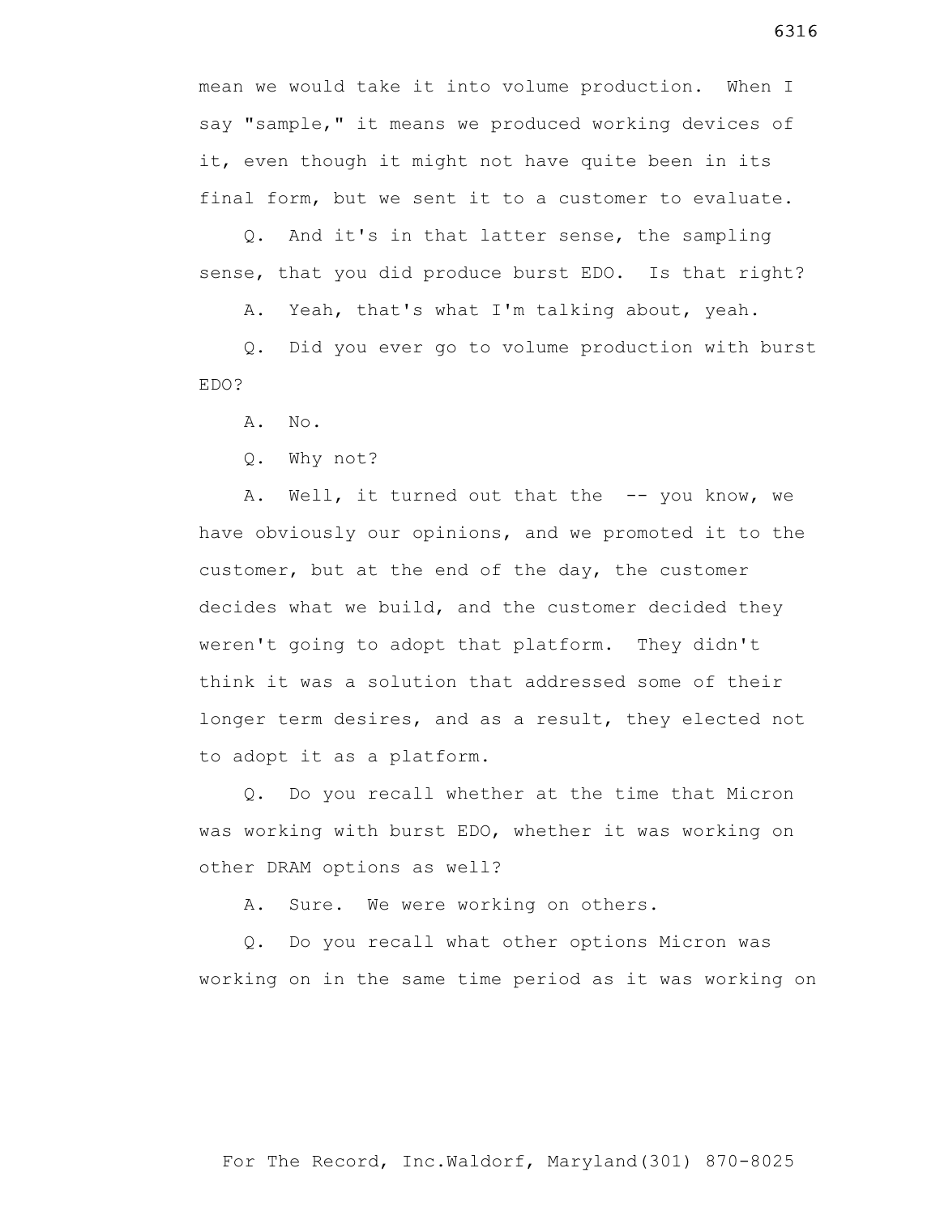mean we would take it into volume production. When I say "sample," it means we produced working devices of it, even though it might not have quite been in its final form, but we sent it to a customer to evaluate.

Q. And it's in that latter sense, the sampling sense, that you did produce burst EDO. Is that right?

A. Yeah, that's what I'm talking about, yeah.

Q. Did you ever go to volume production with burst EDO?

A. No.

Q. Why not?

A. Well, it turned out that the -- you know, we have obviously our opinions, and we promoted it to the customer, but at the end of the day, the customer decides what we build, and the customer decided they weren't going to adopt that platform. They didn't think it was a solution that addressed some of their longer term desires, and as a result, they elected not to adopt it as a platform.

Q. Do you recall whether at the time that Micron was working with burst EDO, whether it was working on other DRAM options as well?

A. Sure. We were working on others.

Q. Do you recall what other options Micron was working on in the same time period as it was working on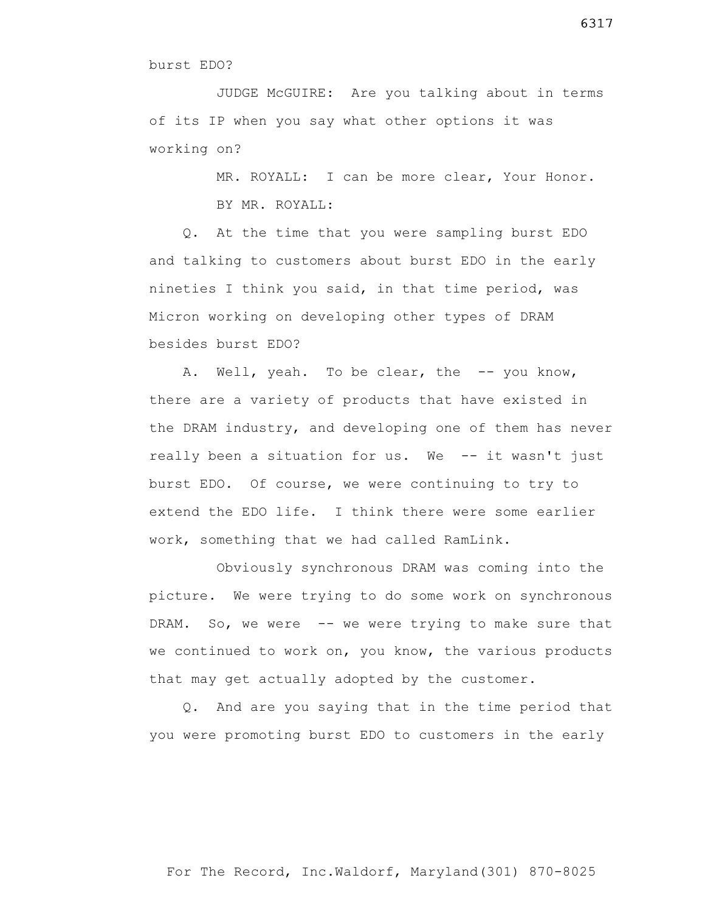burst EDO?

JUDGE McGUIRE: Are you talking about in terms of its IP when you say what other options it was working on?

MR. ROYALL: I can be more clear, Your Honor.

BY MR. ROYALL:

Q. At the time that you were sampling burst EDO and talking to customers about burst EDO in the early nineties I think you said, in that time period, was Micron working on developing other types of DRAM besides burst EDO?

A. Well, yeah. To be clear, the -- you know, there are a variety of products that have existed in the DRAM industry, and developing one of them has never really been a situation for us. We -- it wasn't just burst EDO. Of course, we were continuing to try to extend the EDO life. I think there were some earlier work, something that we had called RamLink.

Obviously synchronous DRAM was coming into the picture. We were trying to do some work on synchronous DRAM. So, we were -- we were trying to make sure that we continued to work on, you know, the various products that may get actually adopted by the customer.

Q. And are you saying that in the time period that you were promoting burst EDO to customers in the early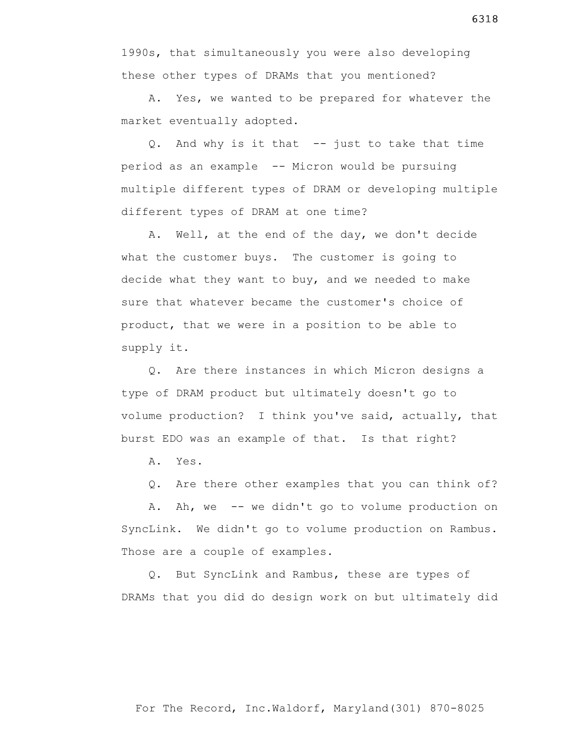1990s, that simultaneously you were also developing these other types of DRAMs that you mentioned?

A. Yes, we wanted to be prepared for whatever the market eventually adopted.

Q. And why is it that -- just to take that time period as an example -- Micron would be pursuing multiple different types of DRAM or developing multiple different types of DRAM at one time?

A. Well, at the end of the day, we don't decide what the customer buys. The customer is going to decide what they want to buy, and we needed to make sure that whatever became the customer's choice of product, that we were in a position to be able to supply it.

Q. Are there instances in which Micron designs a type of DRAM product but ultimately doesn't go to volume production? I think you've said, actually, that burst EDO was an example of that. Is that right?

A. Yes.

Q. Are there other examples that you can think of?

A. Ah, we -- we didn't go to volume production on SyncLink. We didn't go to volume production on Rambus. Those are a couple of examples.

Q. But SyncLink and Rambus, these are types of DRAMs that you did do design work on but ultimately did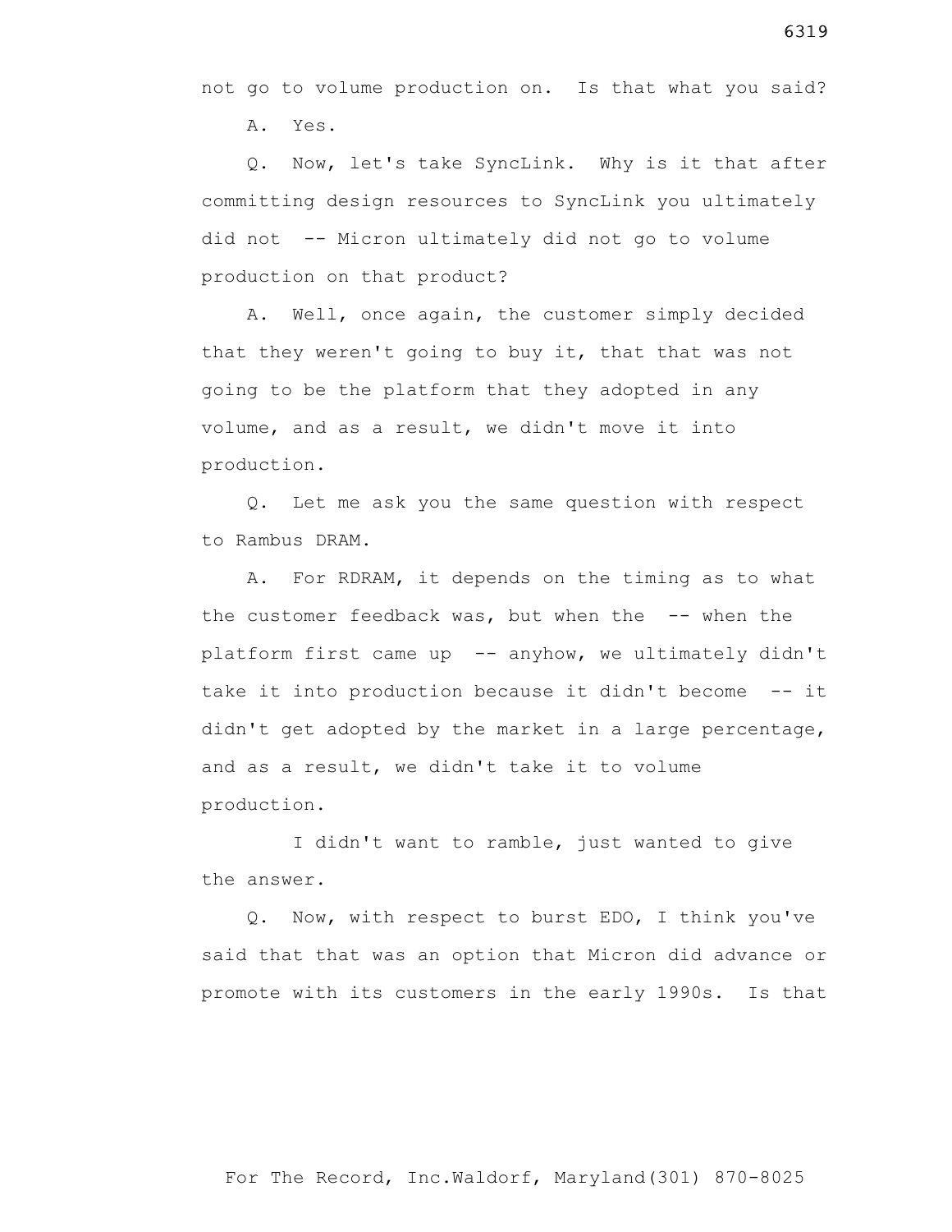not go to volume production on. Is that what you said?

A. Yes.

Q. Now, let's take SyncLink. Why is it that after committing design resources to SyncLink you ultimately did not -- Micron ultimately did not go to volume production on that product?

A. Well, once again, the customer simply decided that they weren't going to buy it, that that was not going to be the platform that they adopted in any volume, and as a result, we didn't move it into production.

Q. Let me ask you the same question with respect to Rambus DRAM.

A. For RDRAM, it depends on the timing as to what the customer feedback was, but when the -- when the platform first came up -- anyhow, we ultimately didn't take it into production because it didn't become -- it didn't get adopted by the market in a large percentage, and as a result, we didn't take it to volume production.

I didn't want to ramble, just wanted to give the answer.

Q. Now, with respect to burst EDO, I think you've said that that was an option that Micron did advance or promote with its customers in the early 1990s. Is that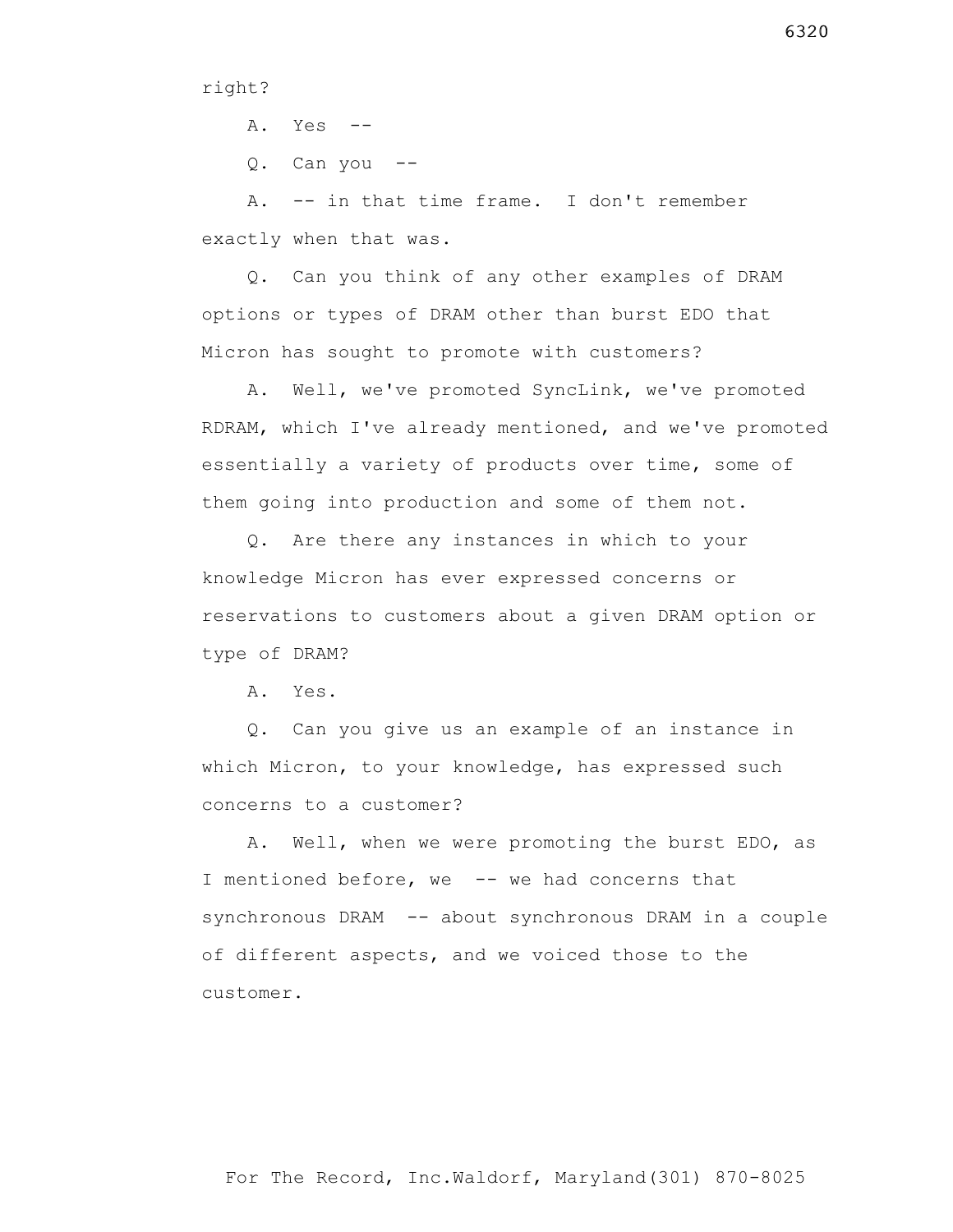right?

A. Yes --

Q. Can you --

A. -- in that time frame. I don't remember exactly when that was.

Q. Can you think of any other examples of DRAM options or types of DRAM other than burst EDO that Micron has sought to promote with customers?

A. Well, we've promoted SyncLink, we've promoted RDRAM, which I've already mentioned, and we've promoted essentially a variety of products over time, some of them going into production and some of them not.

Q. Are there any instances in which to your knowledge Micron has ever expressed concerns or reservations to customers about a given DRAM option or type of DRAM?

A. Yes.

Q. Can you give us an example of an instance in which Micron, to your knowledge, has expressed such concerns to a customer?

A. Well, when we were promoting the burst EDO, as I mentioned before, we -- we had concerns that synchronous DRAM -- about synchronous DRAM in a couple of different aspects, and we voiced those to the customer.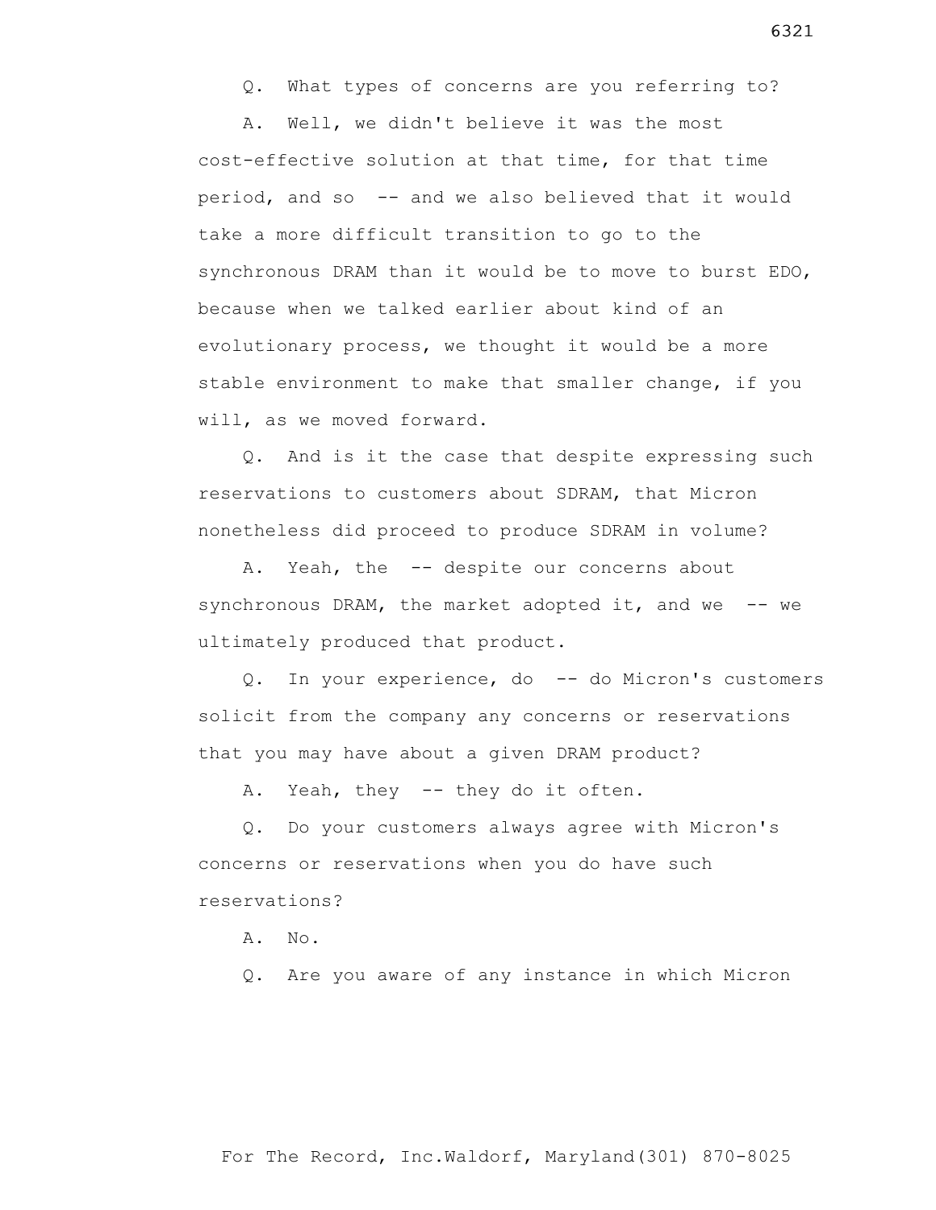Q. What types of concerns are you referring to?

A. Well, we didn't believe it was the most cost-effective solution at that time, for that time period, and so -- and we also believed that it would take a more difficult transition to go to the synchronous DRAM than it would be to move to burst EDO, because when we talked earlier about kind of an evolutionary process, we thought it would be a more stable environment to make that smaller change, if you will, as we moved forward.

Q. And is it the case that despite expressing such reservations to customers about SDRAM, that Micron nonetheless did proceed to produce SDRAM in volume?

A. Yeah, the -- despite our concerns about synchronous DRAM, the market adopted it, and we -- we ultimately produced that product.

Q. In your experience, do -- do Micron's customers solicit from the company any concerns or reservations that you may have about a given DRAM product?

A. Yeah, they -- they do it often.

Q. Do your customers always agree with Micron's concerns or reservations when you do have such reservations?

A. No.

Q. Are you aware of any instance in which Micron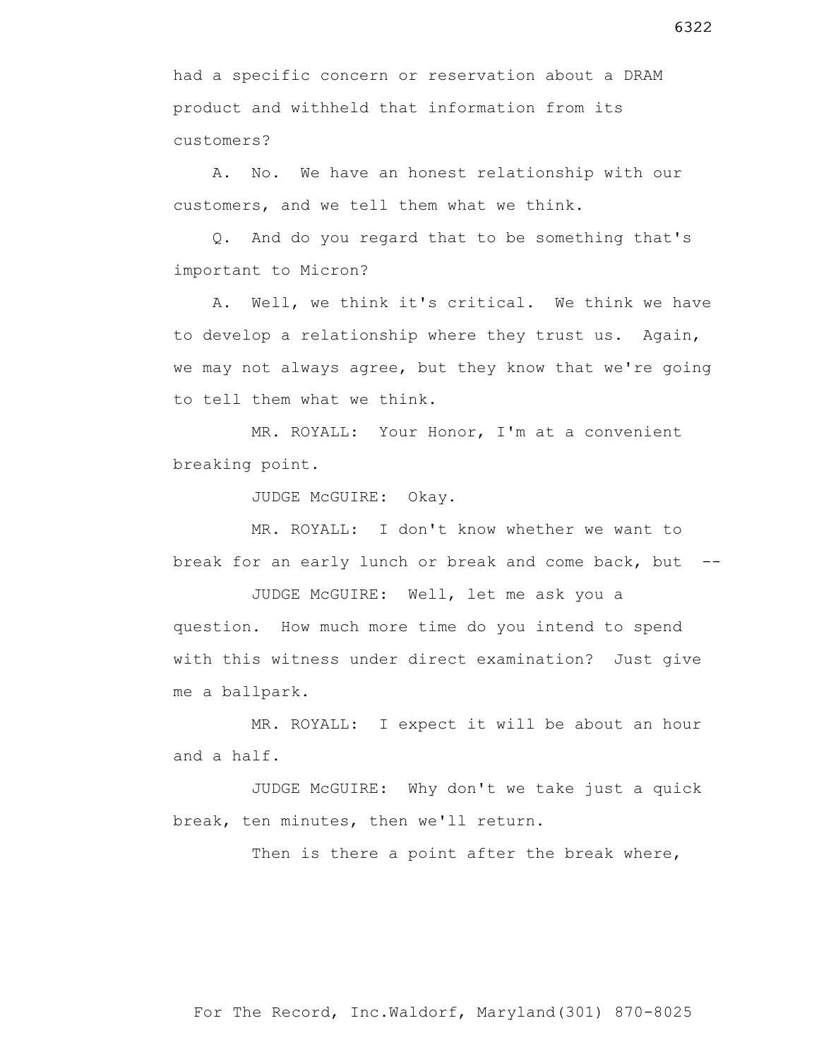had a specific concern or reservation about a DRAM product and withheld that information from its customers?

A. No. We have an honest relationship with our customers, and we tell them what we think.

Q. And do you regard that to be something that's important to Micron?

A. Well, we think it's critical. We think we have to develop a relationship where they trust us. Again, we may not always agree, but they know that we're going to tell them what we think.

MR. ROYALL: Your Honor, I'm at a convenient breaking point.

JUDGE McGUIRE: Okay.

MR. ROYALL: I don't know whether we want to break for an early lunch or break and come back, but --

JUDGE McGUIRE: Well, let me ask you a question. How much more time do you intend to spend with this witness under direct examination? Just give me a ballpark.

MR. ROYALL: I expect it will be about an hour and a half.

JUDGE McGUIRE: Why don't we take just a quick break, ten minutes, then we'll return.

Then is there a point after the break where,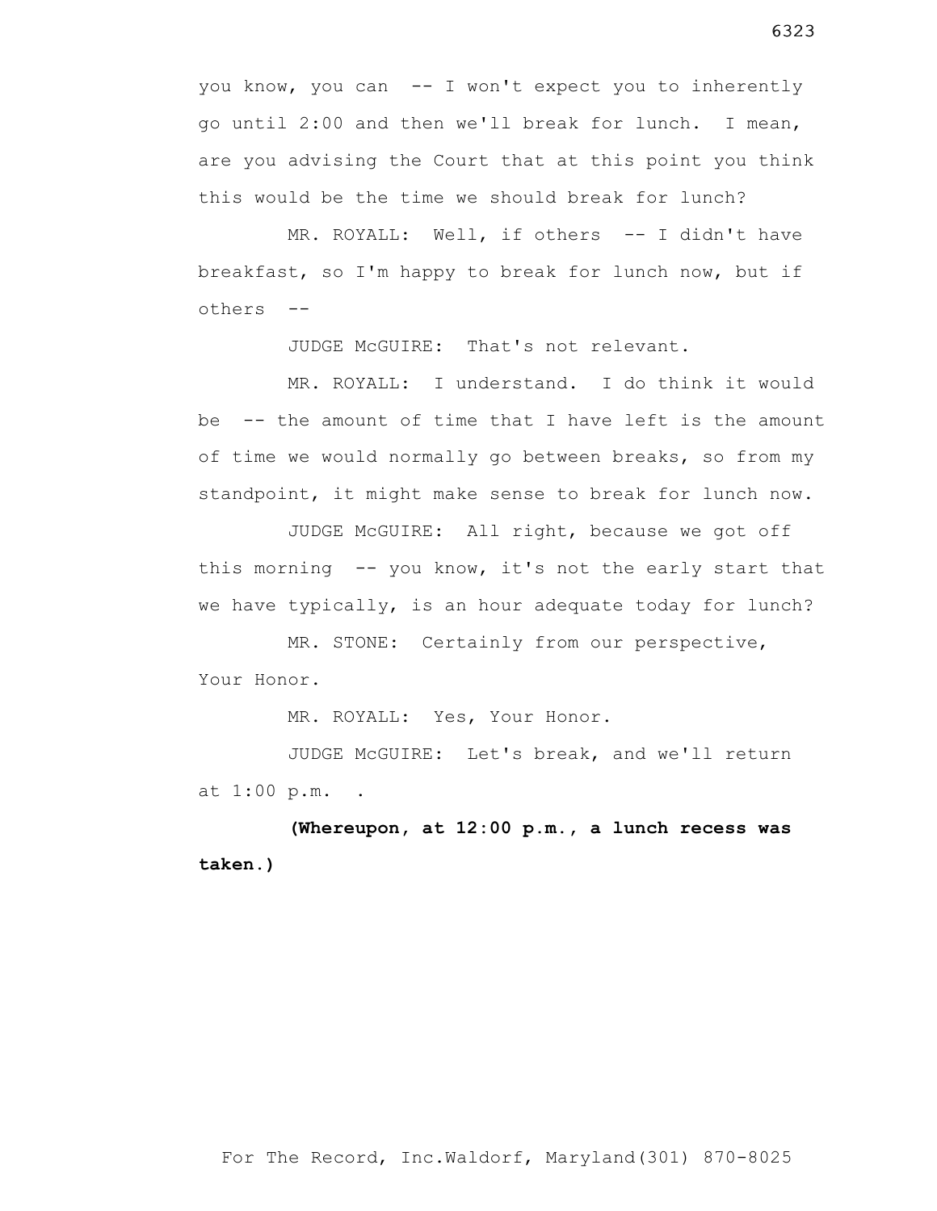you know, you can -- I won't expect you to inherently go until 2:00 and then we'll break for lunch. I mean, are you advising the Court that at this point you think this would be the time we should break for lunch?

MR. ROYALL: Well, if others -- I didn't have breakfast, so I'm happy to break for lunch now, but if others --

JUDGE McGUIRE: That's not relevant.

MR. ROYALL: I understand. I do think it would be -- the amount of time that I have left is the amount of time we would normally go between breaks, so from my standpoint, it might make sense to break for lunch now.

JUDGE McGUIRE: All right, because we got off this morning -- you know, it's not the early start that we have typically, is an hour adequate today for lunch?

MR. STONE: Certainly from our perspective, Your Honor.

MR. ROYALL: Yes, Your Honor.

JUDGE McGUIRE: Let's break, and we'll return at 1:00 p.m. .

**(Whereupon, at 12:00 p.m., a lunch recess was taken.)**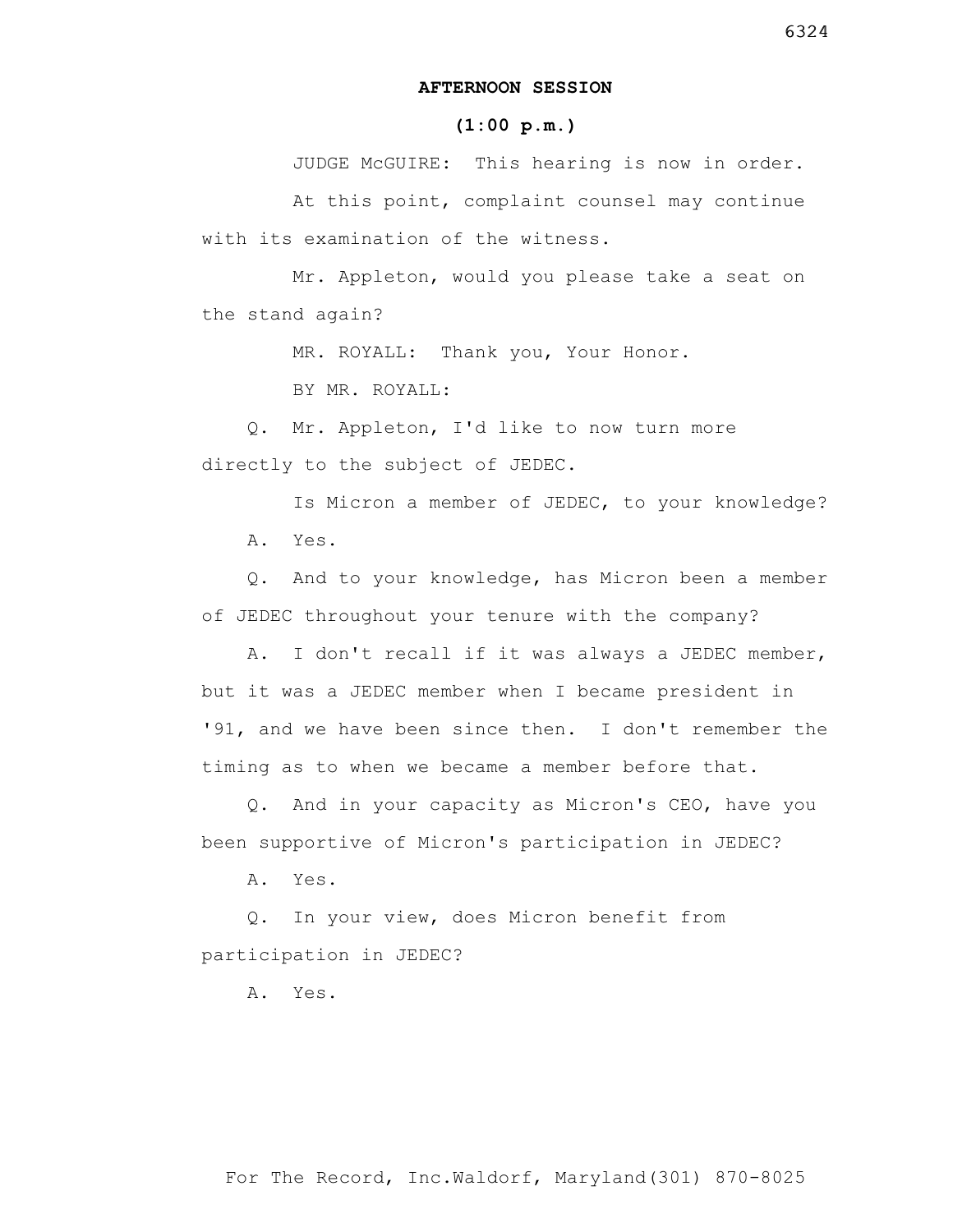**AFTERNOON SESSION**

**(1:00 p.m.)**

JUDGE McGUIRE: This hearing is now in order.

At this point, complaint counsel may continue with its examination of the witness.

Mr. Appleton, would you please take a seat on the stand again?

MR. ROYALL: Thank you, Your Honor.

BY MR. ROYALL:

Q. Mr. Appleton, I'd like to now turn more directly to the subject of JEDEC.

Is Micron a member of JEDEC, to your knowledge?

A. Yes.

Q. And to your knowledge, has Micron been a member of JEDEC throughout your tenure with the company?

A. I don't recall if it was always a JEDEC member, but it was a JEDEC member when I became president in '91, and we have been since then. I don't remember the timing as to when we became a member before that.

Q. And in your capacity as Micron's CEO, have you been supportive of Micron's participation in JEDEC?

A. Yes.

Q. In your view, does Micron benefit from participation in JEDEC?

A. Yes.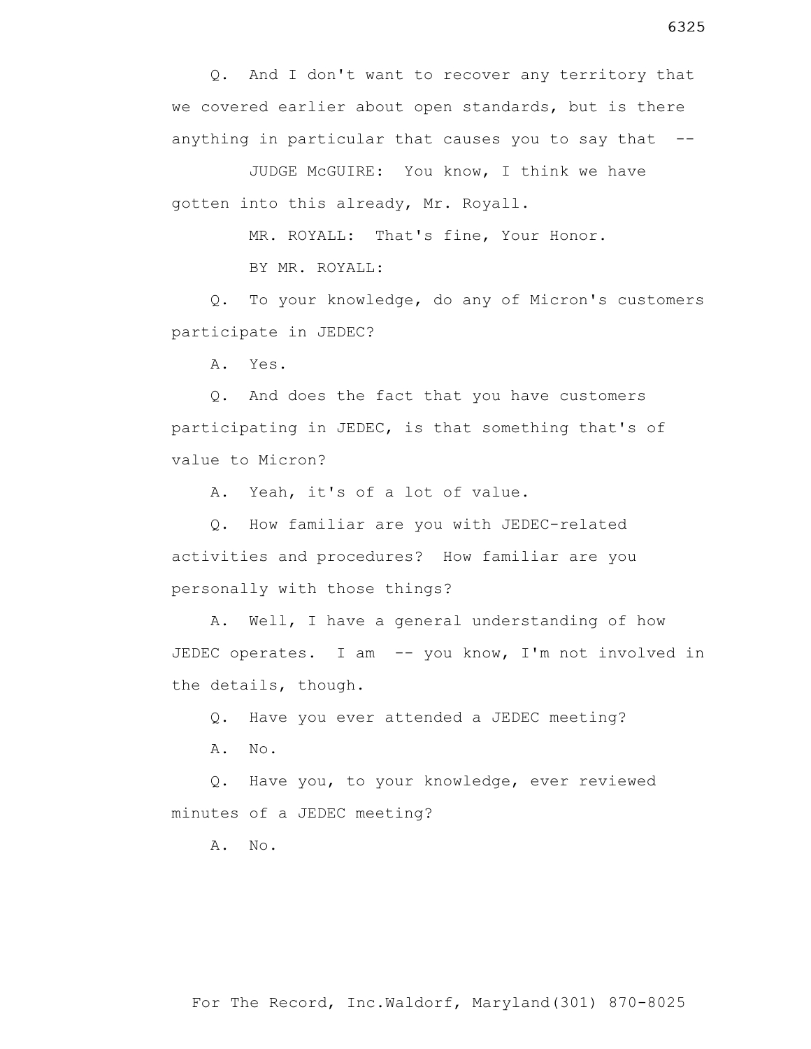Q. And I don't want to recover any territory that we covered earlier about open standards, but is there anything in particular that causes you to say that --

JUDGE McGUIRE: You know, I think we have gotten into this already, Mr. Royall.

MR. ROYALL: That's fine, Your Honor.

BY MR. ROYALL:

Q. To your knowledge, do any of Micron's customers participate in JEDEC?

A. Yes.

Q. And does the fact that you have customers participating in JEDEC, is that something that's of value to Micron?

A. Yeah, it's of a lot of value.

Q. How familiar are you with JEDEC-related activities and procedures? How familiar are you personally with those things?

A. Well, I have a general understanding of how JEDEC operates. I am -- you know, I'm not involved in the details, though.

Q. Have you ever attended a JEDEC meeting?

A. No.

Q. Have you, to your knowledge, ever reviewed minutes of a JEDEC meeting?

A. No.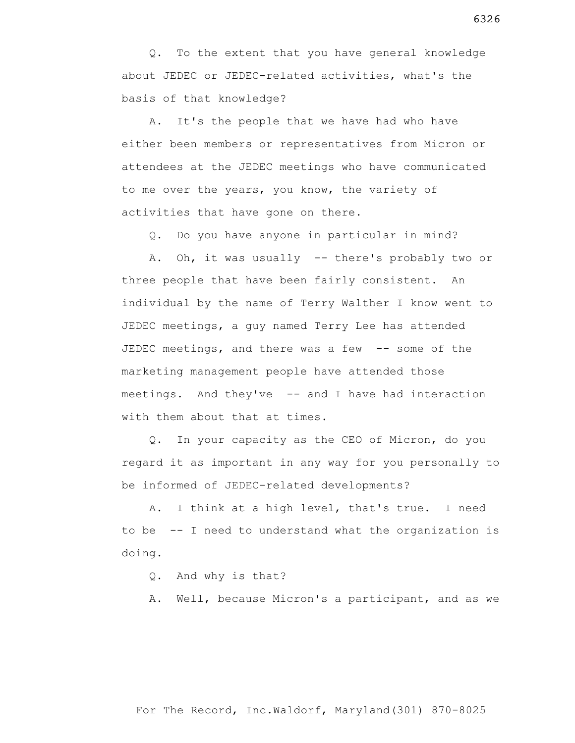Q. To the extent that you have general knowledge about JEDEC or JEDEC-related activities, what's the basis of that knowledge?

A. It's the people that we have had who have either been members or representatives from Micron or attendees at the JEDEC meetings who have communicated to me over the years, you know, the variety of activities that have gone on there.

Q. Do you have anyone in particular in mind?

A. Oh, it was usually -- there's probably two or three people that have been fairly consistent. An individual by the name of Terry Walther I know went to JEDEC meetings, a guy named Terry Lee has attended JEDEC meetings, and there was a few -- some of the marketing management people have attended those meetings. And they've -- and I have had interaction with them about that at times.

Q. In your capacity as the CEO of Micron, do you regard it as important in any way for you personally to be informed of JEDEC-related developments?

A. I think at a high level, that's true. I need to be -- I need to understand what the organization is doing.

Q. And why is that?

A. Well, because Micron's a participant, and as we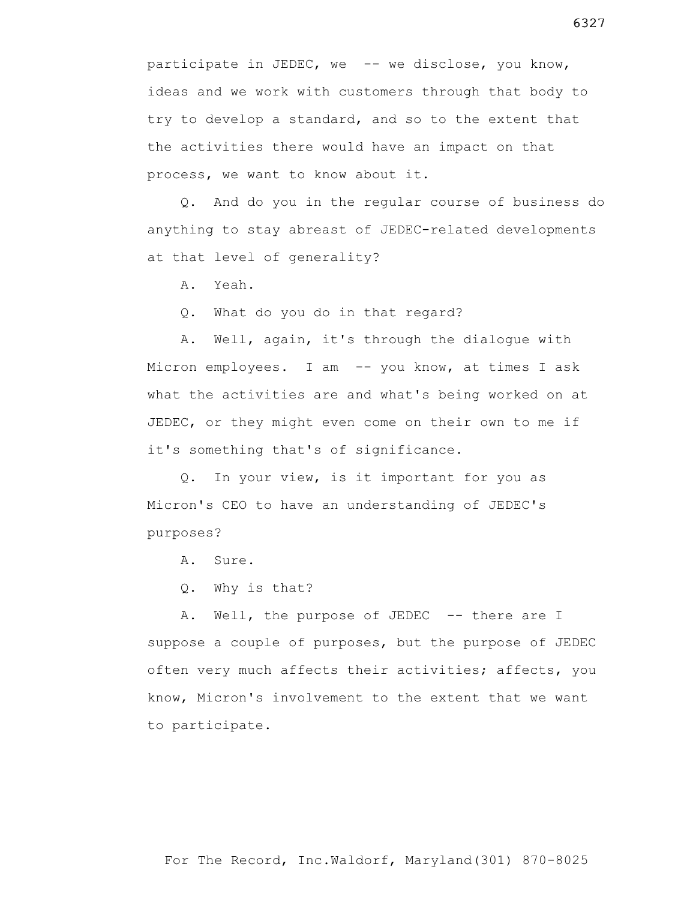participate in JEDEC, we -- we disclose, you know, ideas and we work with customers through that body to try to develop a standard, and so to the extent that the activities there would have an impact on that process, we want to know about it.

Q. And do you in the regular course of business do anything to stay abreast of JEDEC-related developments at that level of generality?

A. Yeah.

Q. What do you do in that regard?

A. Well, again, it's through the dialogue with Micron employees. I am -- you know, at times I ask what the activities are and what's being worked on at JEDEC, or they might even come on their own to me if it's something that's of significance.

Q. In your view, is it important for you as Micron's CEO to have an understanding of JEDEC's purposes?

A. Sure.

Q. Why is that?

A. Well, the purpose of JEDEC -- there are I suppose a couple of purposes, but the purpose of JEDEC often very much affects their activities; affects, you know, Micron's involvement to the extent that we want to participate.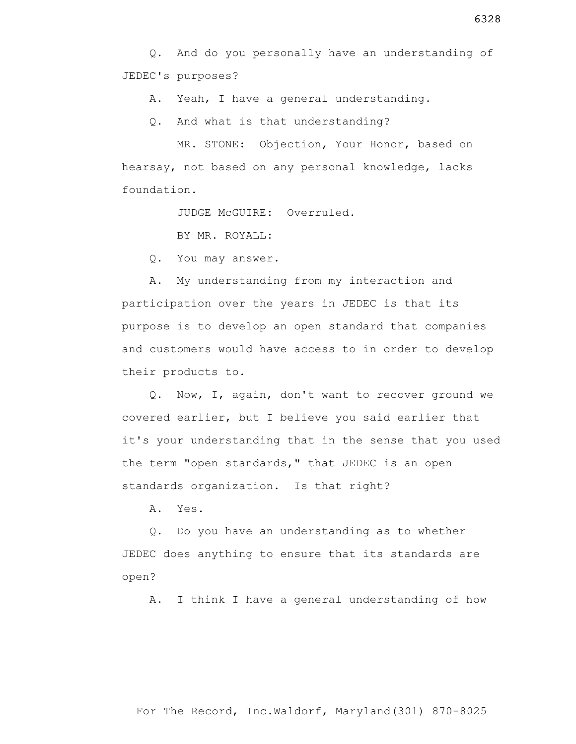Q. And do you personally have an understanding of JEDEC's purposes?

A. Yeah, I have a general understanding.

Q. And what is that understanding?

MR. STONE: Objection, Your Honor, based on hearsay, not based on any personal knowledge, lacks foundation.

JUDGE McGUIRE: Overruled.

BY MR. ROYALL:

Q. You may answer.

A. My understanding from my interaction and participation over the years in JEDEC is that its purpose is to develop an open standard that companies and customers would have access to in order to develop their products to.

Q. Now, I, again, don't want to recover ground we covered earlier, but I believe you said earlier that it's your understanding that in the sense that you used the term "open standards," that JEDEC is an open standards organization. Is that right?

A. Yes.

Q. Do you have an understanding as to whether JEDEC does anything to ensure that its standards are open?

A. I think I have a general understanding of how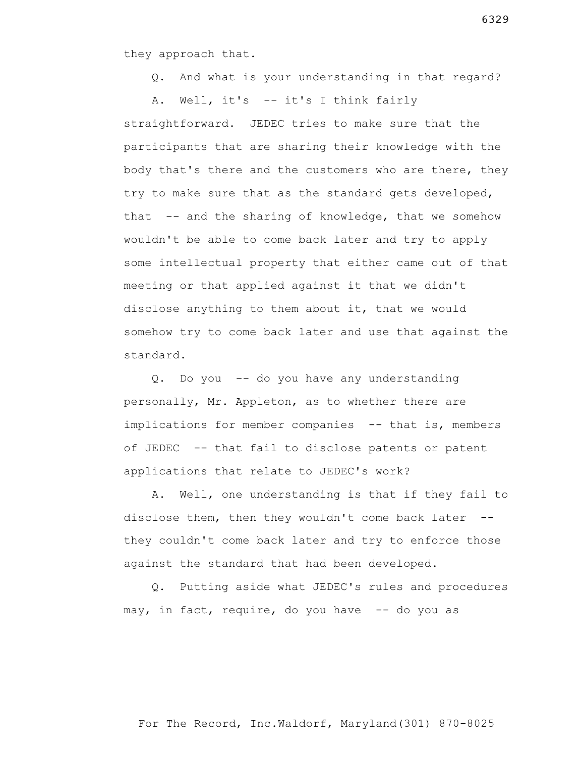they approach that.

Q. And what is your understanding in that regard?

A. Well, it's -- it's I think fairly straightforward. JEDEC tries to make sure that the participants that are sharing their knowledge with the body that's there and the customers who are there, they try to make sure that as the standard gets developed, that -- and the sharing of knowledge, that we somehow wouldn't be able to come back later and try to apply some intellectual property that either came out of that meeting or that applied against it that we didn't disclose anything to them about it, that we would somehow try to come back later and use that against the standard.

Q. Do you -- do you have any understanding personally, Mr. Appleton, as to whether there are implications for member companies -- that is, members of JEDEC -- that fail to disclose patents or patent applications that relate to JEDEC's work?

A. Well, one understanding is that if they fail to disclose them, then they wouldn't come back later -- they couldn't come back later and try to enforce those against the standard that had been developed.

Q. Putting aside what JEDEC's rules and procedures may, in fact, require, do you have -- do you as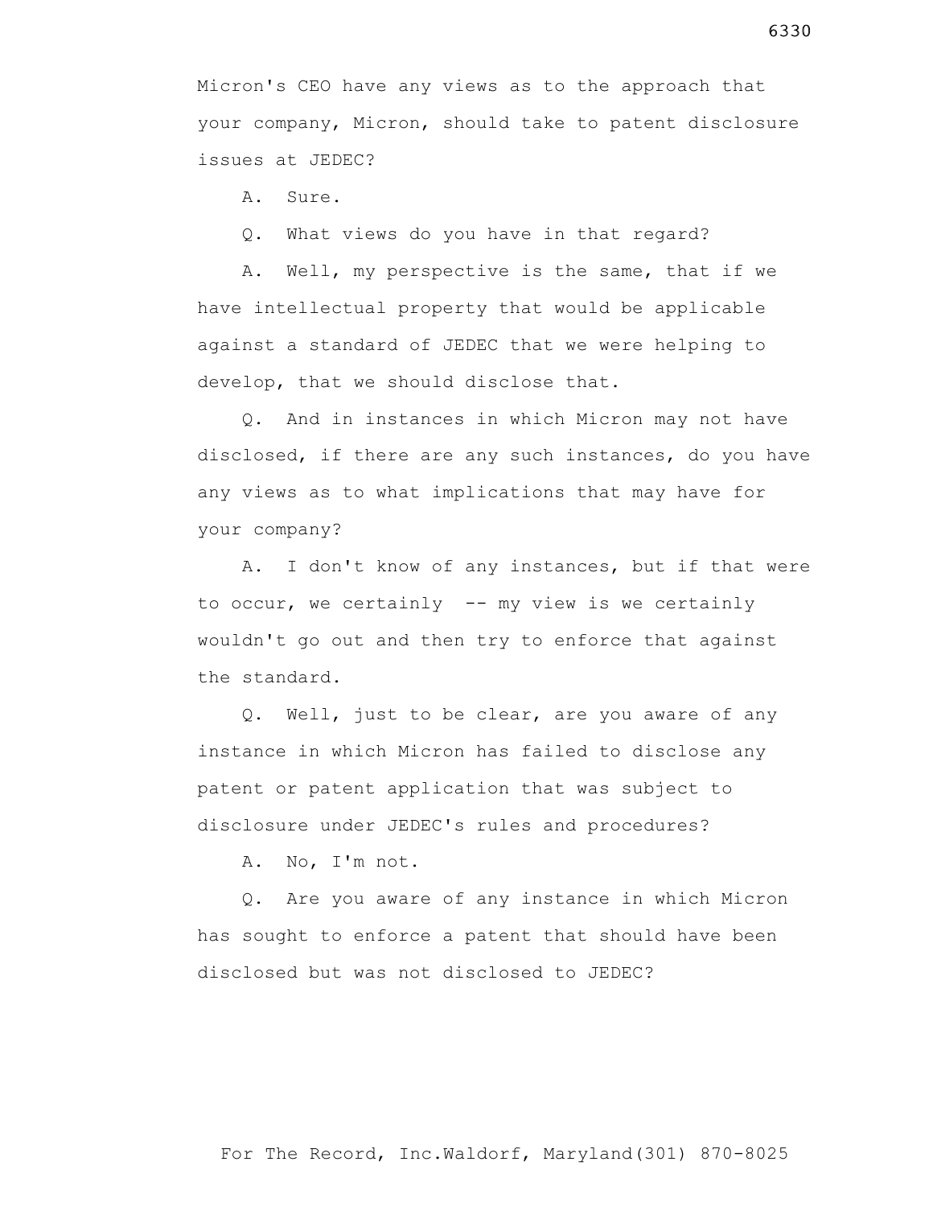Micron's CEO have any views as to the approach that your company, Micron, should take to patent disclosure issues at JEDEC?

A. Sure.

Q. What views do you have in that regard?

A. Well, my perspective is the same, that if we have intellectual property that would be applicable against a standard of JEDEC that we were helping to develop, that we should disclose that.

Q. And in instances in which Micron may not have disclosed, if there are any such instances, do you have any views as to what implications that may have for your company?

A. I don't know of any instances, but if that were to occur, we certainly -- my view is we certainly wouldn't go out and then try to enforce that against the standard.

Q. Well, just to be clear, are you aware of any instance in which Micron has failed to disclose any patent or patent application that was subject to disclosure under JEDEC's rules and procedures?

A. No, I'm not.

Q. Are you aware of any instance in which Micron has sought to enforce a patent that should have been disclosed but was not disclosed to JEDEC?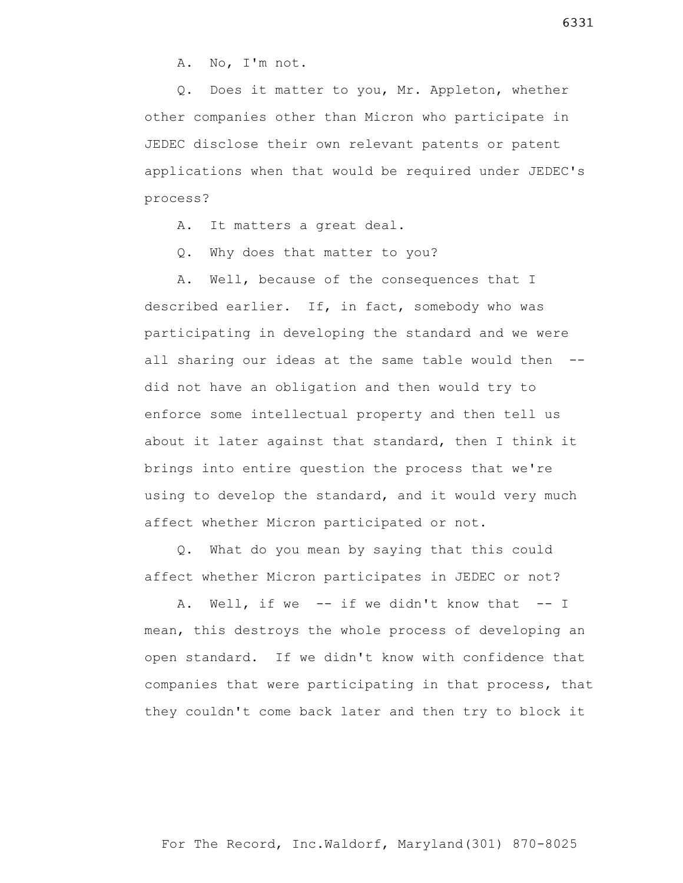A. No, I'm not.

Q. Does it matter to you, Mr. Appleton, whether other companies other than Micron who participate in JEDEC disclose their own relevant patents or patent applications when that would be required under JEDEC's process?

A. It matters a great deal.

Q. Why does that matter to you?

A. Well, because of the consequences that I described earlier. If, in fact, somebody who was participating in developing the standard and we were all sharing our ideas at the same table would then -- did not have an obligation and then would try to enforce some intellectual property and then tell us about it later against that standard, then I think it brings into entire question the process that we're using to develop the standard, and it would very much affect whether Micron participated or not.

Q. What do you mean by saying that this could affect whether Micron participates in JEDEC or not?

A. Well, if we -- if we didn't know that -- I mean, this destroys the whole process of developing an open standard. If we didn't know with confidence that companies that were participating in that process, that they couldn't come back later and then try to block it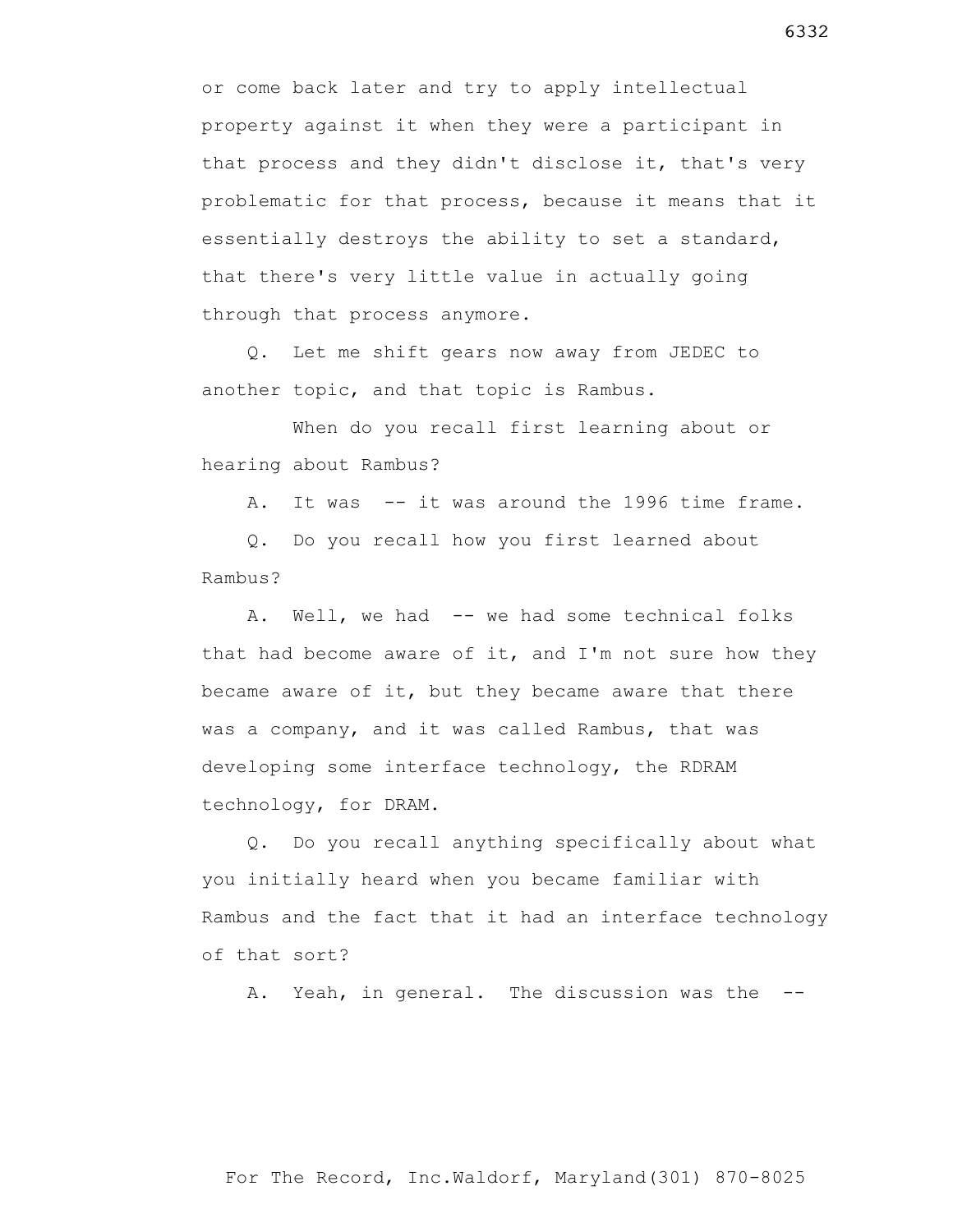or come back later and try to apply intellectual property against it when they were a participant in that process and they didn't disclose it, that's very problematic for that process, because it means that it essentially destroys the ability to set a standard, that there's very little value in actually going through that process anymore.

Q. Let me shift gears now away from JEDEC to another topic, and that topic is Rambus.

When do you recall first learning about or hearing about Rambus?

A. It was -- it was around the 1996 time frame.

Q. Do you recall how you first learned about Rambus?

A. Well, we had -- we had some technical folks that had become aware of it, and I'm not sure how they became aware of it, but they became aware that there was a company, and it was called Rambus, that was developing some interface technology, the RDRAM technology, for DRAM.

Q. Do you recall anything specifically about what you initially heard when you became familiar with Rambus and the fact that it had an interface technology of that sort?

A. Yeah, in general. The discussion was the --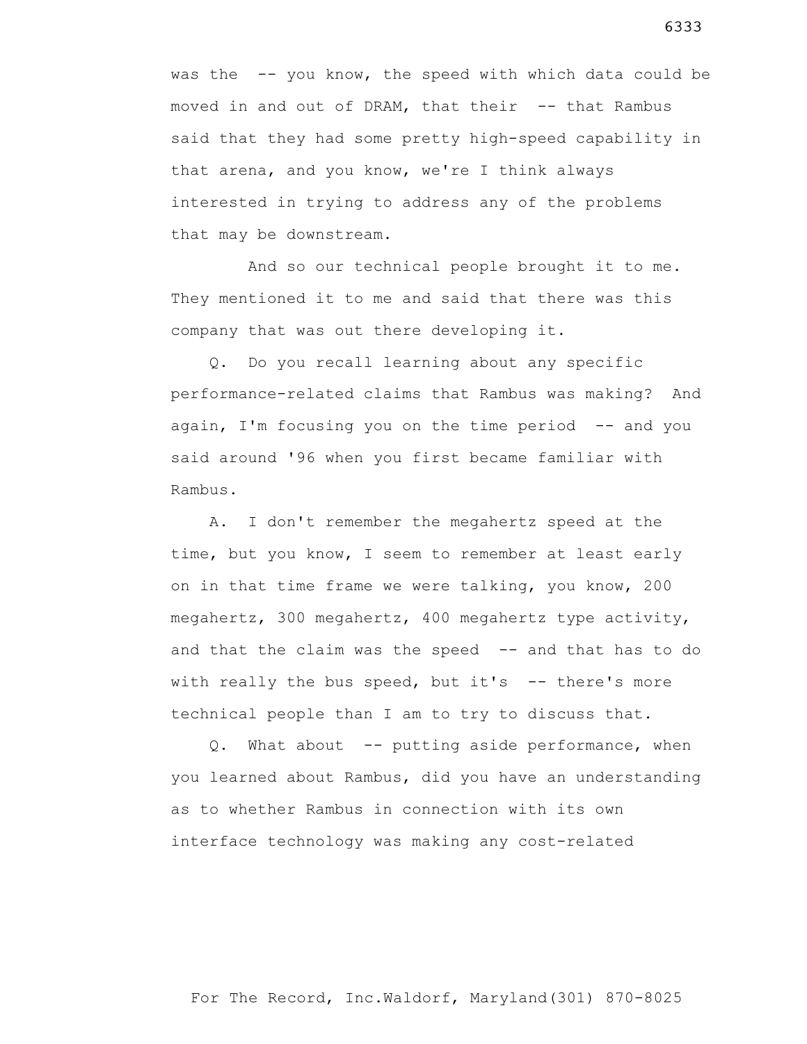was the -- you know, the speed with which data could be moved in and out of DRAM, that their -- that Rambus said that they had some pretty high-speed capability in that arena, and you know, we're I think always interested in trying to address any of the problems that may be downstream.

And so our technical people brought it to me. They mentioned it to me and said that there was this company that was out there developing it.

Q. Do you recall learning about any specific performance-related claims that Rambus was making? And again, I'm focusing you on the time period -- and you said around '96 when you first became familiar with Rambus.

A. I don't remember the megahertz speed at the time, but you know, I seem to remember at least early on in that time frame we were talking, you know, 200 megahertz, 300 megahertz, 400 megahertz type activity, and that the claim was the speed -- and that has to do with really the bus speed, but it's -- there's more technical people than I am to try to discuss that.

Q. What about -- putting aside performance, when you learned about Rambus, did you have an understanding as to whether Rambus in connection with its own interface technology was making any cost-related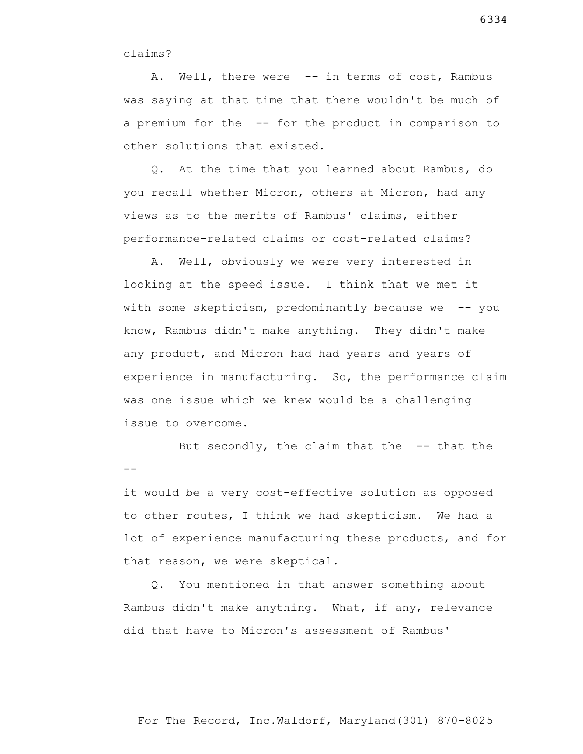claims?

A. Well, there were -- in terms of cost, Rambus was saying at that time that there wouldn't be much of a premium for the -- for the product in comparison to other solutions that existed.

Q. At the time that you learned about Rambus, do you recall whether Micron, others at Micron, had any views as to the merits of Rambus' claims, either performance-related claims or cost-related claims?

A. Well, obviously we were very interested in looking at the speed issue. I think that we met it with some skepticism, predominantly because we -- you know, Rambus didn't make anything. They didn't make any product, and Micron had had years and years of experience in manufacturing. So, the performance claim was one issue which we knew would be a challenging issue to overcome.

But secondly, the claim that the -- that the --

it would be a very cost-effective solution as opposed to other routes, I think we had skepticism. We had a lot of experience manufacturing these products, and for that reason, we were skeptical.

Q. You mentioned in that answer something about Rambus didn't make anything. What, if any, relevance did that have to Micron's assessment of Rambus'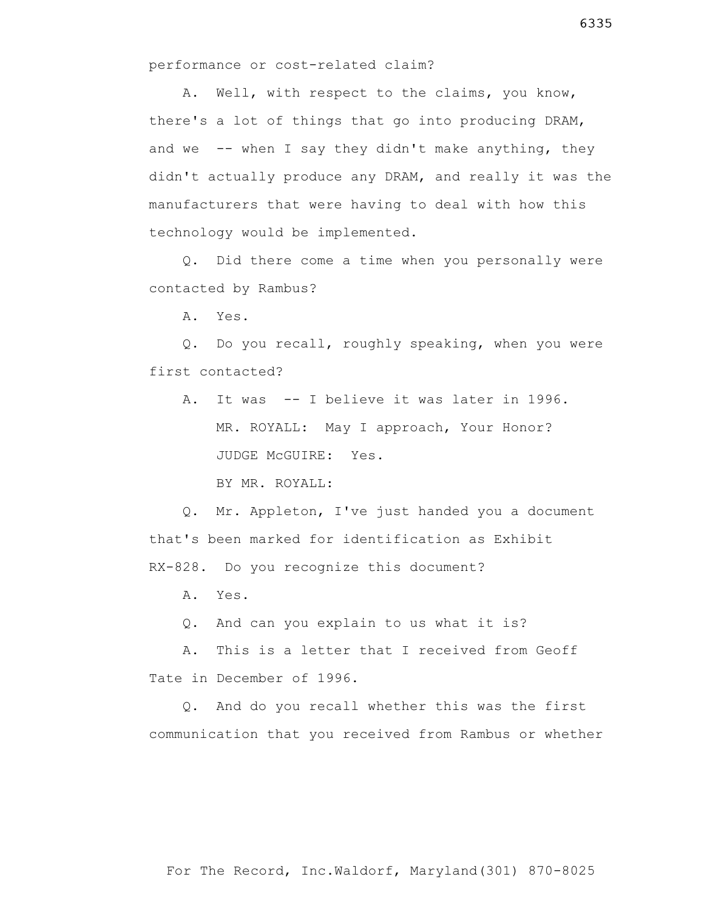performance or cost-related claim?

A. Well, with respect to the claims, you know, there's a lot of things that go into producing DRAM, and we -- when I say they didn't make anything, they didn't actually produce any DRAM, and really it was the manufacturers that were having to deal with how this technology would be implemented.

Q. Did there come a time when you personally were contacted by Rambus?

A. Yes.

Q. Do you recall, roughly speaking, when you were first contacted?

A. It was -- I believe it was later in 1996.

MR. ROYALL: May I approach, Your Honor?

JUDGE McGUIRE: Yes.

BY MR. ROYALL:

Q. Mr. Appleton, I've just handed you a document that's been marked for identification as Exhibit RX-828. Do you recognize this document?

A. Yes.

Q. And can you explain to us what it is?

A. This is a letter that I received from Geoff Tate in December of 1996.

Q. And do you recall whether this was the first communication that you received from Rambus or whether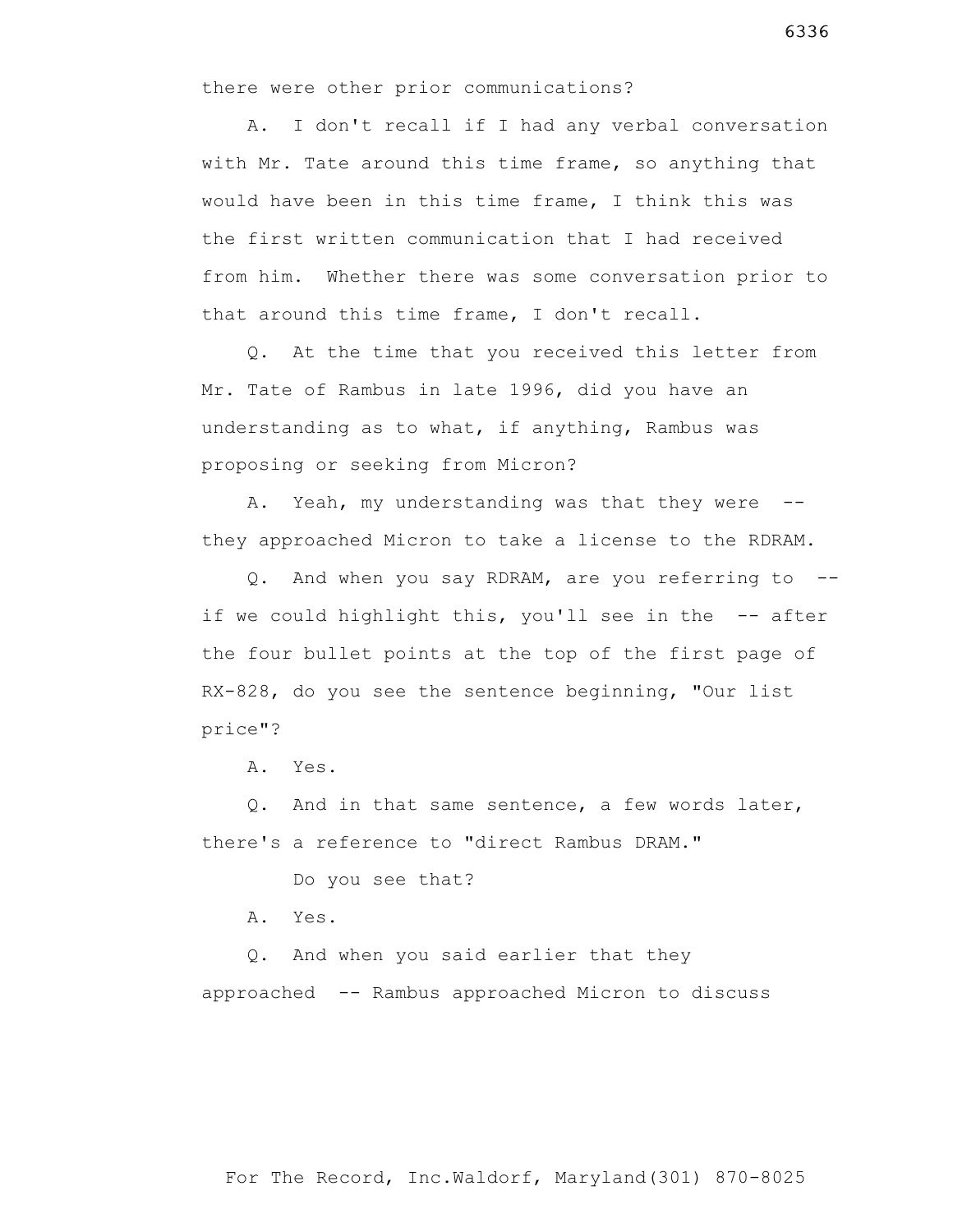there were other prior communications?

A. I don't recall if I had any verbal conversation with Mr. Tate around this time frame, so anything that would have been in this time frame, I think this was the first written communication that I had received from him. Whether there was some conversation prior to that around this time frame, I don't recall.

Q. At the time that you received this letter from Mr. Tate of Rambus in late 1996, did you have an understanding as to what, if anything, Rambus was proposing or seeking from Micron?

A. Yeah, my understanding was that they were -- they approached Micron to take a license to the RDRAM.

Q. And when you say RDRAM, are you referring to -- if we could highlight this, you'll see in the -- after the four bullet points at the top of the first page of RX-828, do you see the sentence beginning, "Our list price"?

A. Yes.

Q. And in that same sentence, a few words later, there's a reference to "direct Rambus DRAM."

Do you see that?

A. Yes.

Q. And when you said earlier that they approached -- Rambus approached Micron to discuss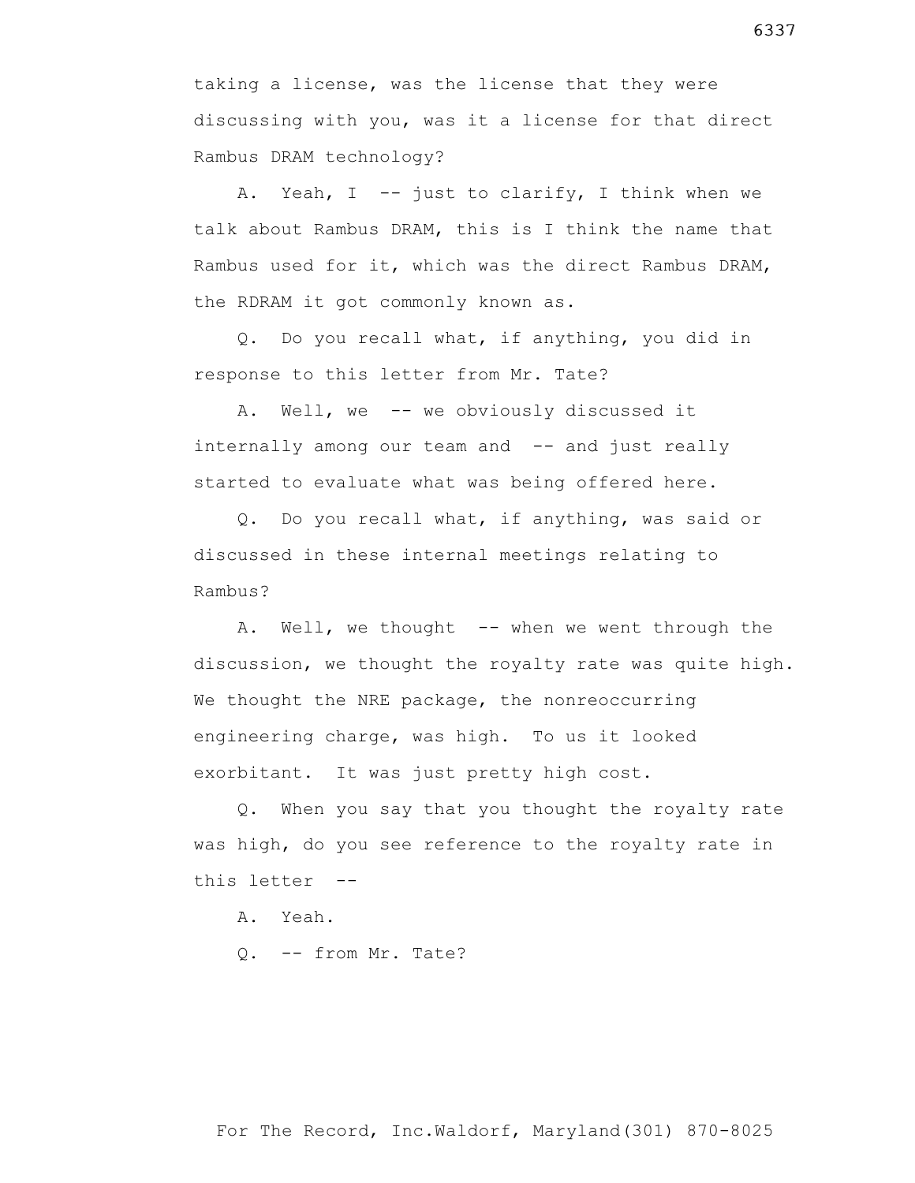taking a license, was the license that they were discussing with you, was it a license for that direct Rambus DRAM technology?

A. Yeah, I -- just to clarify, I think when we talk about Rambus DRAM, this is I think the name that Rambus used for it, which was the direct Rambus DRAM, the RDRAM it got commonly known as.

Q. Do you recall what, if anything, you did in response to this letter from Mr. Tate?

A. Well, we -- we obviously discussed it internally among our team and -- and just really started to evaluate what was being offered here.

Q. Do you recall what, if anything, was said or discussed in these internal meetings relating to Rambus?

A. Well, we thought -- when we went through the discussion, we thought the royalty rate was quite high. We thought the NRE package, the nonreoccurring engineering charge, was high. To us it looked exorbitant. It was just pretty high cost.

Q. When you say that you thought the royalty rate was high, do you see reference to the royalty rate in this letter --

A. Yeah.

Q. -- from Mr. Tate?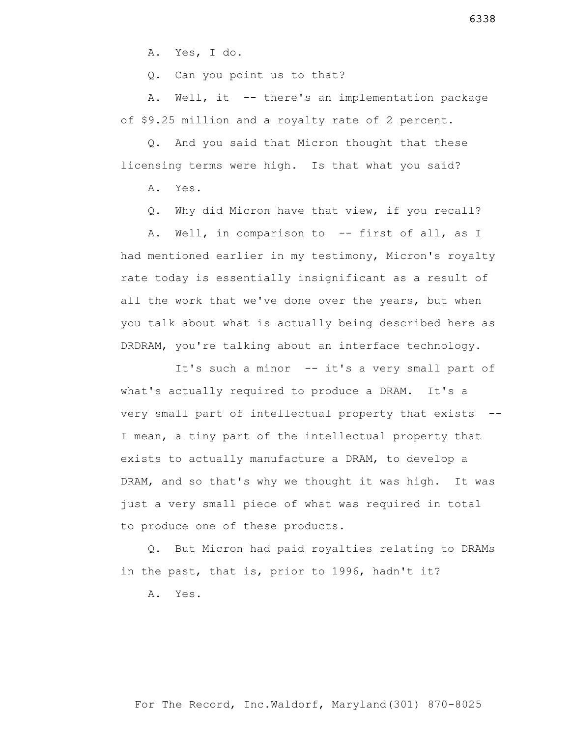A. Yes, I do.

Q. Can you point us to that?

A. Well, it -- there's an implementation package of $9.25 million and a royalty rate of 2 percent.

Q. And you said that Micron thought that these licensing terms were high. Is that what you said?

A. Yes.

Q. Why did Micron have that view, if you recall?

A. Well, in comparison to -- first of all, as I had mentioned earlier in my testimony, Micron's royalty rate today is essentially insignificant as a result of all the work that we've done over the years, but when you talk about what is actually being described here as DRDRAM, you're talking about an interface technology.

It's such a minor -- it's a very small part of what's actually required to produce a DRAM. It's a very small part of intellectual property that exists -- I mean, a tiny part of the intellectual property that exists to actually manufacture a DRAM, to develop a DRAM, and so that's why we thought it was high. It was just a very small piece of what was required in total to produce one of these products.

Q. But Micron had paid royalties relating to DRAMs in the past, that is, prior to 1996, hadn't it?

A. Yes.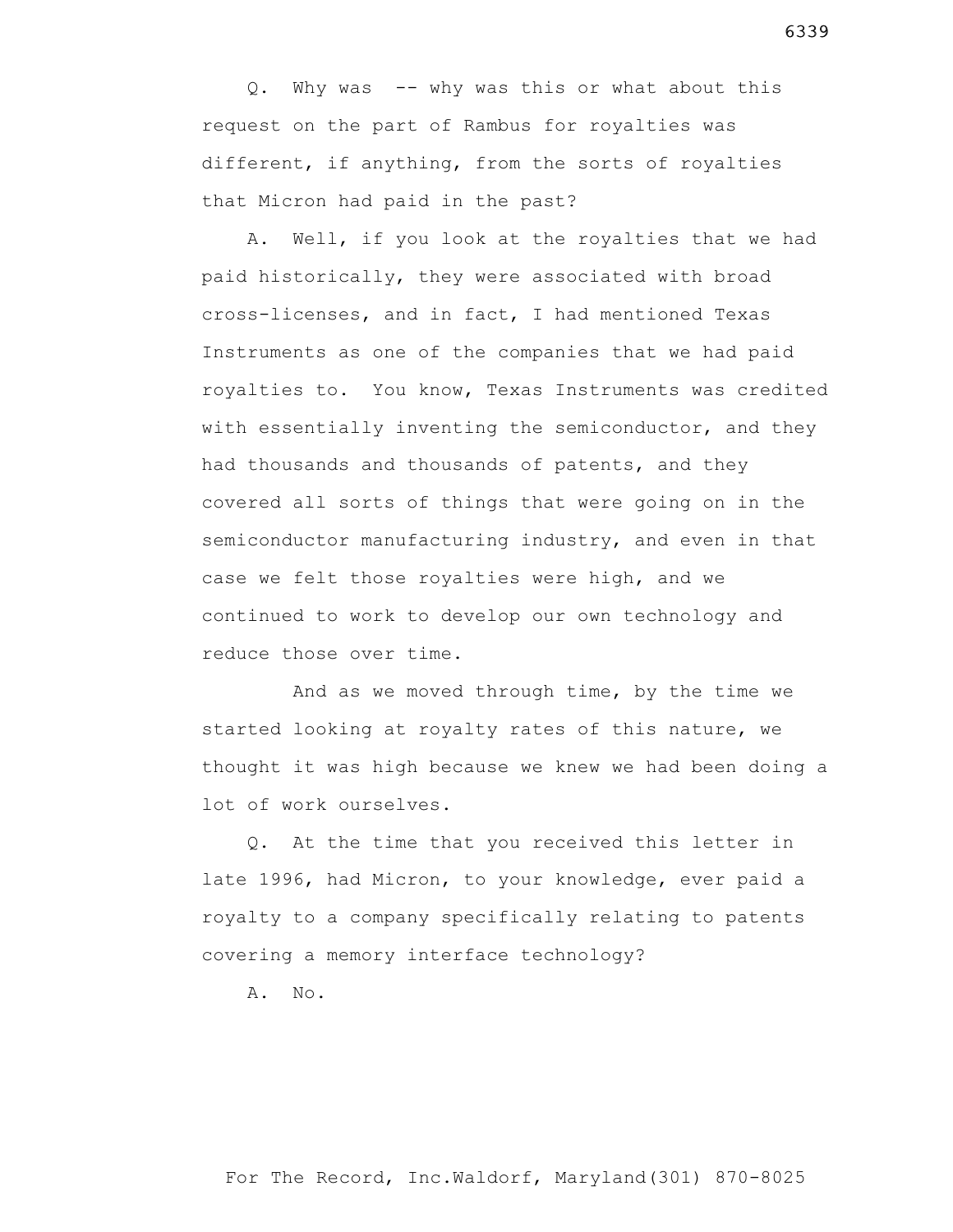Q. Why was -- why was this or what about this request on the part of Rambus for royalties was different, if anything, from the sorts of royalties that Micron had paid in the past?

A. Well, if you look at the royalties that we had paid historically, they were associated with broad cross-licenses, and in fact, I had mentioned Texas Instruments as one of the companies that we had paid royalties to. You know, Texas Instruments was credited with essentially inventing the semiconductor, and they had thousands and thousands of patents, and they covered all sorts of things that were going on in the semiconductor manufacturing industry, and even in that case we felt those royalties were high, and we continued to work to develop our own technology and reduce those over time.

And as we moved through time, by the time we started looking at royalty rates of this nature, we thought it was high because we knew we had been doing a lot of work ourselves.

Q. At the time that you received this letter in late 1996, had Micron, to your knowledge, ever paid a royalty to a company specifically relating to patents covering a memory interface technology?

A. No.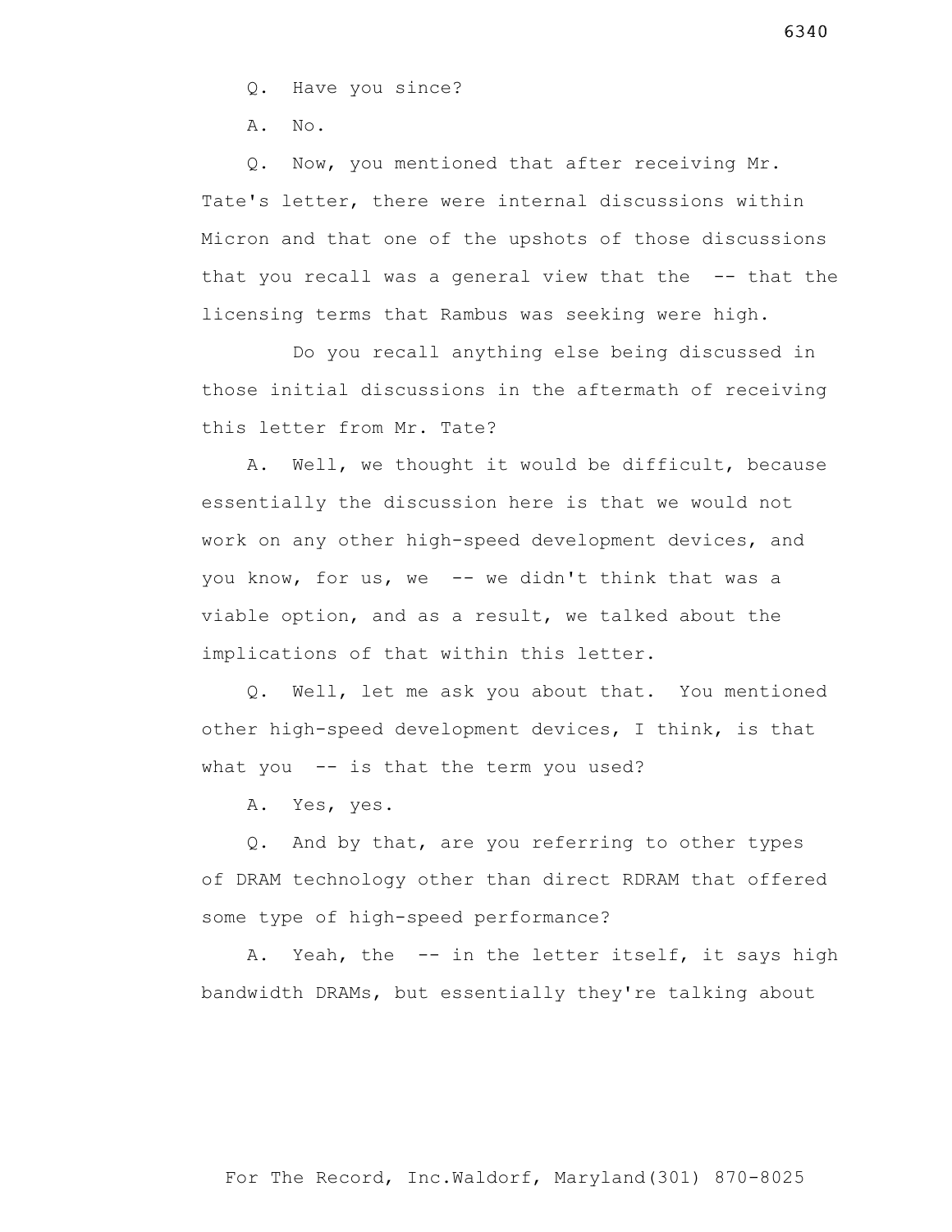Q. Have you since?

A. No.

Q. Now, you mentioned that after receiving Mr. Tate's letter, there were internal discussions within Micron and that one of the upshots of those discussions that you recall was a general view that the -- that the licensing terms that Rambus was seeking were high.

Do you recall anything else being discussed in those initial discussions in the aftermath of receiving this letter from Mr. Tate?

A. Well, we thought it would be difficult, because essentially the discussion here is that we would not work on any other high-speed development devices, and you know, for us, we -- we didn't think that was a viable option, and as a result, we talked about the implications of that within this letter.

Q. Well, let me ask you about that. You mentioned other high-speed development devices, I think, is that what you -- is that the term you used?

A. Yes, yes.

Q. And by that, are you referring to other types of DRAM technology other than direct RDRAM that offered some type of high-speed performance?

A. Yeah, the -- in the letter itself, it says high bandwidth DRAMs, but essentially they're talking about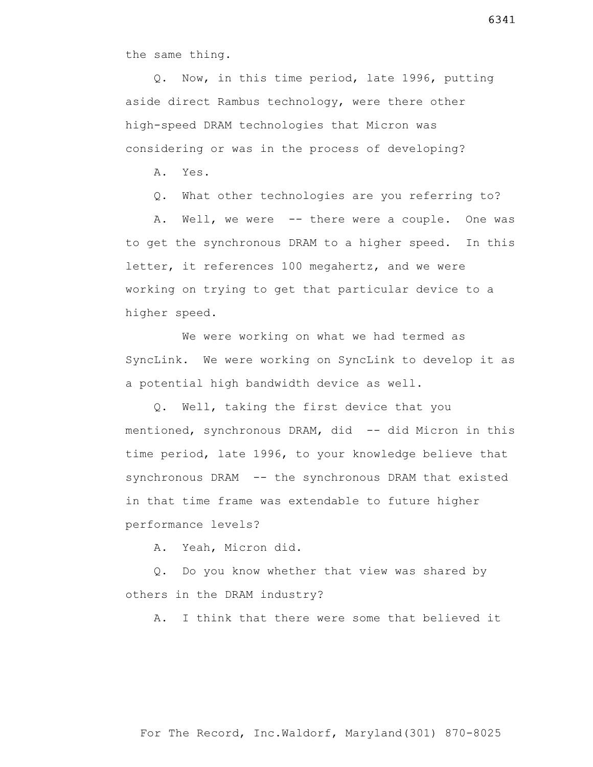the same thing.

Q. Now, in this time period, late 1996, putting aside direct Rambus technology, were there other high-speed DRAM technologies that Micron was considering or was in the process of developing?

A. Yes.

Q. What other technologies are you referring to?

A. Well, we were -- there were a couple. One was to get the synchronous DRAM to a higher speed. In this letter, it references 100 megahertz, and we were working on trying to get that particular device to a higher speed.

We were working on what we had termed as SyncLink. We were working on SyncLink to develop it as a potential high bandwidth device as well.

Q. Well, taking the first device that you mentioned, synchronous DRAM, did -- did Micron in this time period, late 1996, to your knowledge believe that synchronous DRAM -- the synchronous DRAM that existed in that time frame was extendable to future higher performance levels?

A. Yeah, Micron did.

Q. Do you know whether that view was shared by others in the DRAM industry?

A. I think that there were some that believed it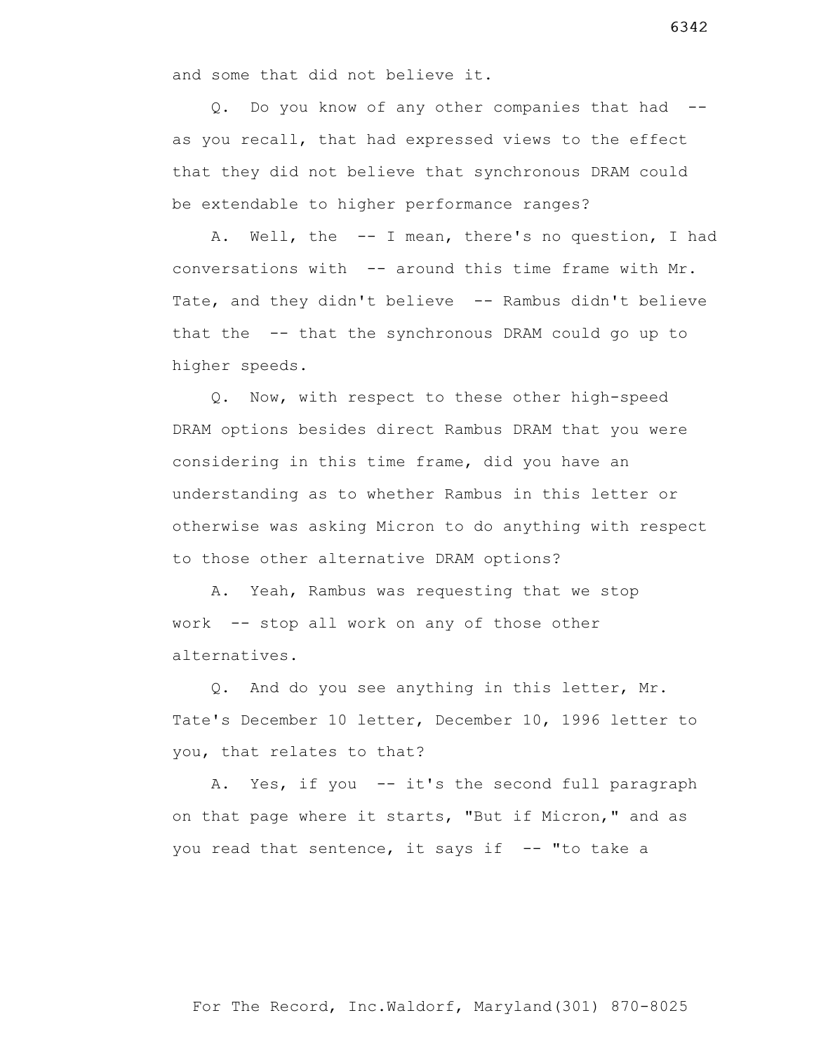and some that did not believe it.

Q. Do you know of any other companies that had -- as you recall, that had expressed views to the effect that they did not believe that synchronous DRAM could be extendable to higher performance ranges?

A. Well, the -- I mean, there's no question, I had conversations with -- around this time frame with Mr. Tate, and they didn't believe -- Rambus didn't believe that the -- that the synchronous DRAM could go up to higher speeds.

Q. Now, with respect to these other high-speed DRAM options besides direct Rambus DRAM that you were considering in this time frame, did you have an understanding as to whether Rambus in this letter or otherwise was asking Micron to do anything with respect to those other alternative DRAM options?

A. Yeah, Rambus was requesting that we stop work -- stop all work on any of those other alternatives.

Q. And do you see anything in this letter, Mr. Tate's December 10 letter, December 10, 1996 letter to you, that relates to that?

A. Yes, if you -- it's the second full paragraph on that page where it starts, "But if Micron," and as you read that sentence, it says if -- "to take a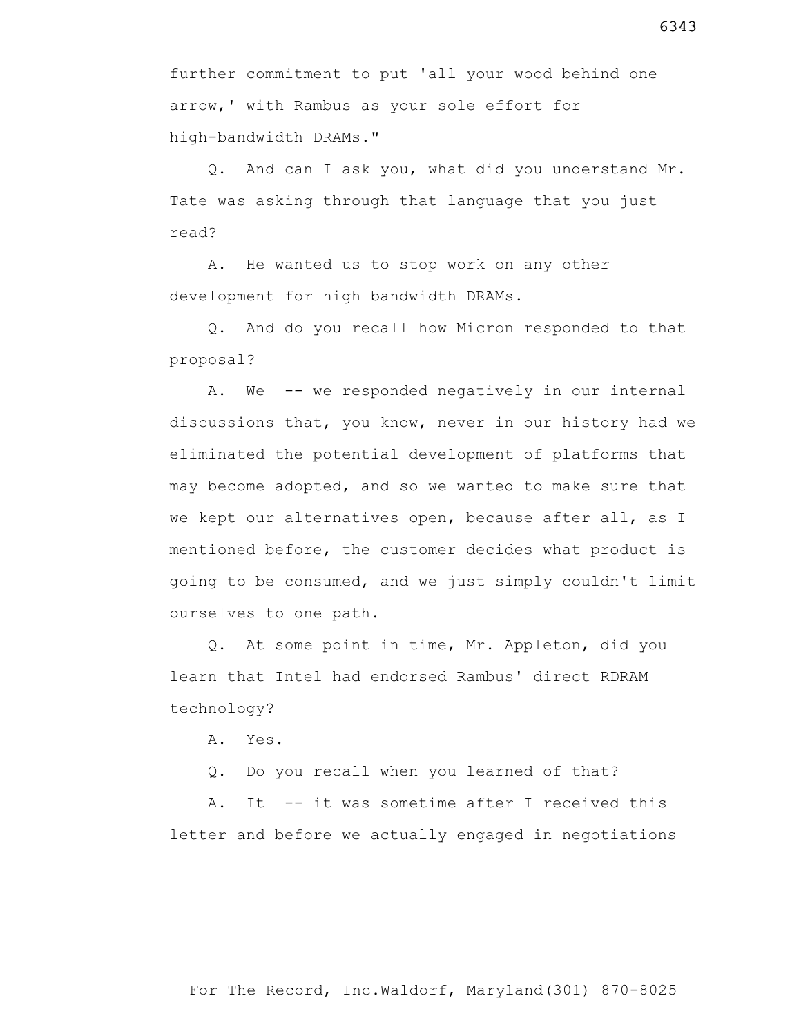further commitment to put 'all your wood behind one arrow,' with Rambus as your sole effort for high-bandwidth DRAMs."

Q. And can I ask you, what did you understand Mr. Tate was asking through that language that you just read?

A. He wanted us to stop work on any other development for high bandwidth DRAMs.

Q. And do you recall how Micron responded to that proposal?

A. We -- we responded negatively in our internal discussions that, you know, never in our history had we eliminated the potential development of platforms that may become adopted, and so we wanted to make sure that we kept our alternatives open, because after all, as I mentioned before, the customer decides what product is going to be consumed, and we just simply couldn't limit ourselves to one path.

Q. At some point in time, Mr. Appleton, did you learn that Intel had endorsed Rambus' direct RDRAM technology?

A. Yes.

Q. Do you recall when you learned of that?

A. It -- it was sometime after I received this letter and before we actually engaged in negotiations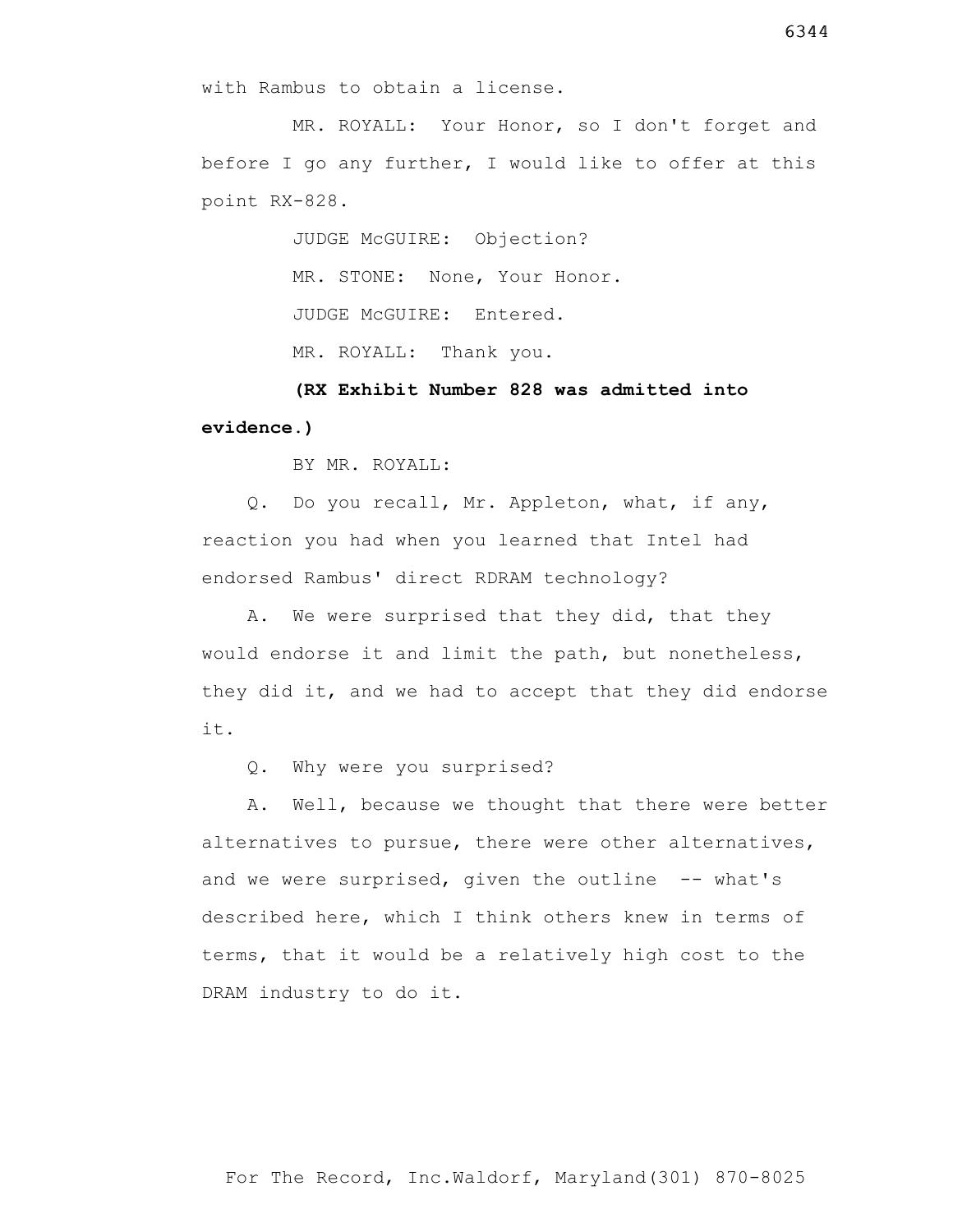with Rambus to obtain a license.

MR. ROYALL: Your Honor, so I don't forget and before I go any further, I would like to offer at this point RX-828.

JUDGE McGUIRE: Objection?

MR. STONE: None, Your Honor.

JUDGE McGUIRE: Entered.

MR. ROYALL: Thank you.

**(RX Exhibit Number 828 was admitted into evidence.)**

BY MR. ROYALL:

Q. Do you recall, Mr. Appleton, what, if any, reaction you had when you learned that Intel had endorsed Rambus' direct RDRAM technology?

A. We were surprised that they did, that they would endorse it and limit the path, but nonetheless, they did it, and we had to accept that they did endorse it.

Q. Why were you surprised?

A. Well, because we thought that there were better alternatives to pursue, there were other alternatives, and we were surprised, given the outline -- what's described here, which I think others knew in terms of terms, that it would be a relatively high cost to the DRAM industry to do it.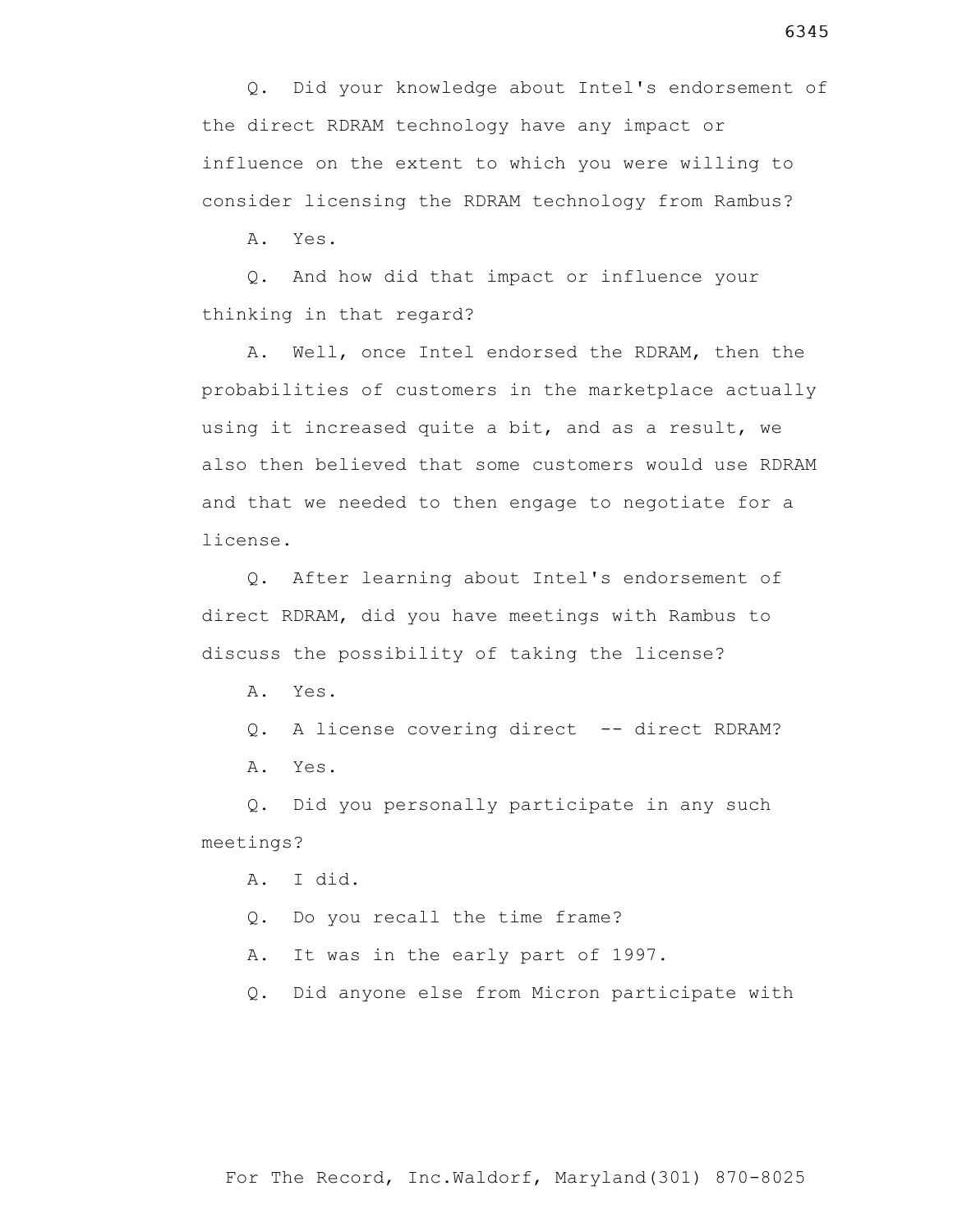Q. Did your knowledge about Intel's endorsement of the direct RDRAM technology have any impact or influence on the extent to which you were willing to consider licensing the RDRAM technology from Rambus?

A. Yes.

Q. And how did that impact or influence your thinking in that regard?

A. Well, once Intel endorsed the RDRAM, then the probabilities of customers in the marketplace actually using it increased quite a bit, and as a result, we also then believed that some customers would use RDRAM and that we needed to then engage to negotiate for a license.

Q. After learning about Intel's endorsement of direct RDRAM, did you have meetings with Rambus to discuss the possibility of taking the license?

A. Yes.

Q. A license covering direct -- direct RDRAM?

A. Yes.

Q. Did you personally participate in any such meetings?

A. I did.

Q. Do you recall the time frame?

A. It was in the early part of 1997.

Q. Did anyone else from Micron participate with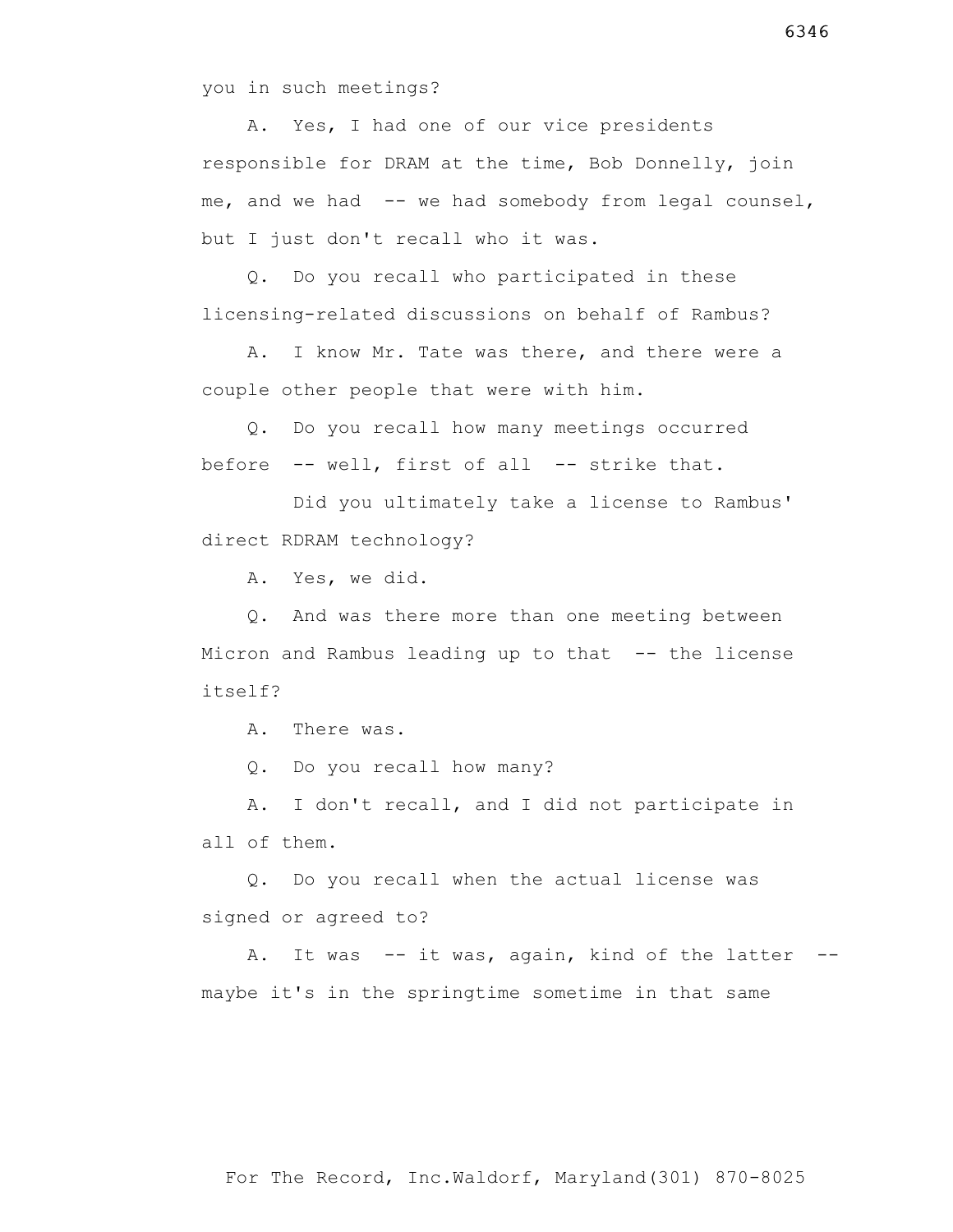you in such meetings?

A. Yes, I had one of our vice presidents responsible for DRAM at the time, Bob Donnelly, join me, and we had -- we had somebody from legal counsel, but I just don't recall who it was.

Q. Do you recall who participated in these licensing-related discussions on behalf of Rambus?

A. I know Mr. Tate was there, and there were a couple other people that were with him.

Q. Do you recall how many meetings occurred before -- well, first of all -- strike that.

Did you ultimately take a license to Rambus' direct RDRAM technology?

A. Yes, we did.

Q. And was there more than one meeting between Micron and Rambus leading up to that -- the license itself?

A. There was.

Q. Do you recall how many?

A. I don't recall, and I did not participate in all of them.

Q. Do you recall when the actual license was signed or agreed to?

A. It was -- it was, again, kind of the latter -- maybe it's in the springtime sometime in that same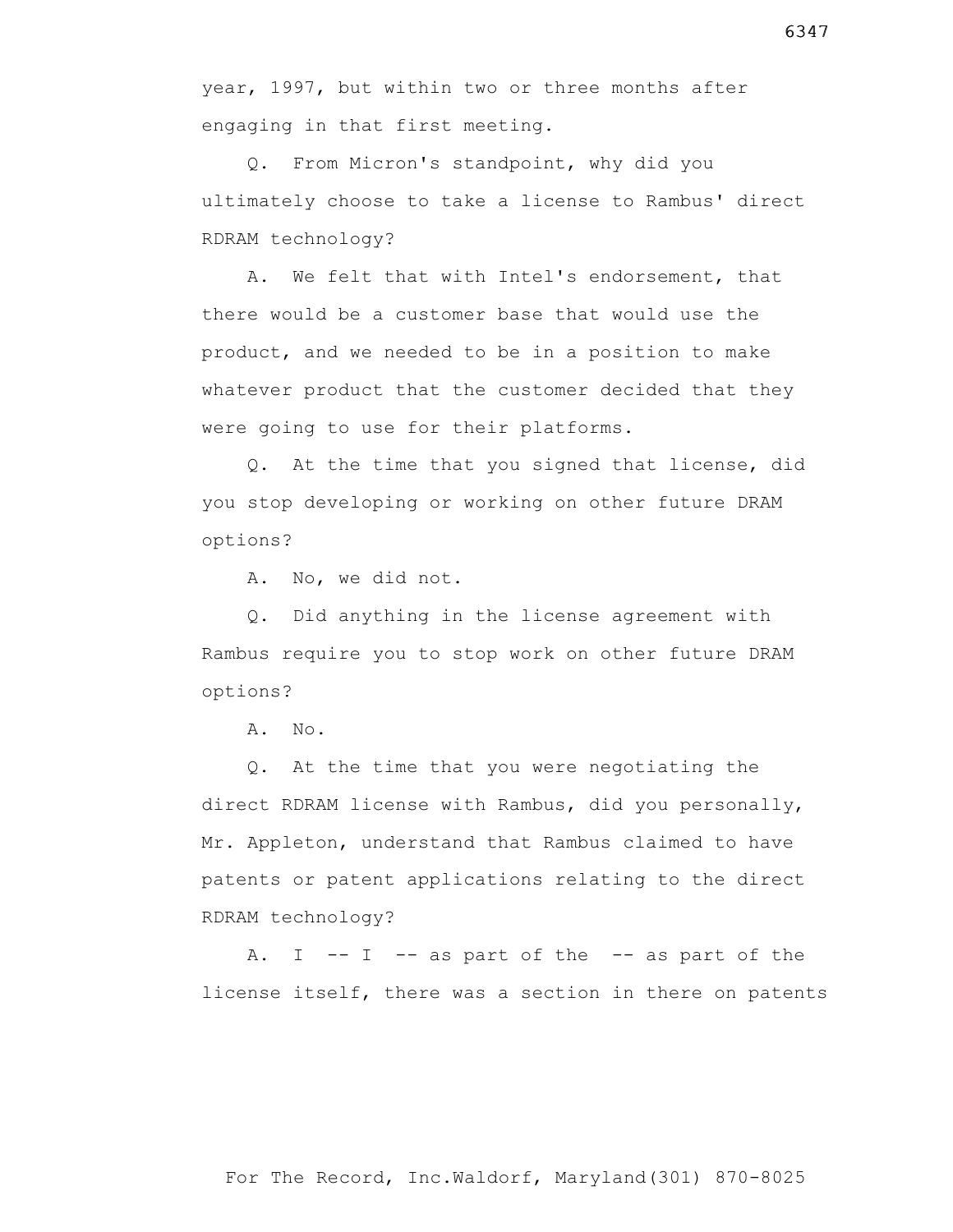year, 1997, but within two or three months after engaging in that first meeting.

Q. From Micron's standpoint, why did you ultimately choose to take a license to Rambus' direct RDRAM technology?

A. We felt that with Intel's endorsement, that there would be a customer base that would use the product, and we needed to be in a position to make whatever product that the customer decided that they were going to use for their platforms.

Q. At the time that you signed that license, did you stop developing or working on other future DRAM options?

A. No, we did not.

Q. Did anything in the license agreement with Rambus require you to stop work on other future DRAM options?

A. No.

Q. At the time that you were negotiating the direct RDRAM license with Rambus, did you personally, Mr. Appleton, understand that Rambus claimed to have patents or patent applications relating to the direct RDRAM technology?

A. I -- I -- as part of the -- as part of the license itself, there was a section in there on patents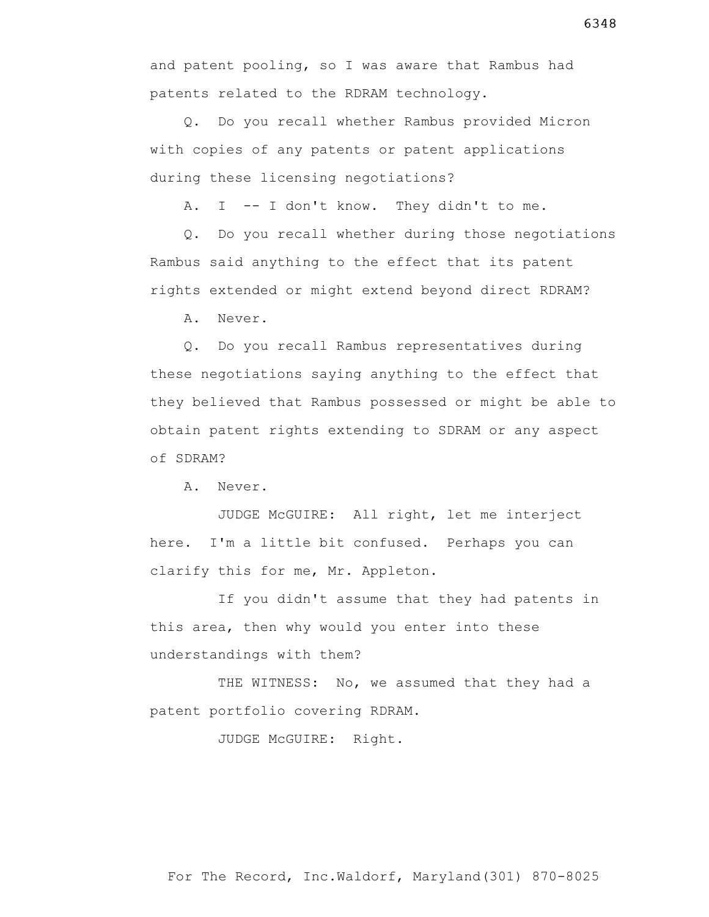and patent pooling, so I was aware that Rambus had patents related to the RDRAM technology.

Q. Do you recall whether Rambus provided Micron with copies of any patents or patent applications during these licensing negotiations?

A. I -- I don't know. They didn't to me.

Q. Do you recall whether during those negotiations Rambus said anything to the effect that its patent rights extended or might extend beyond direct RDRAM?

A. Never.

Q. Do you recall Rambus representatives during these negotiations saying anything to the effect that they believed that Rambus possessed or might be able to obtain patent rights extending to SDRAM or any aspect of SDRAM?

A. Never.

JUDGE McGUIRE: All right, let me interject here. I'm a little bit confused. Perhaps you can clarify this for me, Mr. Appleton.

If you didn't assume that they had patents in this area, then why would you enter into these understandings with them?

THE WITNESS: No, we assumed that they had a patent portfolio covering RDRAM.

JUDGE McGUIRE: Right.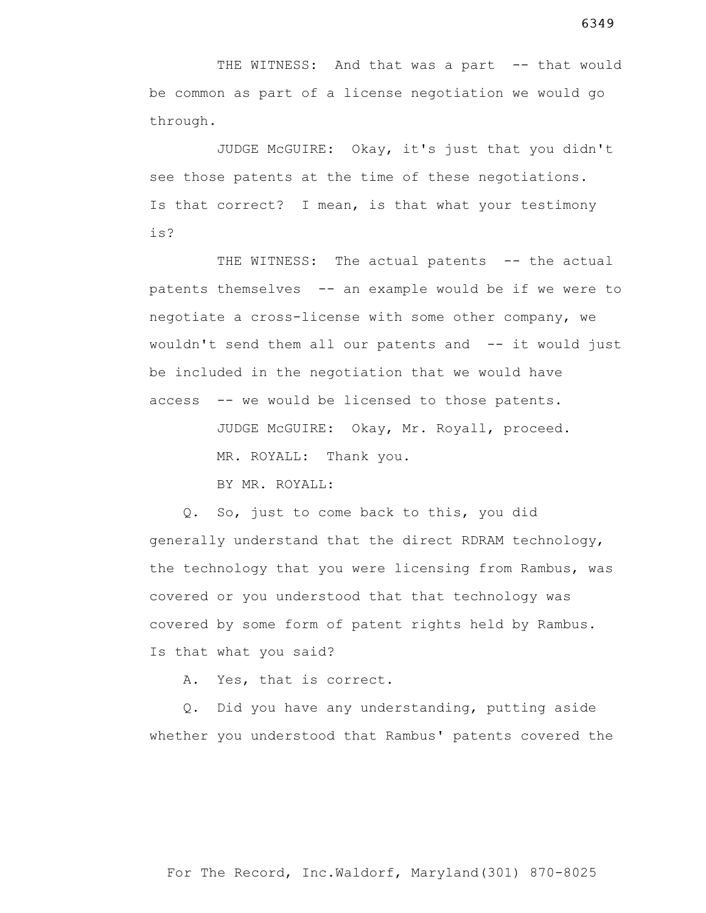THE WITNESS: And that was a part -- that would be common as part of a license negotiation we would go through.

JUDGE McGUIRE: Okay, it's just that you didn't see those patents at the time of these negotiations. Is that correct? I mean, is that what your testimony is?

THE WITNESS: The actual patents -- the actual patents themselves -- an example would be if we were to negotiate a cross-license with some other company, we wouldn't send them all our patents and -- it would just be included in the negotiation that we would have access -- we would be licensed to those patents.

JUDGE McGUIRE: Okay, Mr. Royall, proceed.

MR. ROYALL: Thank you.

BY MR. ROYALL:

Q. So, just to come back to this, you did generally understand that the direct RDRAM technology, the technology that you were licensing from Rambus, was covered or you understood that that technology was covered by some form of patent rights held by Rambus. Is that what you said?

A. Yes, that is correct.

Q. Did you have any understanding, putting aside whether you understood that Rambus' patents covered the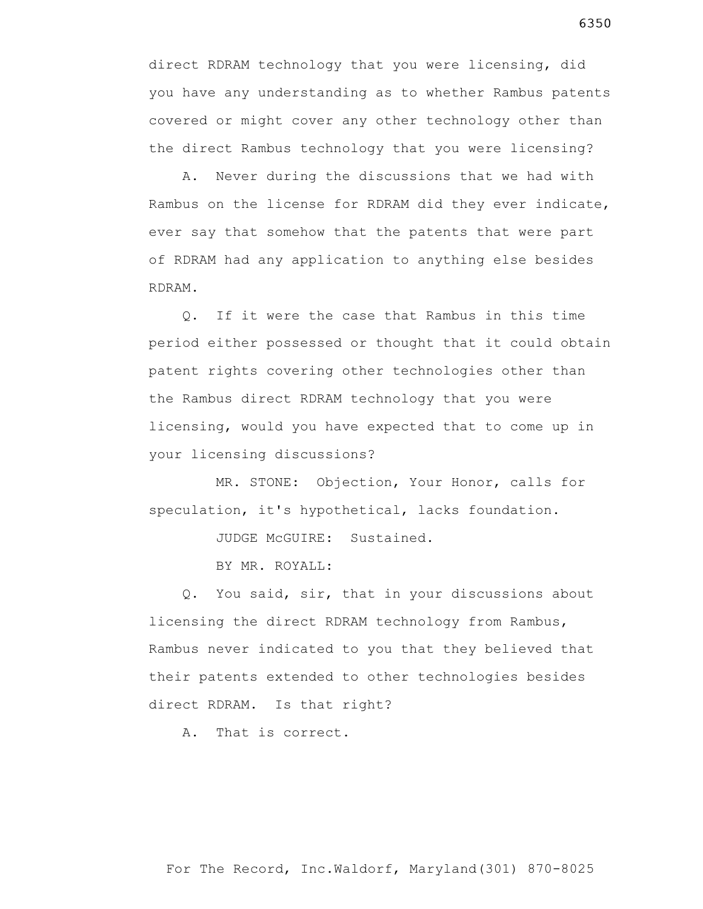direct RDRAM technology that you were licensing, did you have any understanding as to whether Rambus patents covered or might cover any other technology other than the direct Rambus technology that you were licensing?

A. Never during the discussions that we had with Rambus on the license for RDRAM did they ever indicate, ever say that somehow that the patents that were part of RDRAM had any application to anything else besides RDRAM.

Q. If it were the case that Rambus in this time period either possessed or thought that it could obtain patent rights covering other technologies other than the Rambus direct RDRAM technology that you were licensing, would you have expected that to come up in your licensing discussions?

MR. STONE: Objection, Your Honor, calls for speculation, it's hypothetical, lacks foundation.

JUDGE McGUIRE: Sustained.

BY MR. ROYALL:

Q. You said, sir, that in your discussions about licensing the direct RDRAM technology from Rambus, Rambus never indicated to you that they believed that their patents extended to other technologies besides direct RDRAM. Is that right?

A. That is correct.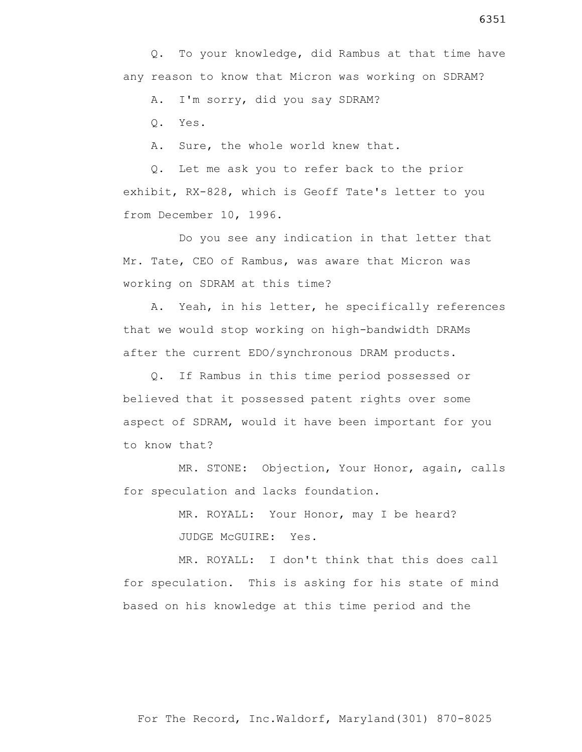Q. To your knowledge, did Rambus at that time have any reason to know that Micron was working on SDRAM?

A. I'm sorry, did you say SDRAM?

Q. Yes.

A. Sure, the whole world knew that.

Q. Let me ask you to refer back to the prior exhibit, RX-828, which is Geoff Tate's letter to you from December 10, 1996.

Do you see any indication in that letter that Mr. Tate, CEO of Rambus, was aware that Micron was working on SDRAM at this time?

A. Yeah, in his letter, he specifically references that we would stop working on high-bandwidth DRAMs after the current EDO/synchronous DRAM products.

Q. If Rambus in this time period possessed or believed that it possessed patent rights over some aspect of SDRAM, would it have been important for you to know that?

MR. STONE: Objection, Your Honor, again, calls for speculation and lacks foundation.

MR. ROYALL: Your Honor, may I be heard?

JUDGE McGUIRE: Yes.

MR. ROYALL: I don't think that this does call for speculation. This is asking for his state of mind based on his knowledge at this time period and the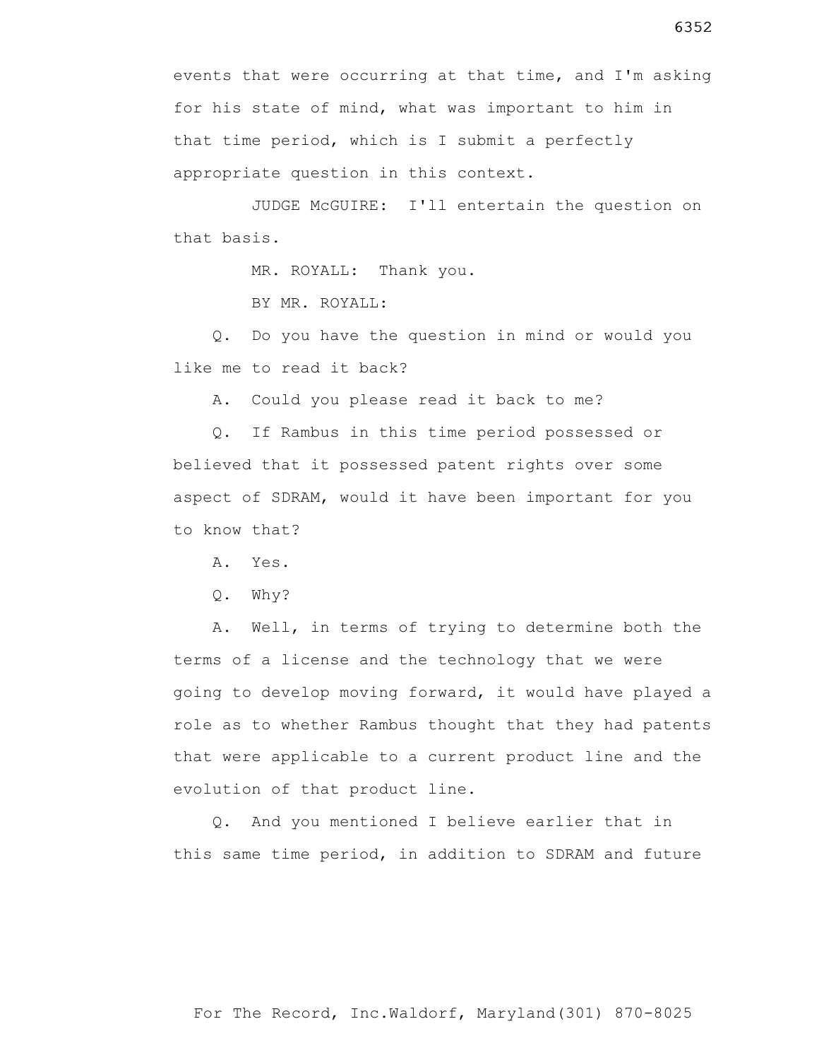events that were occurring at that time, and I'm asking for his state of mind, what was important to him in that time period, which is I submit a perfectly appropriate question in this context.

JUDGE McGUIRE: I'll entertain the question on that basis.

MR. ROYALL: Thank you.

BY MR. ROYALL:

Q. Do you have the question in mind or would you like me to read it back?

A. Could you please read it back to me?

Q. If Rambus in this time period possessed or believed that it possessed patent rights over some aspect of SDRAM, would it have been important for you to know that?

A. Yes.

Q. Why?

A. Well, in terms of trying to determine both the terms of a license and the technology that we were going to develop moving forward, it would have played a role as to whether Rambus thought that they had patents that were applicable to a current product line and the evolution of that product line.

Q. And you mentioned I believe earlier that in this same time period, in addition to SDRAM and future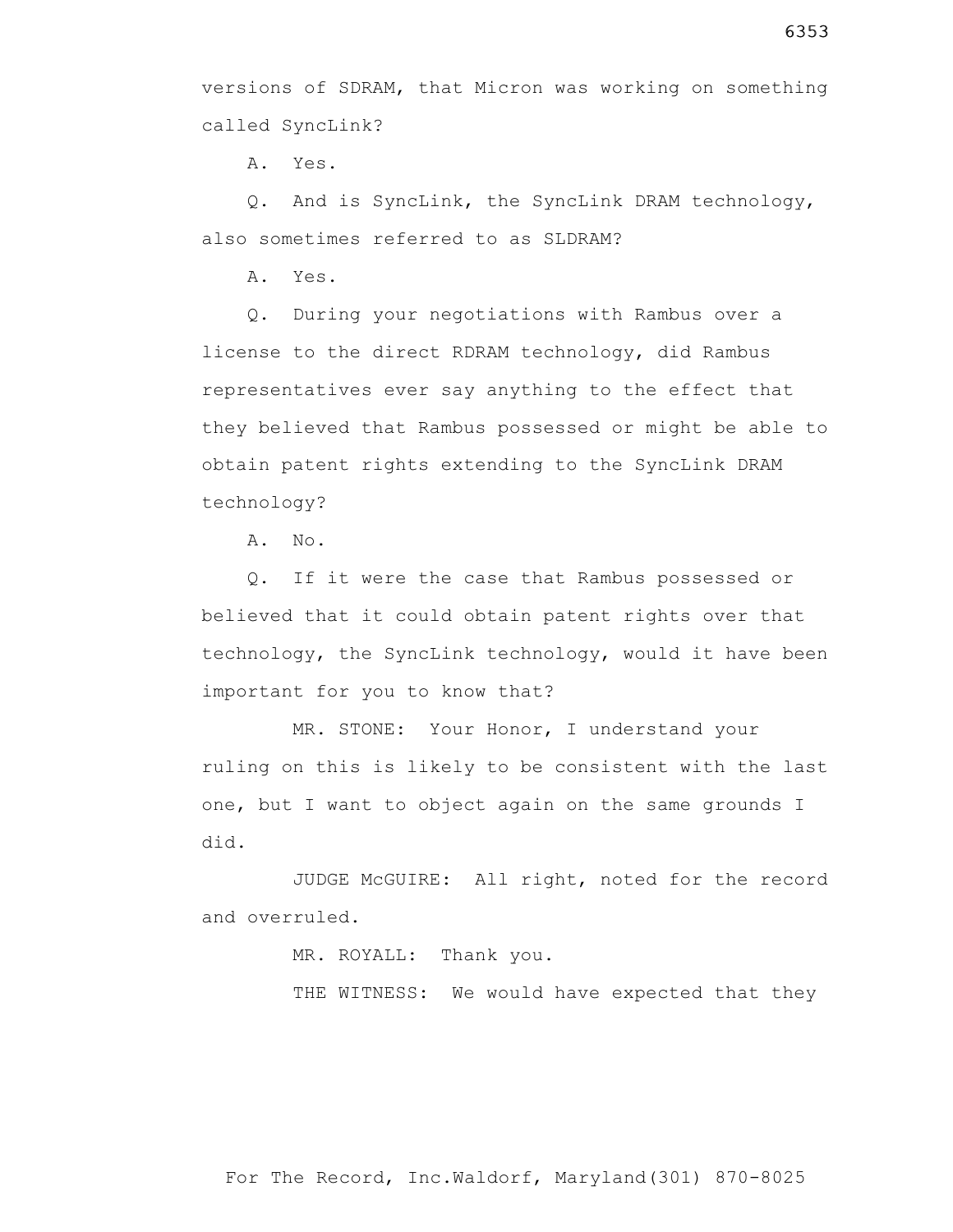versions of SDRAM, that Micron was working on something called SyncLink?

A. Yes.

Q. And is SyncLink, the SyncLink DRAM technology, also sometimes referred to as SLDRAM?

A. Yes.

Q. During your negotiations with Rambus over a license to the direct RDRAM technology, did Rambus representatives ever say anything to the effect that they believed that Rambus possessed or might be able to obtain patent rights extending to the SyncLink DRAM technology?

A. No.

Q. If it were the case that Rambus possessed or believed that it could obtain patent rights over that technology, the SyncLink technology, would it have been important for you to know that?

MR. STONE: Your Honor, I understand your ruling on this is likely to be consistent with the last one, but I want to object again on the same grounds I did.

JUDGE McGUIRE: All right, noted for the record and overruled.

MR. ROYALL: Thank you.

THE WITNESS: We would have expected that they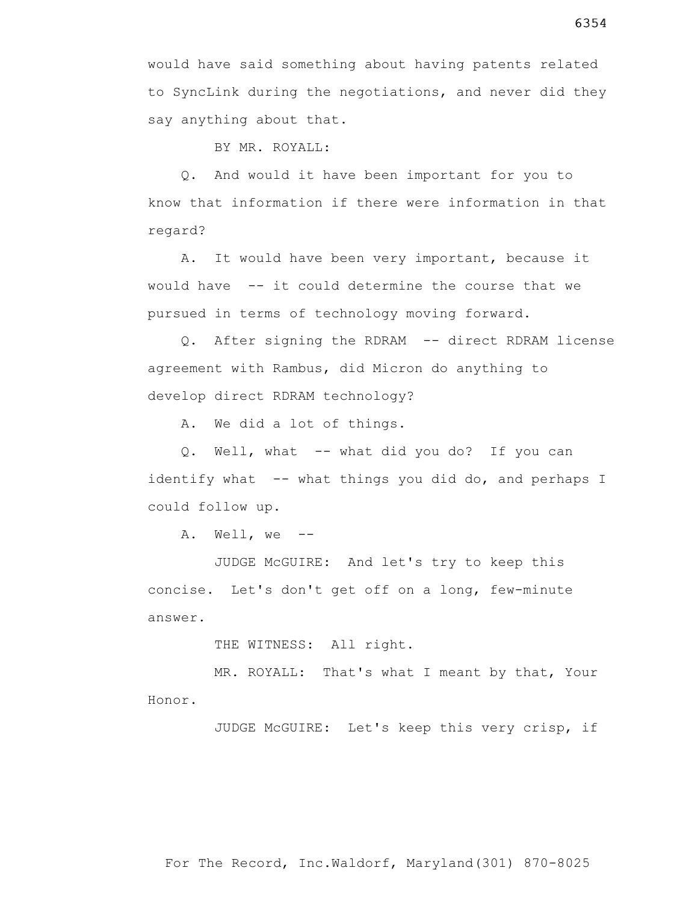would have said something about having patents related to SyncLink during the negotiations, and never did they say anything about that.

BY MR. ROYALL:

Q. And would it have been important for you to know that information if there were information in that regard?

A. It would have been very important, because it would have -- it could determine the course that we pursued in terms of technology moving forward.

Q. After signing the RDRAM -- direct RDRAM license agreement with Rambus, did Micron do anything to develop direct RDRAM technology?

A. We did a lot of things.

Q. Well, what -- what did you do? If you can identify what -- what things you did do, and perhaps I could follow up.

A. Well, we --

JUDGE McGUIRE: And let's try to keep this concise. Let's don't get off on a long, few-minute answer.

THE WITNESS: All right.

MR. ROYALL: That's what I meant by that, Your Honor.

JUDGE McGUIRE: Let's keep this very crisp, if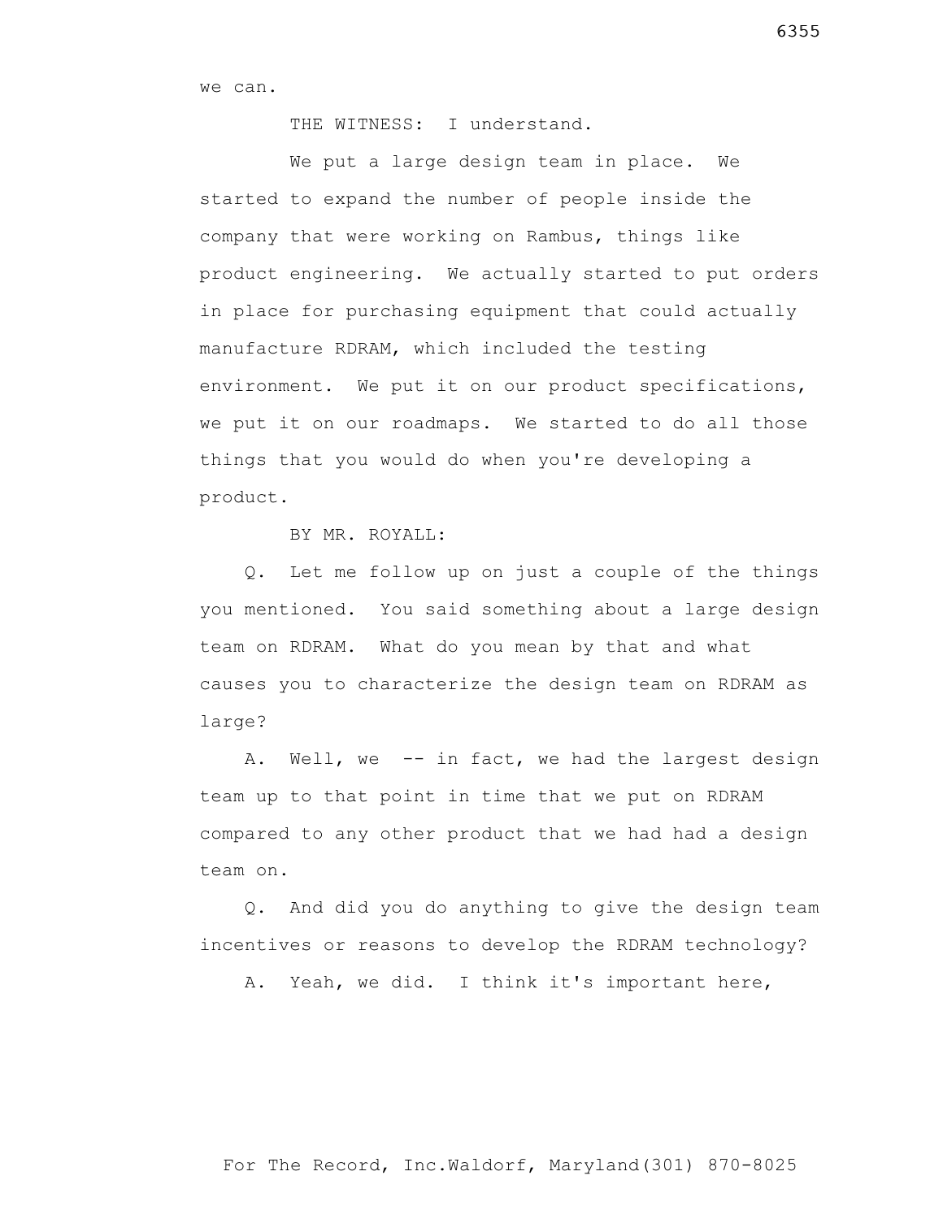we can.

THE WITNESS: I understand.

We put a large design team in place. We started to expand the number of people inside the company that were working on Rambus, things like product engineering. We actually started to put orders in place for purchasing equipment that could actually manufacture RDRAM, which included the testing environment. We put it on our product specifications, we put it on our roadmaps. We started to do all those things that you would do when you're developing a product.

BY MR. ROYALL:

Q. Let me follow up on just a couple of the things you mentioned. You said something about a large design team on RDRAM. What do you mean by that and what causes you to characterize the design team on RDRAM as large?

A. Well, we -- in fact, we had the largest design team up to that point in time that we put on RDRAM compared to any other product that we had had a design team on.

Q. And did you do anything to give the design team incentives or reasons to develop the RDRAM technology?

A. Yeah, we did. I think it's important here,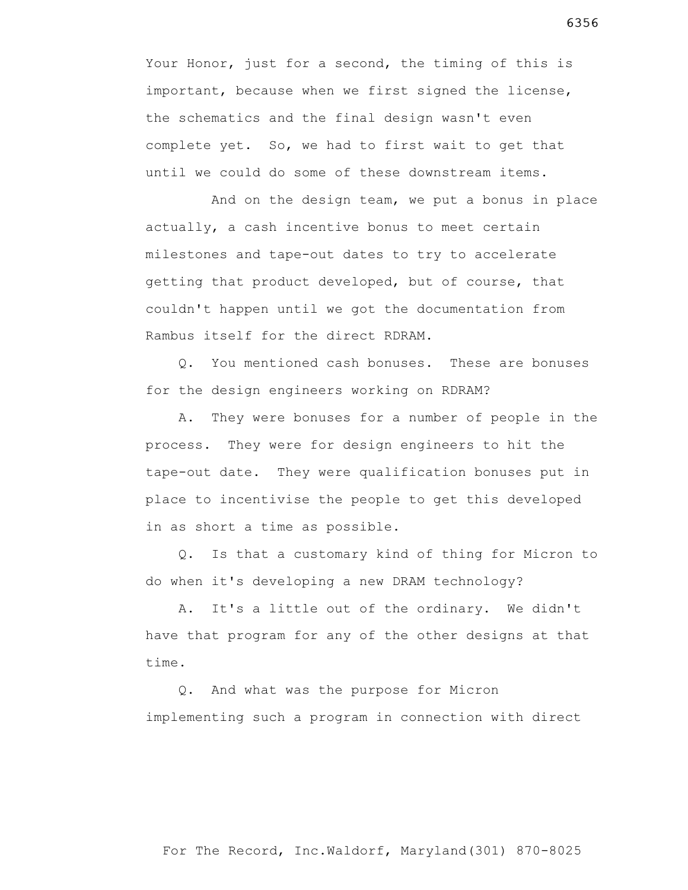Your Honor, just for a second, the timing of this is important, because when we first signed the license, the schematics and the final design wasn't even complete yet. So, we had to first wait to get that until we could do some of these downstream items.

And on the design team, we put a bonus in place actually, a cash incentive bonus to meet certain milestones and tape-out dates to try to accelerate getting that product developed, but of course, that couldn't happen until we got the documentation from Rambus itself for the direct RDRAM.

Q. You mentioned cash bonuses. These are bonuses for the design engineers working on RDRAM?

A. They were bonuses for a number of people in the process. They were for design engineers to hit the tape-out date. They were qualification bonuses put in place to incentivise the people to get this developed in as short a time as possible.

Q. Is that a customary kind of thing for Micron to do when it's developing a new DRAM technology?

A. It's a little out of the ordinary. We didn't have that program for any of the other designs at that time.

Q. And what was the purpose for Micron implementing such a program in connection with direct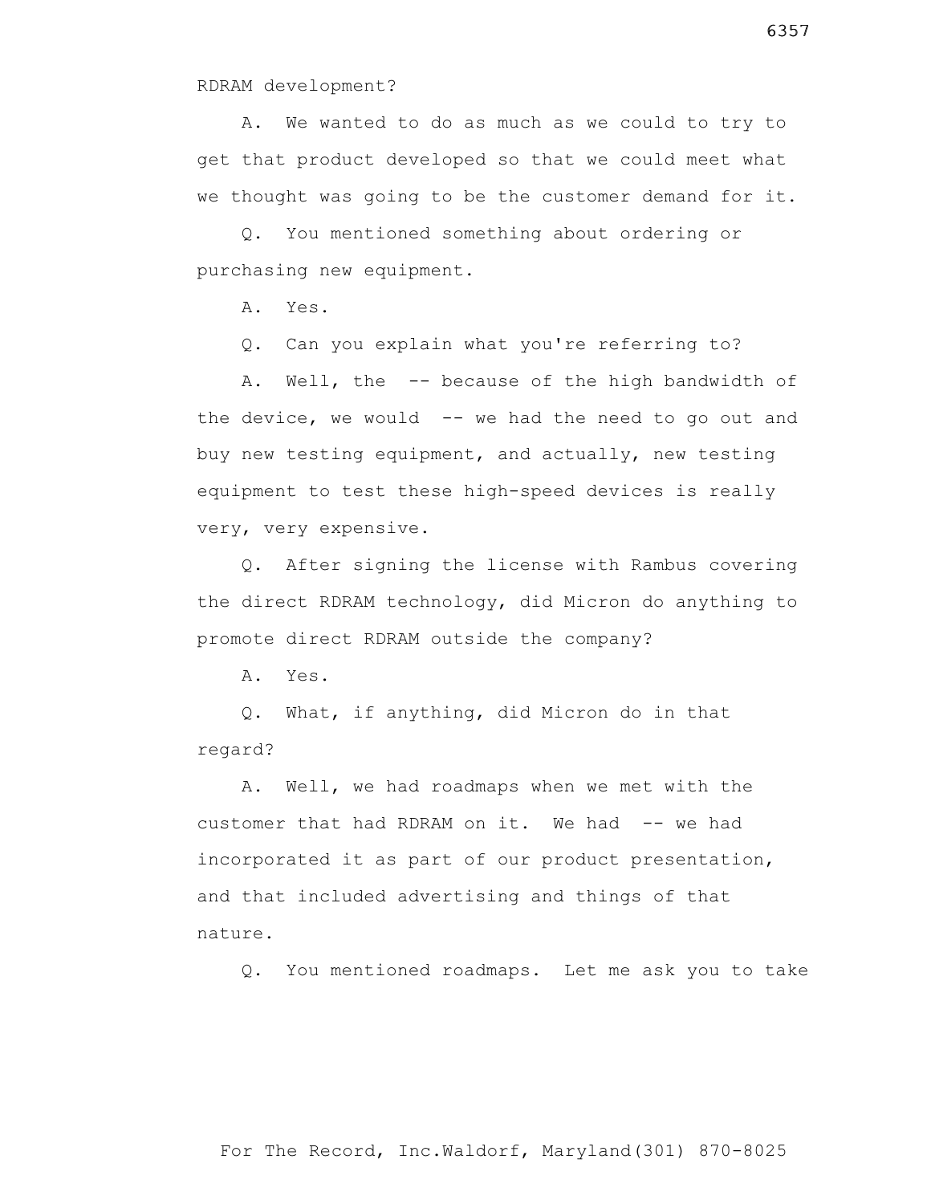RDRAM development?

A. We wanted to do as much as we could to try to get that product developed so that we could meet what we thought was going to be the customer demand for it.

Q. You mentioned something about ordering or purchasing new equipment.

A. Yes.

Q. Can you explain what you're referring to?

A. Well, the -- because of the high bandwidth of the device, we would -- we had the need to go out and buy new testing equipment, and actually, new testing equipment to test these high-speed devices is really very, very expensive.

Q. After signing the license with Rambus covering the direct RDRAM technology, did Micron do anything to promote direct RDRAM outside the company?

A. Yes.

Q. What, if anything, did Micron do in that regard?

A. Well, we had roadmaps when we met with the customer that had RDRAM on it. We had -- we had incorporated it as part of our product presentation, and that included advertising and things of that nature.

Q. You mentioned roadmaps. Let me ask you to take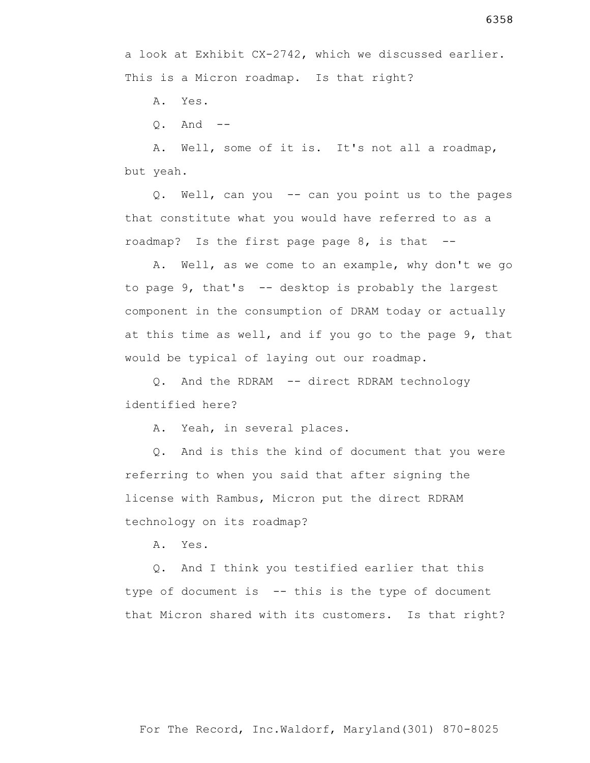a look at Exhibit CX-2742, which we discussed earlier. This is a Micron roadmap. Is that right?

A. Yes.

Q. And --

A. Well, some of it is. It's not all a roadmap, but yeah.

Q. Well, can you -- can you point us to the pages that constitute what you would have referred to as a roadmap? Is the first page page 8, is that --

A. Well, as we come to an example, why don't we go to page 9, that's -- desktop is probably the largest component in the consumption of DRAM today or actually at this time as well, and if you go to the page 9, that would be typical of laying out our roadmap.

Q. And the RDRAM -- direct RDRAM technology identified here?

A. Yeah, in several places.

Q. And is this the kind of document that you were referring to when you said that after signing the license with Rambus, Micron put the direct RDRAM technology on its roadmap?

A. Yes.

Q. And I think you testified earlier that this type of document is -- this is the type of document that Micron shared with its customers. Is that right?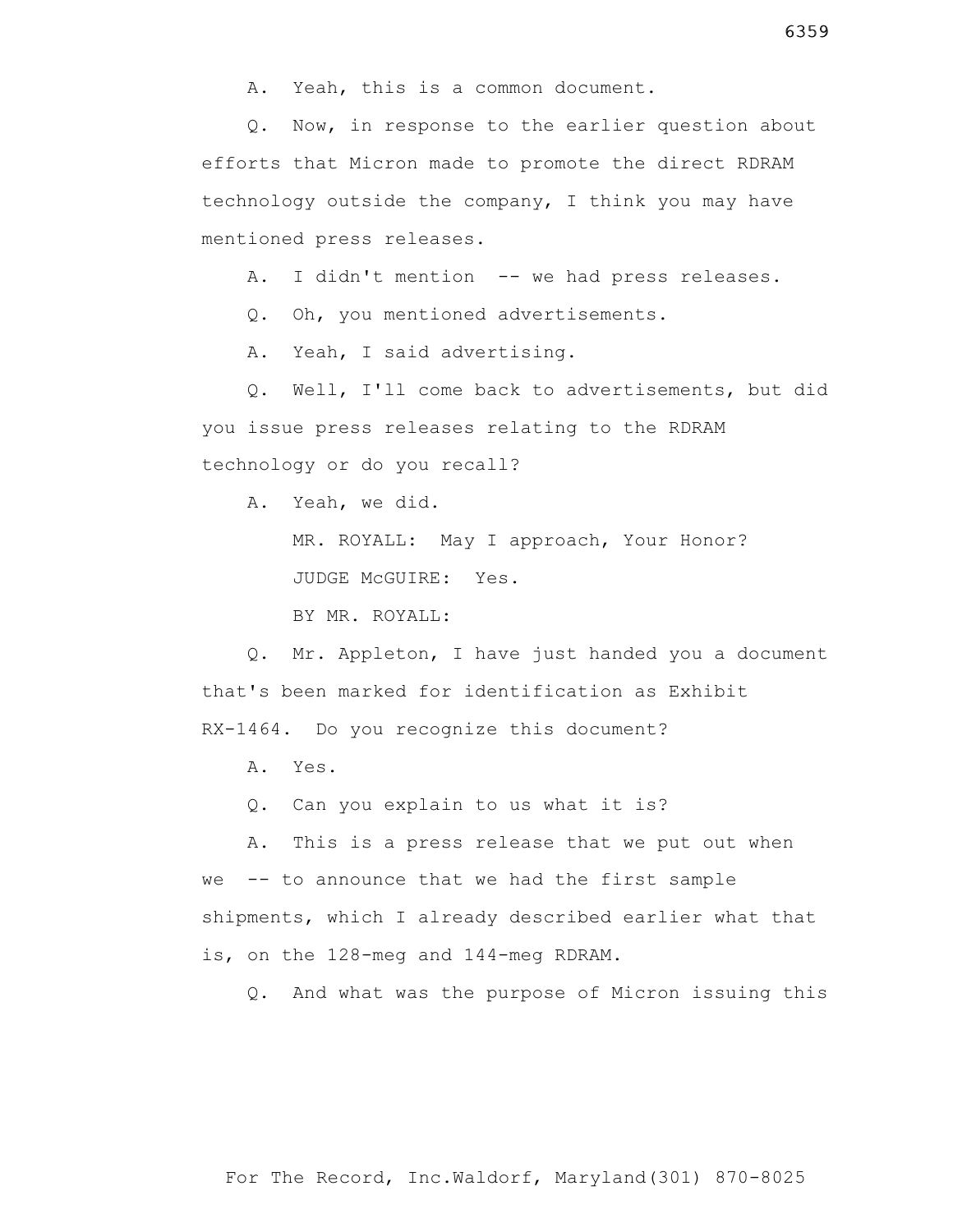A. Yeah, this is a common document.

Q. Now, in response to the earlier question about efforts that Micron made to promote the direct RDRAM technology outside the company, I think you may have mentioned press releases.

A. I didn't mention -- we had press releases.

Q. Oh, you mentioned advertisements.

A. Yeah, I said advertising.

Q. Well, I'll come back to advertisements, but did you issue press releases relating to the RDRAM technology or do you recall?

A. Yeah, we did.

MR. ROYALL: May I approach, Your Honor?

JUDGE McGUIRE: Yes.

BY MR. ROYALL:

Q. Mr. Appleton, I have just handed you a document that's been marked for identification as Exhibit RX-1464. Do you recognize this document?

A. Yes.

Q. Can you explain to us what it is?

A. This is a press release that we put out when we -- to announce that we had the first sample shipments, which I already described earlier what that is, on the 128-meg and 144-meg RDRAM.

Q. And what was the purpose of Micron issuing this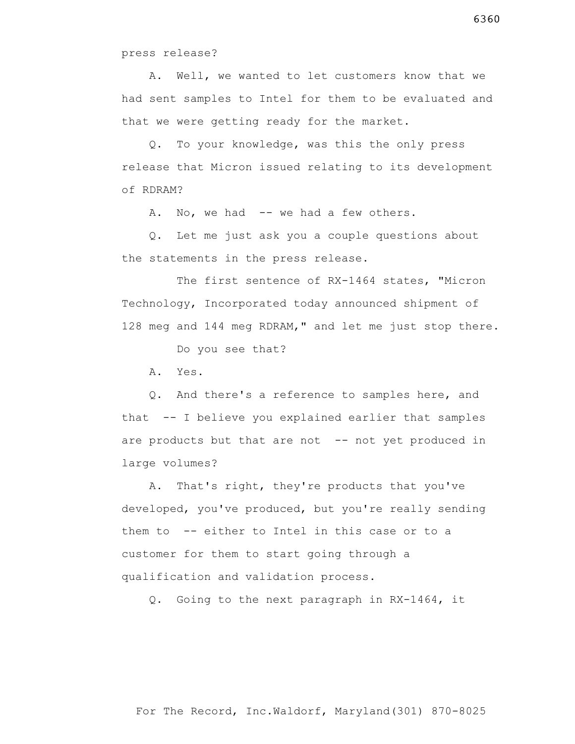press release?

A. Well, we wanted to let customers know that we had sent samples to Intel for them to be evaluated and that we were getting ready for the market.

Q. To your knowledge, was this the only press release that Micron issued relating to its development of RDRAM?

A. No, we had -- we had a few others.

Q. Let me just ask you a couple questions about the statements in the press release.

The first sentence of RX-1464 states, "Micron Technology, Incorporated today announced shipment of 128 meg and 144 meg RDRAM," and let me just stop there.

Do you see that?

A. Yes.

Q. And there's a reference to samples here, and that -- I believe you explained earlier that samples are products but that are not -- not yet produced in large volumes?

A. That's right, they're products that you've developed, you've produced, but you're really sending them to -- either to Intel in this case or to a customer for them to start going through a qualification and validation process.

Q. Going to the next paragraph in RX-1464, it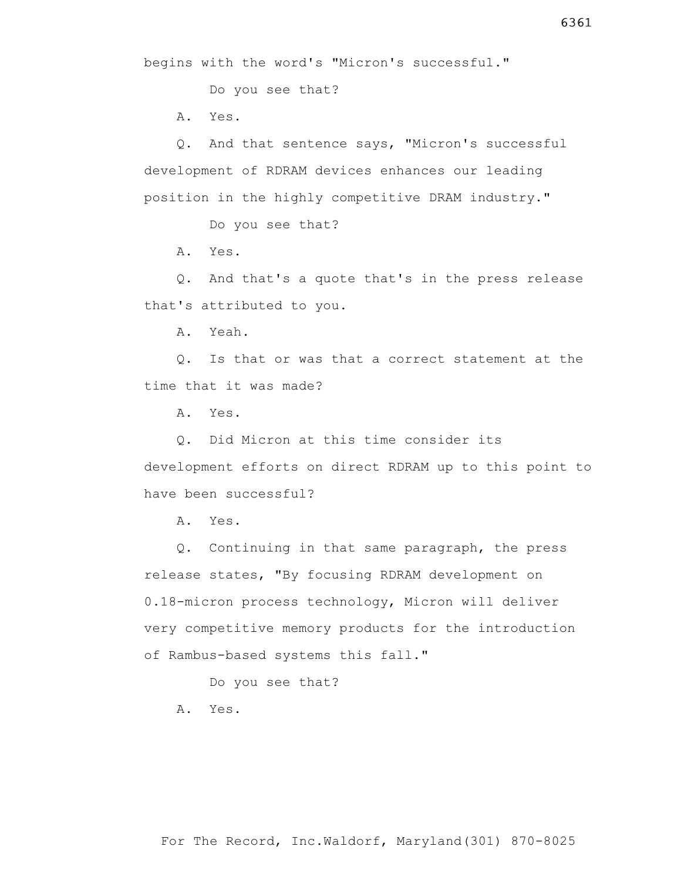begins with the word's "Micron's successful."

Do you see that?

A. Yes.

Q. And that sentence says, "Micron's successful development of RDRAM devices enhances our leading position in the highly competitive DRAM industry."

Do you see that?

A. Yes.

Q. And that's a quote that's in the press release that's attributed to you.

A. Yeah.

Q. Is that or was that a correct statement at the time that it was made?

A. Yes.

Q. Did Micron at this time consider its development efforts on direct RDRAM up to this point to have been successful?

A. Yes.

Q. Continuing in that same paragraph, the press release states, "By focusing RDRAM development on 0.18-micron process technology, Micron will deliver very competitive memory products for the introduction of Rambus-based systems this fall."

Do you see that?

A. Yes.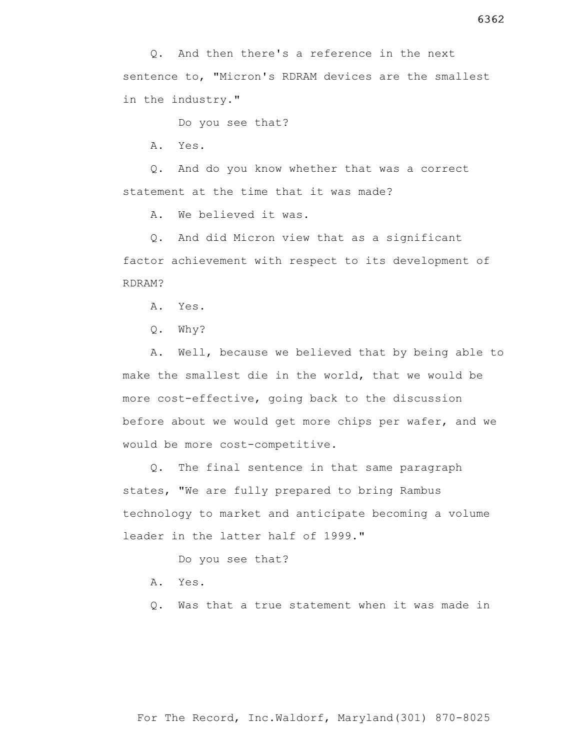Q. And then there's a reference in the next sentence to, "Micron's RDRAM devices are the smallest in the industry."

Do you see that?

A. Yes.

Q. And do you know whether that was a correct statement at the time that it was made?

A. We believed it was.

Q. And did Micron view that as a significant factor achievement with respect to its development of RDRAM?

A. Yes.

Q. Why?

A. Well, because we believed that by being able to make the smallest die in the world, that we would be more cost-effective, going back to the discussion before about we would get more chips per wafer, and we would be more cost-competitive.

Q. The final sentence in that same paragraph states, "We are fully prepared to bring Rambus technology to market and anticipate becoming a volume leader in the latter half of 1999."

Do you see that?

A. Yes.

Q. Was that a true statement when it was made in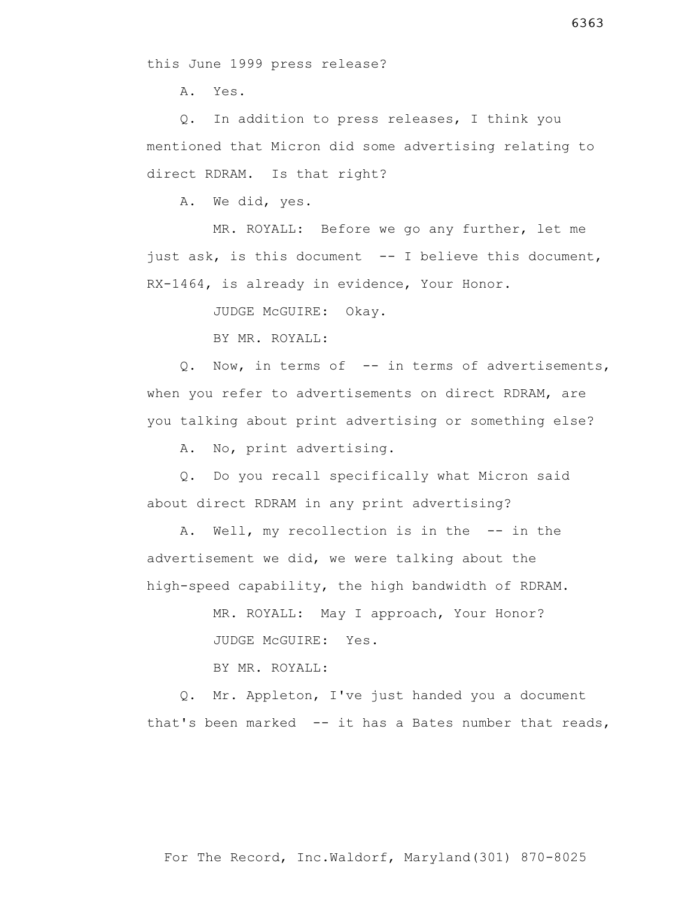this June 1999 press release?

A. Yes.

Q. In addition to press releases, I think you mentioned that Micron did some advertising relating to direct RDRAM. Is that right?

A. We did, yes.

MR. ROYALL: Before we go any further, let me just ask, is this document -- I believe this document, RX-1464, is already in evidence, Your Honor.

JUDGE McGUIRE: Okay.

BY MR. ROYALL:

Q. Now, in terms of -- in terms of advertisements, when you refer to advertisements on direct RDRAM, are you talking about print advertising or something else?

A. No, print advertising.

Q. Do you recall specifically what Micron said about direct RDRAM in any print advertising?

A. Well, my recollection is in the -- in the advertisement we did, we were talking about the high-speed capability, the high bandwidth of RDRAM.

MR. ROYALL: May I approach, Your Honor?

JUDGE McGUIRE: Yes.

BY MR. ROYALL:

Q. Mr. Appleton, I've just handed you a document that's been marked -- it has a Bates number that reads,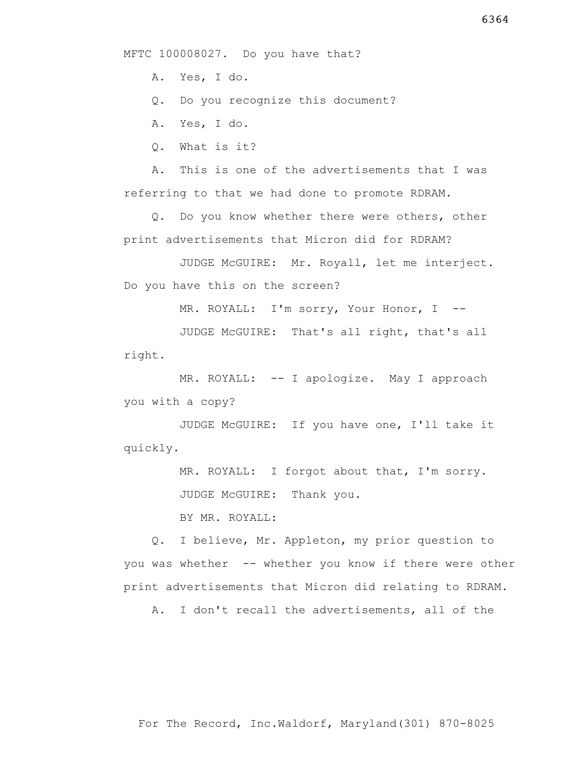MFTC 100008027. Do you have that?

A. Yes, I do.

Q. Do you recognize this document?

A. Yes, I do.

Q. What is it?

A. This is one of the advertisements that I was referring to that we had done to promote RDRAM.

Q. Do you know whether there were others, other print advertisements that Micron did for RDRAM?

JUDGE McGUIRE: Mr. Royall, let me interject. Do you have this on the screen?

MR. ROYALL: I'm sorry, Your Honor, I --

JUDGE McGUIRE: That's all right, that's all right.

MR. ROYALL: -- I apologize. May I approach you with a copy?

JUDGE McGUIRE: If you have one, I'll take it quickly.

MR. ROYALL: I forgot about that, I'm sorry.

JUDGE McGUIRE: Thank you.

BY MR. ROYALL:

Q. I believe, Mr. Appleton, my prior question to you was whether -- whether you know if there were other print advertisements that Micron did relating to RDRAM.

A. I don't recall the advertisements, all of the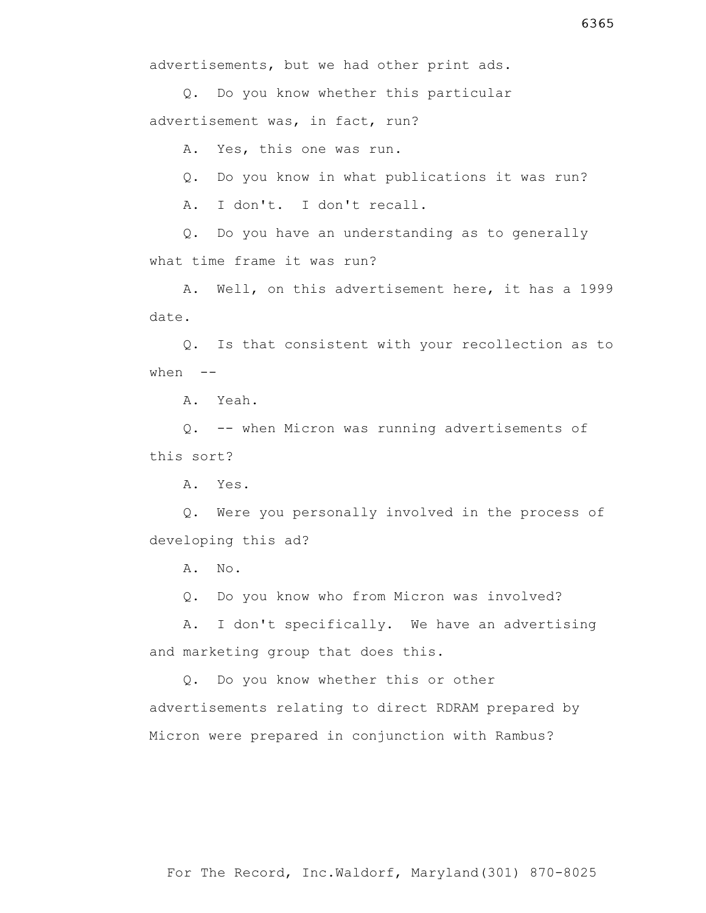advertisements, but we had other print ads.

Q. Do you know whether this particular advertisement was, in fact, run?

A. Yes, this one was run.

Q. Do you know in what publications it was run?

A. I don't. I don't recall.

Q. Do you have an understanding as to generally what time frame it was run?

A. Well, on this advertisement here, it has a 1999 date.

Q. Is that consistent with your recollection as to when --

A. Yeah.

Q. -- when Micron was running advertisements of this sort?

A. Yes.

Q. Were you personally involved in the process of developing this ad?

A. No.

Q. Do you know who from Micron was involved?

A. I don't specifically. We have an advertising and marketing group that does this.

Q. Do you know whether this or other advertisements relating to direct RDRAM prepared by Micron were prepared in conjunction with Rambus?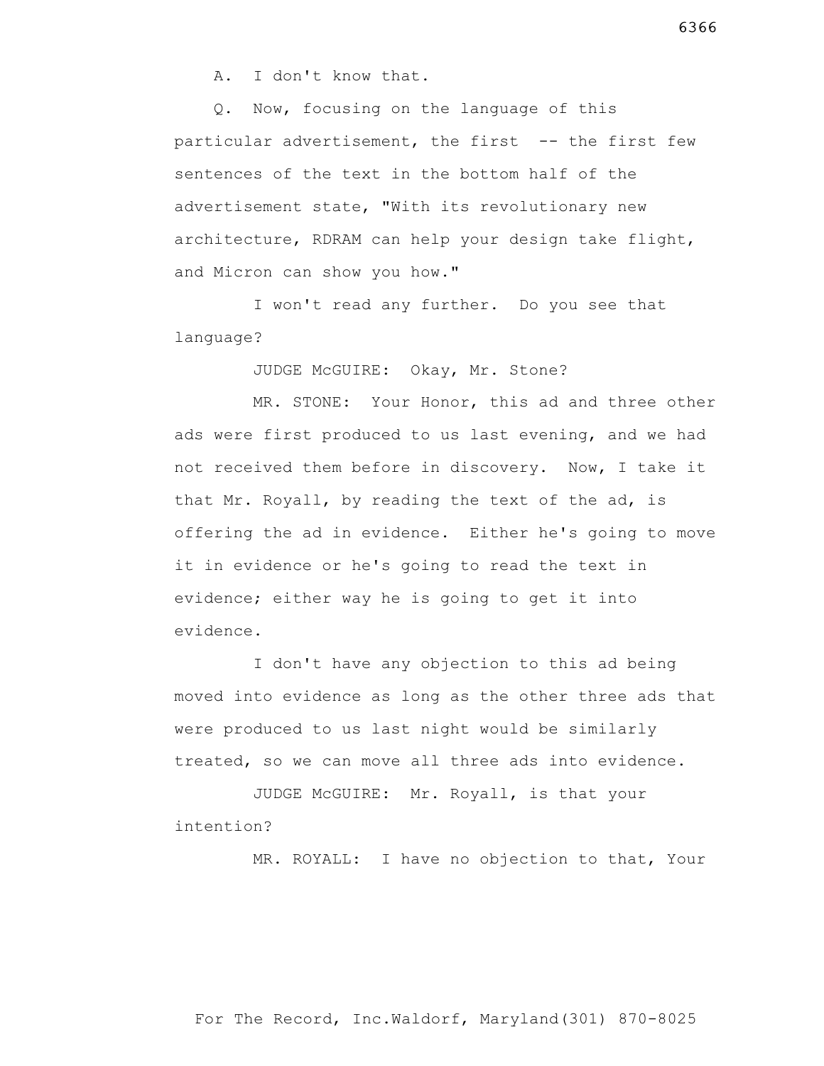A. I don't know that.

Q. Now, focusing on the language of this particular advertisement, the first -- the first few sentences of the text in the bottom half of the advertisement state, "With its revolutionary new architecture, RDRAM can help your design take flight, and Micron can show you how."

I won't read any further. Do you see that language?

JUDGE McGUIRE: Okay, Mr. Stone?

MR. STONE: Your Honor, this ad and three other ads were first produced to us last evening, and we had not received them before in discovery. Now, I take it that Mr. Royall, by reading the text of the ad, is offering the ad in evidence. Either he's going to move it in evidence or he's going to read the text in evidence; either way he is going to get it into evidence.

I don't have any objection to this ad being moved into evidence as long as the other three ads that were produced to us last night would be similarly treated, so we can move all three ads into evidence.

JUDGE McGUIRE: Mr. Royall, is that your intention?

MR. ROYALL: I have no objection to that, Your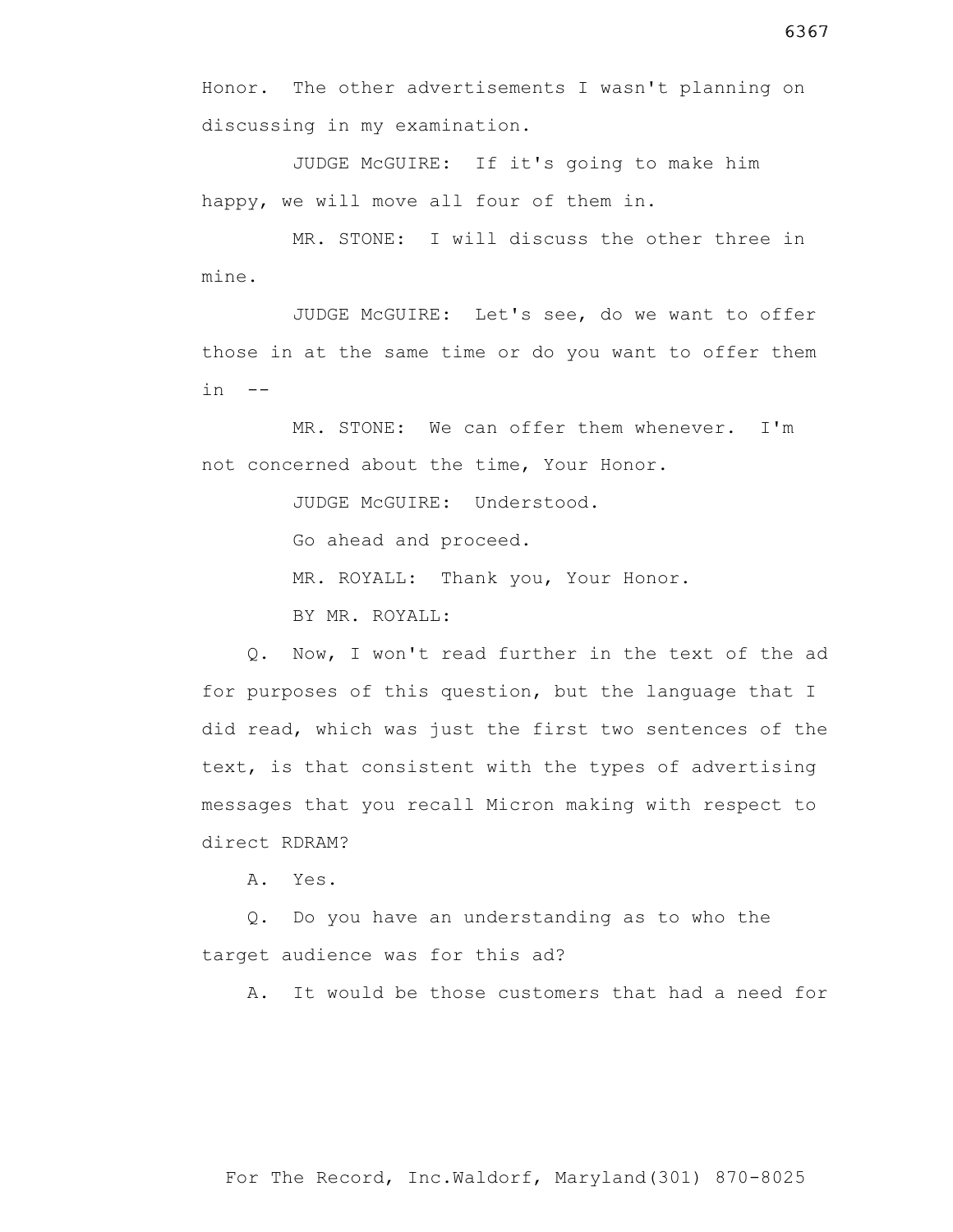Honor. The other advertisements I wasn't planning on discussing in my examination.

JUDGE McGUIRE: If it's going to make him happy, we will move all four of them in.

MR. STONE: I will discuss the other three in mine.

JUDGE McGUIRE: Let's see, do we want to offer those in at the same time or do you want to offer them in --

MR. STONE: We can offer them whenever. I'm not concerned about the time, Your Honor.

JUDGE McGUIRE: Understood.

Go ahead and proceed.

MR. ROYALL: Thank you, Your Honor.

BY MR. ROYALL:

Q. Now, I won't read further in the text of the ad for purposes of this question, but the language that I did read, which was just the first two sentences of the text, is that consistent with the types of advertising messages that you recall Micron making with respect to direct RDRAM?

A. Yes.

Q. Do you have an understanding as to who the target audience was for this ad?

A. It would be those customers that had a need for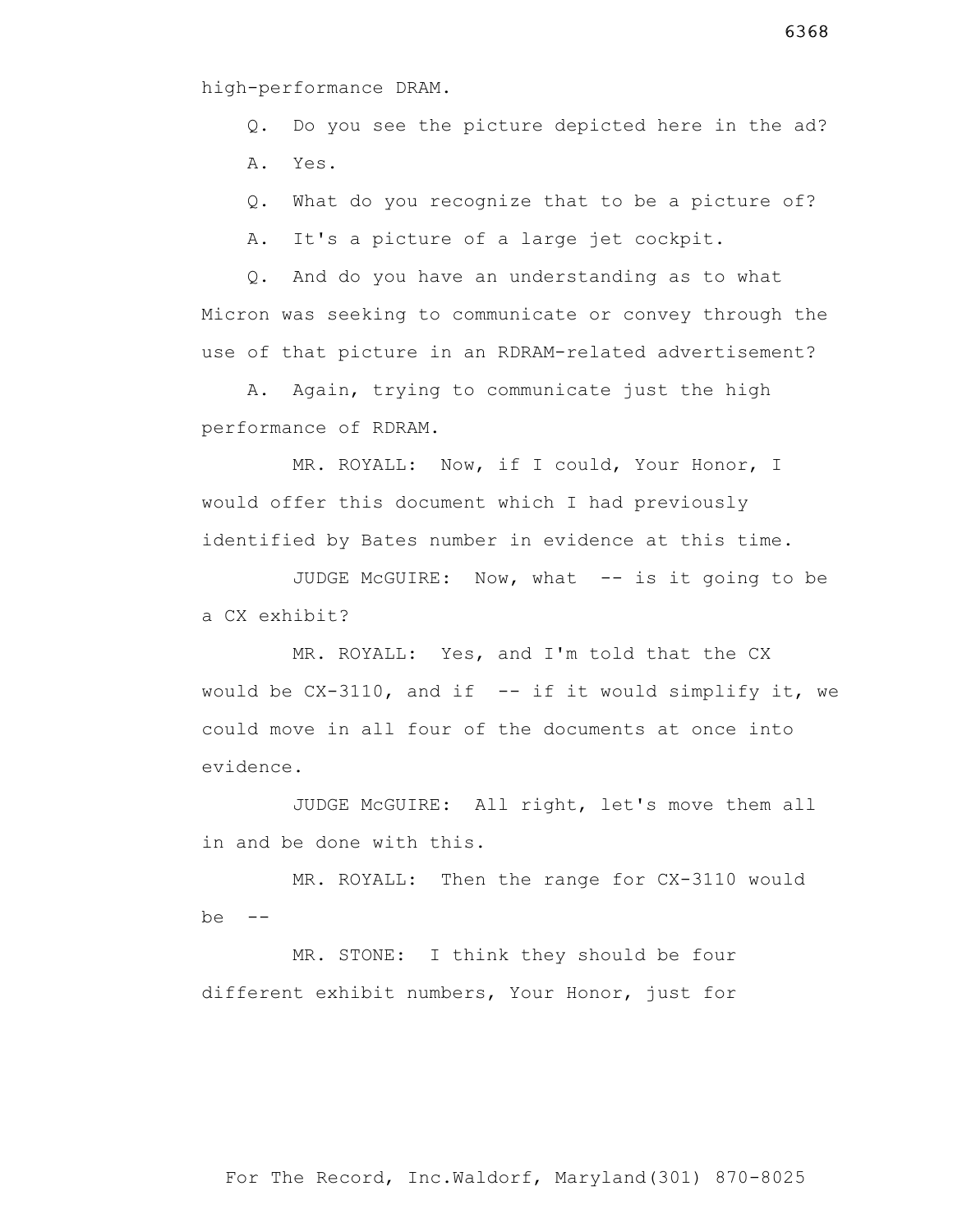high-performance DRAM.

Q. Do you see the picture depicted here in the ad?

A. Yes.

Q. What do you recognize that to be a picture of?

A. It's a picture of a large jet cockpit.

Q. And do you have an understanding as to what Micron was seeking to communicate or convey through the use of that picture in an RDRAM-related advertisement?

A. Again, trying to communicate just the high performance of RDRAM.

MR. ROYALL: Now, if I could, Your Honor, I would offer this document which I had previously identified by Bates number in evidence at this time.

JUDGE McGUIRE: Now, what -- is it going to be a CX exhibit?

MR. ROYALL: Yes, and I'm told that the CX would be CX-3110, and if -- if it would simplify it, we could move in all four of the documents at once into evidence.

JUDGE McGUIRE: All right, let's move them all in and be done with this.

MR. ROYALL: Then the range for CX-3110 would be --

MR. STONE: I think they should be four different exhibit numbers, Your Honor, just for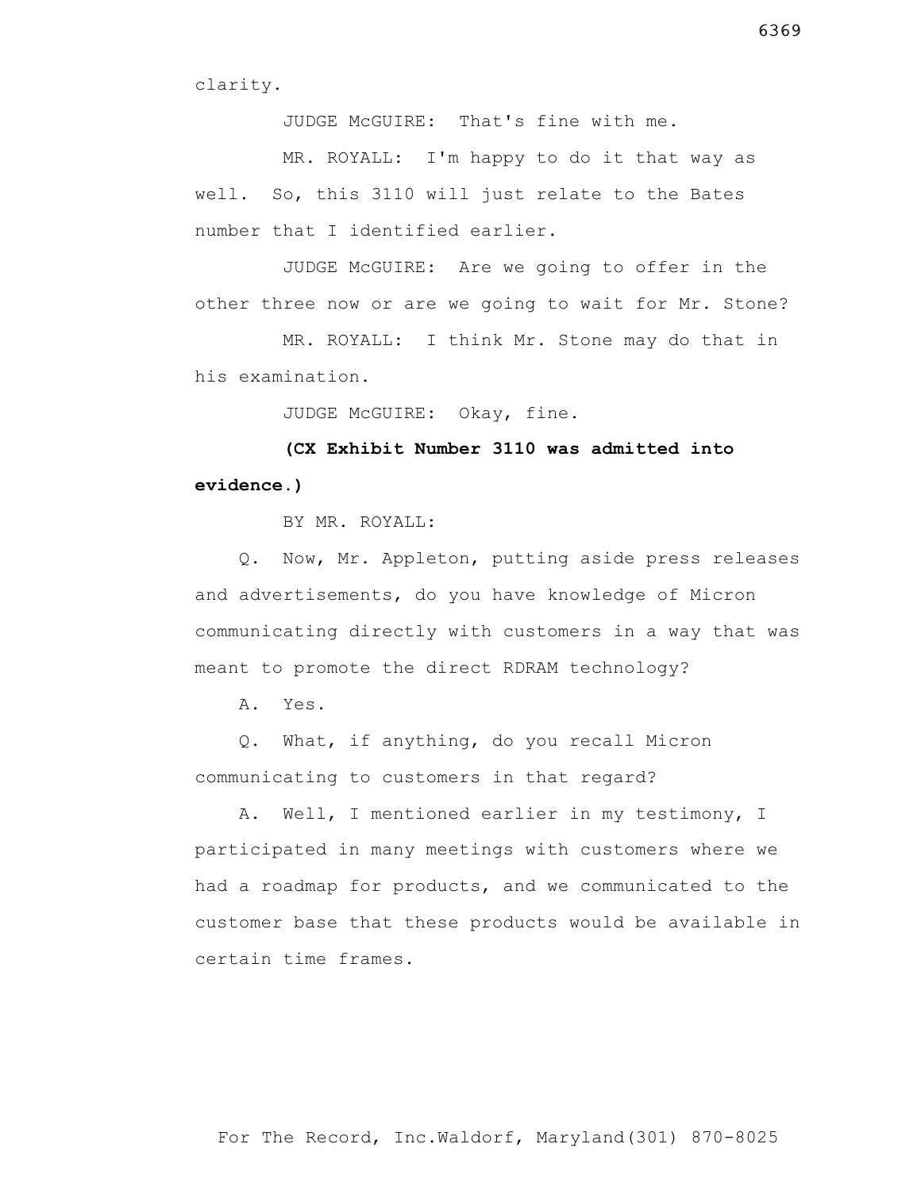clarity.

JUDGE McGUIRE: That's fine with me.

MR. ROYALL: I'm happy to do it that way as well. So, this 3110 will just relate to the Bates number that I identified earlier.

JUDGE McGUIRE: Are we going to offer in the other three now or are we going to wait for Mr. Stone?

MR. ROYALL: I think Mr. Stone may do that in his examination.

JUDGE McGUIRE: Okay, fine.

**(CX Exhibit Number 3110 was admitted into evidence.)**

BY MR. ROYALL:

Q. Now, Mr. Appleton, putting aside press releases and advertisements, do you have knowledge of Micron communicating directly with customers in a way that was meant to promote the direct RDRAM technology?

A. Yes.

Q. What, if anything, do you recall Micron communicating to customers in that regard?

A. Well, I mentioned earlier in my testimony, I participated in many meetings with customers where we had a roadmap for products, and we communicated to the customer base that these products would be available in certain time frames.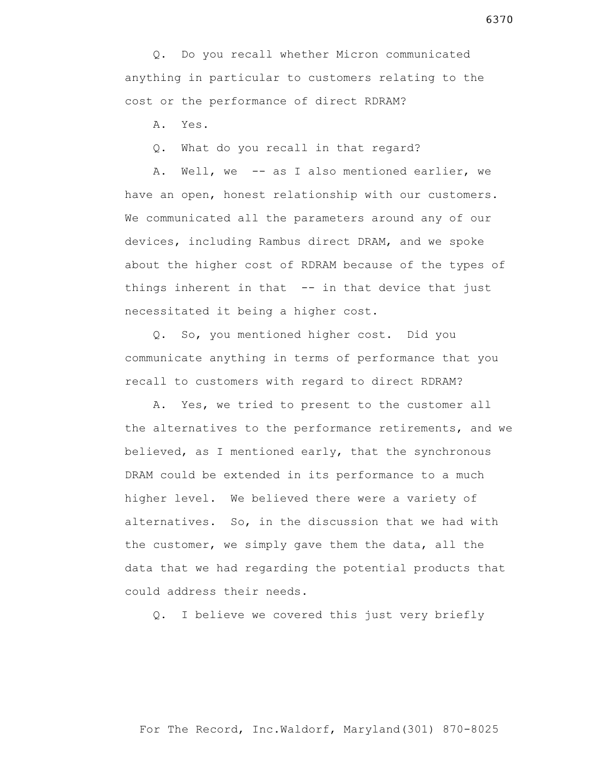Q. Do you recall whether Micron communicated anything in particular to customers relating to the cost or the performance of direct RDRAM?

A. Yes.

Q. What do you recall in that regard?

A. Well, we -- as I also mentioned earlier, we have an open, honest relationship with our customers. We communicated all the parameters around any of our devices, including Rambus direct DRAM, and we spoke about the higher cost of RDRAM because of the types of things inherent in that -- in that device that just necessitated it being a higher cost.

Q. So, you mentioned higher cost. Did you communicate anything in terms of performance that you recall to customers with regard to direct RDRAM?

A. Yes, we tried to present to the customer all the alternatives to the performance retirements, and we believed, as I mentioned early, that the synchronous DRAM could be extended in its performance to a much higher level. We believed there were a variety of alternatives. So, in the discussion that we had with the customer, we simply gave them the data, all the data that we had regarding the potential products that could address their needs.

Q. I believe we covered this just very briefly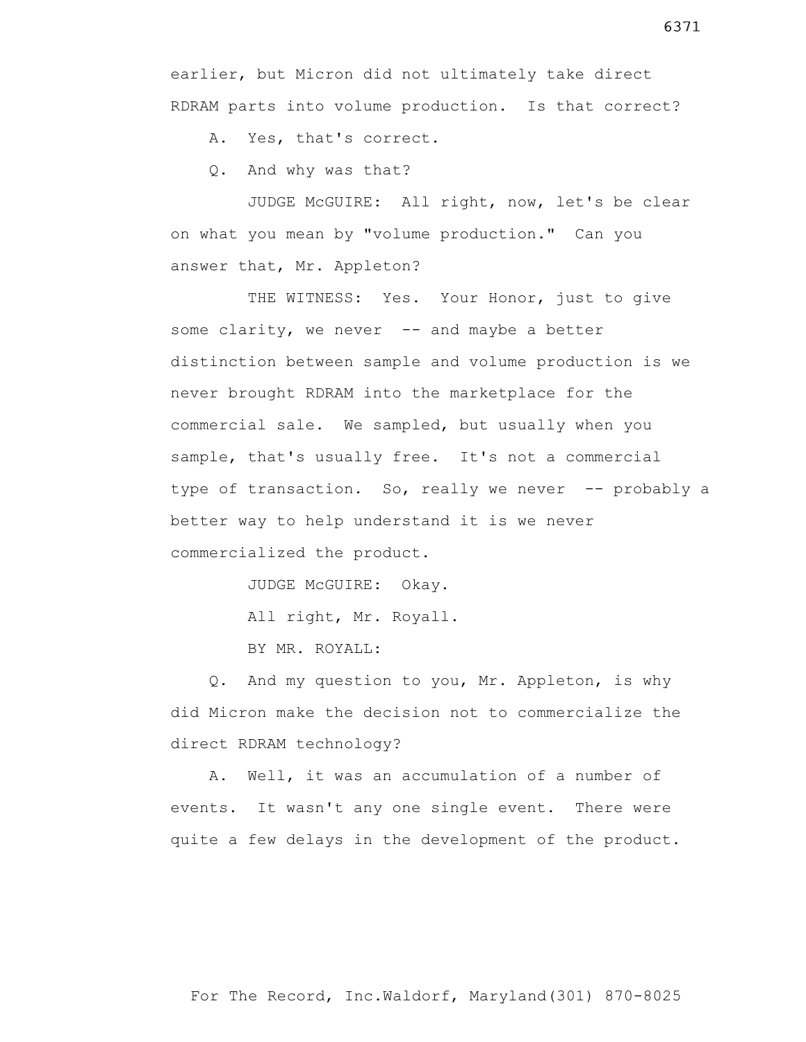earlier, but Micron did not ultimately take direct RDRAM parts into volume production. Is that correct?

A. Yes, that's correct.

Q. And why was that?

JUDGE McGUIRE: All right, now, let's be clear on what you mean by "volume production." Can you answer that, Mr. Appleton?

THE WITNESS: Yes. Your Honor, just to give some clarity, we never -- and maybe a better distinction between sample and volume production is we never brought RDRAM into the marketplace for the commercial sale. We sampled, but usually when you sample, that's usually free. It's not a commercial type of transaction. So, really we never -- probably a better way to help understand it is we never commercialized the product.

JUDGE McGUIRE: Okay.

All right, Mr. Royall.

BY MR. ROYALL:

Q. And my question to you, Mr. Appleton, is why did Micron make the decision not to commercialize the direct RDRAM technology?

A. Well, it was an accumulation of a number of events. It wasn't any one single event. There were quite a few delays in the development of the product.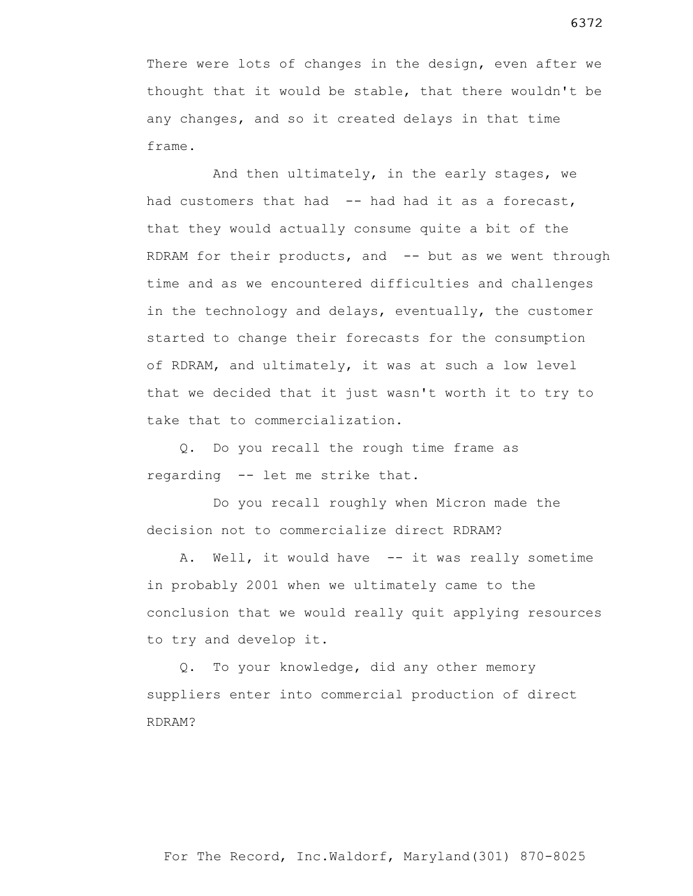There were lots of changes in the design, even after we thought that it would be stable, that there wouldn't be any changes, and so it created delays in that time frame.

And then ultimately, in the early stages, we had customers that had -- had had it as a forecast, that they would actually consume quite a bit of the RDRAM for their products, and -- but as we went through time and as we encountered difficulties and challenges in the technology and delays, eventually, the customer started to change their forecasts for the consumption of RDRAM, and ultimately, it was at such a low level that we decided that it just wasn't worth it to try to take that to commercialization.

Q. Do you recall the rough time frame as regarding -- let me strike that.

Do you recall roughly when Micron made the decision not to commercialize direct RDRAM?

A. Well, it would have -- it was really sometime in probably 2001 when we ultimately came to the conclusion that we would really quit applying resources to try and develop it.

Q. To your knowledge, did any other memory suppliers enter into commercial production of direct RDRAM?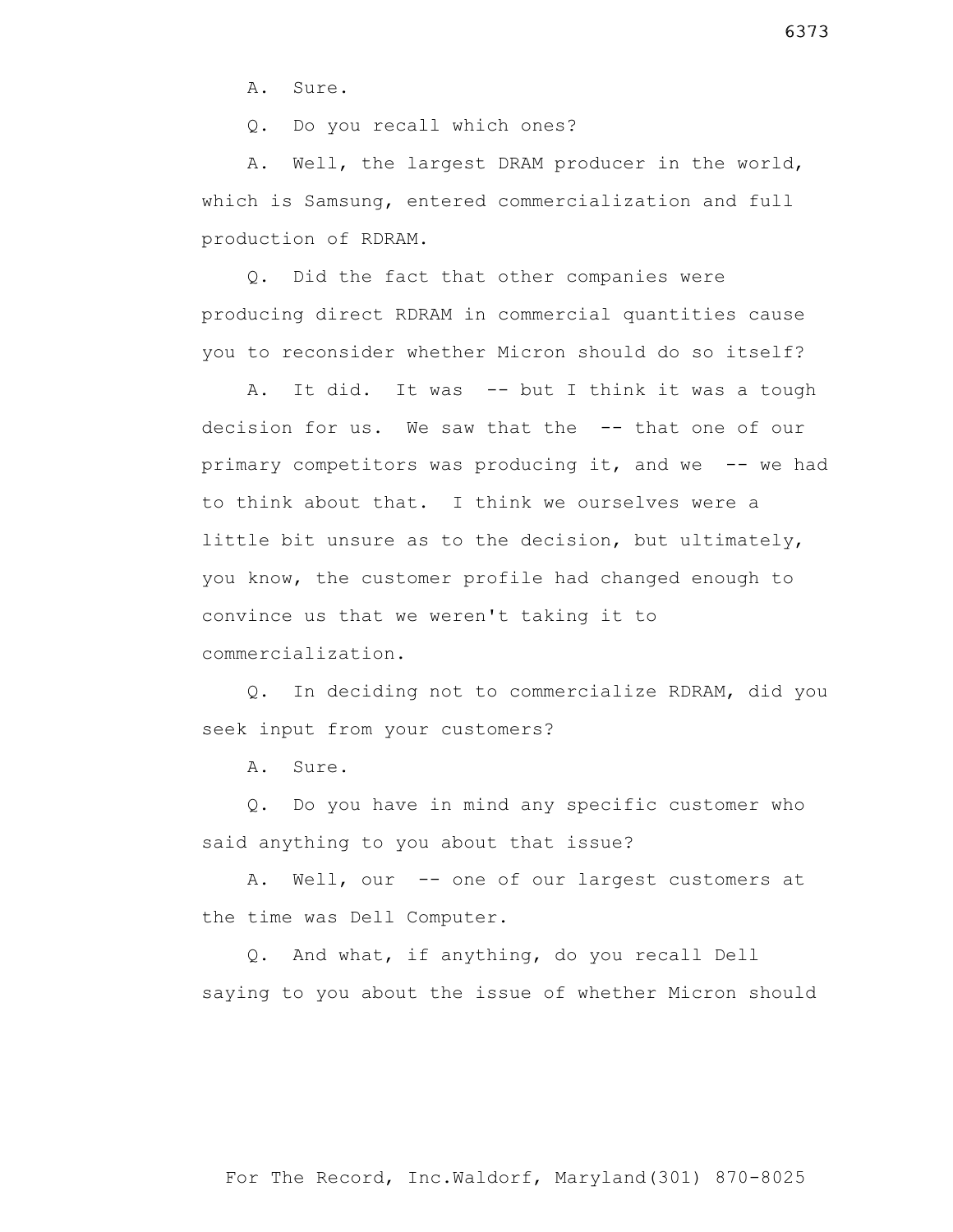A. Sure.

Q. Do you recall which ones?

A. Well, the largest DRAM producer in the world, which is Samsung, entered commercialization and full production of RDRAM.

Q. Did the fact that other companies were producing direct RDRAM in commercial quantities cause you to reconsider whether Micron should do so itself?

A. It did. It was -- but I think it was a tough decision for us. We saw that the -- that one of our primary competitors was producing it, and we -- we had to think about that. I think we ourselves were a little bit unsure as to the decision, but ultimately, you know, the customer profile had changed enough to convince us that we weren't taking it to commercialization.

Q. In deciding not to commercialize RDRAM, did you seek input from your customers?

A. Sure.

Q. Do you have in mind any specific customer who said anything to you about that issue?

A. Well, our -- one of our largest customers at the time was Dell Computer.

Q. And what, if anything, do you recall Dell saying to you about the issue of whether Micron should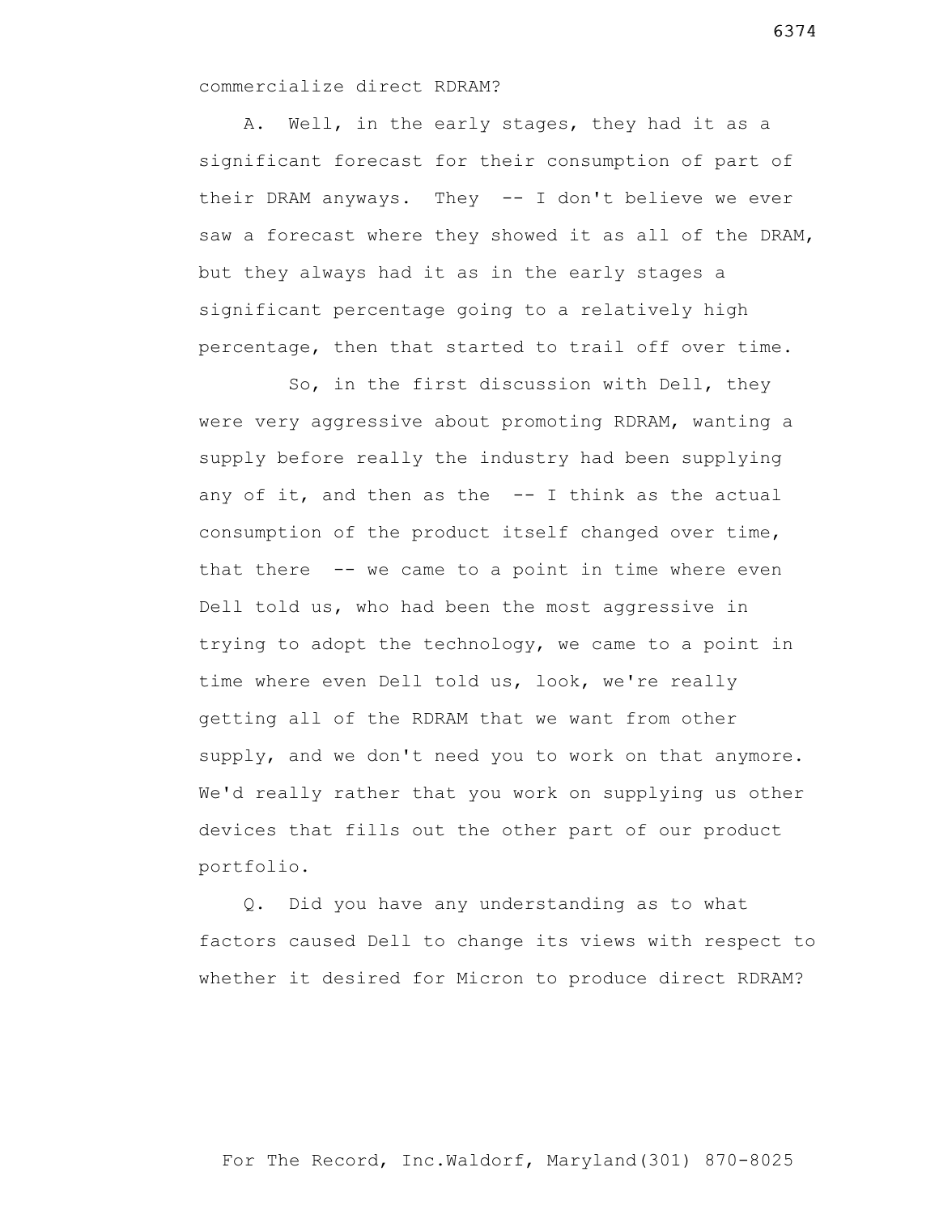commercialize direct RDRAM?

A. Well, in the early stages, they had it as a significant forecast for their consumption of part of their DRAM anyways. They -- I don't believe we ever saw a forecast where they showed it as all of the DRAM, but they always had it as in the early stages a significant percentage going to a relatively high percentage, then that started to trail off over time.

So, in the first discussion with Dell, they were very aggressive about promoting RDRAM, wanting a supply before really the industry had been supplying any of it, and then as the -- I think as the actual consumption of the product itself changed over time, that there -- we came to a point in time where even Dell told us, who had been the most aggressive in trying to adopt the technology, we came to a point in time where even Dell told us, look, we're really getting all of the RDRAM that we want from other supply, and we don't need you to work on that anymore. We'd really rather that you work on supplying us other devices that fills out the other part of our product portfolio.

Q. Did you have any understanding as to what factors caused Dell to change its views with respect to whether it desired for Micron to produce direct RDRAM?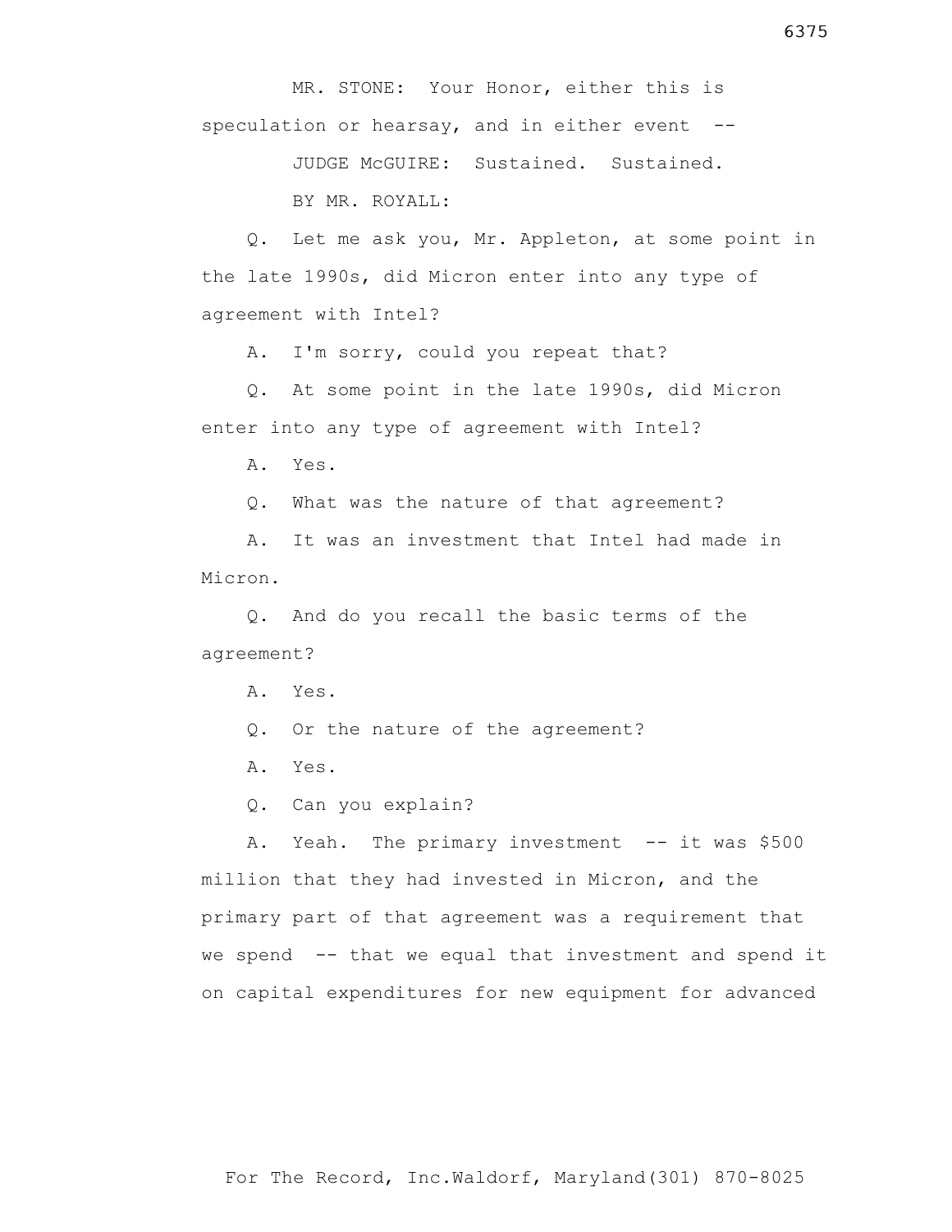MR. STONE: Your Honor, either this is speculation or hearsay, and in either event --

JUDGE McGUIRE: Sustained. Sustained.

BY MR. ROYALL:

Q. Let me ask you, Mr. Appleton, at some point in the late 1990s, did Micron enter into any type of agreement with Intel?

A. I'm sorry, could you repeat that?

Q. At some point in the late 1990s, did Micron enter into any type of agreement with Intel?

A. Yes.

Q. What was the nature of that agreement?

A. It was an investment that Intel had made in Micron.

Q. And do you recall the basic terms of the agreement?

A. Yes.

Q. Or the nature of the agreement?

A. Yes.

Q. Can you explain?

A. Yeah. The primary investment -- it was $500 million that they had invested in Micron, and the primary part of that agreement was a requirement that we spend -- that we equal that investment and spend it on capital expenditures for new equipment for advanced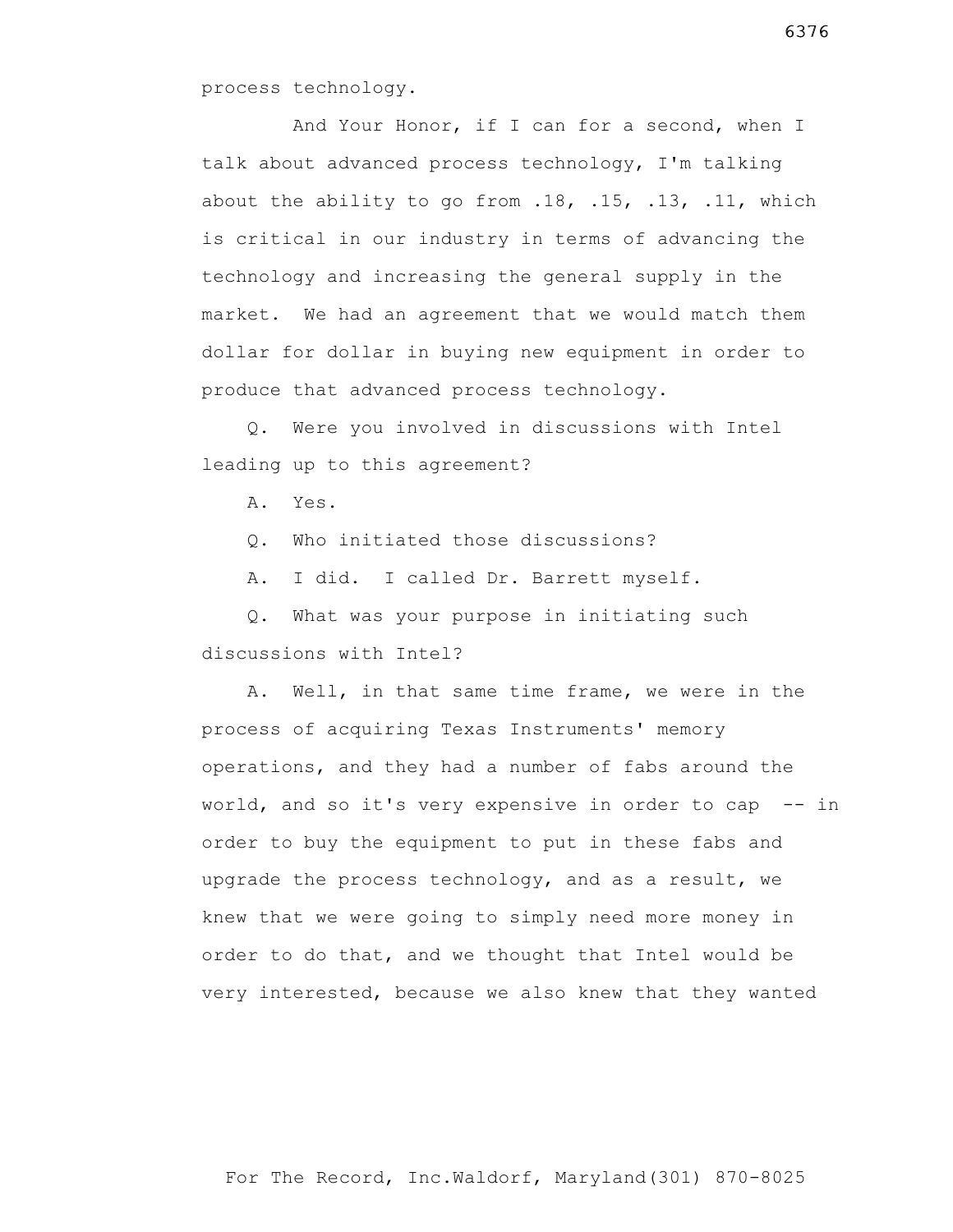process technology.

And Your Honor, if I can for a second, when I talk about advanced process technology, I'm talking about the ability to go from .18, .15, .13, .11, which is critical in our industry in terms of advancing the technology and increasing the general supply in the market. We had an agreement that we would match them dollar for dollar in buying new equipment in order to produce that advanced process technology.

Q. Were you involved in discussions with Intel leading up to this agreement?

A. Yes.

Q. Who initiated those discussions?

A. I did. I called Dr. Barrett myself.

Q. What was your purpose in initiating such discussions with Intel?

A. Well, in that same time frame, we were in the process of acquiring Texas Instruments' memory operations, and they had a number of fabs around the world, and so it's very expensive in order to cap -- in order to buy the equipment to put in these fabs and upgrade the process technology, and as a result, we knew that we were going to simply need more money in order to do that, and we thought that Intel would be very interested, because we also knew that they wanted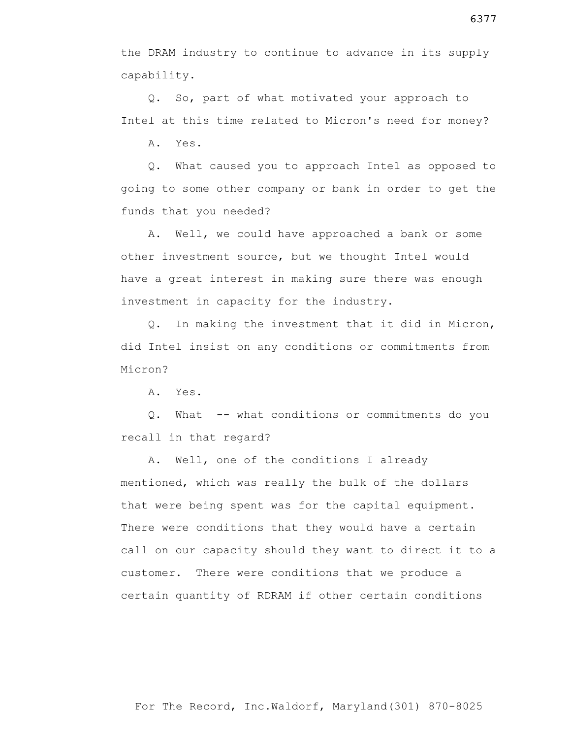the DRAM industry to continue to advance in its supply capability.

Q. So, part of what motivated your approach to Intel at this time related to Micron's need for money?

A. Yes.

Q. What caused you to approach Intel as opposed to going to some other company or bank in order to get the funds that you needed?

A. Well, we could have approached a bank or some other investment source, but we thought Intel would have a great interest in making sure there was enough investment in capacity for the industry.

Q. In making the investment that it did in Micron, did Intel insist on any conditions or commitments from Micron?

A. Yes.

Q. What -- what conditions or commitments do you recall in that regard?

A. Well, one of the conditions I already mentioned, which was really the bulk of the dollars that were being spent was for the capital equipment. There were conditions that they would have a certain call on our capacity should they want to direct it to a customer. There were conditions that we produce a certain quantity of RDRAM if other certain conditions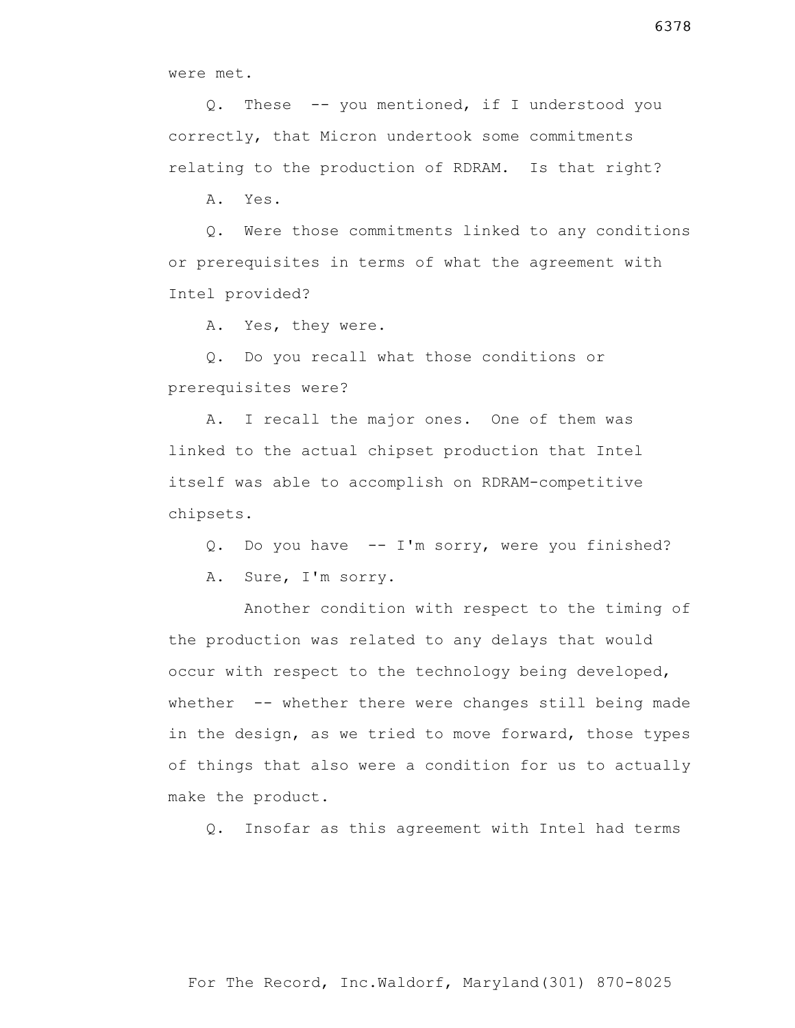were met.

Q. These -- you mentioned, if I understood you correctly, that Micron undertook some commitments relating to the production of RDRAM. Is that right?

A. Yes.

Q. Were those commitments linked to any conditions or prerequisites in terms of what the agreement with Intel provided?

A. Yes, they were.

Q. Do you recall what those conditions or prerequisites were?

A. I recall the major ones. One of them was linked to the actual chipset production that Intel itself was able to accomplish on RDRAM-competitive chipsets.

Q. Do you have -- I'm sorry, were you finished?

A. Sure, I'm sorry.

Another condition with respect to the timing of the production was related to any delays that would occur with respect to the technology being developed, whether -- whether there were changes still being made in the design, as we tried to move forward, those types of things that also were a condition for us to actually make the product.

Q. Insofar as this agreement with Intel had terms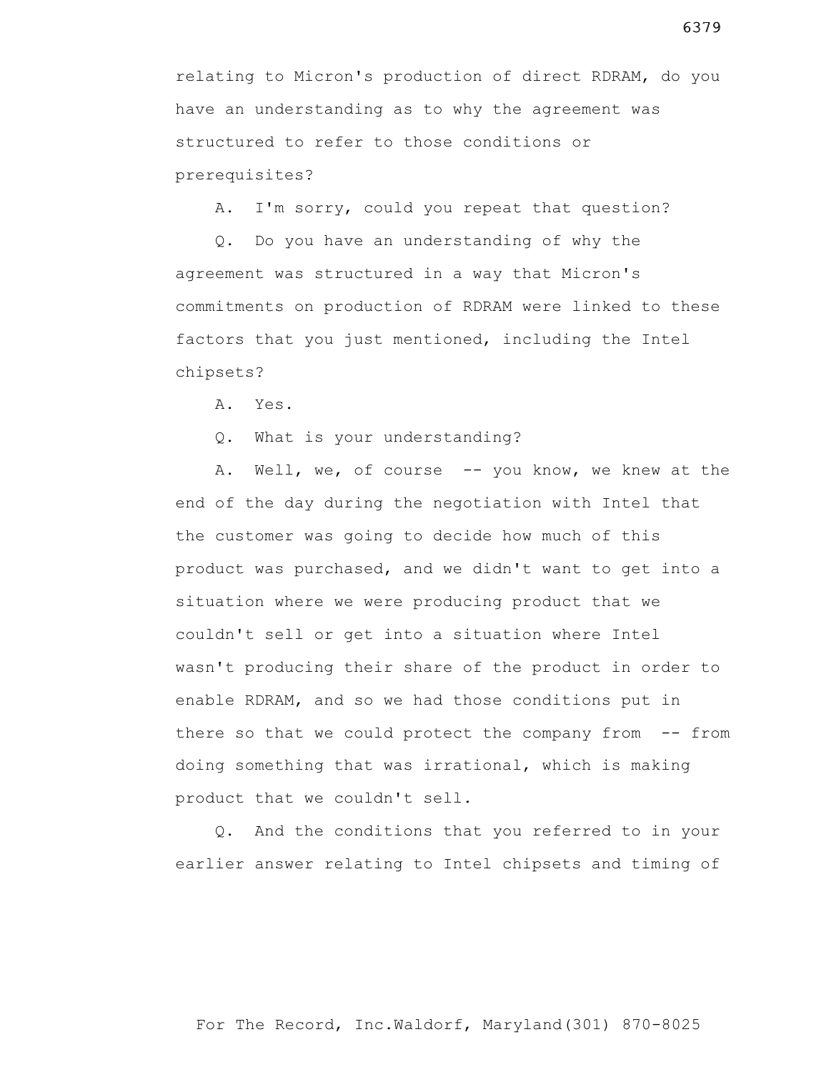relating to Micron's production of direct RDRAM, do you have an understanding as to why the agreement was structured to refer to those conditions or prerequisites?

A. I'm sorry, could you repeat that question?

Q. Do you have an understanding of why the agreement was structured in a way that Micron's commitments on production of RDRAM were linked to these factors that you just mentioned, including the Intel chipsets?

A. Yes.

Q. What is your understanding?

A. Well, we, of course -- you know, we knew at the end of the day during the negotiation with Intel that the customer was going to decide how much of this product was purchased, and we didn't want to get into a situation where we were producing product that we couldn't sell or get into a situation where Intel wasn't producing their share of the product in order to enable RDRAM, and so we had those conditions put in there so that we could protect the company from -- from doing something that was irrational, which is making product that we couldn't sell.

Q. And the conditions that you referred to in your earlier answer relating to Intel chipsets and timing of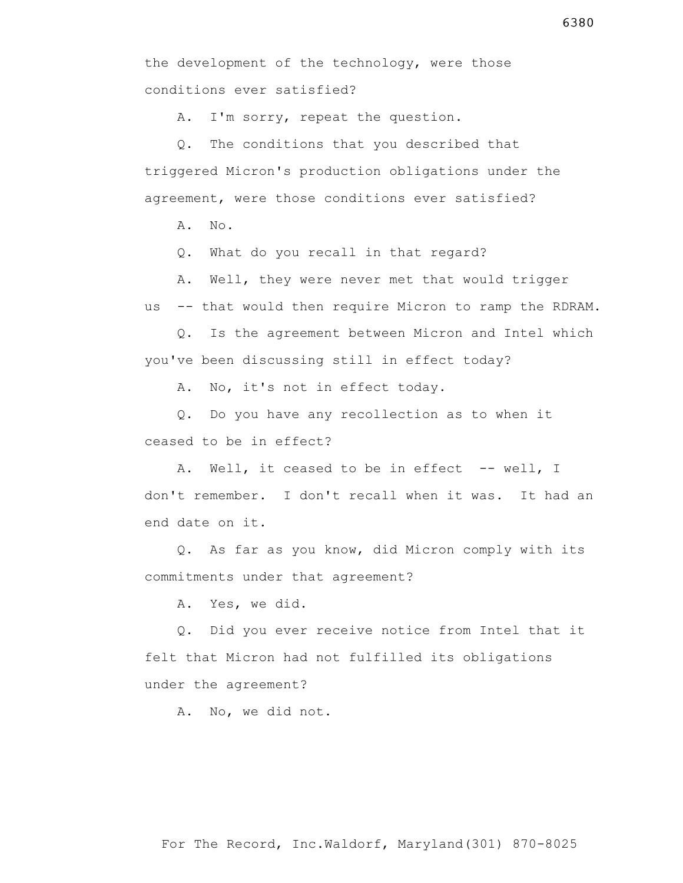the development of the technology, were those conditions ever satisfied?

A. I'm sorry, repeat the question.

Q. The conditions that you described that triggered Micron's production obligations under the agreement, were those conditions ever satisfied?

A. No.

Q. What do you recall in that regard?

A. Well, they were never met that would trigger us -- that would then require Micron to ramp the RDRAM.

Q. Is the agreement between Micron and Intel which you've been discussing still in effect today?

A. No, it's not in effect today.

Q. Do you have any recollection as to when it ceased to be in effect?

A. Well, it ceased to be in effect -- well, I don't remember. I don't recall when it was. It had an end date on it.

Q. As far as you know, did Micron comply with its commitments under that agreement?

A. Yes, we did.

Q. Did you ever receive notice from Intel that it felt that Micron had not fulfilled its obligations under the agreement?

A. No, we did not.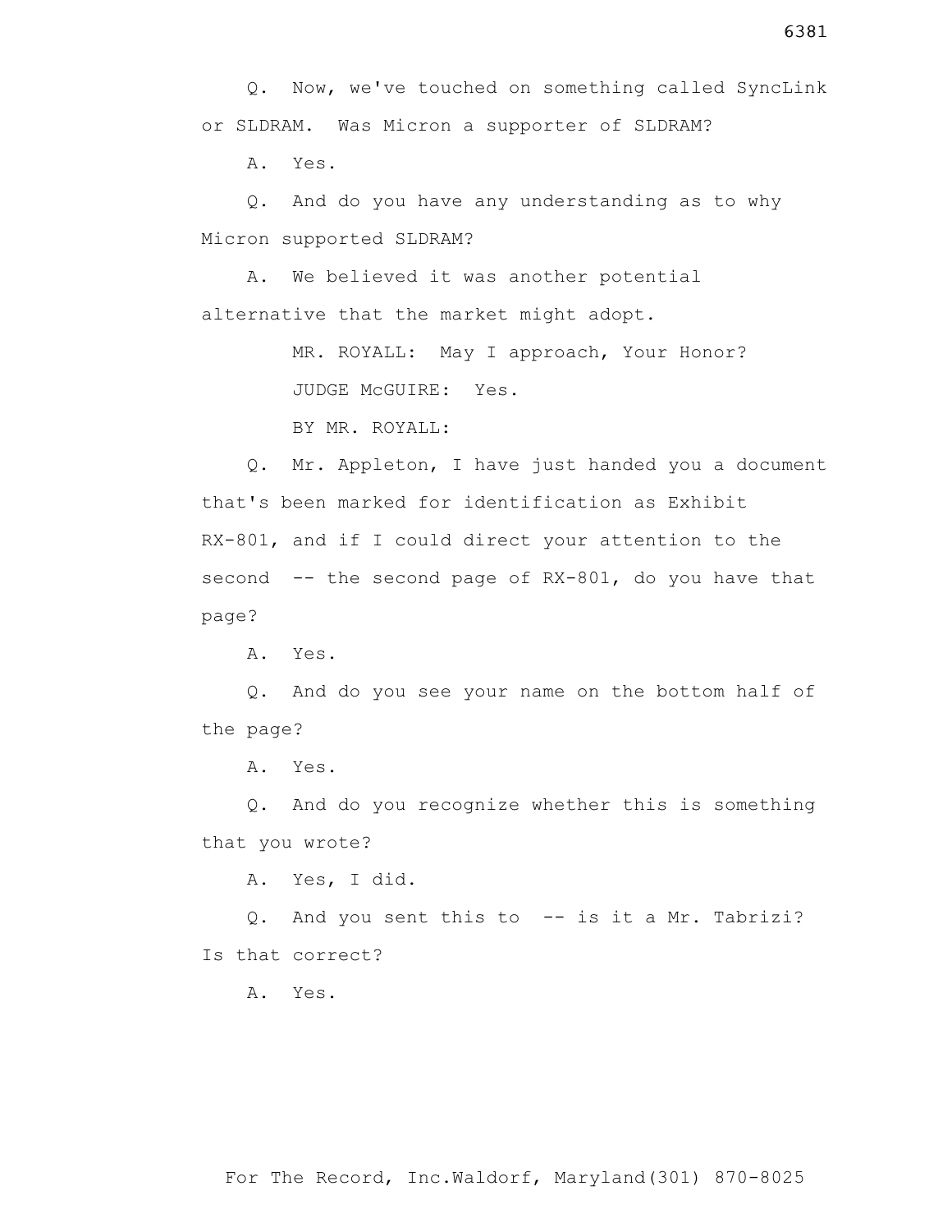Q. Now, we've touched on something called SyncLink or SLDRAM. Was Micron a supporter of SLDRAM?

A. Yes.

Q. And do you have any understanding as to why Micron supported SLDRAM?

A. We believed it was another potential alternative that the market might adopt.

MR. ROYALL: May I approach, Your Honor?

JUDGE McGUIRE: Yes.

BY MR. ROYALL:

Q. Mr. Appleton, I have just handed you a document that's been marked for identification as Exhibit RX-801, and if I could direct your attention to the second -- the second page of RX-801, do you have that page?

A. Yes.

Q. And do you see your name on the bottom half of the page?

A. Yes.

Q. And do you recognize whether this is something that you wrote?

A. Yes, I did.

Q. And you sent this to -- is it a Mr. Tabrizi? Is that correct?

A. Yes.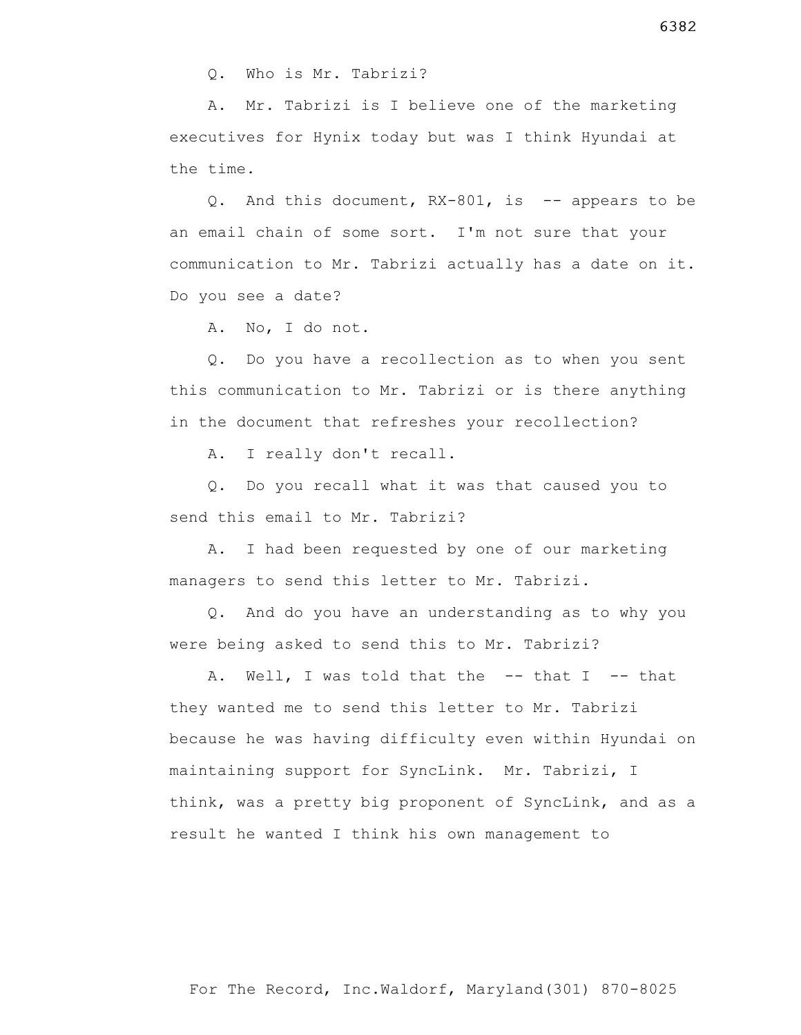Q. Who is Mr. Tabrizi?

A. Mr. Tabrizi is I believe one of the marketing executives for Hynix today but was I think Hyundai at the time.

Q. And this document, RX-801, is -- appears to be an email chain of some sort. I'm not sure that your communication to Mr. Tabrizi actually has a date on it. Do you see a date?

A. No, I do not.

Q. Do you have a recollection as to when you sent this communication to Mr. Tabrizi or is there anything in the document that refreshes your recollection?

A. I really don't recall.

Q. Do you recall what it was that caused you to send this email to Mr. Tabrizi?

A. I had been requested by one of our marketing managers to send this letter to Mr. Tabrizi.

Q. And do you have an understanding as to why you were being asked to send this to Mr. Tabrizi?

A. Well, I was told that the -- that I -- that they wanted me to send this letter to Mr. Tabrizi because he was having difficulty even within Hyundai on maintaining support for SyncLink. Mr. Tabrizi, I think, was a pretty big proponent of SyncLink, and as a result he wanted I think his own management to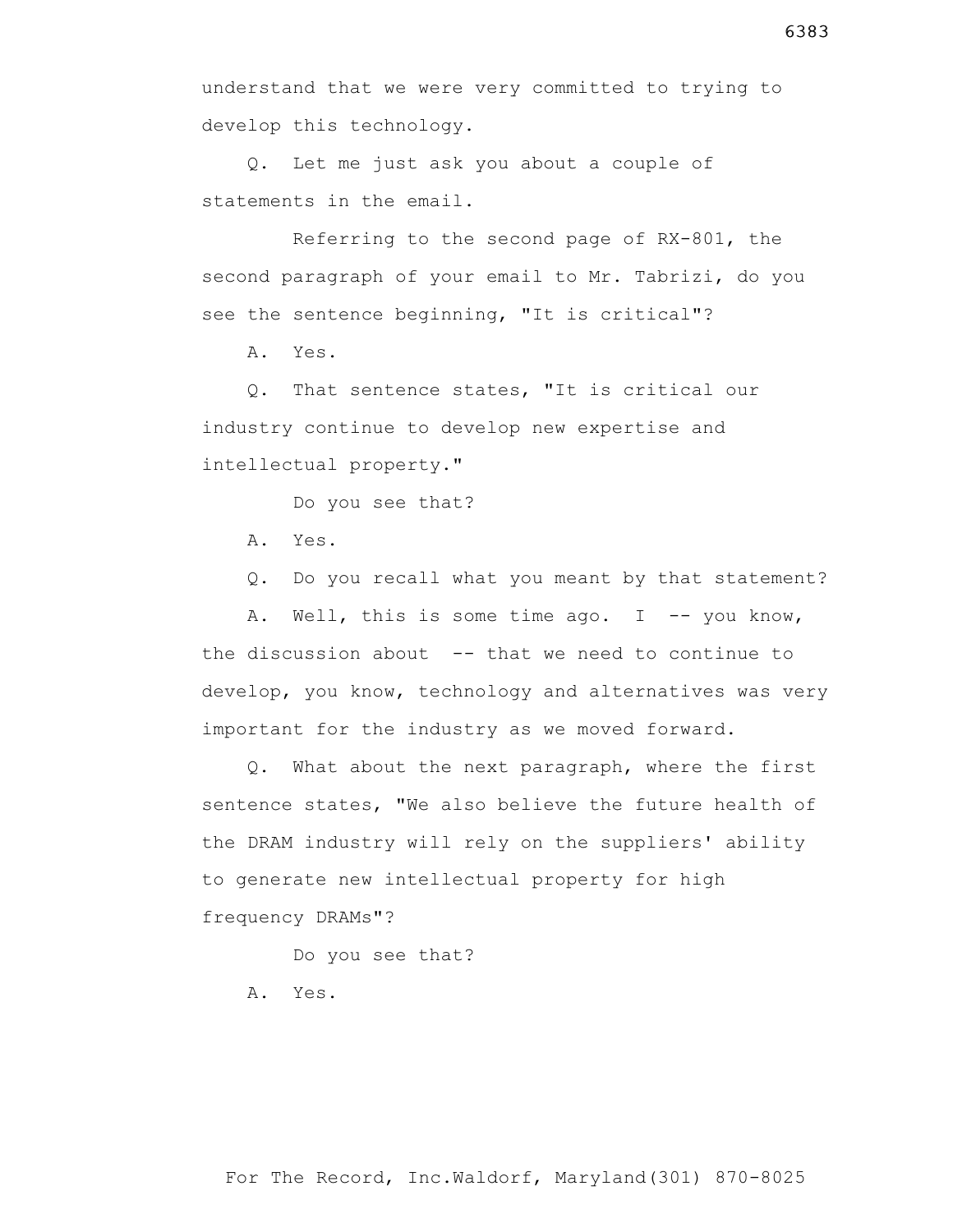understand that we were very committed to trying to develop this technology.

Q. Let me just ask you about a couple of statements in the email.

Referring to the second page of RX-801, the second paragraph of your email to Mr. Tabrizi, do you see the sentence beginning, "It is critical"?

A. Yes.

Q. That sentence states, "It is critical our industry continue to develop new expertise and intellectual property."

Do you see that?

A. Yes.

Q. Do you recall what you meant by that statement?

A. Well, this is some time ago. I -- you know, the discussion about -- that we need to continue to develop, you know, technology and alternatives was very important for the industry as we moved forward.

Q. What about the next paragraph, where the first sentence states, "We also believe the future health of the DRAM industry will rely on the suppliers' ability to generate new intellectual property for high frequency DRAMs"?

Do you see that?

A. Yes.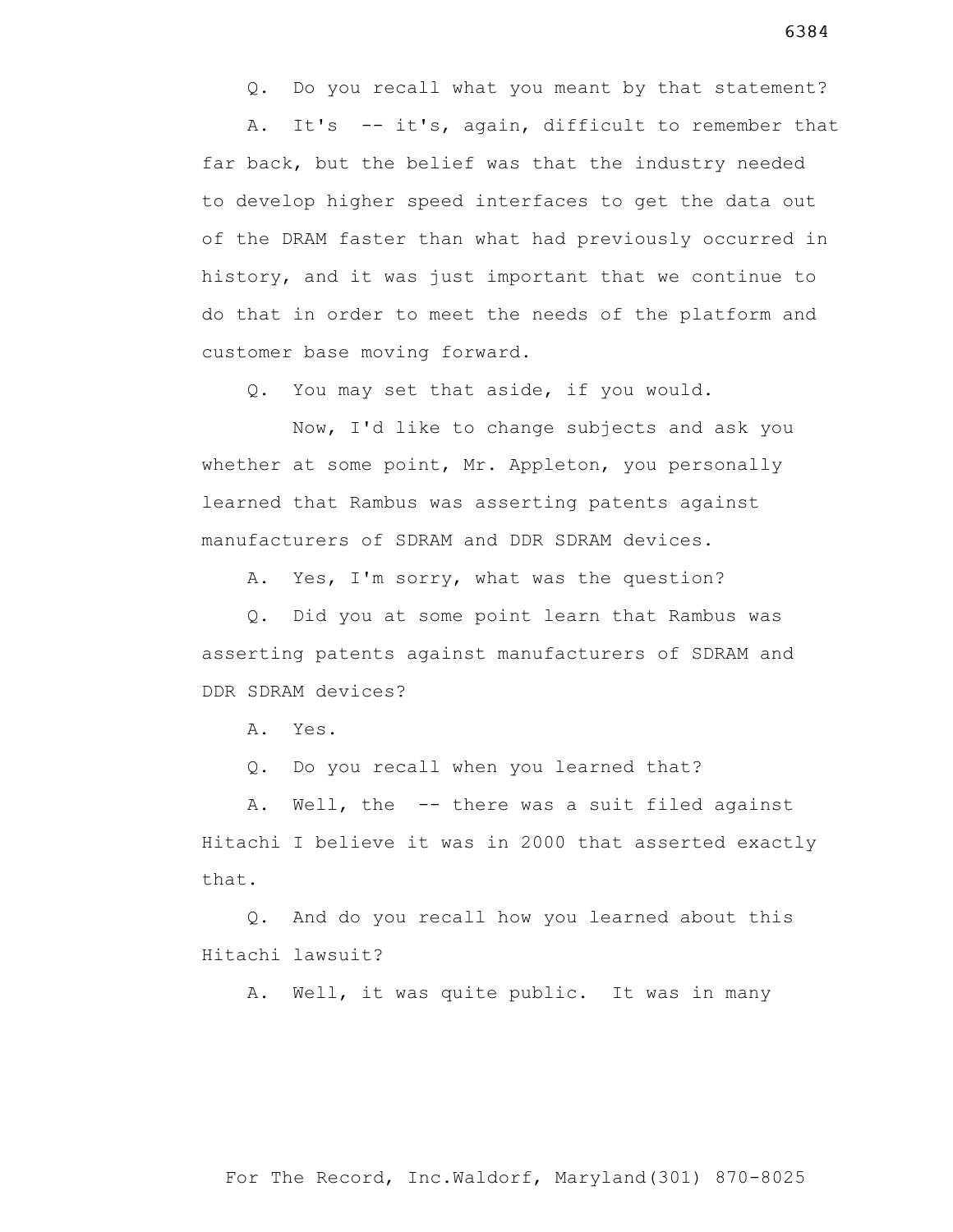Q. Do you recall what you meant by that statement?

A. It's -- it's, again, difficult to remember that far back, but the belief was that the industry needed to develop higher speed interfaces to get the data out of the DRAM faster than what had previously occurred in history, and it was just important that we continue to do that in order to meet the needs of the platform and customer base moving forward.

Q. You may set that aside, if you would.

Now, I'd like to change subjects and ask you whether at some point, Mr. Appleton, you personally learned that Rambus was asserting patents against manufacturers of SDRAM and DDR SDRAM devices.

A. Yes, I'm sorry, what was the question?

Q. Did you at some point learn that Rambus was asserting patents against manufacturers of SDRAM and DDR SDRAM devices?

A. Yes.

Q. Do you recall when you learned that?

A. Well, the -- there was a suit filed against Hitachi I believe it was in 2000 that asserted exactly that.

Q. And do you recall how you learned about this Hitachi lawsuit?

A. Well, it was quite public. It was in many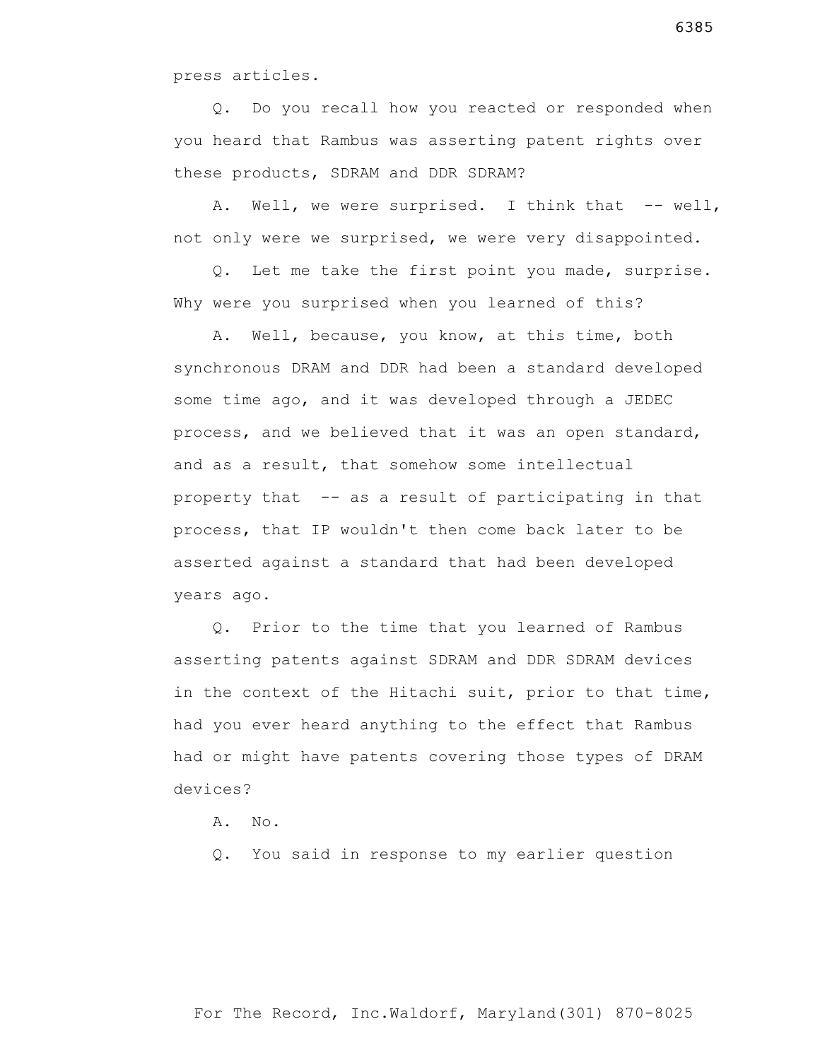press articles.

Q. Do you recall how you reacted or responded when you heard that Rambus was asserting patent rights over these products, SDRAM and DDR SDRAM?

A. Well, we were surprised. I think that -- well, not only were we surprised, we were very disappointed.

Q. Let me take the first point you made, surprise. Why were you surprised when you learned of this?

A. Well, because, you know, at this time, both synchronous DRAM and DDR had been a standard developed some time ago, and it was developed through a JEDEC process, and we believed that it was an open standard, and as a result, that somehow some intellectual property that -- as a result of participating in that process, that IP wouldn't then come back later to be asserted against a standard that had been developed years ago.

Q. Prior to the time that you learned of Rambus asserting patents against SDRAM and DDR SDRAM devices in the context of the Hitachi suit, prior to that time, had you ever heard anything to the effect that Rambus had or might have patents covering those types of DRAM devices?

A. No.

Q. You said in response to my earlier question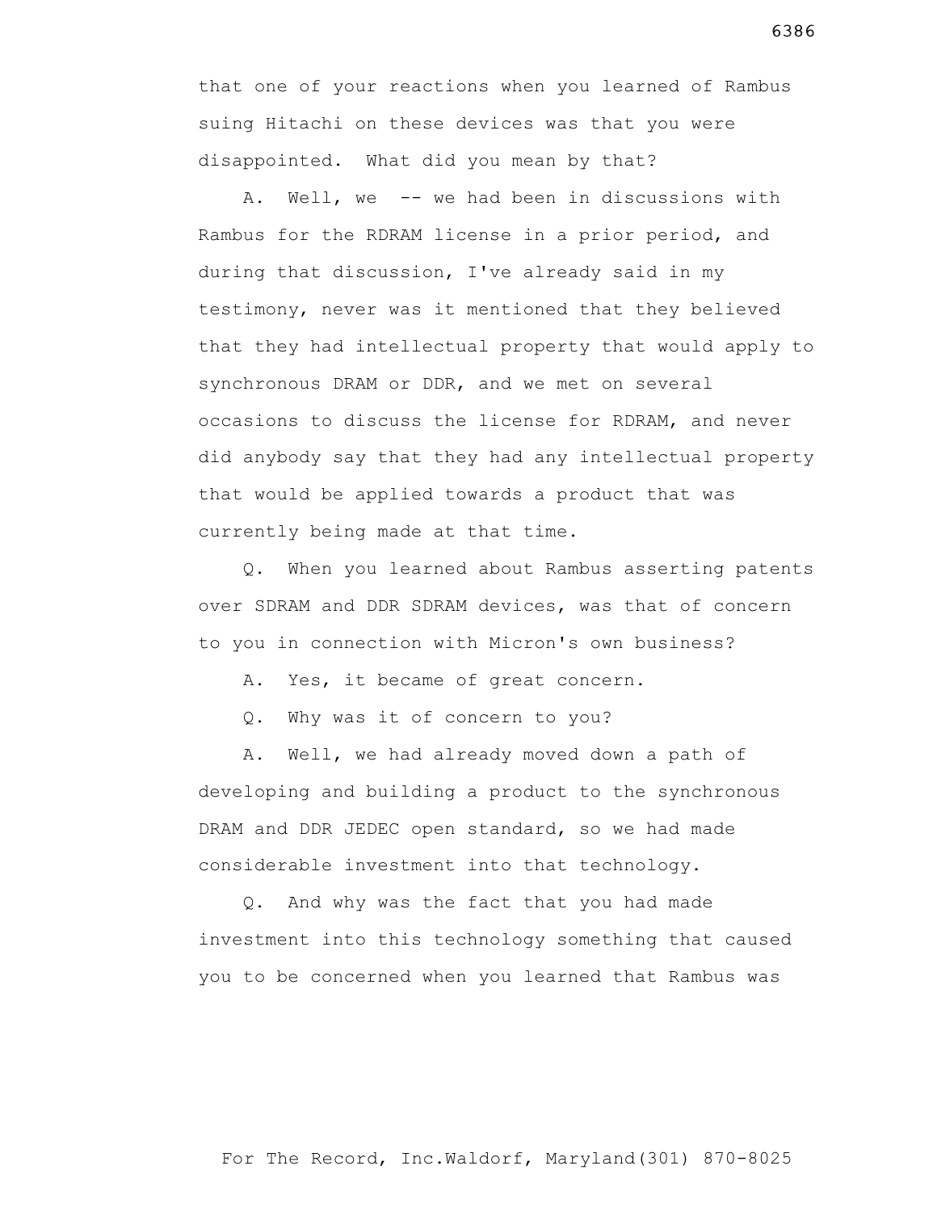that one of your reactions when you learned of Rambus suing Hitachi on these devices was that you were disappointed. What did you mean by that?

A. Well, we -- we had been in discussions with Rambus for the RDRAM license in a prior period, and during that discussion, I've already said in my testimony, never was it mentioned that they believed that they had intellectual property that would apply to synchronous DRAM or DDR, and we met on several occasions to discuss the license for RDRAM, and never did anybody say that they had any intellectual property that would be applied towards a product that was currently being made at that time.

Q. When you learned about Rambus asserting patents over SDRAM and DDR SDRAM devices, was that of concern to you in connection with Micron's own business?

A. Yes, it became of great concern.

Q. Why was it of concern to you?

A. Well, we had already moved down a path of developing and building a product to the synchronous DRAM and DDR JEDEC open standard, so we had made considerable investment into that technology.

Q. And why was the fact that you had made investment into this technology something that caused you to be concerned when you learned that Rambus was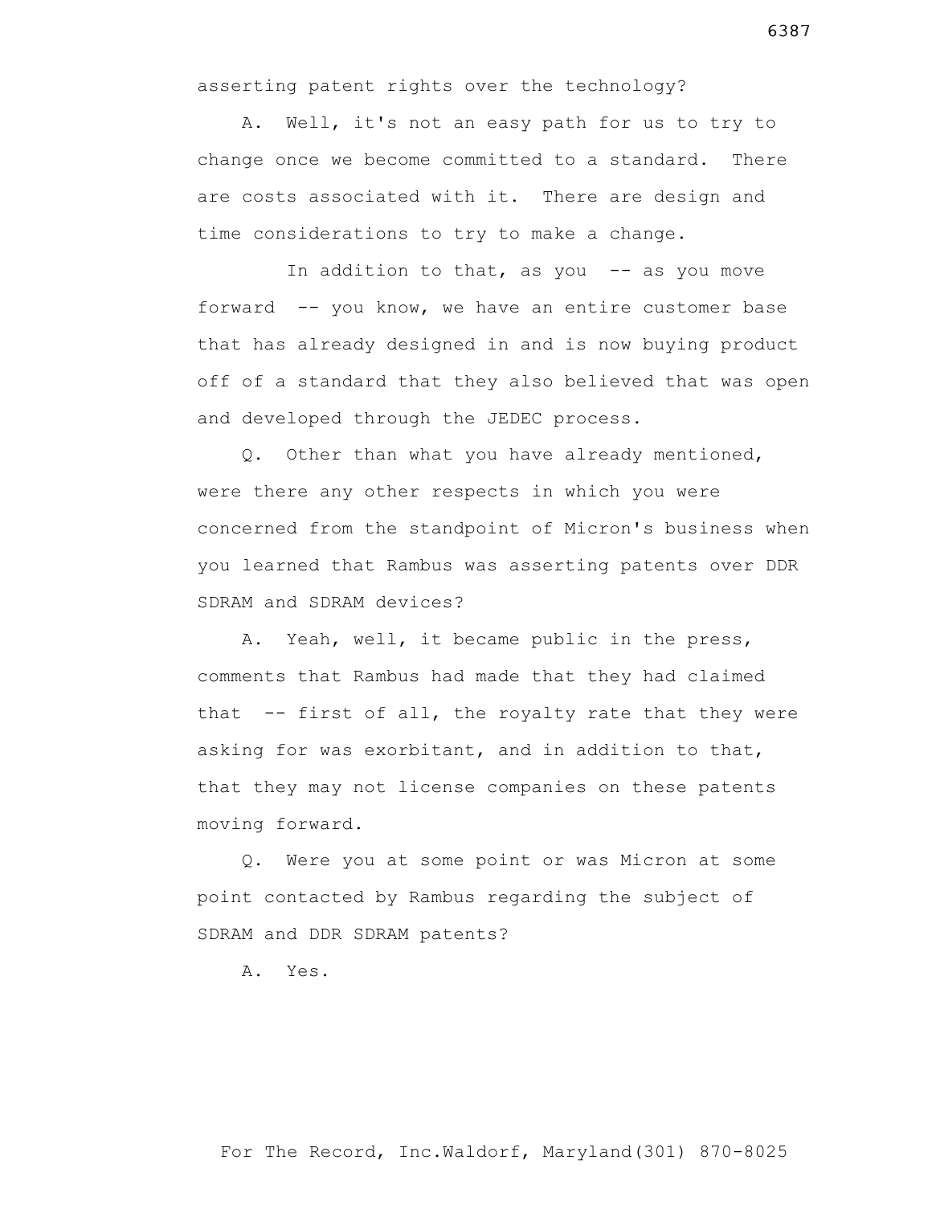asserting patent rights over the technology?

A. Well, it's not an easy path for us to try to change once we become committed to a standard. There are costs associated with it. There are design and time considerations to try to make a change.

In addition to that, as you -- as you move forward -- you know, we have an entire customer base that has already designed in and is now buying product off of a standard that they also believed that was open and developed through the JEDEC process.

Q. Other than what you have already mentioned, were there any other respects in which you were concerned from the standpoint of Micron's business when you learned that Rambus was asserting patents over DDR SDRAM and SDRAM devices?

A. Yeah, well, it became public in the press, comments that Rambus had made that they had claimed that -- first of all, the royalty rate that they were asking for was exorbitant, and in addition to that, that they may not license companies on these patents moving forward.

Q. Were you at some point or was Micron at some point contacted by Rambus regarding the subject of SDRAM and DDR SDRAM patents?

A. Yes.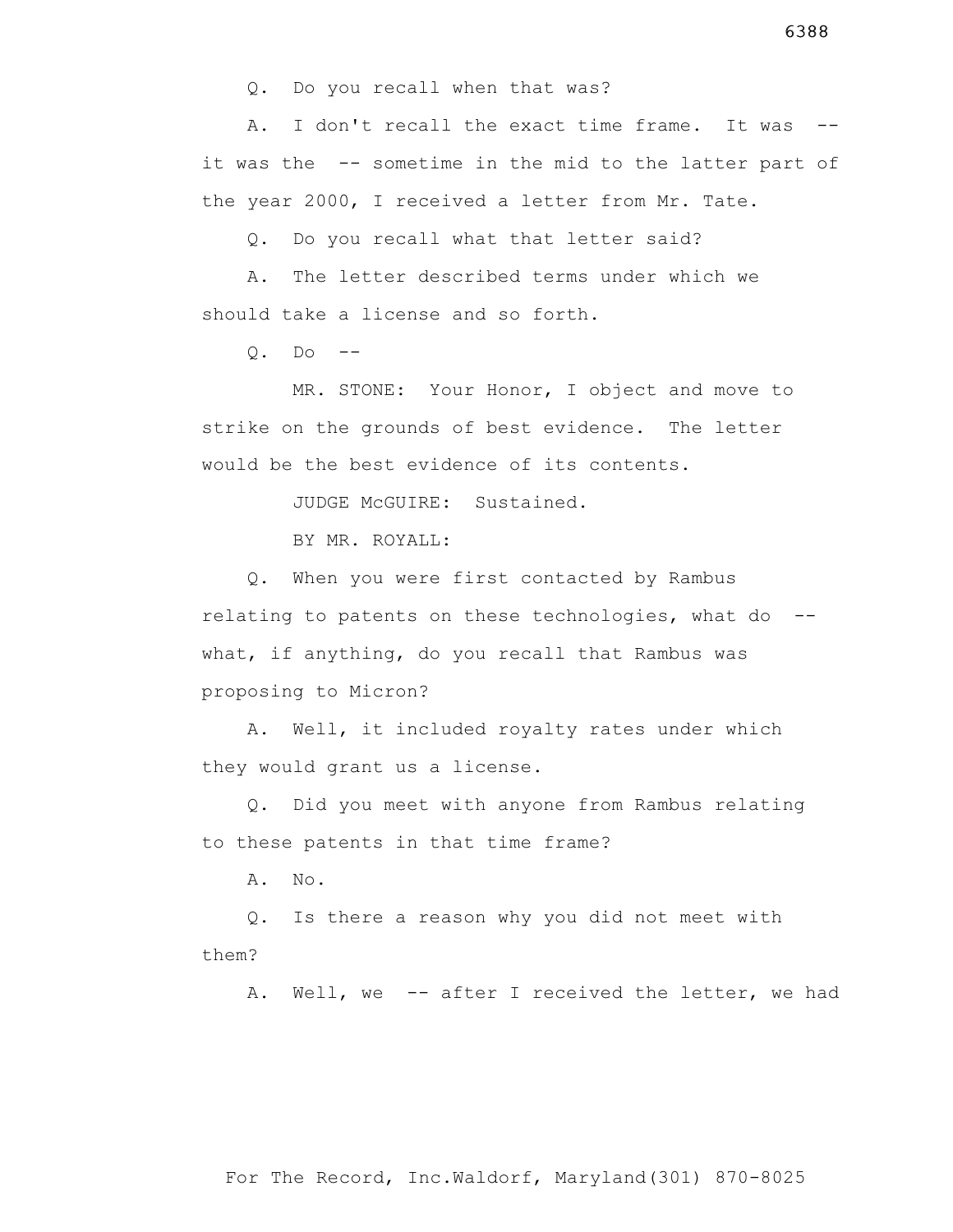Q. Do you recall when that was?

A. I don't recall the exact time frame. It was -- it was the -- sometime in the mid to the latter part of the year 2000, I received a letter from Mr. Tate.

Q. Do you recall what that letter said?

A. The letter described terms under which we should take a license and so forth.

Q. Do --

MR. STONE: Your Honor, I object and move to strike on the grounds of best evidence. The letter would be the best evidence of its contents.

JUDGE McGUIRE: Sustained.

BY MR. ROYALL:

Q. When you were first contacted by Rambus relating to patents on these technologies, what do -- what, if anything, do you recall that Rambus was proposing to Micron?

A. Well, it included royalty rates under which they would grant us a license.

Q. Did you meet with anyone from Rambus relating to these patents in that time frame?

A. No.

Q. Is there a reason why you did not meet with them?

A. Well, we -- after I received the letter, we had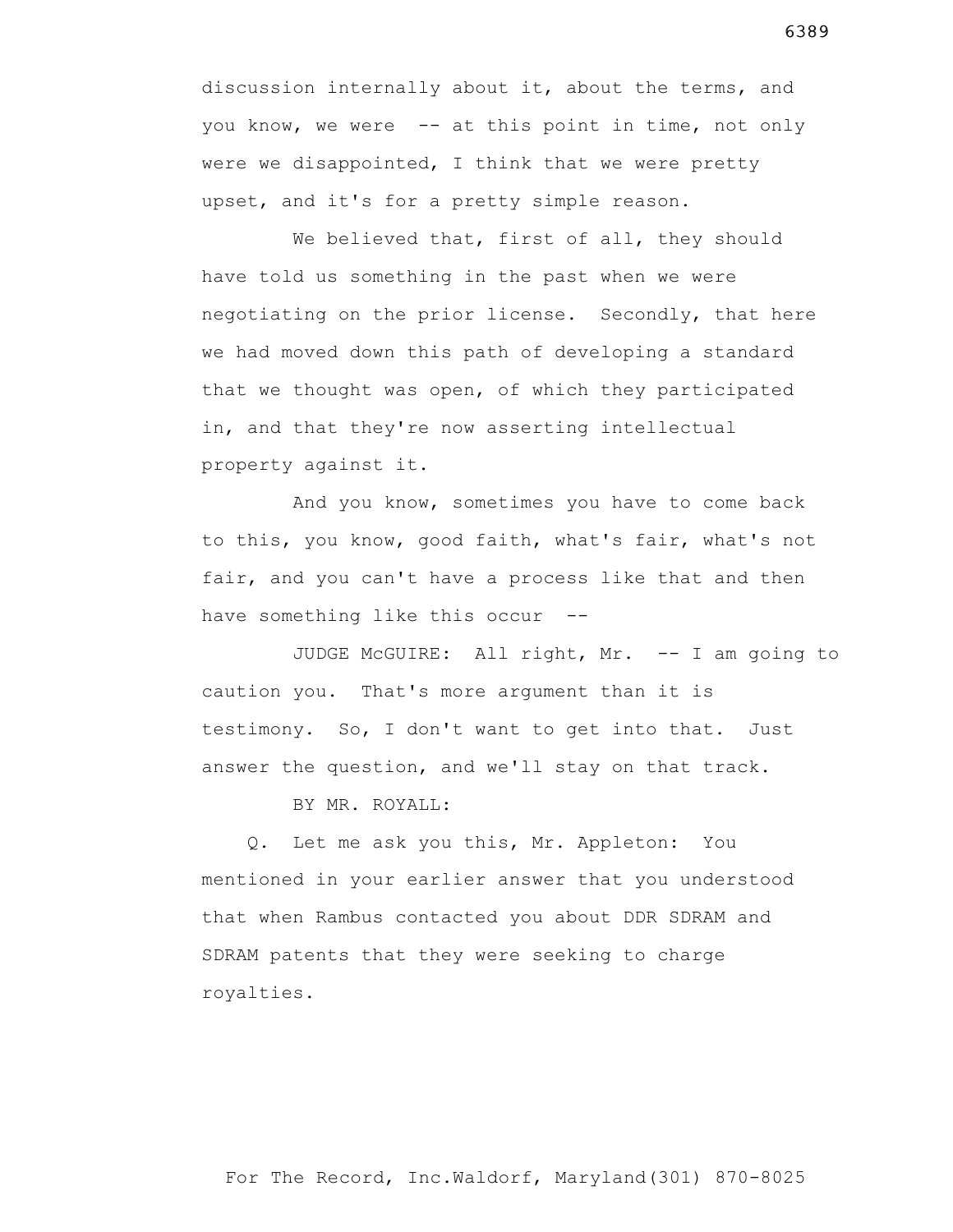discussion internally about it, about the terms, and you know, we were -- at this point in time, not only were we disappointed, I think that we were pretty upset, and it's for a pretty simple reason.

We believed that, first of all, they should have told us something in the past when we were negotiating on the prior license. Secondly, that here we had moved down this path of developing a standard that we thought was open, of which they participated in, and that they're now asserting intellectual property against it.

And you know, sometimes you have to come back to this, you know, good faith, what's fair, what's not fair, and you can't have a process like that and then have something like this occur --

JUDGE McGUIRE: All right, Mr. -- I am going to caution you. That's more argument than it is testimony. So, I don't want to get into that. Just answer the question, and we'll stay on that track.

BY MR. ROYALL:

Q. Let me ask you this, Mr. Appleton: You mentioned in your earlier answer that you understood that when Rambus contacted you about DDR SDRAM and SDRAM patents that they were seeking to charge royalties.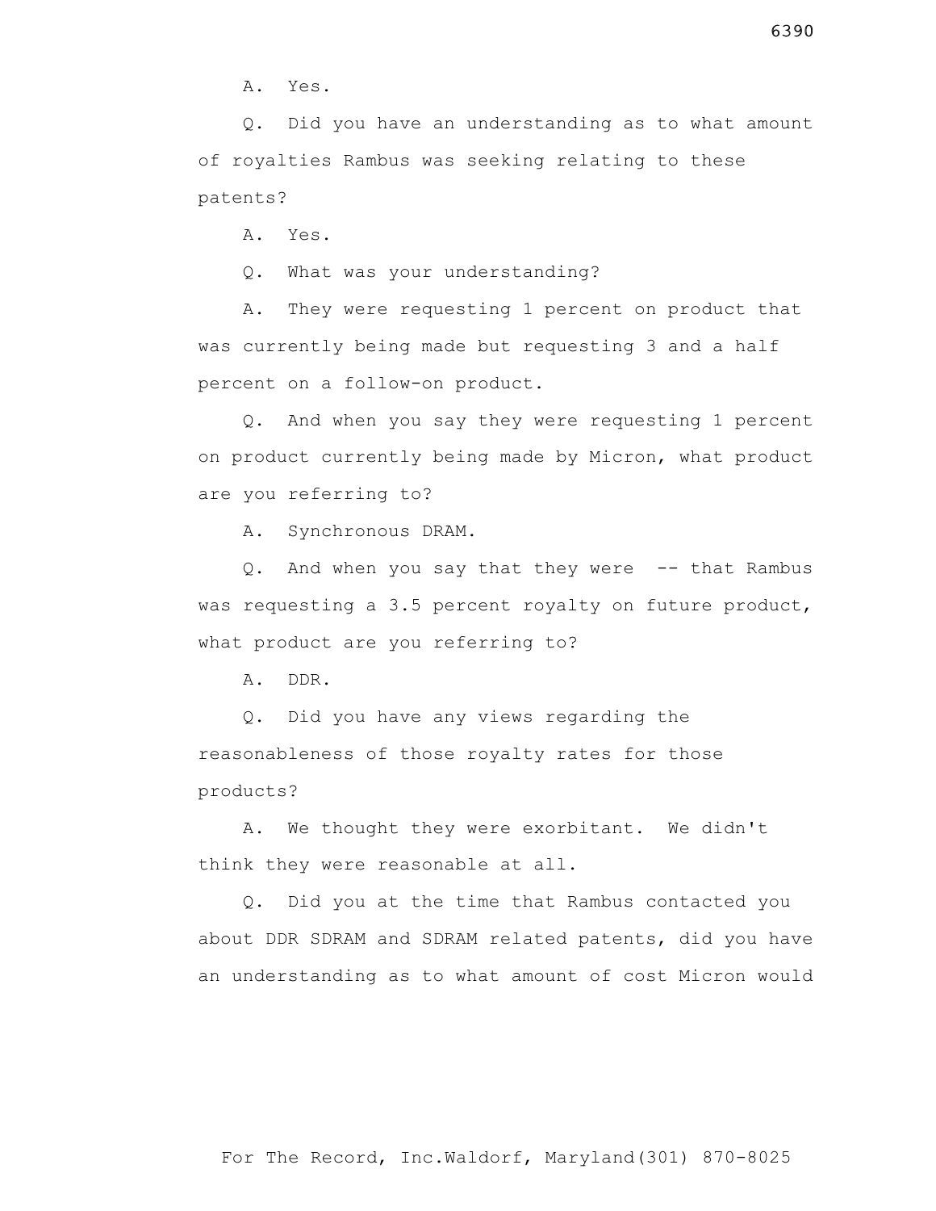A. Yes.

Q. Did you have an understanding as to what amount of royalties Rambus was seeking relating to these patents?

A. Yes.

Q. What was your understanding?

A. They were requesting 1 percent on product that was currently being made but requesting 3 and a half percent on a follow-on product.

Q. And when you say they were requesting 1 percent on product currently being made by Micron, what product are you referring to?

A. Synchronous DRAM.

Q. And when you say that they were -- that Rambus was requesting a 3.5 percent royalty on future product, what product are you referring to?

A. DDR.

Q. Did you have any views regarding the reasonableness of those royalty rates for those products?

A. We thought they were exorbitant. We didn't think they were reasonable at all.

Q. Did you at the time that Rambus contacted you about DDR SDRAM and SDRAM related patents, did you have an understanding as to what amount of cost Micron would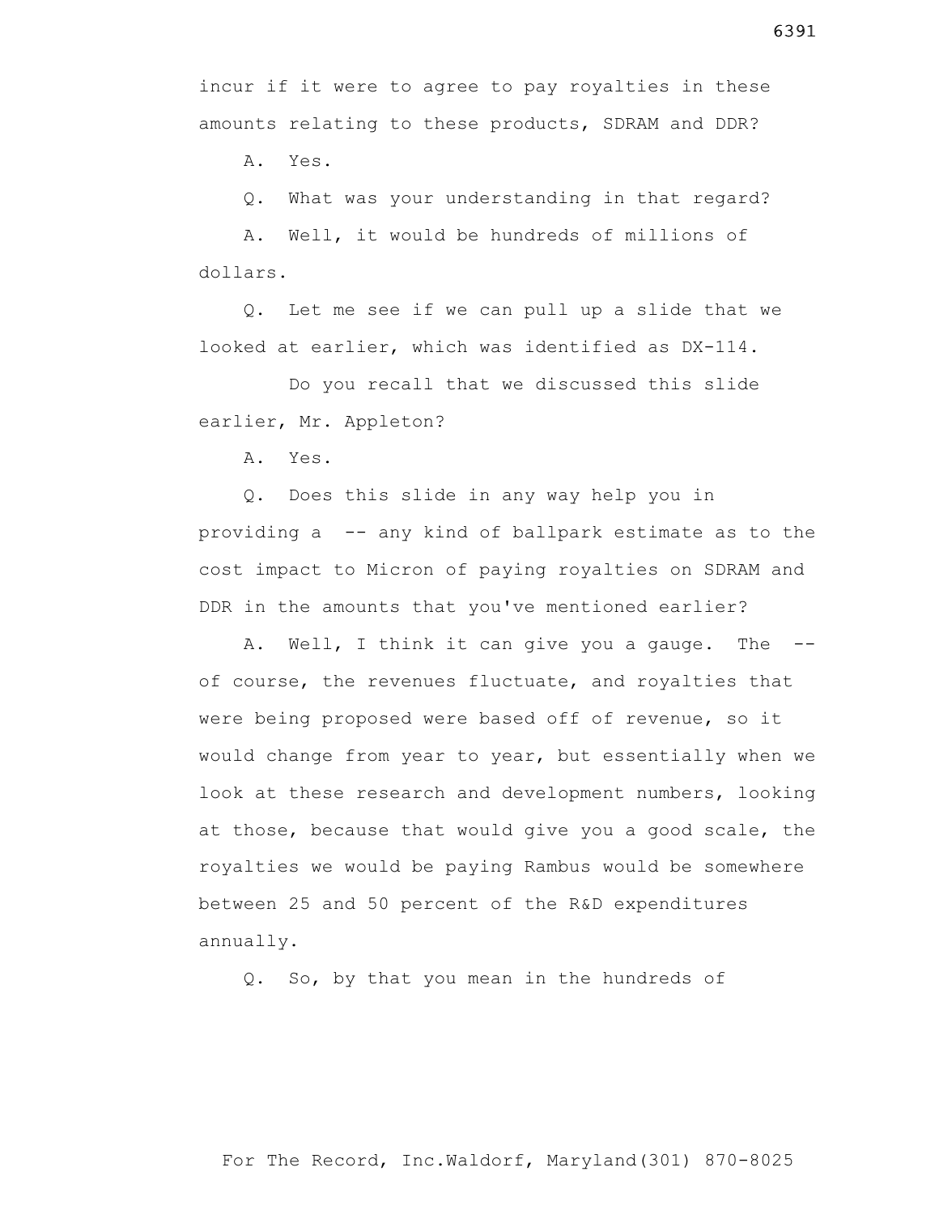incur if it were to agree to pay royalties in these amounts relating to these products, SDRAM and DDR?

A. Yes.

Q. What was your understanding in that regard?

A. Well, it would be hundreds of millions of dollars.

Q. Let me see if we can pull up a slide that we looked at earlier, which was identified as DX-114.

Do you recall that we discussed this slide earlier, Mr. Appleton?

A. Yes.

Q. Does this slide in any way help you in providing a -- any kind of ballpark estimate as to the cost impact to Micron of paying royalties on SDRAM and DDR in the amounts that you've mentioned earlier?

A. Well, I think it can give you a gauge. The -- of course, the revenues fluctuate, and royalties that were being proposed were based off of revenue, so it would change from year to year, but essentially when we look at these research and development numbers, looking at those, because that would give you a good scale, the royalties we would be paying Rambus would be somewhere between 25 and 50 percent of the R&D expenditures annually.

Q. So, by that you mean in the hundreds of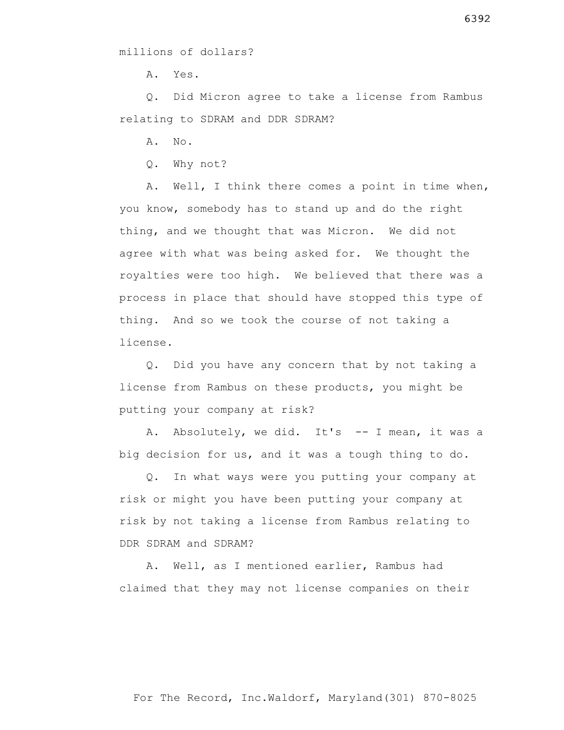millions of dollars?

A. Yes.

Q. Did Micron agree to take a license from Rambus relating to SDRAM and DDR SDRAM?

A. No.

Q. Why not?

A. Well, I think there comes a point in time when, you know, somebody has to stand up and do the right thing, and we thought that was Micron. We did not agree with what was being asked for. We thought the royalties were too high. We believed that there was a process in place that should have stopped this type of thing. And so we took the course of not taking a license.

Q. Did you have any concern that by not taking a license from Rambus on these products, you might be putting your company at risk?

A. Absolutely, we did. It's -- I mean, it was a big decision for us, and it was a tough thing to do.

Q. In what ways were you putting your company at risk or might you have been putting your company at risk by not taking a license from Rambus relating to DDR SDRAM and SDRAM?

A. Well, as I mentioned earlier, Rambus had claimed that they may not license companies on their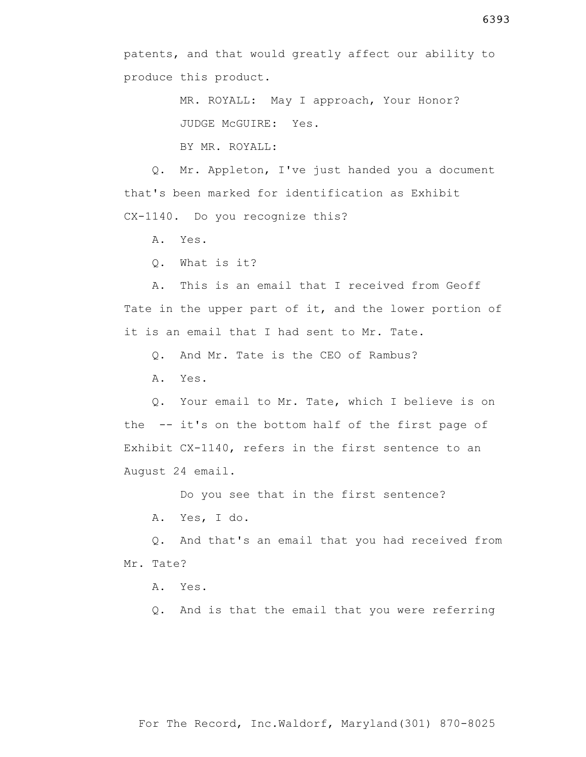patents, and that would greatly affect our ability to produce this product.

MR. ROYALL: May I approach, Your Honor?

JUDGE McGUIRE: Yes.

BY MR. ROYALL:

Q. Mr. Appleton, I've just handed you a document that's been marked for identification as Exhibit CX-1140. Do you recognize this?

A. Yes.

Q. What is it?

A. This is an email that I received from Geoff Tate in the upper part of it, and the lower portion of it is an email that I had sent to Mr. Tate.

Q. And Mr. Tate is the CEO of Rambus?

A. Yes.

Q. Your email to Mr. Tate, which I believe is on the -- it's on the bottom half of the first page of Exhibit CX-1140, refers in the first sentence to an August 24 email.

Do you see that in the first sentence?

A. Yes, I do.

Q. And that's an email that you had received from Mr. Tate?

A. Yes.

Q. And is that the email that you were referring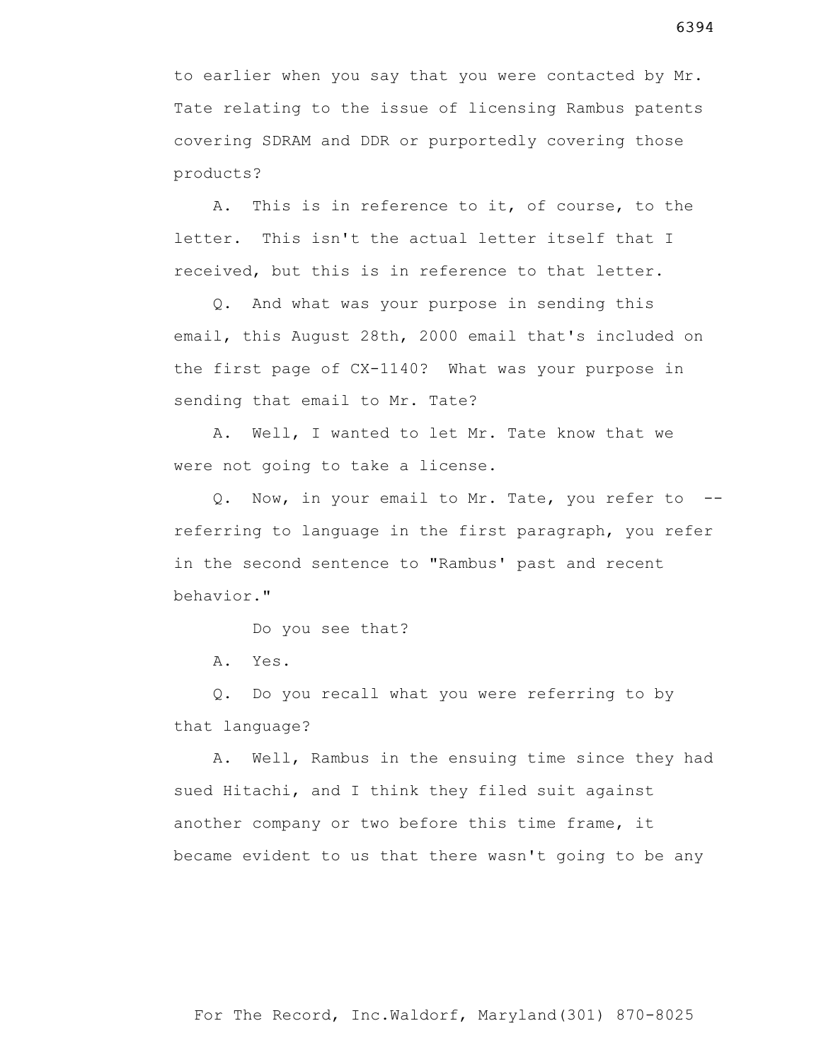to earlier when you say that you were contacted by Mr. Tate relating to the issue of licensing Rambus patents covering SDRAM and DDR or purportedly covering those products?

A. This is in reference to it, of course, to the letter. This isn't the actual letter itself that I received, but this is in reference to that letter.

Q. And what was your purpose in sending this email, this August 28th, 2000 email that's included on the first page of CX-1140? What was your purpose in sending that email to Mr. Tate?

A. Well, I wanted to let Mr. Tate know that we were not going to take a license.

Q. Now, in your email to Mr. Tate, you refer to -- referring to language in the first paragraph, you refer in the second sentence to "Rambus' past and recent behavior."

Do you see that?

A. Yes.

Q. Do you recall what you were referring to by that language?

A. Well, Rambus in the ensuing time since they had sued Hitachi, and I think they filed suit against another company or two before this time frame, it became evident to us that there wasn't going to be any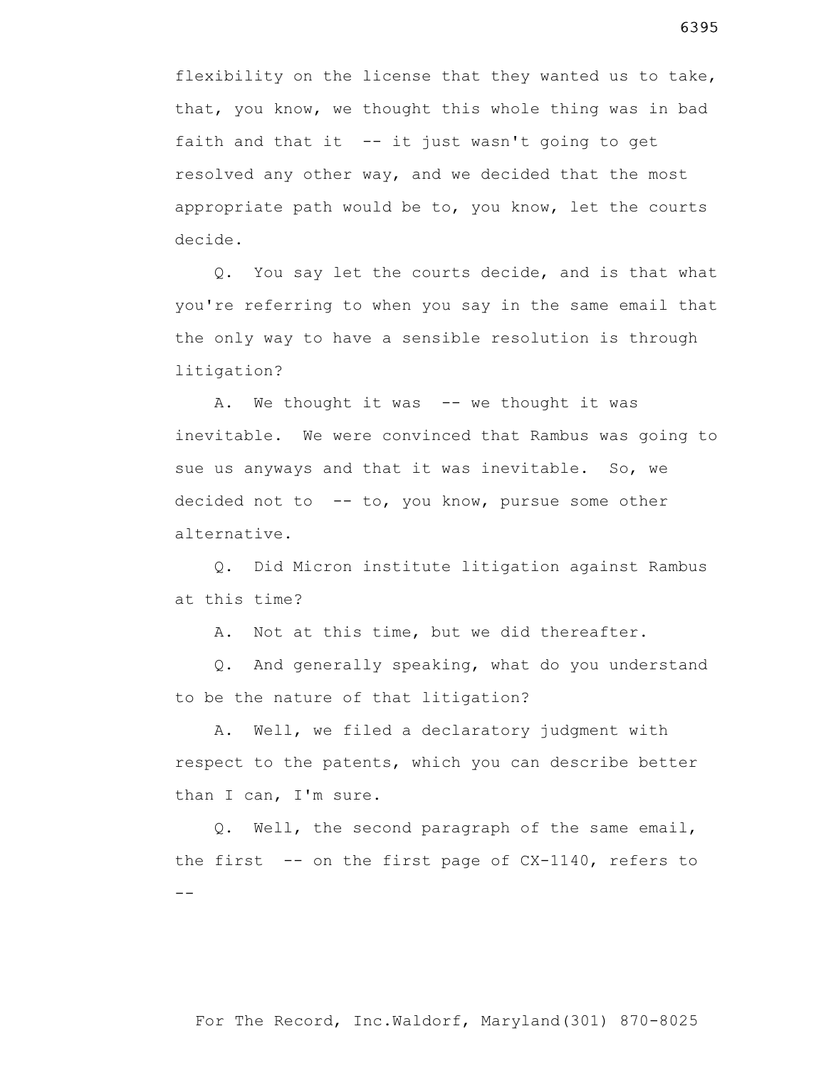flexibility on the license that they wanted us to take, that, you know, we thought this whole thing was in bad faith and that it -- it just wasn't going to get resolved any other way, and we decided that the most appropriate path would be to, you know, let the courts decide.

Q. You say let the courts decide, and is that what you're referring to when you say in the same email that the only way to have a sensible resolution is through litigation?

A. We thought it was -- we thought it was inevitable. We were convinced that Rambus was going to sue us anyways and that it was inevitable. So, we decided not to -- to, you know, pursue some other alternative.

Q. Did Micron institute litigation against Rambus at this time?

A. Not at this time, but we did thereafter.

Q. And generally speaking, what do you understand to be the nature of that litigation?

A. Well, we filed a declaratory judgment with respect to the patents, which you can describe better than I can, I'm sure.

Q. Well, the second paragraph of the same email, the first -- on the first page of CX-1140, refers to --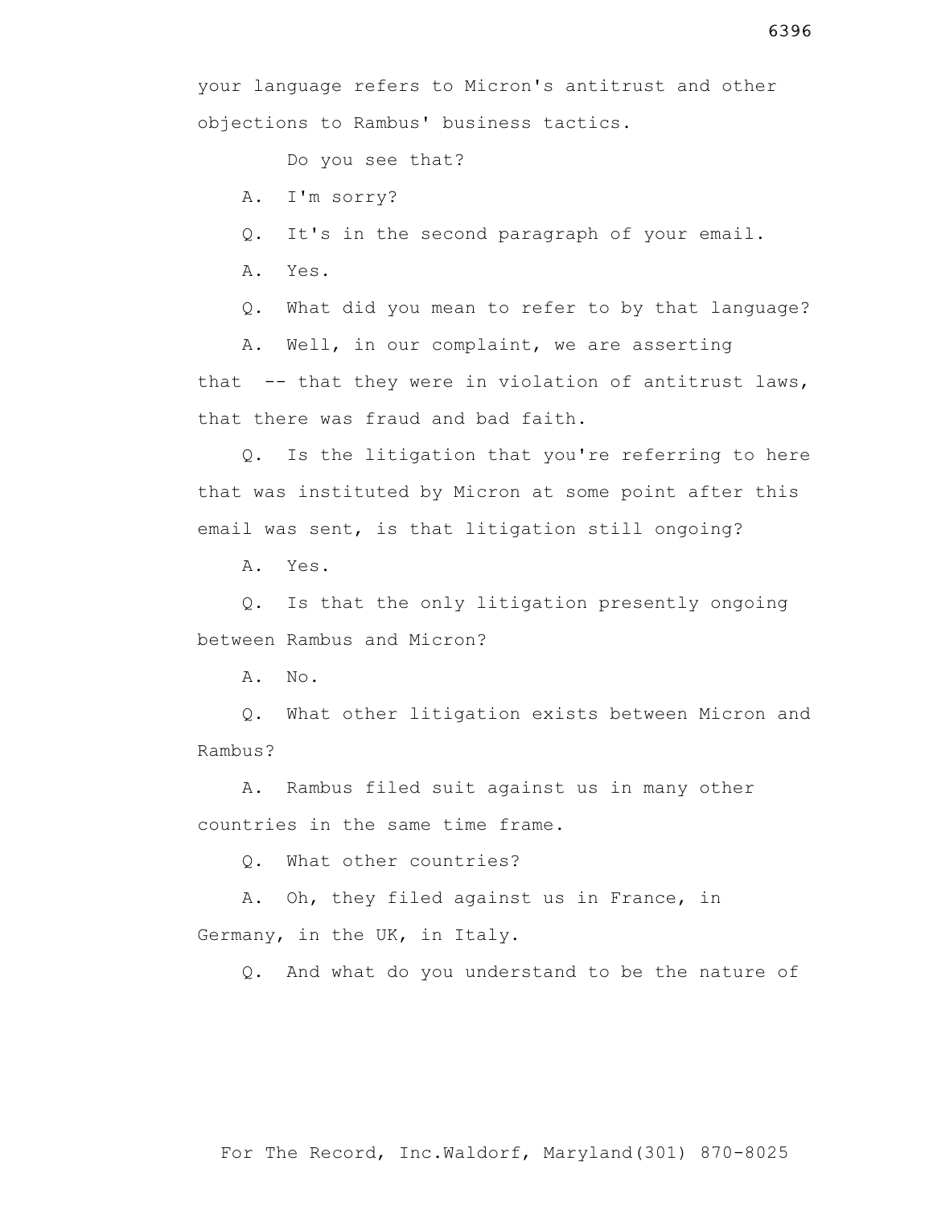your language refers to Micron's antitrust and other objections to Rambus' business tactics.

Do you see that?

A. I'm sorry?

Q. It's in the second paragraph of your email.

A. Yes.

Q. What did you mean to refer to by that language?

A. Well, in our complaint, we are asserting that -- that they were in violation of antitrust laws, that there was fraud and bad faith.

Q. Is the litigation that you're referring to here that was instituted by Micron at some point after this email was sent, is that litigation still ongoing?

A. Yes.

Q. Is that the only litigation presently ongoing between Rambus and Micron?

A. No.

Q. What other litigation exists between Micron and Rambus?

A. Rambus filed suit against us in many other countries in the same time frame.

Q. What other countries?

A. Oh, they filed against us in France, in Germany, in the UK, in Italy.

Q. And what do you understand to be the nature of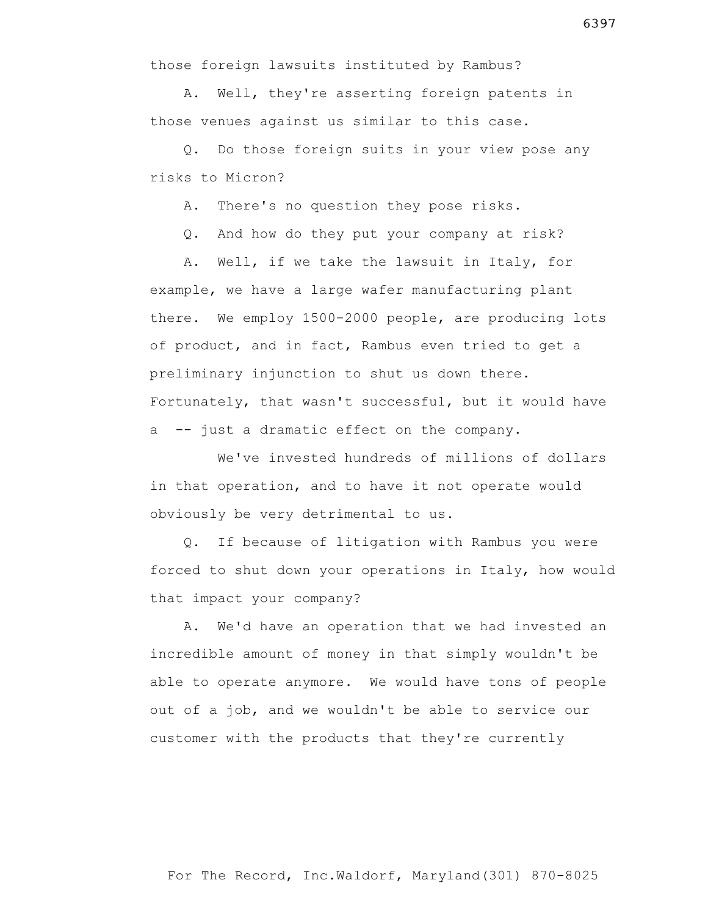those foreign lawsuits instituted by Rambus?

A. Well, they're asserting foreign patents in those venues against us similar to this case.

Q. Do those foreign suits in your view pose any risks to Micron?

A. There's no question they pose risks.

Q. And how do they put your company at risk?

A. Well, if we take the lawsuit in Italy, for example, we have a large wafer manufacturing plant there. We employ 1500-2000 people, are producing lots of product, and in fact, Rambus even tried to get a preliminary injunction to shut us down there. Fortunately, that wasn't successful, but it would have a -- just a dramatic effect on the company.

We've invested hundreds of millions of dollars in that operation, and to have it not operate would obviously be very detrimental to us.

Q. If because of litigation with Rambus you were forced to shut down your operations in Italy, how would that impact your company?

A. We'd have an operation that we had invested an incredible amount of money in that simply wouldn't be able to operate anymore. We would have tons of people out of a job, and we wouldn't be able to service our customer with the products that they're currently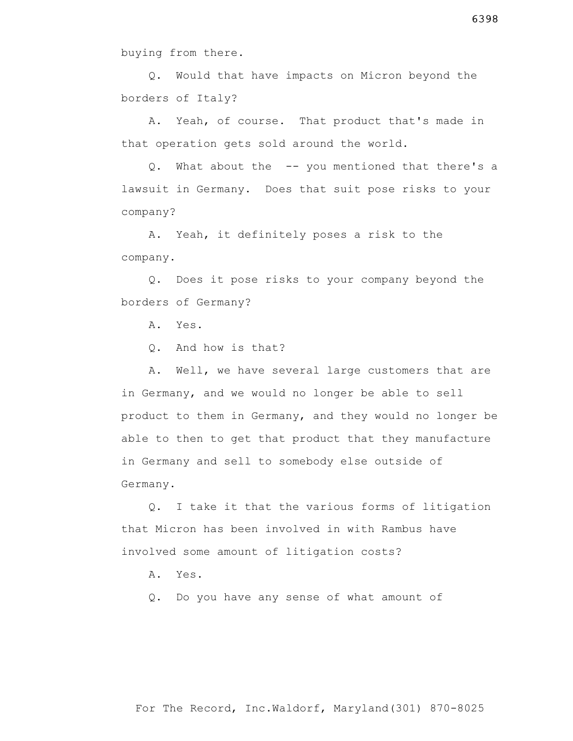buying from there.

Q. Would that have impacts on Micron beyond the borders of Italy?

A. Yeah, of course. That product that's made in that operation gets sold around the world.

Q. What about the -- you mentioned that there's a lawsuit in Germany. Does that suit pose risks to your company?

A. Yeah, it definitely poses a risk to the company.

Q. Does it pose risks to your company beyond the borders of Germany?

A. Yes.

Q. And how is that?

A. Well, we have several large customers that are in Germany, and we would no longer be able to sell product to them in Germany, and they would no longer be able to then to get that product that they manufacture in Germany and sell to somebody else outside of Germany.

Q. I take it that the various forms of litigation that Micron has been involved in with Rambus have involved some amount of litigation costs?

A. Yes.

Q. Do you have any sense of what amount of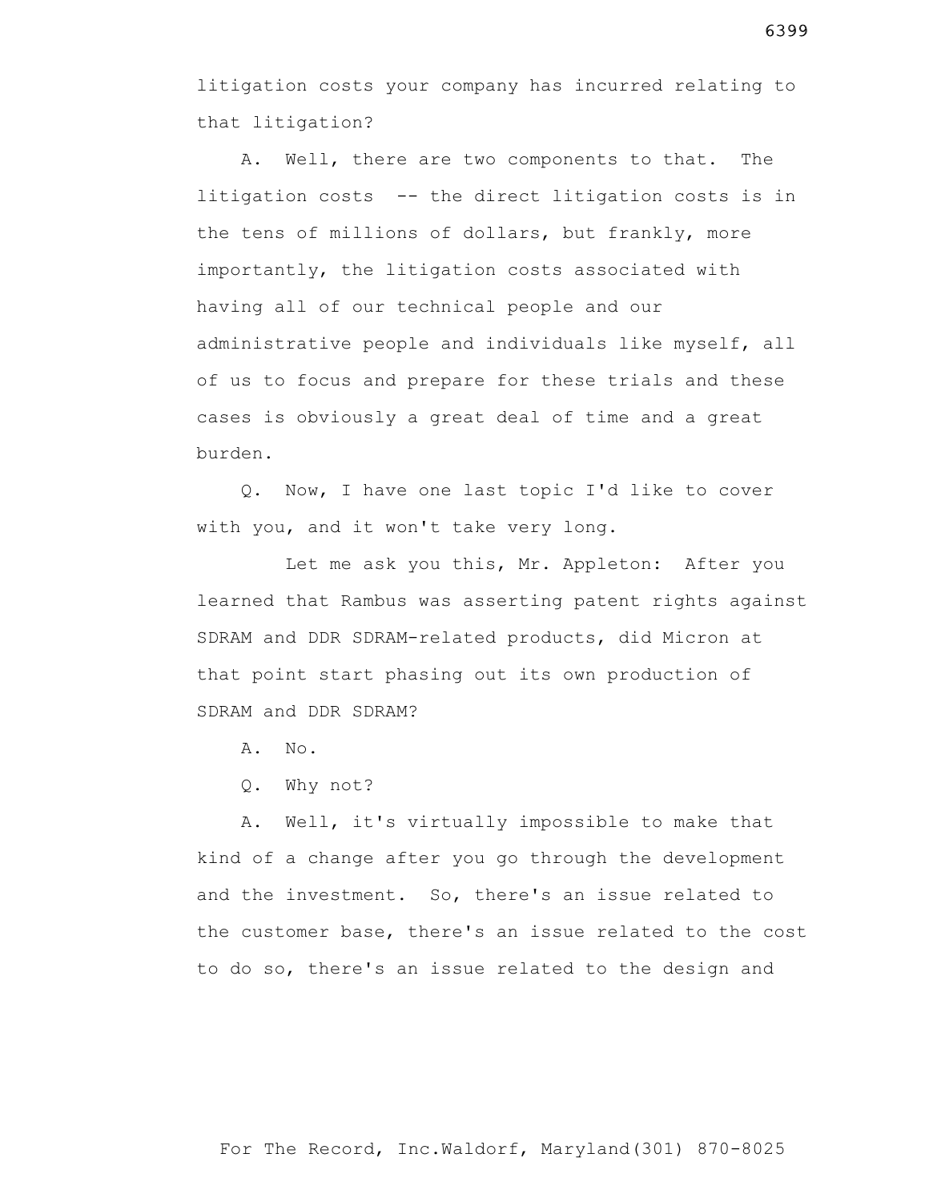litigation costs your company has incurred relating to that litigation?

A. Well, there are two components to that. The litigation costs -- the direct litigation costs is in the tens of millions of dollars, but frankly, more importantly, the litigation costs associated with having all of our technical people and our administrative people and individuals like myself, all of us to focus and prepare for these trials and these cases is obviously a great deal of time and a great burden.

Q. Now, I have one last topic I'd like to cover with you, and it won't take very long.

Let me ask you this, Mr. Appleton: After you learned that Rambus was asserting patent rights against SDRAM and DDR SDRAM-related products, did Micron at that point start phasing out its own production of SDRAM and DDR SDRAM?

A. No.

Q. Why not?

A. Well, it's virtually impossible to make that kind of a change after you go through the development and the investment. So, there's an issue related to the customer base, there's an issue related to the cost to do so, there's an issue related to the design and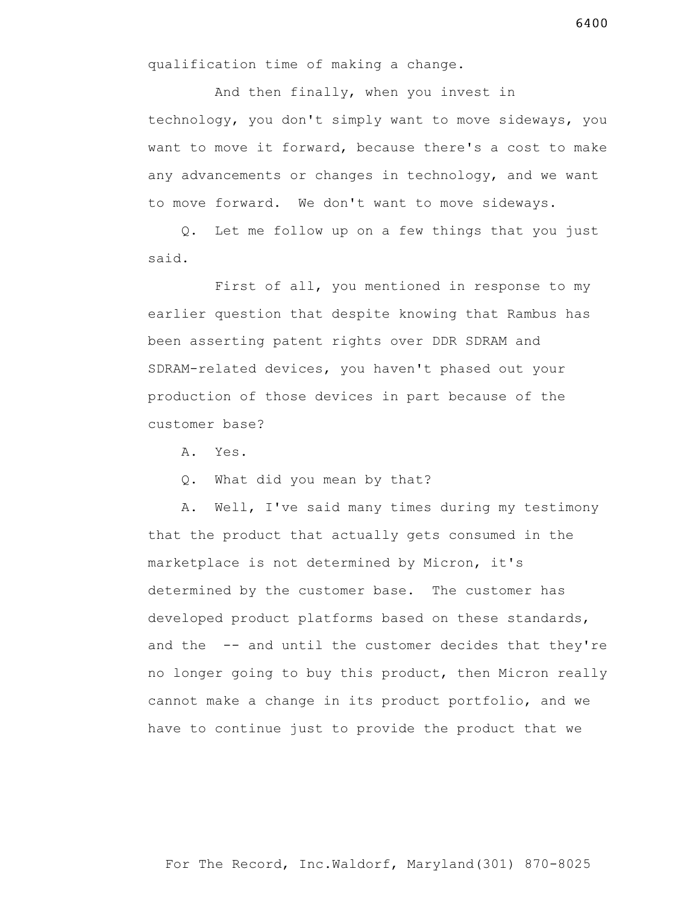qualification time of making a change.

And then finally, when you invest in technology, you don't simply want to move sideways, you want to move it forward, because there's a cost to make any advancements or changes in technology, and we want to move forward. We don't want to move sideways.

Q. Let me follow up on a few things that you just said.

First of all, you mentioned in response to my earlier question that despite knowing that Rambus has been asserting patent rights over DDR SDRAM and SDRAM-related devices, you haven't phased out your production of those devices in part because of the customer base?

A. Yes.

Q. What did you mean by that?

A. Well, I've said many times during my testimony that the product that actually gets consumed in the marketplace is not determined by Micron, it's determined by the customer base. The customer has developed product platforms based on these standards, and the -- and until the customer decides that they're no longer going to buy this product, then Micron really cannot make a change in its product portfolio, and we have to continue just to provide the product that we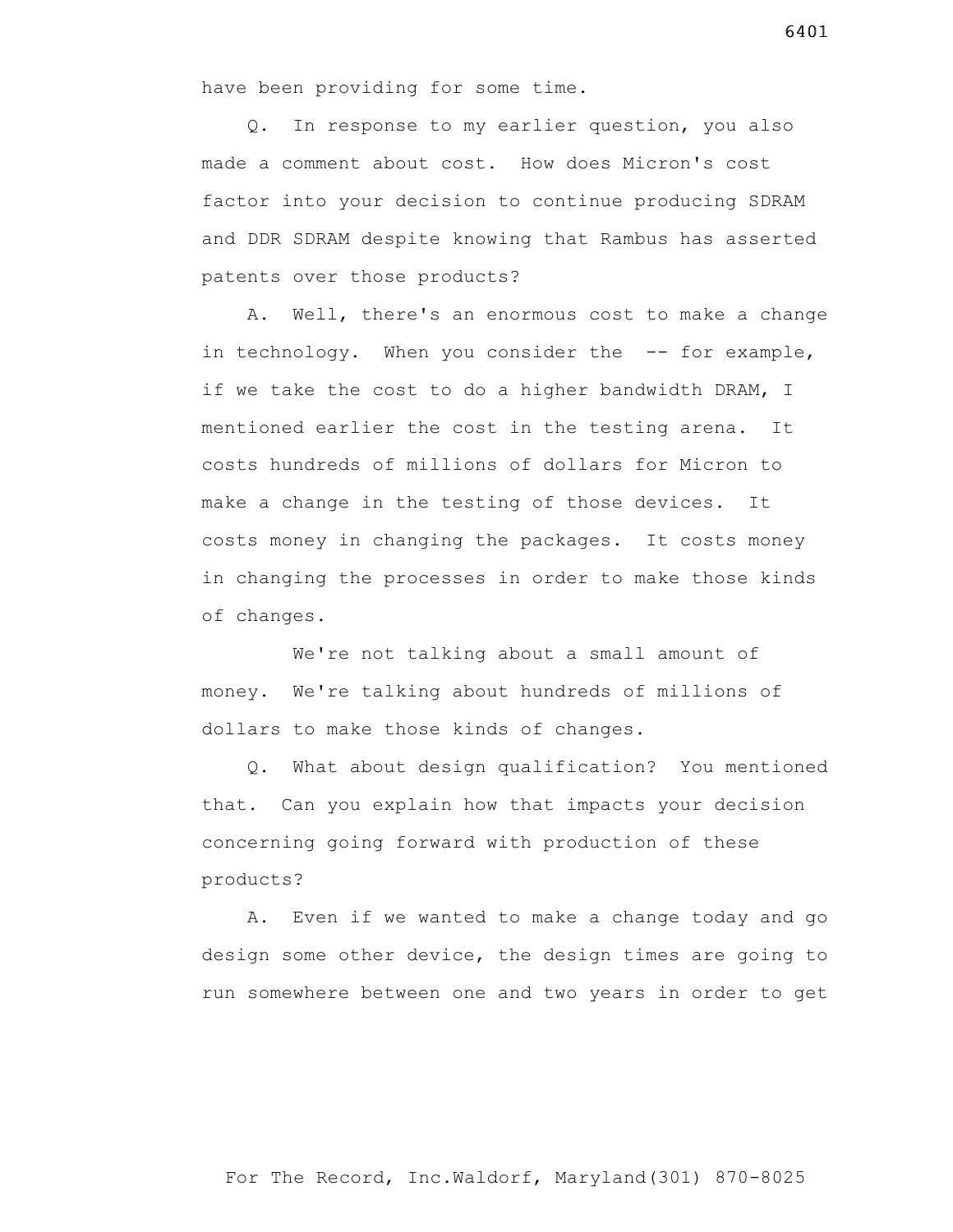have been providing for some time.

Q. In response to my earlier question, you also made a comment about cost. How does Micron's cost factor into your decision to continue producing SDRAM and DDR SDRAM despite knowing that Rambus has asserted patents over those products?

A. Well, there's an enormous cost to make a change in technology. When you consider the -- for example, if we take the cost to do a higher bandwidth DRAM, I mentioned earlier the cost in the testing arena. It costs hundreds of millions of dollars for Micron to make a change in the testing of those devices. It costs money in changing the packages. It costs money in changing the processes in order to make those kinds of changes.

We're not talking about a small amount of money. We're talking about hundreds of millions of dollars to make those kinds of changes.

Q. What about design qualification? You mentioned that. Can you explain how that impacts your decision concerning going forward with production of these products?

A. Even if we wanted to make a change today and go design some other device, the design times are going to run somewhere between one and two years in order to get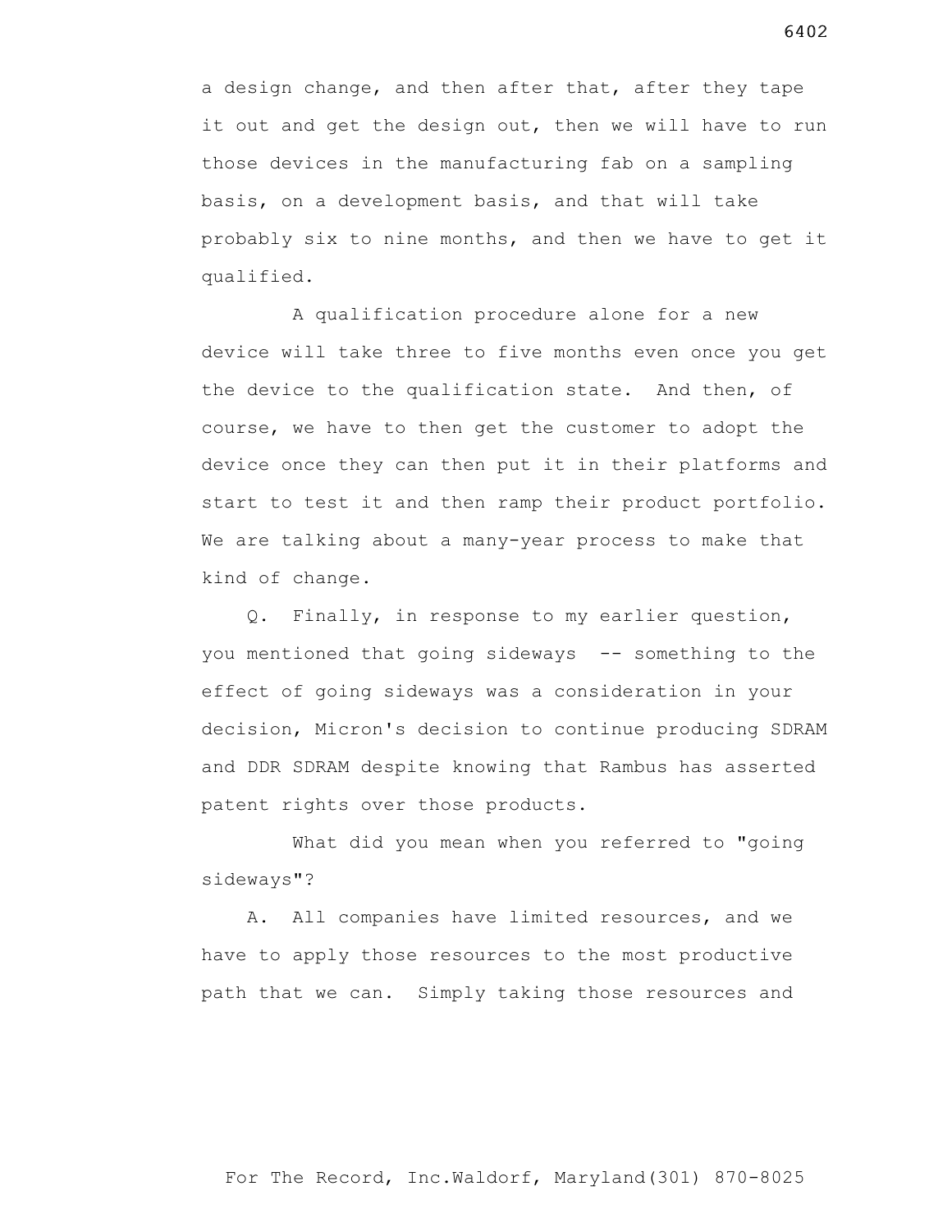a design change, and then after that, after they tape it out and get the design out, then we will have to run those devices in the manufacturing fab on a sampling basis, on a development basis, and that will take probably six to nine months, and then we have to get it qualified.

A qualification procedure alone for a new device will take three to five months even once you get the device to the qualification state. And then, of course, we have to then get the customer to adopt the device once they can then put it in their platforms and start to test it and then ramp their product portfolio. We are talking about a many-year process to make that kind of change.

Q. Finally, in response to my earlier question, you mentioned that going sideways -- something to the effect of going sideways was a consideration in your decision, Micron's decision to continue producing SDRAM and DDR SDRAM despite knowing that Rambus has asserted patent rights over those products.

What did you mean when you referred to "going sideways"?

A. All companies have limited resources, and we have to apply those resources to the most productive path that we can. Simply taking those resources and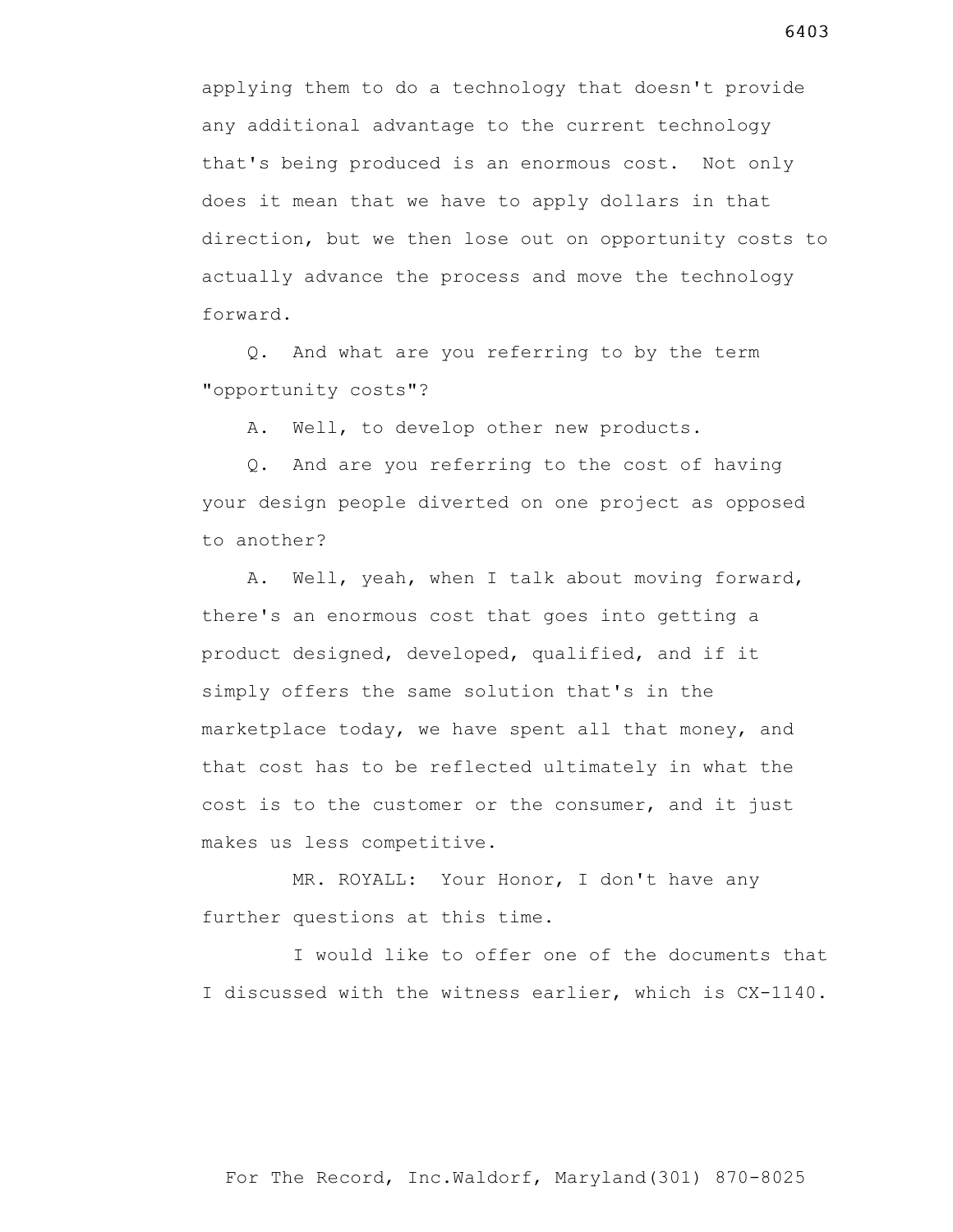applying them to do a technology that doesn't provide any additional advantage to the current technology that's being produced is an enormous cost. Not only does it mean that we have to apply dollars in that direction, but we then lose out on opportunity costs to actually advance the process and move the technology forward.

Q. And what are you referring to by the term "opportunity costs"?

A. Well, to develop other new products.

Q. And are you referring to the cost of having your design people diverted on one project as opposed to another?

A. Well, yeah, when I talk about moving forward, there's an enormous cost that goes into getting a product designed, developed, qualified, and if it simply offers the same solution that's in the marketplace today, we have spent all that money, and that cost has to be reflected ultimately in what the cost is to the customer or the consumer, and it just makes us less competitive.

MR. ROYALL: Your Honor, I don't have any further questions at this time.

I would like to offer one of the documents that I discussed with the witness earlier, which is CX-1140.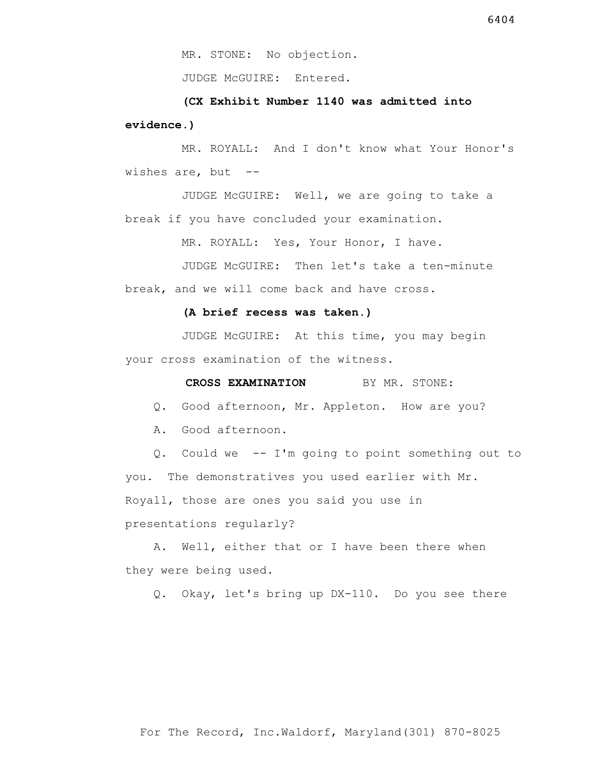MR. STONE: No objection.

JUDGE McGUIRE: Entered.

**(CX Exhibit Number 1140 was admitted into evidence.)**

MR. ROYALL: And I don't know what Your Honor's wishes are, but --

JUDGE McGUIRE: Well, we are going to take a break if you have concluded your examination.

MR. ROYALL: Yes, Your Honor, I have.

JUDGE McGUIRE: Then let's take a ten-minute break, and we will come back and have cross.

**(A brief recess was taken.)**

JUDGE McGUIRE: At this time, you may begin your cross examination of the witness.

**CROSS EXAMINATION** BY MR. STONE:

Q. Good afternoon, Mr. Appleton. How are you?

A. Good afternoon.

Q. Could we -- I'm going to point something out to you. The demonstratives you used earlier with Mr. Royall, those are ones you said you use in presentations regularly?

A. Well, either that or I have been there when they were being used.

Q. Okay, let's bring up DX-110. Do you see there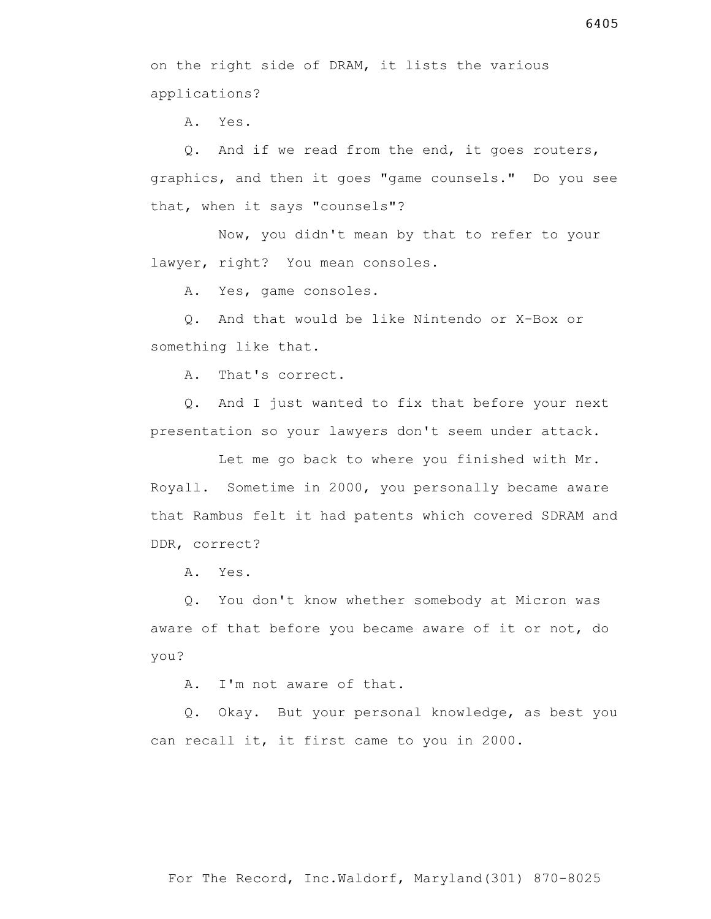on the right side of DRAM, it lists the various applications?

A. Yes.

Q. And if we read from the end, it goes routers, graphics, and then it goes "game counsels." Do you see that, when it says "counsels"?

Now, you didn't mean by that to refer to your lawyer, right? You mean consoles.

A. Yes, game consoles.

Q. And that would be like Nintendo or X-Box or something like that.

A. That's correct.

Q. And I just wanted to fix that before your next presentation so your lawyers don't seem under attack.

Let me go back to where you finished with Mr. Royall. Sometime in 2000, you personally became aware that Rambus felt it had patents which covered SDRAM and DDR, correct?

A. Yes.

Q. You don't know whether somebody at Micron was aware of that before you became aware of it or not, do you?

A. I'm not aware of that.

Q. Okay. But your personal knowledge, as best you can recall it, it first came to you in 2000.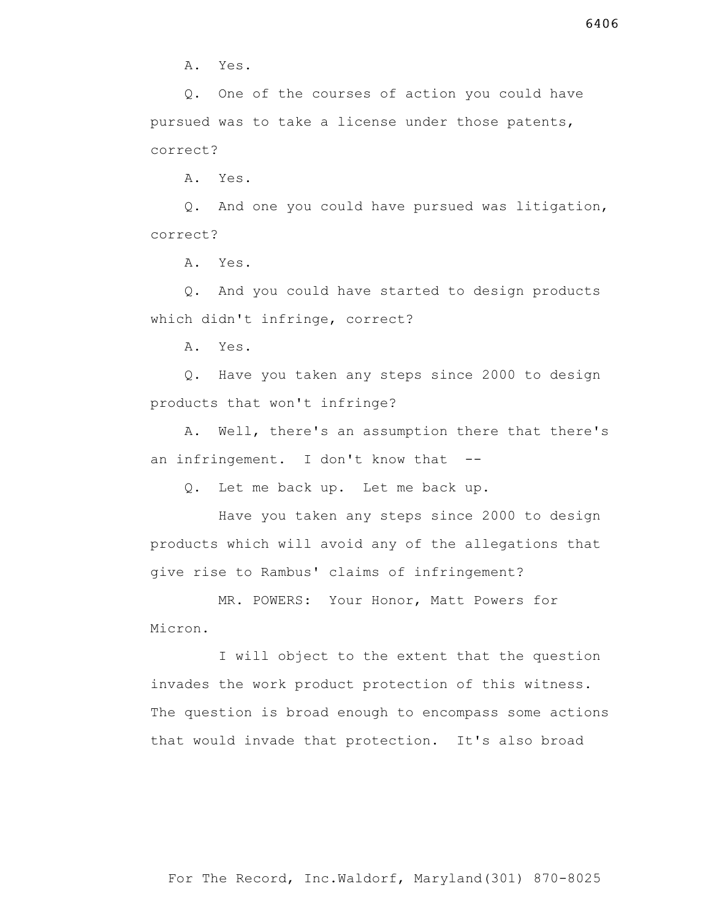A. Yes.

Q. One of the courses of action you could have pursued was to take a license under those patents, correct?

A. Yes.

Q. And one you could have pursued was litigation, correct?

A. Yes.

Q. And you could have started to design products which didn't infringe, correct?

A. Yes.

Q. Have you taken any steps since 2000 to design products that won't infringe?

A. Well, there's an assumption there that there's an infringement. I don't know that --

Q. Let me back up. Let me back up.

Have you taken any steps since 2000 to design products which will avoid any of the allegations that give rise to Rambus' claims of infringement?

MR. POWERS: Your Honor, Matt Powers for Micron.

I will object to the extent that the question invades the work product protection of this witness. The question is broad enough to encompass some actions that would invade that protection. It's also broad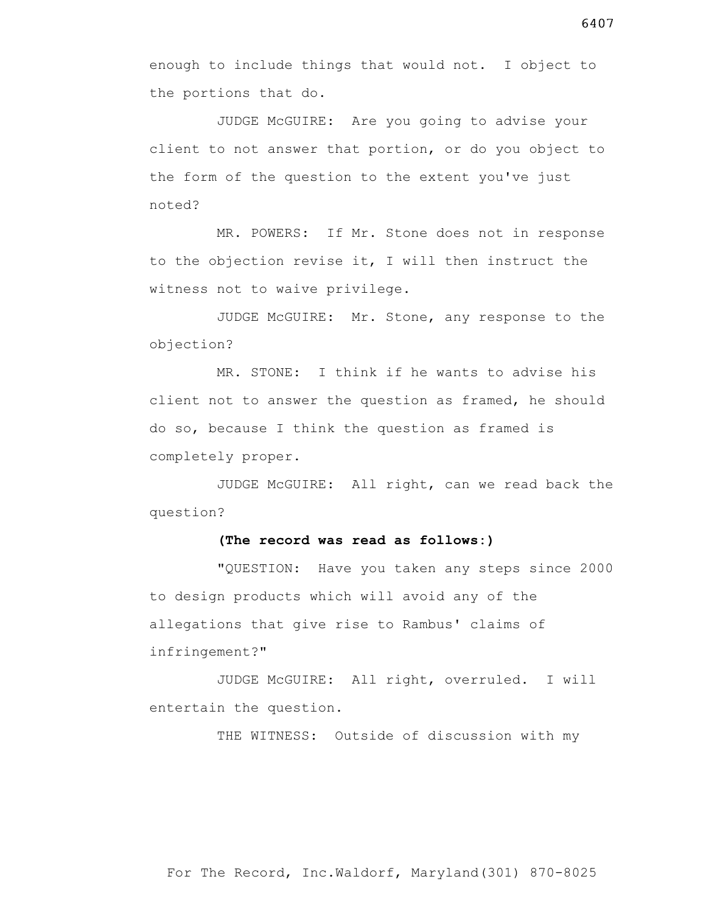enough to include things that would not. I object to the portions that do.

JUDGE McGUIRE: Are you going to advise your client to not answer that portion, or do you object to the form of the question to the extent you've just noted?

MR. POWERS: If Mr. Stone does not in response to the objection revise it, I will then instruct the witness not to waive privilege.

JUDGE McGUIRE: Mr. Stone, any response to the objection?

MR. STONE: I think if he wants to advise his client not to answer the question as framed, he should do so, because I think the question as framed is completely proper.

JUDGE McGUIRE: All right, can we read back the question?

**(The record was read as follows:)**

"QUESTION: Have you taken any steps since 2000 to design products which will avoid any of the allegations that give rise to Rambus' claims of infringement?"

JUDGE McGUIRE: All right, overruled. I will entertain the question.

THE WITNESS: Outside of discussion with my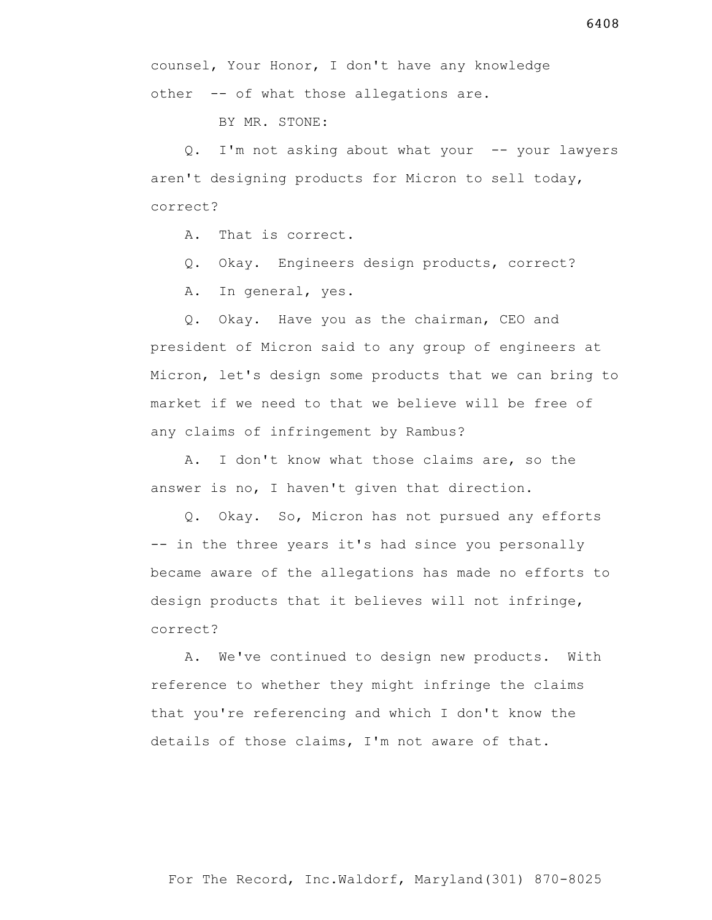counsel, Your Honor, I don't have any knowledge other -- of what those allegations are.

BY MR. STONE:

Q. I'm not asking about what your -- your lawyers aren't designing products for Micron to sell today, correct?

A. That is correct.

Q. Okay. Engineers design products, correct?

A. In general, yes.

Q. Okay. Have you as the chairman, CEO and president of Micron said to any group of engineers at Micron, let's design some products that we can bring to market if we need to that we believe will be free of any claims of infringement by Rambus?

A. I don't know what those claims are, so the answer is no, I haven't given that direction.

Q. Okay. So, Micron has not pursued any efforts -- in the three years it's had since you personally became aware of the allegations has made no efforts to design products that it believes will not infringe, correct?

A. We've continued to design new products. With reference to whether they might infringe the claims that you're referencing and which I don't know the details of those claims, I'm not aware of that.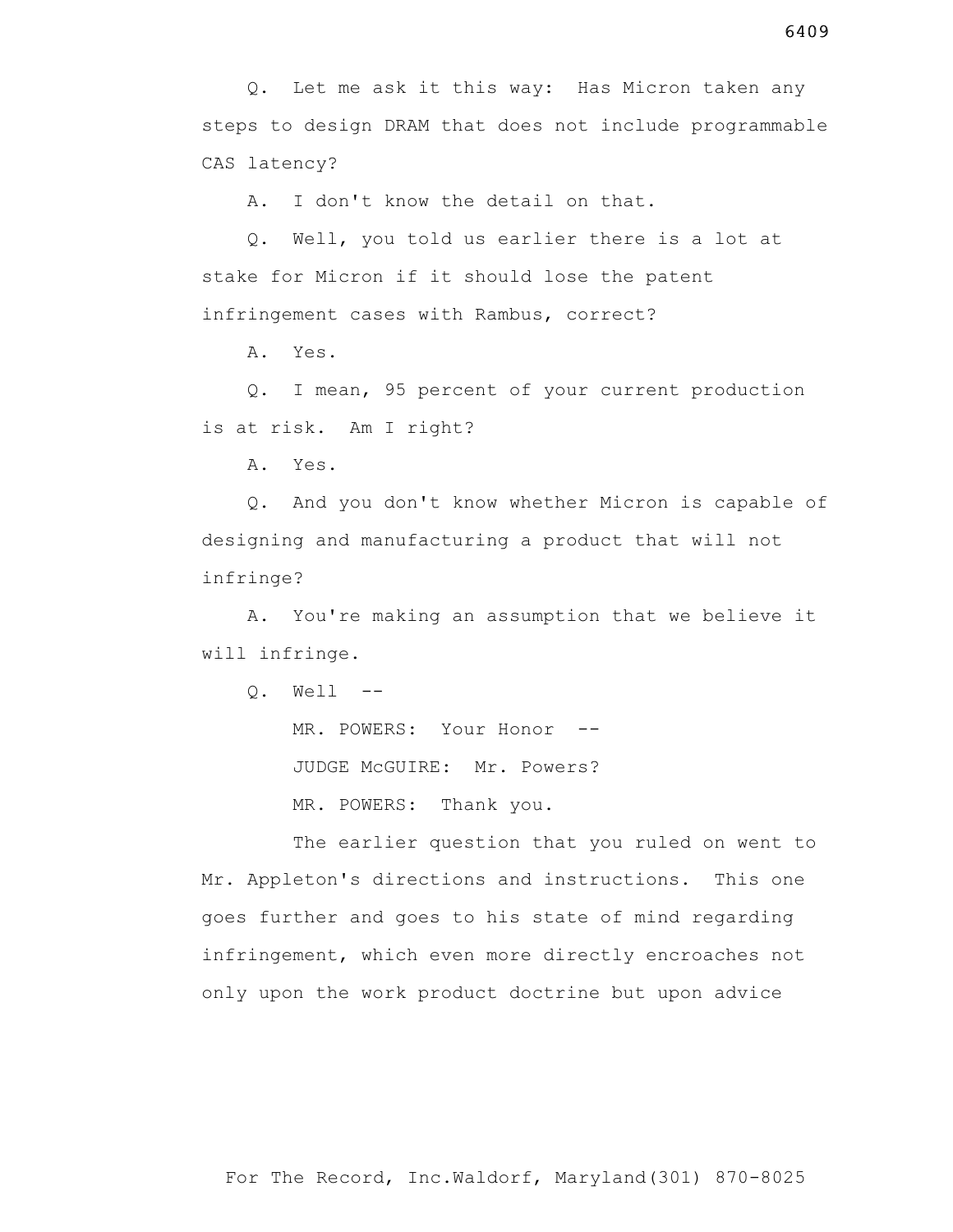Q. Let me ask it this way: Has Micron taken any steps to design DRAM that does not include programmable CAS latency?

A. I don't know the detail on that.

Q. Well, you told us earlier there is a lot at stake for Micron if it should lose the patent infringement cases with Rambus, correct?

A. Yes.

Q. I mean, 95 percent of your current production is at risk. Am I right?

A. Yes.

Q. And you don't know whether Micron is capable of designing and manufacturing a product that will not infringe?

A. You're making an assumption that we believe it will infringe.

Q. Well --

MR. POWERS: Your Honor --

JUDGE McGUIRE: Mr. Powers?

MR. POWERS: Thank you.

The earlier question that you ruled on went to Mr. Appleton's directions and instructions. This one goes further and goes to his state of mind regarding infringement, which even more directly encroaches not only upon the work product doctrine but upon advice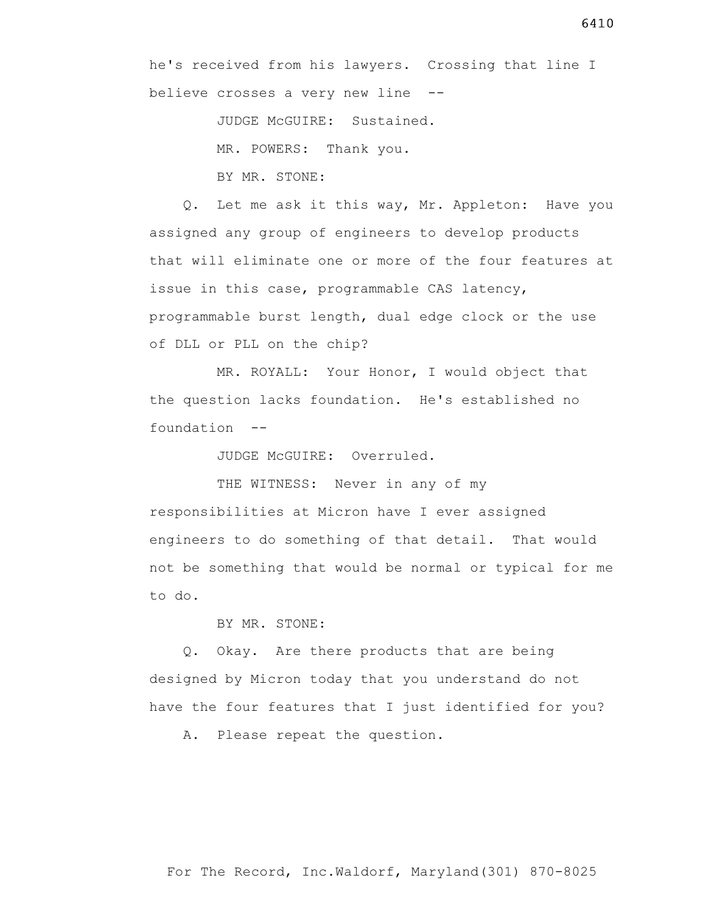he's received from his lawyers. Crossing that line I believe crosses a very new line --

JUDGE McGUIRE: Sustained.

MR. POWERS: Thank you.

BY MR. STONE:

Q. Let me ask it this way, Mr. Appleton: Have you assigned any group of engineers to develop products that will eliminate one or more of the four features at issue in this case, programmable CAS latency, programmable burst length, dual edge clock or the use of DLL or PLL on the chip?

MR. ROYALL: Your Honor, I would object that the question lacks foundation. He's established no foundation --

JUDGE McGUIRE: Overruled.

THE WITNESS: Never in any of my responsibilities at Micron have I ever assigned engineers to do something of that detail. That would not be something that would be normal or typical for me to do.

BY MR. STONE:

Q. Okay. Are there products that are being designed by Micron today that you understand do not have the four features that I just identified for you?

A. Please repeat the question.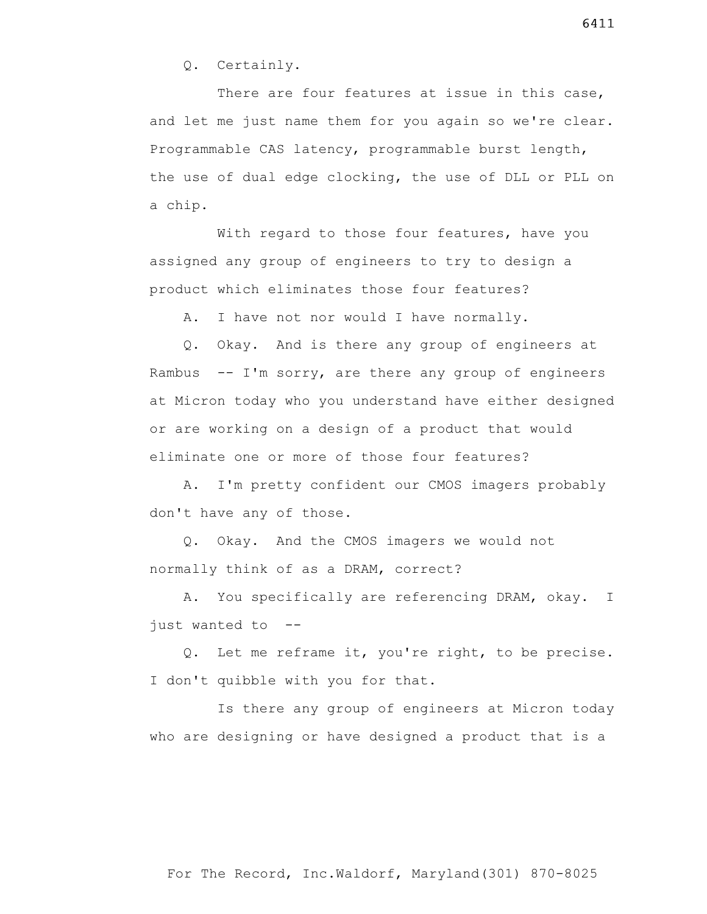Q. Certainly.

There are four features at issue in this case, and let me just name them for you again so we're clear. Programmable CAS latency, programmable burst length, the use of dual edge clocking, the use of DLL or PLL on a chip.

With regard to those four features, have you assigned any group of engineers to try to design a product which eliminates those four features?

A. I have not nor would I have normally.

Q. Okay. And is there any group of engineers at Rambus -- I'm sorry, are there any group of engineers at Micron today who you understand have either designed or are working on a design of a product that would eliminate one or more of those four features?

A. I'm pretty confident our CMOS imagers probably don't have any of those.

Q. Okay. And the CMOS imagers we would not normally think of as a DRAM, correct?

A. You specifically are referencing DRAM, okay. I just wanted to --

Q. Let me reframe it, you're right, to be precise. I don't quibble with you for that.

Is there any group of engineers at Micron today who are designing or have designed a product that is a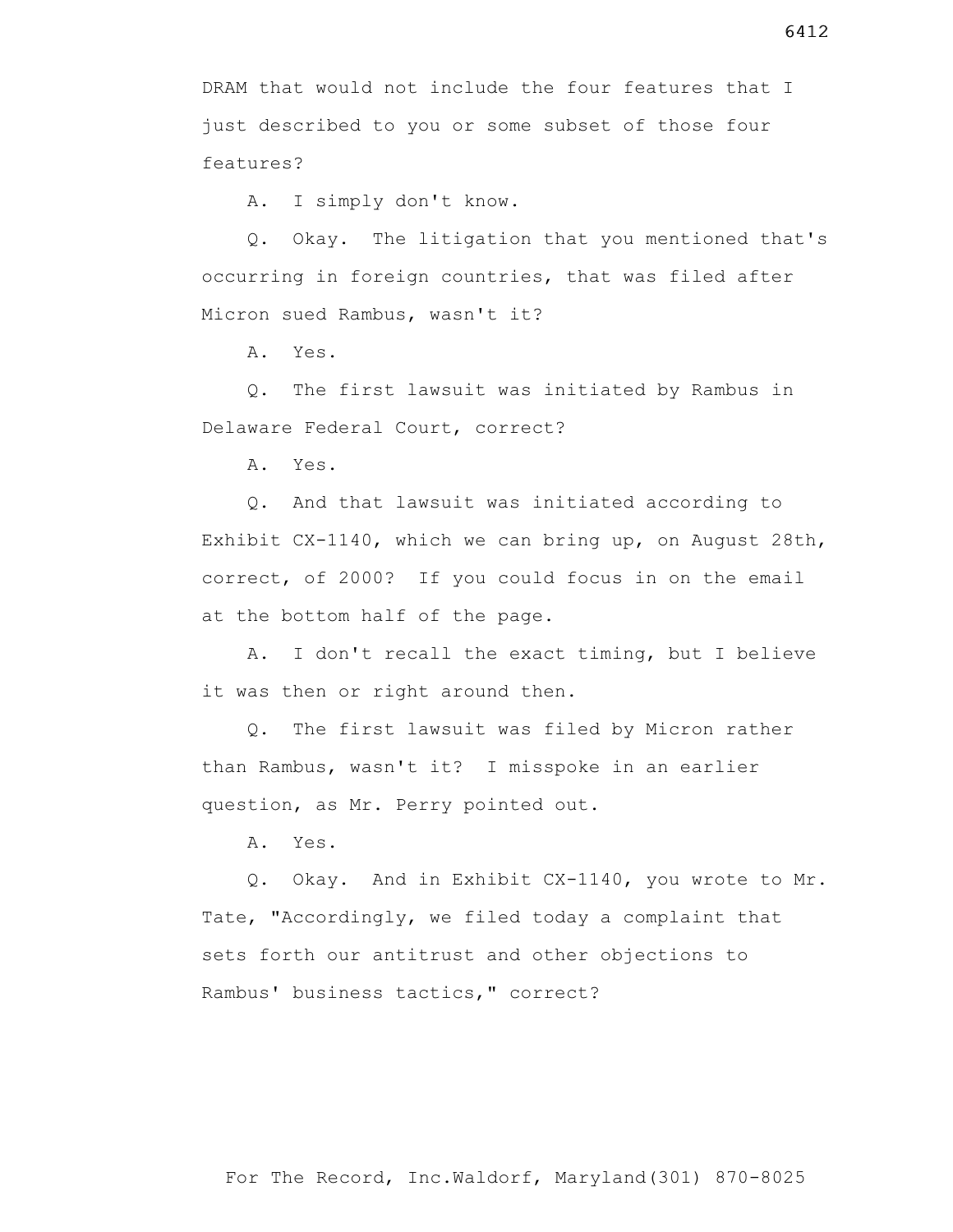DRAM that would not include the four features that I just described to you or some subset of those four features?

A. I simply don't know.

Q. Okay. The litigation that you mentioned that's occurring in foreign countries, that was filed after Micron sued Rambus, wasn't it?

A. Yes.

Q. The first lawsuit was initiated by Rambus in Delaware Federal Court, correct?

A. Yes.

Q. And that lawsuit was initiated according to Exhibit CX-1140, which we can bring up, on August 28th, correct, of 2000? If you could focus in on the email at the bottom half of the page.

A. I don't recall the exact timing, but I believe it was then or right around then.

Q. The first lawsuit was filed by Micron rather than Rambus, wasn't it? I misspoke in an earlier question, as Mr. Perry pointed out.

A. Yes.

Q. Okay. And in Exhibit CX-1140, you wrote to Mr. Tate, "Accordingly, we filed today a complaint that sets forth our antitrust and other objections to Rambus' business tactics," correct?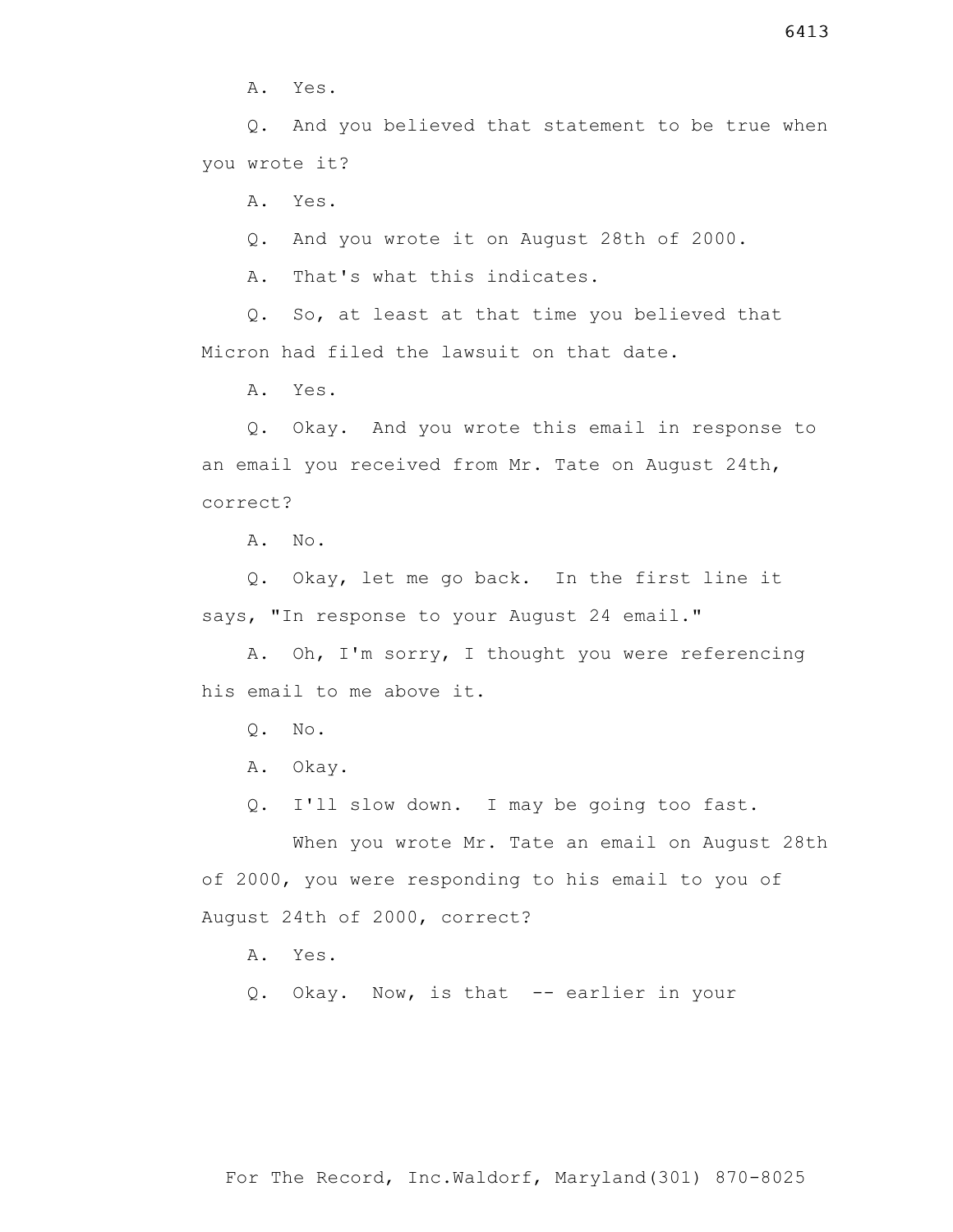A. Yes.

Q. And you believed that statement to be true when you wrote it?

A. Yes.

Q. And you wrote it on August 28th of 2000.

A. That's what this indicates.

Q. So, at least at that time you believed that Micron had filed the lawsuit on that date.

A. Yes.

Q. Okay. And you wrote this email in response to an email you received from Mr. Tate on August 24th, correct?

A. No.

Q. Okay, let me go back. In the first line it says, "In response to your August 24 email."

A. Oh, I'm sorry, I thought you were referencing his email to me above it.

Q. No.

A. Okay.

Q. I'll slow down. I may be going too fast.

When you wrote Mr. Tate an email on August 28th of 2000, you were responding to his email to you of August 24th of 2000, correct?

A. Yes.

Q. Okay. Now, is that -- earlier in your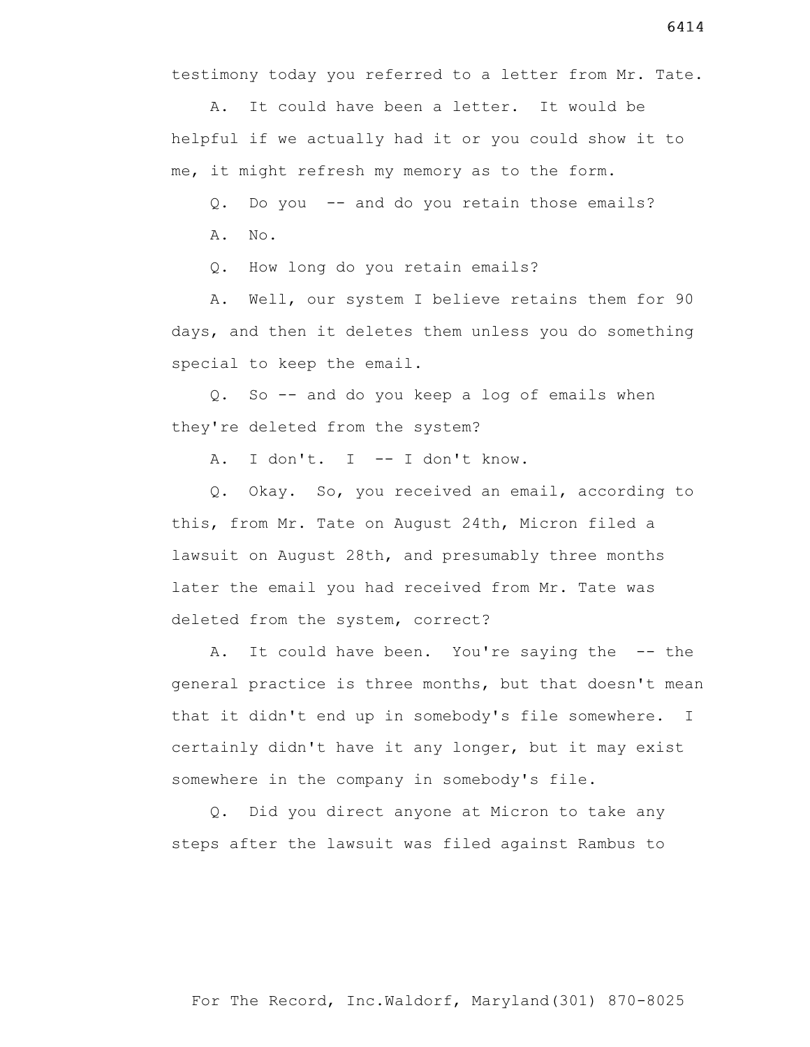testimony today you referred to a letter from Mr. Tate.

A. It could have been a letter. It would be helpful if we actually had it or you could show it to me, it might refresh my memory as to the form.

Q. Do you -- and do you retain those emails?

A. No.

Q. How long do you retain emails?

A. Well, our system I believe retains them for 90 days, and then it deletes them unless you do something special to keep the email.

Q. So -- and do you keep a log of emails when they're deleted from the system?

A. I don't. I -- I don't know.

Q. Okay. So, you received an email, according to this, from Mr. Tate on August 24th, Micron filed a lawsuit on August 28th, and presumably three months later the email you had received from Mr. Tate was deleted from the system, correct?

A. It could have been. You're saying the -- the general practice is three months, but that doesn't mean that it didn't end up in somebody's file somewhere. I certainly didn't have it any longer, but it may exist somewhere in the company in somebody's file.

Q. Did you direct anyone at Micron to take any steps after the lawsuit was filed against Rambus to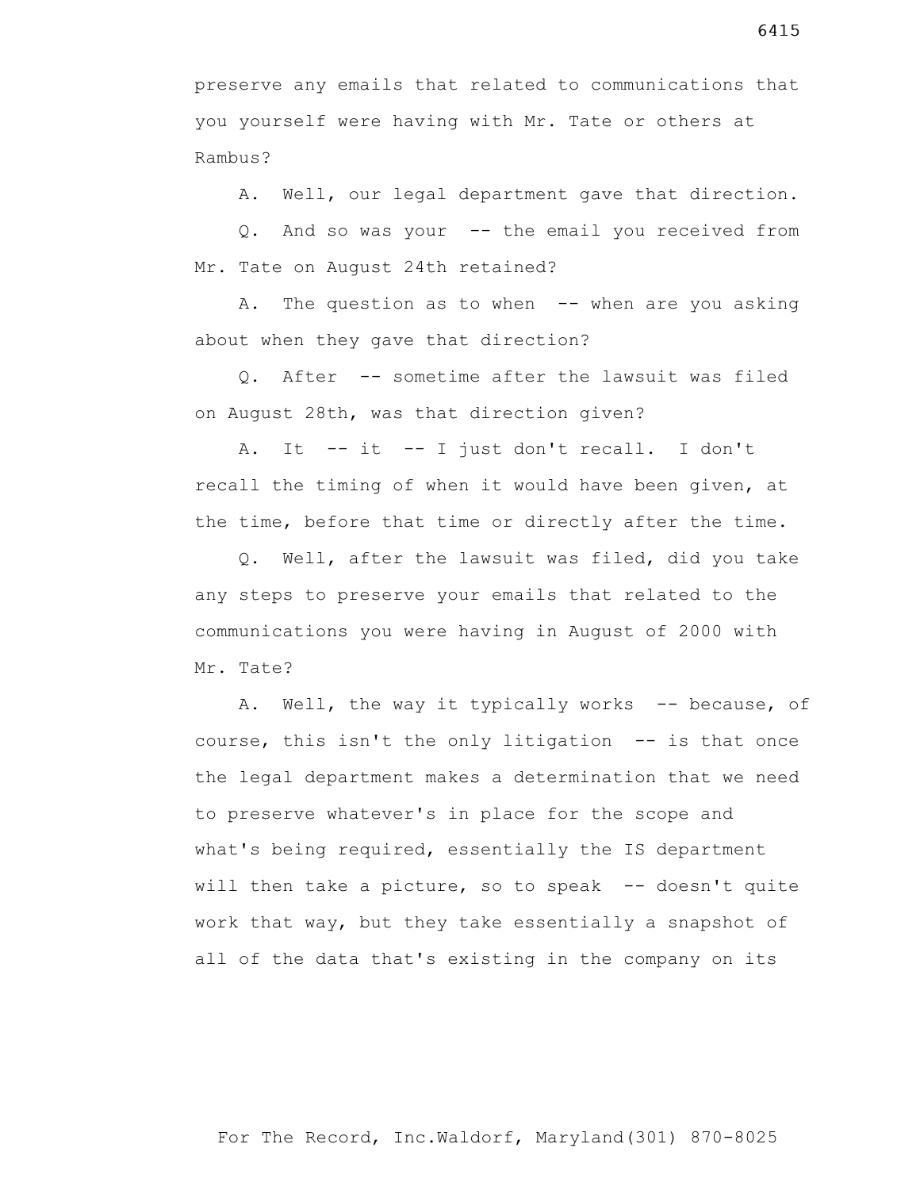preserve any emails that related to communications that you yourself were having with Mr. Tate or others at Rambus?

A. Well, our legal department gave that direction.

Q. And so was your -- the email you received from Mr. Tate on August 24th retained?

A. The question as to when -- when are you asking about when they gave that direction?

Q. After -- sometime after the lawsuit was filed on August 28th, was that direction given?

A. It -- it -- I just don't recall. I don't recall the timing of when it would have been given, at the time, before that time or directly after the time.

Q. Well, after the lawsuit was filed, did you take any steps to preserve your emails that related to the communications you were having in August of 2000 with Mr. Tate?

A. Well, the way it typically works -- because, of course, this isn't the only litigation -- is that once the legal department makes a determination that we need to preserve whatever's in place for the scope and what's being required, essentially the IS department will then take a picture, so to speak -- doesn't quite work that way, but they take essentially a snapshot of all of the data that's existing in the company on its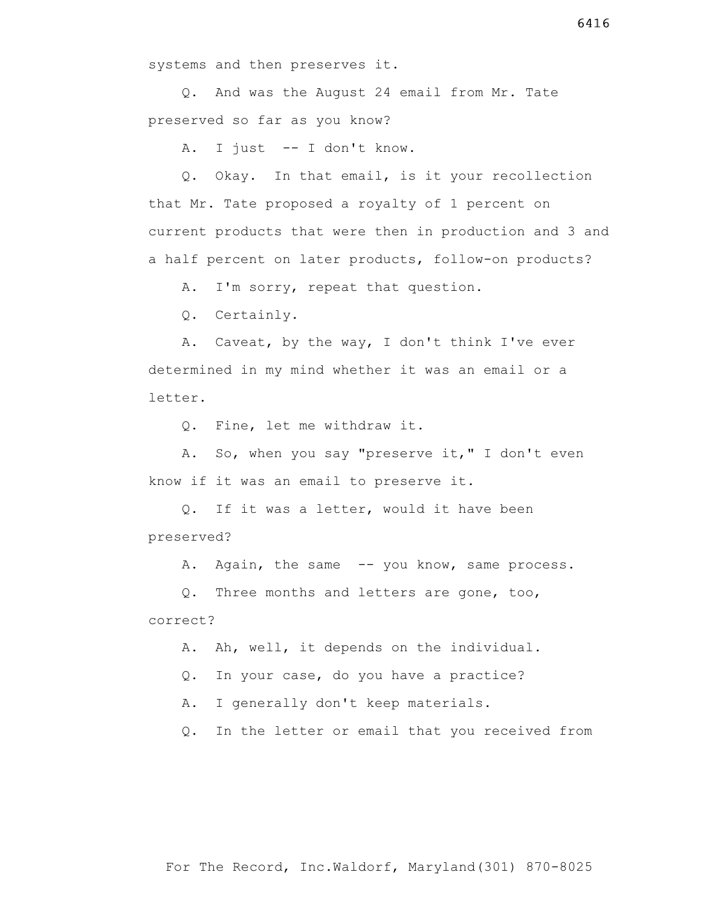systems and then preserves it.

Q. And was the August 24 email from Mr. Tate preserved so far as you know?

A. I just -- I don't know.

Q. Okay. In that email, is it your recollection that Mr. Tate proposed a royalty of 1 percent on current products that were then in production and 3 and a half percent on later products, follow-on products?

A. I'm sorry, repeat that question.

Q. Certainly.

A. Caveat, by the way, I don't think I've ever determined in my mind whether it was an email or a letter.

Q. Fine, let me withdraw it.

A. So, when you say "preserve it," I don't even know if it was an email to preserve it.

Q. If it was a letter, would it have been preserved?

A. Again, the same -- you know, same process.

Q. Three months and letters are gone, too, correct?

A. Ah, well, it depends on the individual.

Q. In your case, do you have a practice?

A. I generally don't keep materials.

Q. In the letter or email that you received from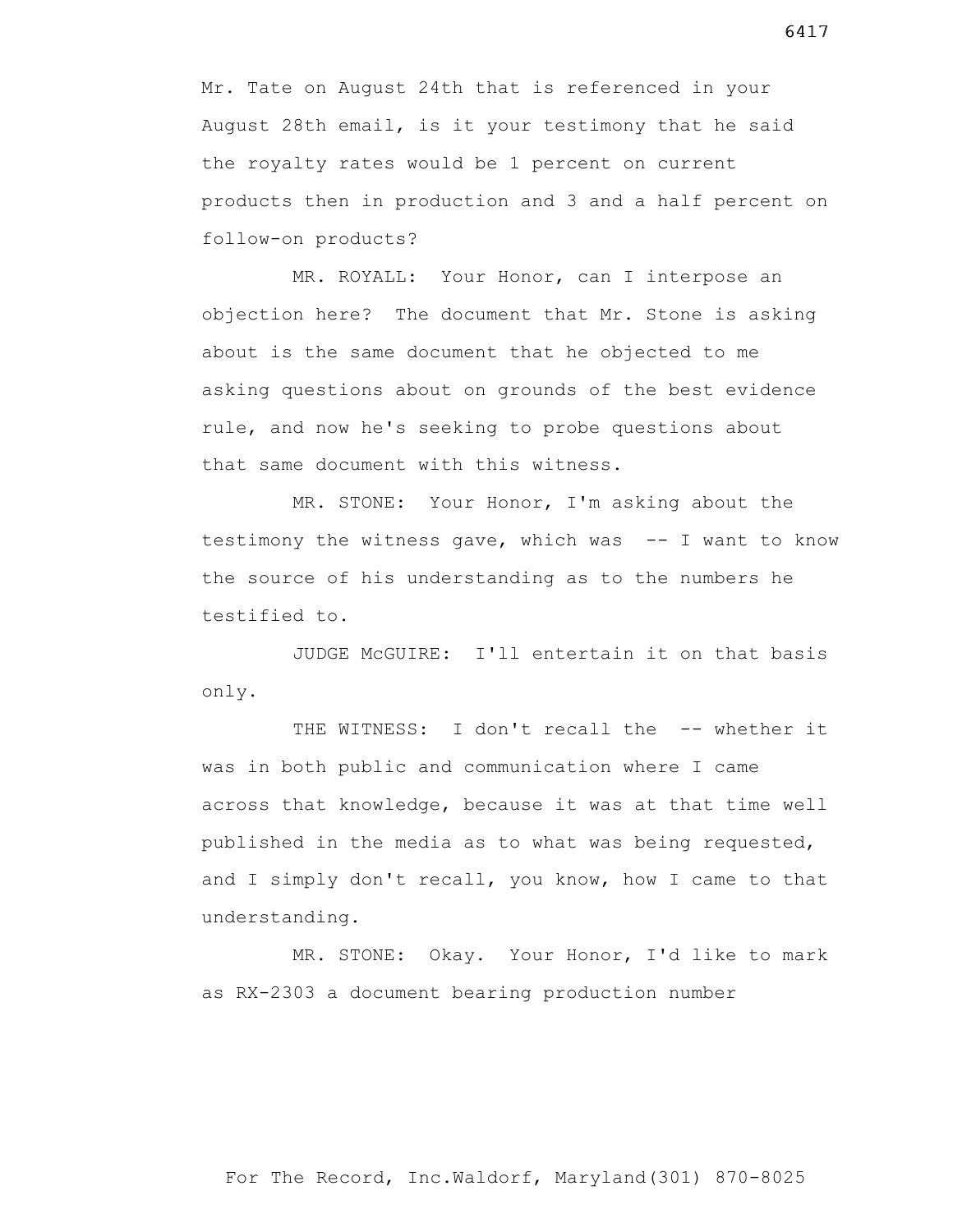Mr. Tate on August 24th that is referenced in your August 28th email, is it your testimony that he said the royalty rates would be 1 percent on current products then in production and 3 and a half percent on follow-on products?

MR. ROYALL: Your Honor, can I interpose an objection here? The document that Mr. Stone is asking about is the same document that he objected to me asking questions about on grounds of the best evidence rule, and now he's seeking to probe questions about that same document with this witness.

MR. STONE: Your Honor, I'm asking about the testimony the witness gave, which was -- I want to know the source of his understanding as to the numbers he testified to.

JUDGE McGUIRE: I'll entertain it on that basis only.

THE WITNESS: I don't recall the -- whether it was in both public and communication where I came across that knowledge, because it was at that time well published in the media as to what was being requested, and I simply don't recall, you know, how I came to that understanding.

MR. STONE: Okay. Your Honor, I'd like to mark as RX-2303 a document bearing production number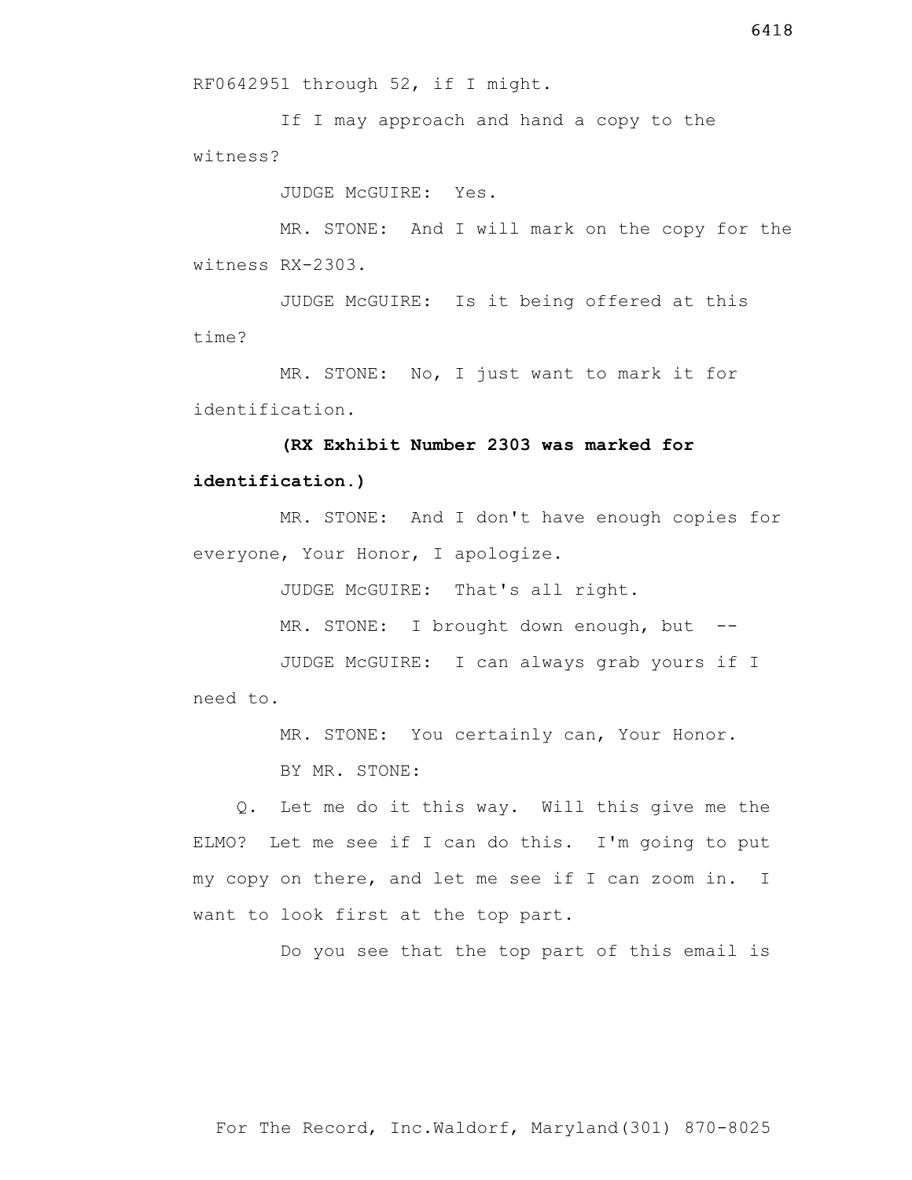RF0642951 through 52, if I might.

If I may approach and hand a copy to the witness?

JUDGE McGUIRE: Yes.

MR. STONE: And I will mark on the copy for the witness RX-2303.

JUDGE McGUIRE: Is it being offered at this time?

MR. STONE: No, I just want to mark it for identification.

**(RX Exhibit Number 2303 was marked for identification.)**

MR. STONE: And I don't have enough copies for everyone, Your Honor, I apologize.

JUDGE McGUIRE: That's all right.

MR. STONE: I brought down enough, but --

JUDGE McGUIRE: I can always grab yours if I need to.

MR. STONE: You certainly can, Your Honor.

BY MR. STONE:

Q. Let me do it this way. Will this give me the ELMO? Let me see if I can do this. I'm going to put my copy on there, and let me see if I can zoom in. I want to look first at the top part.

Do you see that the top part of this email is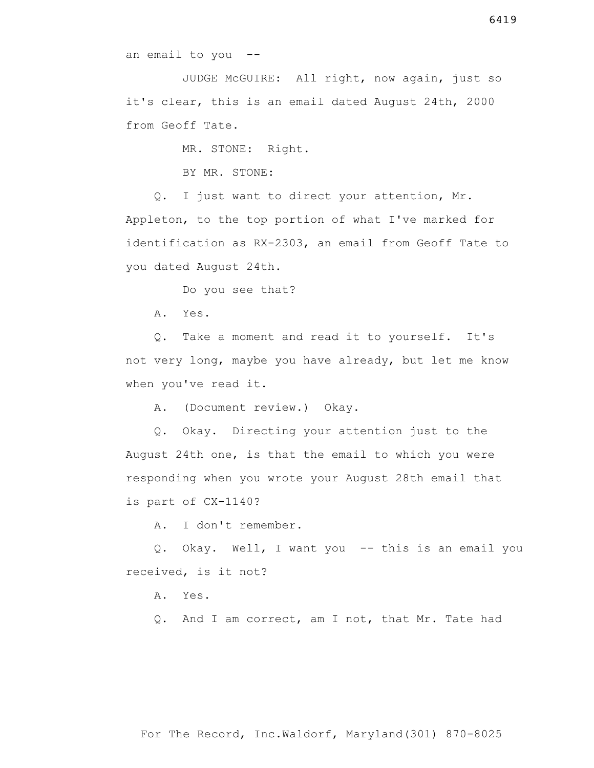an email to you --

JUDGE McGUIRE: All right, now again, just so it's clear, this is an email dated August 24th, 2000 from Geoff Tate.

MR. STONE: Right.

BY MR. STONE:

Q. I just want to direct your attention, Mr. Appleton, to the top portion of what I've marked for identification as RX-2303, an email from Geoff Tate to you dated August 24th.

Do you see that?

A. Yes.

Q. Take a moment and read it to yourself. It's not very long, maybe you have already, but let me know when you've read it.

A. (Document review.) Okay.

Q. Okay. Directing your attention just to the August 24th one, is that the email to which you were responding when you wrote your August 28th email that is part of CX-1140?

A. I don't remember.

Q. Okay. Well, I want you -- this is an email you received, is it not?

A. Yes.

Q. And I am correct, am I not, that Mr. Tate had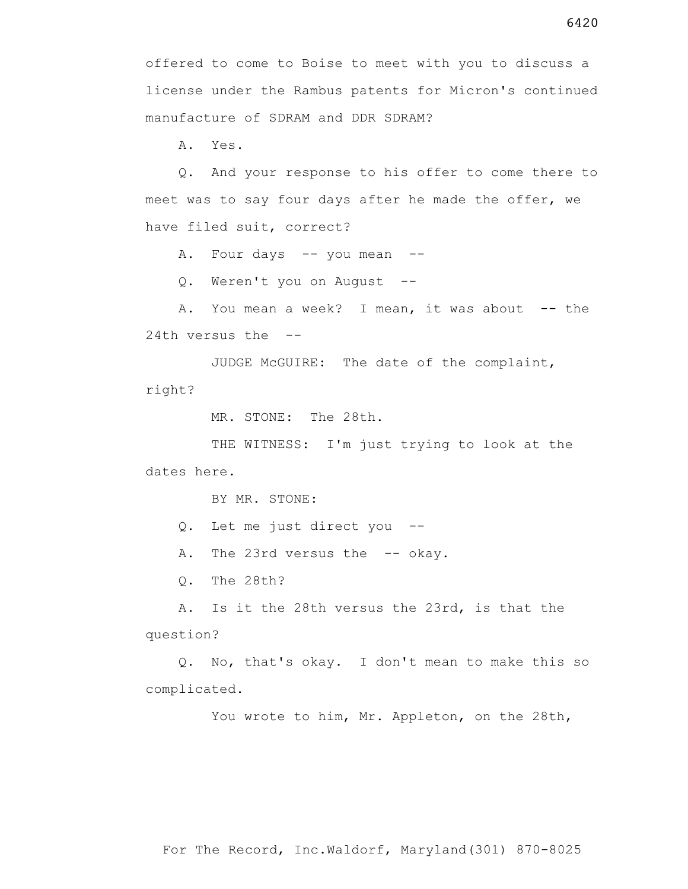offered to come to Boise to meet with you to discuss a license under the Rambus patents for Micron's continued manufacture of SDRAM and DDR SDRAM?

A. Yes.

Q. And your response to his offer to come there to meet was to say four days after he made the offer, we have filed suit, correct?

A. Four days -- you mean --

Q. Weren't you on August --

A. You mean a week? I mean, it was about -- the 24th versus the --

JUDGE McGUIRE: The date of the complaint, right?

MR. STONE: The 28th.

THE WITNESS: I'm just trying to look at the dates here.

BY MR. STONE:

Q. Let me just direct you --

A. The 23rd versus the -- okay.

Q. The 28th?

A. Is it the 28th versus the 23rd, is that the question?

Q. No, that's okay. I don't mean to make this so complicated.

You wrote to him, Mr. Appleton, on the 28th,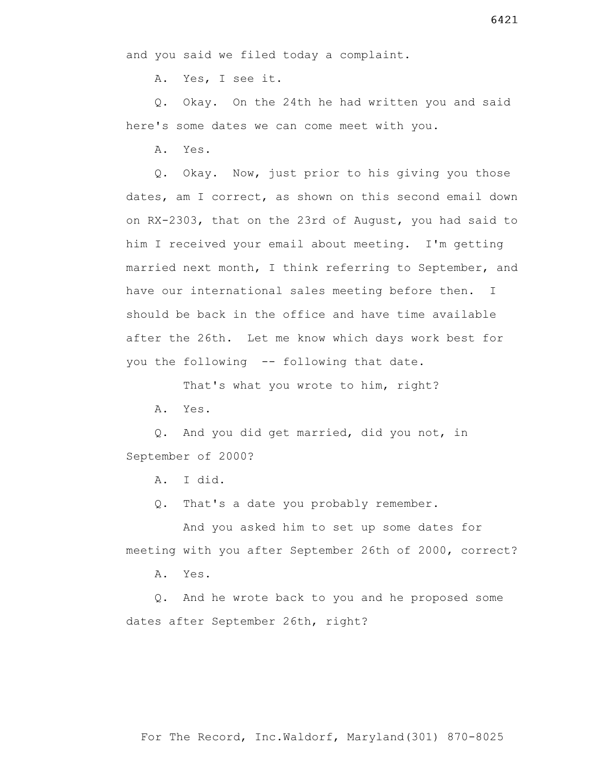and you said we filed today a complaint.

A. Yes, I see it.

Q. Okay. On the 24th he had written you and said here's some dates we can come meet with you.

A. Yes.

Q. Okay. Now, just prior to his giving you those dates, am I correct, as shown on this second email down on RX-2303, that on the 23rd of August, you had said to him I received your email about meeting. I'm getting married next month, I think referring to September, and have our international sales meeting before then. I should be back in the office and have time available after the 26th. Let me know which days work best for you the following -- following that date.

That's what you wrote to him, right?

A. Yes.

Q. And you did get married, did you not, in September of 2000?

A. I did.

Q. That's a date you probably remember.

And you asked him to set up some dates for meeting with you after September 26th of 2000, correct?

A. Yes.

Q. And he wrote back to you and he proposed some dates after September 26th, right?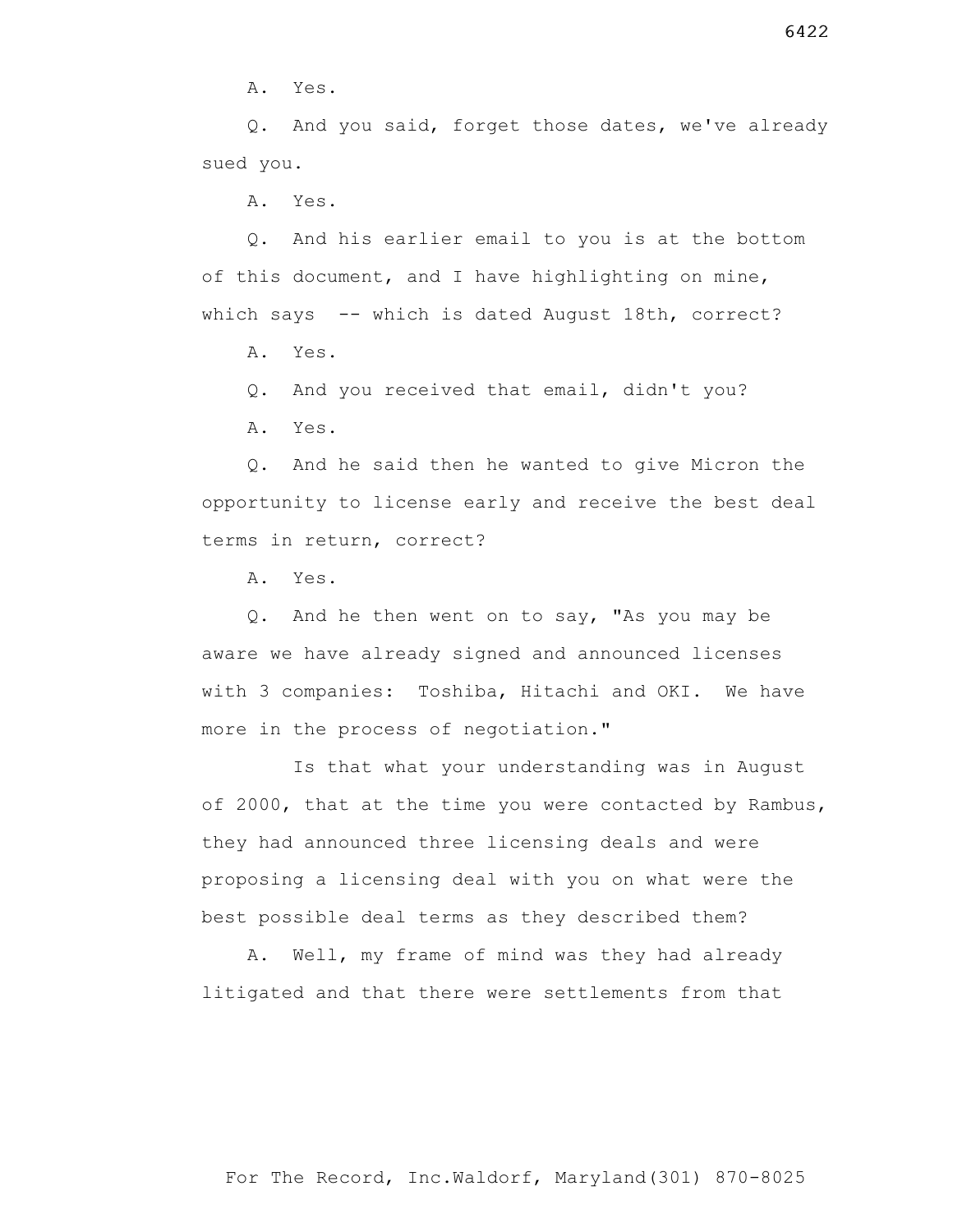A. Yes.

Q. And you said, forget those dates, we've already sued you.

A. Yes.

Q. And his earlier email to you is at the bottom of this document, and I have highlighting on mine, which says -- which is dated August 18th, correct?

A. Yes.

Q. And you received that email, didn't you?

A. Yes.

Q. And he said then he wanted to give Micron the opportunity to license early and receive the best deal terms in return, correct?

A. Yes.

Q. And he then went on to say, "As you may be aware we have already signed and announced licenses with 3 companies: Toshiba, Hitachi and OKI. We have more in the process of negotiation."

Is that what your understanding was in August of 2000, that at the time you were contacted by Rambus, they had announced three licensing deals and were proposing a licensing deal with you on what were the best possible deal terms as they described them?

A. Well, my frame of mind was they had already litigated and that there were settlements from that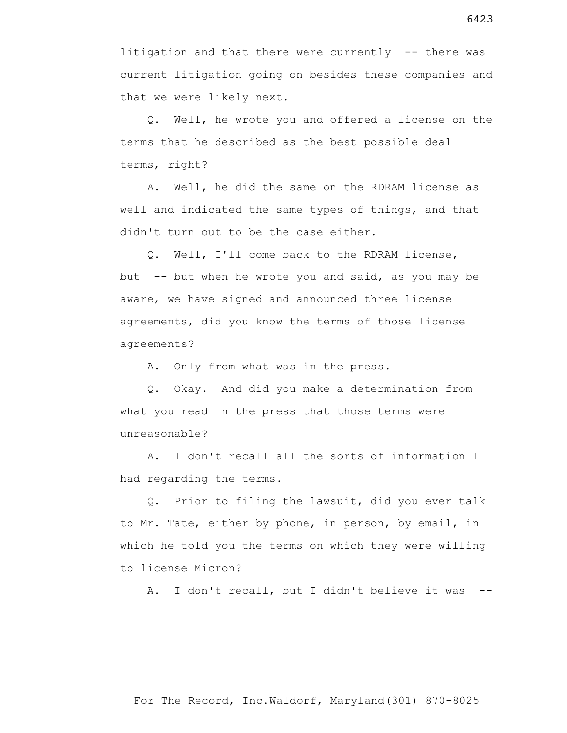litigation and that there were currently -- there was current litigation going on besides these companies and that we were likely next.

Q. Well, he wrote you and offered a license on the terms that he described as the best possible deal terms, right?

A. Well, he did the same on the RDRAM license as well and indicated the same types of things, and that didn't turn out to be the case either.

Q. Well, I'll come back to the RDRAM license, but -- but when he wrote you and said, as you may be aware, we have signed and announced three license agreements, did you know the terms of those license agreements?

A. Only from what was in the press.

Q. Okay. And did you make a determination from what you read in the press that those terms were unreasonable?

A. I don't recall all the sorts of information I had regarding the terms.

Q. Prior to filing the lawsuit, did you ever talk to Mr. Tate, either by phone, in person, by email, in which he told you the terms on which they were willing to license Micron?

A. I don't recall, but I didn't believe it was --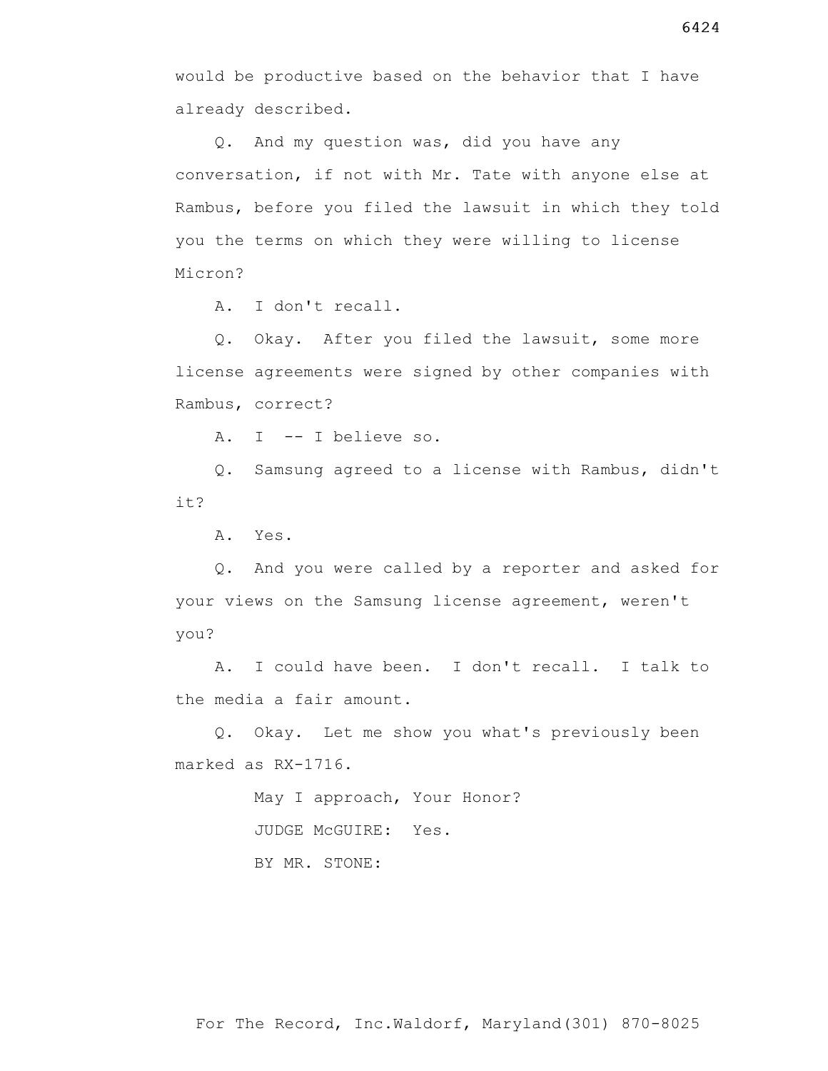would be productive based on the behavior that I have already described.

Q. And my question was, did you have any conversation, if not with Mr. Tate with anyone else at Rambus, before you filed the lawsuit in which they told you the terms on which they were willing to license Micron?

A. I don't recall.

Q. Okay. After you filed the lawsuit, some more license agreements were signed by other companies with Rambus, correct?

A. I -- I believe so.

Q. Samsung agreed to a license with Rambus, didn't it?

A. Yes.

Q. And you were called by a reporter and asked for your views on the Samsung license agreement, weren't you?

A. I could have been. I don't recall. I talk to the media a fair amount.

Q. Okay. Let me show you what's previously been marked as RX-1716.

May I approach, Your Honor?

JUDGE McGUIRE: Yes.

BY MR. STONE: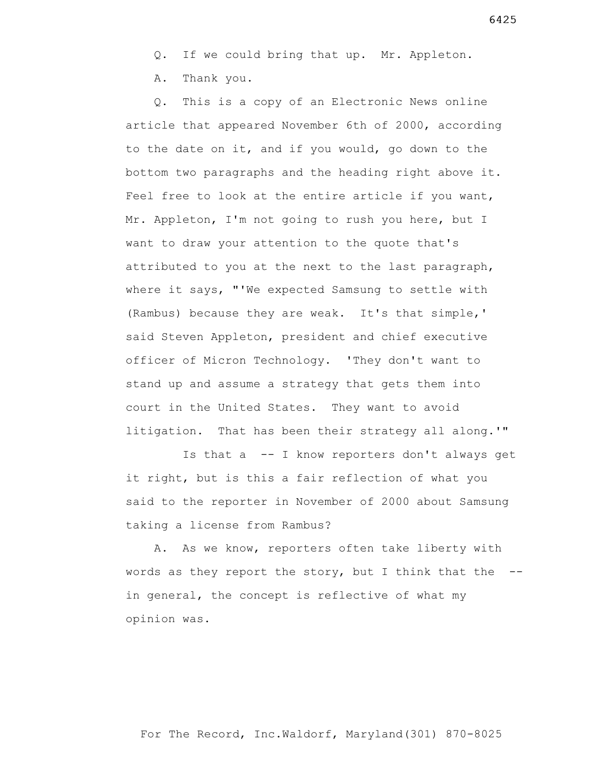Q. If we could bring that up. Mr. Appleton.

A. Thank you.

Q. This is a copy of an Electronic News online article that appeared November 6th of 2000, according to the date on it, and if you would, go down to the bottom two paragraphs and the heading right above it. Feel free to look at the entire article if you want, Mr. Appleton, I'm not going to rush you here, but I want to draw your attention to the quote that's attributed to you at the next to the last paragraph, where it says, "'We expected Samsung to settle with (Rambus) because they are weak. It's that simple,' said Steven Appleton, president and chief executive officer of Micron Technology. 'They don't want to stand up and assume a strategy that gets them into court in the United States. They want to avoid litigation. That has been their strategy all along.'"

Is that a -- I know reporters don't always get it right, but is this a fair reflection of what you said to the reporter in November of 2000 about Samsung taking a license from Rambus?

A. As we know, reporters often take liberty with words as they report the story, but I think that the -- in general, the concept is reflective of what my opinion was.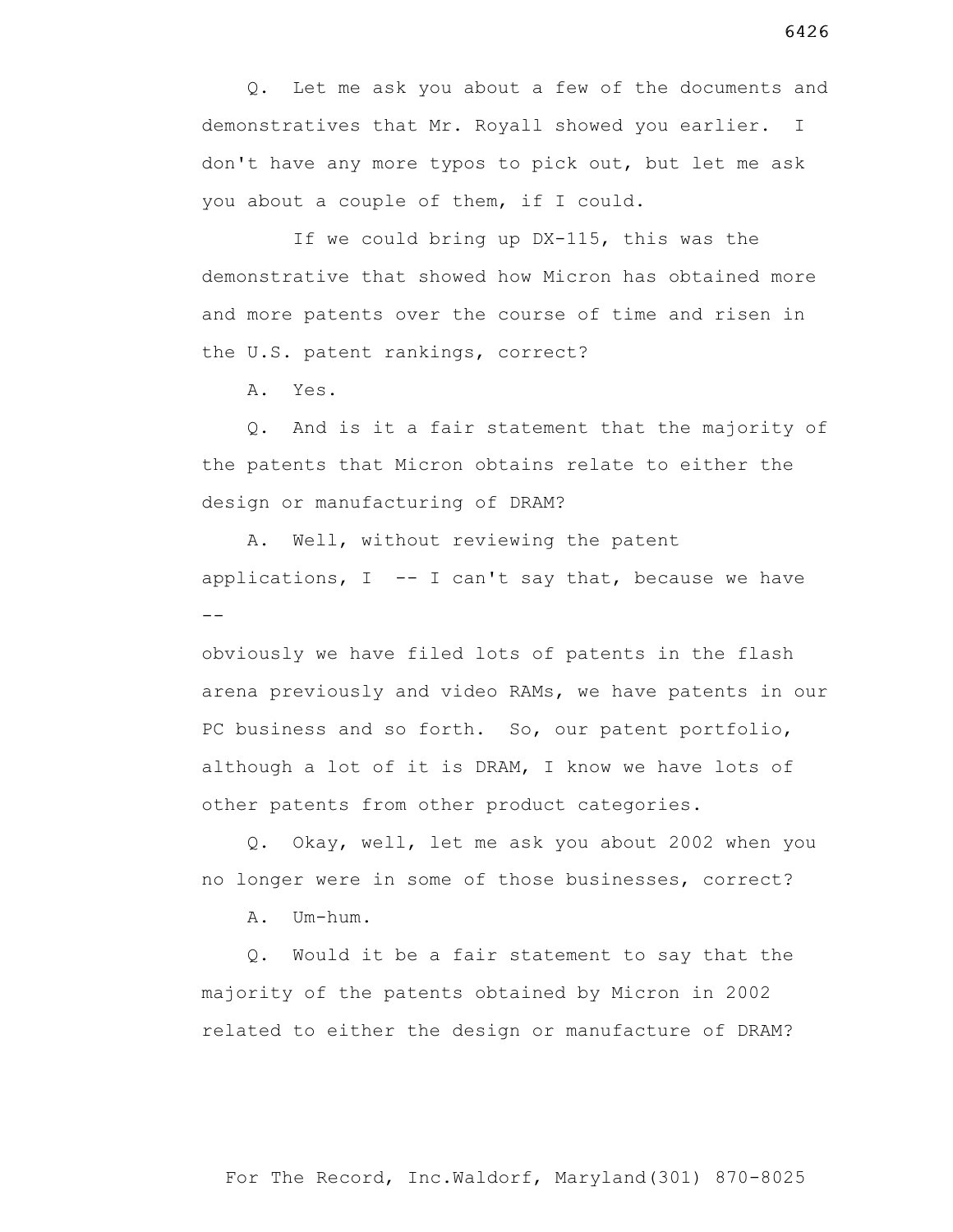Q. Let me ask you about a few of the documents and demonstratives that Mr. Royall showed you earlier. I don't have any more typos to pick out, but let me ask you about a couple of them, if I could.

If we could bring up DX-115, this was the demonstrative that showed how Micron has obtained more and more patents over the course of time and risen in the U.S. patent rankings, correct?

A. Yes.

Q. And is it a fair statement that the majority of the patents that Micron obtains relate to either the design or manufacturing of DRAM?

A. Well, without reviewing the patent applications, I -- I can't say that, because we have --

obviously we have filed lots of patents in the flash arena previously and video RAMs, we have patents in our PC business and so forth. So, our patent portfolio, although a lot of it is DRAM, I know we have lots of other patents from other product categories.

Q. Okay, well, let me ask you about 2002 when you no longer were in some of those businesses, correct?

A. Um-hum.

Q. Would it be a fair statement to say that the majority of the patents obtained by Micron in 2002 related to either the design or manufacture of DRAM?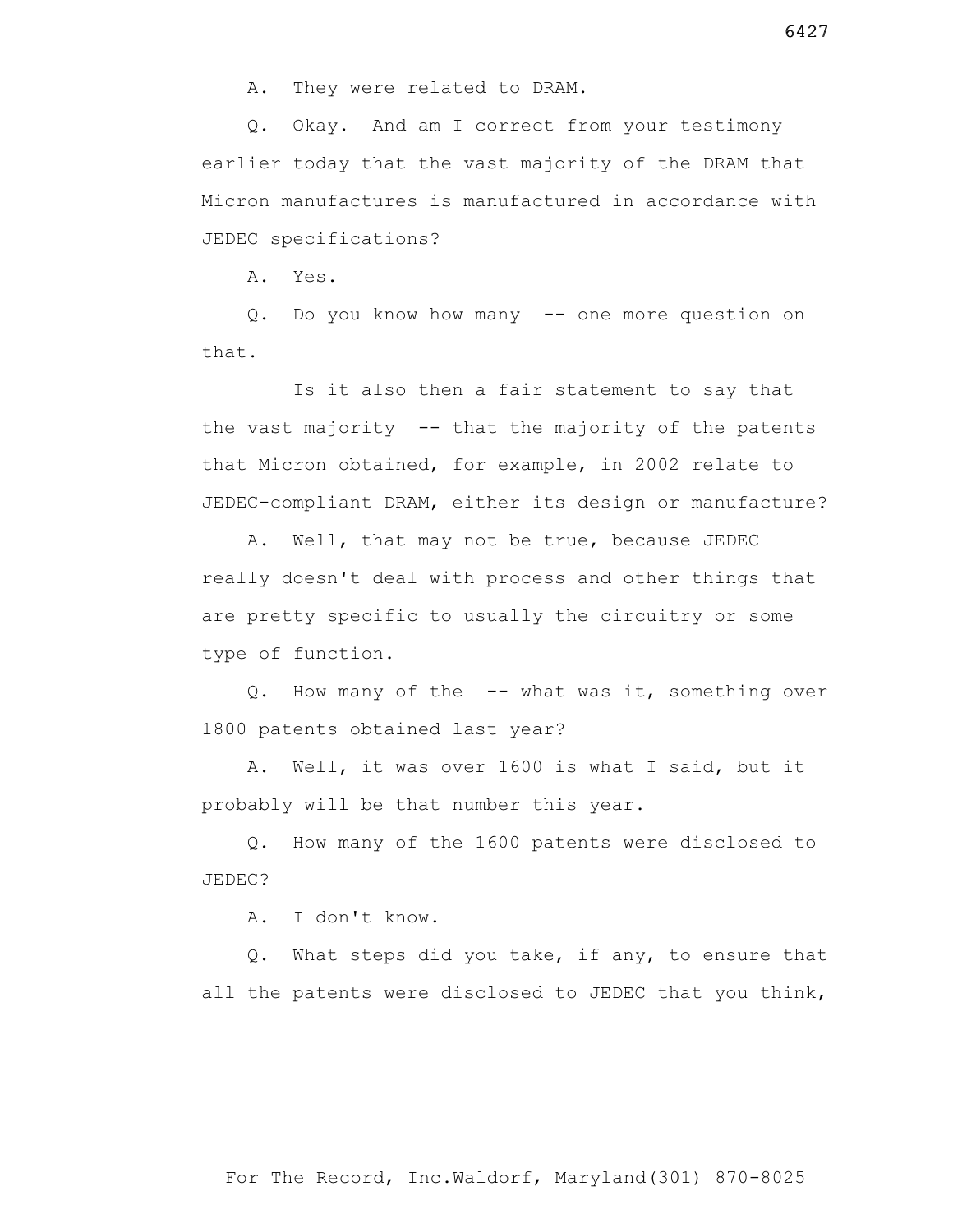A. They were related to DRAM.

Q. Okay. And am I correct from your testimony earlier today that the vast majority of the DRAM that Micron manufactures is manufactured in accordance with JEDEC specifications?

A. Yes.

Q. Do you know how many -- one more question on that.

Is it also then a fair statement to say that the vast majority -- that the majority of the patents that Micron obtained, for example, in 2002 relate to JEDEC-compliant DRAM, either its design or manufacture?

A. Well, that may not be true, because JEDEC really doesn't deal with process and other things that are pretty specific to usually the circuitry or some type of function.

Q. How many of the -- what was it, something over 1800 patents obtained last year?

A. Well, it was over 1600 is what I said, but it probably will be that number this year.

Q. How many of the 1600 patents were disclosed to JEDEC?

A. I don't know.

Q. What steps did you take, if any, to ensure that all the patents were disclosed to JEDEC that you think,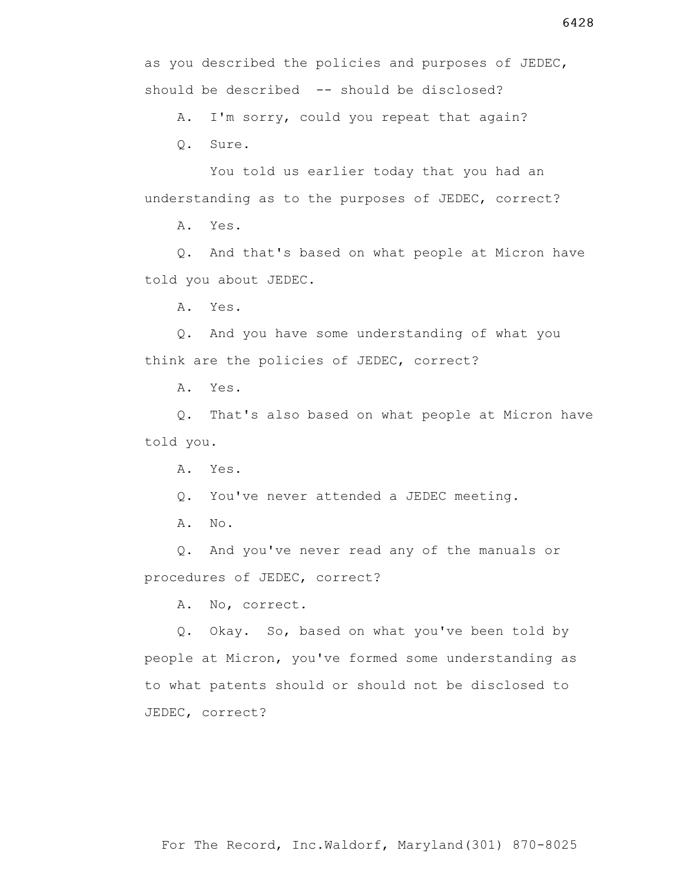as you described the policies and purposes of JEDEC, should be described -- should be disclosed?

A. I'm sorry, could you repeat that again?

Q. Sure.

You told us earlier today that you had an understanding as to the purposes of JEDEC, correct?

A. Yes.

Q. And that's based on what people at Micron have told you about JEDEC.

A. Yes.

Q. And you have some understanding of what you think are the policies of JEDEC, correct?

A. Yes.

Q. That's also based on what people at Micron have told you.

A. Yes.

Q. You've never attended a JEDEC meeting.

A. No.

Q. And you've never read any of the manuals or procedures of JEDEC, correct?

A. No, correct.

Q. Okay. So, based on what you've been told by people at Micron, you've formed some understanding as to what patents should or should not be disclosed to JEDEC, correct?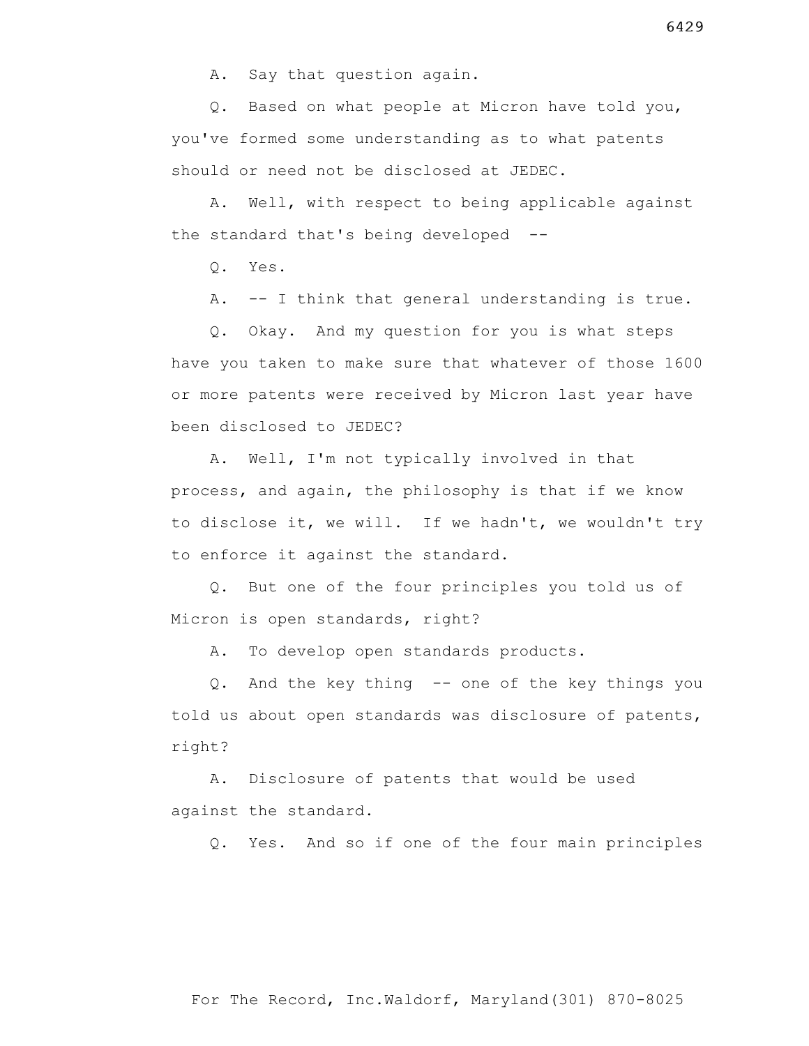A. Say that question again.

Q. Based on what people at Micron have told you, you've formed some understanding as to what patents should or need not be disclosed at JEDEC.

A. Well, with respect to being applicable against the standard that's being developed --

Q. Yes.

A. -- I think that general understanding is true.

Q. Okay. And my question for you is what steps have you taken to make sure that whatever of those 1600 or more patents were received by Micron last year have been disclosed to JEDEC?

A. Well, I'm not typically involved in that process, and again, the philosophy is that if we know to disclose it, we will. If we hadn't, we wouldn't try to enforce it against the standard.

Q. But one of the four principles you told us of Micron is open standards, right?

A. To develop open standards products.

Q. And the key thing -- one of the key things you told us about open standards was disclosure of patents, right?

A. Disclosure of patents that would be used against the standard.

Q. Yes. And so if one of the four main principles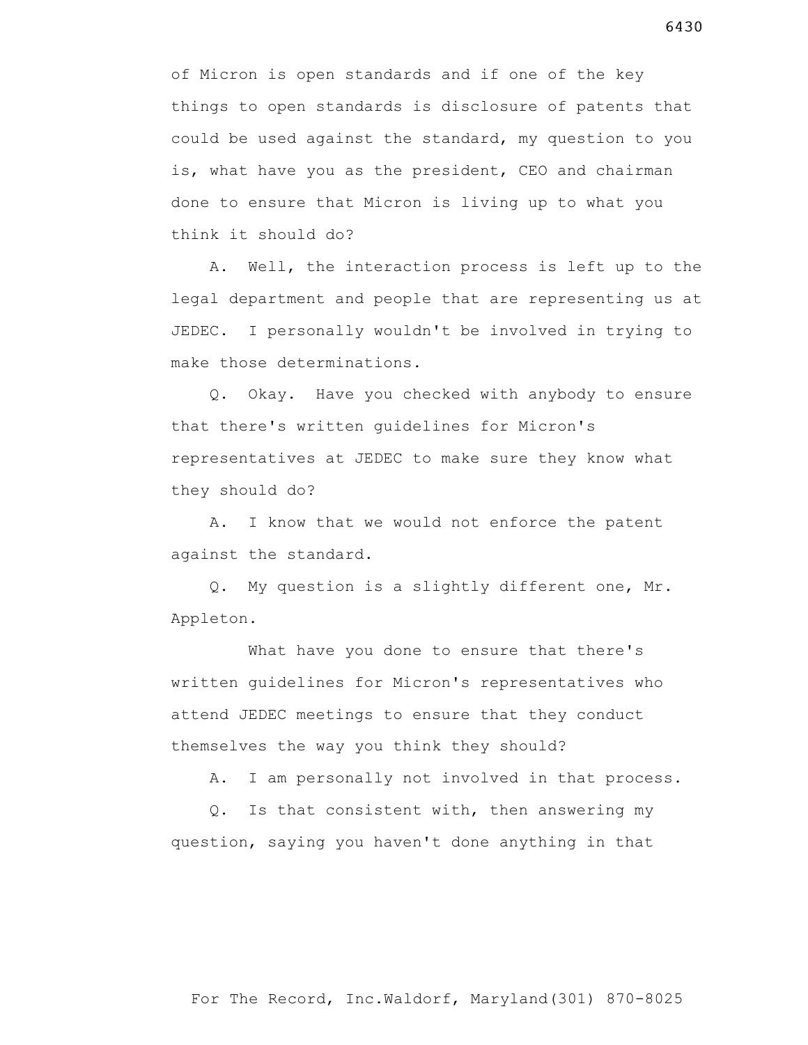of Micron is open standards and if one of the key things to open standards is disclosure of patents that could be used against the standard, my question to you is, what have you as the president, CEO and chairman done to ensure that Micron is living up to what you think it should do?

A. Well, the interaction process is left up to the legal department and people that are representing us at JEDEC. I personally wouldn't be involved in trying to make those determinations.

Q. Okay. Have you checked with anybody to ensure that there's written guidelines for Micron's representatives at JEDEC to make sure they know what they should do?

A. I know that we would not enforce the patent against the standard.

Q. My question is a slightly different one, Mr. Appleton.

What have you done to ensure that there's written guidelines for Micron's representatives who attend JEDEC meetings to ensure that they conduct themselves the way you think they should?

A. I am personally not involved in that process.

Q. Is that consistent with, then answering my question, saying you haven't done anything in that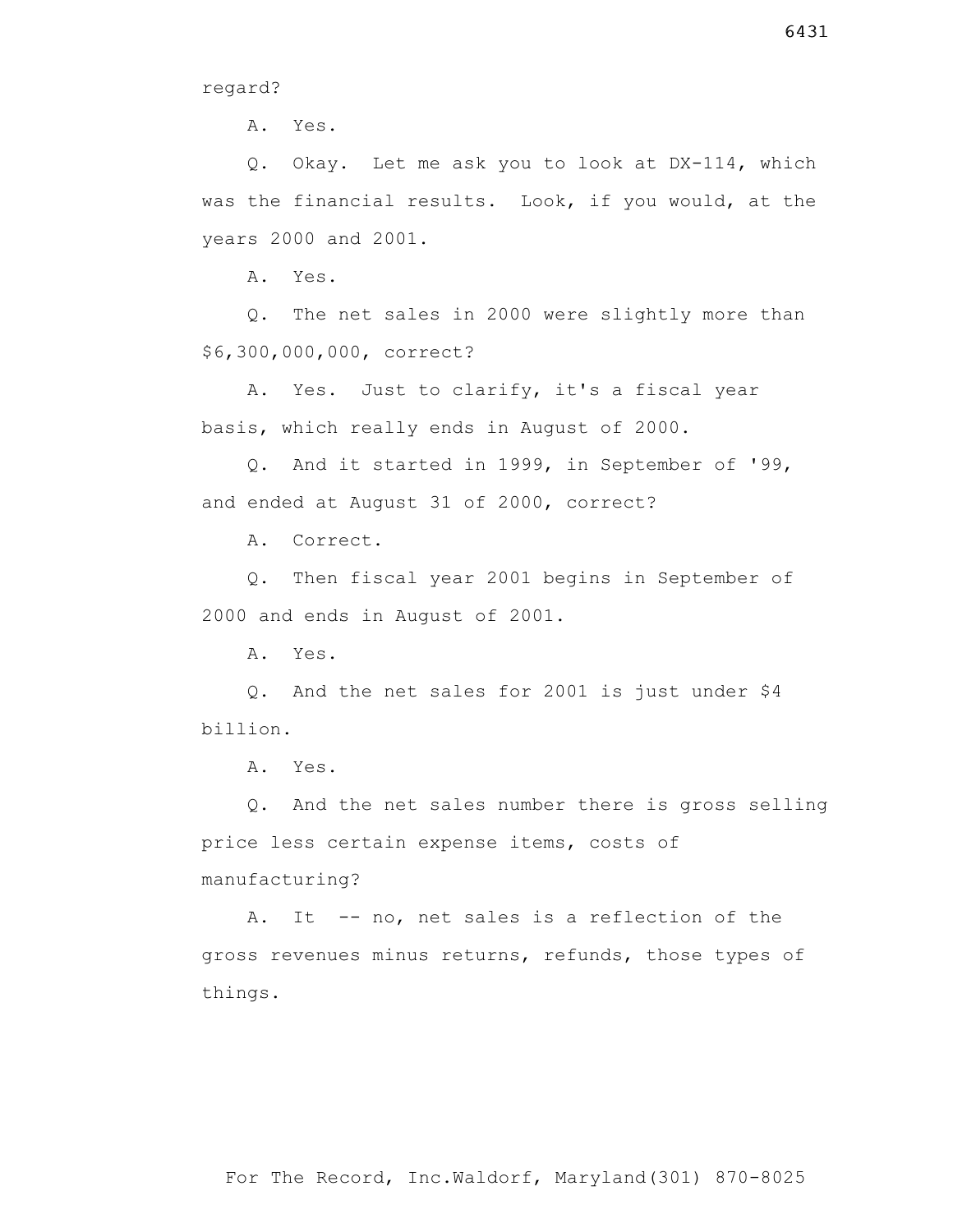regard?

A. Yes.

Q. Okay. Let me ask you to look at DX-114, which was the financial results. Look, if you would, at the years 2000 and 2001.

A. Yes.

Q. The net sales in 2000 were slightly more than $6,300,000,000, correct?

A. Yes. Just to clarify, it's a fiscal year basis, which really ends in August of 2000.

Q. And it started in 1999, in September of '99, and ended at August 31 of 2000, correct?

A. Correct.

Q. Then fiscal year 2001 begins in September of 2000 and ends in August of 2001.

A. Yes.

Q. And the net sales for 2001 is just under $4 billion.

A. Yes.

Q. And the net sales number there is gross selling price less certain expense items, costs of manufacturing?

A. It -- no, net sales is a reflection of the gross revenues minus returns, refunds, those types of things.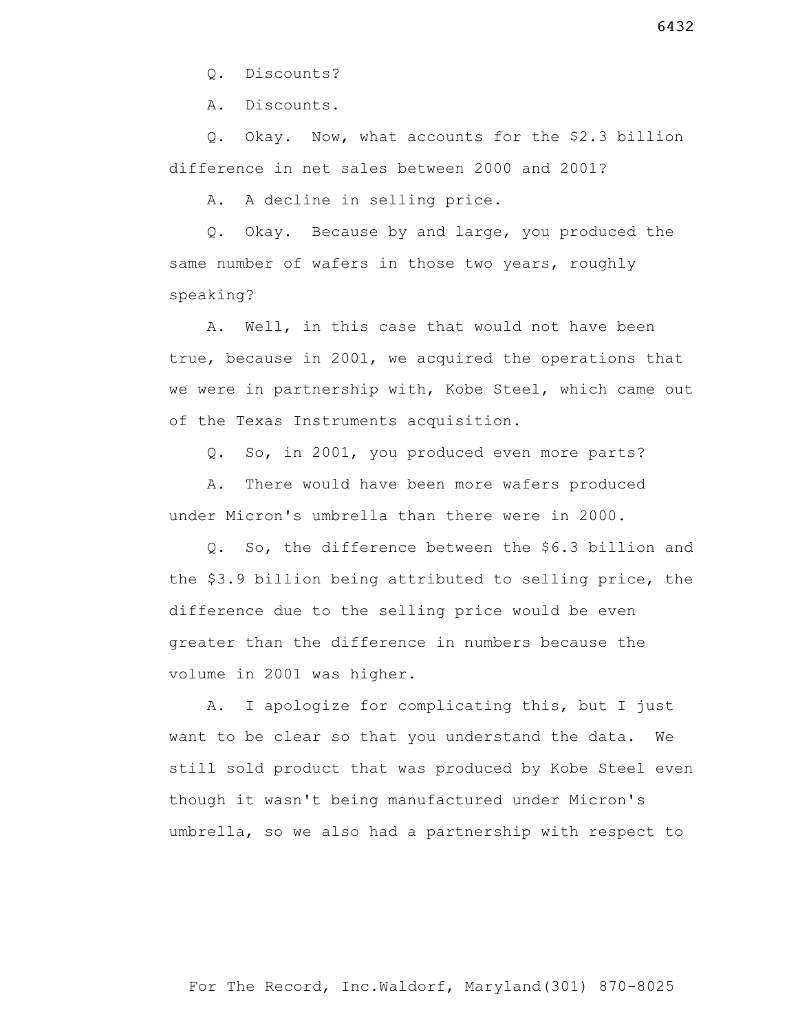Q. Discounts?

A. Discounts.

Q. Okay. Now, what accounts for the $2.3 billion difference in net sales between 2000 and 2001?

A. A decline in selling price.

Q. Okay. Because by and large, you produced the same number of wafers in those two years, roughly speaking?

A. Well, in this case that would not have been true, because in 2001, we acquired the operations that we were in partnership with, Kobe Steel, which came out of the Texas Instruments acquisition.

Q. So, in 2001, you produced even more parts?

A. There would have been more wafers produced under Micron's umbrella than there were in 2000.

Q. So, the difference between the $6.3 billion and the $3.9 billion being attributed to selling price, the difference due to the selling price would be even greater than the difference in numbers because the volume in 2001 was higher.

A. I apologize for complicating this, but I just want to be clear so that you understand the data. We still sold product that was produced by Kobe Steel even though it wasn't being manufactured under Micron's umbrella, so we also had a partnership with respect to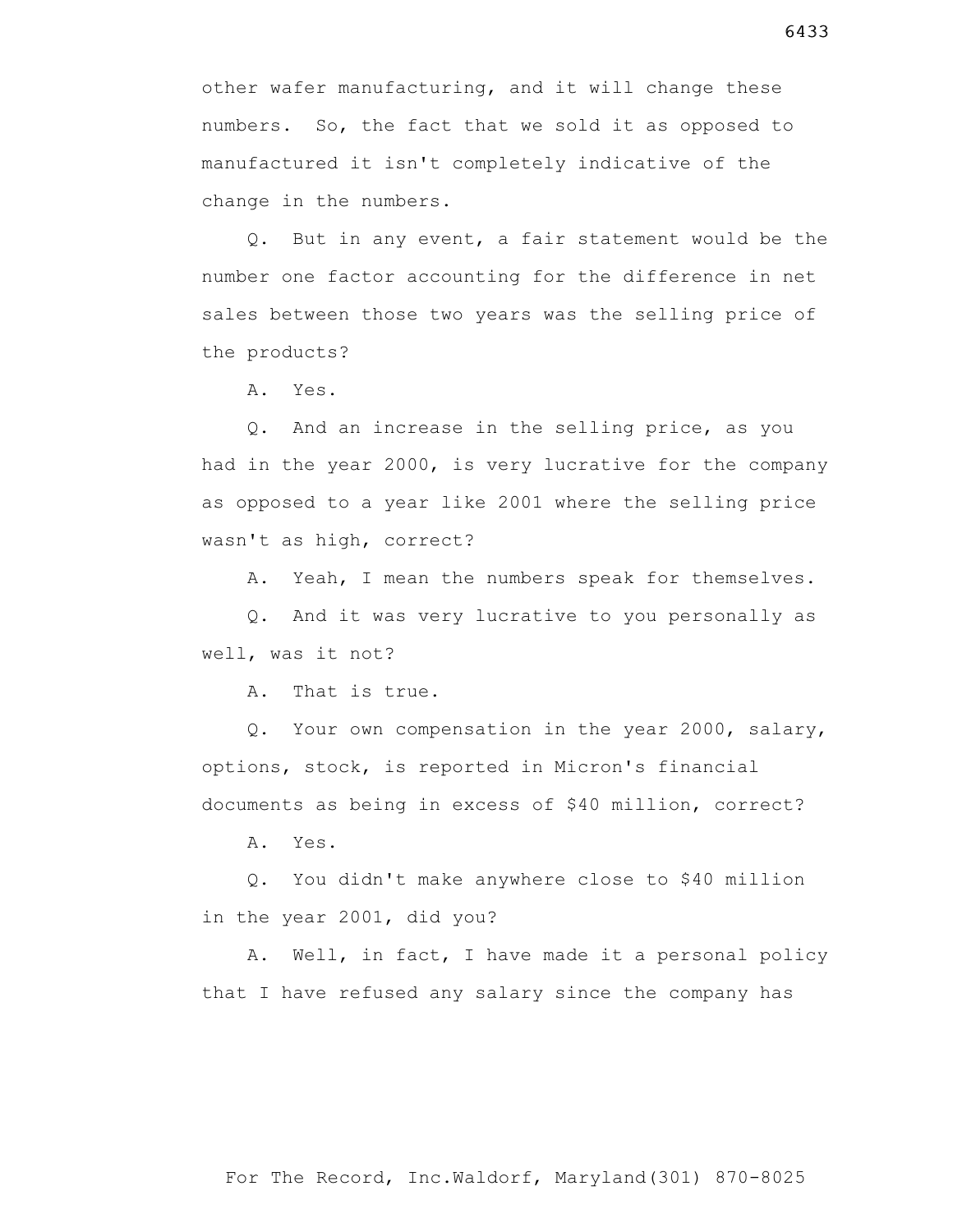other wafer manufacturing, and it will change these numbers. So, the fact that we sold it as opposed to manufactured it isn't completely indicative of the change in the numbers.

Q. But in any event, a fair statement would be the number one factor accounting for the difference in net sales between those two years was the selling price of the products?

A. Yes.

Q. And an increase in the selling price, as you had in the year 2000, is very lucrative for the company as opposed to a year like 2001 where the selling price wasn't as high, correct?

A. Yeah, I mean the numbers speak for themselves.

Q. And it was very lucrative to you personally as well, was it not?

A. That is true.

Q. Your own compensation in the year 2000, salary, options, stock, is reported in Micron's financial documents as being in excess of $40 million, correct?

A. Yes.

Q. You didn't make anywhere close to $40 million in the year 2001, did you?

A. Well, in fact, I have made it a personal policy that I have refused any salary since the company has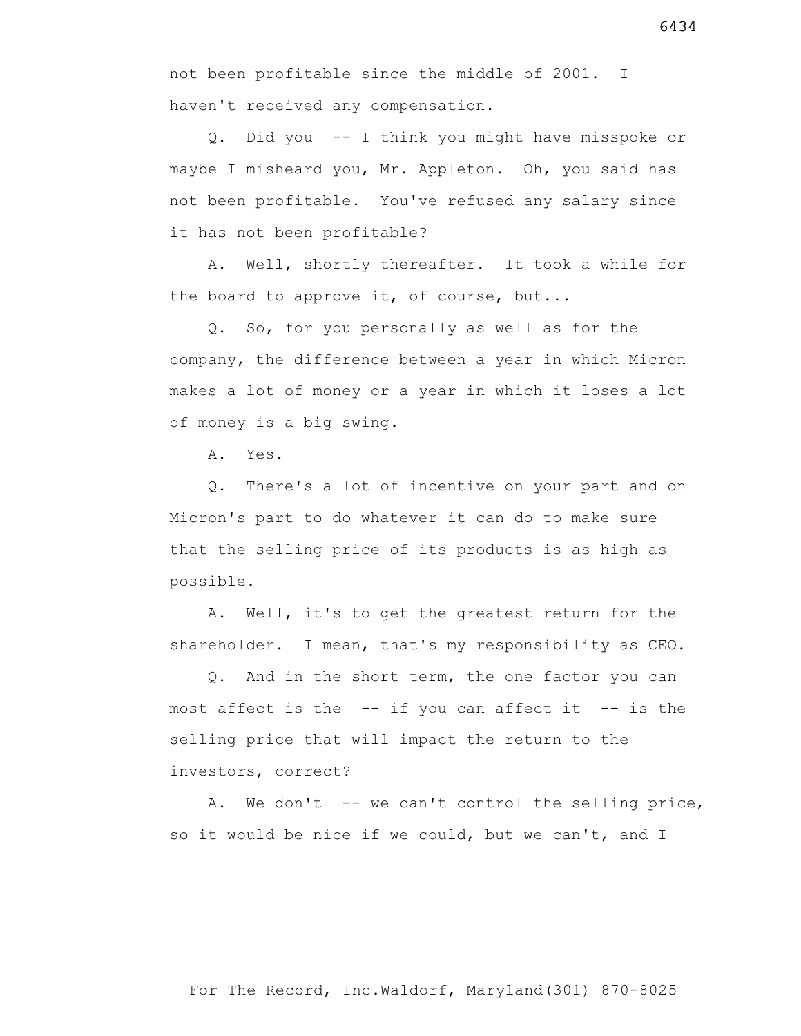not been profitable since the middle of 2001. I haven't received any compensation.

Q. Did you -- I think you might have misspoke or maybe I misheard you, Mr. Appleton. Oh, you said has not been profitable. You've refused any salary since it has not been profitable?

A. Well, shortly thereafter. It took a while for the board to approve it, of course, but...

Q. So, for you personally as well as for the company, the difference between a year in which Micron makes a lot of money or a year in which it loses a lot of money is a big swing.

A. Yes.

Q. There's a lot of incentive on your part and on Micron's part to do whatever it can do to make sure that the selling price of its products is as high as possible.

A. Well, it's to get the greatest return for the shareholder. I mean, that's my responsibility as CEO.

Q. And in the short term, the one factor you can most affect is the -- if you can affect it -- is the selling price that will impact the return to the investors, correct?

A. We don't -- we can't control the selling price, so it would be nice if we could, but we can't, and I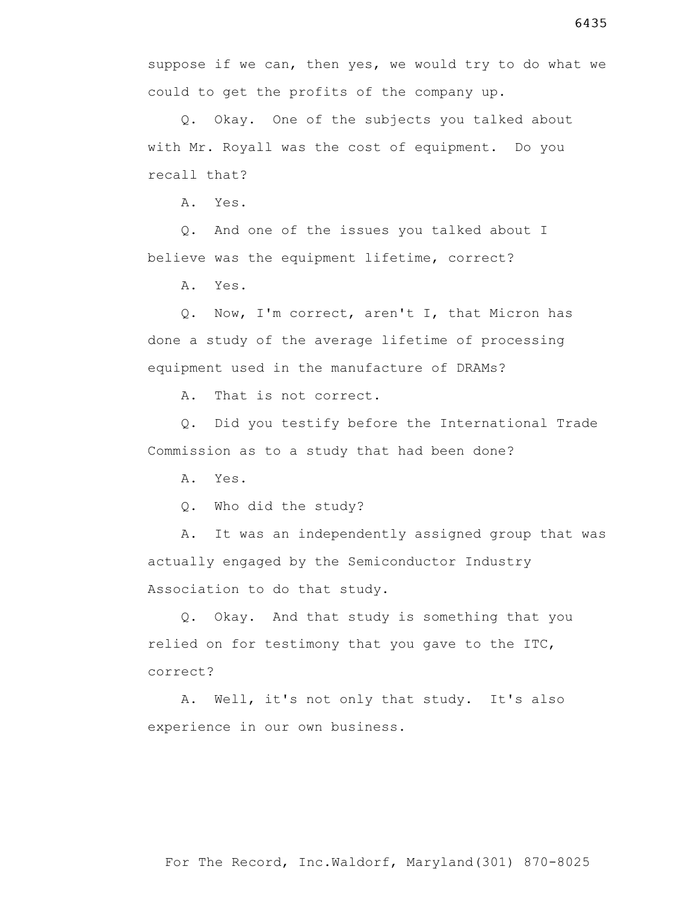suppose if we can, then yes, we would try to do what we could to get the profits of the company up.

Q. Okay. One of the subjects you talked about with Mr. Royall was the cost of equipment. Do you recall that?

A. Yes.

Q. And one of the issues you talked about I believe was the equipment lifetime, correct?

A. Yes.

Q. Now, I'm correct, aren't I, that Micron has done a study of the average lifetime of processing equipment used in the manufacture of DRAMs?

A. That is not correct.

Q. Did you testify before the International Trade Commission as to a study that had been done?

A. Yes.

Q. Who did the study?

A. It was an independently assigned group that was actually engaged by the Semiconductor Industry Association to do that study.

Q. Okay. And that study is something that you relied on for testimony that you gave to the ITC, correct?

A. Well, it's not only that study. It's also experience in our own business.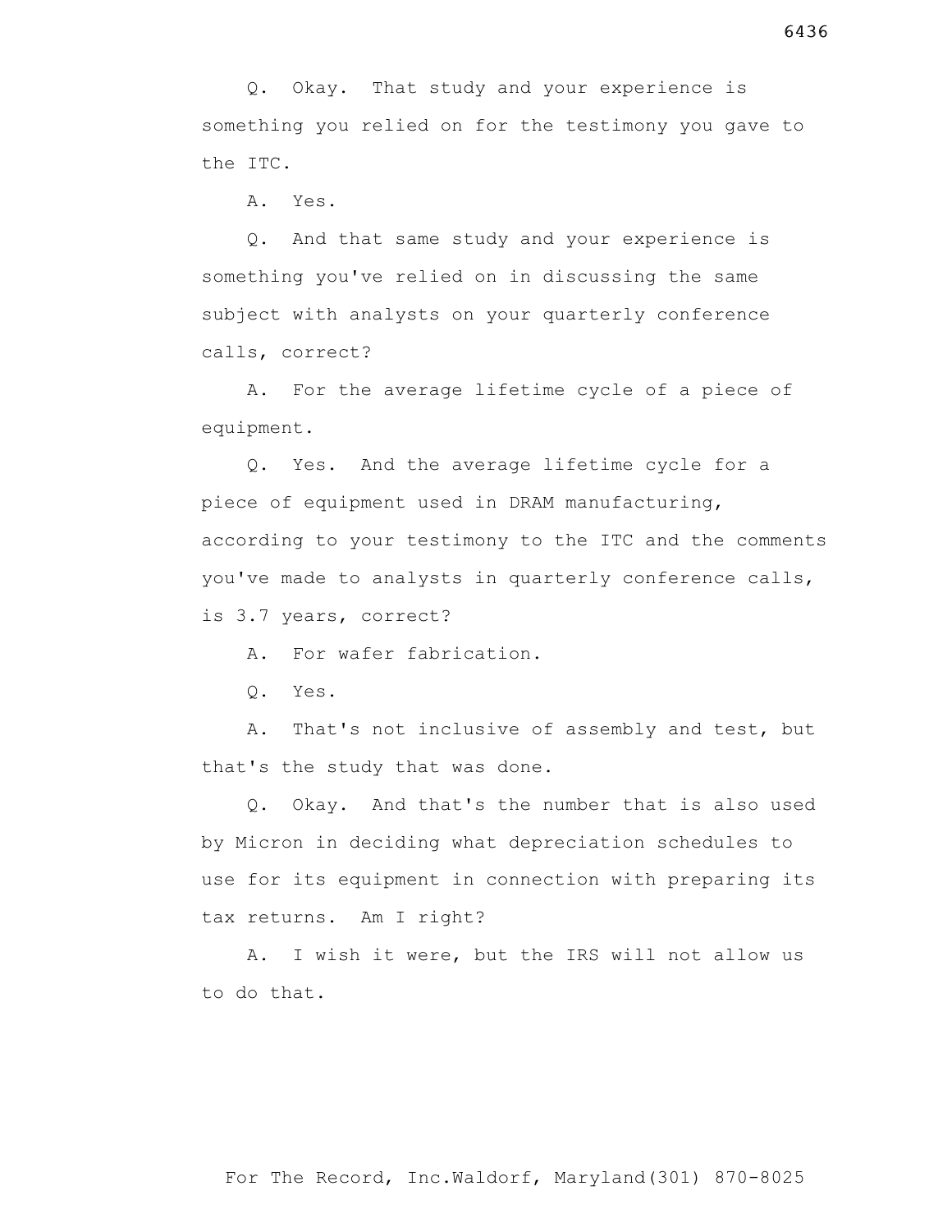Q. Okay. That study and your experience is something you relied on for the testimony you gave to the ITC.

A. Yes.

Q. And that same study and your experience is something you've relied on in discussing the same subject with analysts on your quarterly conference calls, correct?

A. For the average lifetime cycle of a piece of equipment.

Q. Yes. And the average lifetime cycle for a piece of equipment used in DRAM manufacturing, according to your testimony to the ITC and the comments you've made to analysts in quarterly conference calls, is 3.7 years, correct?

A. For wafer fabrication.

Q. Yes.

A. That's not inclusive of assembly and test, but that's the study that was done.

Q. Okay. And that's the number that is also used by Micron in deciding what depreciation schedules to use for its equipment in connection with preparing its tax returns. Am I right?

A. I wish it were, but the IRS will not allow us to do that.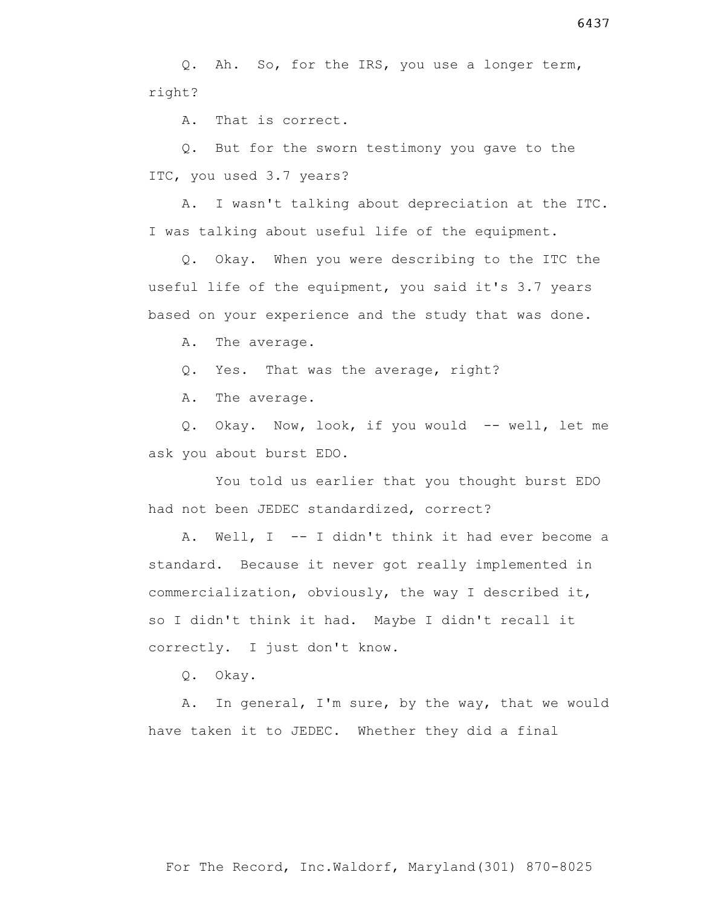Q. Ah. So, for the IRS, you use a longer term, right?

A. That is correct.

Q. But for the sworn testimony you gave to the ITC, you used 3.7 years?

A. I wasn't talking about depreciation at the ITC. I was talking about useful life of the equipment.

Q. Okay. When you were describing to the ITC the useful life of the equipment, you said it's 3.7 years based on your experience and the study that was done.

A. The average.

Q. Yes. That was the average, right?

A. The average.

Q. Okay. Now, look, if you would -- well, let me ask you about burst EDO.

You told us earlier that you thought burst EDO had not been JEDEC standardized, correct?

A. Well, I -- I didn't think it had ever become a standard. Because it never got really implemented in commercialization, obviously, the way I described it, so I didn't think it had. Maybe I didn't recall it correctly. I just don't know.

Q. Okay.

A. In general, I'm sure, by the way, that we would have taken it to JEDEC. Whether they did a final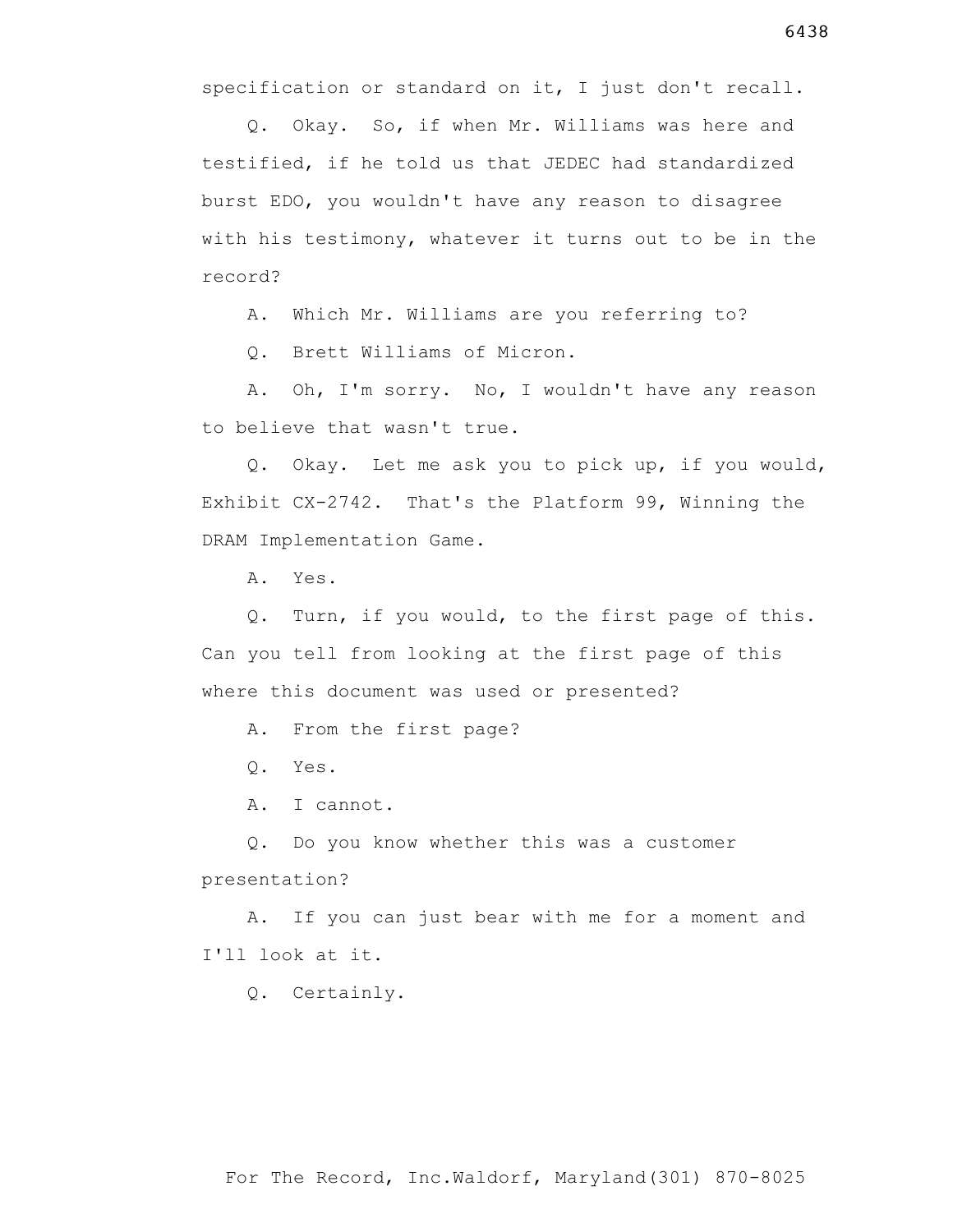specification or standard on it, I just don't recall.

Q. Okay. So, if when Mr. Williams was here and testified, if he told us that JEDEC had standardized burst EDO, you wouldn't have any reason to disagree with his testimony, whatever it turns out to be in the record?

A. Which Mr. Williams are you referring to?

Q. Brett Williams of Micron.

A. Oh, I'm sorry. No, I wouldn't have any reason to believe that wasn't true.

Q. Okay. Let me ask you to pick up, if you would, Exhibit CX-2742. That's the Platform 99, Winning the DRAM Implementation Game.

A. Yes.

Q. Turn, if you would, to the first page of this. Can you tell from looking at the first page of this where this document was used or presented?

A. From the first page?

Q. Yes.

A. I cannot.

Q. Do you know whether this was a customer presentation?

A. If you can just bear with me for a moment and I'll look at it.

Q. Certainly.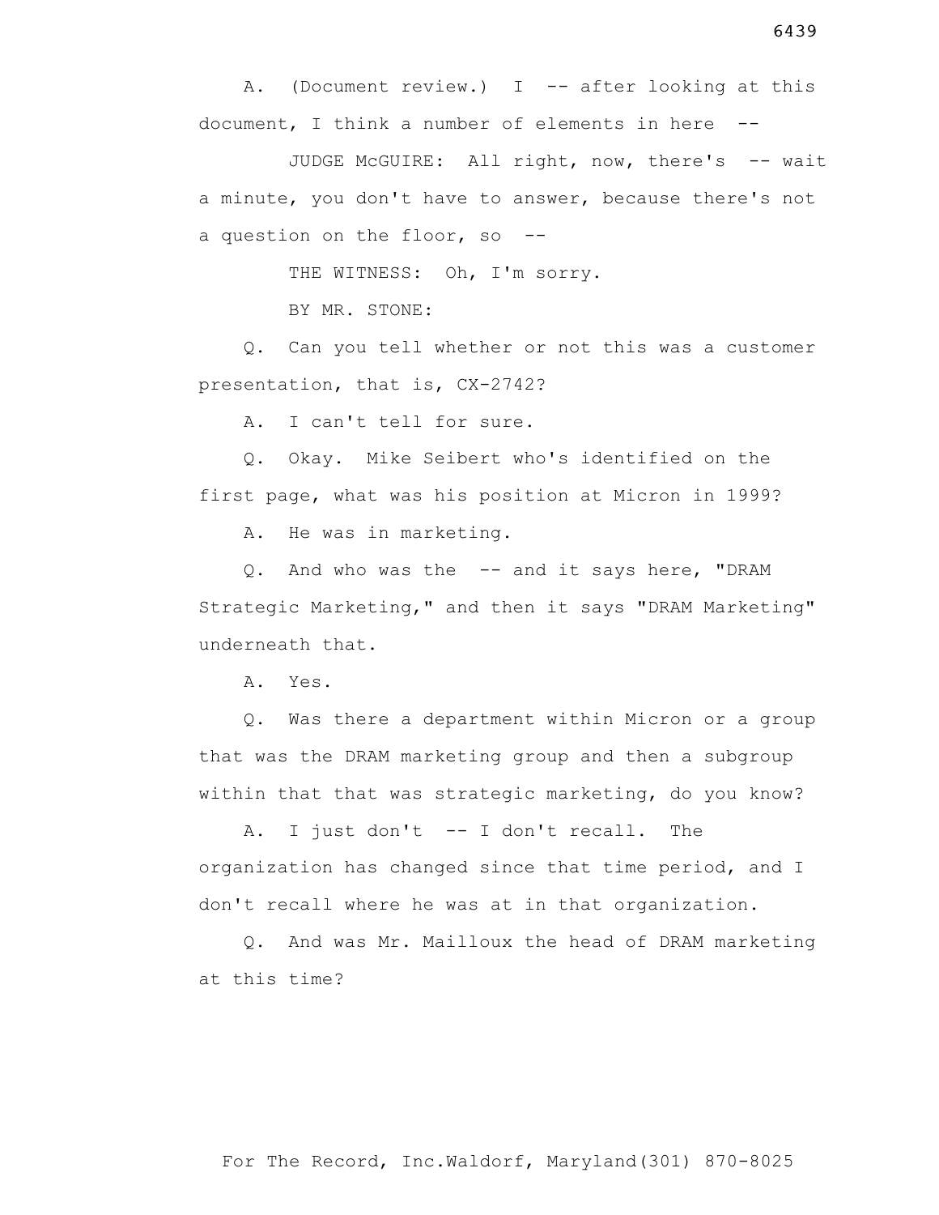A. (Document review.) I -- after looking at this document, I think a number of elements in here --

JUDGE McGUIRE: All right, now, there's -- wait a minute, you don't have to answer, because there's not a question on the floor, so --

THE WITNESS: Oh, I'm sorry.

BY MR. STONE:

Q. Can you tell whether or not this was a customer presentation, that is, CX-2742?

A. I can't tell for sure.

Q. Okay. Mike Seibert who's identified on the first page, what was his position at Micron in 1999?

A. He was in marketing.

Q. And who was the -- and it says here, "DRAM Strategic Marketing," and then it says "DRAM Marketing" underneath that.

A. Yes.

Q. Was there a department within Micron or a group that was the DRAM marketing group and then a subgroup within that that was strategic marketing, do you know?

A. I just don't -- I don't recall. The organization has changed since that time period, and I don't recall where he was at in that organization.

Q. And was Mr. Mailloux the head of DRAM marketing at this time?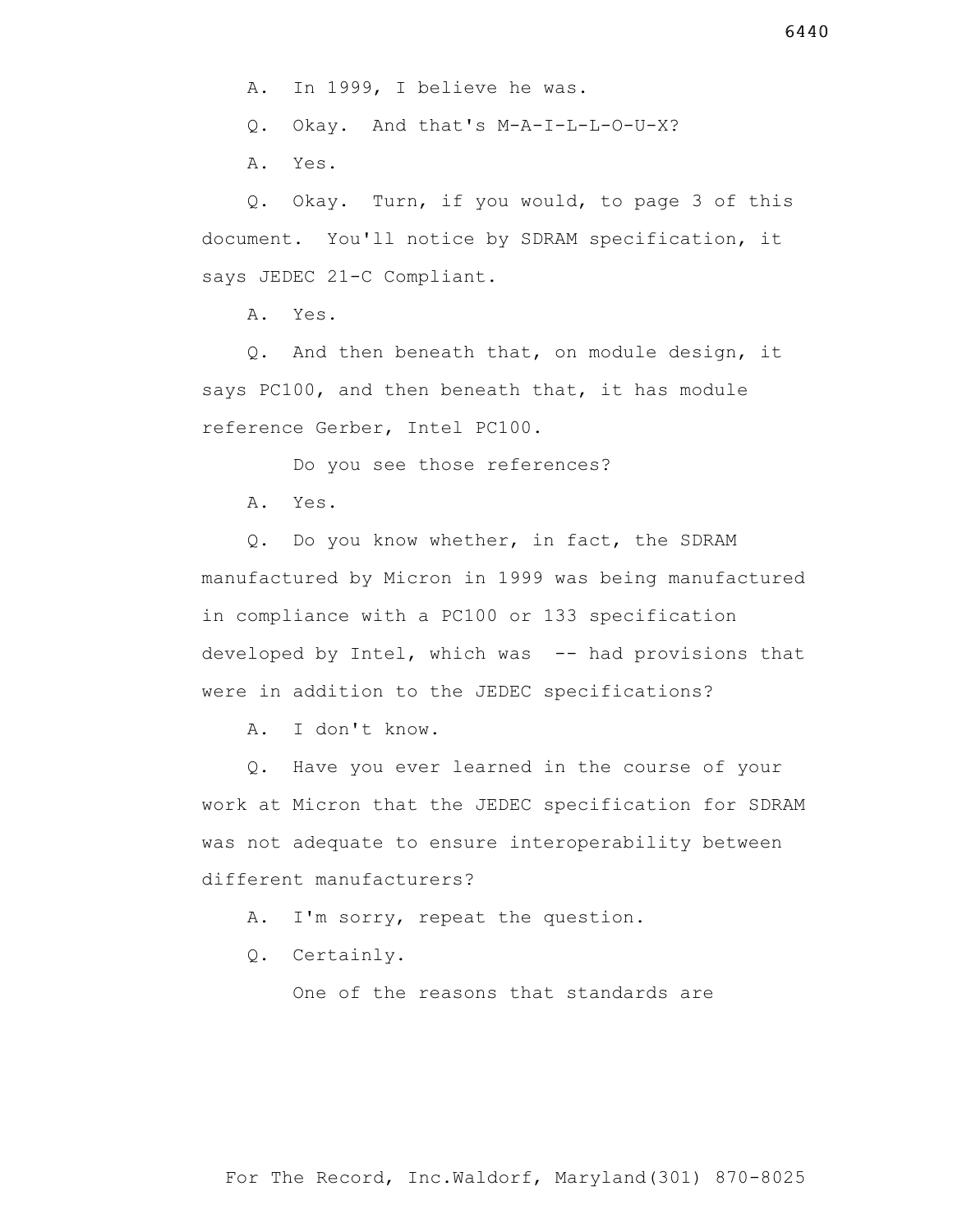A. In 1999, I believe he was.

Q. Okay. And that's M-A-I-L-L-O-U-X?

A. Yes.

Q. Okay. Turn, if you would, to page 3 of this document. You'll notice by SDRAM specification, it says JEDEC 21-C Compliant.

A. Yes.

Q. And then beneath that, on module design, it says PC100, and then beneath that, it has module reference Gerber, Intel PC100.

Do you see those references?

A. Yes.

Q. Do you know whether, in fact, the SDRAM manufactured by Micron in 1999 was being manufactured in compliance with a PC100 or 133 specification developed by Intel, which was -- had provisions that were in addition to the JEDEC specifications?

A. I don't know.

Q. Have you ever learned in the course of your work at Micron that the JEDEC specification for SDRAM was not adequate to ensure interoperability between different manufacturers?

A. I'm sorry, repeat the question.

Q. Certainly.

One of the reasons that standards are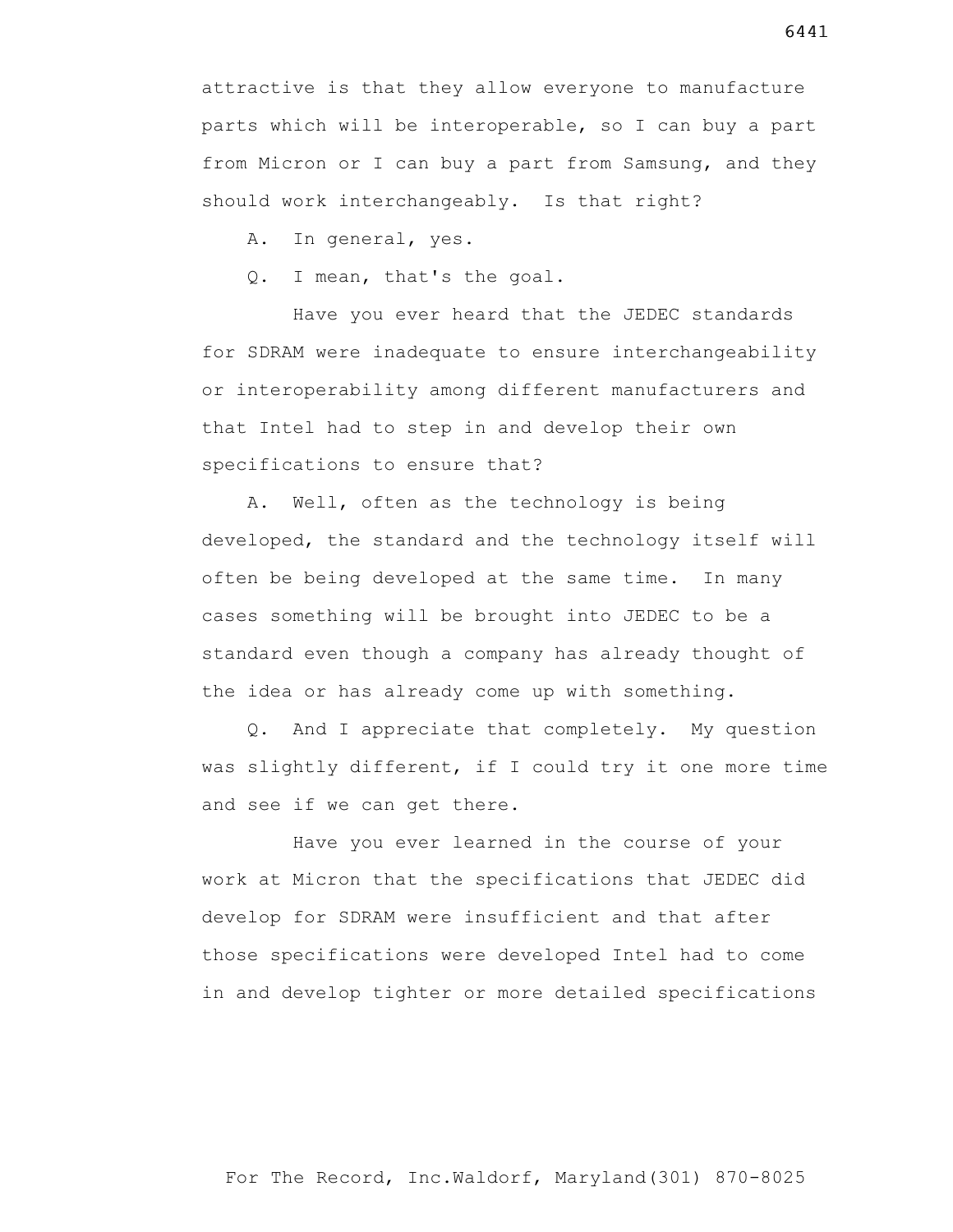attractive is that they allow everyone to manufacture parts which will be interoperable, so I can buy a part from Micron or I can buy a part from Samsung, and they should work interchangeably. Is that right?

A. In general, yes.

Q. I mean, that's the goal.

Have you ever heard that the JEDEC standards for SDRAM were inadequate to ensure interchangeability or interoperability among different manufacturers and that Intel had to step in and develop their own specifications to ensure that?

A. Well, often as the technology is being developed, the standard and the technology itself will often be being developed at the same time. In many cases something will be brought into JEDEC to be a standard even though a company has already thought of the idea or has already come up with something.

Q. And I appreciate that completely. My question was slightly different, if I could try it one more time and see if we can get there.

Have you ever learned in the course of your work at Micron that the specifications that JEDEC did develop for SDRAM were insufficient and that after those specifications were developed Intel had to come in and develop tighter or more detailed specifications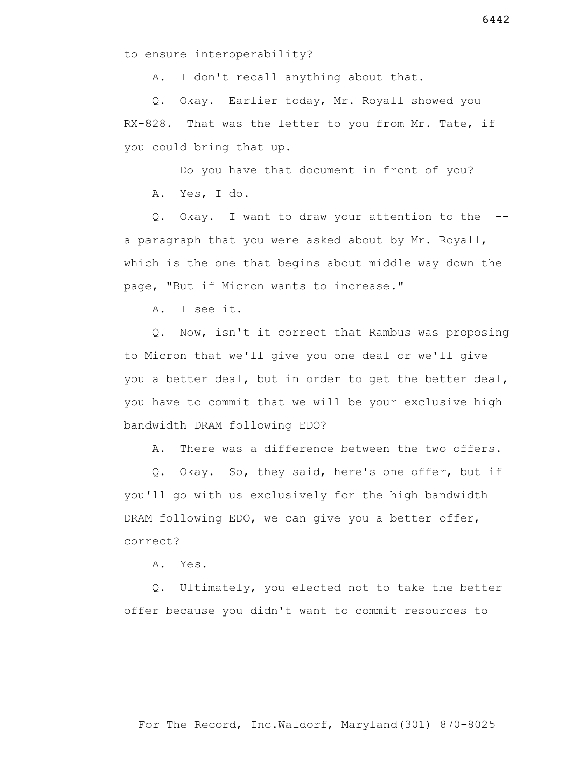to ensure interoperability?

A. I don't recall anything about that.

Q. Okay. Earlier today, Mr. Royall showed you RX-828. That was the letter to you from Mr. Tate, if you could bring that up.

Do you have that document in front of you?

A. Yes, I do.

Q. Okay. I want to draw your attention to the -- a paragraph that you were asked about by Mr. Royall, which is the one that begins about middle way down the page, "But if Micron wants to increase."

A. I see it.

Q. Now, isn't it correct that Rambus was proposing to Micron that we'll give you one deal or we'll give you a better deal, but in order to get the better deal, you have to commit that we will be your exclusive high bandwidth DRAM following EDO?

A. There was a difference between the two offers.

Q. Okay. So, they said, here's one offer, but if you'll go with us exclusively for the high bandwidth DRAM following EDO, we can give you a better offer, correct?

A. Yes.

Q. Ultimately, you elected not to take the better offer because you didn't want to commit resources to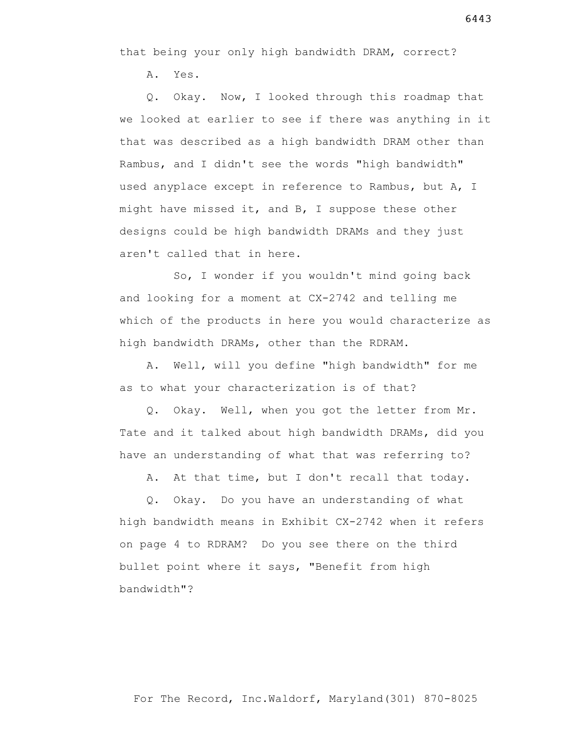that being your only high bandwidth DRAM, correct?

A. Yes.

Q. Okay. Now, I looked through this roadmap that we looked at earlier to see if there was anything in it that was described as a high bandwidth DRAM other than Rambus, and I didn't see the words "high bandwidth" used anyplace except in reference to Rambus, but A, I might have missed it, and B, I suppose these other designs could be high bandwidth DRAMs and they just aren't called that in here.

So, I wonder if you wouldn't mind going back and looking for a moment at CX-2742 and telling me which of the products in here you would characterize as high bandwidth DRAMs, other than the RDRAM.

A. Well, will you define "high bandwidth" for me as to what your characterization is of that?

Q. Okay. Well, when you got the letter from Mr. Tate and it talked about high bandwidth DRAMs, did you have an understanding of what that was referring to?

A. At that time, but I don't recall that today.

Q. Okay. Do you have an understanding of what high bandwidth means in Exhibit CX-2742 when it refers on page 4 to RDRAM? Do you see there on the third bullet point where it says, "Benefit from high bandwidth"?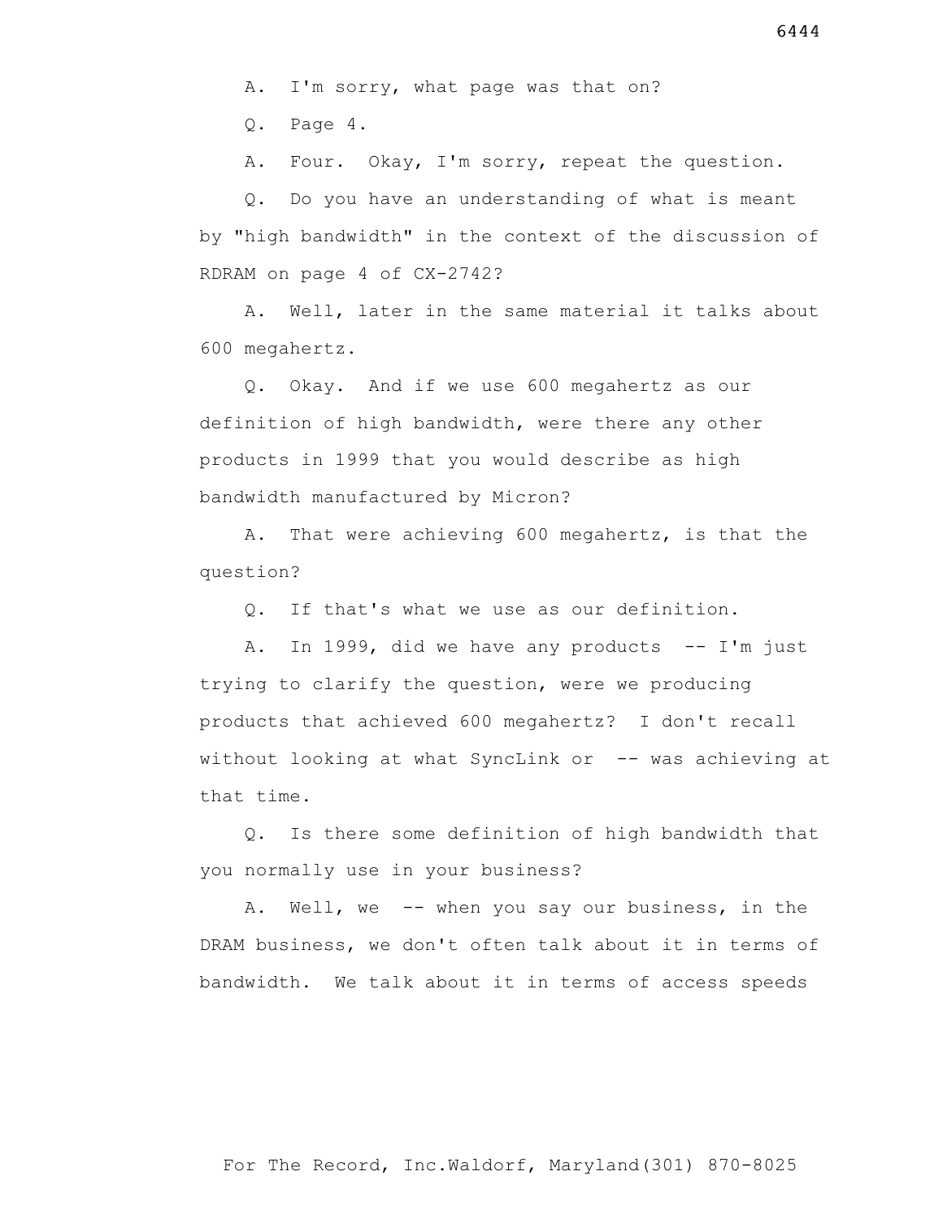A. I'm sorry, what page was that on?

Q. Page 4.

A. Four. Okay, I'm sorry, repeat the question.

Q. Do you have an understanding of what is meant by "high bandwidth" in the context of the discussion of RDRAM on page 4 of CX-2742?

A. Well, later in the same material it talks about 600 megahertz.

Q. Okay. And if we use 600 megahertz as our definition of high bandwidth, were there any other products in 1999 that you would describe as high bandwidth manufactured by Micron?

A. That were achieving 600 megahertz, is that the question?

Q. If that's what we use as our definition.

A. In 1999, did we have any products -- I'm just trying to clarify the question, were we producing products that achieved 600 megahertz? I don't recall without looking at what SyncLink or -- was achieving at that time.

Q. Is there some definition of high bandwidth that you normally use in your business?

A. Well, we -- when you say our business, in the DRAM business, we don't often talk about it in terms of bandwidth. We talk about it in terms of access speeds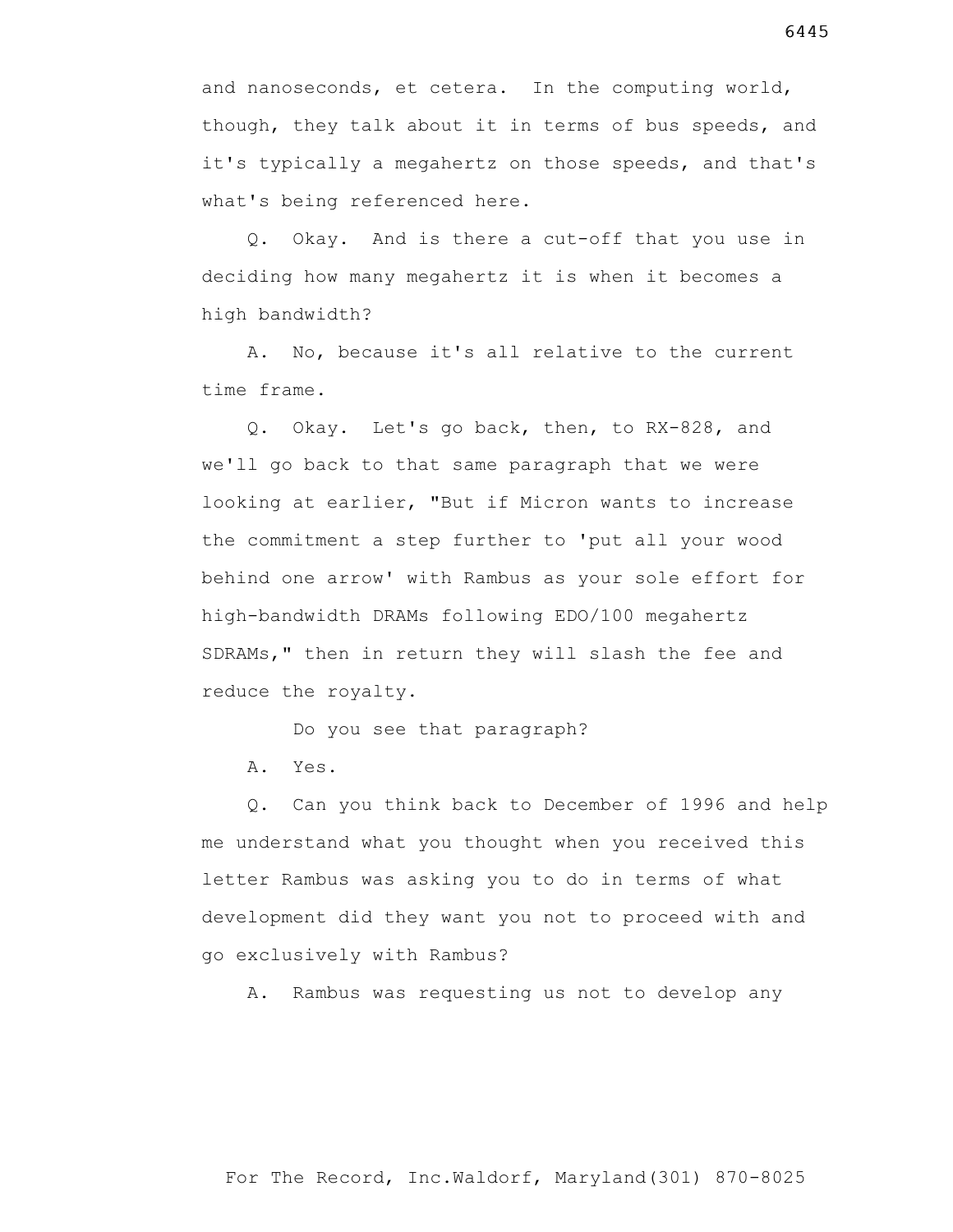and nanoseconds, et cetera. In the computing world, though, they talk about it in terms of bus speeds, and it's typically a megahertz on those speeds, and that's what's being referenced here.

Q. Okay. And is there a cut-off that you use in deciding how many megahertz it is when it becomes a high bandwidth?

A. No, because it's all relative to the current time frame.

Q. Okay. Let's go back, then, to RX-828, and we'll go back to that same paragraph that we were looking at earlier, "But if Micron wants to increase the commitment a step further to 'put all your wood behind one arrow' with Rambus as your sole effort for high-bandwidth DRAMs following EDO/100 megahertz SDRAMs," then in return they will slash the fee and reduce the royalty.

Do you see that paragraph?

A. Yes.

Q. Can you think back to December of 1996 and help me understand what you thought when you received this letter Rambus was asking you to do in terms of what development did they want you not to proceed with and go exclusively with Rambus?

A. Rambus was requesting us not to develop any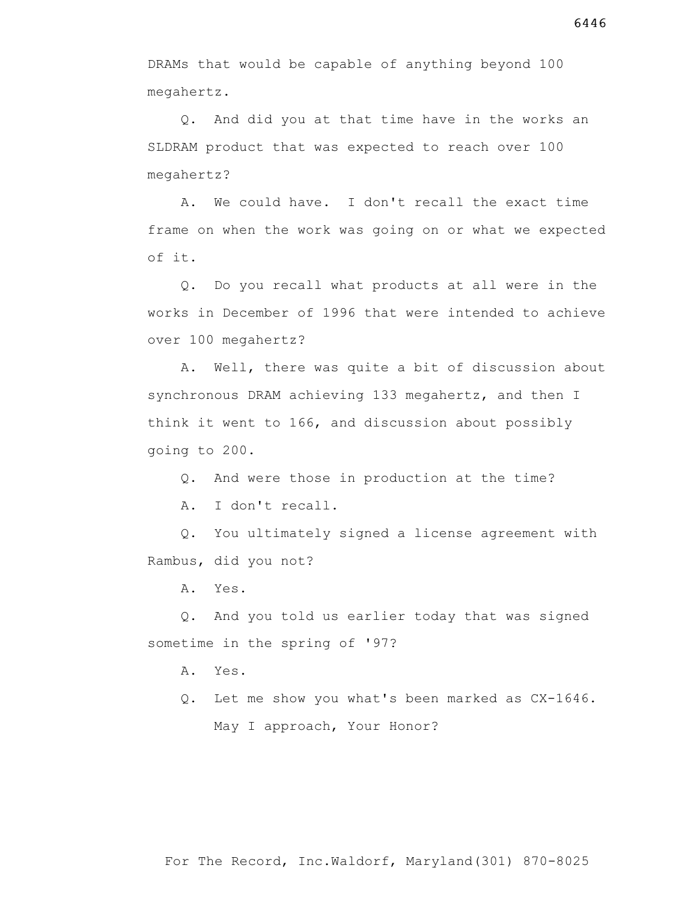DRAMs that would be capable of anything beyond 100 megahertz.

Q. And did you at that time have in the works an SLDRAM product that was expected to reach over 100 megahertz?

A. We could have. I don't recall the exact time frame on when the work was going on or what we expected of it.

Q. Do you recall what products at all were in the works in December of 1996 that were intended to achieve over 100 megahertz?

A. Well, there was quite a bit of discussion about synchronous DRAM achieving 133 megahertz, and then I think it went to 166, and discussion about possibly going to 200.

Q. And were those in production at the time?

A. I don't recall.

Q. You ultimately signed a license agreement with Rambus, did you not?

A. Yes.

Q. And you told us earlier today that was signed sometime in the spring of '97?

A. Yes.

Q. Let me show you what's been marked as CX-1646.

May I approach, Your Honor?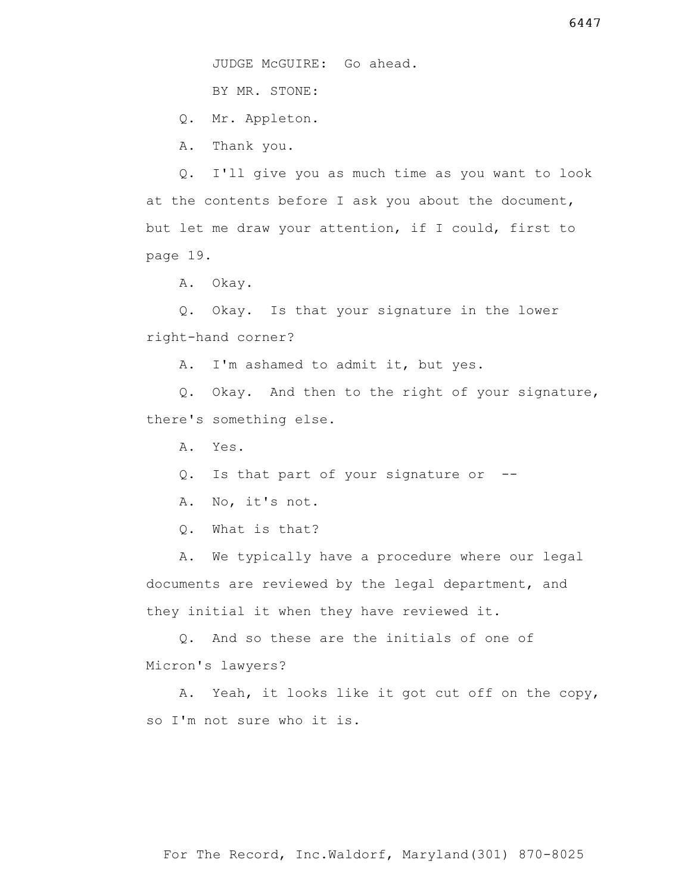JUDGE McGUIRE: Go ahead.

BY MR. STONE:

Q. Mr. Appleton.

A. Thank you.

Q. I'll give you as much time as you want to look at the contents before I ask you about the document, but let me draw your attention, if I could, first to page 19.

A. Okay.

Q. Okay. Is that your signature in the lower right-hand corner?

A. I'm ashamed to admit it, but yes.

Q. Okay. And then to the right of your signature, there's something else.

A. Yes.

Q. Is that part of your signature or --

A. No, it's not.

Q. What is that?

A. We typically have a procedure where our legal documents are reviewed by the legal department, and they initial it when they have reviewed it.

Q. And so these are the initials of one of Micron's lawyers?

A. Yeah, it looks like it got cut off on the copy, so I'm not sure who it is.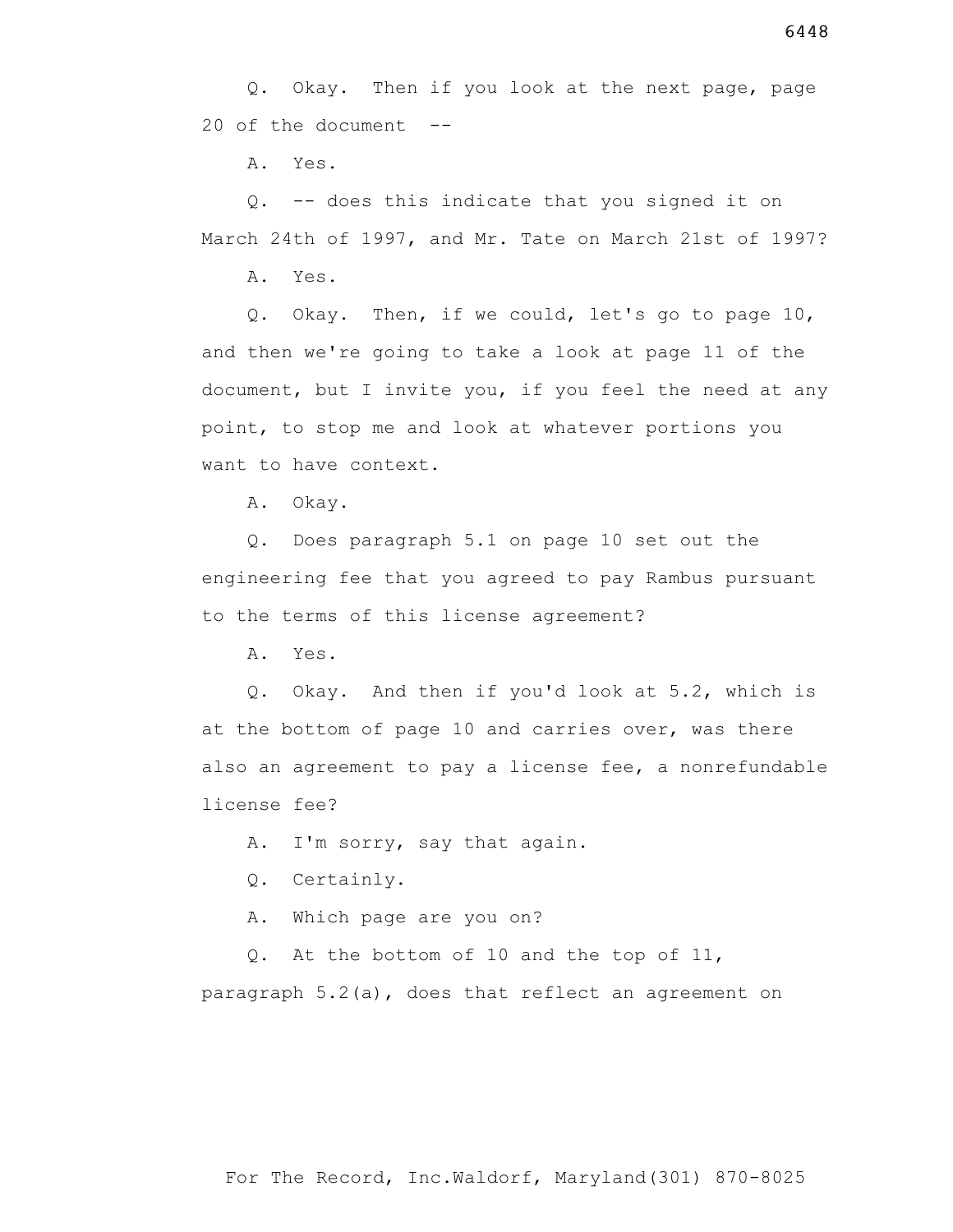Q. Okay. Then if you look at the next page, page 20 of the document --

A. Yes.

Q. -- does this indicate that you signed it on March 24th of 1997, and Mr. Tate on March 21st of 1997?

A. Yes.

Q. Okay. Then, if we could, let's go to page 10, and then we're going to take a look at page 11 of the document, but I invite you, if you feel the need at any point, to stop me and look at whatever portions you want to have context.

A. Okay.

Q. Does paragraph 5.1 on page 10 set out the engineering fee that you agreed to pay Rambus pursuant to the terms of this license agreement?

A. Yes.

Q. Okay. And then if you'd look at 5.2, which is at the bottom of page 10 and carries over, was there also an agreement to pay a license fee, a nonrefundable license fee?

A. I'm sorry, say that again.

Q. Certainly.

A. Which page are you on?

Q. At the bottom of 10 and the top of 11, paragraph 5.2(a), does that reflect an agreement on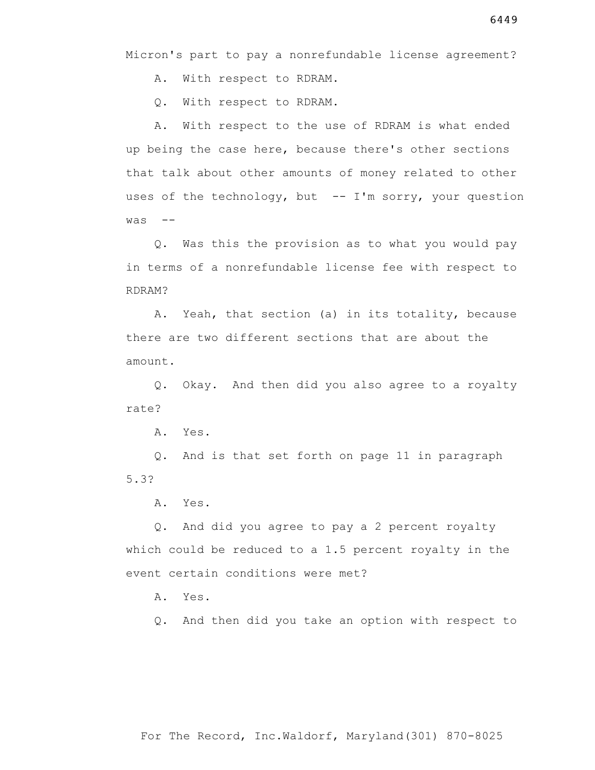Micron's part to pay a nonrefundable license agreement?

A. With respect to RDRAM.

Q. With respect to RDRAM.

A. With respect to the use of RDRAM is what ended up being the case here, because there's other sections that talk about other amounts of money related to other uses of the technology, but -- I'm sorry, your question was --

Q. Was this the provision as to what you would pay in terms of a nonrefundable license fee with respect to RDRAM?

A. Yeah, that section (a) in its totality, because there are two different sections that are about the amount.

Q. Okay. And then did you also agree to a royalty rate?

A. Yes.

Q. And is that set forth on page 11 in paragraph 5.3?

A. Yes.

Q. And did you agree to pay a 2 percent royalty which could be reduced to a 1.5 percent royalty in the event certain conditions were met?

A. Yes.

Q. And then did you take an option with respect to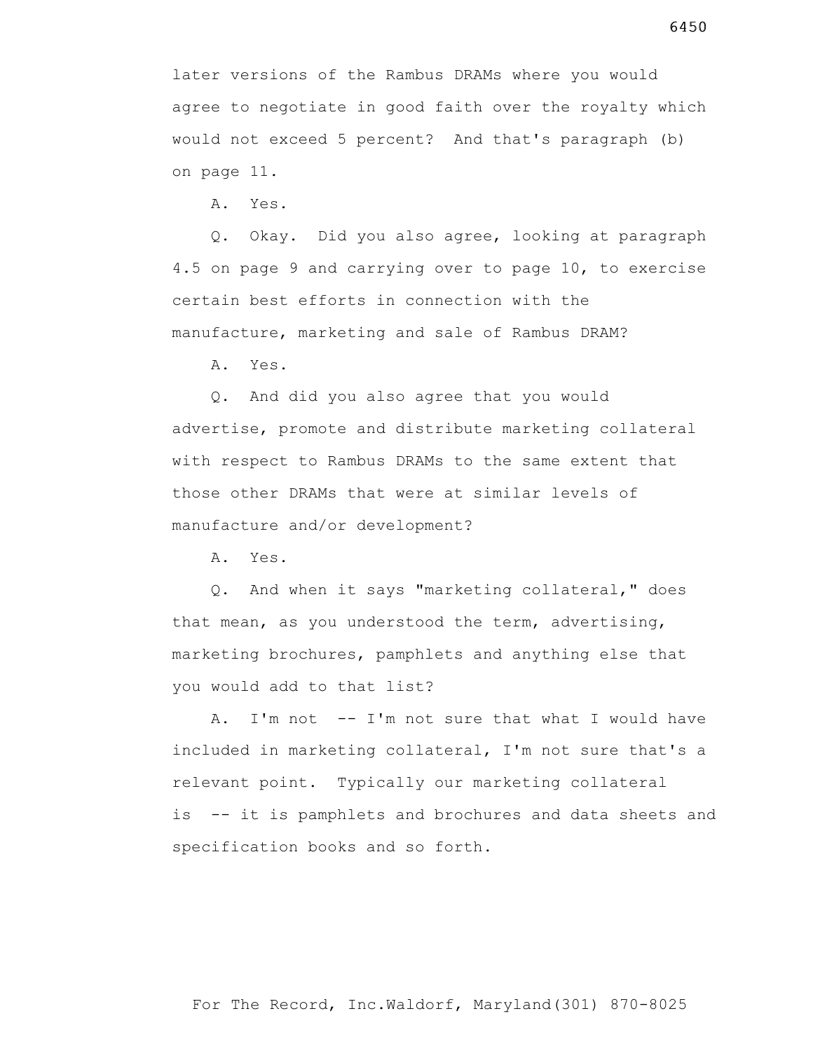later versions of the Rambus DRAMs where you would agree to negotiate in good faith over the royalty which would not exceed 5 percent? And that's paragraph (b) on page 11.

A. Yes.

Q. Okay. Did you also agree, looking at paragraph 4.5 on page 9 and carrying over to page 10, to exercise certain best efforts in connection with the manufacture, marketing and sale of Rambus DRAM?

A. Yes.

Q. And did you also agree that you would advertise, promote and distribute marketing collateral with respect to Rambus DRAMs to the same extent that those other DRAMs that were at similar levels of manufacture and/or development?

A. Yes.

Q. And when it says "marketing collateral," does that mean, as you understood the term, advertising, marketing brochures, pamphlets and anything else that you would add to that list?

A. I'm not -- I'm not sure that what I would have included in marketing collateral, I'm not sure that's a relevant point. Typically our marketing collateral is -- it is pamphlets and brochures and data sheets and specification books and so forth.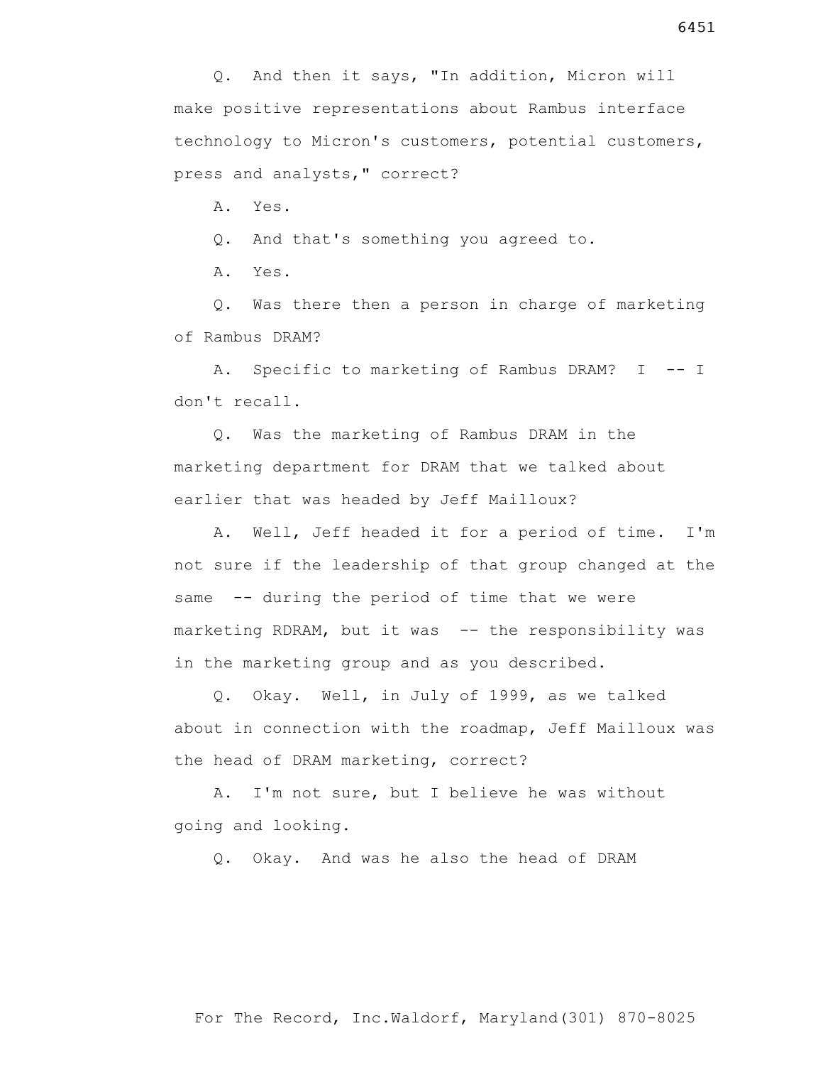Q. And then it says, "In addition, Micron will make positive representations about Rambus interface technology to Micron's customers, potential customers, press and analysts," correct?

A. Yes.

Q. And that's something you agreed to.

A. Yes.

Q. Was there then a person in charge of marketing of Rambus DRAM?

A. Specific to marketing of Rambus DRAM? I -- I don't recall.

Q. Was the marketing of Rambus DRAM in the marketing department for DRAM that we talked about earlier that was headed by Jeff Mailloux?

A. Well, Jeff headed it for a period of time. I'm not sure if the leadership of that group changed at the same -- during the period of time that we were marketing RDRAM, but it was -- the responsibility was in the marketing group and as you described.

Q. Okay. Well, in July of 1999, as we talked about in connection with the roadmap, Jeff Mailloux was the head of DRAM marketing, correct?

A. I'm not sure, but I believe he was without going and looking.

Q. Okay. And was he also the head of DRAM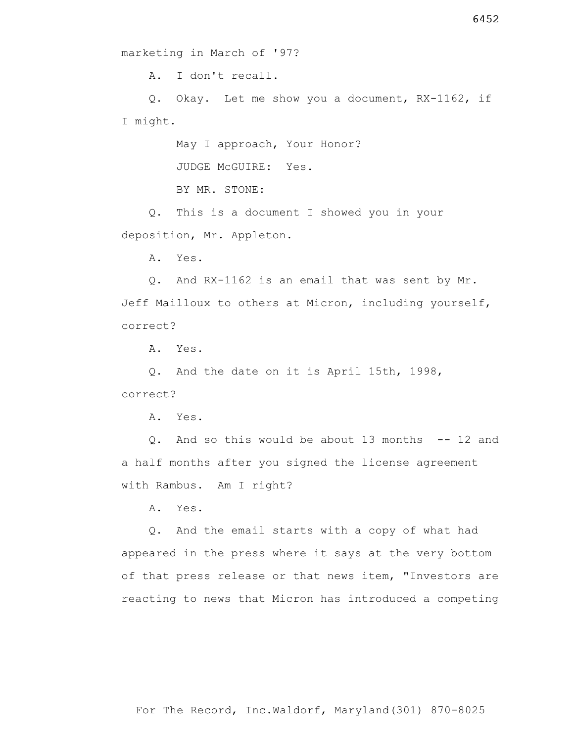marketing in March of '97?

A. I don't recall.

Q. Okay. Let me show you a document, RX-1162, if I might.

May I approach, Your Honor?

JUDGE McGUIRE: Yes.

BY MR. STONE:

Q. This is a document I showed you in your deposition, Mr. Appleton.

A. Yes.

Q. And RX-1162 is an email that was sent by Mr. Jeff Mailloux to others at Micron, including yourself, correct?

A. Yes.

Q. And the date on it is April 15th, 1998, correct?

A. Yes.

Q. And so this would be about 13 months -- 12 and a half months after you signed the license agreement with Rambus. Am I right?

A. Yes.

Q. And the email starts with a copy of what had appeared in the press where it says at the very bottom of that press release or that news item, "Investors are reacting to news that Micron has introduced a competing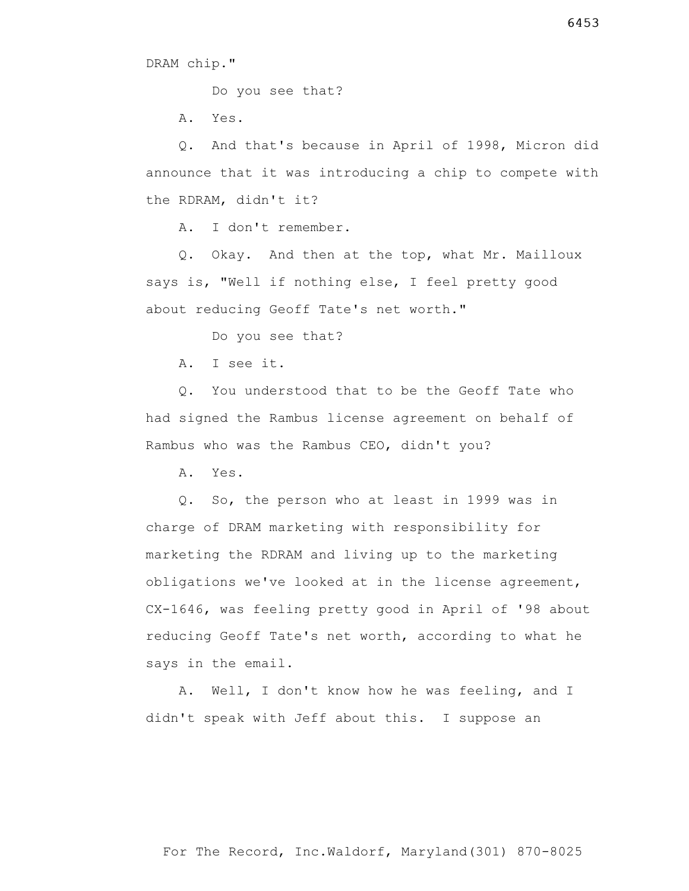DRAM chip."

Do you see that?

A. Yes.

Q. And that's because in April of 1998, Micron did announce that it was introducing a chip to compete with the RDRAM, didn't it?

A. I don't remember.

Q. Okay. And then at the top, what Mr. Mailloux says is, "Well if nothing else, I feel pretty good about reducing Geoff Tate's net worth."

Do you see that?

A. I see it.

Q. You understood that to be the Geoff Tate who had signed the Rambus license agreement on behalf of Rambus who was the Rambus CEO, didn't you?

A. Yes.

Q. So, the person who at least in 1999 was in charge of DRAM marketing with responsibility for marketing the RDRAM and living up to the marketing obligations we've looked at in the license agreement, CX-1646, was feeling pretty good in April of '98 about reducing Geoff Tate's net worth, according to what he says in the email.

A. Well, I don't know how he was feeling, and I didn't speak with Jeff about this. I suppose an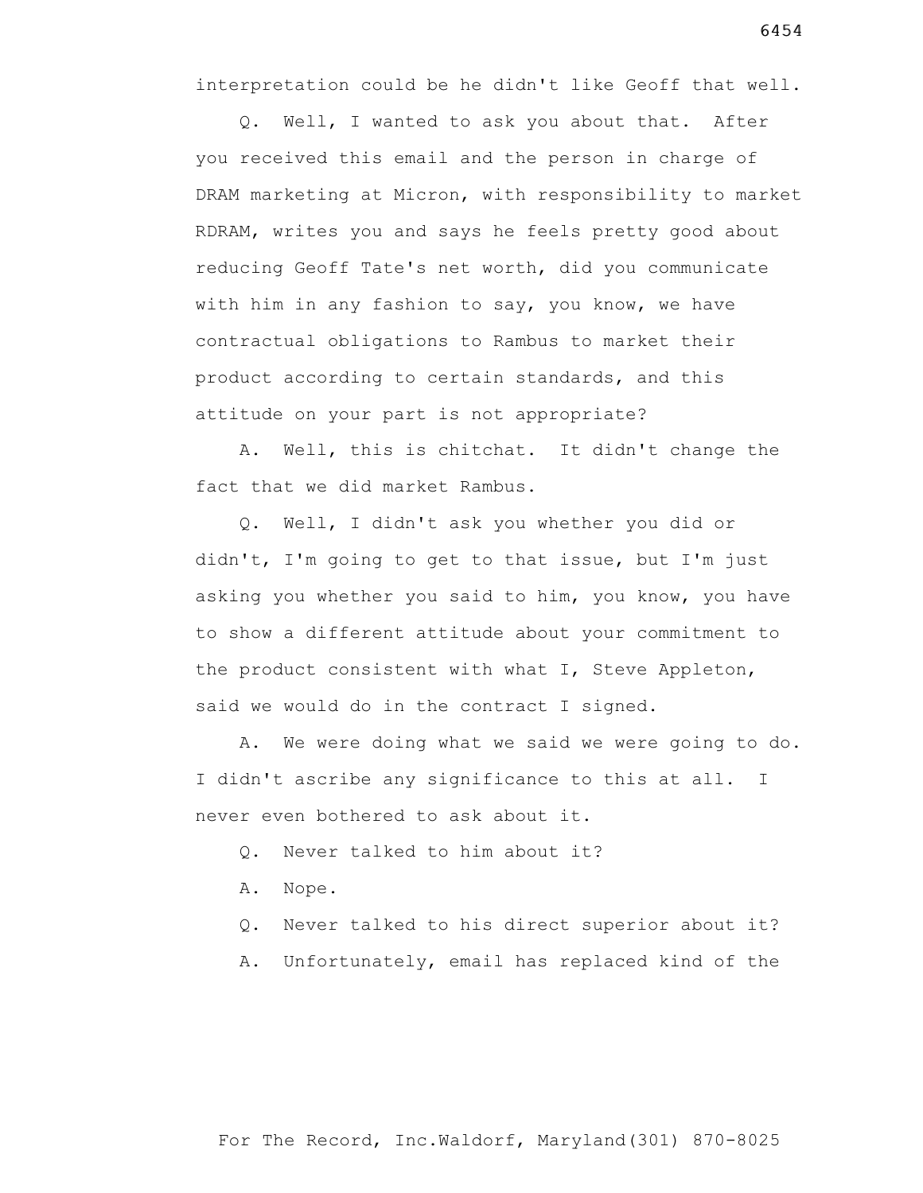interpretation could be he didn't like Geoff that well.

Q. Well, I wanted to ask you about that. After you received this email and the person in charge of DRAM marketing at Micron, with responsibility to market RDRAM, writes you and says he feels pretty good about reducing Geoff Tate's net worth, did you communicate with him in any fashion to say, you know, we have contractual obligations to Rambus to market their product according to certain standards, and this attitude on your part is not appropriate?

A. Well, this is chitchat. It didn't change the fact that we did market Rambus.

Q. Well, I didn't ask you whether you did or didn't, I'm going to get to that issue, but I'm just asking you whether you said to him, you know, you have to show a different attitude about your commitment to the product consistent with what I, Steve Appleton, said we would do in the contract I signed.

A. We were doing what we said we were going to do. I didn't ascribe any significance to this at all. I never even bothered to ask about it.

Q. Never talked to him about it?

A. Nope.

Q. Never talked to his direct superior about it?

A. Unfortunately, email has replaced kind of the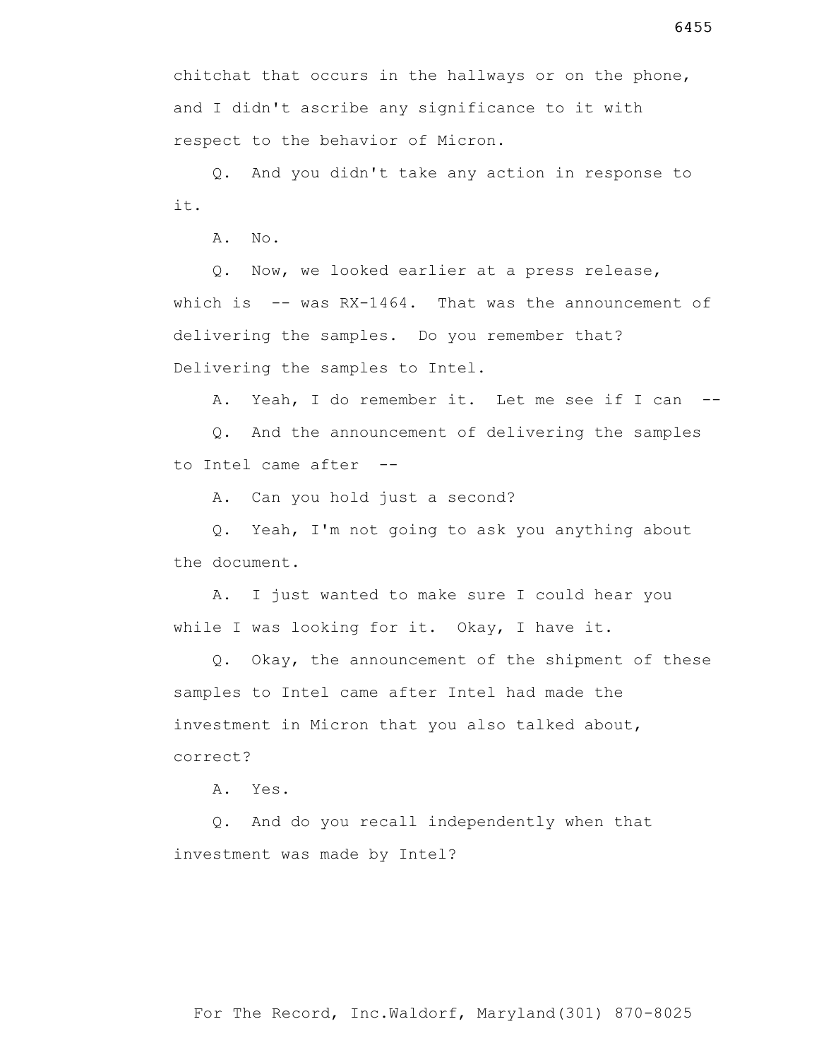chitchat that occurs in the hallways or on the phone, and I didn't ascribe any significance to it with respect to the behavior of Micron.

Q. And you didn't take any action in response to it.

A. No.

Q. Now, we looked earlier at a press release, which is -- was RX-1464. That was the announcement of delivering the samples. Do you remember that? Delivering the samples to Intel.

A. Yeah, I do remember it. Let me see if I can --

Q. And the announcement of delivering the samples to Intel came after --

A. Can you hold just a second?

Q. Yeah, I'm not going to ask you anything about the document.

A. I just wanted to make sure I could hear you while I was looking for it. Okay, I have it.

Q. Okay, the announcement of the shipment of these samples to Intel came after Intel had made the investment in Micron that you also talked about, correct?

A. Yes.

Q. And do you recall independently when that investment was made by Intel?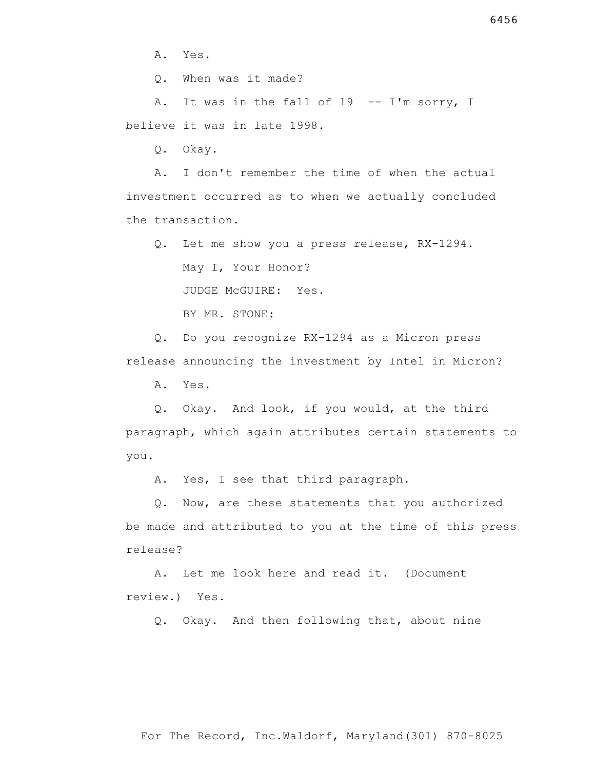A. Yes.

Q. When was it made?

A. It was in the fall of 19 -- I'm sorry, I believe it was in late 1998.

Q. Okay.

A. I don't remember the time of when the actual investment occurred as to when we actually concluded the transaction.

Q. Let me show you a press release, RX-1294.

May I, Your Honor?

JUDGE McGUIRE: Yes.

BY MR. STONE:

Q. Do you recognize RX-1294 as a Micron press release announcing the investment by Intel in Micron?

A. Yes.

Q. Okay. And look, if you would, at the third paragraph, which again attributes certain statements to you.

A. Yes, I see that third paragraph.

Q. Now, are these statements that you authorized be made and attributed to you at the time of this press release?

A. Let me look here and read it. (Document review.) Yes.

Q. Okay. And then following that, about nine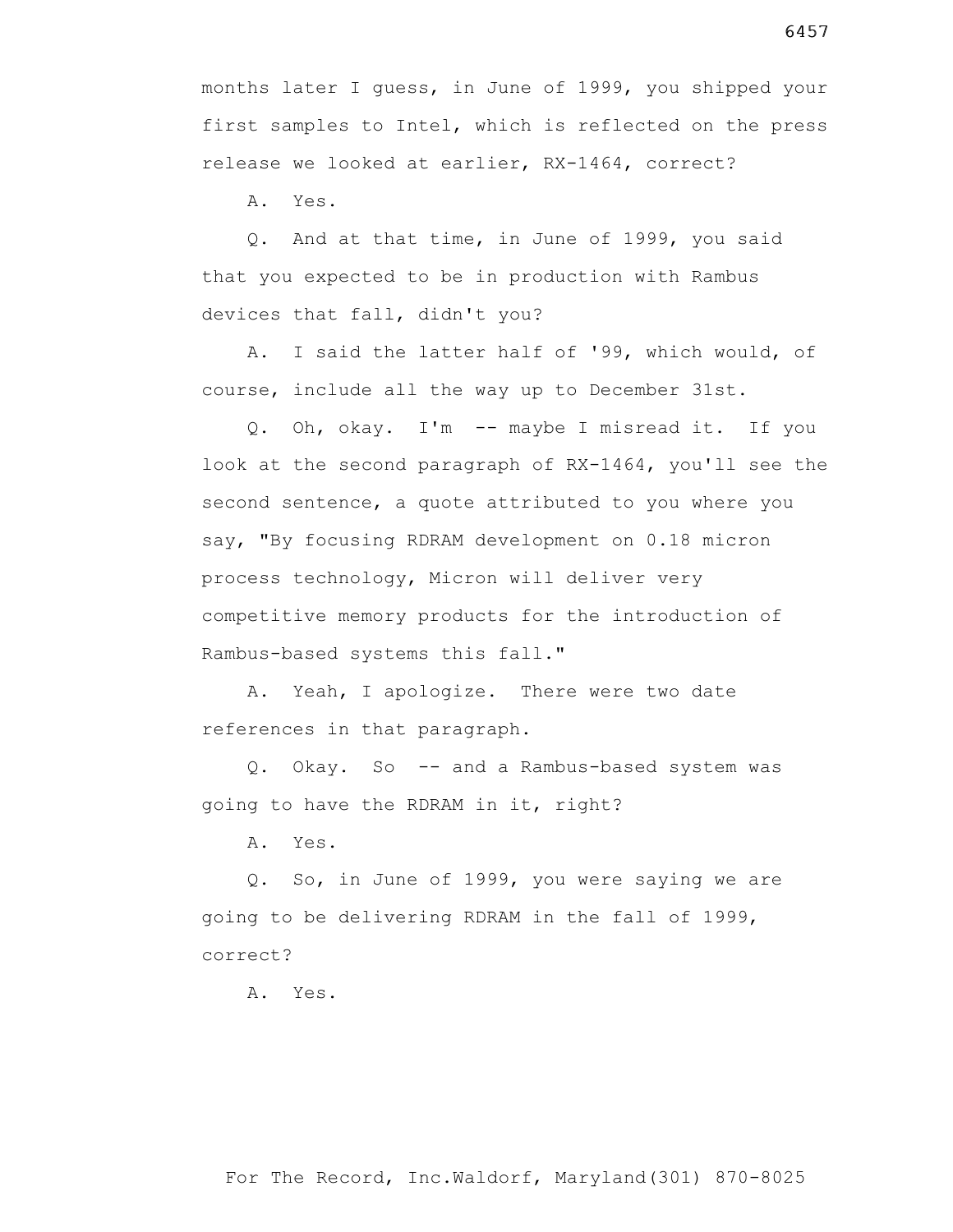months later I guess, in June of 1999, you shipped your first samples to Intel, which is reflected on the press release we looked at earlier, RX-1464, correct?

A. Yes.

Q. And at that time, in June of 1999, you said that you expected to be in production with Rambus devices that fall, didn't you?

A. I said the latter half of '99, which would, of course, include all the way up to December 31st.

Q. Oh, okay. I'm -- maybe I misread it. If you look at the second paragraph of RX-1464, you'll see the second sentence, a quote attributed to you where you say, "By focusing RDRAM development on 0.18 micron process technology, Micron will deliver very competitive memory products for the introduction of Rambus-based systems this fall."

A. Yeah, I apologize. There were two date references in that paragraph.

Q. Okay. So -- and a Rambus-based system was going to have the RDRAM in it, right?

A. Yes.

Q. So, in June of 1999, you were saying we are going to be delivering RDRAM in the fall of 1999, correct?

A. Yes.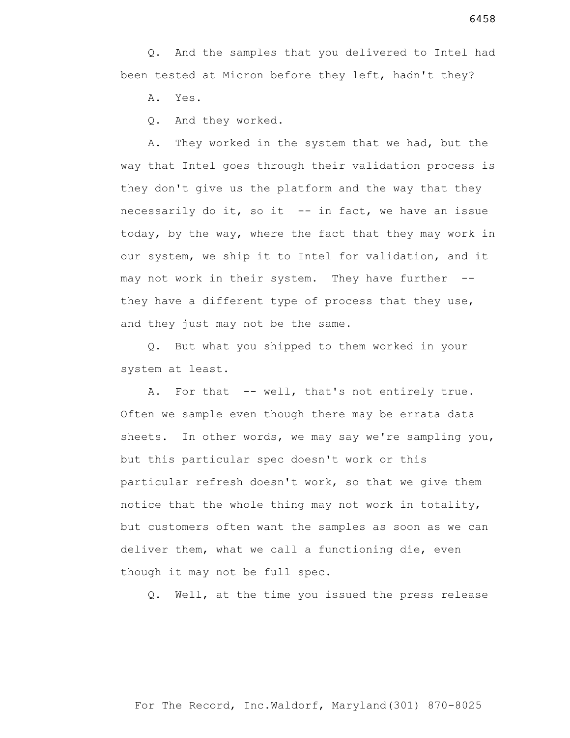Q. And the samples that you delivered to Intel had been tested at Micron before they left, hadn't they?

A. Yes.

Q. And they worked.

A. They worked in the system that we had, but the way that Intel goes through their validation process is they don't give us the platform and the way that they necessarily do it, so it -- in fact, we have an issue today, by the way, where the fact that they may work in our system, we ship it to Intel for validation, and it may not work in their system. They have further -- they have a different type of process that they use, and they just may not be the same.

Q. But what you shipped to them worked in your system at least.

A. For that -- well, that's not entirely true. Often we sample even though there may be errata data sheets. In other words, we may say we're sampling you, but this particular spec doesn't work or this particular refresh doesn't work, so that we give them notice that the whole thing may not work in totality, but customers often want the samples as soon as we can deliver them, what we call a functioning die, even though it may not be full spec.

Q. Well, at the time you issued the press release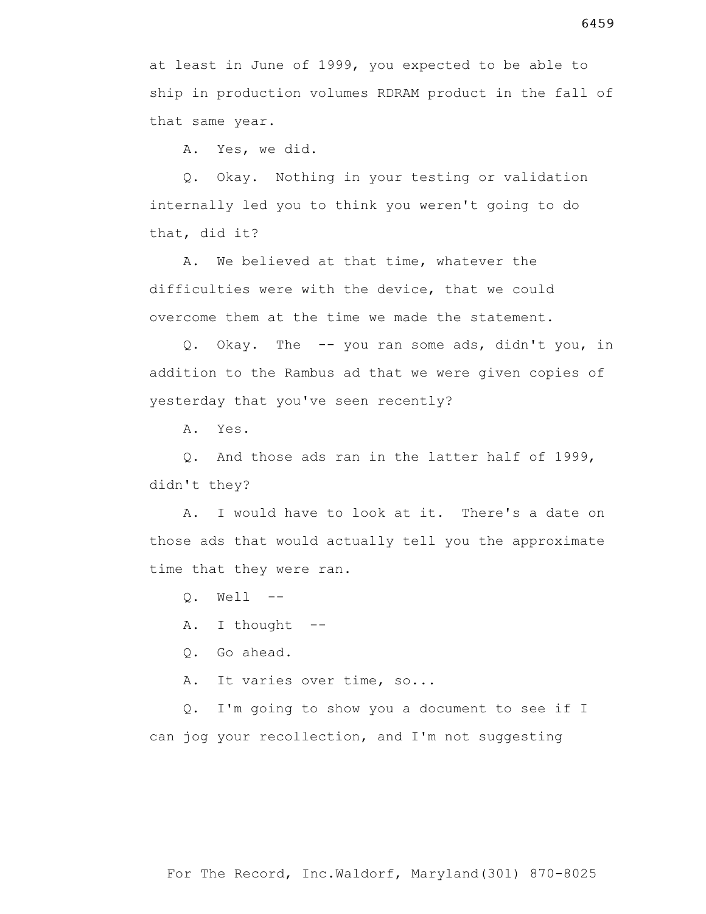at least in June of 1999, you expected to be able to ship in production volumes RDRAM product in the fall of that same year.

A. Yes, we did.

Q. Okay. Nothing in your testing or validation internally led you to think you weren't going to do that, did it?

A. We believed at that time, whatever the difficulties were with the device, that we could overcome them at the time we made the statement.

Q. Okay. The -- you ran some ads, didn't you, in addition to the Rambus ad that we were given copies of yesterday that you've seen recently?

A. Yes.

Q. And those ads ran in the latter half of 1999, didn't they?

A. I would have to look at it. There's a date on those ads that would actually tell you the approximate time that they were ran.

Q. Well --

A. I thought --

Q. Go ahead.

A. It varies over time, so...

Q. I'm going to show you a document to see if I can jog your recollection, and I'm not suggesting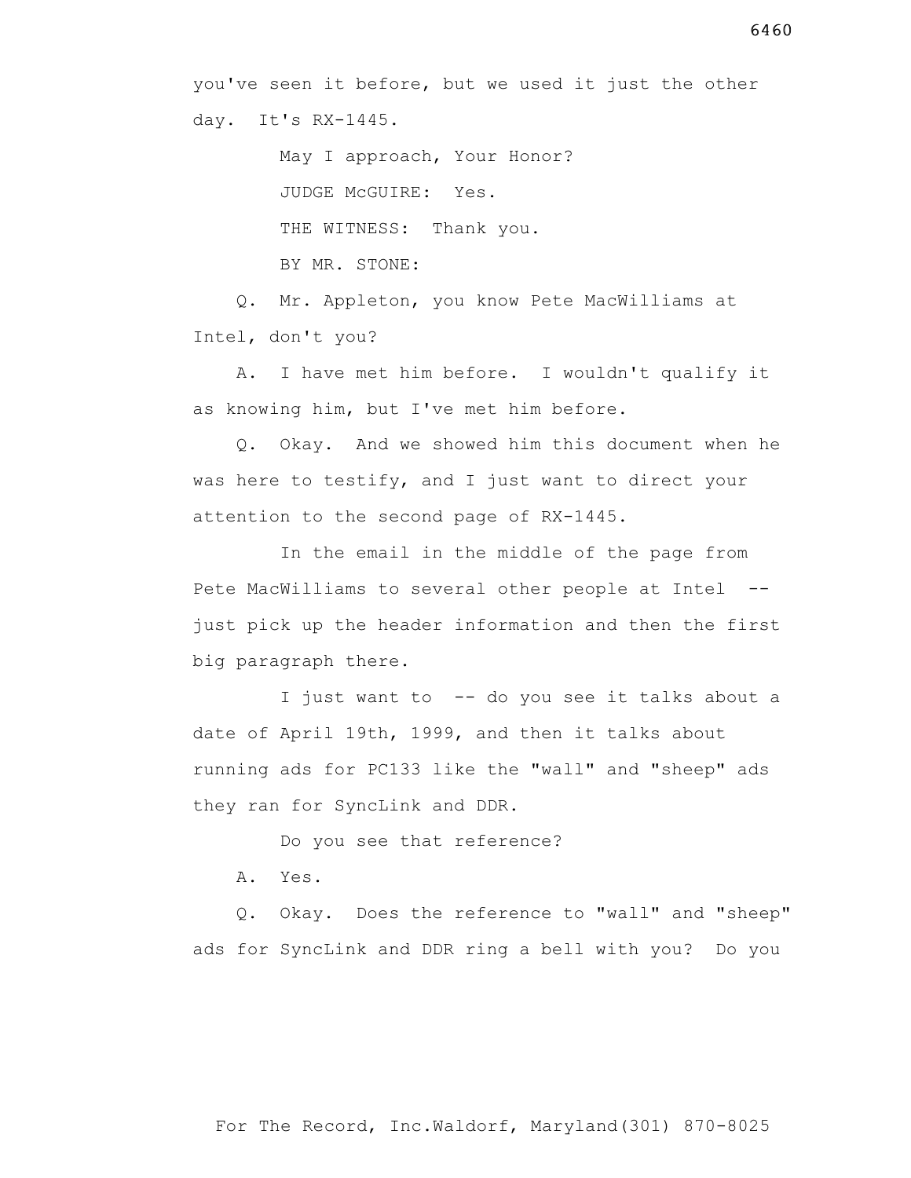you've seen it before, but we used it just the other day. It's RX-1445.

May I approach, Your Honor?

JUDGE McGUIRE: Yes.

THE WITNESS: Thank you.

BY MR. STONE:

Q. Mr. Appleton, you know Pete MacWilliams at Intel, don't you?

A. I have met him before. I wouldn't qualify it as knowing him, but I've met him before.

Q. Okay. And we showed him this document when he was here to testify, and I just want to direct your attention to the second page of RX-1445.

In the email in the middle of the page from Pete MacWilliams to several other people at Intel -- just pick up the header information and then the first big paragraph there.

I just want to -- do you see it talks about a date of April 19th, 1999, and then it talks about running ads for PC133 like the "wall" and "sheep" ads they ran for SyncLink and DDR.

Do you see that reference?

A. Yes.

Q. Okay. Does the reference to "wall" and "sheep" ads for SyncLink and DDR ring a bell with you? Do you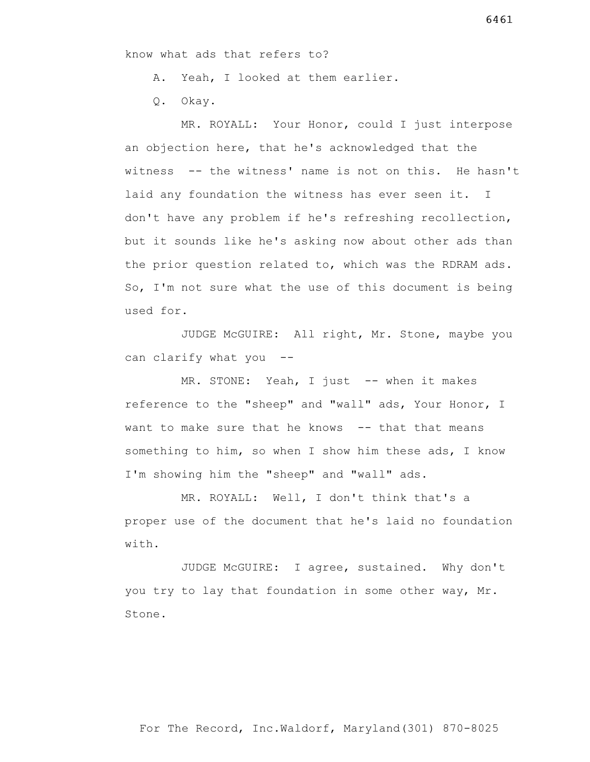know what ads that refers to?

A. Yeah, I looked at them earlier.

Q. Okay.

MR. ROYALL: Your Honor, could I just interpose an objection here, that he's acknowledged that the witness -- the witness' name is not on this. He hasn't laid any foundation the witness has ever seen it. I don't have any problem if he's refreshing recollection, but it sounds like he's asking now about other ads than the prior question related to, which was the RDRAM ads. So, I'm not sure what the use of this document is being used for.

JUDGE McGUIRE: All right, Mr. Stone, maybe you can clarify what you --

MR. STONE: Yeah, I just -- when it makes reference to the "sheep" and "wall" ads, Your Honor, I want to make sure that he knows -- that that means something to him, so when I show him these ads, I know I'm showing him the "sheep" and "wall" ads.

MR. ROYALL: Well, I don't think that's a proper use of the document that he's laid no foundation with.

JUDGE McGUIRE: I agree, sustained. Why don't you try to lay that foundation in some other way, Mr. Stone.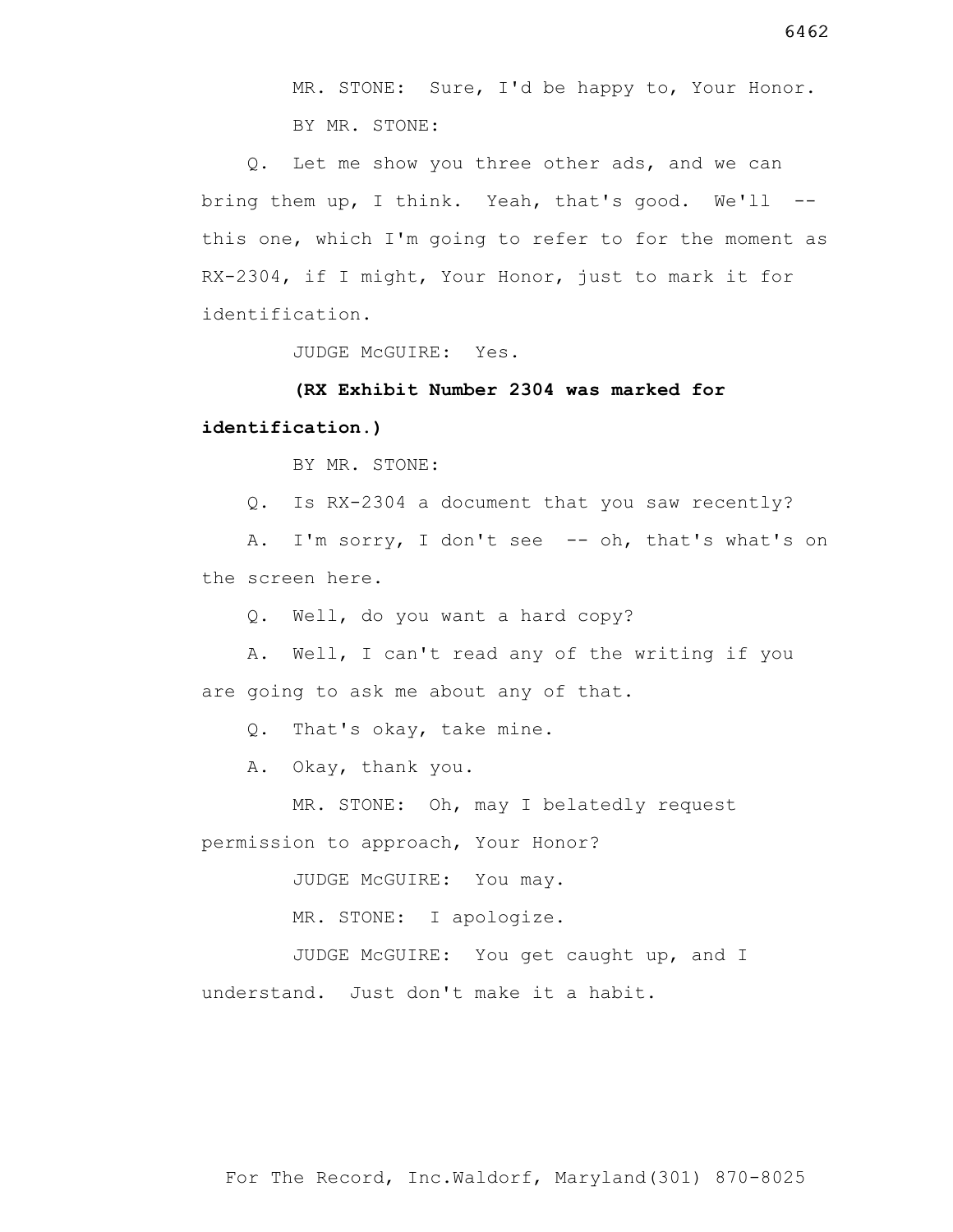MR. STONE: Sure, I'd be happy to, Your Honor.

BY MR. STONE:

Q. Let me show you three other ads, and we can bring them up, I think. Yeah, that's good. We'll -- this one, which I'm going to refer to for the moment as RX-2304, if I might, Your Honor, just to mark it for identification.

JUDGE McGUIRE: Yes.

**(RX Exhibit Number 2304 was marked for identification.)**

BY MR. STONE:

Q. Is RX-2304 a document that you saw recently?

A. I'm sorry, I don't see -- oh, that's what's on the screen here.

Q. Well, do you want a hard copy?

A. Well, I can't read any of the writing if you are going to ask me about any of that.

Q. That's okay, take mine.

A. Okay, thank you.

MR. STONE: Oh, may I belatedly request permission to approach, Your Honor?

JUDGE McGUIRE: You may.

MR. STONE: I apologize.

JUDGE McGUIRE: You get caught up, and I understand. Just don't make it a habit.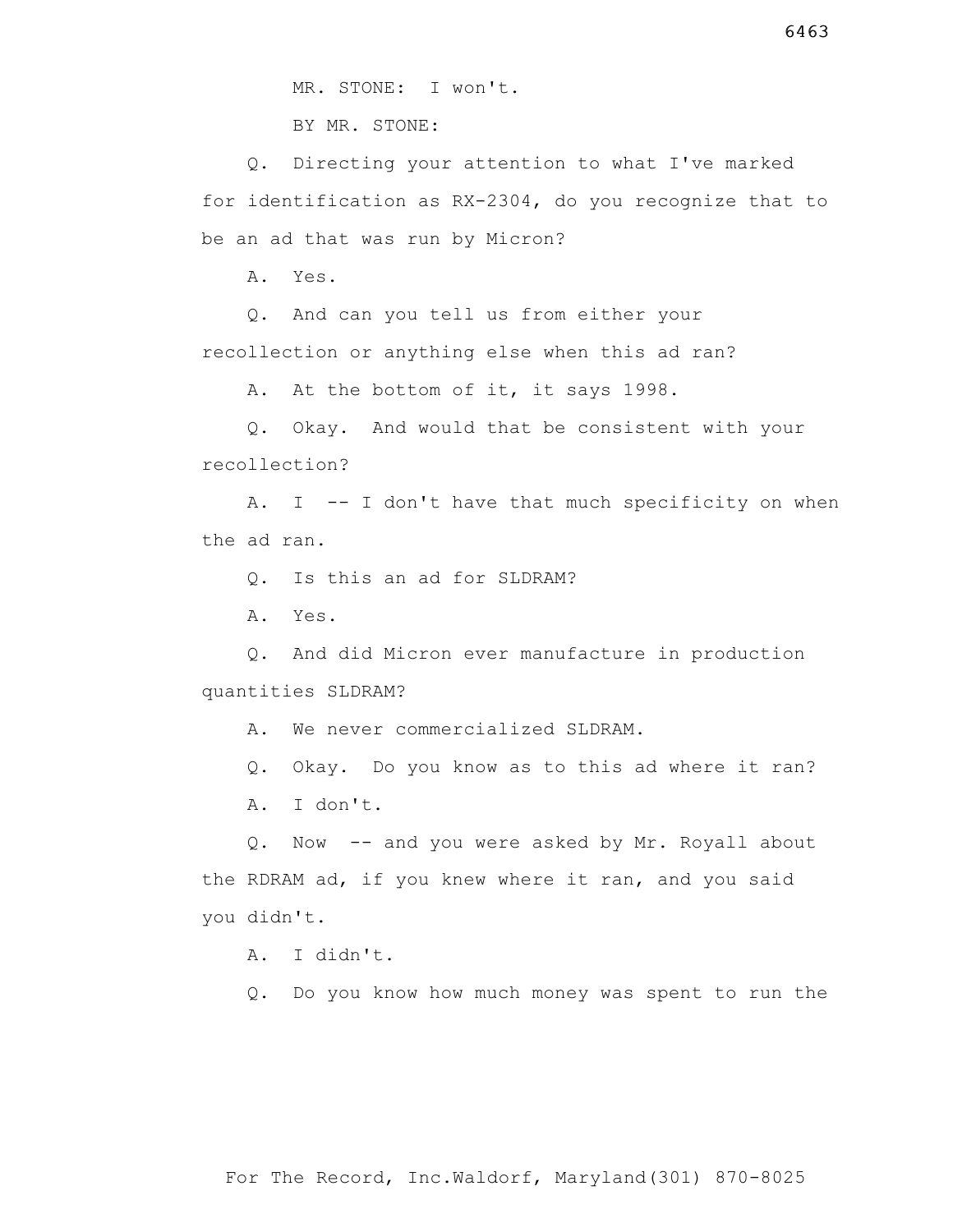MR. STONE: I won't.

BY MR. STONE:

Q. Directing your attention to what I've marked for identification as RX-2304, do you recognize that to be an ad that was run by Micron?

A. Yes.

Q. And can you tell us from either your recollection or anything else when this ad ran?

A. At the bottom of it, it says 1998.

Q. Okay. And would that be consistent with your recollection?

A. I -- I don't have that much specificity on when the ad ran.

Q. Is this an ad for SLDRAM?

A. Yes.

Q. And did Micron ever manufacture in production quantities SLDRAM?

A. We never commercialized SLDRAM.

Q. Okay. Do you know as to this ad where it ran?

A. I don't.

Q. Now -- and you were asked by Mr. Royall about the RDRAM ad, if you knew where it ran, and you said you didn't.

A. I didn't.

Q. Do you know how much money was spent to run the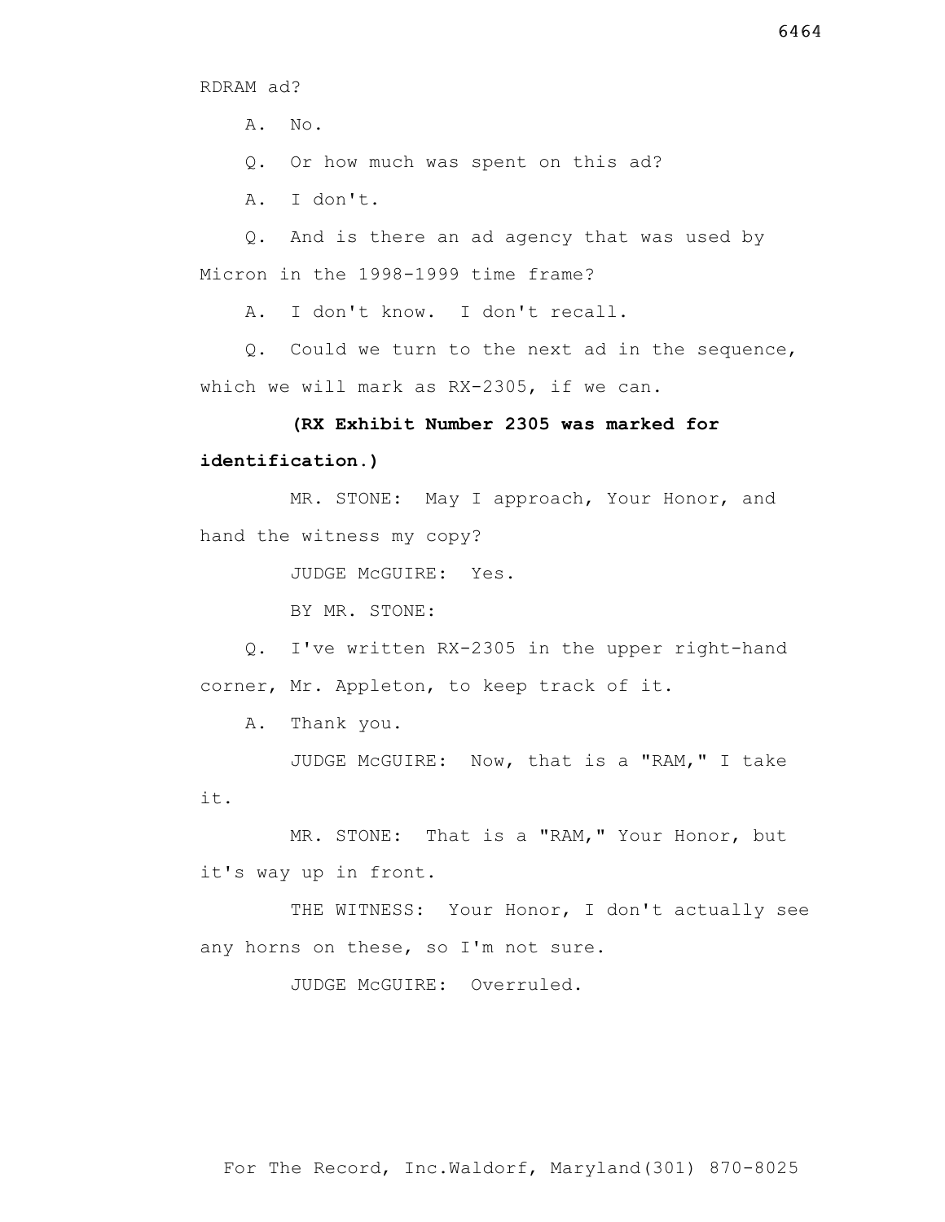RDRAM ad?

A. No.

Q. Or how much was spent on this ad?

A. I don't.

Q. And is there an ad agency that was used by Micron in the 1998-1999 time frame?

A. I don't know. I don't recall.

Q. Could we turn to the next ad in the sequence, which we will mark as RX-2305, if we can.

**(RX Exhibit Number 2305 was marked for identification.)**

MR. STONE: May I approach, Your Honor, and hand the witness my copy?

JUDGE McGUIRE: Yes.

BY MR. STONE:

Q. I've written RX-2305 in the upper right-hand corner, Mr. Appleton, to keep track of it.

A. Thank you.

JUDGE McGUIRE: Now, that is a "RAM," I take it.

MR. STONE: That is a "RAM," Your Honor, but it's way up in front.

THE WITNESS: Your Honor, I don't actually see any horns on these, so I'm not sure.

JUDGE McGUIRE: Overruled.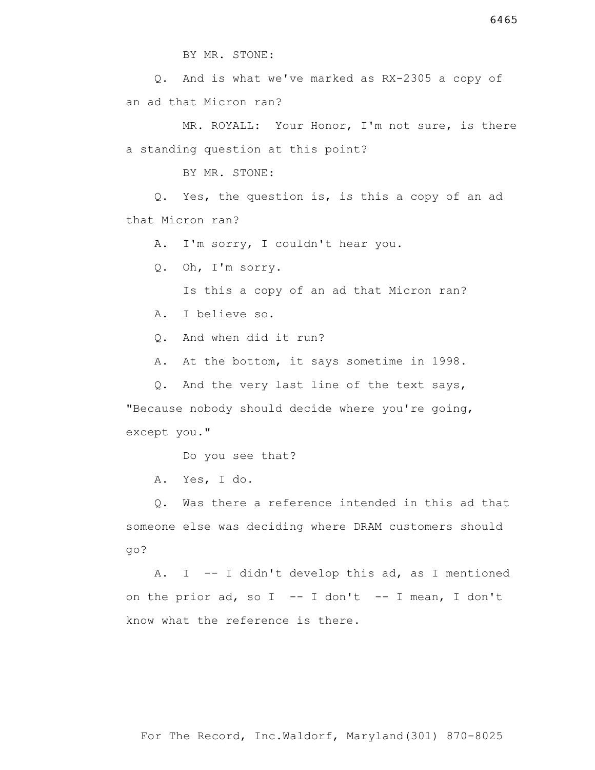BY MR. STONE:

Q. And is what we've marked as RX-2305 a copy of an ad that Micron ran?

MR. ROYALL: Your Honor, I'm not sure, is there a standing question at this point?

BY MR. STONE:

Q. Yes, the question is, is this a copy of an ad that Micron ran?

A. I'm sorry, I couldn't hear you.

Q. Oh, I'm sorry.

Is this a copy of an ad that Micron ran?

A. I believe so.

Q. And when did it run?

A. At the bottom, it says sometime in 1998.

Q. And the very last line of the text says, "Because nobody should decide where you're going, except you."

Do you see that?

A. Yes, I do.

Q. Was there a reference intended in this ad that someone else was deciding where DRAM customers should go?

A. I -- I didn't develop this ad, as I mentioned on the prior ad, so I -- I don't -- I mean, I don't know what the reference is there.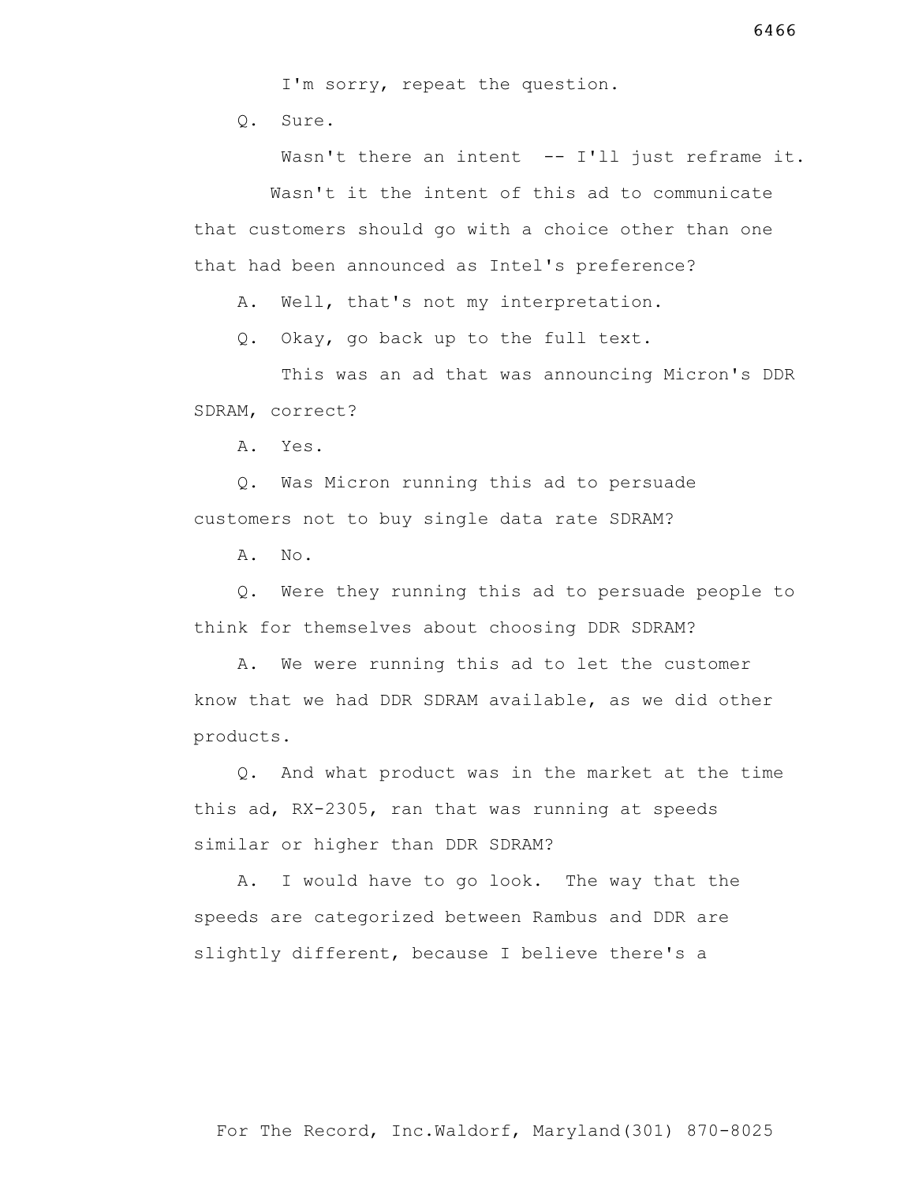I'm sorry, repeat the question.

Q. Sure.

Wasn't there an intent -- I'll just reframe it.

Wasn't it the intent of this ad to communicate that customers should go with a choice other than one that had been announced as Intel's preference?

A. Well, that's not my interpretation.

Q. Okay, go back up to the full text.

This was an ad that was announcing Micron's DDR SDRAM, correct?

A. Yes.

Q. Was Micron running this ad to persuade customers not to buy single data rate SDRAM?

A. No.

Q. Were they running this ad to persuade people to think for themselves about choosing DDR SDRAM?

A. We were running this ad to let the customer know that we had DDR SDRAM available, as we did other products.

Q. And what product was in the market at the time this ad, RX-2305, ran that was running at speeds similar or higher than DDR SDRAM?

A. I would have to go look. The way that the speeds are categorized between Rambus and DDR are slightly different, because I believe there's a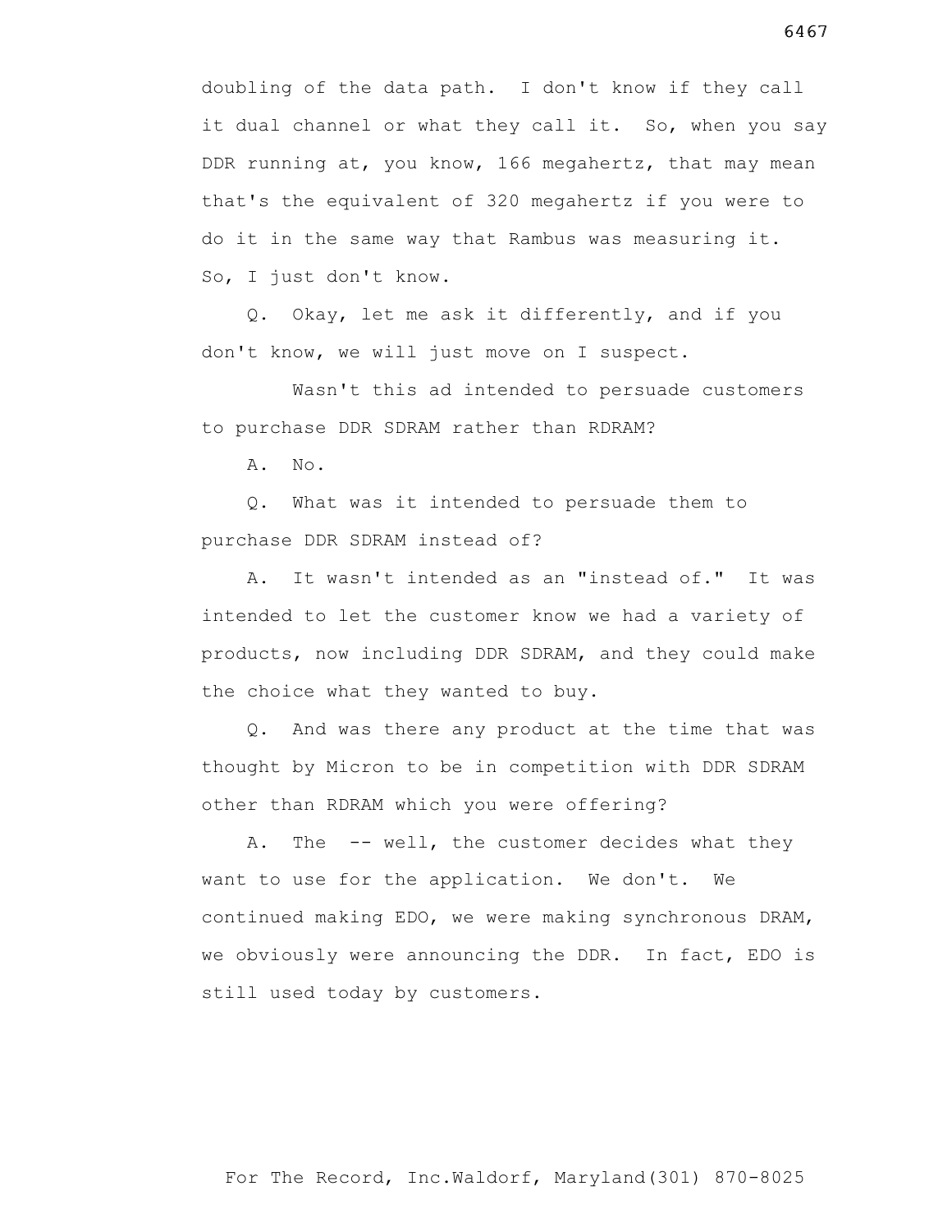doubling of the data path. I don't know if they call it dual channel or what they call it. So, when you say DDR running at, you know, 166 megahertz, that may mean that's the equivalent of 320 megahertz if you were to do it in the same way that Rambus was measuring it. So, I just don't know.

Q. Okay, let me ask it differently, and if you don't know, we will just move on I suspect.

Wasn't this ad intended to persuade customers to purchase DDR SDRAM rather than RDRAM?

A. No.

Q. What was it intended to persuade them to purchase DDR SDRAM instead of?

A. It wasn't intended as an "instead of." It was intended to let the customer know we had a variety of products, now including DDR SDRAM, and they could make the choice what they wanted to buy.

Q. And was there any product at the time that was thought by Micron to be in competition with DDR SDRAM other than RDRAM which you were offering?

A. The -- well, the customer decides what they want to use for the application. We don't. We continued making EDO, we were making synchronous DRAM, we obviously were announcing the DDR. In fact, EDO is still used today by customers.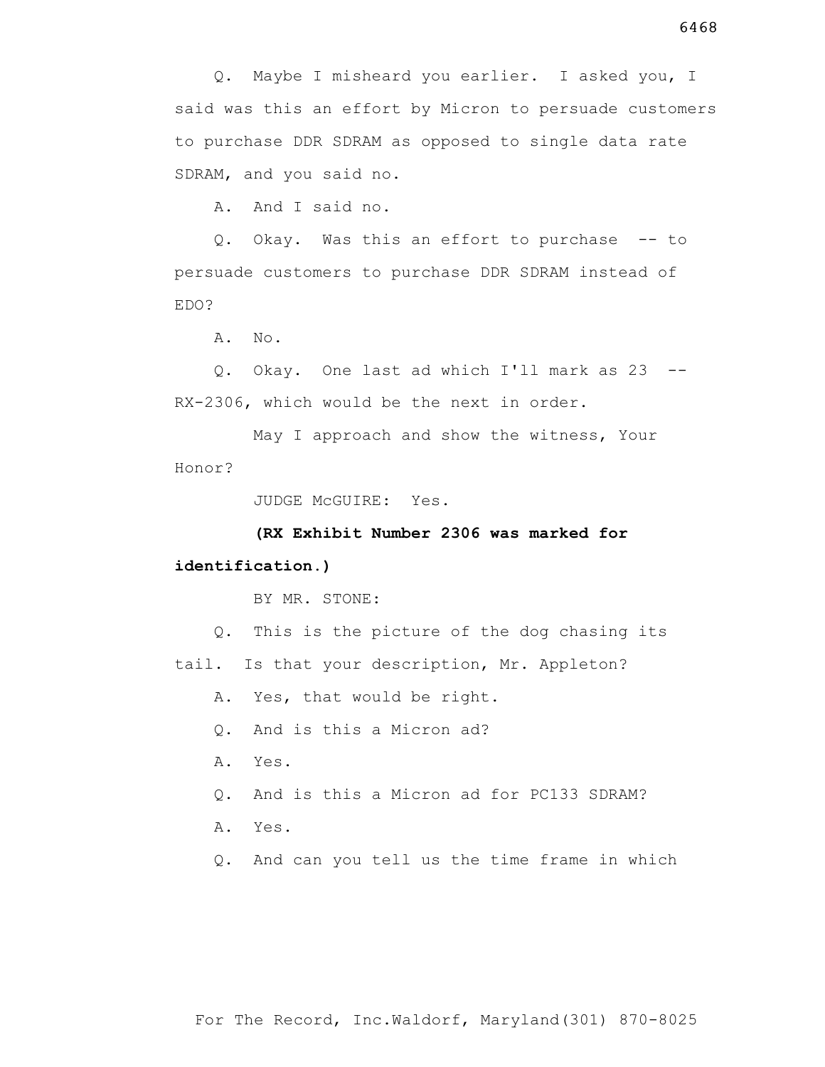Q. Maybe I misheard you earlier. I asked you, I said was this an effort by Micron to persuade customers to purchase DDR SDRAM as opposed to single data rate SDRAM, and you said no.

A. And I said no.

Q. Okay. Was this an effort to purchase -- to persuade customers to purchase DDR SDRAM instead of EDO?

A. No.

Q. Okay. One last ad which I'll mark as 23 -- RX-2306, which would be the next in order.

May I approach and show the witness, Your Honor?

JUDGE McGUIRE: Yes.

**(RX Exhibit Number 2306 was marked for identification.)**

BY MR. STONE:

Q. This is the picture of the dog chasing its tail. Is that your description, Mr. Appleton?

A. Yes, that would be right.

Q. And is this a Micron ad?

A. Yes.

Q. And is this a Micron ad for PC133 SDRAM?

A. Yes.

Q. And can you tell us the time frame in which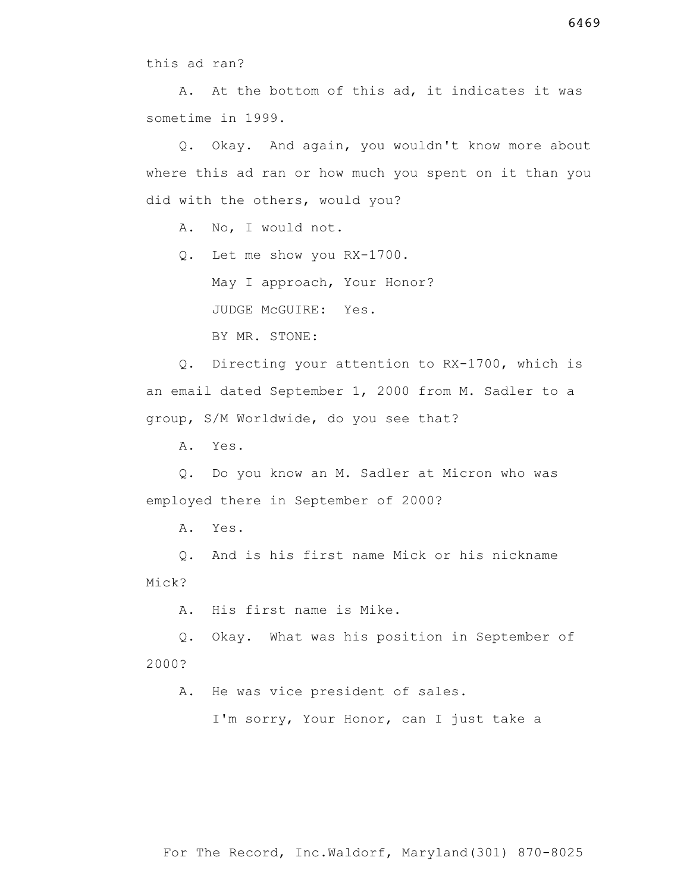this ad ran?

A. At the bottom of this ad, it indicates it was sometime in 1999.

Q. Okay. And again, you wouldn't know more about where this ad ran or how much you spent on it than you did with the others, would you?

A. No, I would not.

Q. Let me show you RX-1700.

May I approach, Your Honor?

JUDGE McGUIRE: Yes.

BY MR. STONE:

Q. Directing your attention to RX-1700, which is an email dated September 1, 2000 from M. Sadler to a group, S/M Worldwide, do you see that?

A. Yes.

Q. Do you know an M. Sadler at Micron who was employed there in September of 2000?

A. Yes.

Q. And is his first name Mick or his nickname Mick?

A. His first name is Mike.

Q. Okay. What was his position in September of 2000?

A. He was vice president of sales.

I'm sorry, Your Honor, can I just take a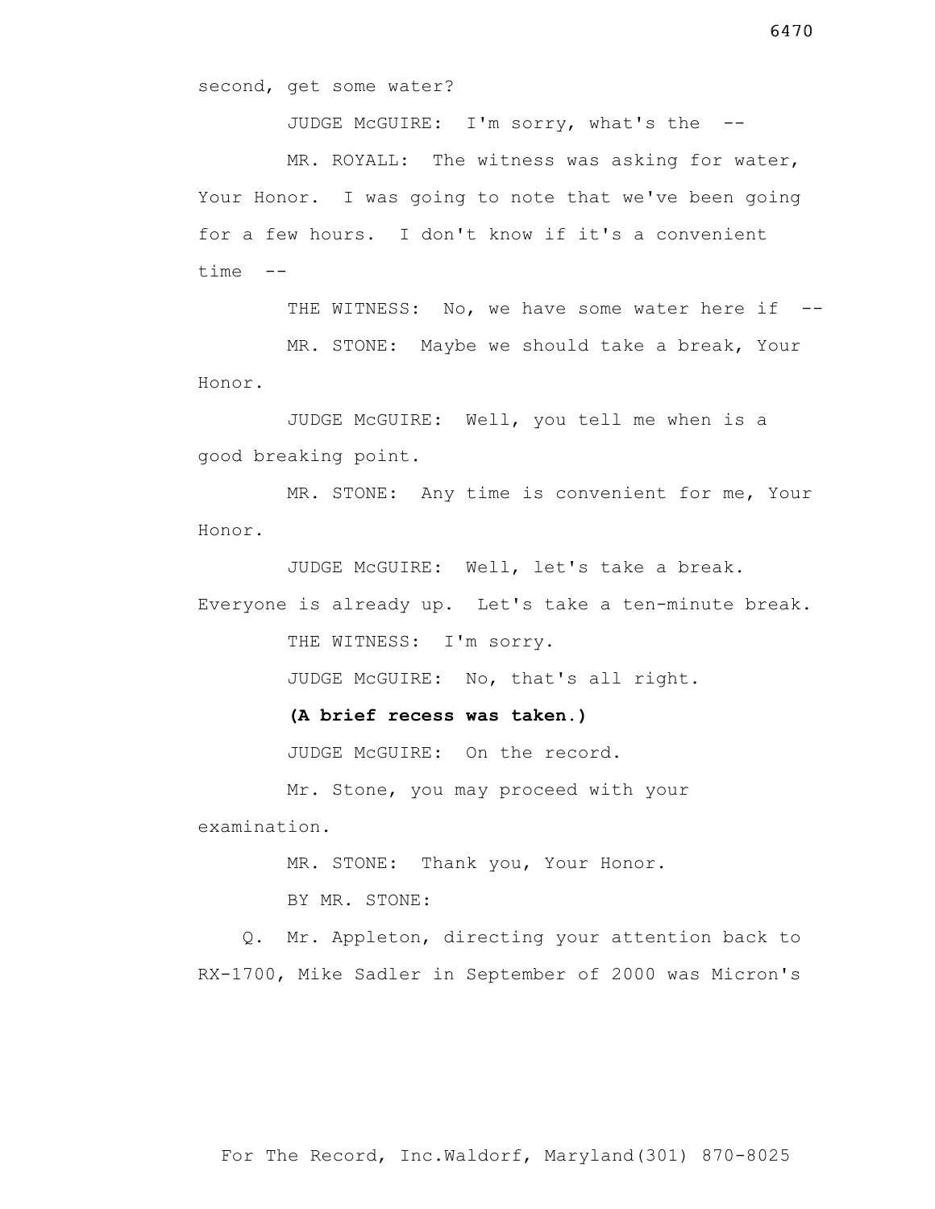second, get some water?

JUDGE McGUIRE: I'm sorry, what's the --

MR. ROYALL: The witness was asking for water, Your Honor. I was going to note that we've been going for a few hours. I don't know if it's a convenient time --

THE WITNESS: No, we have some water here if --

MR. STONE: Maybe we should take a break, Your Honor.

JUDGE McGUIRE: Well, you tell me when is a good breaking point.

MR. STONE: Any time is convenient for me, Your Honor.

JUDGE McGUIRE: Well, let's take a break. Everyone is already up. Let's take a ten-minute break.

THE WITNESS: I'm sorry.

JUDGE McGUIRE: No, that's all right.

**(A brief recess was taken.)**

JUDGE McGUIRE: On the record.

Mr. Stone, you may proceed with your examination.

MR. STONE: Thank you, Your Honor.

BY MR. STONE:

Q. Mr. Appleton, directing your attention back to RX-1700, Mike Sadler in September of 2000 was Micron's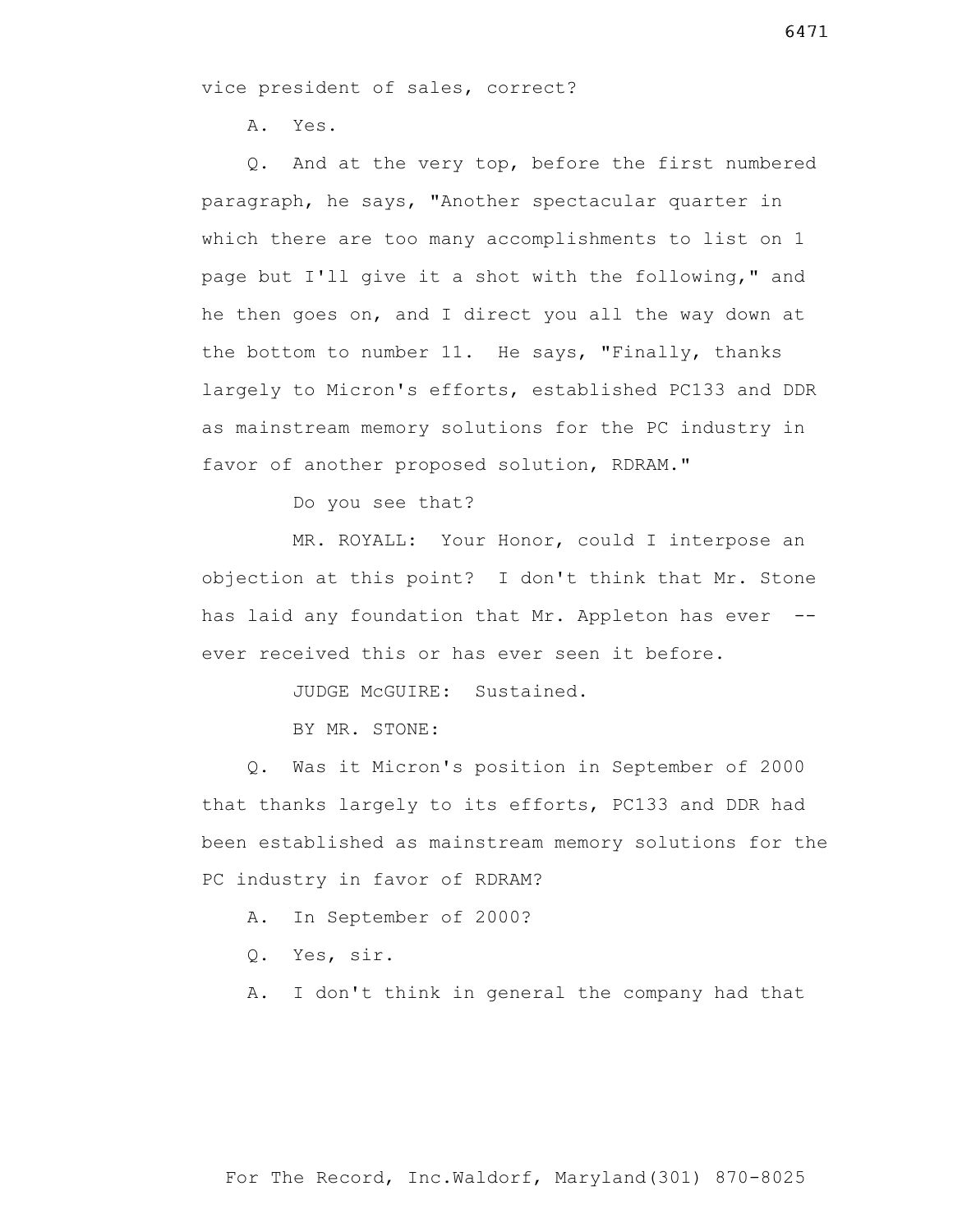vice president of sales, correct?

A. Yes.

Q. And at the very top, before the first numbered paragraph, he says, "Another spectacular quarter in which there are too many accomplishments to list on 1 page but I'll give it a shot with the following," and he then goes on, and I direct you all the way down at the bottom to number 11. He says, "Finally, thanks largely to Micron's efforts, established PC133 and DDR as mainstream memory solutions for the PC industry in favor of another proposed solution, RDRAM."

Do you see that?

MR. ROYALL: Your Honor, could I interpose an objection at this point? I don't think that Mr. Stone has laid any foundation that Mr. Appleton has ever -- ever received this or has ever seen it before.

JUDGE McGUIRE: Sustained.

BY MR. STONE:

Q. Was it Micron's position in September of 2000 that thanks largely to its efforts, PC133 and DDR had been established as mainstream memory solutions for the PC industry in favor of RDRAM?

A. In September of 2000?

Q. Yes, sir.

A. I don't think in general the company had that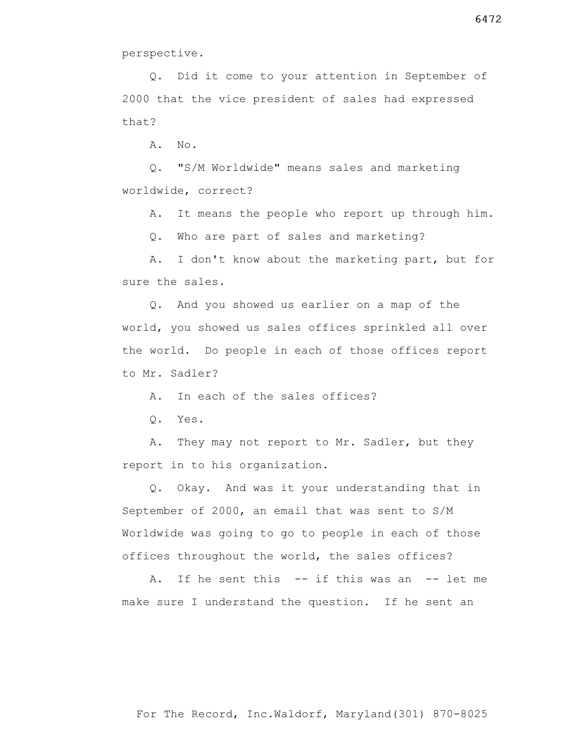perspective.

Q. Did it come to your attention in September of 2000 that the vice president of sales had expressed that?

A. No.

Q. "S/M Worldwide" means sales and marketing worldwide, correct?

A. It means the people who report up through him.

Q. Who are part of sales and marketing?

A. I don't know about the marketing part, but for sure the sales.

Q. And you showed us earlier on a map of the world, you showed us sales offices sprinkled all over the world. Do people in each of those offices report to Mr. Sadler?

A. In each of the sales offices?

Q. Yes.

A. They may not report to Mr. Sadler, but they report in to his organization.

Q. Okay. And was it your understanding that in September of 2000, an email that was sent to S/M Worldwide was going to go to people in each of those offices throughout the world, the sales offices?

A. If he sent this -- if this was an -- let me make sure I understand the question. If he sent an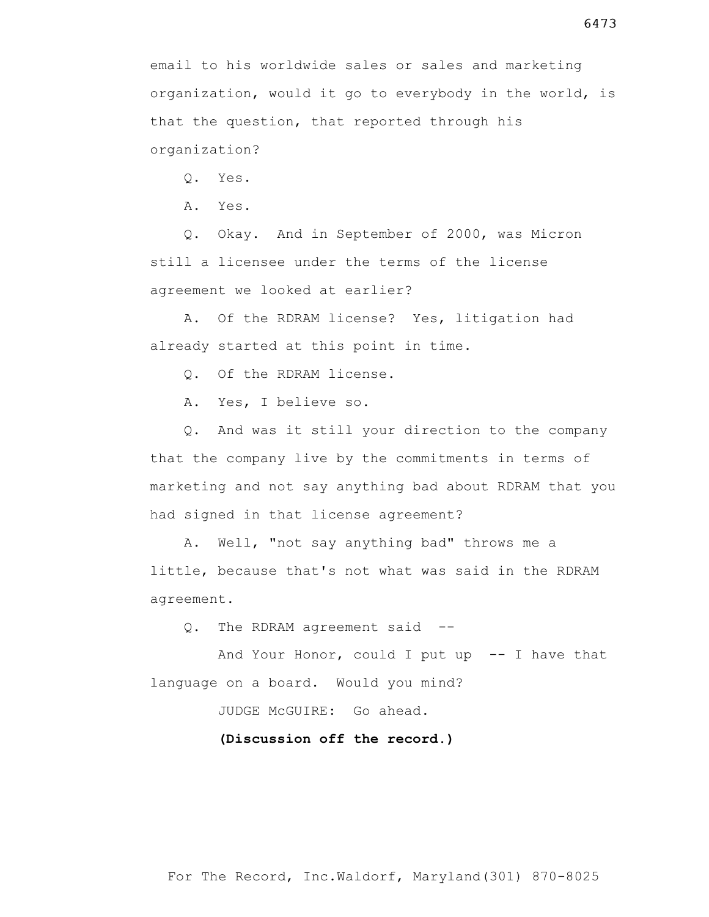email to his worldwide sales or sales and marketing organization, would it go to everybody in the world, is that the question, that reported through his organization?

Q. Yes.

A. Yes.

Q. Okay. And in September of 2000, was Micron still a licensee under the terms of the license agreement we looked at earlier?

A. Of the RDRAM license? Yes, litigation had already started at this point in time.

Q. Of the RDRAM license.

A. Yes, I believe so.

Q. And was it still your direction to the company that the company live by the commitments in terms of marketing and not say anything bad about RDRAM that you had signed in that license agreement?

A. Well, "not say anything bad" throws me a little, because that's not what was said in the RDRAM agreement.

Q. The RDRAM agreement said --

And Your Honor, could I put up -- I have that language on a board. Would you mind?

JUDGE McGUIRE: Go ahead.

**(Discussion off the record.)**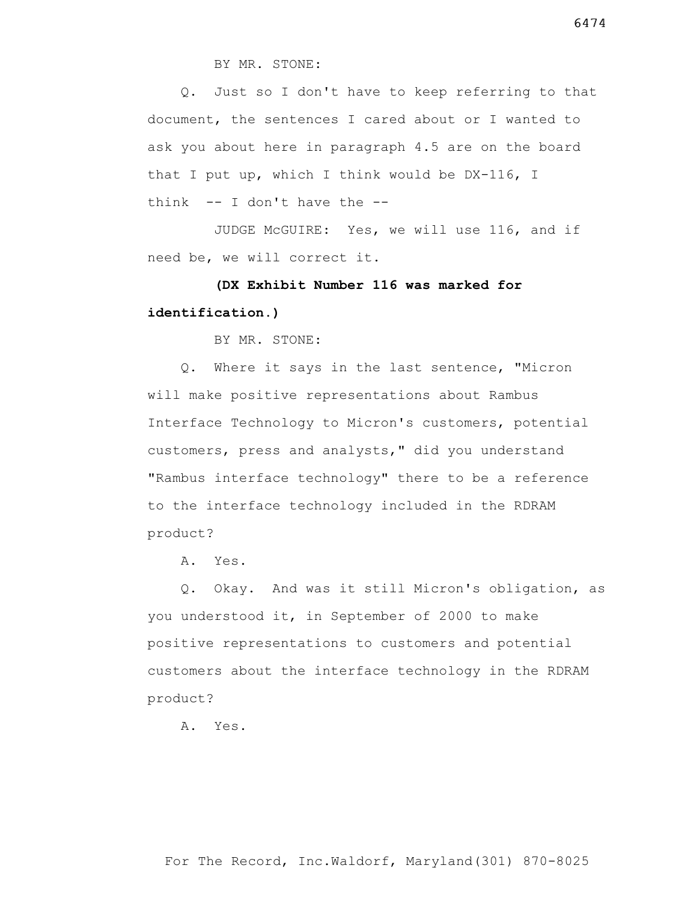BY MR. STONE:

Q. Just so I don't have to keep referring to that document, the sentences I cared about or I wanted to ask you about here in paragraph 4.5 are on the board that I put up, which I think would be DX-116, I think -- I don't have the --

JUDGE McGUIRE: Yes, we will use 116, and if need be, we will correct it.

**(DX Exhibit Number 116 was marked for identification.)**

BY MR. STONE:

Q. Where it says in the last sentence, "Micron will make positive representations about Rambus Interface Technology to Micron's customers, potential customers, press and analysts," did you understand "Rambus interface technology" there to be a reference to the interface technology included in the RDRAM product?

A. Yes.

Q. Okay. And was it still Micron's obligation, as you understood it, in September of 2000 to make positive representations to customers and potential customers about the interface technology in the RDRAM product?

A. Yes.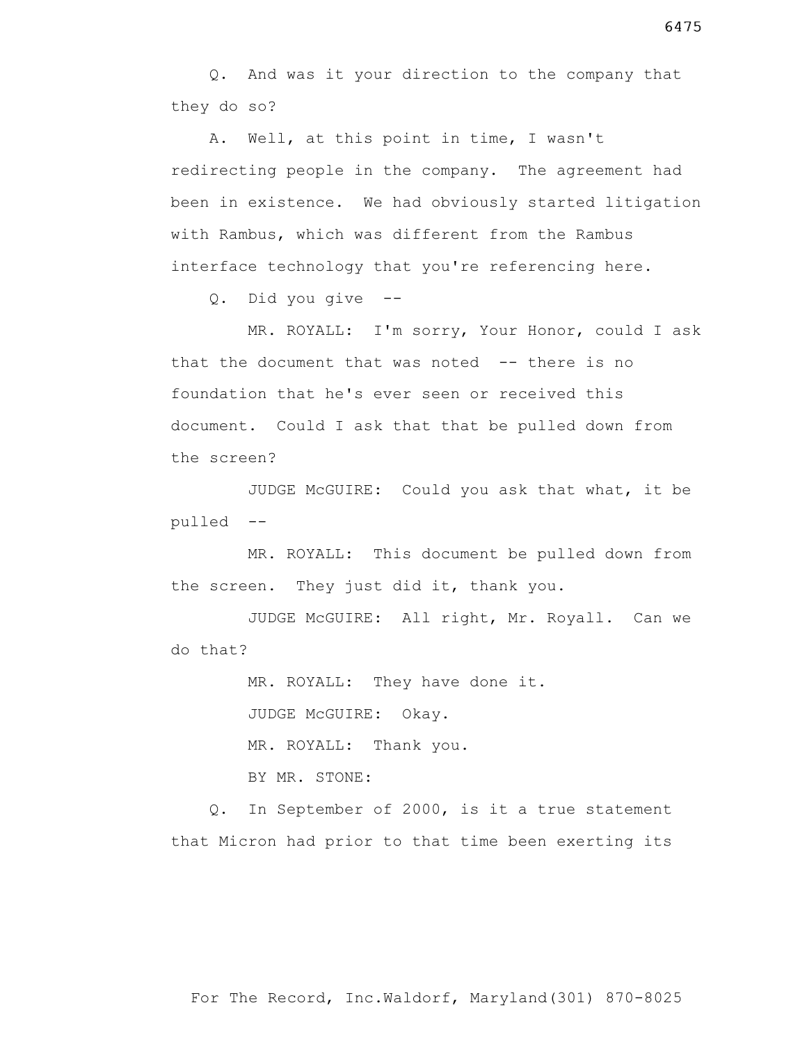Q. And was it your direction to the company that they do so?

A. Well, at this point in time, I wasn't redirecting people in the company. The agreement had been in existence. We had obviously started litigation with Rambus, which was different from the Rambus interface technology that you're referencing here.

Q. Did you give --

MR. ROYALL: I'm sorry, Your Honor, could I ask that the document that was noted -- there is no foundation that he's ever seen or received this document. Could I ask that that be pulled down from the screen?

JUDGE McGUIRE: Could you ask that what, it be pulled --

MR. ROYALL: This document be pulled down from the screen. They just did it, thank you.

JUDGE McGUIRE: All right, Mr. Royall. Can we do that?

MR. ROYALL: They have done it.

JUDGE McGUIRE: Okay.

MR. ROYALL: Thank you.

BY MR. STONE:

Q. In September of 2000, is it a true statement that Micron had prior to that time been exerting its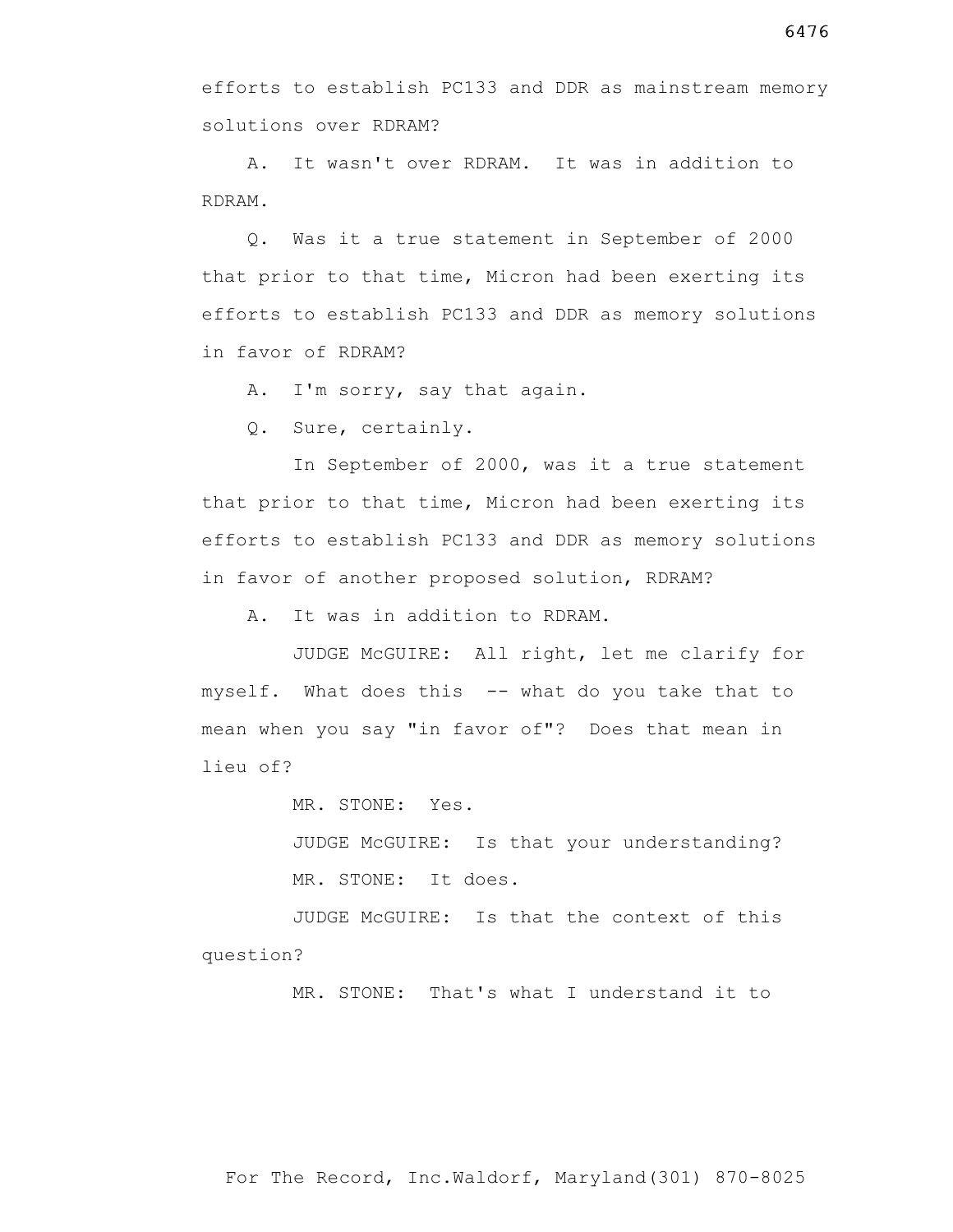efforts to establish PC133 and DDR as mainstream memory solutions over RDRAM?

A. It wasn't over RDRAM. It was in addition to RDRAM.

Q. Was it a true statement in September of 2000 that prior to that time, Micron had been exerting its efforts to establish PC133 and DDR as memory solutions in favor of RDRAM?

A. I'm sorry, say that again.

Q. Sure, certainly.

In September of 2000, was it a true statement that prior to that time, Micron had been exerting its efforts to establish PC133 and DDR as memory solutions in favor of another proposed solution, RDRAM?

A. It was in addition to RDRAM.

JUDGE McGUIRE: All right, let me clarify for myself. What does this -- what do you take that to mean when you say "in favor of"? Does that mean in lieu of?

MR. STONE: Yes.

JUDGE McGUIRE: Is that your understanding?

MR. STONE: It does.

JUDGE McGUIRE: Is that the context of this question?

MR. STONE: That's what I understand it to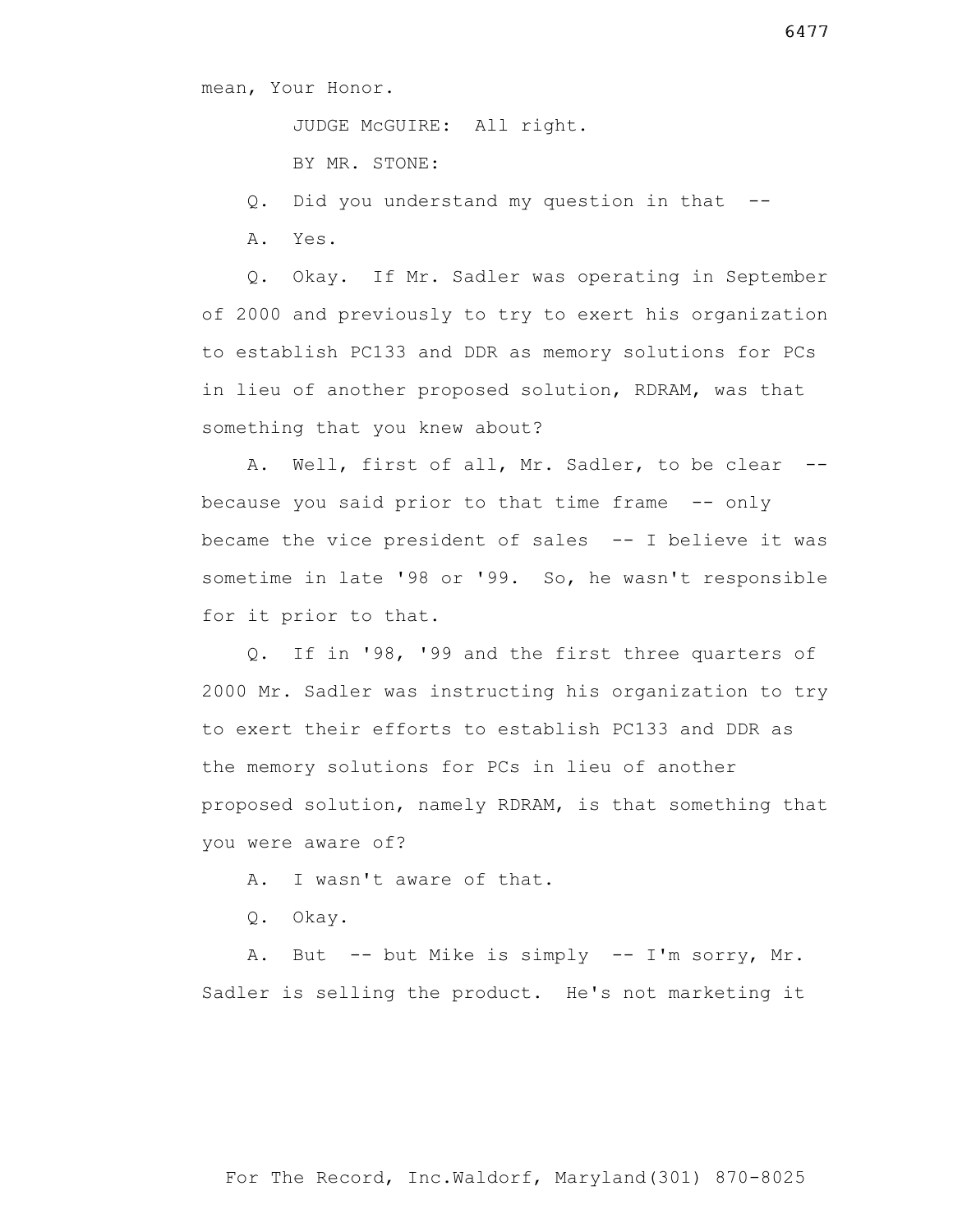mean, Your Honor.

JUDGE McGUIRE: All right.

BY MR. STONE:

Q. Did you understand my question in that --

A. Yes.

Q. Okay. If Mr. Sadler was operating in September of 2000 and previously to try to exert his organization to establish PC133 and DDR as memory solutions for PCs in lieu of another proposed solution, RDRAM, was that something that you knew about?

A. Well, first of all, Mr. Sadler, to be clear -- because you said prior to that time frame -- only became the vice president of sales -- I believe it was sometime in late '98 or '99. So, he wasn't responsible for it prior to that.

Q. If in '98, '99 and the first three quarters of 2000 Mr. Sadler was instructing his organization to try to exert their efforts to establish PC133 and DDR as the memory solutions for PCs in lieu of another proposed solution, namely RDRAM, is that something that you were aware of?

A. I wasn't aware of that.

Q. Okay.

A. But -- but Mike is simply -- I'm sorry, Mr. Sadler is selling the product. He's not marketing it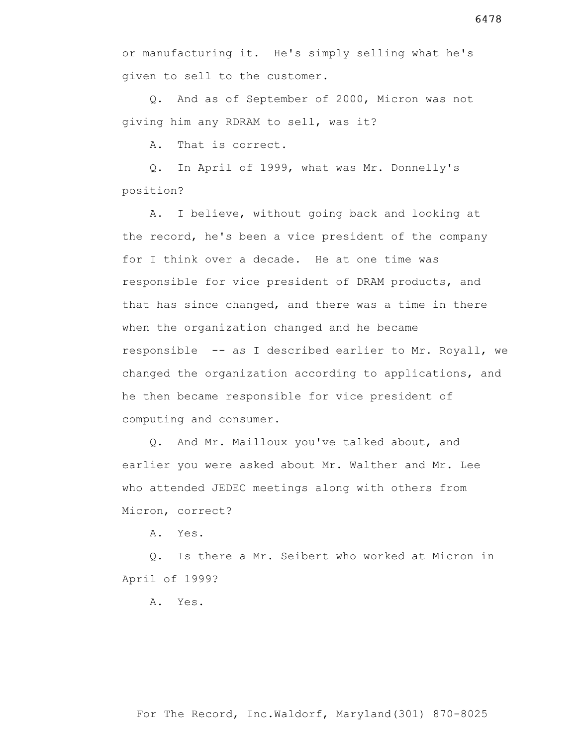or manufacturing it. He's simply selling what he's given to sell to the customer.

Q. And as of September of 2000, Micron was not giving him any RDRAM to sell, was it?

A. That is correct.

Q. In April of 1999, what was Mr. Donnelly's position?

A. I believe, without going back and looking at the record, he's been a vice president of the company for I think over a decade. He at one time was responsible for vice president of DRAM products, and that has since changed, and there was a time in there when the organization changed and he became responsible -- as I described earlier to Mr. Royall, we changed the organization according to applications, and he then became responsible for vice president of computing and consumer.

Q. And Mr. Mailloux you've talked about, and earlier you were asked about Mr. Walther and Mr. Lee who attended JEDEC meetings along with others from Micron, correct?

A. Yes.

Q. Is there a Mr. Seibert who worked at Micron in April of 1999?

A. Yes.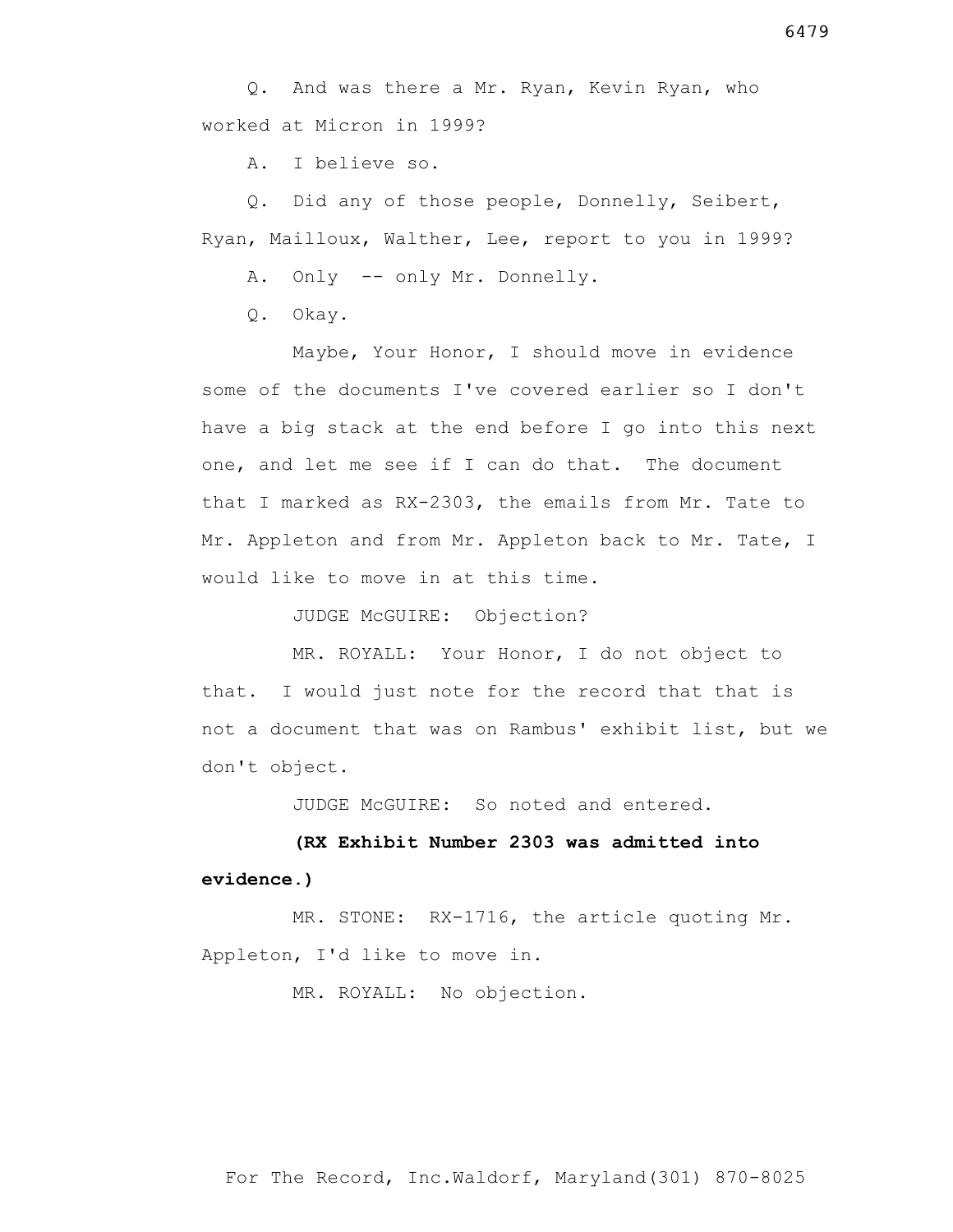Q. And was there a Mr. Ryan, Kevin Ryan, who worked at Micron in 1999?

A. I believe so.

Q. Did any of those people, Donnelly, Seibert, Ryan, Mailloux, Walther, Lee, report to you in 1999?

A. Only -- only Mr. Donnelly.

Q. Okay.

Maybe, Your Honor, I should move in evidence some of the documents I've covered earlier so I don't have a big stack at the end before I go into this next one, and let me see if I can do that. The document that I marked as RX-2303, the emails from Mr. Tate to Mr. Appleton and from Mr. Appleton back to Mr. Tate, I would like to move in at this time.

JUDGE McGUIRE: Objection?

MR. ROYALL: Your Honor, I do not object to that. I would just note for the record that that is not a document that was on Rambus' exhibit list, but we don't object.

JUDGE McGUIRE: So noted and entered.

**(RX Exhibit Number 2303 was admitted into evidence.)**

MR. STONE: RX-1716, the article quoting Mr. Appleton, I'd like to move in.

MR. ROYALL: No objection.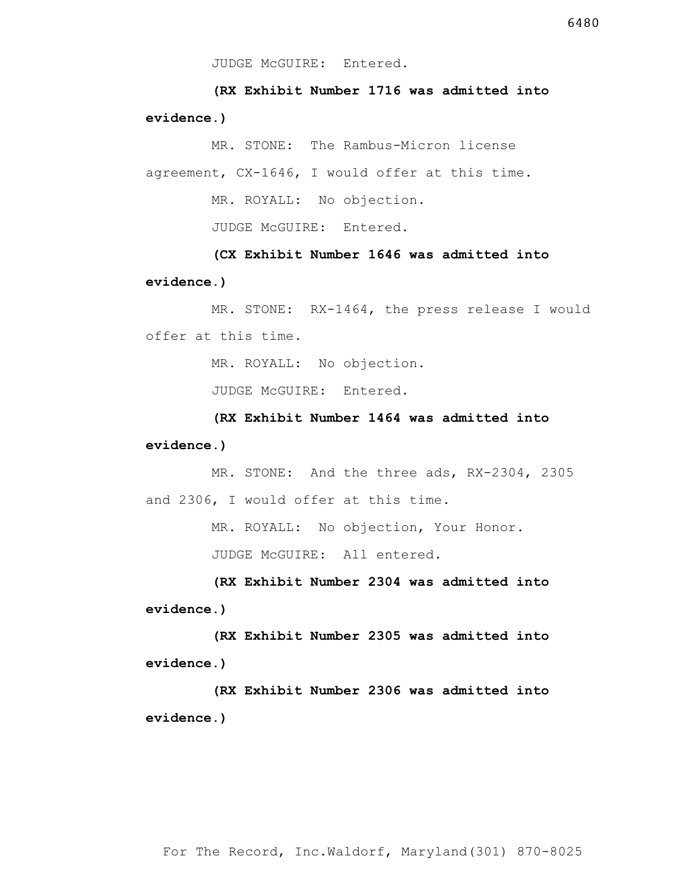JUDGE McGUIRE: Entered.

**(RX Exhibit Number 1716 was admitted into evidence.)**

MR. STONE: The Rambus-Micron license agreement, CX-1646, I would offer at this time.

MR. ROYALL: No objection.

JUDGE McGUIRE: Entered.

**(CX Exhibit Number 1646 was admitted into evidence.)**

MR. STONE: RX-1464, the press release I would offer at this time.

MR. ROYALL: No objection.

JUDGE McGUIRE: Entered.

**(RX Exhibit Number 1464 was admitted into evidence.)**

MR. STONE: And the three ads, RX-2304, 2305 and 2306, I would offer at this time.

MR. ROYALL: No objection, Your Honor.

JUDGE McGUIRE: All entered.

**(RX Exhibit Number 2304 was admitted into evidence.)**

**(RX Exhibit Number 2305 was admitted into evidence.)**

**(RX Exhibit Number 2306 was admitted into evidence.)**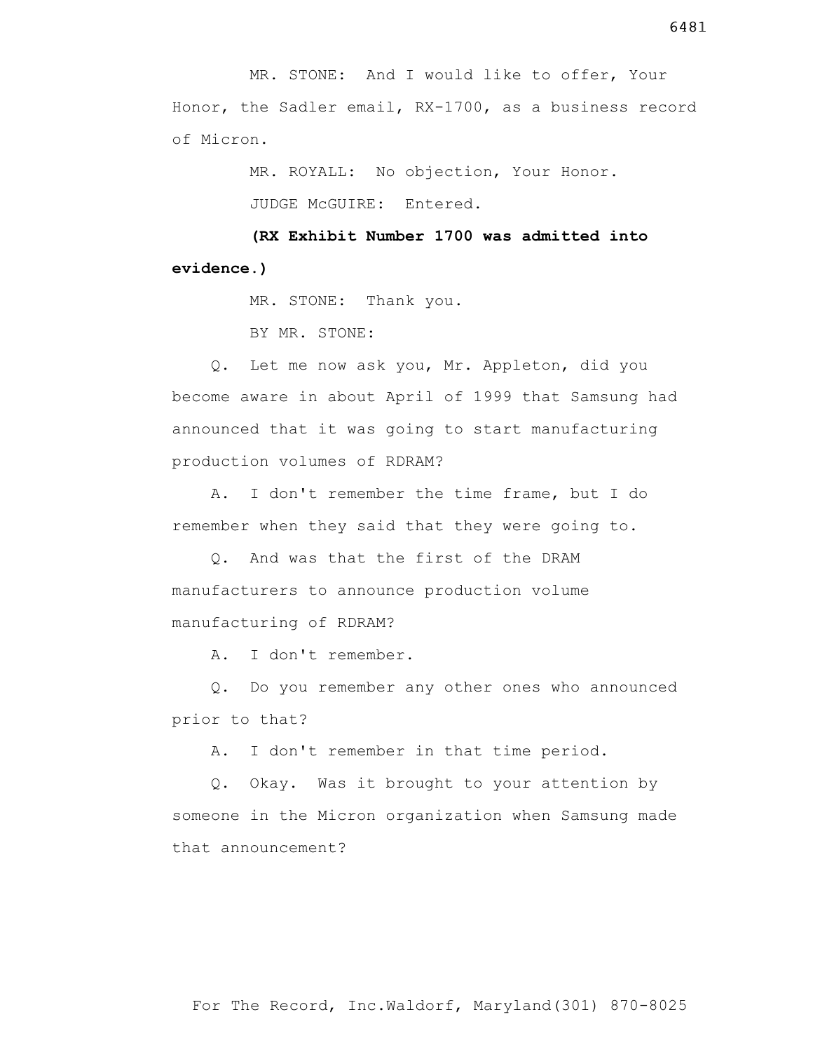MR. STONE: And I would like to offer, Your Honor, the Sadler email, RX-1700, as a business record of Micron.

MR. ROYALL: No objection, Your Honor.

JUDGE McGUIRE: Entered.

**(RX Exhibit Number 1700 was admitted into evidence.)**

MR. STONE: Thank you.

BY MR. STONE:

Q. Let me now ask you, Mr. Appleton, did you become aware in about April of 1999 that Samsung had announced that it was going to start manufacturing production volumes of RDRAM?

A. I don't remember the time frame, but I do remember when they said that they were going to.

Q. And was that the first of the DRAM manufacturers to announce production volume manufacturing of RDRAM?

A. I don't remember.

Q. Do you remember any other ones who announced prior to that?

A. I don't remember in that time period.

Q. Okay. Was it brought to your attention by someone in the Micron organization when Samsung made that announcement?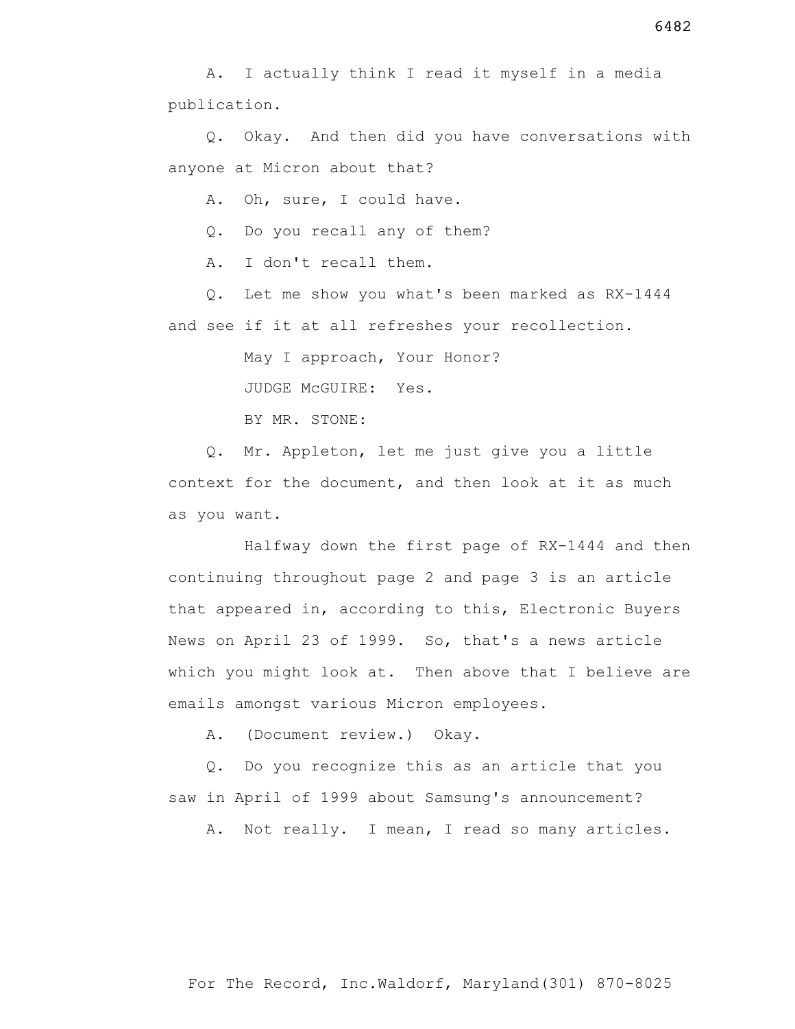A. I actually think I read it myself in a media publication.

Q. Okay. And then did you have conversations with anyone at Micron about that?

A. Oh, sure, I could have.

Q. Do you recall any of them?

A. I don't recall them.

Q. Let me show you what's been marked as RX-1444 and see if it at all refreshes your recollection.

May I approach, Your Honor?

JUDGE McGUIRE: Yes.

BY MR. STONE:

Q. Mr. Appleton, let me just give you a little context for the document, and then look at it as much as you want.

Halfway down the first page of RX-1444 and then continuing throughout page 2 and page 3 is an article that appeared in, according to this, Electronic Buyers News on April 23 of 1999. So, that's a news article which you might look at. Then above that I believe are emails amongst various Micron employees.

A. (Document review.) Okay.

Q. Do you recognize this as an article that you saw in April of 1999 about Samsung's announcement?

A. Not really. I mean, I read so many articles.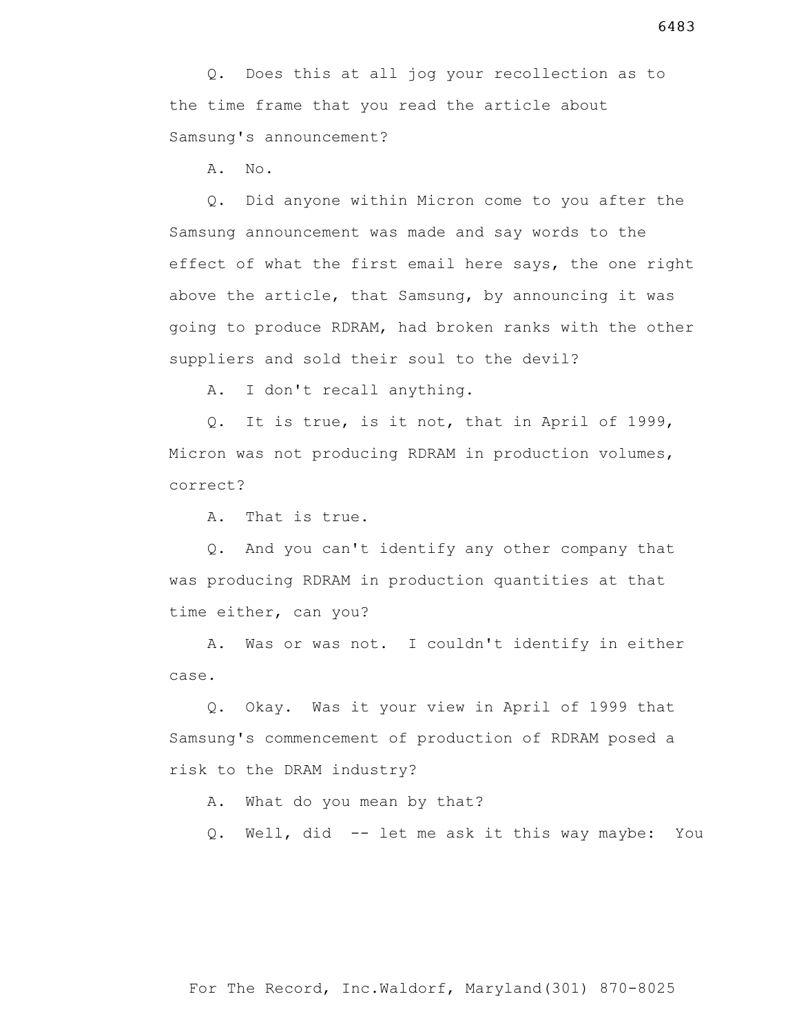Q. Does this at all jog your recollection as to the time frame that you read the article about Samsung's announcement?

A. No.

Q. Did anyone within Micron come to you after the Samsung announcement was made and say words to the effect of what the first email here says, the one right above the article, that Samsung, by announcing it was going to produce RDRAM, had broken ranks with the other suppliers and sold their soul to the devil?

A. I don't recall anything.

Q. It is true, is it not, that in April of 1999, Micron was not producing RDRAM in production volumes, correct?

A. That is true.

Q. And you can't identify any other company that was producing RDRAM in production quantities at that time either, can you?

A. Was or was not. I couldn't identify in either case.

Q. Okay. Was it your view in April of 1999 that Samsung's commencement of production of RDRAM posed a risk to the DRAM industry?

A. What do you mean by that?

Q. Well, did -- let me ask it this way maybe: You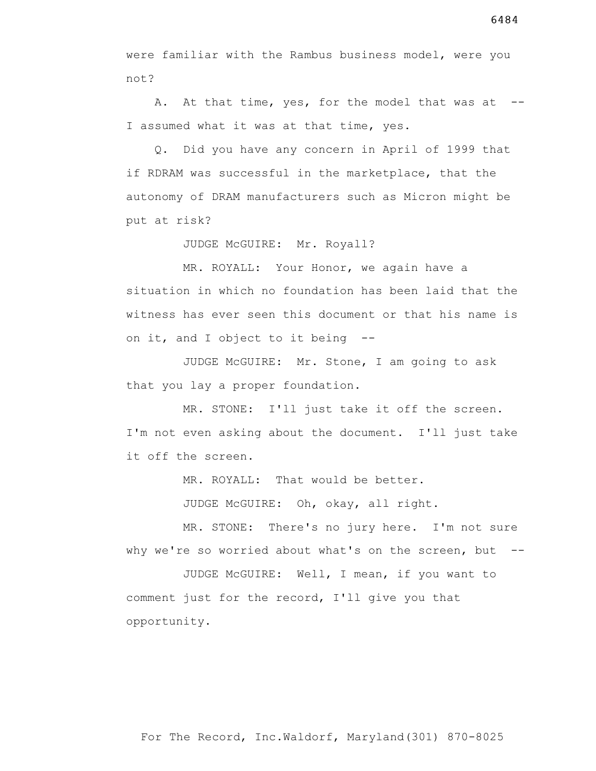were familiar with the Rambus business model, were you not?

A. At that time, yes, for the model that was at -- I assumed what it was at that time, yes.

Q. Did you have any concern in April of 1999 that if RDRAM was successful in the marketplace, that the autonomy of DRAM manufacturers such as Micron might be put at risk?

JUDGE McGUIRE: Mr. Royall?

MR. ROYALL: Your Honor, we again have a situation in which no foundation has been laid that the witness has ever seen this document or that his name is on it, and I object to it being --

JUDGE McGUIRE: Mr. Stone, I am going to ask that you lay a proper foundation.

MR. STONE: I'll just take it off the screen. I'm not even asking about the document. I'll just take it off the screen.

MR. ROYALL: That would be better.

JUDGE McGUIRE: Oh, okay, all right.

MR. STONE: There's no jury here. I'm not sure why we're so worried about what's on the screen, but --

JUDGE McGUIRE: Well, I mean, if you want to comment just for the record, I'll give you that opportunity.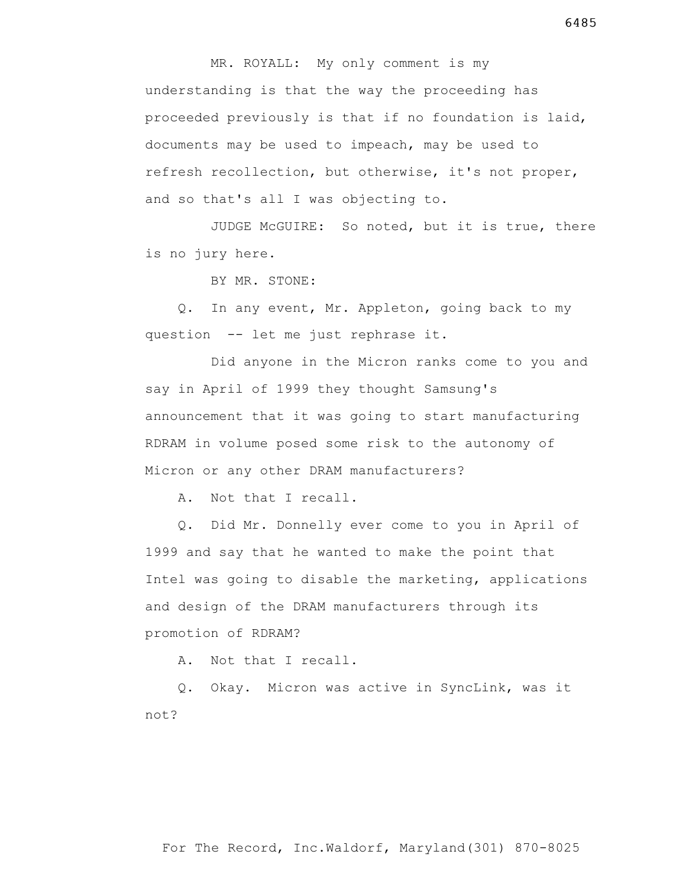MR. ROYALL: My only comment is my understanding is that the way the proceeding has proceeded previously is that if no foundation is laid, documents may be used to impeach, may be used to refresh recollection, but otherwise, it's not proper, and so that's all I was objecting to.

JUDGE McGUIRE: So noted, but it is true, there is no jury here.

BY MR. STONE:

Q. In any event, Mr. Appleton, going back to my question -- let me just rephrase it.

Did anyone in the Micron ranks come to you and say in April of 1999 they thought Samsung's announcement that it was going to start manufacturing RDRAM in volume posed some risk to the autonomy of Micron or any other DRAM manufacturers?

A. Not that I recall.

Q. Did Mr. Donnelly ever come to you in April of 1999 and say that he wanted to make the point that Intel was going to disable the marketing, applications and design of the DRAM manufacturers through its promotion of RDRAM?

A. Not that I recall.

Q. Okay. Micron was active in SyncLink, was it not?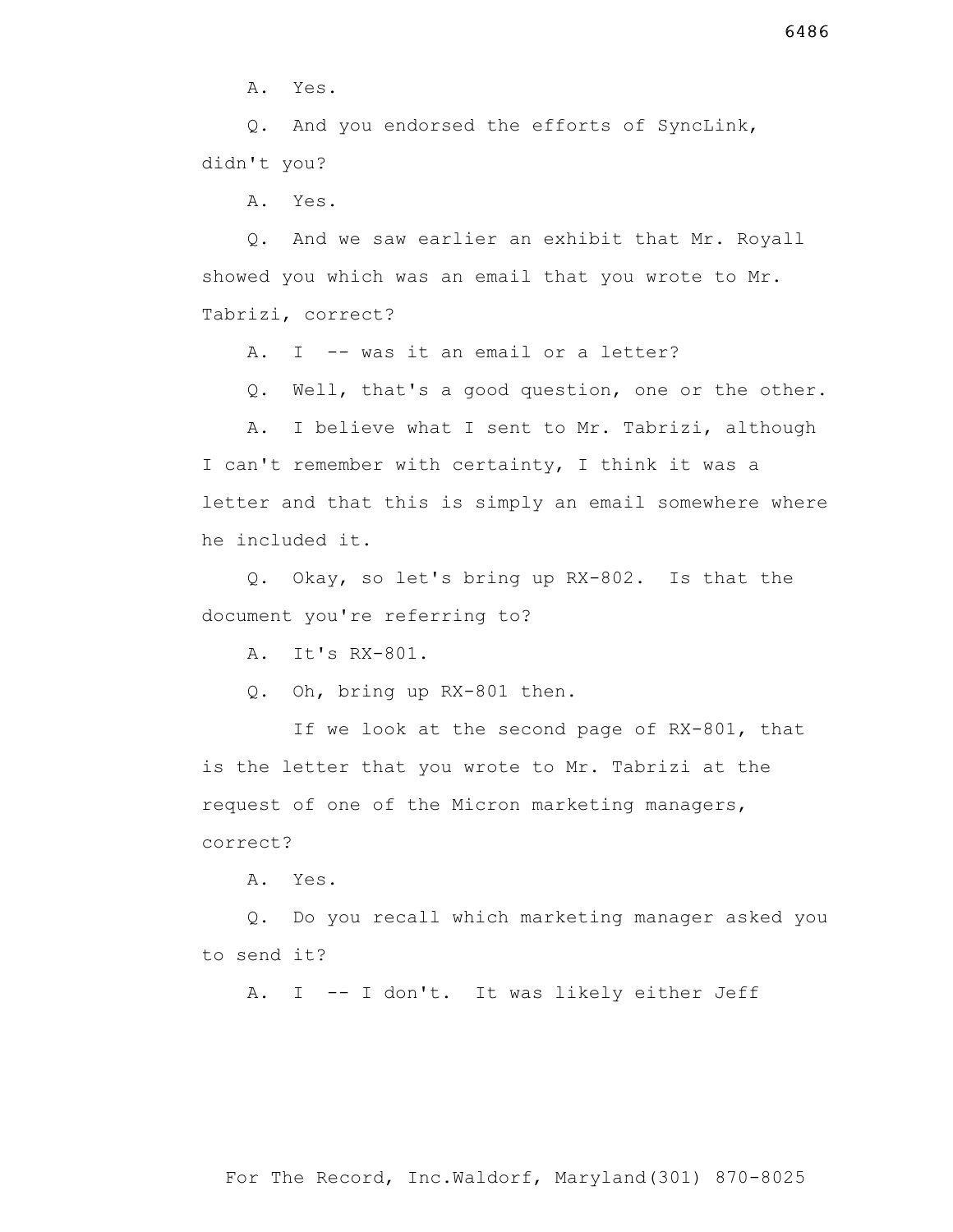A. Yes.

Q. And you endorsed the efforts of SyncLink, didn't you?

A. Yes.

Q. And we saw earlier an exhibit that Mr. Royall showed you which was an email that you wrote to Mr. Tabrizi, correct?

A. I -- was it an email or a letter?

Q. Well, that's a good question, one or the other.

A. I believe what I sent to Mr. Tabrizi, although I can't remember with certainty, I think it was a letter and that this is simply an email somewhere where he included it.

Q. Okay, so let's bring up RX-802. Is that the document you're referring to?

A. It's RX-801.

Q. Oh, bring up RX-801 then.

If we look at the second page of RX-801, that is the letter that you wrote to Mr. Tabrizi at the request of one of the Micron marketing managers, correct?

A. Yes.

Q. Do you recall which marketing manager asked you to send it?

A. I -- I don't. It was likely either Jeff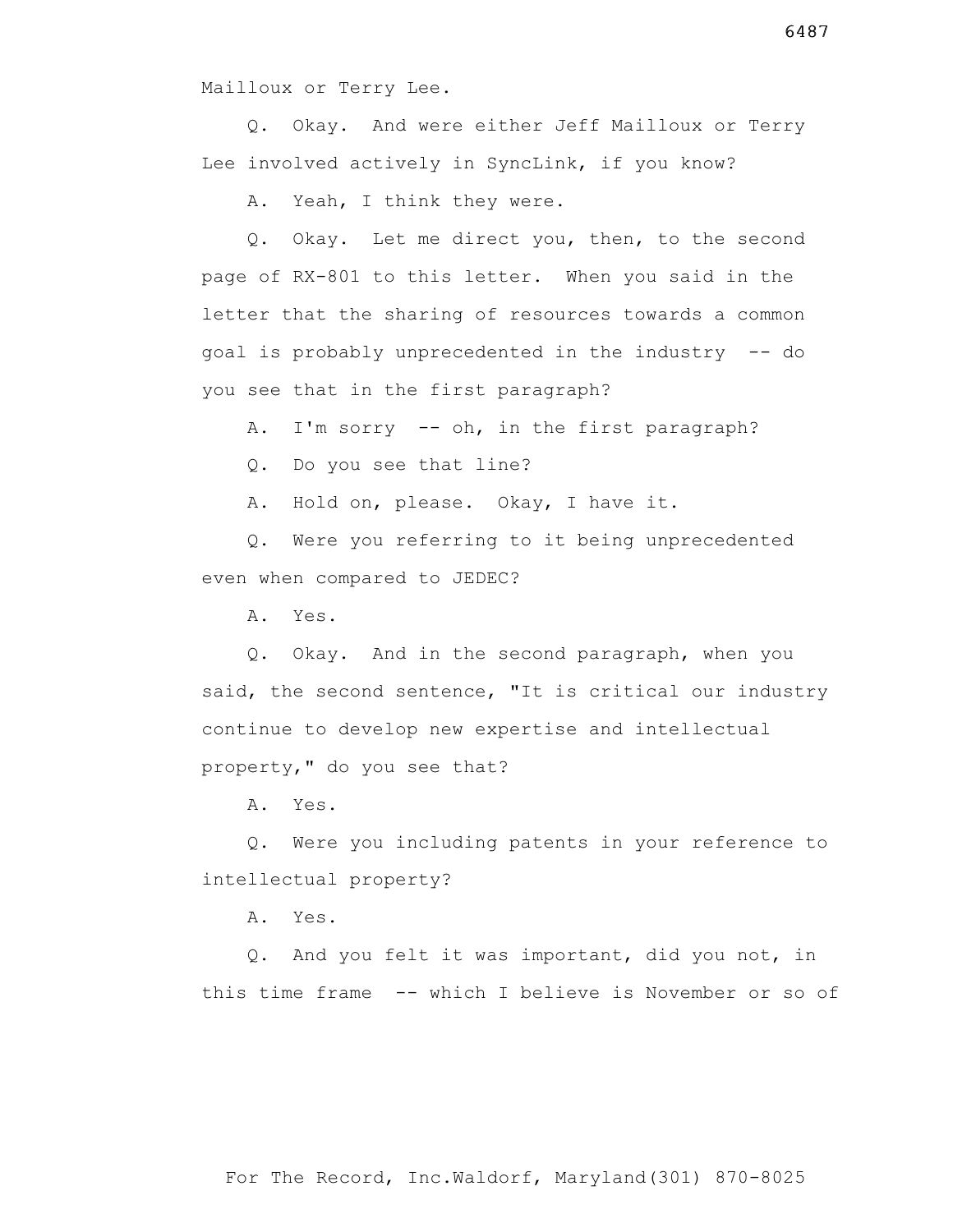Mailloux or Terry Lee.

Q. Okay. And were either Jeff Mailloux or Terry Lee involved actively in SyncLink, if you know?

A. Yeah, I think they were.

Q. Okay. Let me direct you, then, to the second page of RX-801 to this letter. When you said in the letter that the sharing of resources towards a common goal is probably unprecedented in the industry -- do you see that in the first paragraph?

A. I'm sorry -- oh, in the first paragraph?

Q. Do you see that line?

A. Hold on, please. Okay, I have it.

Q. Were you referring to it being unprecedented even when compared to JEDEC?

A. Yes.

Q. Okay. And in the second paragraph, when you said, the second sentence, "It is critical our industry continue to develop new expertise and intellectual property," do you see that?

A. Yes.

Q. Were you including patents in your reference to intellectual property?

A. Yes.

Q. And you felt it was important, did you not, in this time frame -- which I believe is November or so of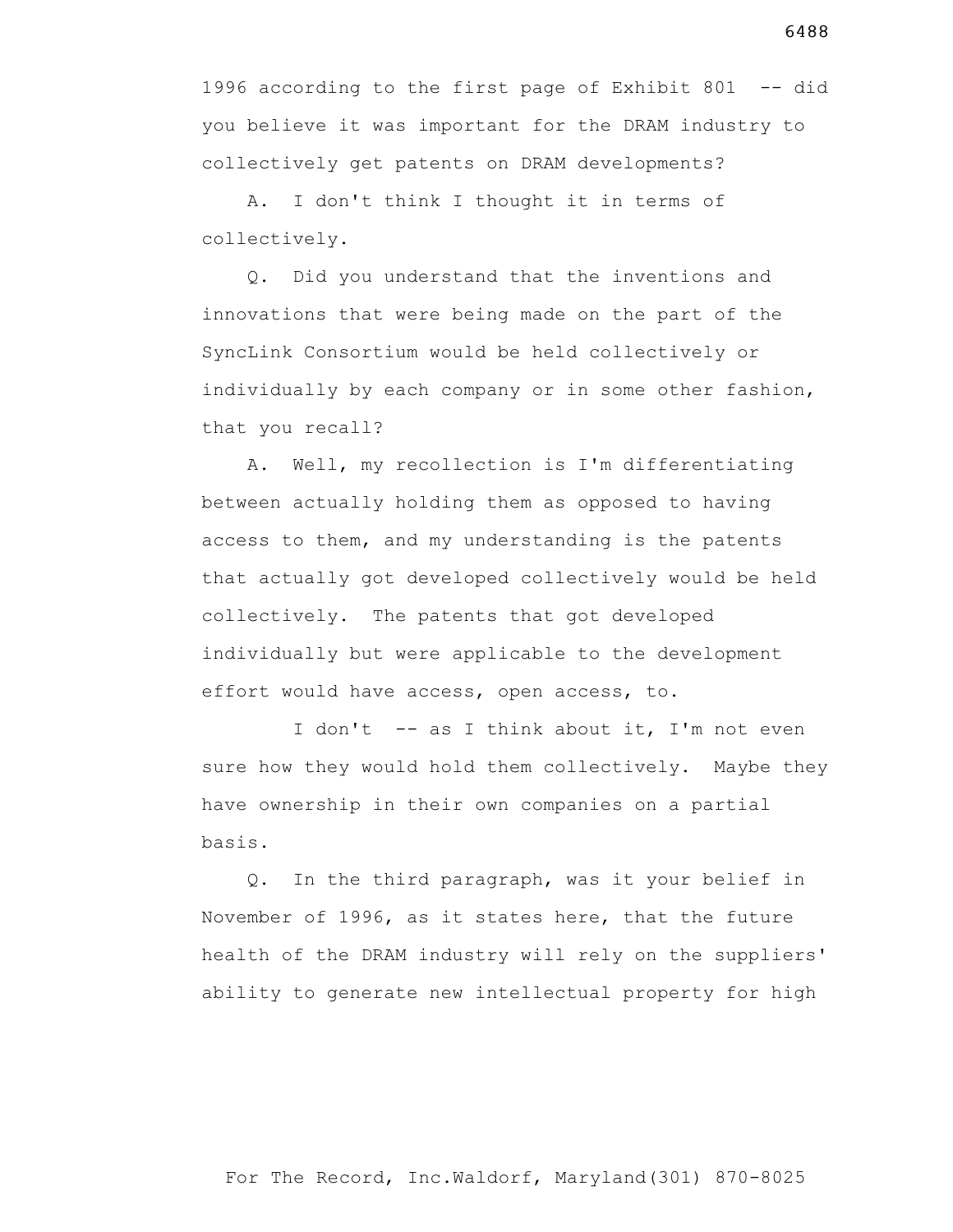1996 according to the first page of Exhibit 801 -- did you believe it was important for the DRAM industry to collectively get patents on DRAM developments?

A. I don't think I thought it in terms of collectively.

Q. Did you understand that the inventions and innovations that were being made on the part of the SyncLink Consortium would be held collectively or individually by each company or in some other fashion, that you recall?

A. Well, my recollection is I'm differentiating between actually holding them as opposed to having access to them, and my understanding is the patents that actually got developed collectively would be held collectively. The patents that got developed individually but were applicable to the development effort would have access, open access, to.

I don't -- as I think about it, I'm not even sure how they would hold them collectively. Maybe they have ownership in their own companies on a partial basis.

Q. In the third paragraph, was it your belief in November of 1996, as it states here, that the future health of the DRAM industry will rely on the suppliers' ability to generate new intellectual property for high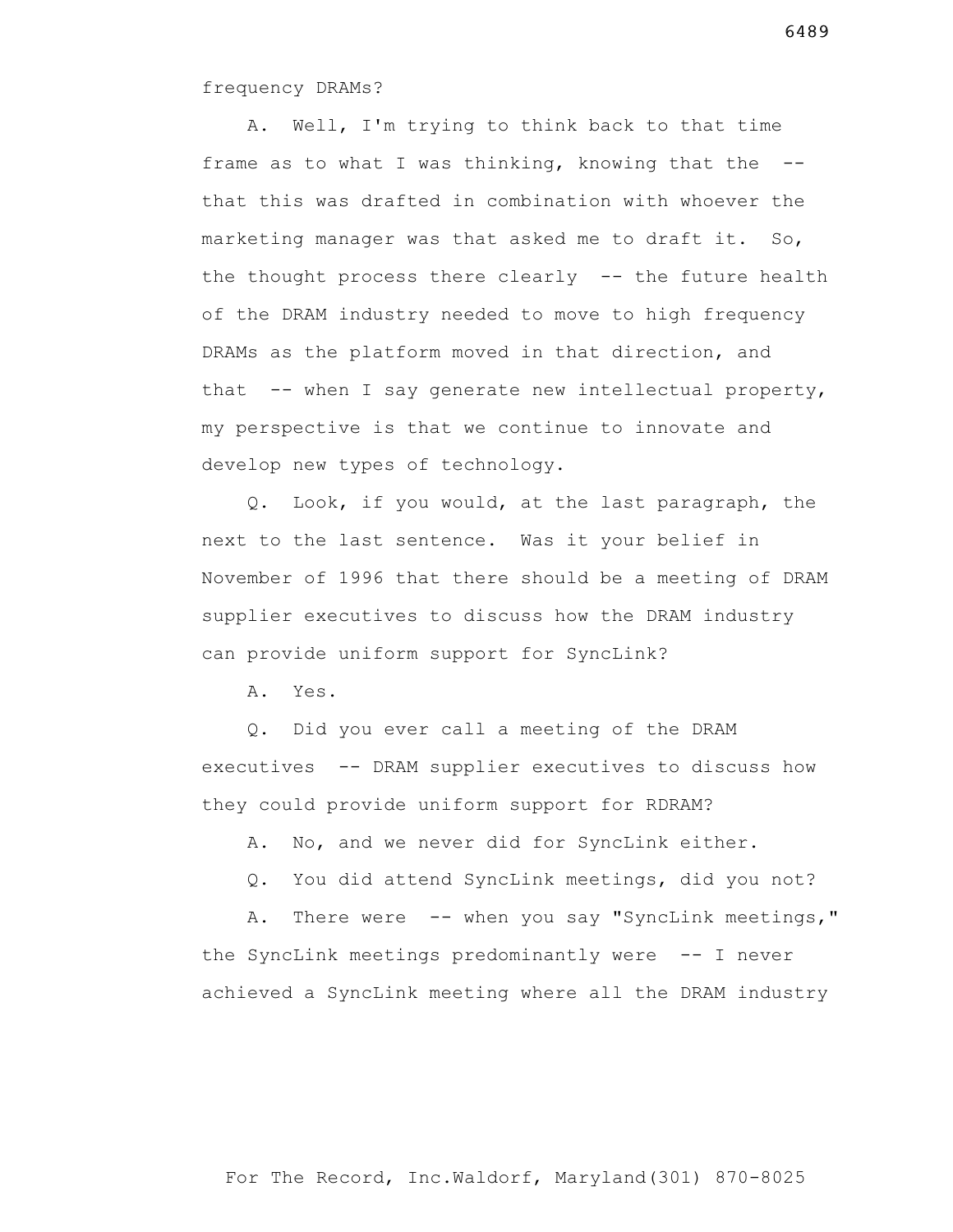frequency DRAMs?

A. Well, I'm trying to think back to that time frame as to what I was thinking, knowing that the -- that this was drafted in combination with whoever the marketing manager was that asked me to draft it. So, the thought process there clearly -- the future health of the DRAM industry needed to move to high frequency DRAMs as the platform moved in that direction, and that -- when I say generate new intellectual property, my perspective is that we continue to innovate and develop new types of technology.

Q. Look, if you would, at the last paragraph, the next to the last sentence. Was it your belief in November of 1996 that there should be a meeting of DRAM supplier executives to discuss how the DRAM industry can provide uniform support for SyncLink?

A. Yes.

Q. Did you ever call a meeting of the DRAM executives -- DRAM supplier executives to discuss how they could provide uniform support for RDRAM?

A. No, and we never did for SyncLink either.

Q. You did attend SyncLink meetings, did you not?

A. There were -- when you say "SyncLink meetings," the SyncLink meetings predominantly were -- I never achieved a SyncLink meeting where all the DRAM industry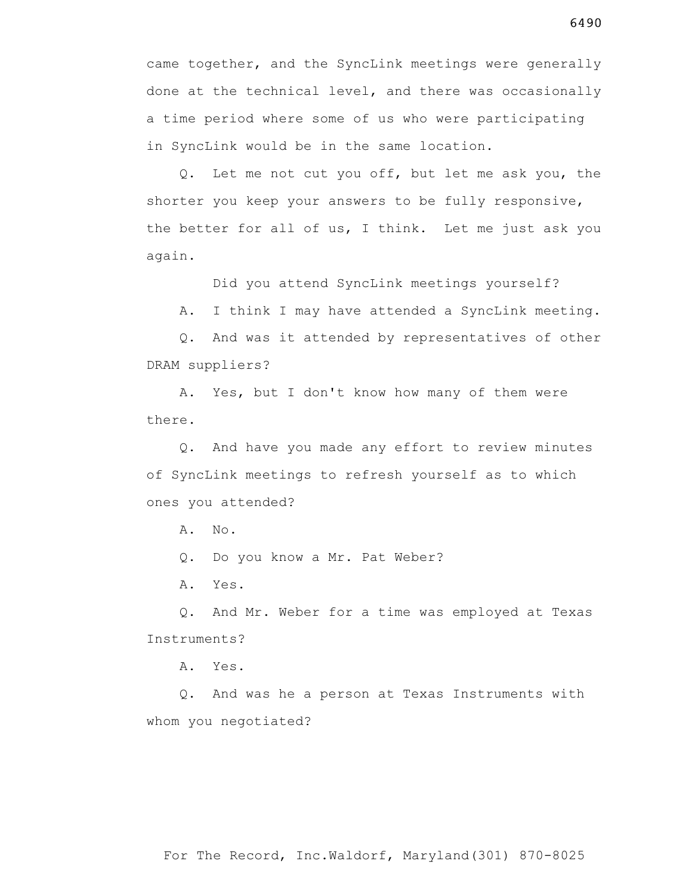came together, and the SyncLink meetings were generally done at the technical level, and there was occasionally a time period where some of us who were participating in SyncLink would be in the same location.

Q. Let me not cut you off, but let me ask you, the shorter you keep your answers to be fully responsive, the better for all of us, I think. Let me just ask you again.

Did you attend SyncLink meetings yourself?

A. I think I may have attended a SyncLink meeting.

Q. And was it attended by representatives of other DRAM suppliers?

A. Yes, but I don't know how many of them were there.

Q. And have you made any effort to review minutes of SyncLink meetings to refresh yourself as to which ones you attended?

A. No.

Q. Do you know a Mr. Pat Weber?

A. Yes.

Q. And Mr. Weber for a time was employed at Texas Instruments?

A. Yes.

Q. And was he a person at Texas Instruments with whom you negotiated?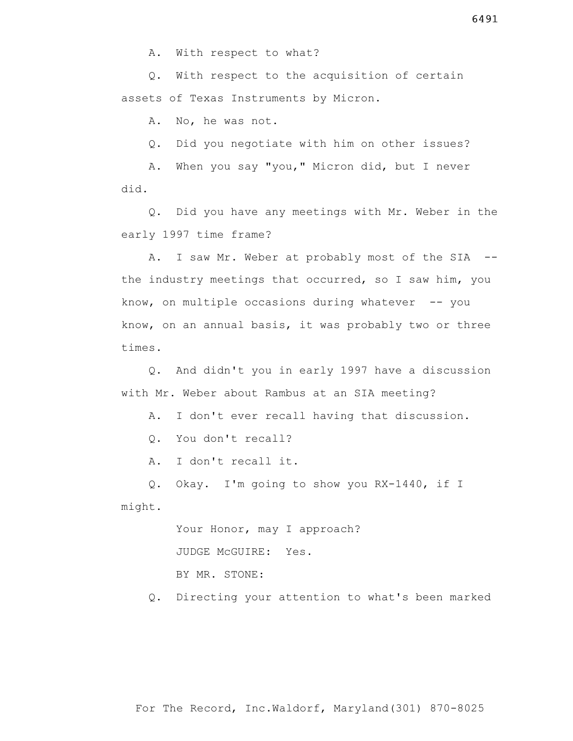A. With respect to what?

Q. With respect to the acquisition of certain assets of Texas Instruments by Micron.

A. No, he was not.

Q. Did you negotiate with him on other issues?

A. When you say "you," Micron did, but I never did.

Q. Did you have any meetings with Mr. Weber in the early 1997 time frame?

A. I saw Mr. Weber at probably most of the SIA -- the industry meetings that occurred, so I saw him, you know, on multiple occasions during whatever -- you know, on an annual basis, it was probably two or three times.

Q. And didn't you in early 1997 have a discussion with Mr. Weber about Rambus at an SIA meeting?

A. I don't ever recall having that discussion.

Q. You don't recall?

A. I don't recall it.

Q. Okay. I'm going to show you RX-1440, if I might.

Your Honor, may I approach?

JUDGE McGUIRE: Yes.

BY MR. STONE:

Q. Directing your attention to what's been marked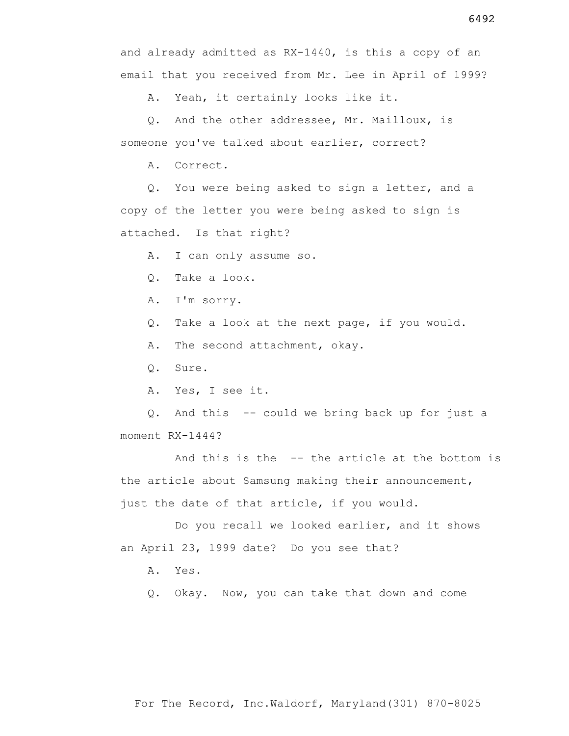and already admitted as RX-1440, is this a copy of an email that you received from Mr. Lee in April of 1999?

A. Yeah, it certainly looks like it.

Q. And the other addressee, Mr. Mailloux, is someone you've talked about earlier, correct?

A. Correct.

Q. You were being asked to sign a letter, and a copy of the letter you were being asked to sign is attached. Is that right?

A. I can only assume so.

Q. Take a look.

A. I'm sorry.

Q. Take a look at the next page, if you would.

A. The second attachment, okay.

Q. Sure.

A. Yes, I see it.

Q. And this -- could we bring back up for just a moment RX-1444?

And this is the -- the article at the bottom is the article about Samsung making their announcement, just the date of that article, if you would.

Do you recall we looked earlier, and it shows an April 23, 1999 date? Do you see that?

A. Yes.

Q. Okay. Now, you can take that down and come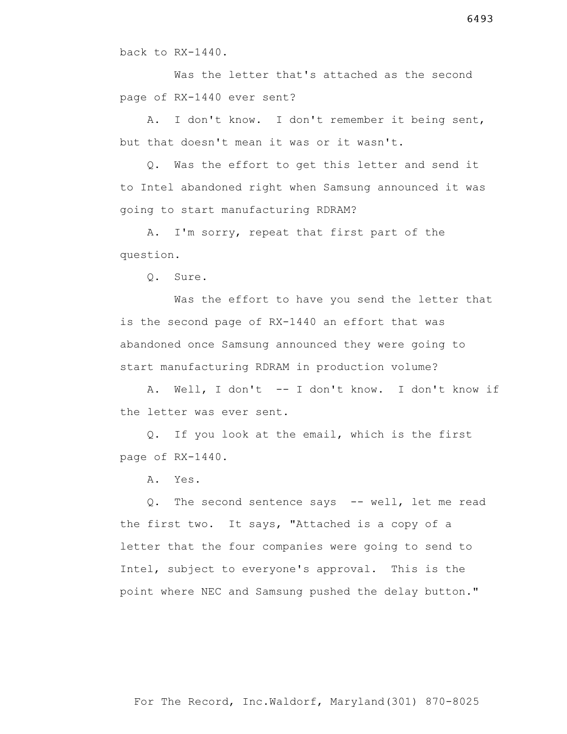back to RX-1440.

Was the letter that's attached as the second page of RX-1440 ever sent?

A. I don't know. I don't remember it being sent, but that doesn't mean it was or it wasn't.

Q. Was the effort to get this letter and send it to Intel abandoned right when Samsung announced it was going to start manufacturing RDRAM?

A. I'm sorry, repeat that first part of the question.

Q. Sure.

Was the effort to have you send the letter that is the second page of RX-1440 an effort that was abandoned once Samsung announced they were going to start manufacturing RDRAM in production volume?

A. Well, I don't -- I don't know. I don't know if the letter was ever sent.

Q. If you look at the email, which is the first page of RX-1440.

A. Yes.

Q. The second sentence says -- well, let me read the first two. It says, "Attached is a copy of a letter that the four companies were going to send to Intel, subject to everyone's approval. This is the point where NEC and Samsung pushed the delay button."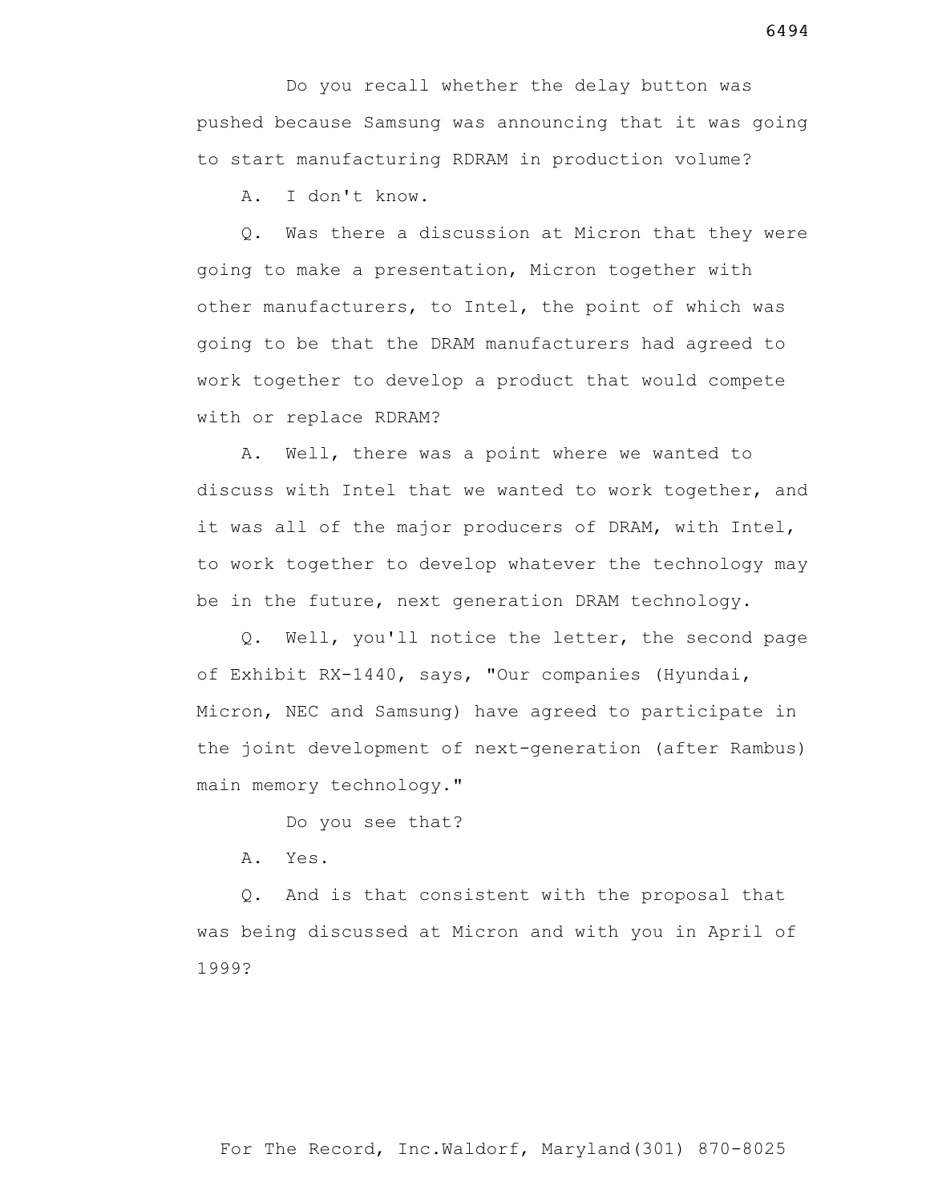Do you recall whether the delay button was pushed because Samsung was announcing that it was going to start manufacturing RDRAM in production volume?

A. I don't know.

Q. Was there a discussion at Micron that they were going to make a presentation, Micron together with other manufacturers, to Intel, the point of which was going to be that the DRAM manufacturers had agreed to work together to develop a product that would compete with or replace RDRAM?

A. Well, there was a point where we wanted to discuss with Intel that we wanted to work together, and it was all of the major producers of DRAM, with Intel, to work together to develop whatever the technology may be in the future, next generation DRAM technology.

Q. Well, you'll notice the letter, the second page of Exhibit RX-1440, says, "Our companies (Hyundai, Micron, NEC and Samsung) have agreed to participate in the joint development of next-generation (after Rambus) main memory technology."

Do you see that?

A. Yes.

Q. And is that consistent with the proposal that was being discussed at Micron and with you in April of 1999?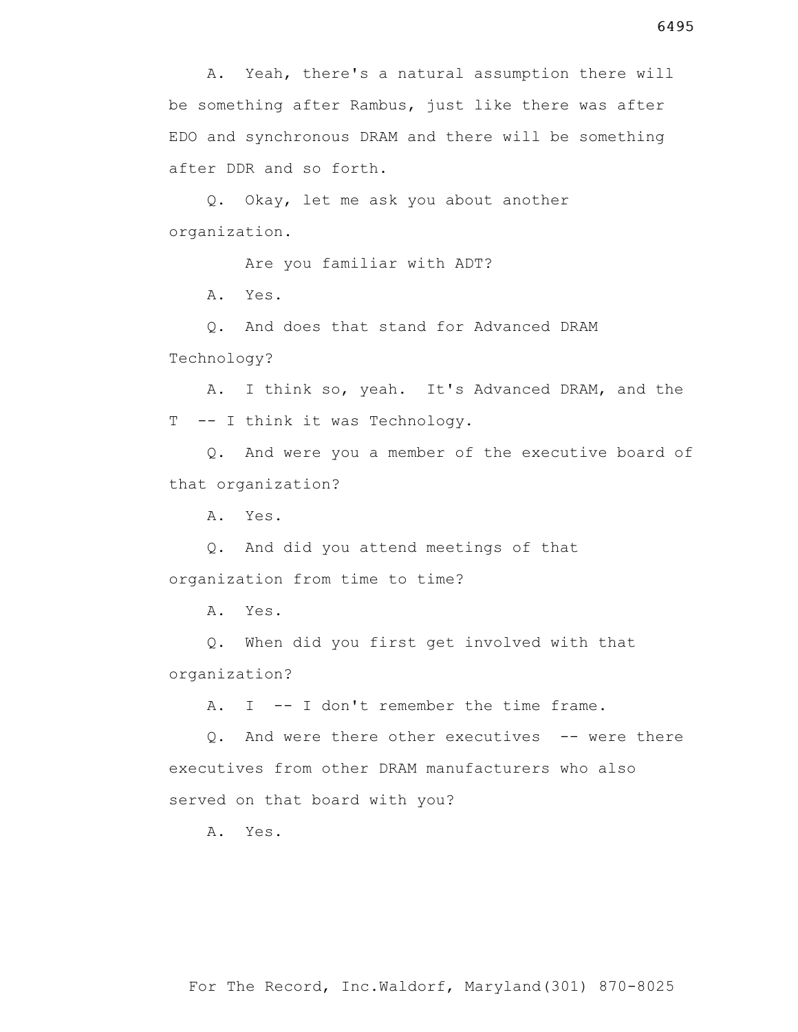A. Yeah, there's a natural assumption there will be something after Rambus, just like there was after EDO and synchronous DRAM and there will be something after DDR and so forth.

Q. Okay, let me ask you about another organization.

Are you familiar with ADT?

A. Yes.

Q. And does that stand for Advanced DRAM Technology?

A. I think so, yeah. It's Advanced DRAM, and the T -- I think it was Technology.

Q. And were you a member of the executive board of that organization?

A. Yes.

Q. And did you attend meetings of that organization from time to time?

A. Yes.

Q. When did you first get involved with that organization?

A. I -- I don't remember the time frame.

Q. And were there other executives -- were there executives from other DRAM manufacturers who also served on that board with you?

A. Yes.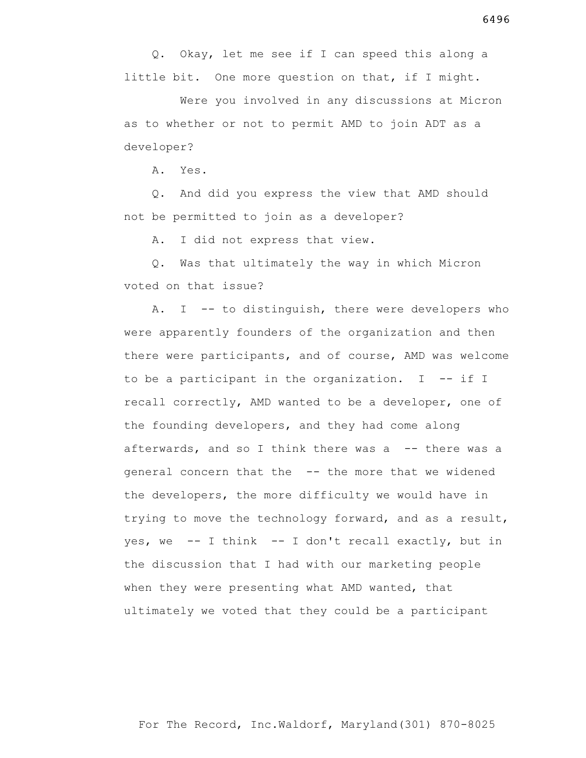Q. Okay, let me see if I can speed this along a little bit. One more question on that, if I might.

Were you involved in any discussions at Micron as to whether or not to permit AMD to join ADT as a developer?

A. Yes.

Q. And did you express the view that AMD should not be permitted to join as a developer?

A. I did not express that view.

Q. Was that ultimately the way in which Micron voted on that issue?

A. I -- to distinguish, there were developers who were apparently founders of the organization and then there were participants, and of course, AMD was welcome to be a participant in the organization. I -- if I recall correctly, AMD wanted to be a developer, one of the founding developers, and they had come along afterwards, and so I think there was a -- there was a general concern that the -- the more that we widened the developers, the more difficulty we would have in trying to move the technology forward, and as a result, yes, we -- I think -- I don't recall exactly, but in the discussion that I had with our marketing people when they were presenting what AMD wanted, that ultimately we voted that they could be a participant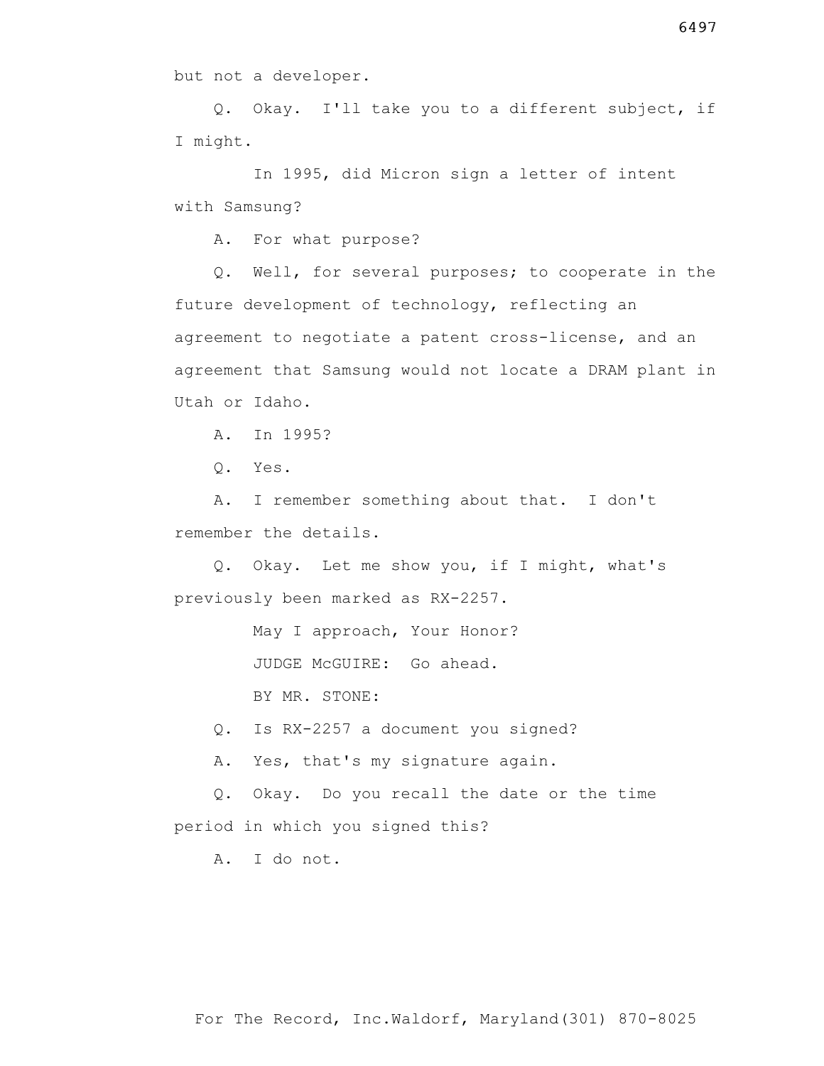but not a developer.

Q. Okay. I'll take you to a different subject, if I might.

In 1995, did Micron sign a letter of intent with Samsung?

A. For what purpose?

Q. Well, for several purposes; to cooperate in the future development of technology, reflecting an agreement to negotiate a patent cross-license, and an agreement that Samsung would not locate a DRAM plant in Utah or Idaho.

A. In 1995?

Q. Yes.

A. I remember something about that. I don't remember the details.

Q. Okay. Let me show you, if I might, what's previously been marked as RX-2257.

May I approach, Your Honor?

JUDGE McGUIRE: Go ahead.

BY MR. STONE:

Q. Is RX-2257 a document you signed?

A. Yes, that's my signature again.

Q. Okay. Do you recall the date or the time period in which you signed this?

A. I do not.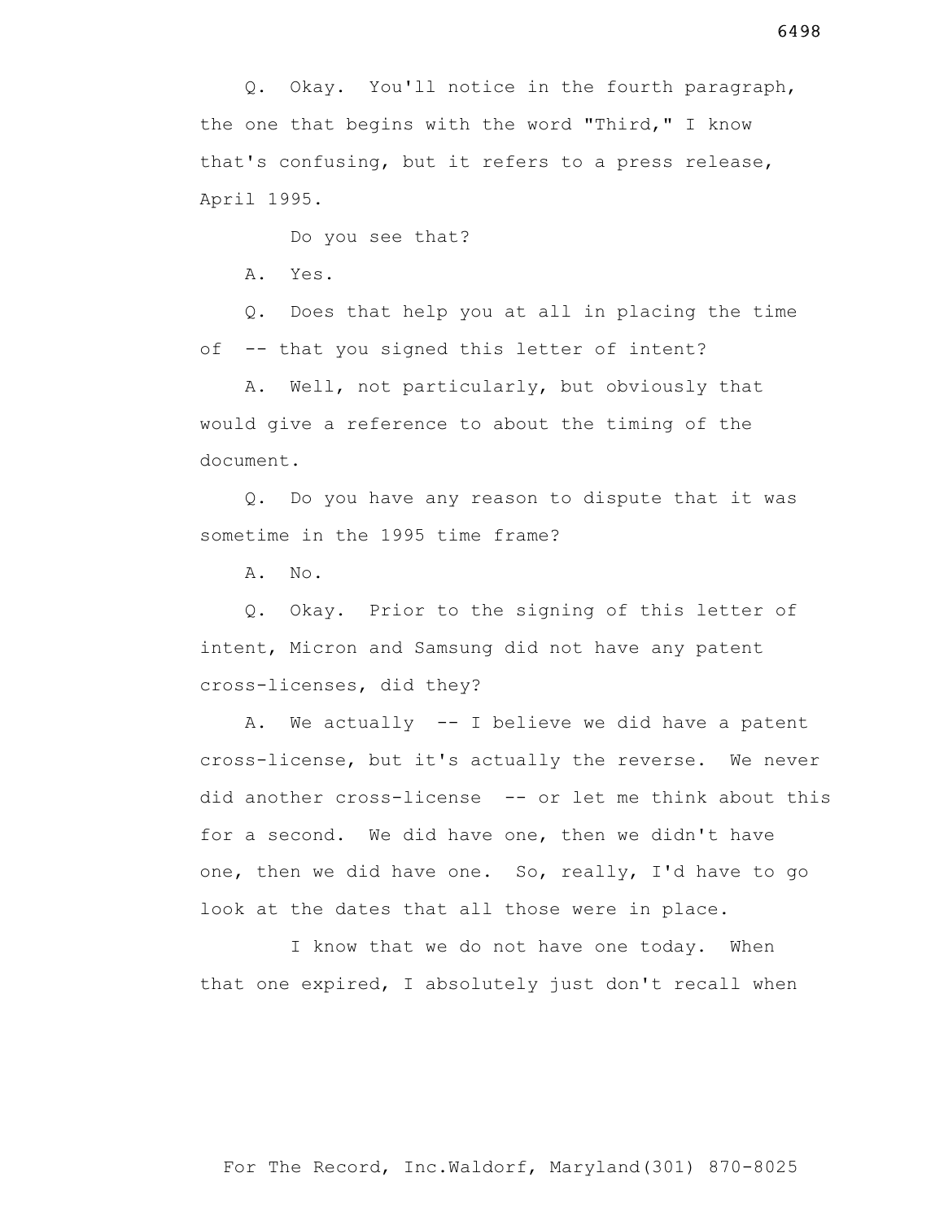Q. Okay. You'll notice in the fourth paragraph, the one that begins with the word "Third," I know that's confusing, but it refers to a press release, April 1995.

Do you see that?

A. Yes.

Q. Does that help you at all in placing the time of -- that you signed this letter of intent?

A. Well, not particularly, but obviously that would give a reference to about the timing of the document.

Q. Do you have any reason to dispute that it was sometime in the 1995 time frame?

A. No.

Q. Okay. Prior to the signing of this letter of intent, Micron and Samsung did not have any patent cross-licenses, did they?

A. We actually -- I believe we did have a patent cross-license, but it's actually the reverse. We never did another cross-license -- or let me think about this for a second. We did have one, then we didn't have one, then we did have one. So, really, I'd have to go look at the dates that all those were in place.

I know that we do not have one today. When that one expired, I absolutely just don't recall when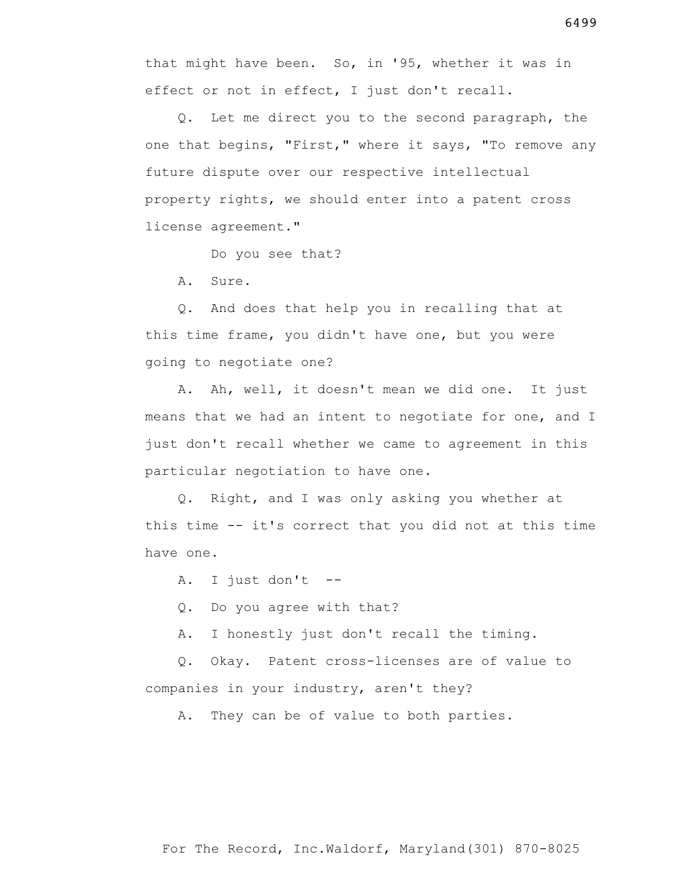that might have been. So, in '95, whether it was in effect or not in effect, I just don't recall.

Q. Let me direct you to the second paragraph, the one that begins, "First," where it says, "To remove any future dispute over our respective intellectual property rights, we should enter into a patent cross license agreement."

Do you see that?

A. Sure.

Q. And does that help you in recalling that at this time frame, you didn't have one, but you were going to negotiate one?

A. Ah, well, it doesn't mean we did one. It just means that we had an intent to negotiate for one, and I just don't recall whether we came to agreement in this particular negotiation to have one.

Q. Right, and I was only asking you whether at this time -- it's correct that you did not at this time have one.

A. I just don't --

Q. Do you agree with that?

A. I honestly just don't recall the timing.

Q. Okay. Patent cross-licenses are of value to companies in your industry, aren't they?

A. They can be of value to both parties.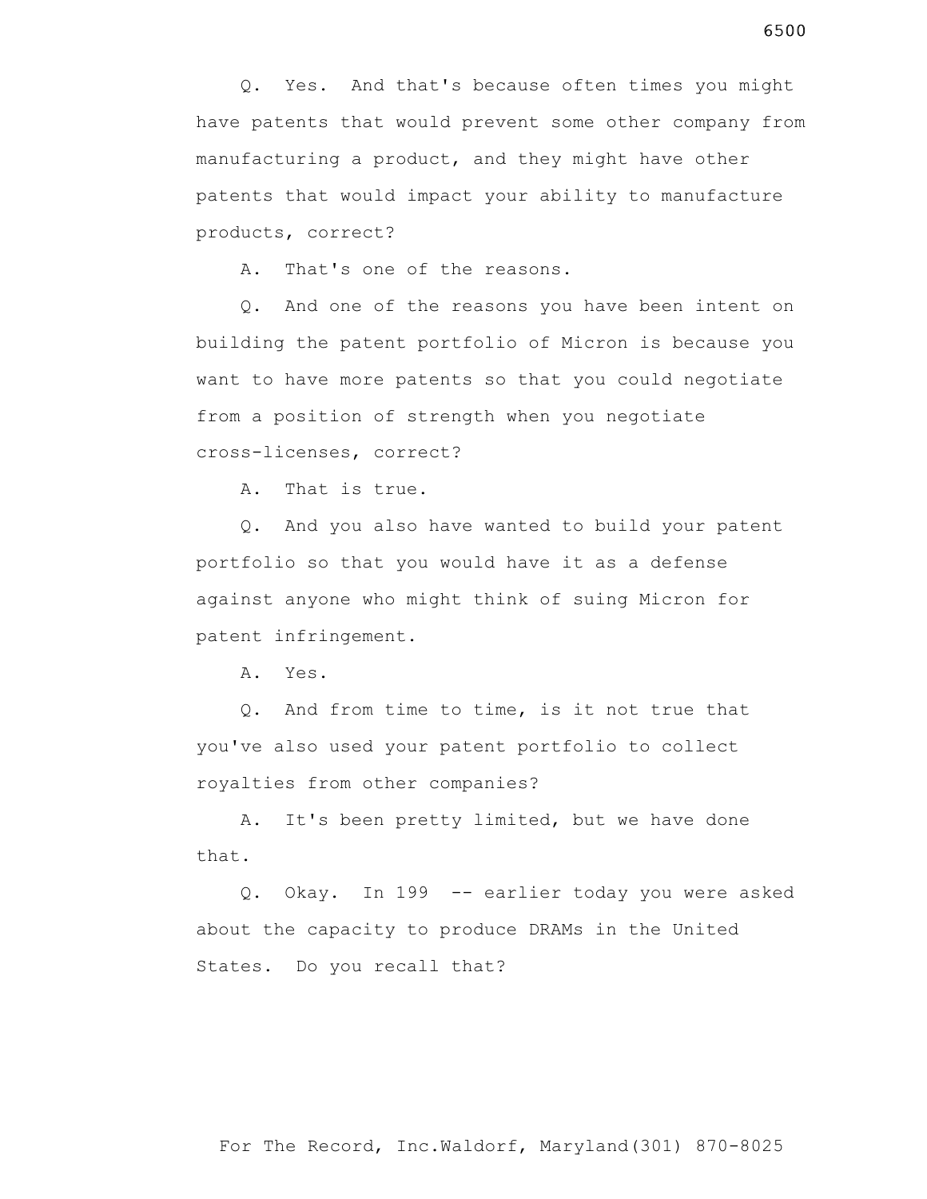Q. Yes. And that's because often times you might have patents that would prevent some other company from manufacturing a product, and they might have other patents that would impact your ability to manufacture products, correct?

A. That's one of the reasons.

Q. And one of the reasons you have been intent on building the patent portfolio of Micron is because you want to have more patents so that you could negotiate from a position of strength when you negotiate cross-licenses, correct?

A. That is true.

Q. And you also have wanted to build your patent portfolio so that you would have it as a defense against anyone who might think of suing Micron for patent infringement.

A. Yes.

Q. And from time to time, is it not true that you've also used your patent portfolio to collect royalties from other companies?

A. It's been pretty limited, but we have done that.

Q. Okay. In 199 -- earlier today you were asked about the capacity to produce DRAMs in the United States. Do you recall that?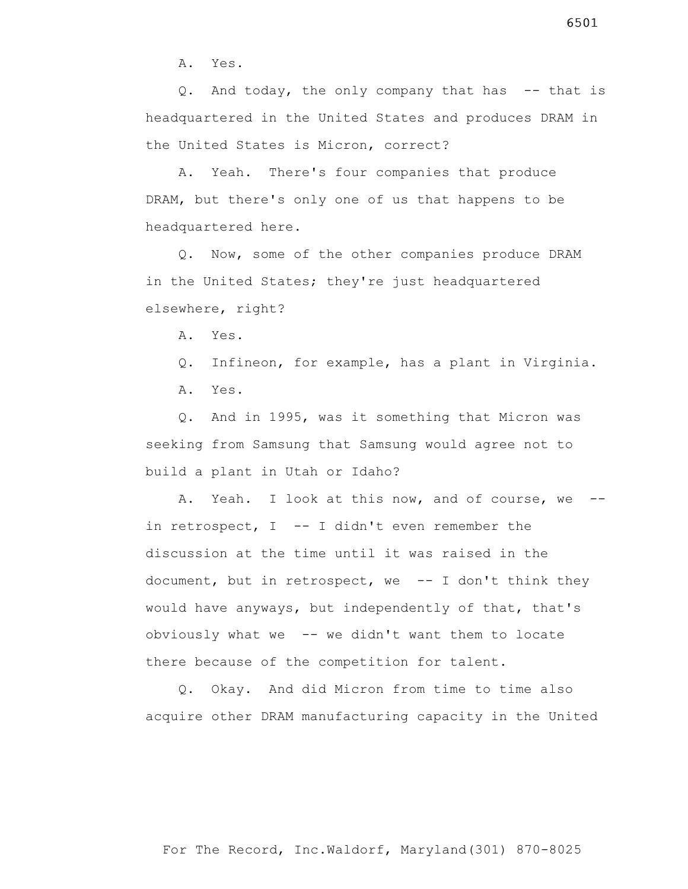A. Yes.

Q. And today, the only company that has -- that is headquartered in the United States and produces DRAM in the United States is Micron, correct?

A. Yeah. There's four companies that produce DRAM, but there's only one of us that happens to be headquartered here.

Q. Now, some of the other companies produce DRAM in the United States; they're just headquartered elsewhere, right?

A. Yes.

Q. Infineon, for example, has a plant in Virginia.

A. Yes.

Q. And in 1995, was it something that Micron was seeking from Samsung that Samsung would agree not to build a plant in Utah or Idaho?

A. Yeah. I look at this now, and of course, we -- in retrospect, I -- I didn't even remember the discussion at the time until it was raised in the document, but in retrospect, we -- I don't think they would have anyways, but independently of that, that's obviously what we -- we didn't want them to locate there because of the competition for talent.

Q. Okay. And did Micron from time to time also acquire other DRAM manufacturing capacity in the United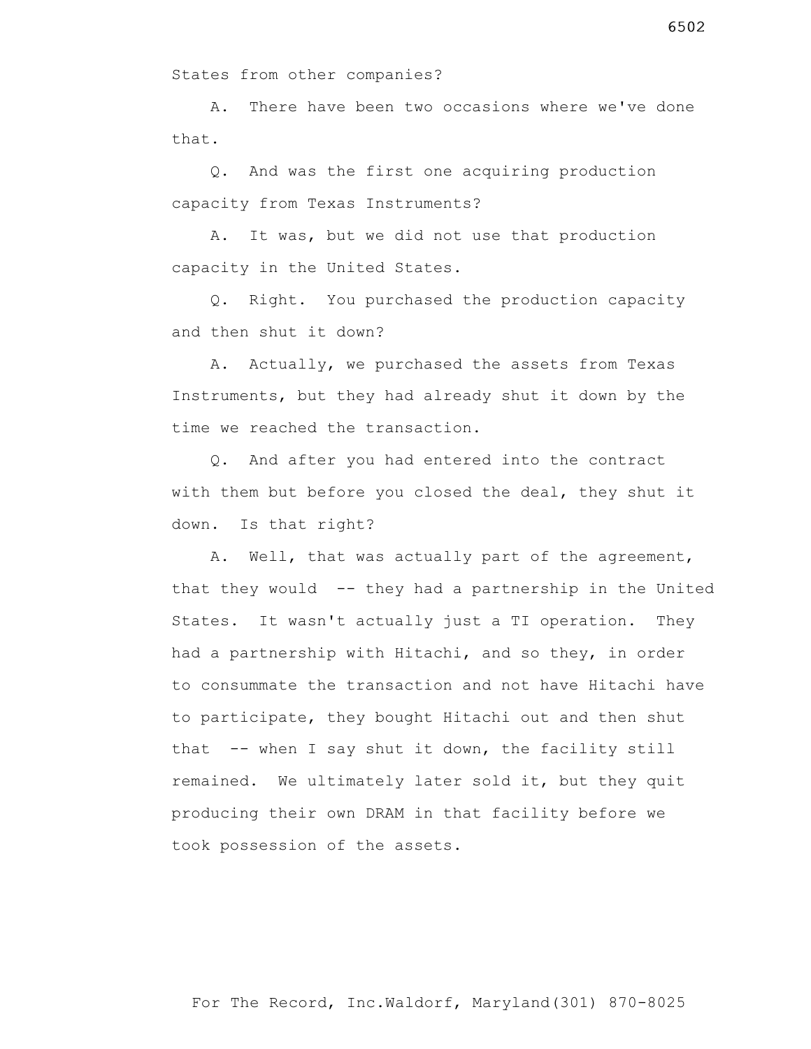States from other companies?

A. There have been two occasions where we've done that.

Q. And was the first one acquiring production capacity from Texas Instruments?

A. It was, but we did not use that production capacity in the United States.

Q. Right. You purchased the production capacity and then shut it down?

A. Actually, we purchased the assets from Texas Instruments, but they had already shut it down by the time we reached the transaction.

Q. And after you had entered into the contract with them but before you closed the deal, they shut it down. Is that right?

A. Well, that was actually part of the agreement, that they would -- they had a partnership in the United States. It wasn't actually just a TI operation. They had a partnership with Hitachi, and so they, in order to consummate the transaction and not have Hitachi have to participate, they bought Hitachi out and then shut that -- when I say shut it down, the facility still remained. We ultimately later sold it, but they quit producing their own DRAM in that facility before we took possession of the assets.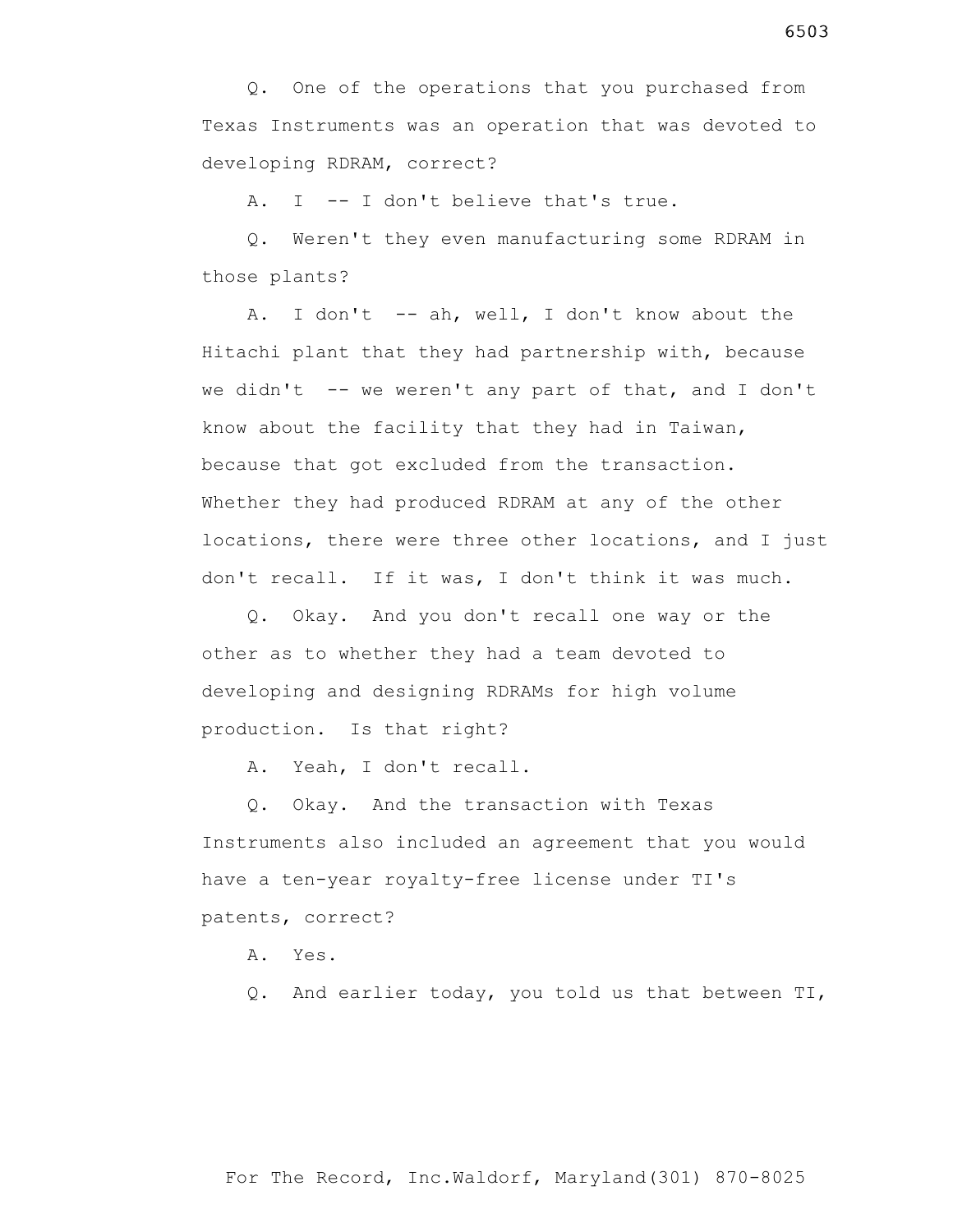Q. One of the operations that you purchased from Texas Instruments was an operation that was devoted to developing RDRAM, correct?

A. I -- I don't believe that's true.

Q. Weren't they even manufacturing some RDRAM in those plants?

A. I don't -- ah, well, I don't know about the Hitachi plant that they had partnership with, because we didn't -- we weren't any part of that, and I don't know about the facility that they had in Taiwan, because that got excluded from the transaction. Whether they had produced RDRAM at any of the other locations, there were three other locations, and I just don't recall. If it was, I don't think it was much.

Q. Okay. And you don't recall one way or the other as to whether they had a team devoted to developing and designing RDRAMs for high volume production. Is that right?

A. Yeah, I don't recall.

Q. Okay. And the transaction with Texas Instruments also included an agreement that you would have a ten-year royalty-free license under TI's patents, correct?

A. Yes.

Q. And earlier today, you told us that between TI,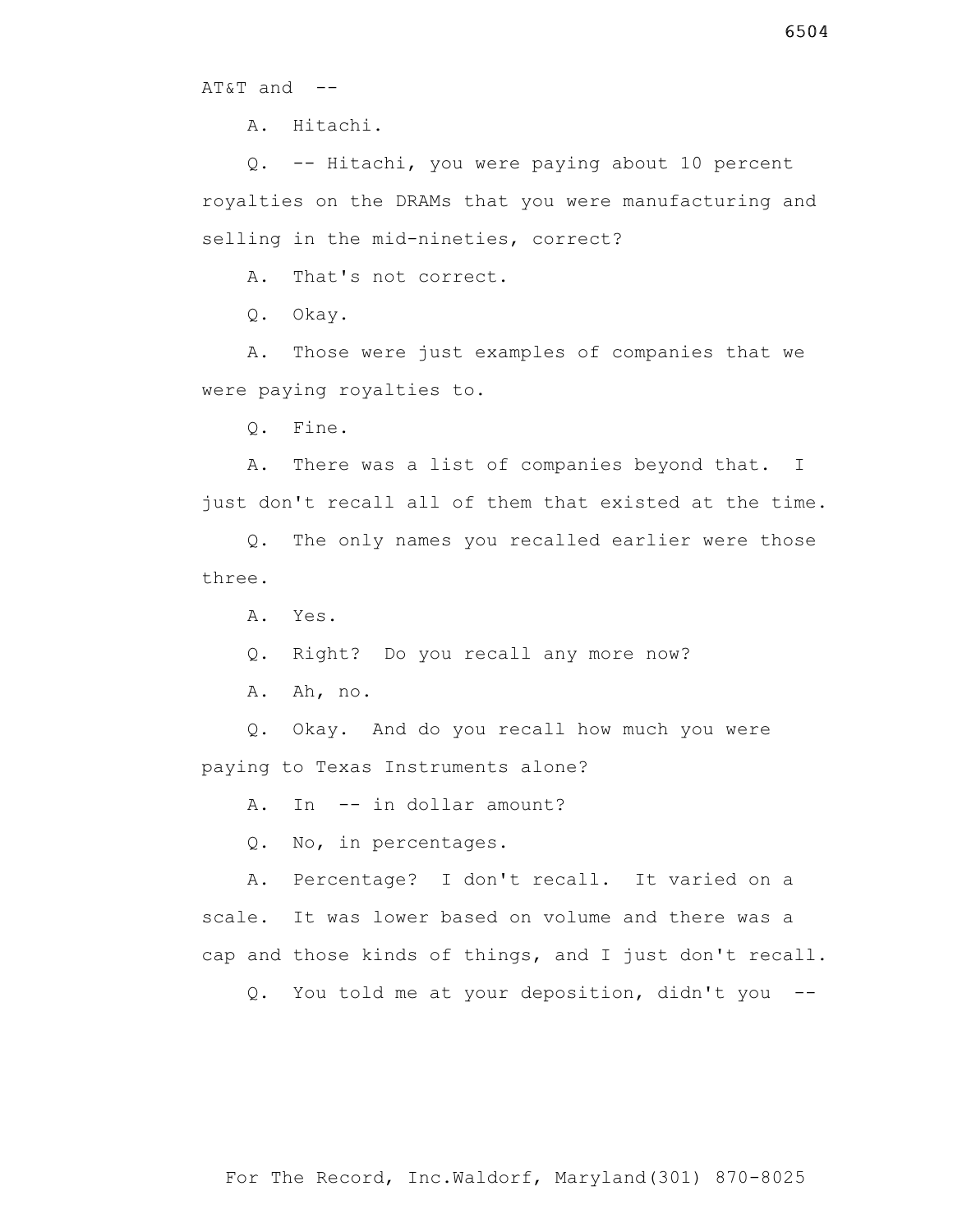AT&T and --

A. Hitachi.

Q. -- Hitachi, you were paying about 10 percent royalties on the DRAMs that you were manufacturing and selling in the mid-nineties, correct?

A. That's not correct.

Q. Okay.

A. Those were just examples of companies that we were paying royalties to.

Q. Fine.

A. There was a list of companies beyond that. I just don't recall all of them that existed at the time.

Q. The only names you recalled earlier were those three.

A. Yes.

Q. Right? Do you recall any more now?

A. Ah, no.

Q. Okay. And do you recall how much you were paying to Texas Instruments alone?

A. In -- in dollar amount?

Q. No, in percentages.

A. Percentage? I don't recall. It varied on a scale. It was lower based on volume and there was a cap and those kinds of things, and I just don't recall.

Q. You told me at your deposition, didn't you --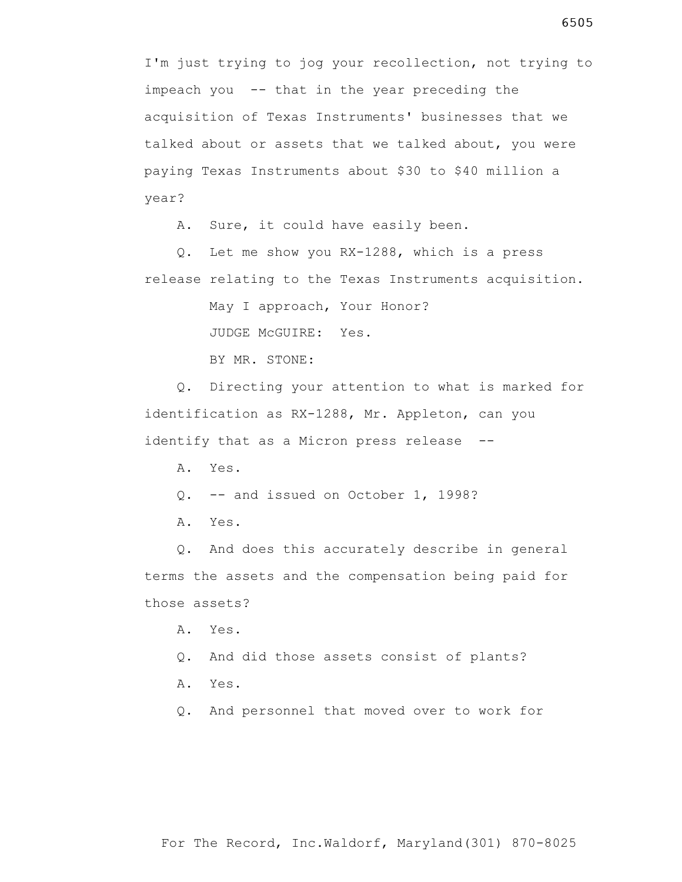I'm just trying to jog your recollection, not trying to impeach you -- that in the year preceding the acquisition of Texas Instruments' businesses that we talked about or assets that we talked about, you were paying Texas Instruments about $30 to $40 million a year?

A. Sure, it could have easily been.

Q. Let me show you RX-1288, which is a press release relating to the Texas Instruments acquisition.

May I approach, Your Honor?

JUDGE McGUIRE: Yes.

BY MR. STONE:

Q. Directing your attention to what is marked for identification as RX-1288, Mr. Appleton, can you identify that as a Micron press release --

A. Yes.

Q. -- and issued on October 1, 1998?

A. Yes.

Q. And does this accurately describe in general terms the assets and the compensation being paid for those assets?

A. Yes.

Q. And did those assets consist of plants?

A. Yes.

Q. And personnel that moved over to work for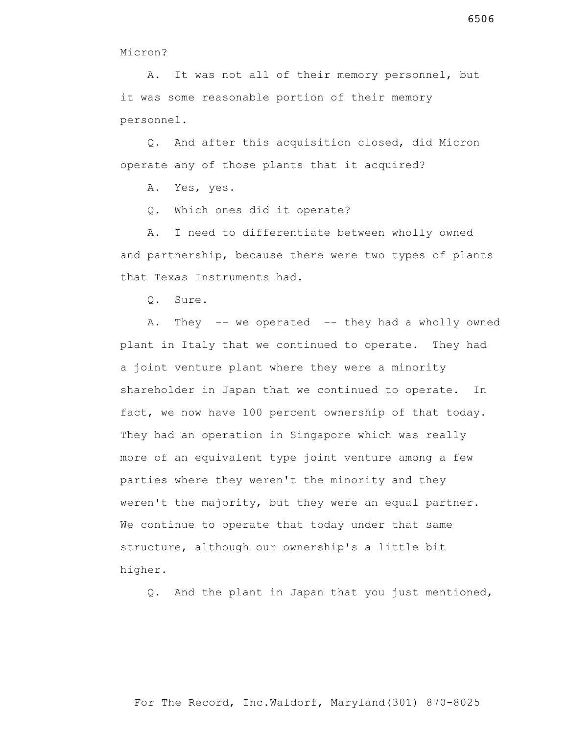Micron?

A. It was not all of their memory personnel, but it was some reasonable portion of their memory personnel.

Q. And after this acquisition closed, did Micron operate any of those plants that it acquired?

A. Yes, yes.

Q. Which ones did it operate?

A. I need to differentiate between wholly owned and partnership, because there were two types of plants that Texas Instruments had.

Q. Sure.

A. They -- we operated -- they had a wholly owned plant in Italy that we continued to operate. They had a joint venture plant where they were a minority shareholder in Japan that we continued to operate. In fact, we now have 100 percent ownership of that today. They had an operation in Singapore which was really more of an equivalent type joint venture among a few parties where they weren't the minority and they weren't the majority, but they were an equal partner. We continue to operate that today under that same structure, although our ownership's a little bit higher.

Q. And the plant in Japan that you just mentioned,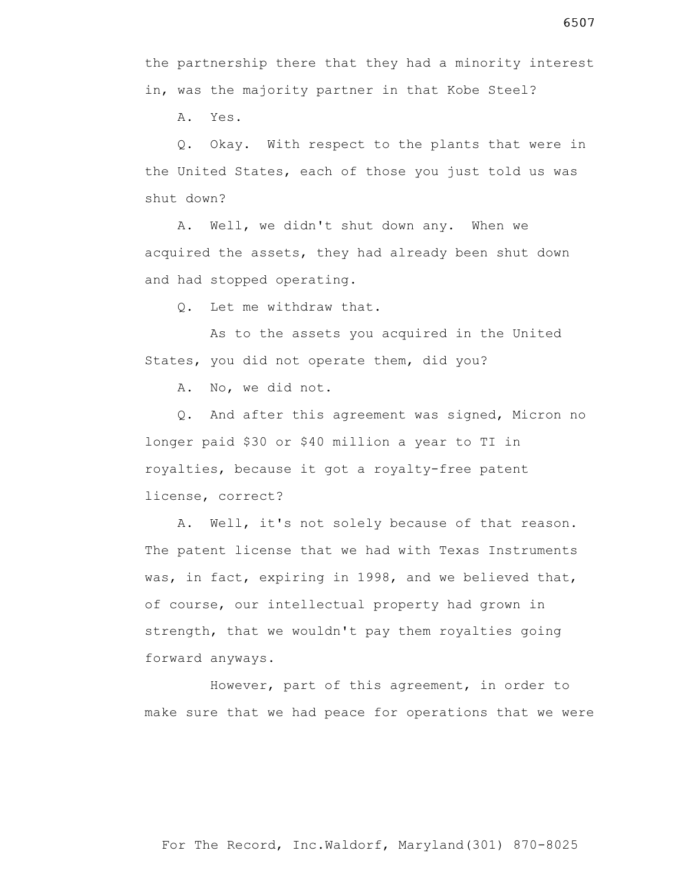the partnership there that they had a minority interest in, was the majority partner in that Kobe Steel?

A. Yes.

Q. Okay. With respect to the plants that were in the United States, each of those you just told us was shut down?

A. Well, we didn't shut down any. When we acquired the assets, they had already been shut down and had stopped operating.

Q. Let me withdraw that.

As to the assets you acquired in the United States, you did not operate them, did you?

A. No, we did not.

Q. And after this agreement was signed, Micron no longer paid $30 or $40 million a year to TI in royalties, because it got a royalty-free patent license, correct?

A. Well, it's not solely because of that reason. The patent license that we had with Texas Instruments was, in fact, expiring in 1998, and we believed that, of course, our intellectual property had grown in strength, that we wouldn't pay them royalties going forward anyways.

However, part of this agreement, in order to make sure that we had peace for operations that we were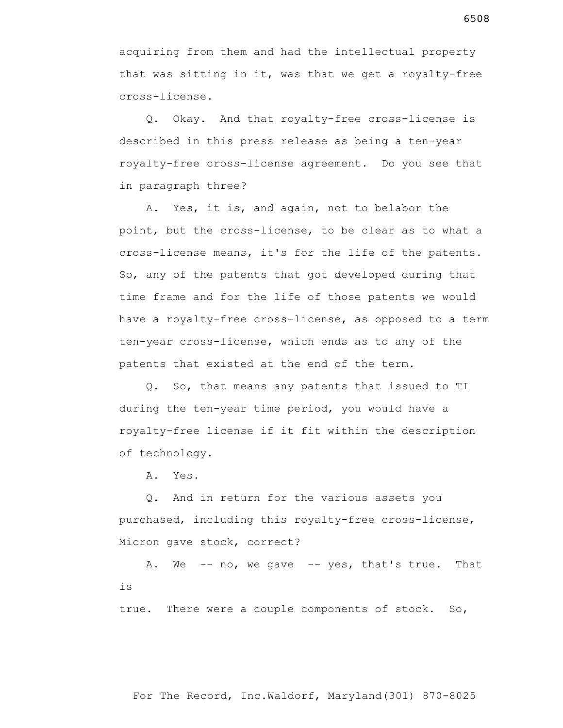acquiring from them and had the intellectual property that was sitting in it, was that we get a royalty-free cross-license.

Q. Okay. And that royalty-free cross-license is described in this press release as being a ten-year royalty-free cross-license agreement. Do you see that in paragraph three?

A. Yes, it is, and again, not to belabor the point, but the cross-license, to be clear as to what a cross-license means, it's for the life of the patents. So, any of the patents that got developed during that time frame and for the life of those patents we would have a royalty-free cross-license, as opposed to a term ten-year cross-license, which ends as to any of the patents that existed at the end of the term.

Q. So, that means any patents that issued to TI during the ten-year time period, you would have a royalty-free license if it fit within the description of technology.

A. Yes.

Q. And in return for the various assets you purchased, including this royalty-free cross-license, Micron gave stock, correct?

A. We -- no, we gave -- yes, that's true. That is true. There were a couple components of stock. So,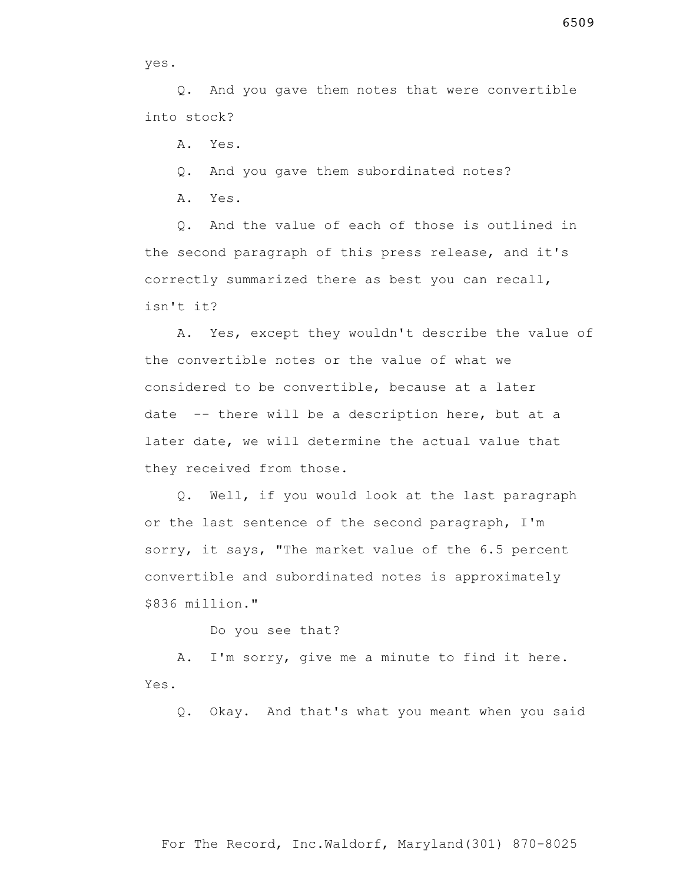yes.

Q. And you gave them notes that were convertible into stock?

A. Yes.

Q. And you gave them subordinated notes?

A. Yes.

Q. And the value of each of those is outlined in the second paragraph of this press release, and it's correctly summarized there as best you can recall, isn't it?

A. Yes, except they wouldn't describe the value of the convertible notes or the value of what we considered to be convertible, because at a later date -- there will be a description here, but at a later date, we will determine the actual value that they received from those.

Q. Well, if you would look at the last paragraph or the last sentence of the second paragraph, I'm sorry, it says, "The market value of the 6.5 percent convertible and subordinated notes is approximately $836 million."

Do you see that?

A. I'm sorry, give me a minute to find it here. Yes.

Q. Okay. And that's what you meant when you said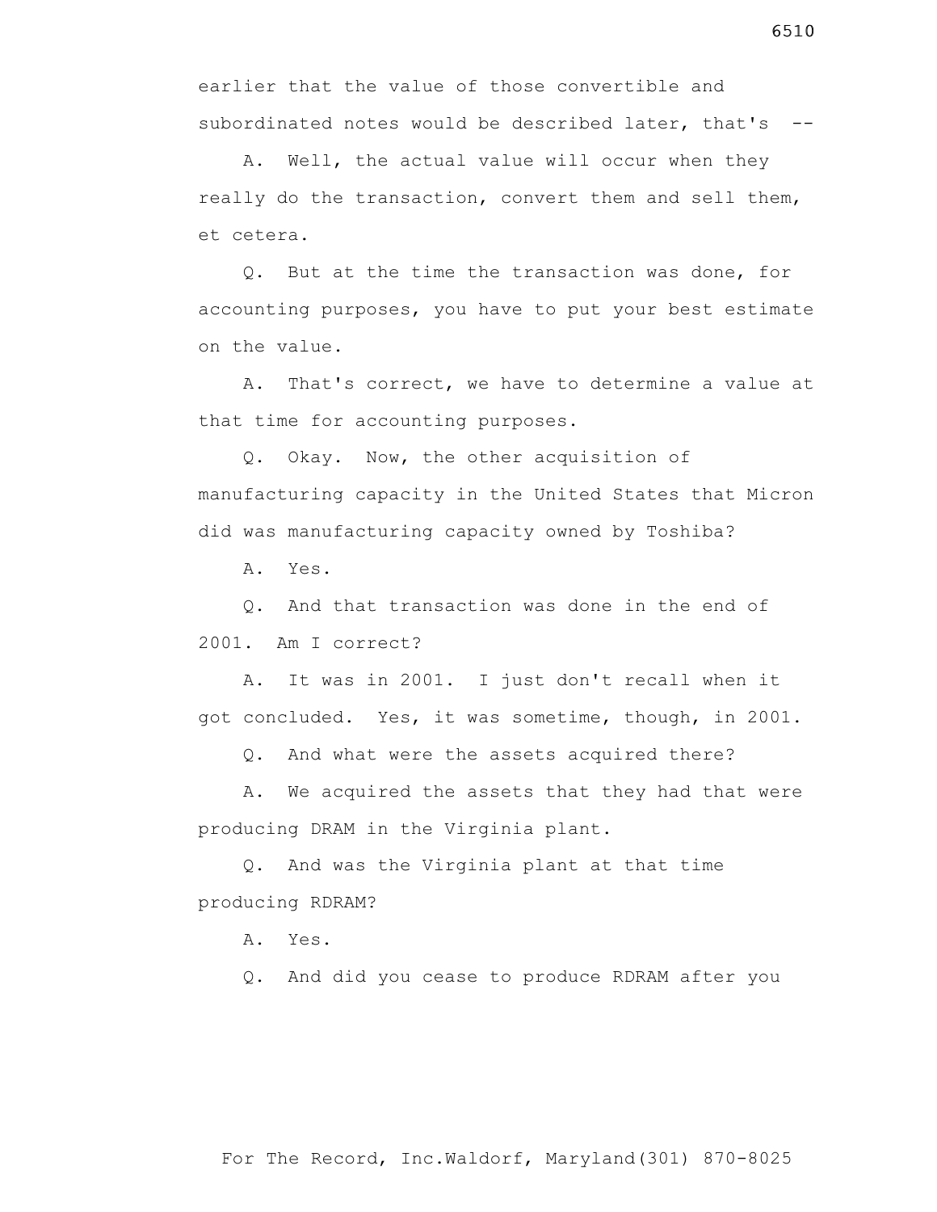earlier that the value of those convertible and subordinated notes would be described later, that's --

A. Well, the actual value will occur when they really do the transaction, convert them and sell them, et cetera.

Q. But at the time the transaction was done, for accounting purposes, you have to put your best estimate on the value.

A. That's correct, we have to determine a value at that time for accounting purposes.

Q. Okay. Now, the other acquisition of manufacturing capacity in the United States that Micron did was manufacturing capacity owned by Toshiba?

A. Yes.

Q. And that transaction was done in the end of 2001. Am I correct?

A. It was in 2001. I just don't recall when it got concluded. Yes, it was sometime, though, in 2001.

Q. And what were the assets acquired there?

A. We acquired the assets that they had that were producing DRAM in the Virginia plant.

Q. And was the Virginia plant at that time producing RDRAM?

A. Yes.

Q. And did you cease to produce RDRAM after you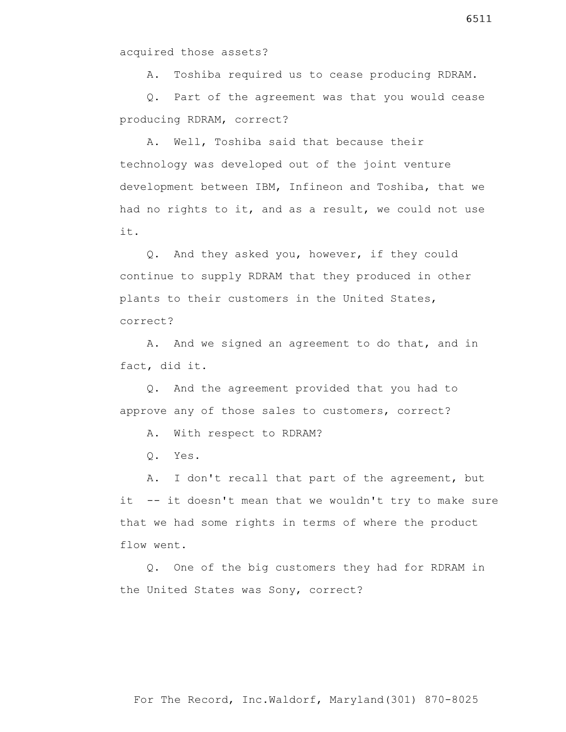acquired those assets?

A. Toshiba required us to cease producing RDRAM.

Q. Part of the agreement was that you would cease producing RDRAM, correct?

A. Well, Toshiba said that because their technology was developed out of the joint venture development between IBM, Infineon and Toshiba, that we had no rights to it, and as a result, we could not use it.

Q. And they asked you, however, if they could continue to supply RDRAM that they produced in other plants to their customers in the United States, correct?

A. And we signed an agreement to do that, and in fact, did it.

Q. And the agreement provided that you had to approve any of those sales to customers, correct?

A. With respect to RDRAM?

Q. Yes.

A. I don't recall that part of the agreement, but it -- it doesn't mean that we wouldn't try to make sure that we had some rights in terms of where the product flow went.

Q. One of the big customers they had for RDRAM in the United States was Sony, correct?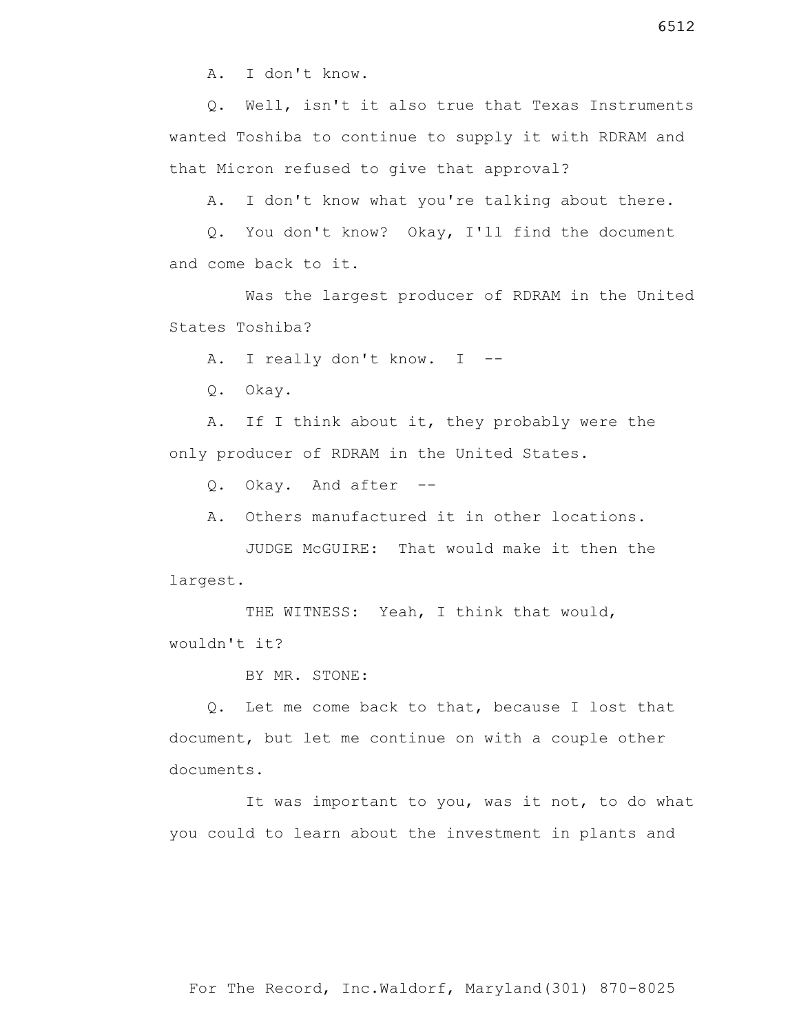A. I don't know.

Q. Well, isn't it also true that Texas Instruments wanted Toshiba to continue to supply it with RDRAM and that Micron refused to give that approval?

A. I don't know what you're talking about there.

Q. You don't know? Okay, I'll find the document and come back to it.

Was the largest producer of RDRAM in the United States Toshiba?

A. I really don't know. I --

Q. Okay.

A. If I think about it, they probably were the only producer of RDRAM in the United States.

Q. Okay. And after --

A. Others manufactured it in other locations.

JUDGE McGUIRE: That would make it then the largest.

THE WITNESS: Yeah, I think that would, wouldn't it?

BY MR. STONE:

Q. Let me come back to that, because I lost that document, but let me continue on with a couple other documents.

It was important to you, was it not, to do what you could to learn about the investment in plants and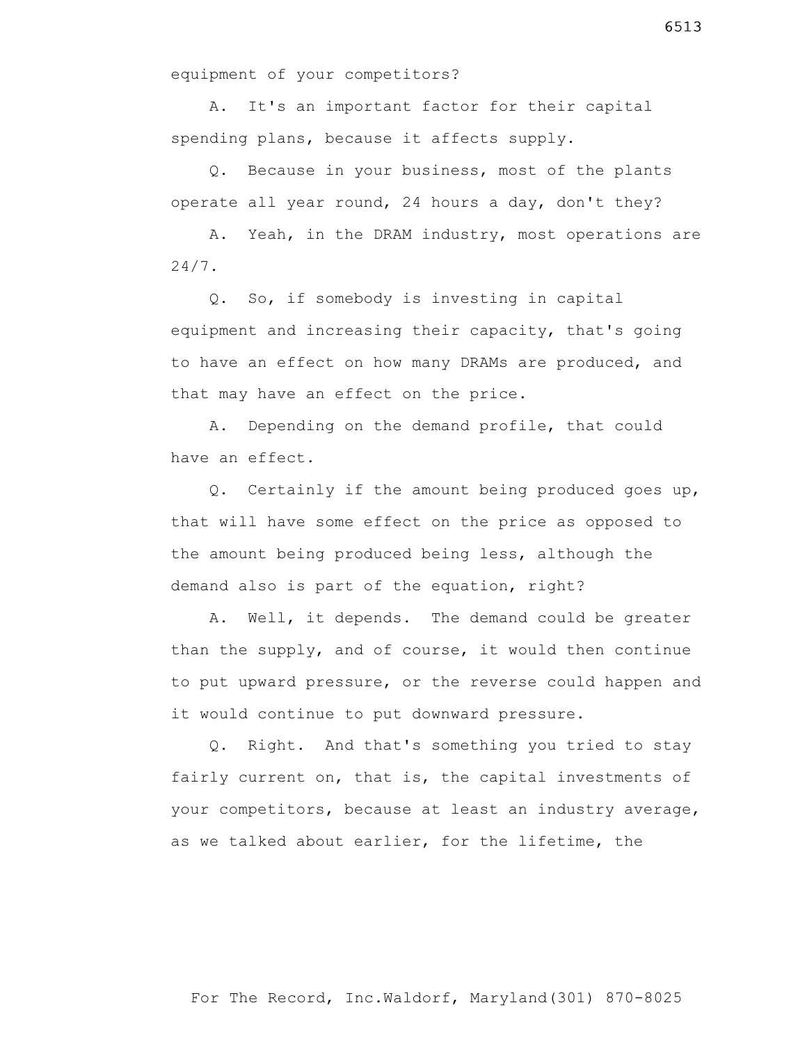equipment of your competitors?

A. It's an important factor for their capital spending plans, because it affects supply.

Q. Because in your business, most of the plants operate all year round, 24 hours a day, don't they?

A. Yeah, in the DRAM industry, most operations are 24/7.

Q. So, if somebody is investing in capital equipment and increasing their capacity, that's going to have an effect on how many DRAMs are produced, and that may have an effect on the price.

A. Depending on the demand profile, that could have an effect.

Q. Certainly if the amount being produced goes up, that will have some effect on the price as opposed to the amount being produced being less, although the demand also is part of the equation, right?

A. Well, it depends. The demand could be greater than the supply, and of course, it would then continue to put upward pressure, or the reverse could happen and it would continue to put downward pressure.

Q. Right. And that's something you tried to stay fairly current on, that is, the capital investments of your competitors, because at least an industry average, as we talked about earlier, for the lifetime, the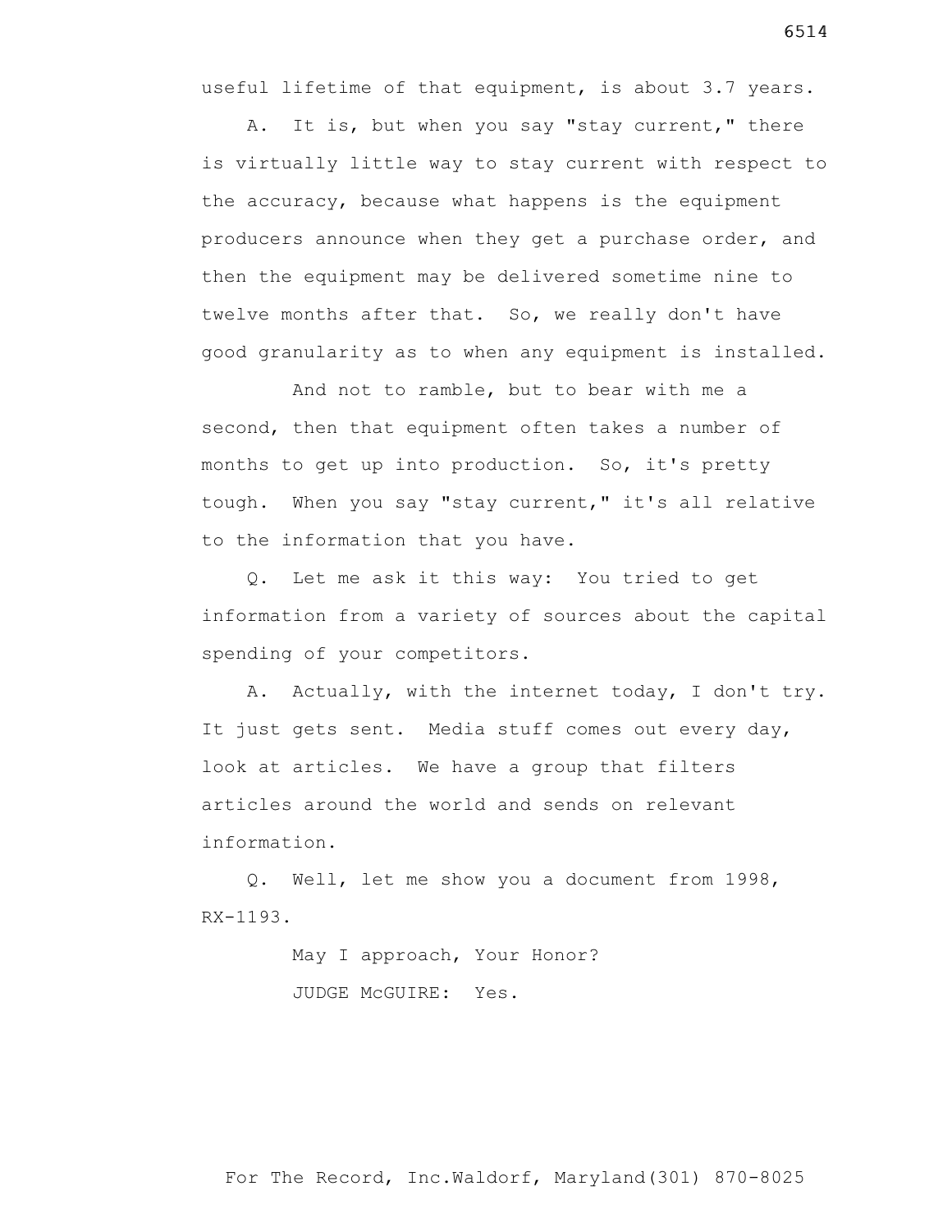useful lifetime of that equipment, is about 3.7 years.

A. It is, but when you say "stay current," there is virtually little way to stay current with respect to the accuracy, because what happens is the equipment producers announce when they get a purchase order, and then the equipment may be delivered sometime nine to twelve months after that. So, we really don't have good granularity as to when any equipment is installed.

And not to ramble, but to bear with me a second, then that equipment often takes a number of months to get up into production. So, it's pretty tough. When you say "stay current," it's all relative to the information that you have.

Q. Let me ask it this way: You tried to get information from a variety of sources about the capital spending of your competitors.

A. Actually, with the internet today, I don't try. It just gets sent. Media stuff comes out every day, look at articles. We have a group that filters articles around the world and sends on relevant information.

Q. Well, let me show you a document from 1998, RX-1193.

May I approach, Your Honor?

JUDGE McGUIRE: Yes.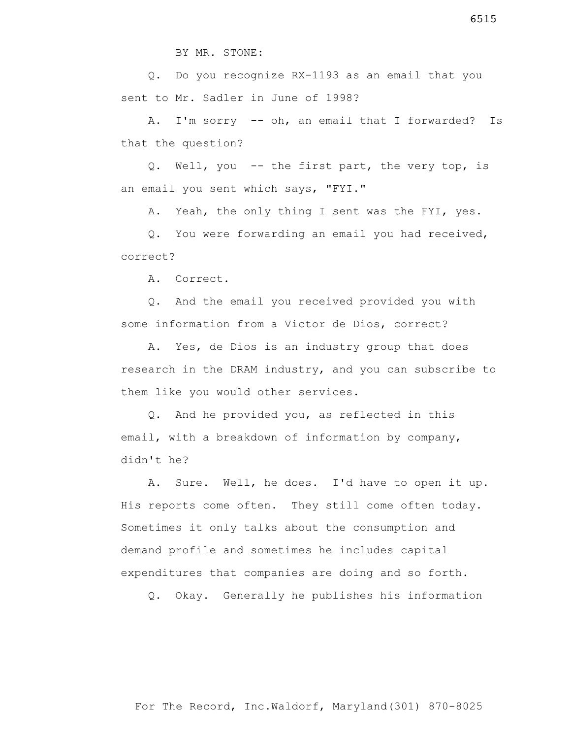BY MR. STONE:

Q. Do you recognize RX-1193 as an email that you sent to Mr. Sadler in June of 1998?

A. I'm sorry -- oh, an email that I forwarded? Is that the question?

Q. Well, you -- the first part, the very top, is an email you sent which says, "FYI."

A. Yeah, the only thing I sent was the FYI, yes.

Q. You were forwarding an email you had received, correct?

A. Correct.

Q. And the email you received provided you with some information from a Victor de Dios, correct?

A. Yes, de Dios is an industry group that does research in the DRAM industry, and you can subscribe to them like you would other services.

Q. And he provided you, as reflected in this email, with a breakdown of information by company, didn't he?

A. Sure. Well, he does. I'd have to open it up. His reports come often. They still come often today. Sometimes it only talks about the consumption and demand profile and sometimes he includes capital expenditures that companies are doing and so forth.

Q. Okay. Generally he publishes his information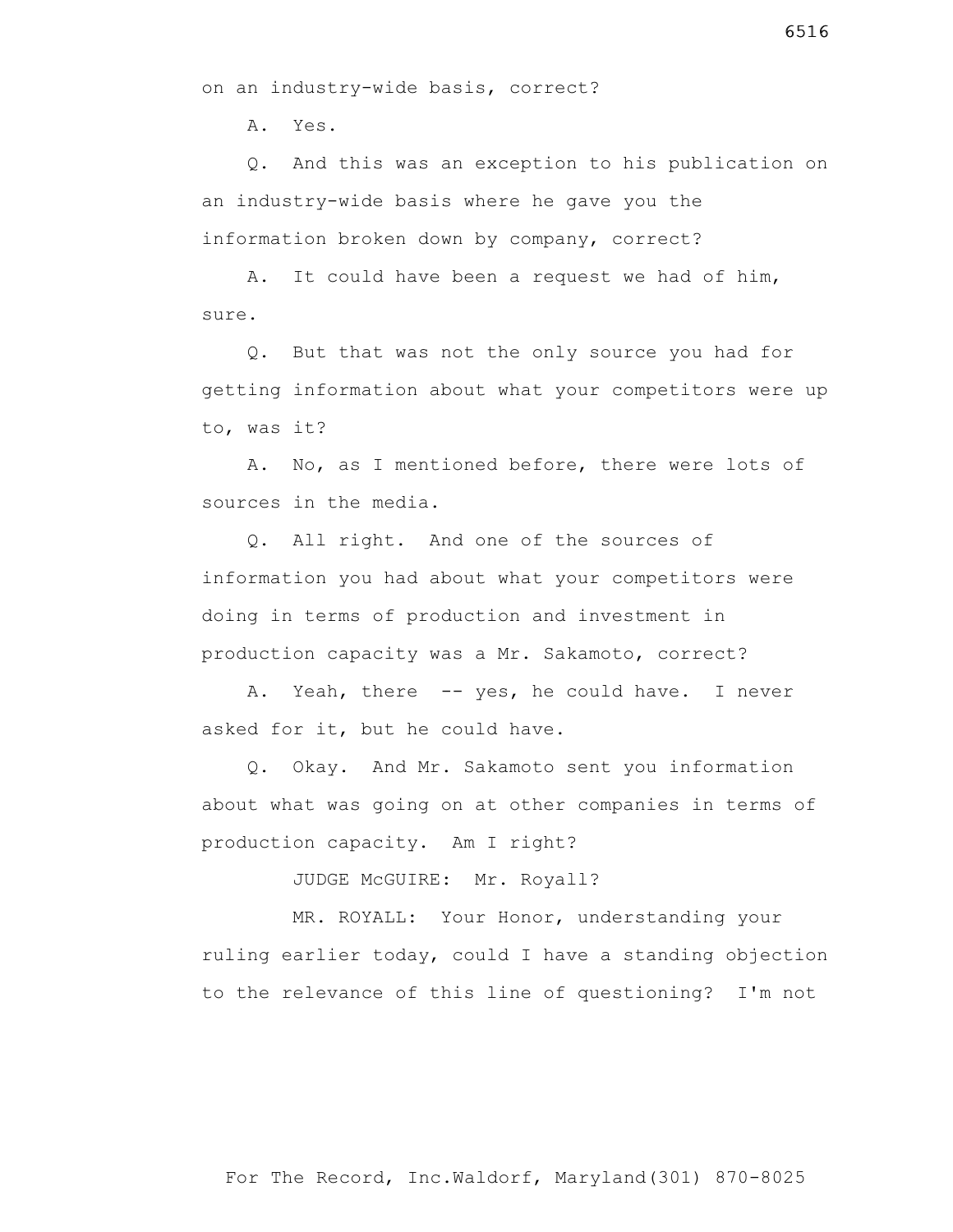on an industry-wide basis, correct?

A. Yes.

Q. And this was an exception to his publication on an industry-wide basis where he gave you the information broken down by company, correct?

A. It could have been a request we had of him, sure.

Q. But that was not the only source you had for getting information about what your competitors were up to, was it?

A. No, as I mentioned before, there were lots of sources in the media.

Q. All right. And one of the sources of information you had about what your competitors were doing in terms of production and investment in production capacity was a Mr. Sakamoto, correct?

A. Yeah, there -- yes, he could have. I never asked for it, but he could have.

Q. Okay. And Mr. Sakamoto sent you information about what was going on at other companies in terms of production capacity. Am I right?

JUDGE McGUIRE: Mr. Royall?

MR. ROYALL: Your Honor, understanding your ruling earlier today, could I have a standing objection to the relevance of this line of questioning? I'm not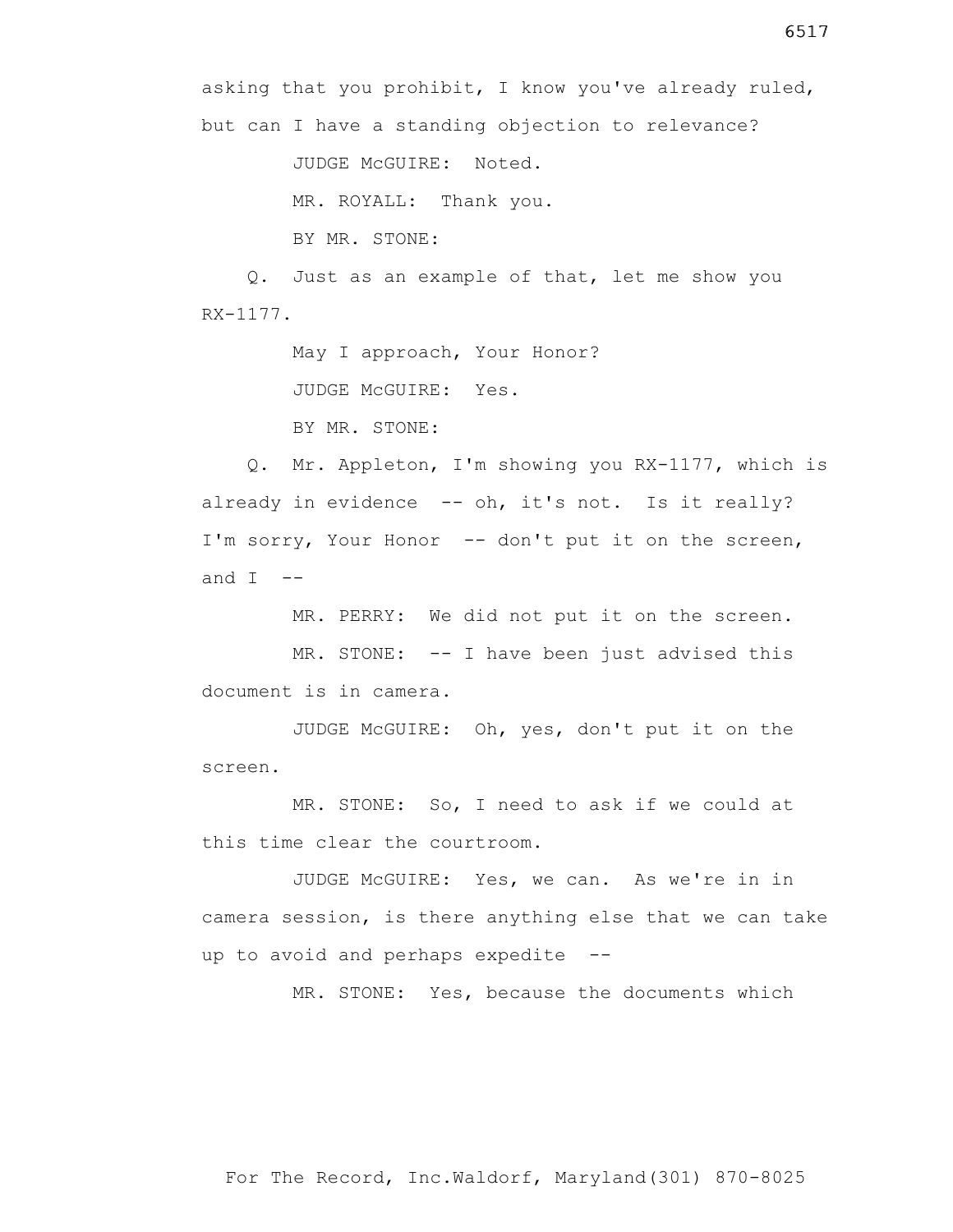asking that you prohibit, I know you've already ruled, but can I have a standing objection to relevance?

JUDGE McGUIRE: Noted.

MR. ROYALL: Thank you.

BY MR. STONE:

Q. Just as an example of that, let me show you RX-1177.

May I approach, Your Honor?

JUDGE McGUIRE: Yes.

BY MR. STONE:

Q. Mr. Appleton, I'm showing you RX-1177, which is already in evidence -- oh, it's not. Is it really? I'm sorry, Your Honor -- don't put it on the screen, and I --

MR. PERRY: We did not put it on the screen.

MR. STONE: -- I have been just advised this document is in camera.

JUDGE McGUIRE: Oh, yes, don't put it on the screen.

MR. STONE: So, I need to ask if we could at this time clear the courtroom.

JUDGE McGUIRE: Yes, we can. As we're in in camera session, is there anything else that we can take up to avoid and perhaps expedite --

MR. STONE: Yes, because the documents which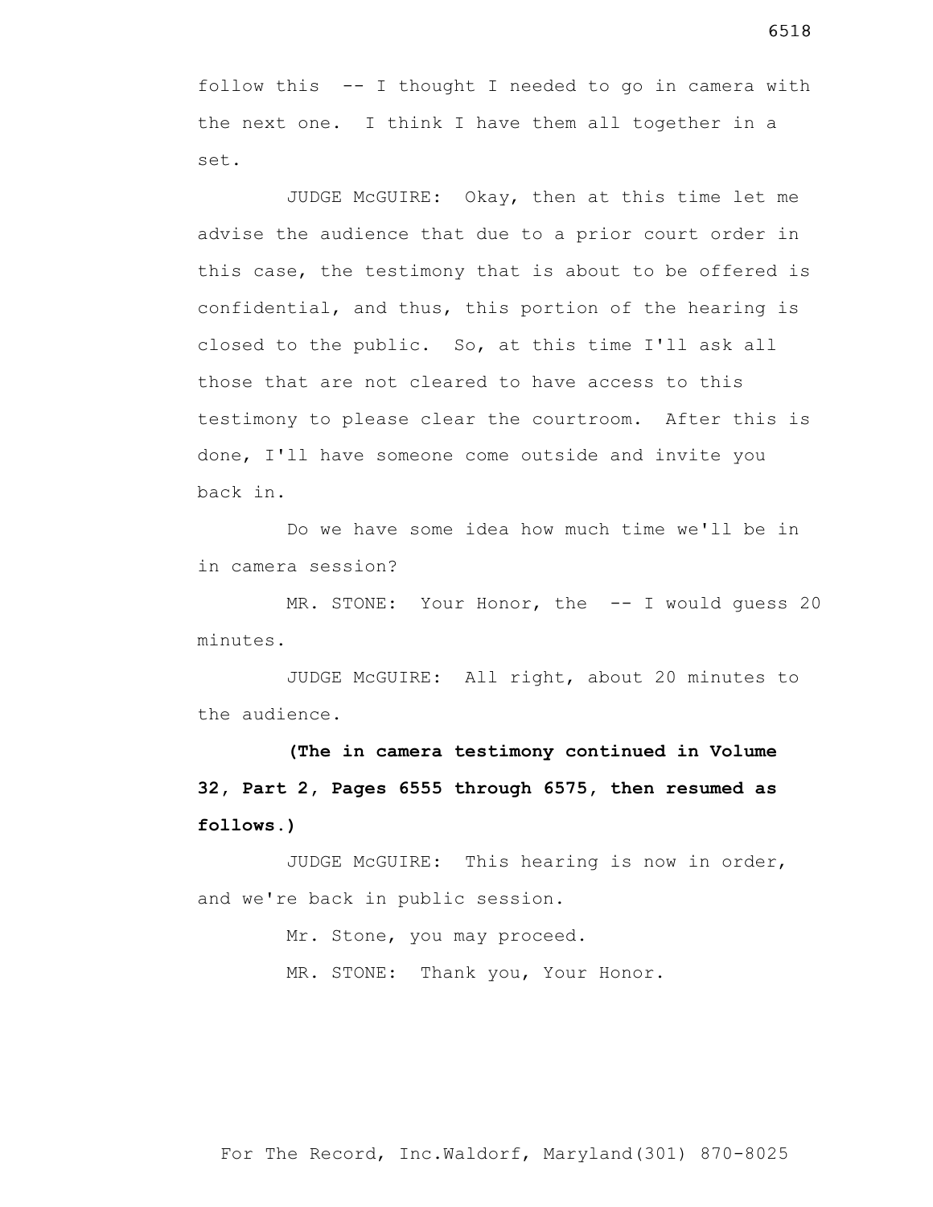follow this -- I thought I needed to go in camera with the next one. I think I have them all together in a set.

JUDGE McGUIRE: Okay, then at this time let me advise the audience that due to a prior court order in this case, the testimony that is about to be offered is confidential, and thus, this portion of the hearing is closed to the public. So, at this time I'll ask all those that are not cleared to have access to this testimony to please clear the courtroom. After this is done, I'll have someone come outside and invite you back in.

Do we have some idea how much time we'll be in in camera session?

MR. STONE: Your Honor, the -- I would guess 20 minutes.

JUDGE McGUIRE: All right, about 20 minutes to the audience.

**(The in camera testimony continued in Volume 32, Part 2, Pages 6555 through 6575, then resumed as follows.)**

JUDGE McGUIRE: This hearing is now in order, and we're back in public session.

Mr. Stone, you may proceed.

MR. STONE: Thank you, Your Honor.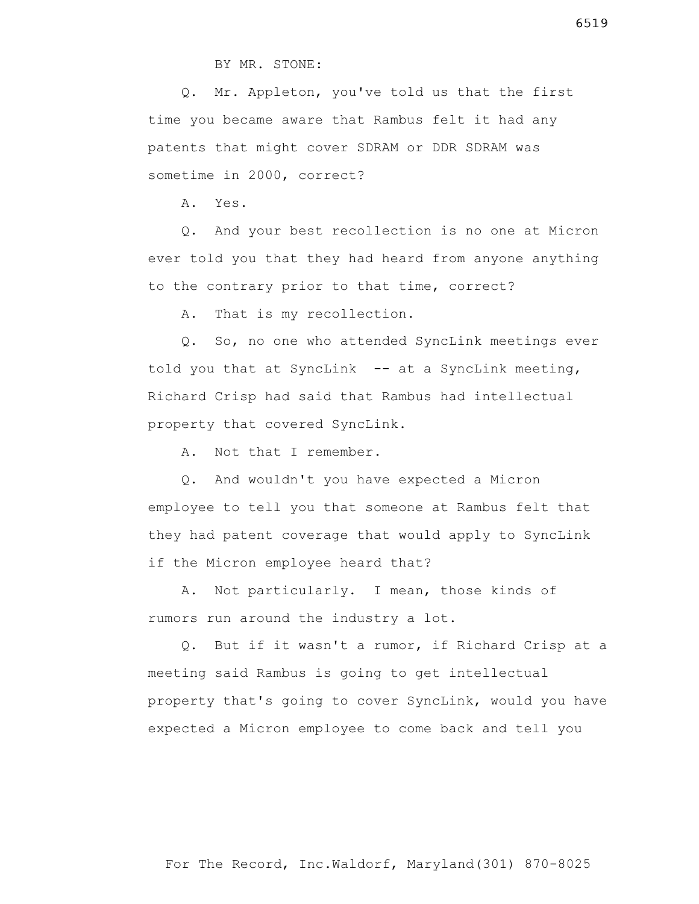BY MR. STONE:

Q. Mr. Appleton, you've told us that the first time you became aware that Rambus felt it had any patents that might cover SDRAM or DDR SDRAM was sometime in 2000, correct?

A. Yes.

Q. And your best recollection is no one at Micron ever told you that they had heard from anyone anything to the contrary prior to that time, correct?

A. That is my recollection.

Q. So, no one who attended SyncLink meetings ever told you that at SyncLink -- at a SyncLink meeting, Richard Crisp had said that Rambus had intellectual property that covered SyncLink.

A. Not that I remember.

Q. And wouldn't you have expected a Micron employee to tell you that someone at Rambus felt that they had patent coverage that would apply to SyncLink if the Micron employee heard that?

A. Not particularly. I mean, those kinds of rumors run around the industry a lot.

Q. But if it wasn't a rumor, if Richard Crisp at a meeting said Rambus is going to get intellectual property that's going to cover SyncLink, would you have expected a Micron employee to come back and tell you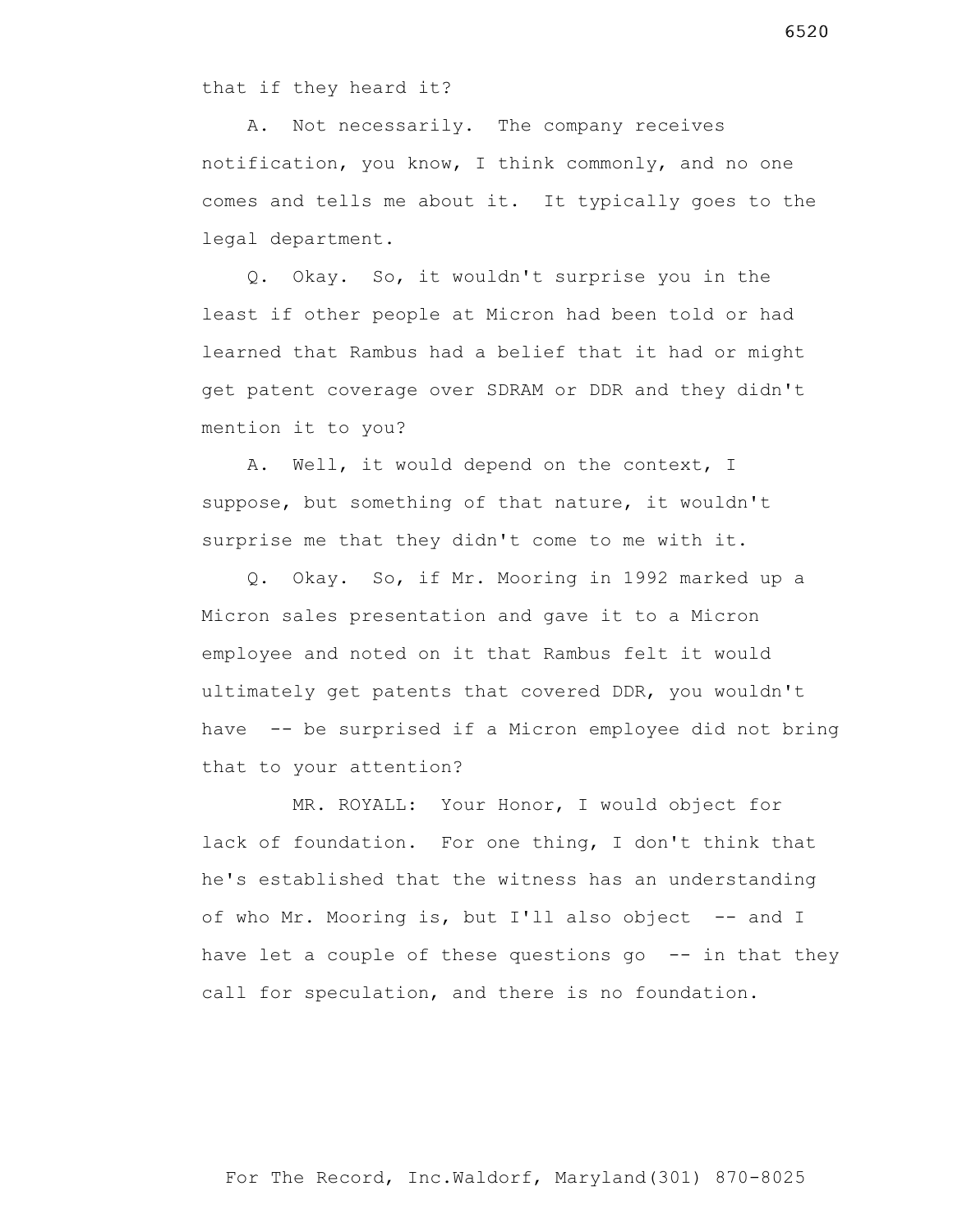that if they heard it?

A. Not necessarily. The company receives notification, you know, I think commonly, and no one comes and tells me about it. It typically goes to the legal department.

Q. Okay. So, it wouldn't surprise you in the least if other people at Micron had been told or had learned that Rambus had a belief that it had or might get patent coverage over SDRAM or DDR and they didn't mention it to you?

A. Well, it would depend on the context, I suppose, but something of that nature, it wouldn't surprise me that they didn't come to me with it.

Q. Okay. So, if Mr. Mooring in 1992 marked up a Micron sales presentation and gave it to a Micron employee and noted on it that Rambus felt it would ultimately get patents that covered DDR, you wouldn't have -- be surprised if a Micron employee did not bring that to your attention?

MR. ROYALL: Your Honor, I would object for lack of foundation. For one thing, I don't think that he's established that the witness has an understanding of who Mr. Mooring is, but I'll also object -- and I have let a couple of these questions go -- in that they call for speculation, and there is no foundation.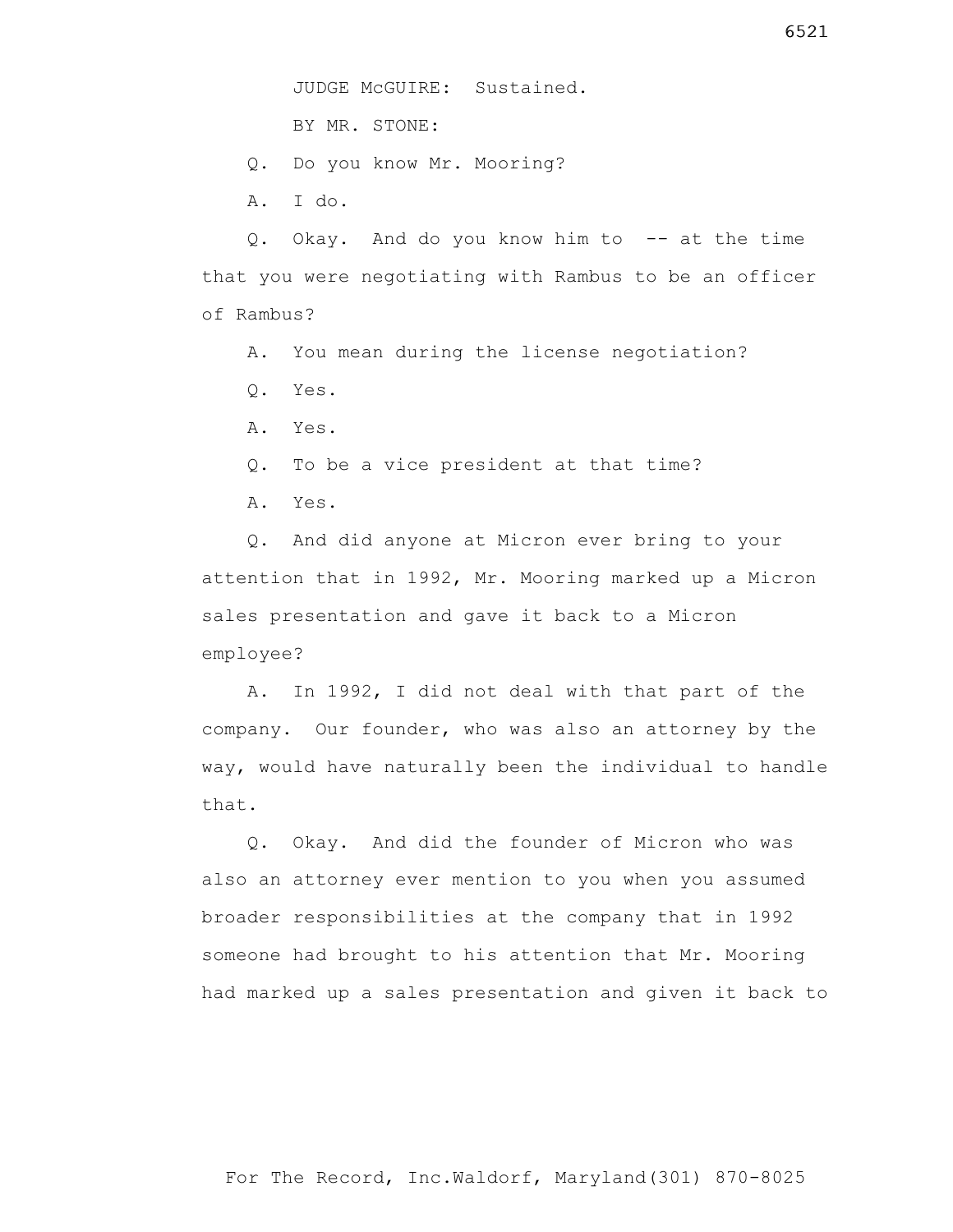JUDGE McGUIRE: Sustained.

BY MR. STONE:

Q. Do you know Mr. Mooring?

A. I do.

Q. Okay. And do you know him to -- at the time that you were negotiating with Rambus to be an officer of Rambus?

A. You mean during the license negotiation?

Q. Yes.

A. Yes.

Q. To be a vice president at that time?

A. Yes.

Q. And did anyone at Micron ever bring to your attention that in 1992, Mr. Mooring marked up a Micron sales presentation and gave it back to a Micron employee?

A. In 1992, I did not deal with that part of the company. Our founder, who was also an attorney by the way, would have naturally been the individual to handle that.

Q. Okay. And did the founder of Micron who was also an attorney ever mention to you when you assumed broader responsibilities at the company that in 1992 someone had brought to his attention that Mr. Mooring had marked up a sales presentation and given it back to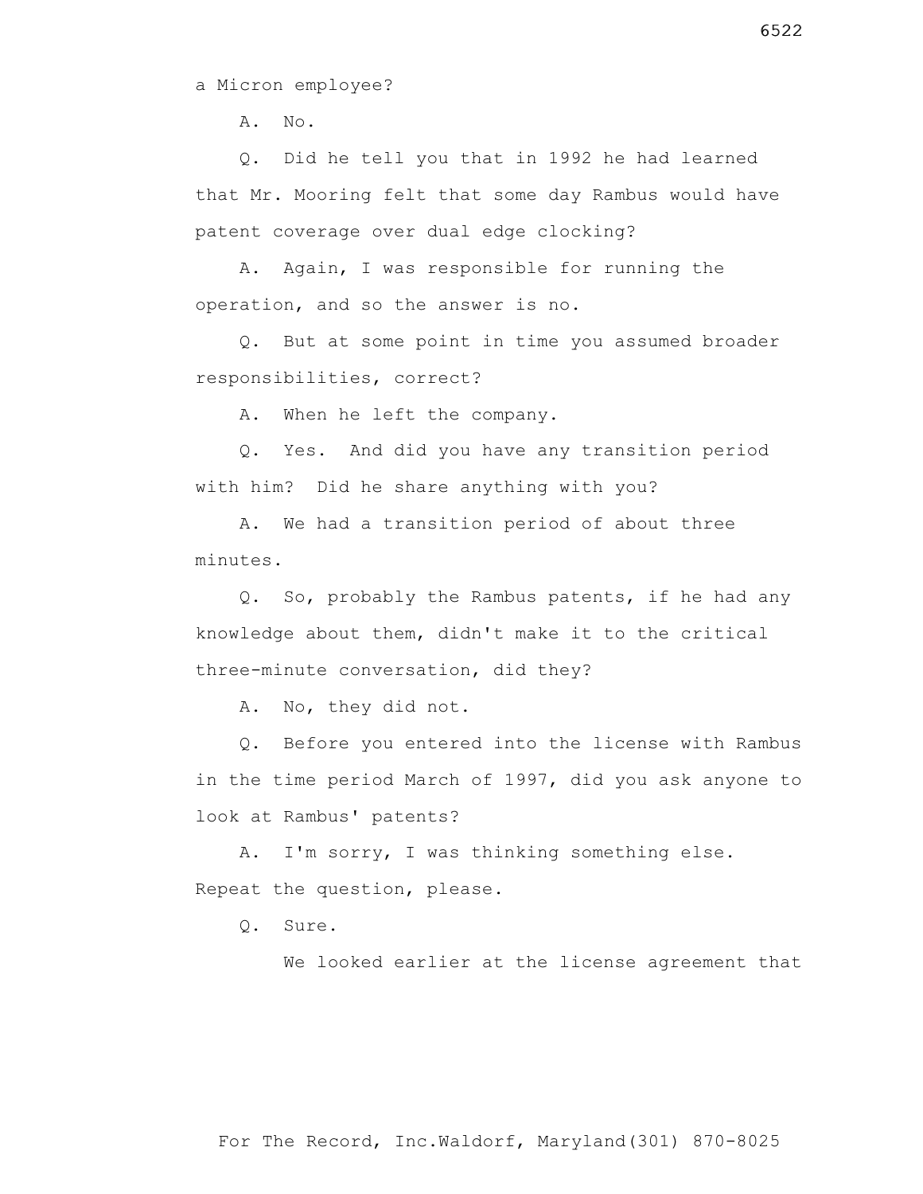a Micron employee?

A. No.

Q. Did he tell you that in 1992 he had learned that Mr. Mooring felt that some day Rambus would have patent coverage over dual edge clocking?

A. Again, I was responsible for running the operation, and so the answer is no.

Q. But at some point in time you assumed broader responsibilities, correct?

A. When he left the company.

Q. Yes. And did you have any transition period with him? Did he share anything with you?

A. We had a transition period of about three minutes.

Q. So, probably the Rambus patents, if he had any knowledge about them, didn't make it to the critical three-minute conversation, did they?

A. No, they did not.

Q. Before you entered into the license with Rambus in the time period March of 1997, did you ask anyone to look at Rambus' patents?

A. I'm sorry, I was thinking something else. Repeat the question, please.

Q. Sure.

We looked earlier at the license agreement that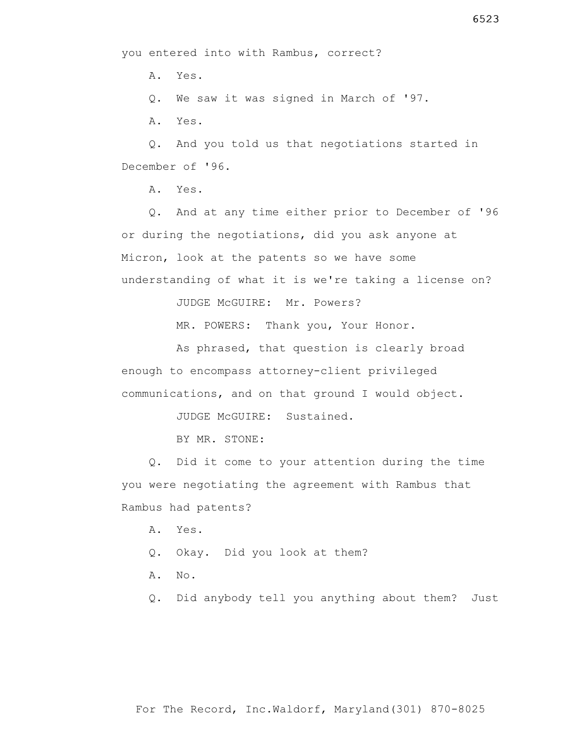you entered into with Rambus, correct?

A. Yes.

Q. We saw it was signed in March of '97.

A. Yes.

Q. And you told us that negotiations started in December of '96.

A. Yes.

Q. And at any time either prior to December of '96 or during the negotiations, did you ask anyone at Micron, look at the patents so we have some understanding of what it is we're taking a license on?

JUDGE McGUIRE: Mr. Powers?

MR. POWERS: Thank you, Your Honor.

As phrased, that question is clearly broad enough to encompass attorney-client privileged communications, and on that ground I would object.

JUDGE McGUIRE: Sustained.

BY MR. STONE:

Q. Did it come to your attention during the time you were negotiating the agreement with Rambus that Rambus had patents?

A. Yes.

Q. Okay. Did you look at them?

A. No.

Q. Did anybody tell you anything about them? Just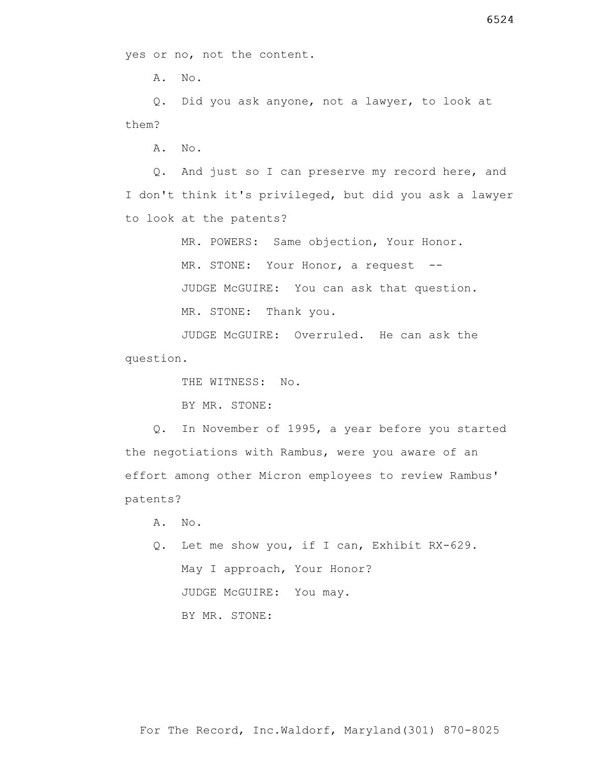yes or no, not the content.

A. No.

Q. Did you ask anyone, not a lawyer, to look at them?

A. No.

Q. And just so I can preserve my record here, and I don't think it's privileged, but did you ask a lawyer to look at the patents?

MR. POWERS: Same objection, Your Honor.

MR. STONE: Your Honor, a request --

JUDGE McGUIRE: You can ask that question.

MR. STONE: Thank you.

JUDGE McGUIRE: Overruled. He can ask the question.

THE WITNESS: No.

BY MR. STONE:

Q. In November of 1995, a year before you started the negotiations with Rambus, were you aware of an effort among other Micron employees to review Rambus' patents?

A. No.

Q. Let me show you, if I can, Exhibit RX-629.

May I approach, Your Honor?

JUDGE McGUIRE: You may.

BY MR. STONE: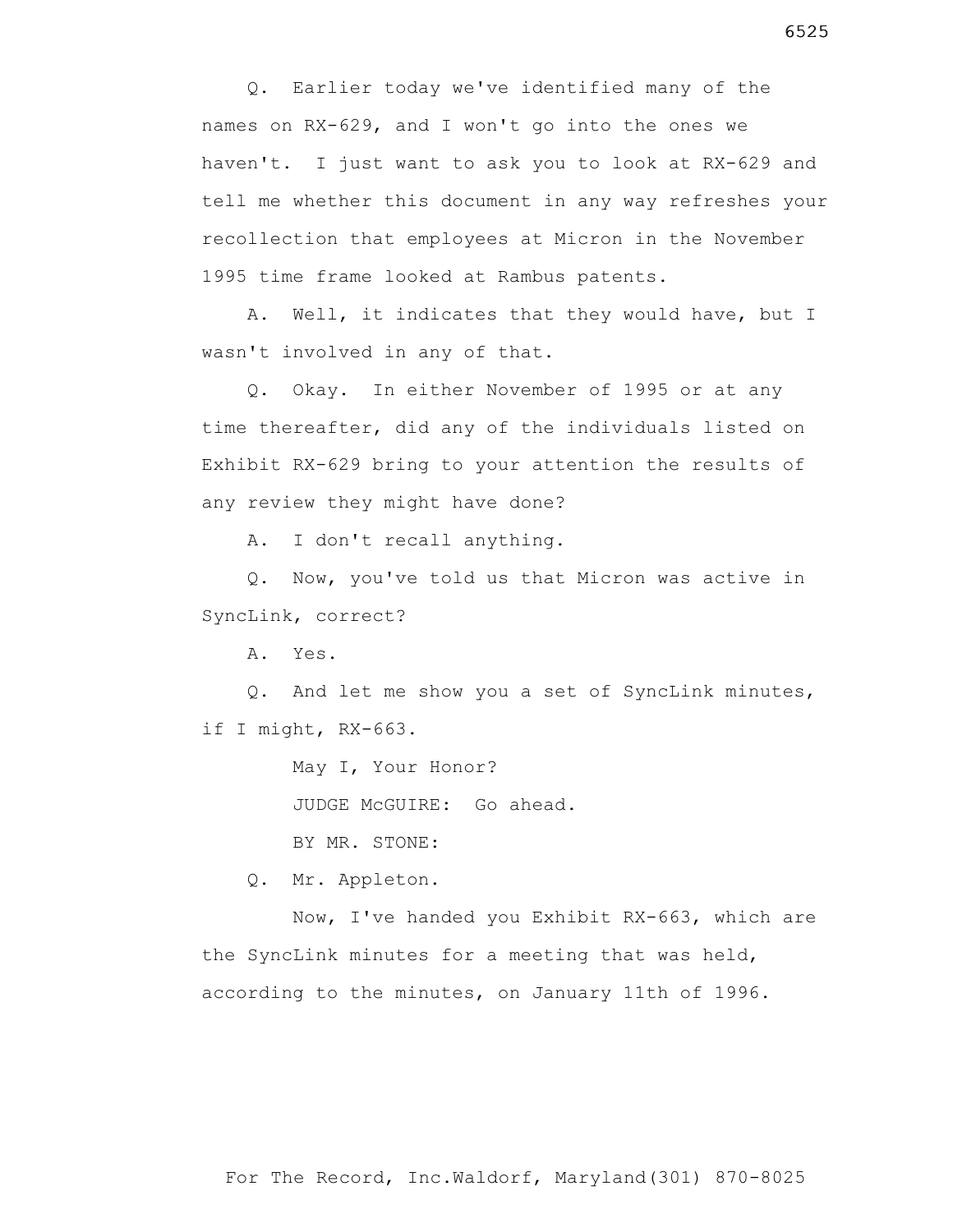Q. Earlier today we've identified many of the names on RX-629, and I won't go into the ones we haven't. I just want to ask you to look at RX-629 and tell me whether this document in any way refreshes your recollection that employees at Micron in the November 1995 time frame looked at Rambus patents.

A. Well, it indicates that they would have, but I wasn't involved in any of that.

Q. Okay. In either November of 1995 or at any time thereafter, did any of the individuals listed on Exhibit RX-629 bring to your attention the results of any review they might have done?

A. I don't recall anything.

Q. Now, you've told us that Micron was active in SyncLink, correct?

A. Yes.

Q. And let me show you a set of SyncLink minutes, if I might, RX-663.

May I, Your Honor?

JUDGE McGUIRE: Go ahead.

BY MR. STONE:

Q. Mr. Appleton.

Now, I've handed you Exhibit RX-663, which are the SyncLink minutes for a meeting that was held, according to the minutes, on January 11th of 1996.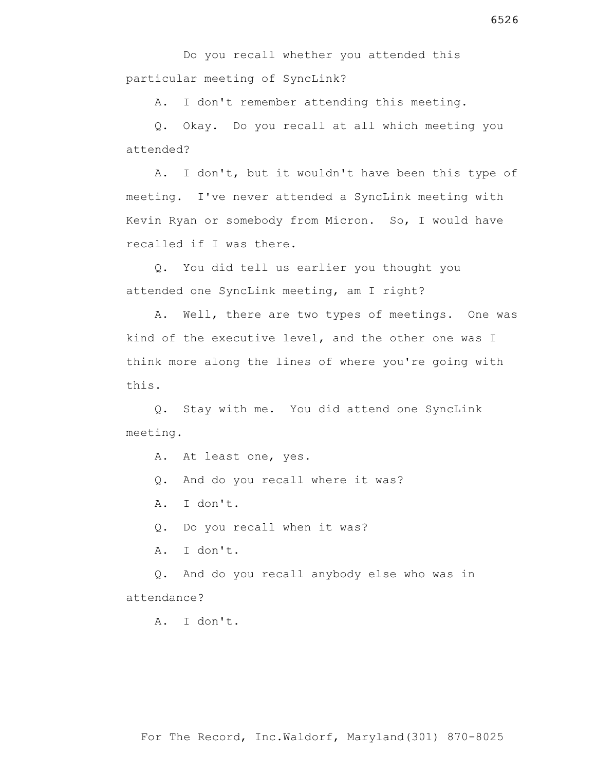Do you recall whether you attended this particular meeting of SyncLink?

A. I don't remember attending this meeting.

Q. Okay. Do you recall at all which meeting you attended?

A. I don't, but it wouldn't have been this type of meeting. I've never attended a SyncLink meeting with Kevin Ryan or somebody from Micron. So, I would have recalled if I was there.

Q. You did tell us earlier you thought you attended one SyncLink meeting, am I right?

A. Well, there are two types of meetings. One was kind of the executive level, and the other one was I think more along the lines of where you're going with this.

Q. Stay with me. You did attend one SyncLink meeting.

A. At least one, yes.

Q. And do you recall where it was?

A. I don't.

Q. Do you recall when it was?

A. I don't.

Q. And do you recall anybody else who was in attendance?

A. I don't.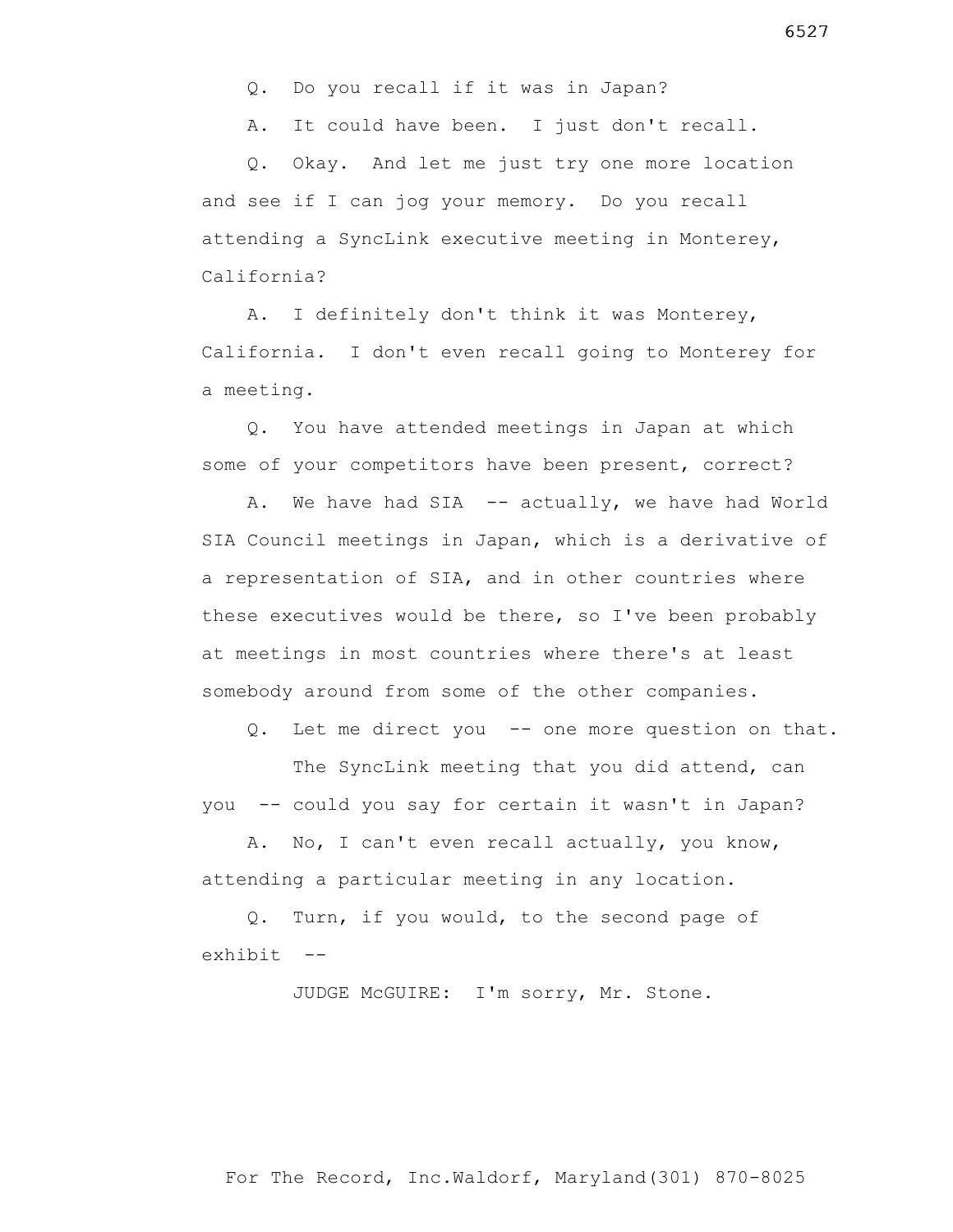Q. Do you recall if it was in Japan?

A. It could have been. I just don't recall.

Q. Okay. And let me just try one more location and see if I can jog your memory. Do you recall attending a SyncLink executive meeting in Monterey, California?

A. I definitely don't think it was Monterey, California. I don't even recall going to Monterey for a meeting.

Q. You have attended meetings in Japan at which some of your competitors have been present, correct?

A. We have had SIA -- actually, we have had World SIA Council meetings in Japan, which is a derivative of a representation of SIA, and in other countries where these executives would be there, so I've been probably at meetings in most countries where there's at least somebody around from some of the other companies.

Q. Let me direct you -- one more question on that.

The SyncLink meeting that you did attend, can you -- could you say for certain it wasn't in Japan?

A. No, I can't even recall actually, you know, attending a particular meeting in any location.

Q. Turn, if you would, to the second page of exhibit --

JUDGE McGUIRE: I'm sorry, Mr. Stone.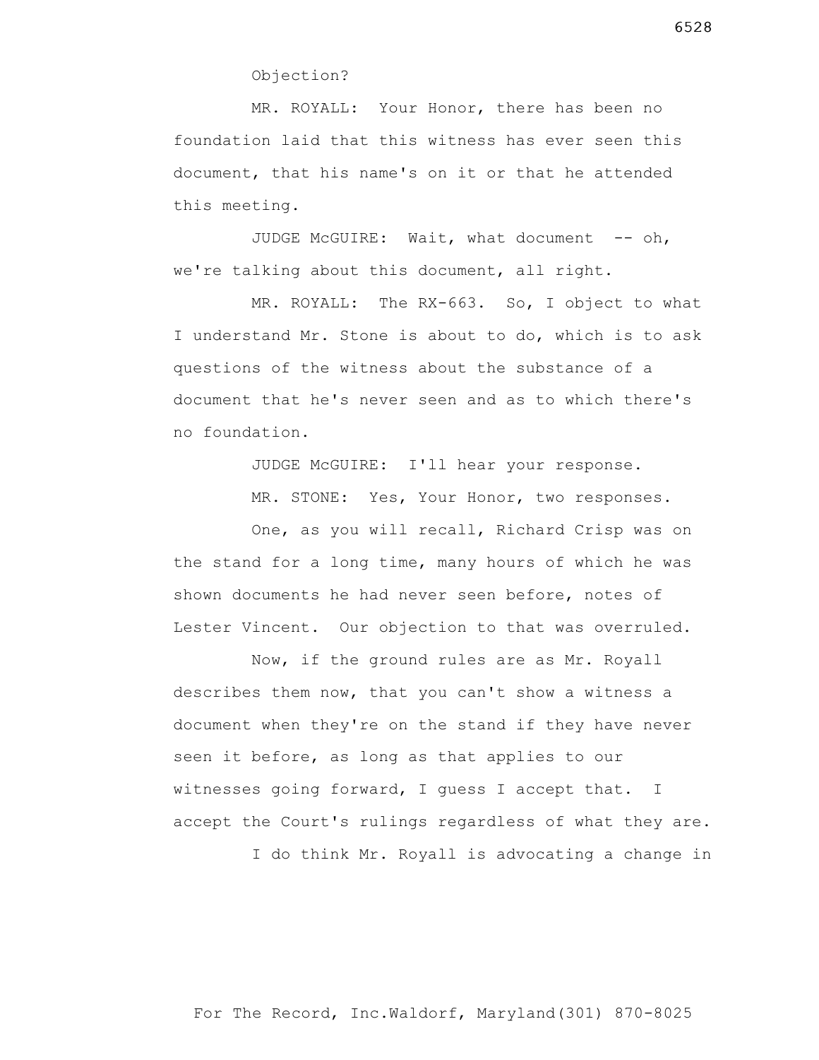Objection?

MR. ROYALL: Your Honor, there has been no foundation laid that this witness has ever seen this document, that his name's on it or that he attended this meeting.

JUDGE McGUIRE: Wait, what document -- oh, we're talking about this document, all right.

MR. ROYALL: The RX-663. So, I object to what I understand Mr. Stone is about to do, which is to ask questions of the witness about the substance of a document that he's never seen and as to which there's no foundation.

JUDGE McGUIRE: I'll hear your response.

MR. STONE: Yes, Your Honor, two responses.

One, as you will recall, Richard Crisp was on the stand for a long time, many hours of which he was shown documents he had never seen before, notes of Lester Vincent. Our objection to that was overruled.

Now, if the ground rules are as Mr. Royall describes them now, that you can't show a witness a document when they're on the stand if they have never seen it before, as long as that applies to our witnesses going forward, I guess I accept that. I accept the Court's rulings regardless of what they are.

I do think Mr. Royall is advocating a change in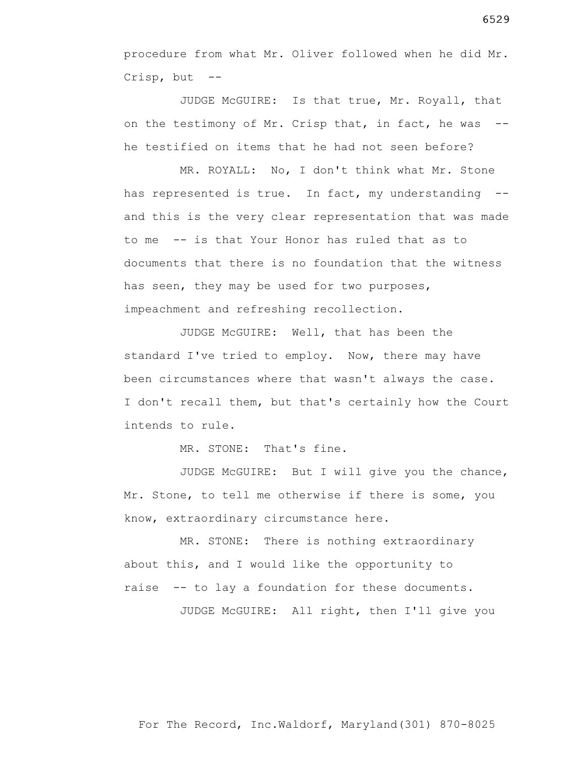procedure from what Mr. Oliver followed when he did Mr. Crisp, but --

JUDGE McGUIRE: Is that true, Mr. Royall, that on the testimony of Mr. Crisp that, in fact, he was -- he testified on items that he had not seen before?

MR. ROYALL: No, I don't think what Mr. Stone has represented is true. In fact, my understanding -- and this is the very clear representation that was made to me -- is that Your Honor has ruled that as to documents that there is no foundation that the witness has seen, they may be used for two purposes, impeachment and refreshing recollection.

JUDGE McGUIRE: Well, that has been the standard I've tried to employ. Now, there may have been circumstances where that wasn't always the case. I don't recall them, but that's certainly how the Court intends to rule.

MR. STONE: That's fine.

JUDGE McGUIRE: But I will give you the chance, Mr. Stone, to tell me otherwise if there is some, you know, extraordinary circumstance here.

MR. STONE: There is nothing extraordinary about this, and I would like the opportunity to raise -- to lay a foundation for these documents.

JUDGE McGUIRE: All right, then I'll give you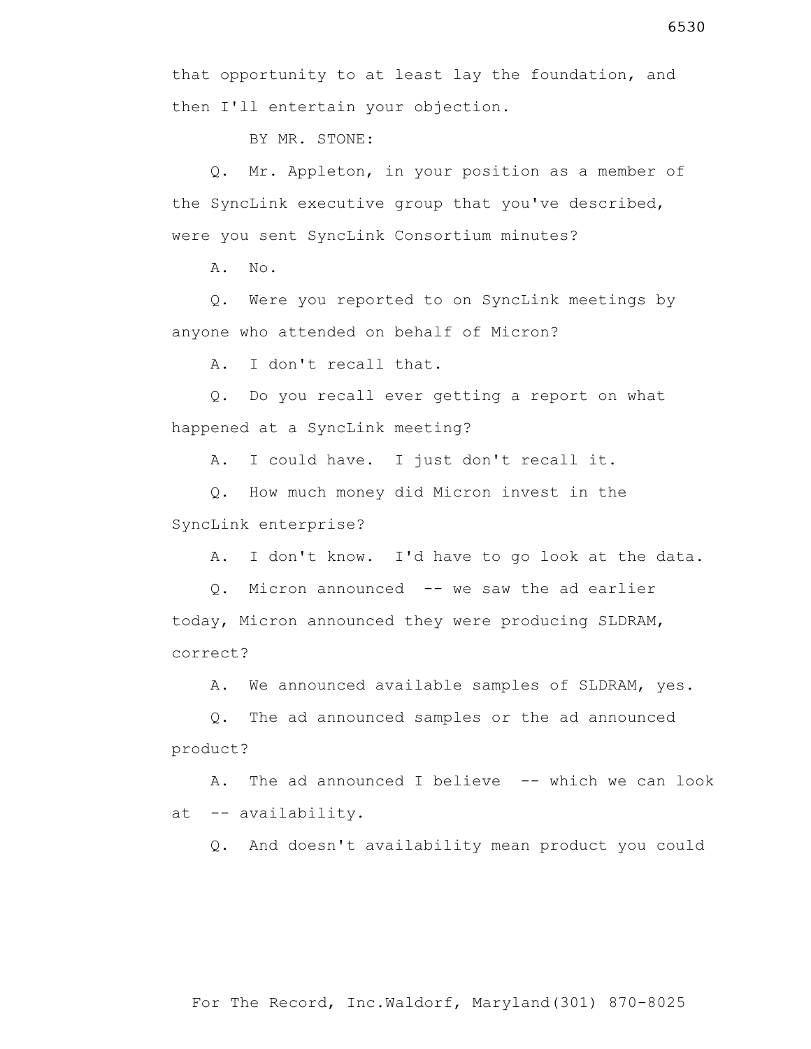that opportunity to at least lay the foundation, and then I'll entertain your objection.

BY MR. STONE:

Q. Mr. Appleton, in your position as a member of the SyncLink executive group that you've described, were you sent SyncLink Consortium minutes?

A. No.

Q. Were you reported to on SyncLink meetings by anyone who attended on behalf of Micron?

A. I don't recall that.

Q. Do you recall ever getting a report on what happened at a SyncLink meeting?

A. I could have. I just don't recall it.

Q. How much money did Micron invest in the SyncLink enterprise?

A. I don't know. I'd have to go look at the data.

Q. Micron announced -- we saw the ad earlier today, Micron announced they were producing SLDRAM, correct?

A. We announced available samples of SLDRAM, yes.

Q. The ad announced samples or the ad announced product?

A. The ad announced I believe -- which we can look at -- availability.

Q. And doesn't availability mean product you could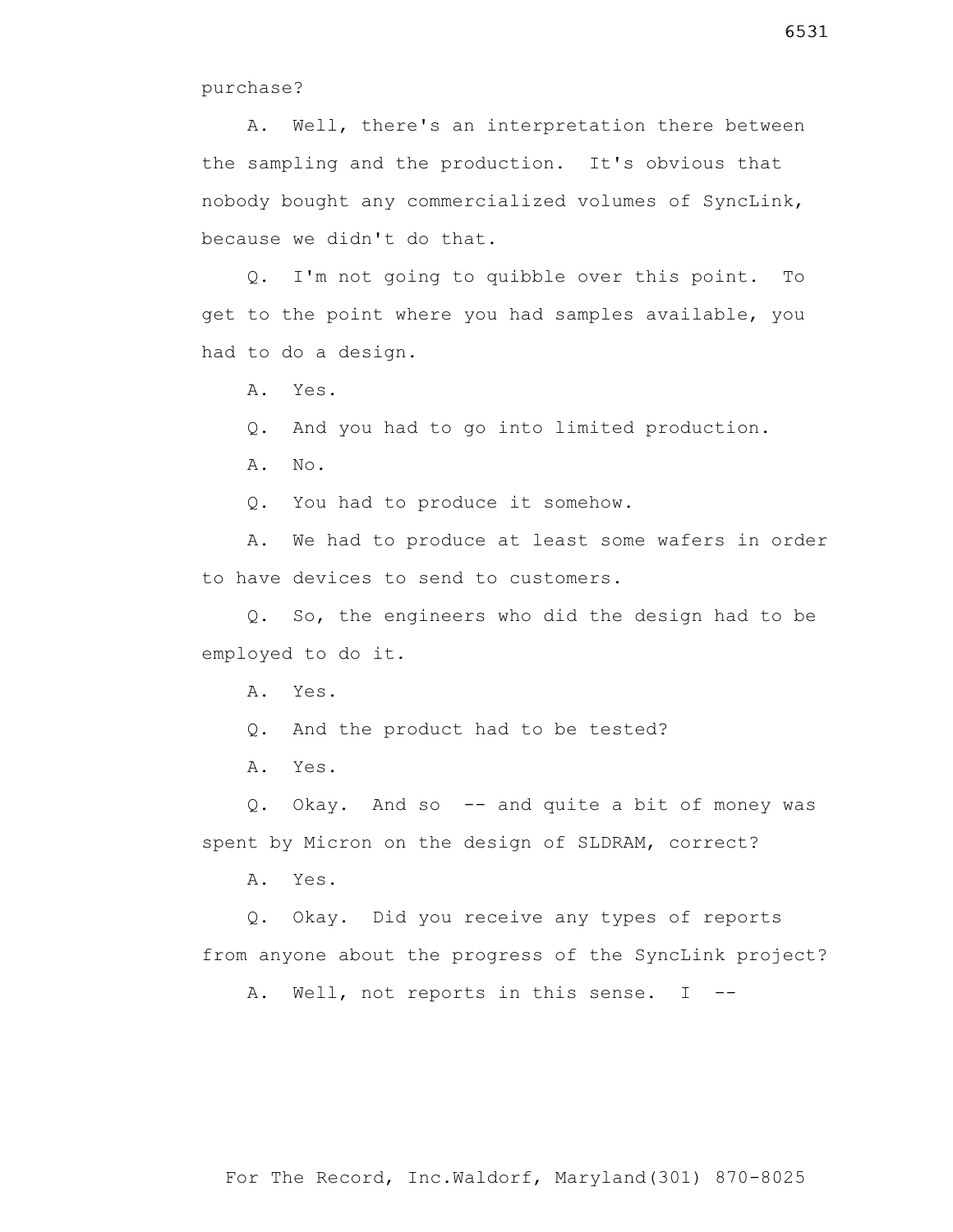purchase?

A. Well, there's an interpretation there between the sampling and the production. It's obvious that nobody bought any commercialized volumes of SyncLink, because we didn't do that.

Q. I'm not going to quibble over this point. To get to the point where you had samples available, you had to do a design.

A. Yes.

Q. And you had to go into limited production.

A. No.

Q. You had to produce it somehow.

A. We had to produce at least some wafers in order to have devices to send to customers.

Q. So, the engineers who did the design had to be employed to do it.

A. Yes.

Q. And the product had to be tested?

A. Yes.

Q. Okay. And so -- and quite a bit of money was spent by Micron on the design of SLDRAM, correct?

A. Yes.

Q. Okay. Did you receive any types of reports from anyone about the progress of the SyncLink project?

A. Well, not reports in this sense. I --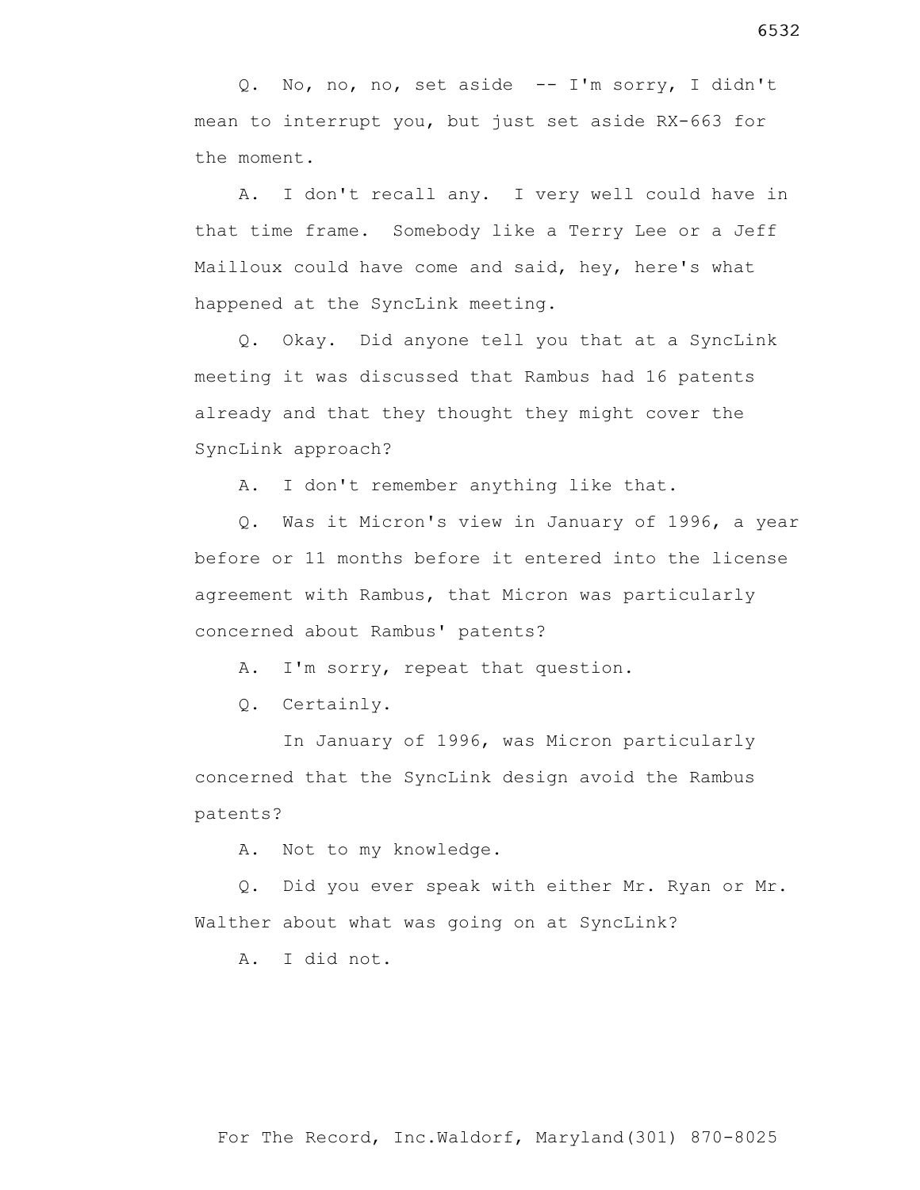Q. No, no, no, set aside -- I'm sorry, I didn't mean to interrupt you, but just set aside RX-663 for the moment.

A. I don't recall any. I very well could have in that time frame. Somebody like a Terry Lee or a Jeff Mailloux could have come and said, hey, here's what happened at the SyncLink meeting.

Q. Okay. Did anyone tell you that at a SyncLink meeting it was discussed that Rambus had 16 patents already and that they thought they might cover the SyncLink approach?

A. I don't remember anything like that.

Q. Was it Micron's view in January of 1996, a year before or 11 months before it entered into the license agreement with Rambus, that Micron was particularly concerned about Rambus' patents?

A. I'm sorry, repeat that question.

Q. Certainly.

In January of 1996, was Micron particularly concerned that the SyncLink design avoid the Rambus patents?

A. Not to my knowledge.

Q. Did you ever speak with either Mr. Ryan or Mr. Walther about what was going on at SyncLink?

A. I did not.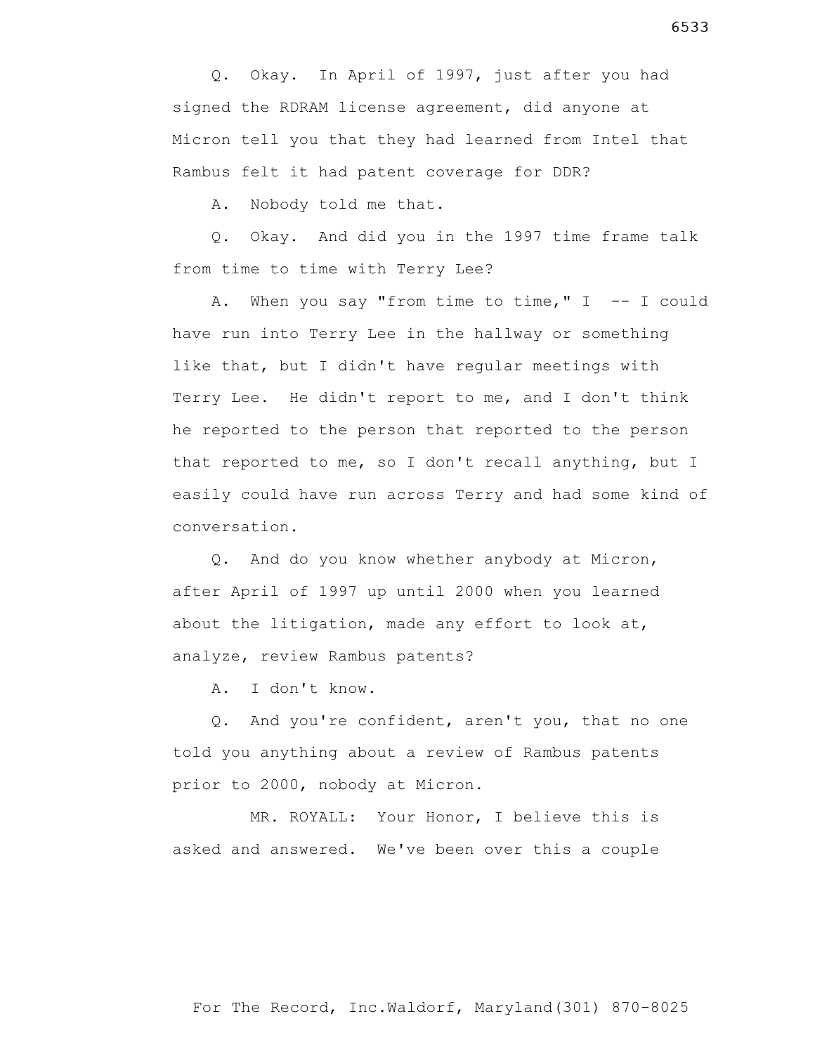Q. Okay. In April of 1997, just after you had signed the RDRAM license agreement, did anyone at Micron tell you that they had learned from Intel that Rambus felt it had patent coverage for DDR?

A. Nobody told me that.

Q. Okay. And did you in the 1997 time frame talk from time to time with Terry Lee?

A. When you say "from time to time," I -- I could have run into Terry Lee in the hallway or something like that, but I didn't have regular meetings with Terry Lee. He didn't report to me, and I don't think he reported to the person that reported to the person that reported to me, so I don't recall anything, but I easily could have run across Terry and had some kind of conversation.

Q. And do you know whether anybody at Micron, after April of 1997 up until 2000 when you learned about the litigation, made any effort to look at, analyze, review Rambus patents?

A. I don't know.

Q. And you're confident, aren't you, that no one told you anything about a review of Rambus patents prior to 2000, nobody at Micron.

MR. ROYALL: Your Honor, I believe this is asked and answered. We've been over this a couple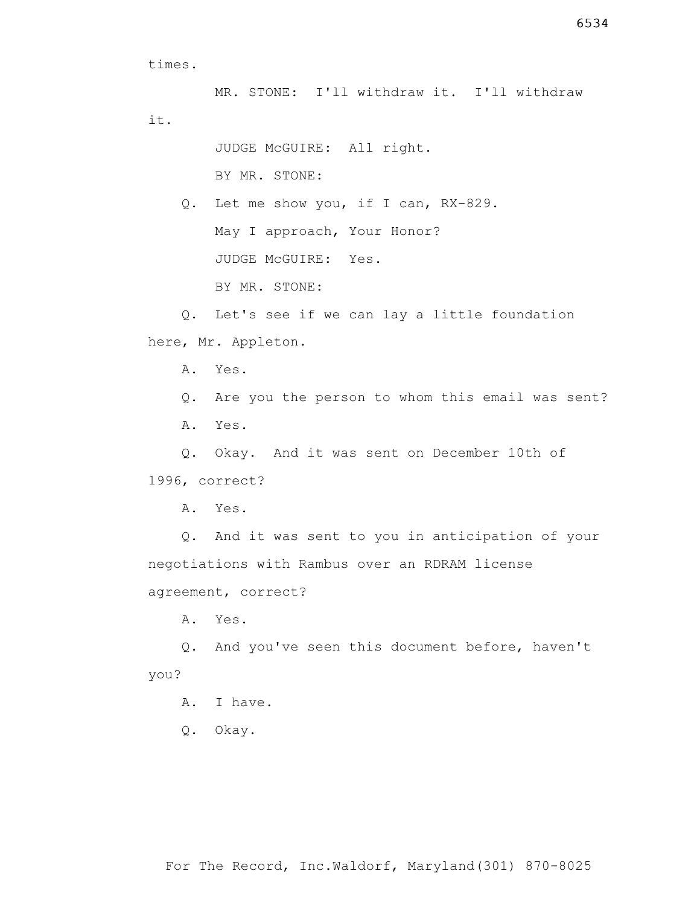times.

MR. STONE: I'll withdraw it. I'll withdraw it.

JUDGE McGUIRE: All right.

BY MR. STONE:

Q. Let me show you, if I can, RX-829.

May I approach, Your Honor?

JUDGE McGUIRE: Yes.

BY MR. STONE:

Q. Let's see if we can lay a little foundation here, Mr. Appleton.

A. Yes.

Q. Are you the person to whom this email was sent?

A. Yes.

Q. Okay. And it was sent on December 10th of 1996, correct?

A. Yes.

Q. And it was sent to you in anticipation of your negotiations with Rambus over an RDRAM license agreement, correct?

A. Yes.

Q. And you've seen this document before, haven't you?

A. I have.

Q. Okay.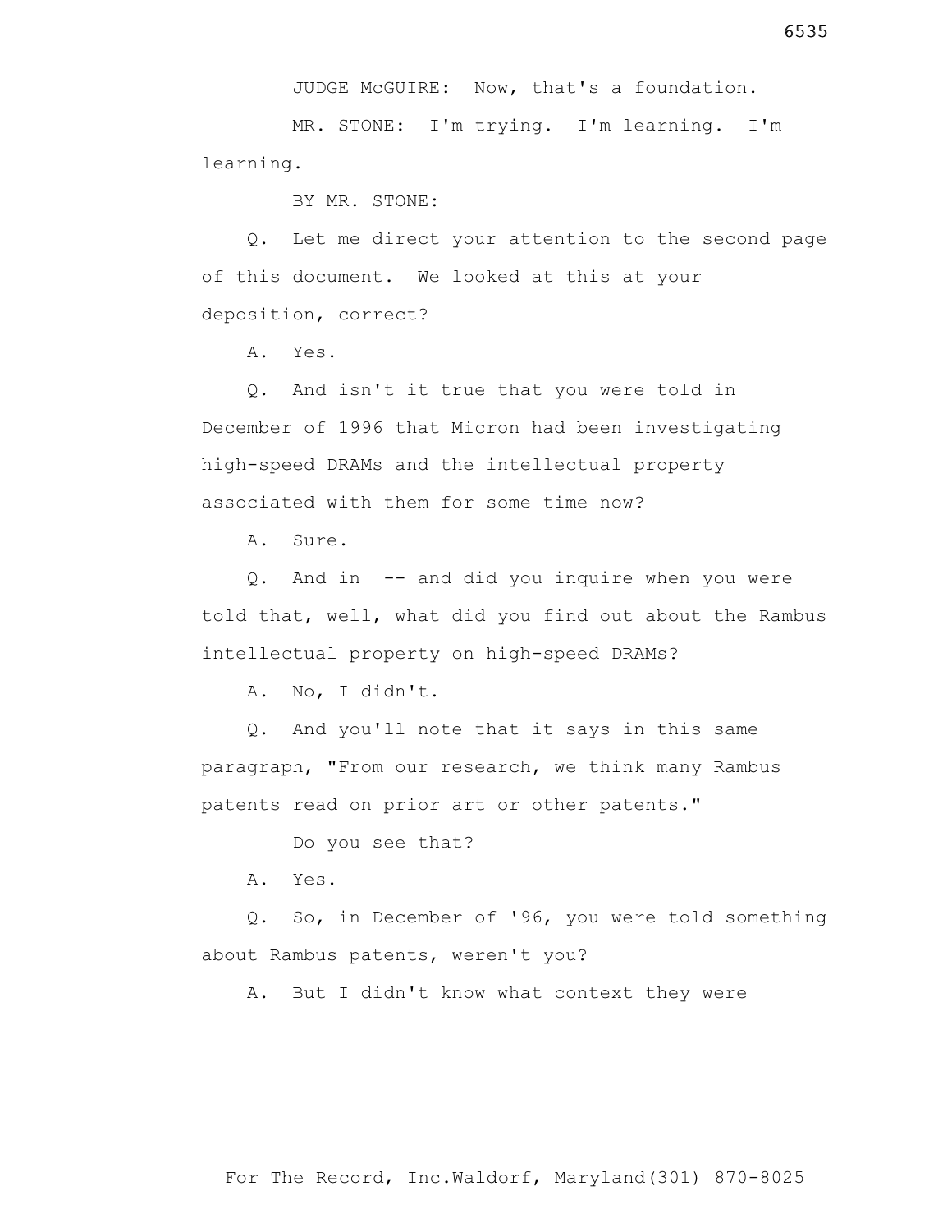JUDGE McGUIRE: Now, that's a foundation.

MR. STONE: I'm trying. I'm learning. I'm learning.

BY MR. STONE:

Q. Let me direct your attention to the second page of this document. We looked at this at your deposition, correct?

A. Yes.

Q. And isn't it true that you were told in December of 1996 that Micron had been investigating high-speed DRAMs and the intellectual property associated with them for some time now?

A. Sure.

Q. And in -- and did you inquire when you were told that, well, what did you find out about the Rambus intellectual property on high-speed DRAMs?

A. No, I didn't.

Q. And you'll note that it says in this same paragraph, "From our research, we think many Rambus patents read on prior art or other patents."

Do you see that?

A. Yes.

Q. So, in December of '96, you were told something about Rambus patents, weren't you?

A. But I didn't know what context they were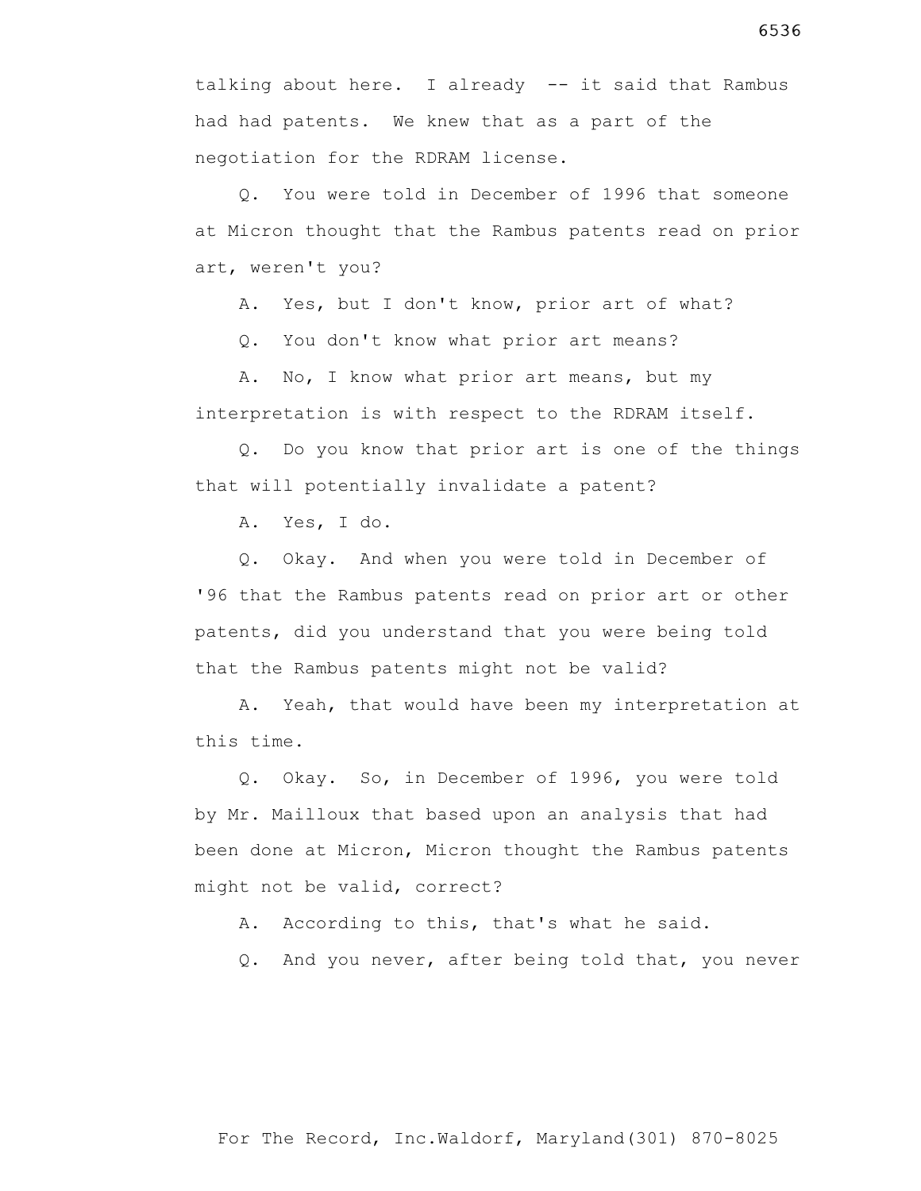talking about here. I already -- it said that Rambus had had patents. We knew that as a part of the negotiation for the RDRAM license.

Q. You were told in December of 1996 that someone at Micron thought that the Rambus patents read on prior art, weren't you?

A. Yes, but I don't know, prior art of what?

Q. You don't know what prior art means?

A. No, I know what prior art means, but my interpretation is with respect to the RDRAM itself.

Q. Do you know that prior art is one of the things that will potentially invalidate a patent?

A. Yes, I do.

Q. Okay. And when you were told in December of '96 that the Rambus patents read on prior art or other patents, did you understand that you were being told that the Rambus patents might not be valid?

A. Yeah, that would have been my interpretation at this time.

Q. Okay. So, in December of 1996, you were told by Mr. Mailloux that based upon an analysis that had been done at Micron, Micron thought the Rambus patents might not be valid, correct?

A. According to this, that's what he said.

Q. And you never, after being told that, you never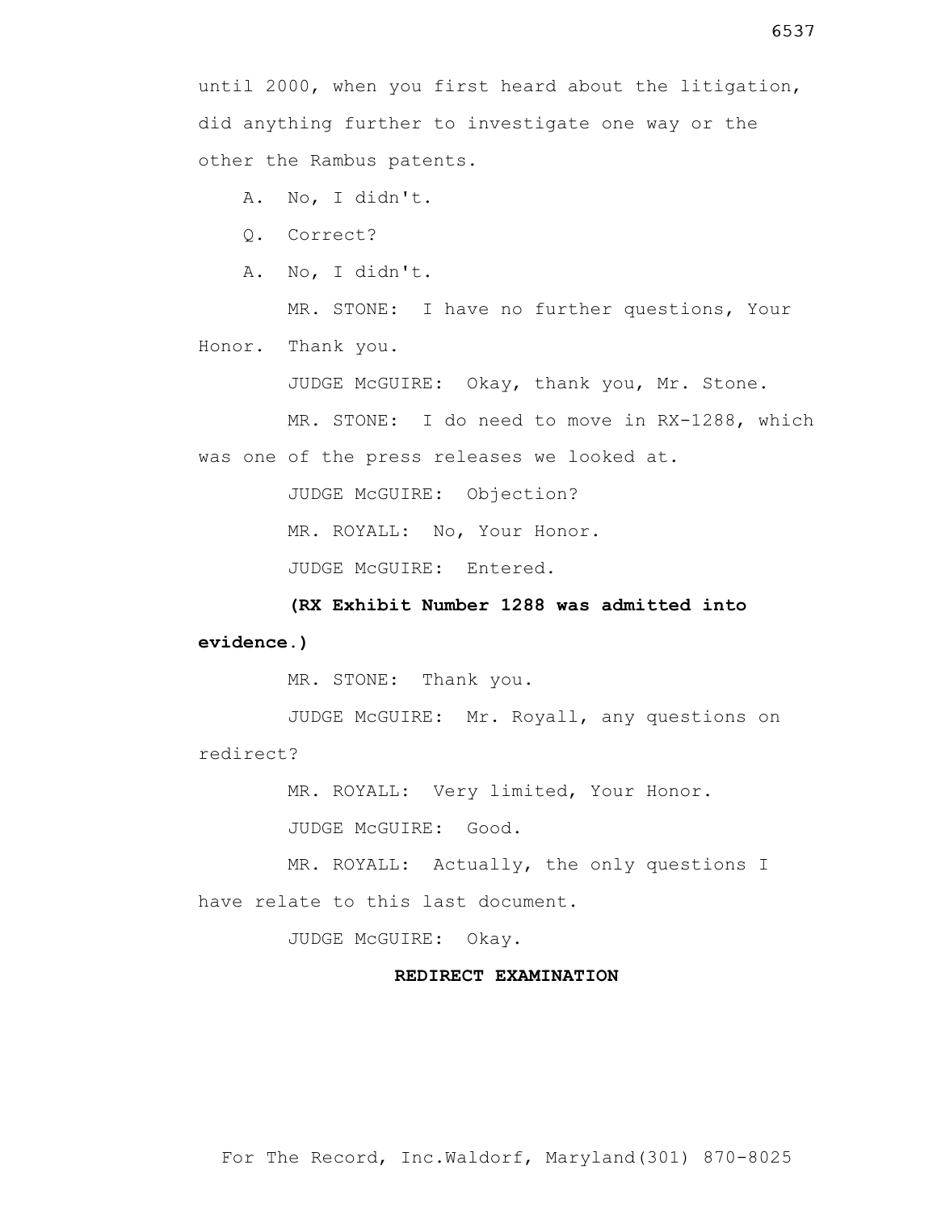until 2000, when you first heard about the litigation, did anything further to investigate one way or the other the Rambus patents.

A. No, I didn't.

Q. Correct?

A. No, I didn't.

MR. STONE: I have no further questions, Your Honor. Thank you.

JUDGE McGUIRE: Okay, thank you, Mr. Stone.

MR. STONE: I do need to move in RX-1288, which was one of the press releases we looked at.

JUDGE McGUIRE: Objection?

MR. ROYALL: No, Your Honor.

JUDGE McGUIRE: Entered.

**(RX Exhibit Number 1288 was admitted into evidence.)**

MR. STONE: Thank you.

JUDGE McGUIRE: Mr. Royall, any questions on redirect?

MR. ROYALL: Very limited, Your Honor.

JUDGE McGUIRE: Good.

MR. ROYALL: Actually, the only questions I have relate to this last document.

JUDGE McGUIRE: Okay.

**REDIRECT EXAMINATION**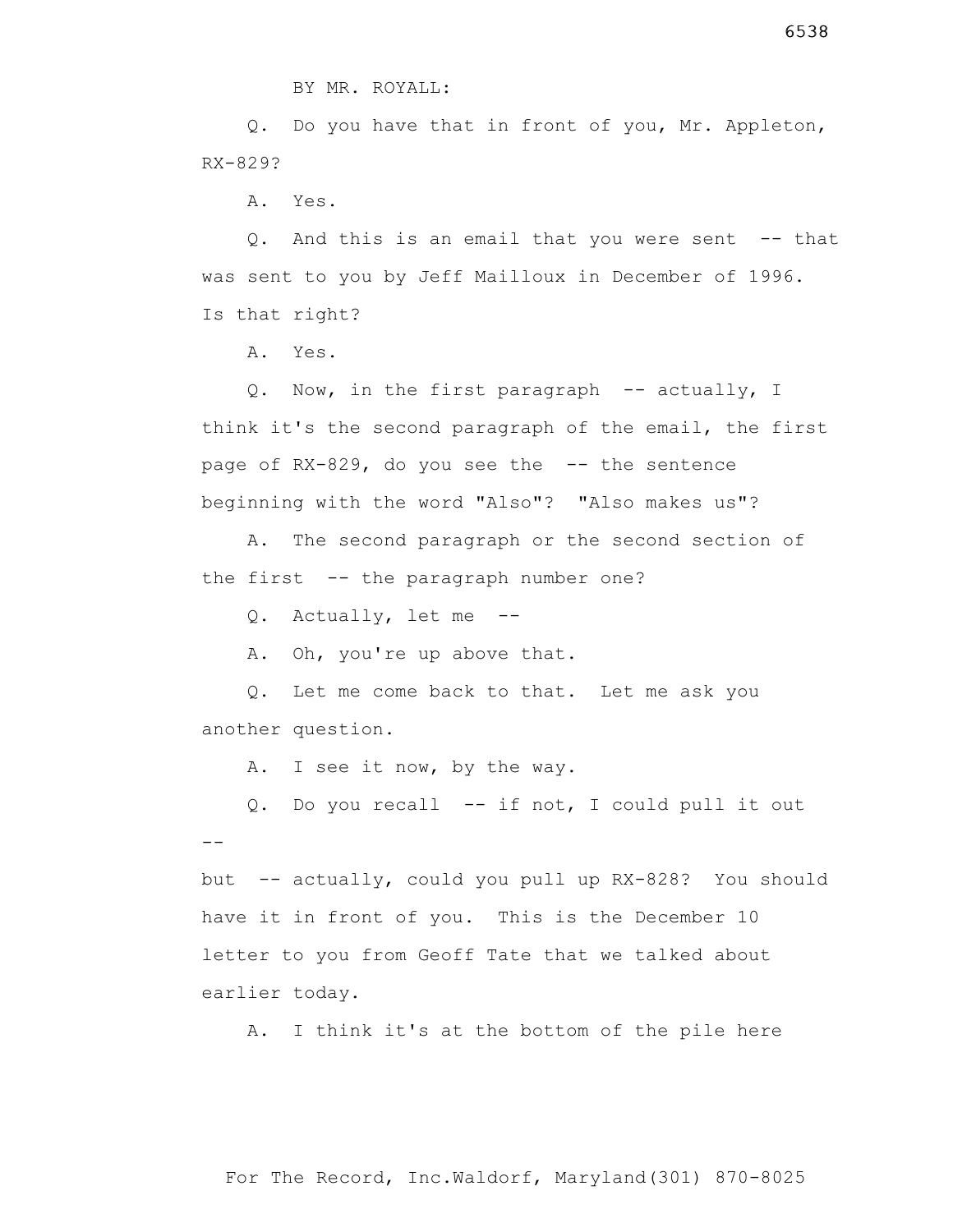BY MR. ROYALL:

Q. Do you have that in front of you, Mr. Appleton, RX-829?

A. Yes.

Q. And this is an email that you were sent -- that was sent to you by Jeff Mailloux in December of 1996. Is that right?

A. Yes.

Q. Now, in the first paragraph -- actually, I think it's the second paragraph of the email, the first page of RX-829, do you see the -- the sentence beginning with the word "Also"? "Also makes us"?

A. The second paragraph or the second section of the first -- the paragraph number one?

Q. Actually, let me --

A. Oh, you're up above that.

Q. Let me come back to that. Let me ask you another question.

A. I see it now, by the way.

Q. Do you recall -- if not, I could pull it out --

but -- actually, could you pull up RX-828? You should have it in front of you. This is the December 10 letter to you from Geoff Tate that we talked about earlier today.

A. I think it's at the bottom of the pile here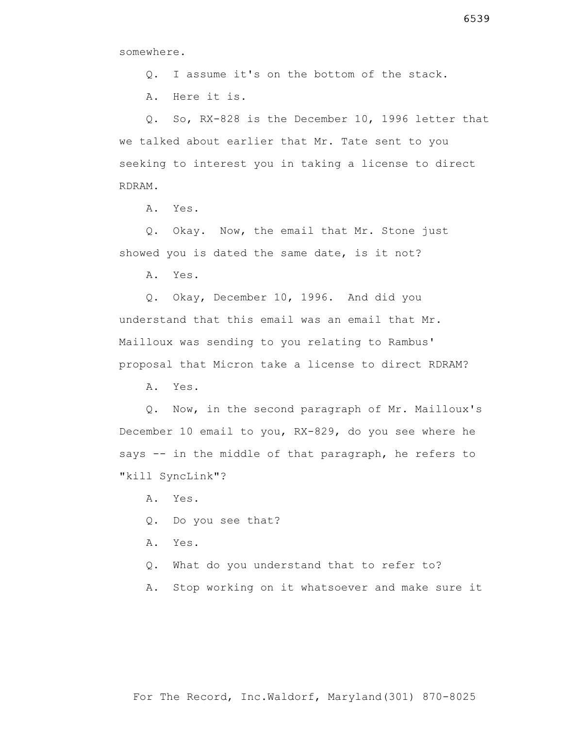somewhere.

Q. I assume it's on the bottom of the stack.

A. Here it is.

Q. So, RX-828 is the December 10, 1996 letter that we talked about earlier that Mr. Tate sent to you seeking to interest you in taking a license to direct RDRAM.

A. Yes.

Q. Okay. Now, the email that Mr. Stone just showed you is dated the same date, is it not?

A. Yes.

Q. Okay, December 10, 1996. And did you understand that this email was an email that Mr. Mailloux was sending to you relating to Rambus' proposal that Micron take a license to direct RDRAM?

A. Yes.

Q. Now, in the second paragraph of Mr. Mailloux's December 10 email to you, RX-829, do you see where he says -- in the middle of that paragraph, he refers to "kill SyncLink"?

A. Yes.

Q. Do you see that?

A. Yes.

Q. What do you understand that to refer to?

A. Stop working on it whatsoever and make sure it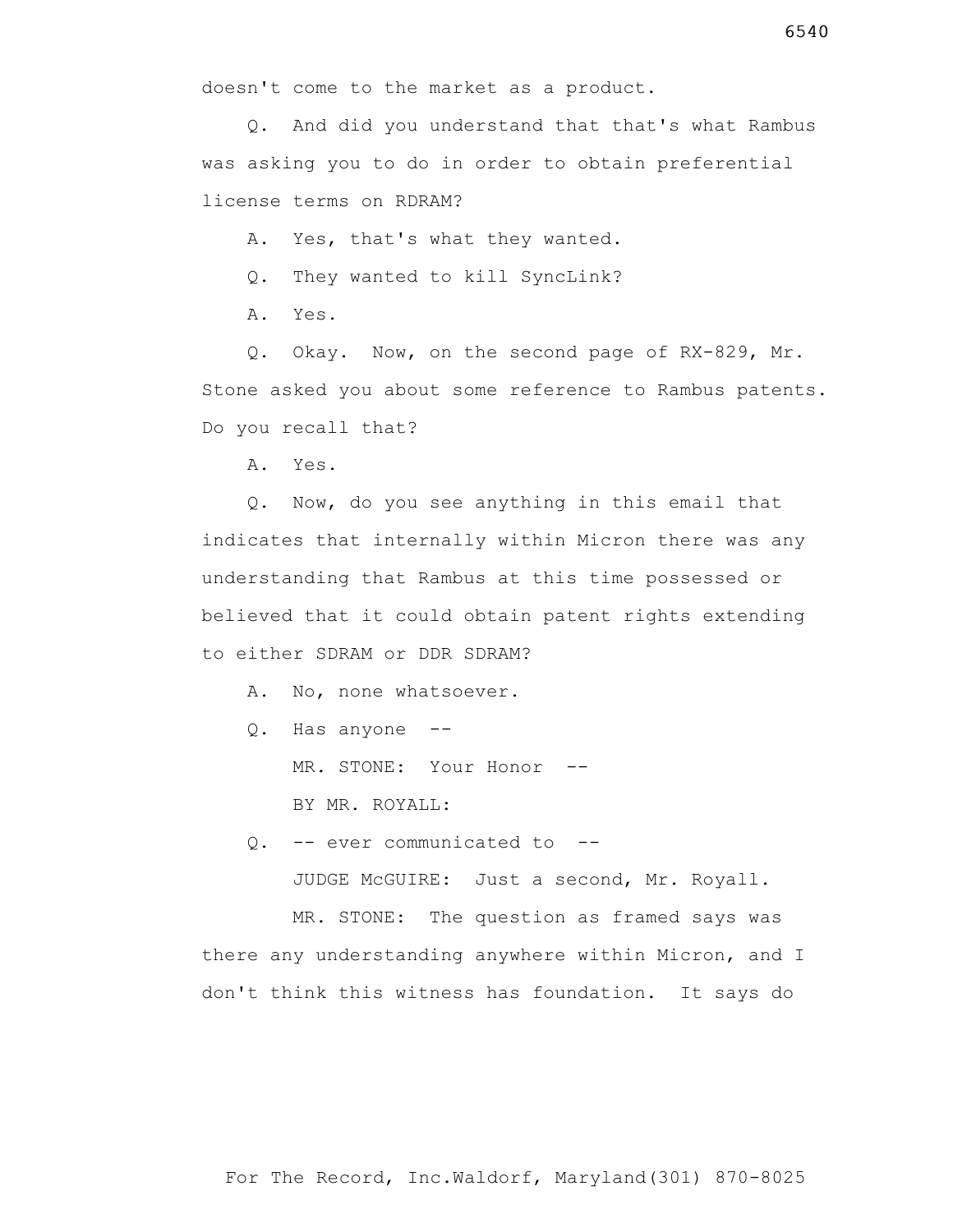doesn't come to the market as a product.

Q. And did you understand that that's what Rambus was asking you to do in order to obtain preferential license terms on RDRAM?

A. Yes, that's what they wanted.

Q. They wanted to kill SyncLink?

A. Yes.

Q. Okay. Now, on the second page of RX-829, Mr. Stone asked you about some reference to Rambus patents. Do you recall that?

A. Yes.

Q. Now, do you see anything in this email that indicates that internally within Micron there was any understanding that Rambus at this time possessed or believed that it could obtain patent rights extending to either SDRAM or DDR SDRAM?

A. No, none whatsoever.

Q. Has anyone --

MR. STONE: Your Honor --

BY MR. ROYALL:

Q. -- ever communicated to --

JUDGE McGUIRE: Just a second, Mr. Royall.

MR. STONE: The question as framed says was there any understanding anywhere within Micron, and I don't think this witness has foundation. It says do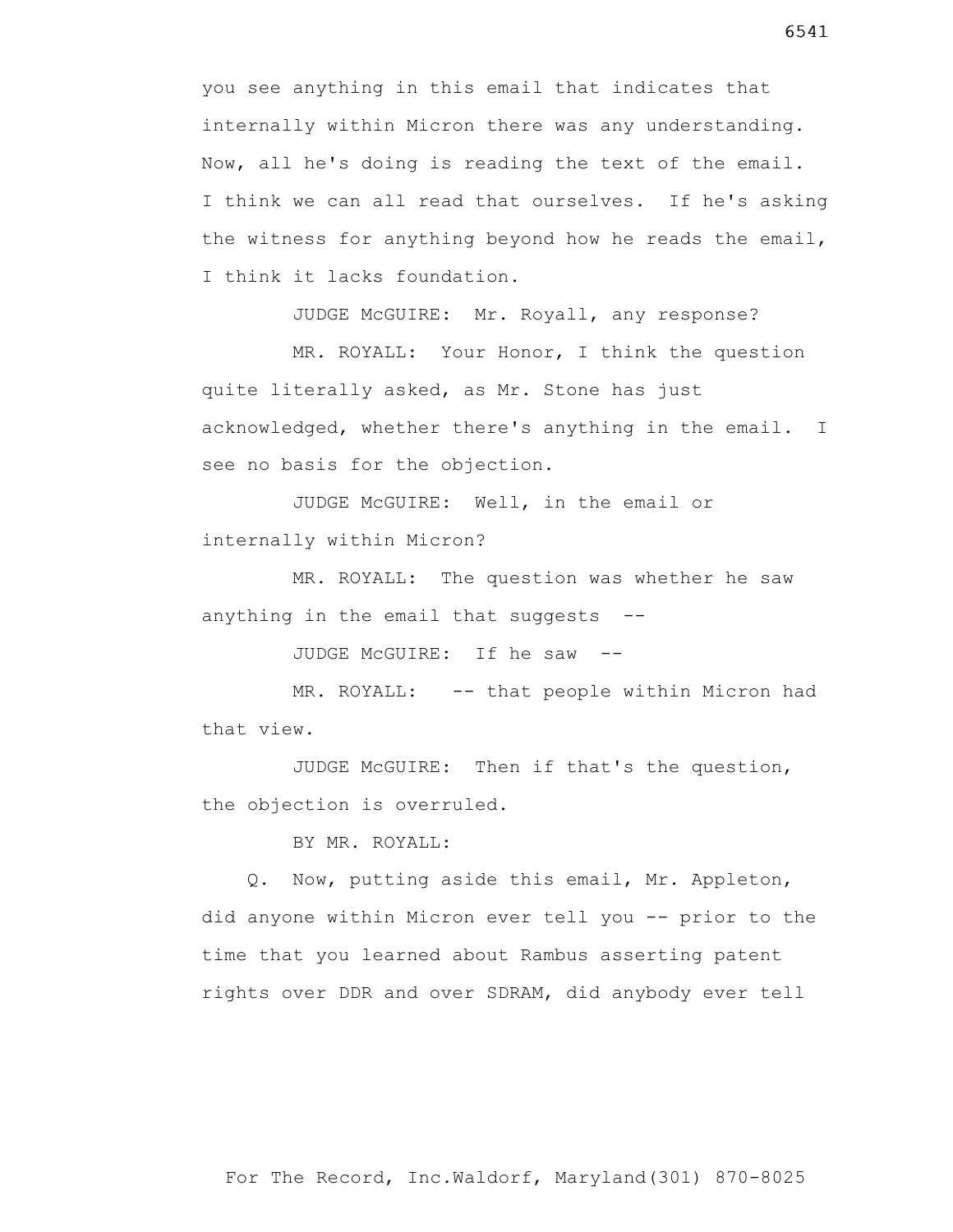you see anything in this email that indicates that internally within Micron there was any understanding. Now, all he's doing is reading the text of the email. I think we can all read that ourselves. If he's asking the witness for anything beyond how he reads the email, I think it lacks foundation.

JUDGE McGUIRE: Mr. Royall, any response?

MR. ROYALL: Your Honor, I think the question quite literally asked, as Mr. Stone has just acknowledged, whether there's anything in the email. I see no basis for the objection.

JUDGE McGUIRE: Well, in the email or internally within Micron?

MR. ROYALL: The question was whether he saw anything in the email that suggests --

JUDGE McGUIRE: If he saw --

MR. ROYALL: -- that people within Micron had that view.

JUDGE McGUIRE: Then if that's the question, the objection is overruled.

BY MR. ROYALL:

Q. Now, putting aside this email, Mr. Appleton, did anyone within Micron ever tell you -- prior to the time that you learned about Rambus asserting patent rights over DDR and over SDRAM, did anybody ever tell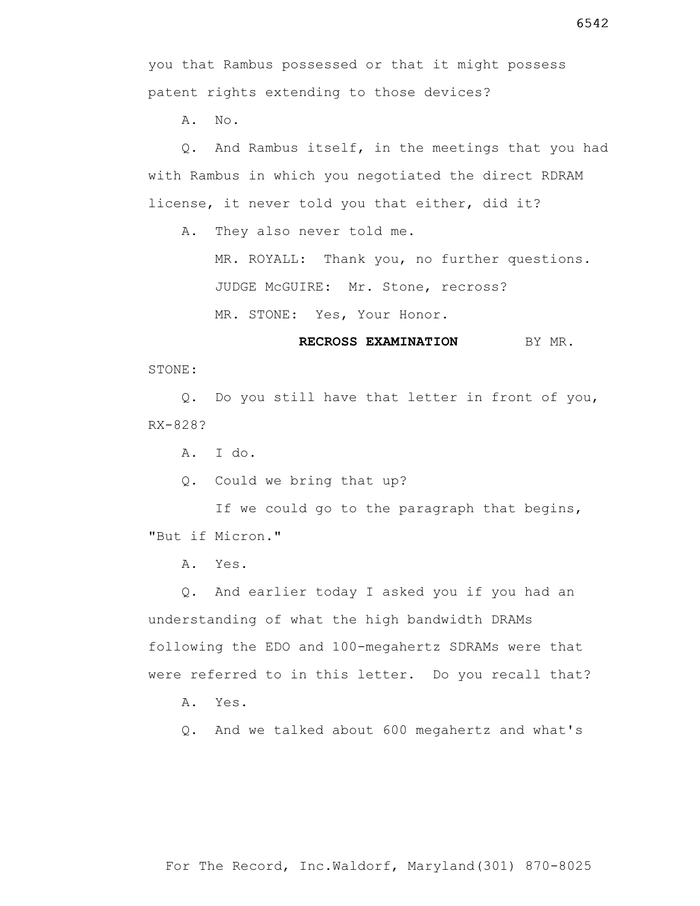you that Rambus possessed or that it might possess patent rights extending to those devices?

A. No.

Q. And Rambus itself, in the meetings that you had with Rambus in which you negotiated the direct RDRAM license, it never told you that either, did it?

A. They also never told me.

MR. ROYALL: Thank you, no further questions.

JUDGE McGUIRE: Mr. Stone, recross?

MR. STONE: Yes, Your Honor.

**RECROSS EXAMINATION** BY MR. STONE:

Q. Do you still have that letter in front of you, RX-828?

A. I do.

Q. Could we bring that up?

If we could go to the paragraph that begins, "But if Micron."

A. Yes.

Q. And earlier today I asked you if you had an understanding of what the high bandwidth DRAMs following the EDO and 100-megahertz SDRAMs were that were referred to in this letter. Do you recall that?

A. Yes.

Q. And we talked about 600 megahertz and what's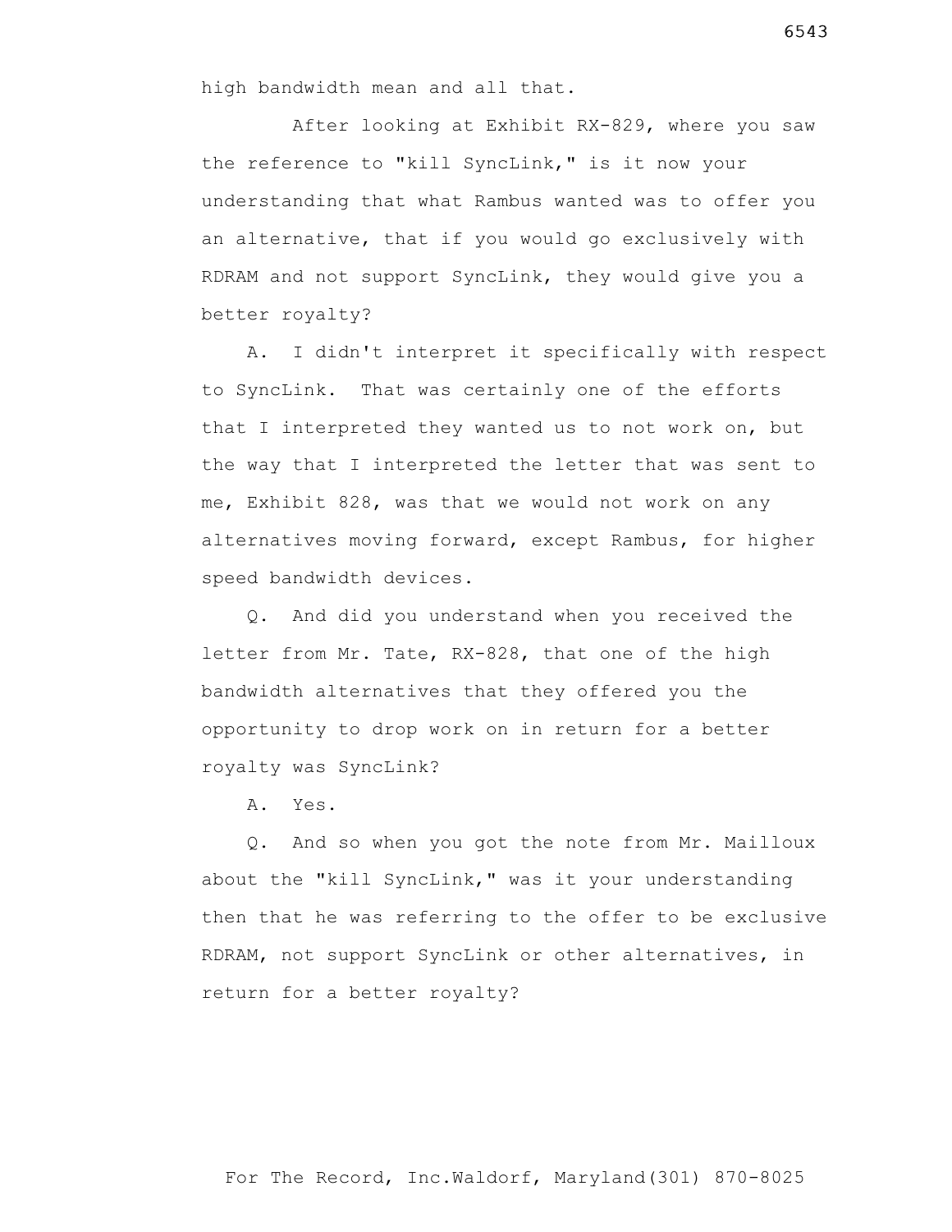high bandwidth mean and all that.

After looking at Exhibit RX-829, where you saw the reference to "kill SyncLink," is it now your understanding that what Rambus wanted was to offer you an alternative, that if you would go exclusively with RDRAM and not support SyncLink, they would give you a better royalty?

A. I didn't interpret it specifically with respect to SyncLink. That was certainly one of the efforts that I interpreted they wanted us to not work on, but the way that I interpreted the letter that was sent to me, Exhibit 828, was that we would not work on any alternatives moving forward, except Rambus, for higher speed bandwidth devices.

Q. And did you understand when you received the letter from Mr. Tate, RX-828, that one of the high bandwidth alternatives that they offered you the opportunity to drop work on in return for a better royalty was SyncLink?

A. Yes.

Q. And so when you got the note from Mr. Mailloux about the "kill SyncLink," was it your understanding then that he was referring to the offer to be exclusive RDRAM, not support SyncLink or other alternatives, in return for a better royalty?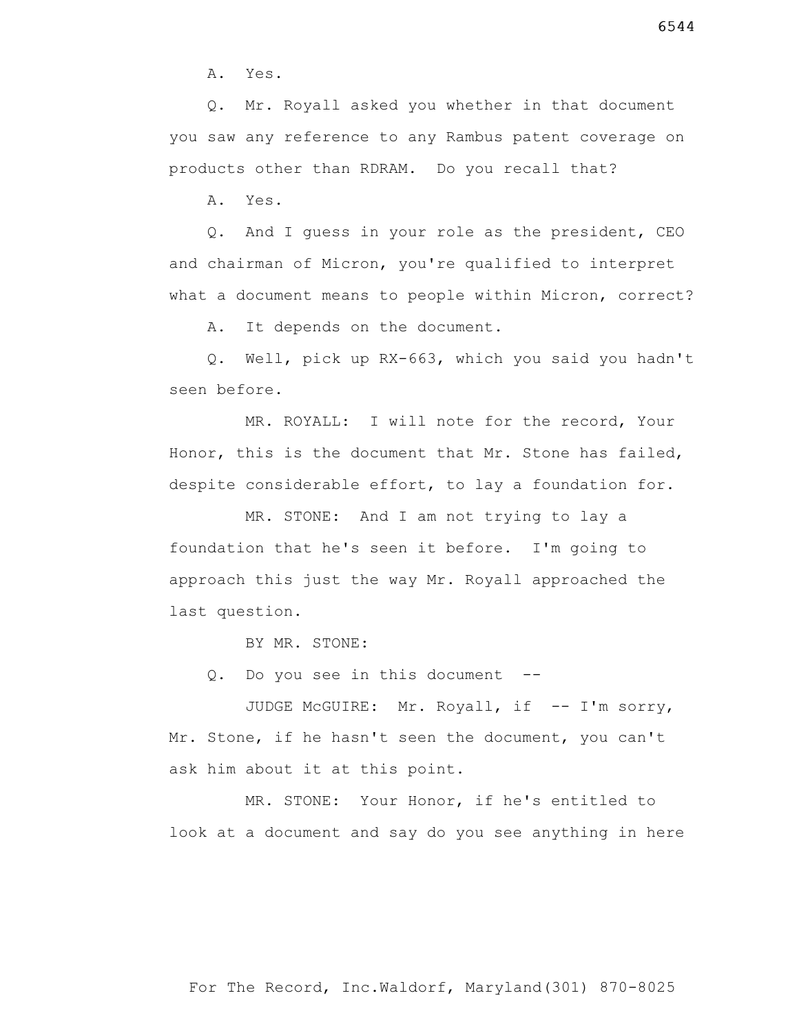A. Yes.

Q. Mr. Royall asked you whether in that document you saw any reference to any Rambus patent coverage on products other than RDRAM. Do you recall that?

A. Yes.

Q. And I guess in your role as the president, CEO and chairman of Micron, you're qualified to interpret what a document means to people within Micron, correct?

A. It depends on the document.

Q. Well, pick up RX-663, which you said you hadn't seen before.

MR. ROYALL: I will note for the record, Your Honor, this is the document that Mr. Stone has failed, despite considerable effort, to lay a foundation for.

MR. STONE: And I am not trying to lay a foundation that he's seen it before. I'm going to approach this just the way Mr. Royall approached the last question.

BY MR. STONE:

Q. Do you see in this document --

JUDGE McGUIRE: Mr. Royall, if -- I'm sorry, Mr. Stone, if he hasn't seen the document, you can't ask him about it at this point.

MR. STONE: Your Honor, if he's entitled to look at a document and say do you see anything in here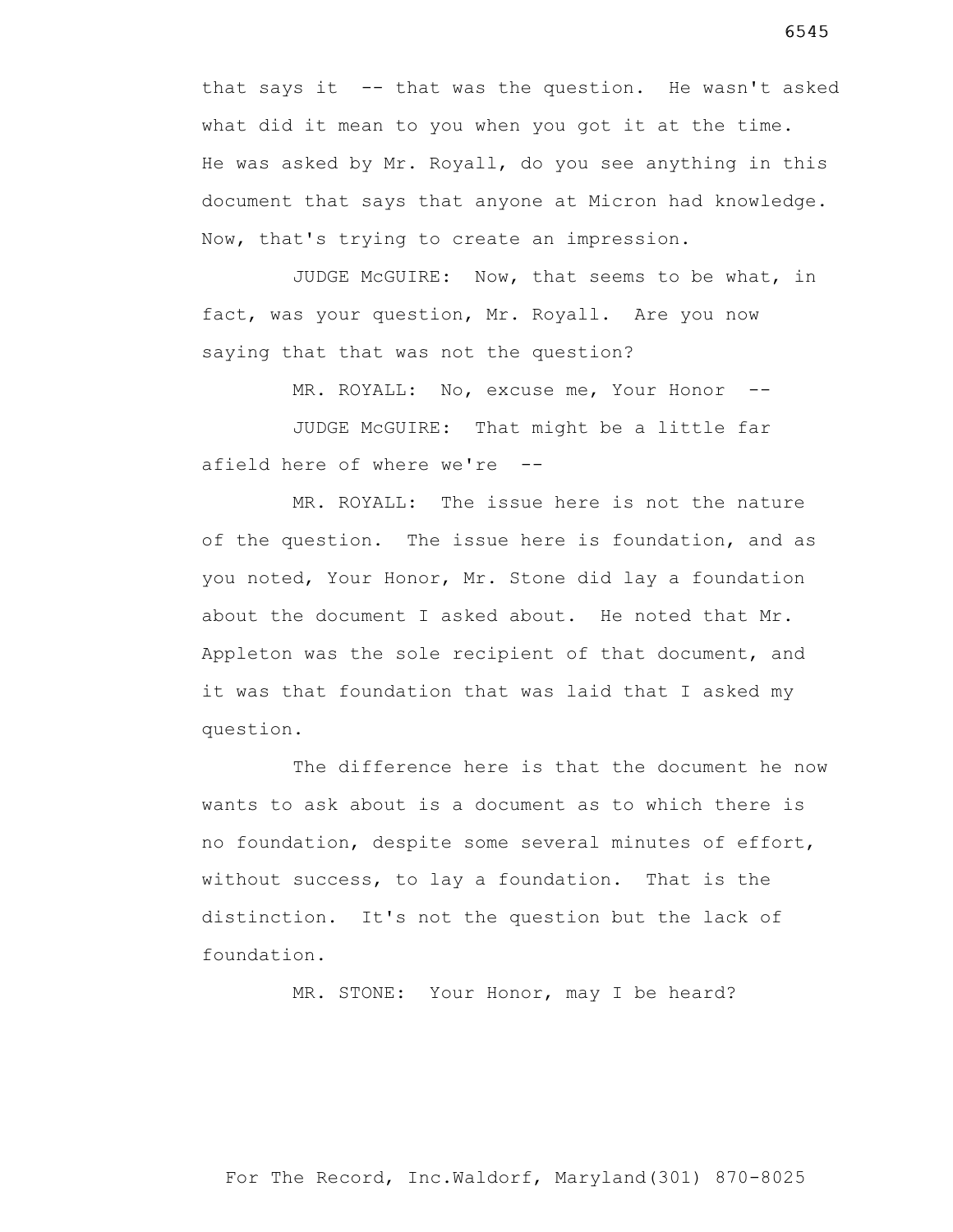that says it -- that was the question. He wasn't asked what did it mean to you when you got it at the time. He was asked by Mr. Royall, do you see anything in this document that says that anyone at Micron had knowledge. Now, that's trying to create an impression.

JUDGE McGUIRE: Now, that seems to be what, in fact, was your question, Mr. Royall. Are you now saying that that was not the question?

MR. ROYALL: No, excuse me, Your Honor --

JUDGE McGUIRE: That might be a little far afield here of where we're --

MR. ROYALL: The issue here is not the nature of the question. The issue here is foundation, and as you noted, Your Honor, Mr. Stone did lay a foundation about the document I asked about. He noted that Mr. Appleton was the sole recipient of that document, and it was that foundation that was laid that I asked my question.

The difference here is that the document he now wants to ask about is a document as to which there is no foundation, despite some several minutes of effort, without success, to lay a foundation. That is the distinction. It's not the question but the lack of foundation.

MR. STONE: Your Honor, may I be heard?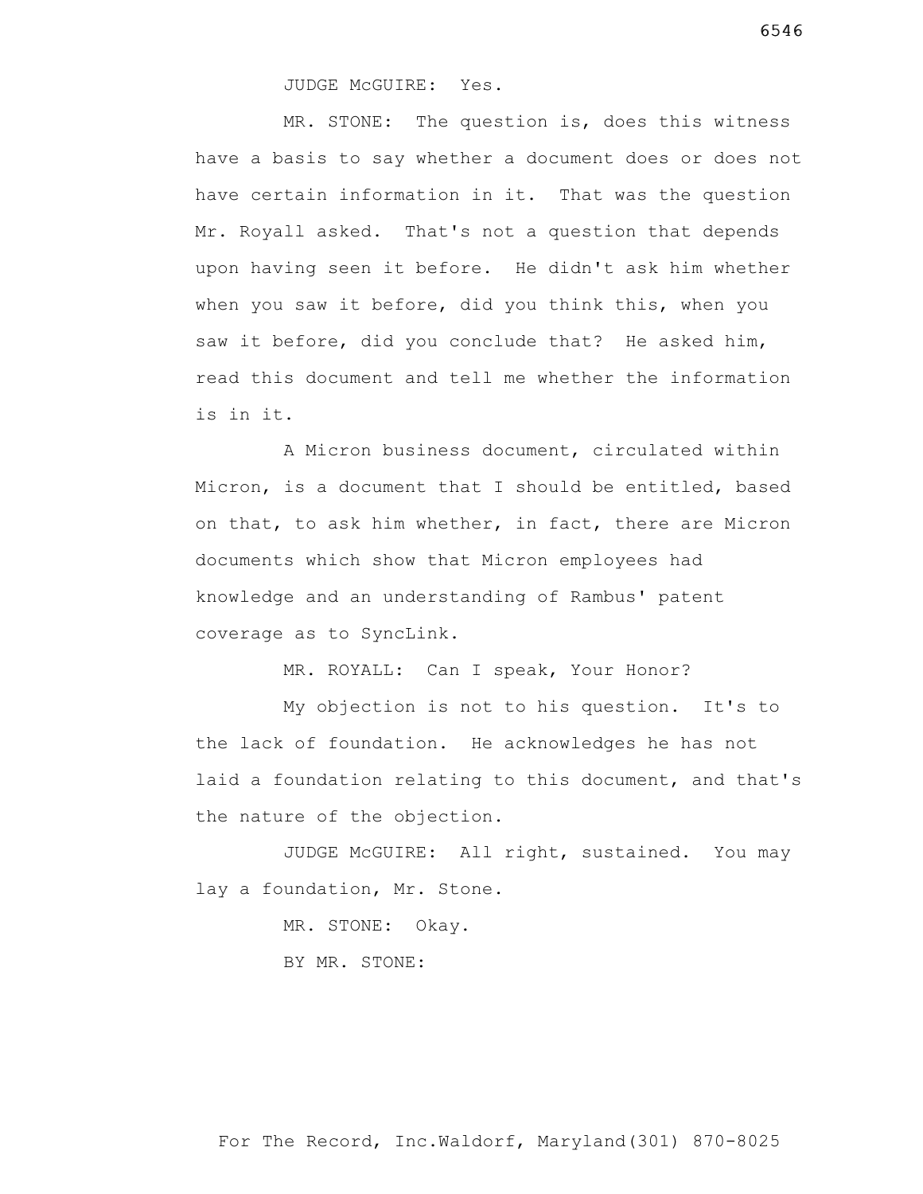JUDGE McGUIRE: Yes.

MR. STONE: The question is, does this witness have a basis to say whether a document does or does not have certain information in it. That was the question Mr. Royall asked. That's not a question that depends upon having seen it before. He didn't ask him whether when you saw it before, did you think this, when you saw it before, did you conclude that? He asked him, read this document and tell me whether the information is in it.

A Micron business document, circulated within Micron, is a document that I should be entitled, based on that, to ask him whether, in fact, there are Micron documents which show that Micron employees had knowledge and an understanding of Rambus' patent coverage as to SyncLink.

MR. ROYALL: Can I speak, Your Honor?

My objection is not to his question. It's to the lack of foundation. He acknowledges he has not laid a foundation relating to this document, and that's the nature of the objection.

JUDGE McGUIRE: All right, sustained. You may lay a foundation, Mr. Stone.

MR. STONE: Okay.

BY MR. STONE: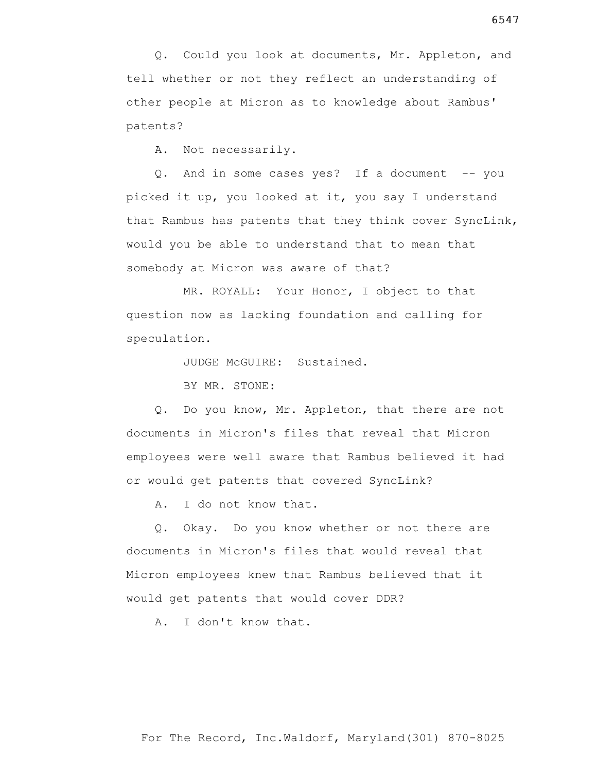Q. Could you look at documents, Mr. Appleton, and tell whether or not they reflect an understanding of other people at Micron as to knowledge about Rambus' patents?

A. Not necessarily.

Q. And in some cases yes? If a document -- you picked it up, you looked at it, you say I understand that Rambus has patents that they think cover SyncLink, would you be able to understand that to mean that somebody at Micron was aware of that?

MR. ROYALL: Your Honor, I object to that question now as lacking foundation and calling for speculation.

JUDGE McGUIRE: Sustained.

BY MR. STONE:

Q. Do you know, Mr. Appleton, that there are not documents in Micron's files that reveal that Micron employees were well aware that Rambus believed it had or would get patents that covered SyncLink?

A. I do not know that.

Q. Okay. Do you know whether or not there are documents in Micron's files that would reveal that Micron employees knew that Rambus believed that it would get patents that would cover DDR?

A. I don't know that.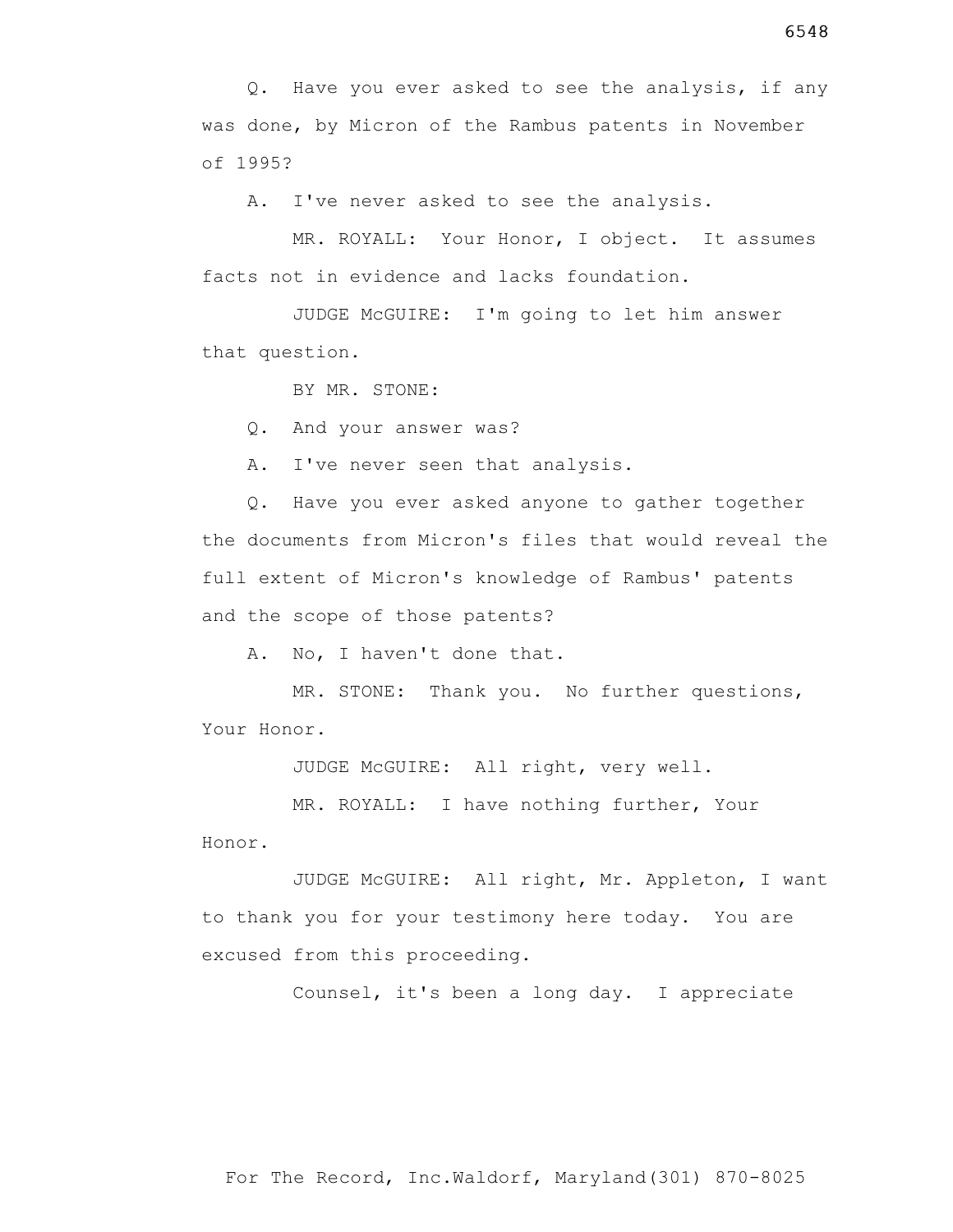Q. Have you ever asked to see the analysis, if any was done, by Micron of the Rambus patents in November of 1995?

A. I've never asked to see the analysis.

MR. ROYALL: Your Honor, I object. It assumes facts not in evidence and lacks foundation.

JUDGE McGUIRE: I'm going to let him answer that question.

BY MR. STONE:

Q. And your answer was?

A. I've never seen that analysis.

Q. Have you ever asked anyone to gather together the documents from Micron's files that would reveal the full extent of Micron's knowledge of Rambus' patents and the scope of those patents?

A. No, I haven't done that.

MR. STONE: Thank you. No further questions, Your Honor.

JUDGE McGUIRE: All right, very well.

MR. ROYALL: I have nothing further, Your Honor.

JUDGE McGUIRE: All right, Mr. Appleton, I want to thank you for your testimony here today. You are excused from this proceeding.

Counsel, it's been a long day. I appreciate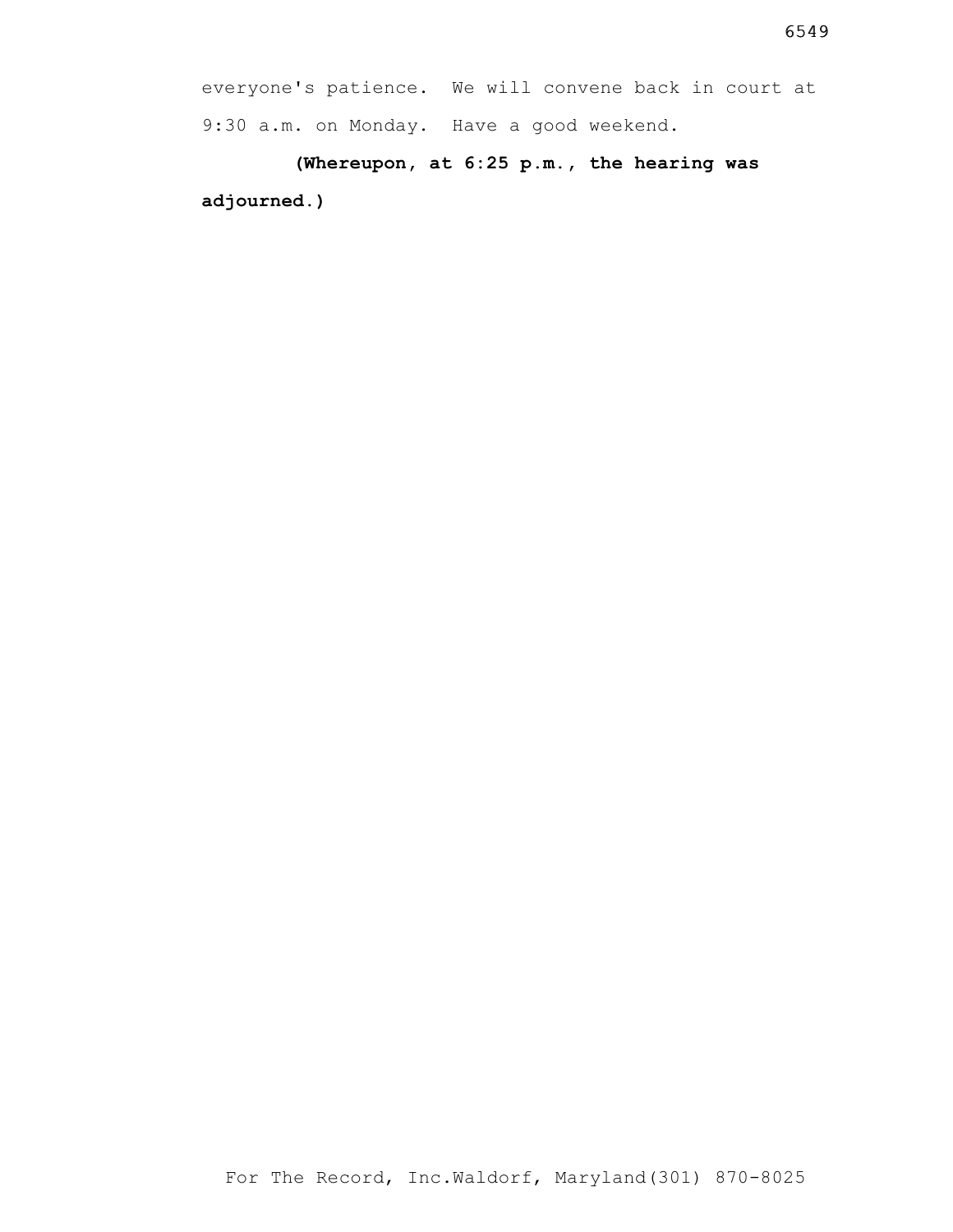everyone's patience. We will convene back in court at 9:30 a.m. on Monday. Have a good weekend.

**(Whereupon, at 6:25 p.m., the hearing was adjourned.)**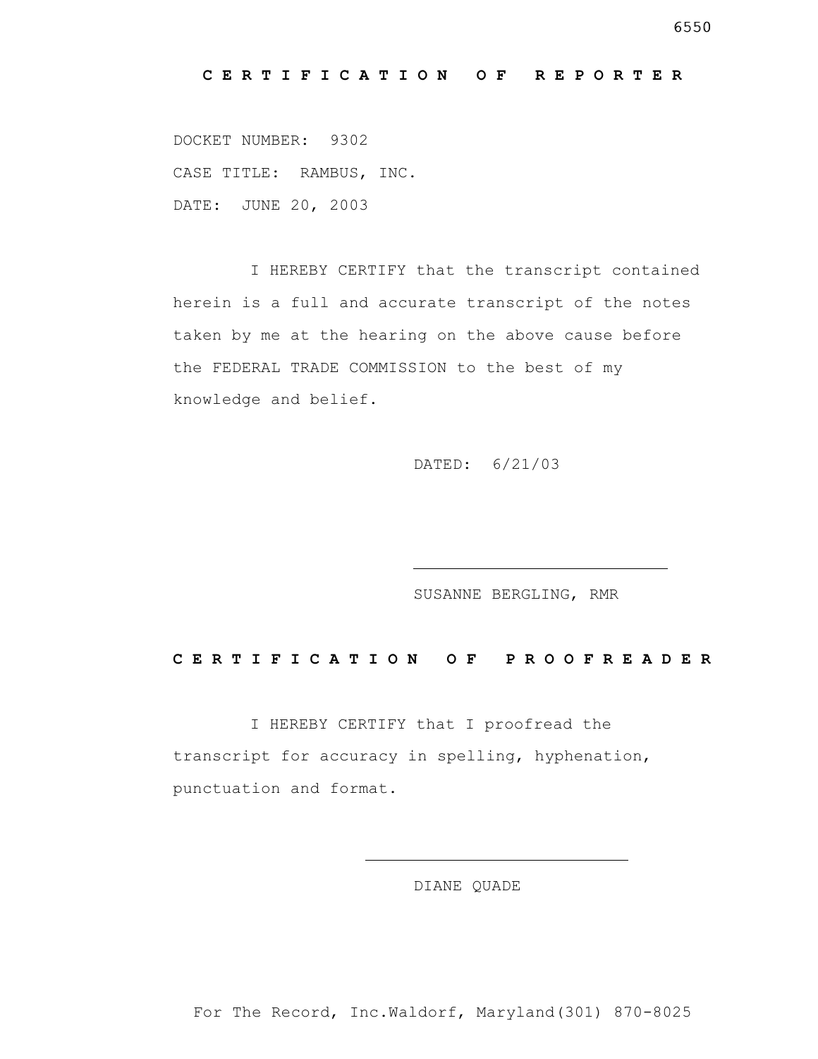# C E R T I F I C A T I O N O F R E P O R T E R

DOCKET NUMBER: 9302

CASE TITLE: RAMBUS, INC.

DATE: JUNE 20, 2003

I HEREBY CERTIFY that the transcript contained herein is a full and accurate transcript of the notes taken by me at the hearing on the above cause before the FEDERAL TRADE COMMISSION to the best of my knowledge and belief.

DATED: 6/21/03

\_\_\_\_\_\_\_\_\_\_\_\_\_\_\_\_\_\_\_\_\_\_\_\_\_\_\_\_

SUSANNE BERGLING, RMR

# C E R T I F I C A T I O N O F P R O O F R E A D E R

I HEREBY CERTIFY that I proofread the transcript for accuracy in spelling, hyphenation, punctuation and format.

\_\_\_\_\_\_\_\_\_\_\_\_\_\_\_\_\_\_\_\_\_\_\_\_\_\_\_\_

DIANE QUADE